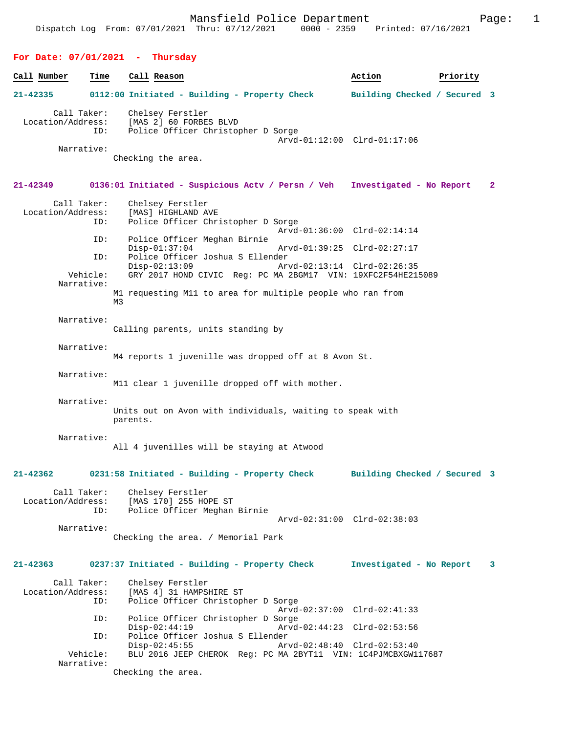Dispatch Log From: 07/01/2021 Thru: 07/12/2021 0000 - 2359 Printed: 07/16/2021

## For Date: 07/01/2021 - Thursday

**Call Number** | **Time** | **Call Reason** | **Action** | **Priority**

**21-42335 0112:00 Initiated - Building - Property Check Building Checked / Secured 3**

```
        Call Taker:    Chelsey Ferstler
  Location/Address:    [MAS 2] 60 FORBES BLVD
                ID:    Police Officer Christopher D Sorge
                                                  Arvd-01:12:00  Clrd-01:17:06
         Narrative:
                     Checking the area.
```

**21-42349 0136:01 Initiated - Suspicious Actv / Persn / Veh Investigated - No Report 2**

```
        Call Taker:    Chelsey Ferstler
  Location/Address:    [MAS] HIGHLAND AVE
                ID:    Police Officer Christopher D Sorge
                                                  Arvd-01:36:00  Clrd-02:14:14
                ID:    Police Officer Meghan Birnie
                       Disp-01:37:04              Arvd-01:39:25  Clrd-02:27:17
                ID:    Police Officer Joshua S Ellender
                       Disp-02:13:09              Arvd-02:13:14  Clrd-02:26:35
           Vehicle:    GRY 2017 HOND CIVIC  Reg: PC MA 2BGM17  VIN: 19XFC2F54HE215089
         Narrative:
                     M1 requesting M11 to area for multiple people who ran from
                     M3

         Narrative:
                     Calling parents, units standing by

         Narrative:
                     M4 reports 1 juvenille was dropped off at 8 Avon St.

         Narrative:
                     M11 clear 1 juvenille dropped off with mother.

         Narrative:
                     Units out on Avon with individuals, waiting to speak with
                     parents.

         Narrative:
                     All 4 juvenilles will be staying at Atwood
```

**21-42362 0231:58 Initiated - Building - Property Check Building Checked / Secured 3**

```
        Call Taker:    Chelsey Ferstler
  Location/Address:    [MAS 170] 255 HOPE ST
                ID:    Police Officer Meghan Birnie
                                                  Arvd-02:31:00  Clrd-02:38:03
         Narrative:
                     Checking the area. / Memorial Park
```

**21-42363 0237:37 Initiated - Building - Property Check Investigated - No Report 3**

```
        Call Taker:    Chelsey Ferstler
  Location/Address:    [MAS 4] 31 HAMPSHIRE ST
                ID:    Police Officer Christopher D Sorge
                                                  Arvd-02:37:00  Clrd-02:41:33
                ID:    Police Officer Christopher D Sorge
                       Disp-02:44:19              Arvd-02:44:23  Clrd-02:53:56
                ID:    Police Officer Joshua S Ellender
                       Disp-02:45:55              Arvd-02:48:40  Clrd-02:53:40
           Vehicle:    BLU 2016 JEEP CHEROK  Reg: PC MA 2BYT11  VIN: 1C4PJMCBXGW117687
         Narrative:
                     Checking the area.
```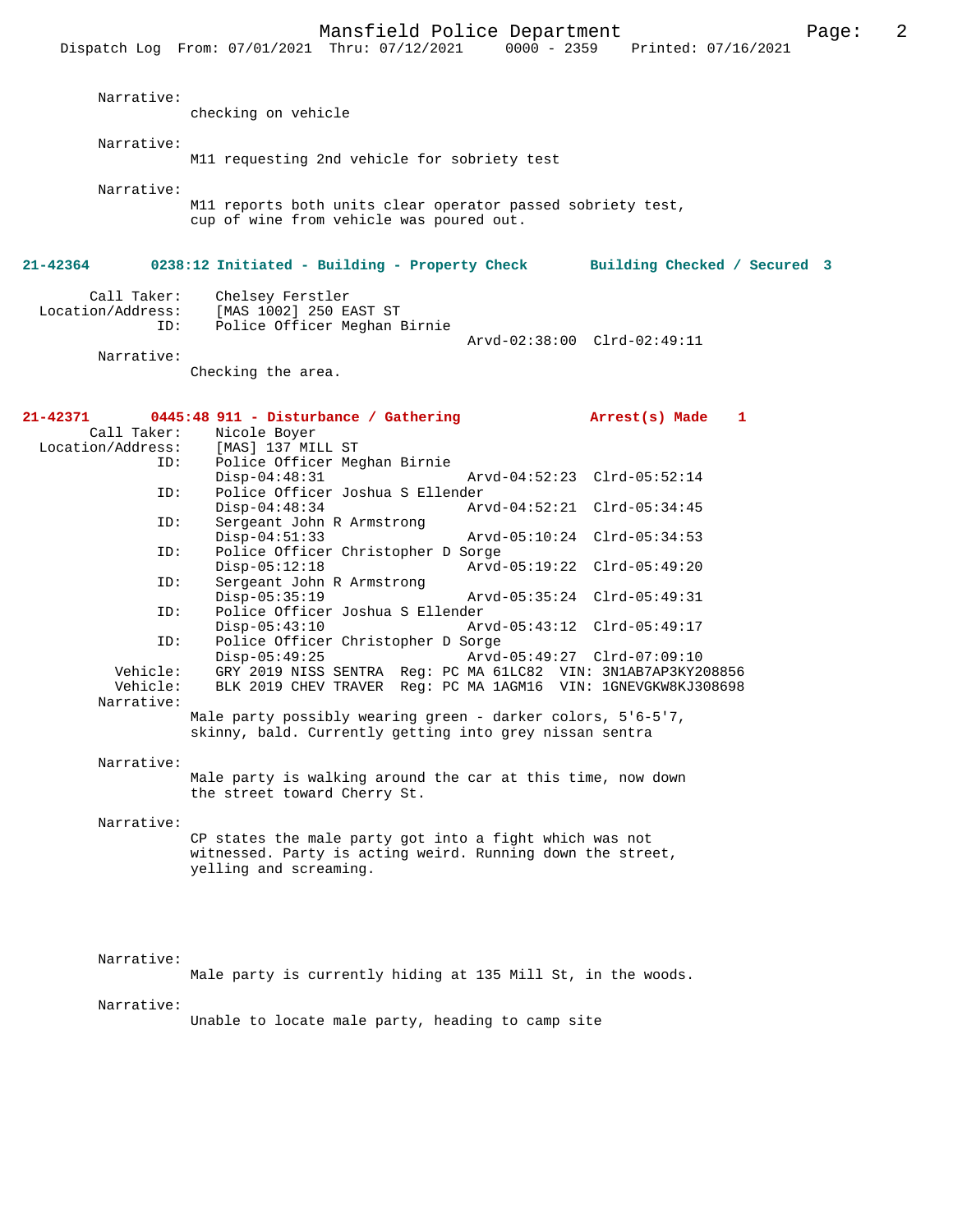Narrative:
checking on vehicle

Narrative:
M11 requesting 2nd vehicle for sobriety test

Narrative:
M11 reports both units clear operator passed sobriety test, cup of wine from vehicle was poured out.

**21-42364 0238:12 Initiated - Building - Property Check Building Checked / Secured 3**

Call Taker: Chelsey Ferstler
Location/Address: [MAS 1002] 250 EAST ST
ID: Police Officer Meghan Birnie
Arvd-02:38:00 Clrd-02:49:11

Narrative:
Checking the area.

**21-42371 0445:48 911 - Disturbance / Gathering Arrest(s) Made 1**

Call Taker: Nicole Boyer
Location/Address: [MAS] 137 MILL ST

ID: Police Officer Meghan Birnie
Disp-04:48:31 Arvd-04:52:23 Clrd-05:52:14

ID: Police Officer Joshua S Ellender
Disp-04:48:34 Arvd-04:52:21 Clrd-05:34:45

ID: Sergeant John R Armstrong
Disp-04:51:33 Arvd-05:10:24 Clrd-05:34:53

ID: Police Officer Christopher D Sorge
Disp-05:12:18 Arvd-05:19:22 Clrd-05:49:20

ID: Sergeant John R Armstrong
Disp-05:35:19 Arvd-05:35:24 Clrd-05:49:31

ID: Police Officer Joshua S Ellender
Disp-05:43:10 Arvd-05:43:12 Clrd-05:49:17

ID: Police Officer Christopher D Sorge
Disp-05:49:25 Arvd-05:49:27 Clrd-07:09:10

Vehicle: GRY 2019 NISS SENTRA Reg: PC MA 61LC82 VIN: 3N1AB7AP3KY208856
Vehicle: BLK 2019 CHEV TRAVER Reg: PC MA 1AGM16 VIN: 1GNEVGKW8KJ308698

Narrative:
Male party possibly wearing green - darker colors, 5'6-5'7, skinny, bald. Currently getting into grey nissan sentra

Narrative:
Male party is walking around the car at this time, now down the street toward Cherry St.

Narrative:
CP states the male party got into a fight which was not witnessed. Party is acting weird. Running down the street, yelling and screaming.

Narrative:
Male party is currently hiding at 135 Mill St, in the woods.

Narrative:
Unable to locate male party, heading to camp site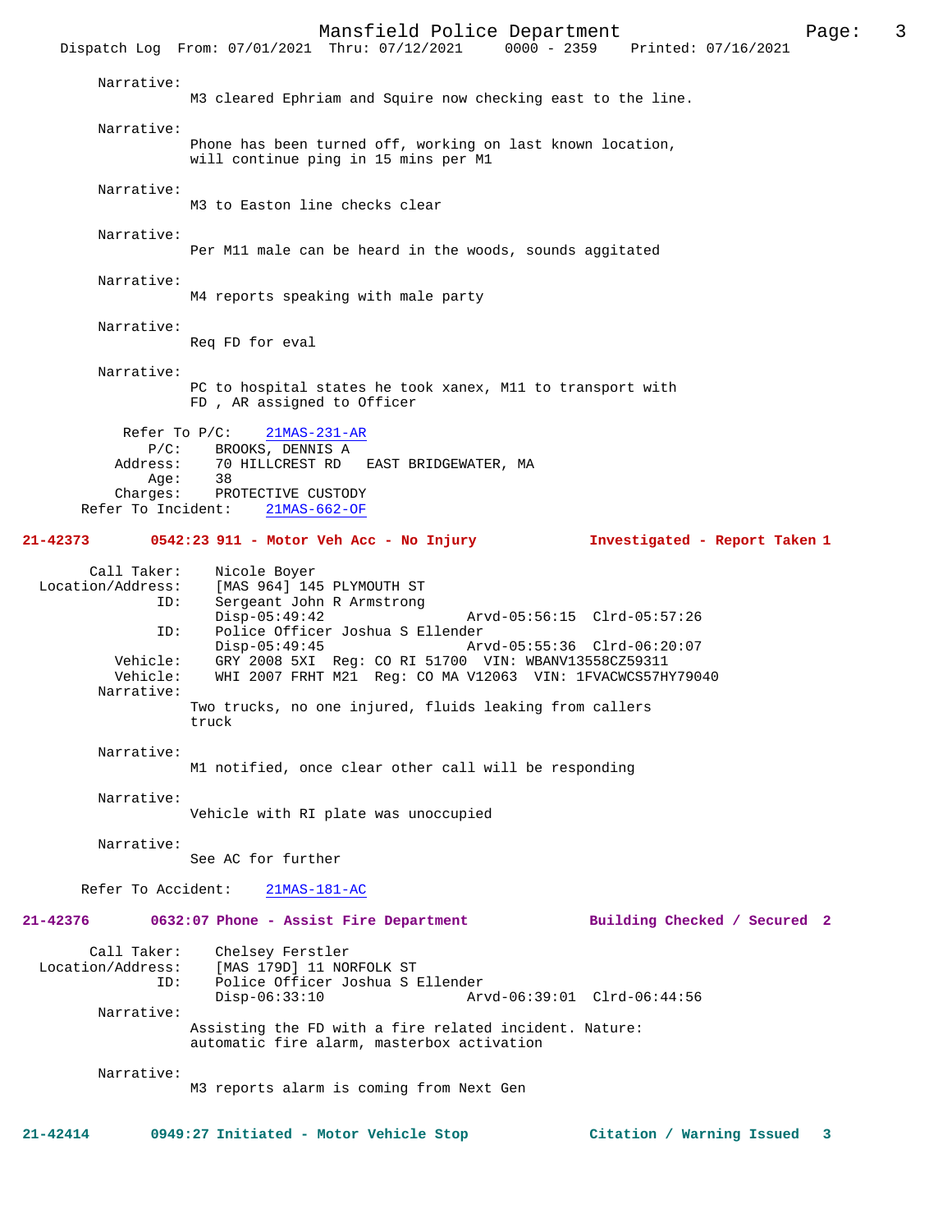Narrative:
M3 cleared Ephriam and Squire now checking east to the line.

Narrative:
Phone has been turned off, working on last known location, will continue ping in 15 mins per M1

Narrative:
M3 to Easton line checks clear

Narrative:
Per M11 male can be heard in the woods, sounds aggitated

Narrative:
M4 reports speaking with male party

Narrative:
Req FD for eval

Narrative:
PC to hospital states he took xanex, M11 to transport with FD , AR assigned to Officer

Refer To P/C: 21MAS-231-AR
P/C: BROOKS, DENNIS A
Address: 70 HILLCREST RD EAST BRIDGEWATER, MA
Age: 38
Charges: PROTECTIVE CUSTODY
Refer To Incident: 21MAS-662-OF

**21-42373 0542:23 911 - Motor Veh Acc - No Injury Investigated - Report Taken 1**

Call Taker: Nicole Boyer
Location/Address: [MAS 964] 145 PLYMOUTH ST
ID: Sergeant John R Armstrong
Disp-05:49:42 Arvd-05:56:15 Clrd-05:57:26
ID: Police Officer Joshua S Ellender
Disp-05:49:45 Arvd-05:55:36 Clrd-06:20:07
Vehicle: GRY 2008 5XI Reg: CO RI 51700 VIN: WBANV13558CZ59311
Vehicle: WHI 2007 FRHT M21 Reg: CO MA V12063 VIN: 1FVACWCS57HY79040
Narrative:
Two trucks, no one injured, fluids leaking from callers truck

Narrative:
M1 notified, once clear other call will be responding

Narrative:
Vehicle with RI plate was unoccupied

Narrative:
See AC for further

Refer To Accident: 21MAS-181-AC

**21-42376 0632:07 Phone - Assist Fire Department Building Checked / Secured 2**

Call Taker: Chelsey Ferstler
Location/Address: [MAS 179D] 11 NORFOLK ST
ID: Police Officer Joshua S Ellender
Disp-06:33:10 Arvd-06:39:01 Clrd-06:44:56
Narrative:
Assisting the FD with a fire related incident. Nature: automatic fire alarm, masterbox activation

Narrative:
M3 reports alarm is coming from Next Gen

**21-42414 0949:27 Initiated - Motor Vehicle Stop Citation / Warning Issued 3**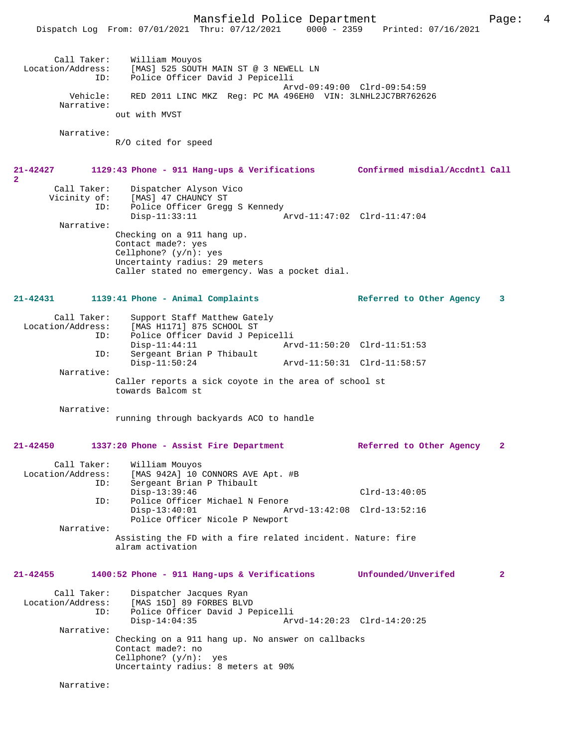Call Taker: William Mouyos
Location/Address: [MAS] 525 SOUTH MAIN ST @ 3 NEWELL LN
ID: Police Officer David J Pepicelli
Arvd-09:49:00 Clrd-09:54:59
Vehicle: RED 2011 LINC MKZ Reg: PC MA 496EH0 VIN: 3LNHL2JC7BR762626
Narrative:
out with MVST

Narrative:
R/O cited for speed

**21-42427 1129:43 Phone - 911 Hang-ups & Verifications Confirmed misdial/Accdntl Call 2**

Call Taker: Dispatcher Alyson Vico
Vicinity of: [MAS] 47 CHAUNCY ST
ID: Police Officer Gregg S Kennedy
Disp-11:33:11 Arvd-11:47:02 Clrd-11:47:04
Narrative:
Checking on a 911 hang up.
Contact made?: yes
Cellphone? (y/n): yes
Uncertainty radius: 29 meters
Caller stated no emergency. Was a pocket dial.

**21-42431 1139:41 Phone - Animal Complaints Referred to Other Agency 3**

Call Taker: Support Staff Matthew Gately
Location/Address: [MAS H1171] 875 SCHOOL ST
ID: Police Officer David J Pepicelli
Disp-11:44:11 Arvd-11:50:20 Clrd-11:51:53
ID: Sergeant Brian P Thibault
Disp-11:50:24 Arvd-11:50:31 Clrd-11:58:57
Narrative:
Caller reports a sick coyote in the area of school st towards Balcom st

Narrative:
running through backyards ACO to handle

**21-42450 1337:20 Phone - Assist Fire Department Referred to Other Agency 2**

Call Taker: William Mouyos
Location/Address: [MAS 942A] 10 CONNORS AVE Apt. #B
ID: Sergeant Brian P Thibault
Disp-13:39:46 Clrd-13:40:05
ID: Police Officer Michael N Fenore
Disp-13:40:01 Arvd-13:42:08 Clrd-13:52:16
Police Officer Nicole P Newport
Narrative:
Assisting the FD with a fire related incident. Nature: fire alram activation

**21-42455 1400:52 Phone - 911 Hang-ups & Verifications Unfounded/Unverifed 2**

Call Taker: Dispatcher Jacques Ryan
Location/Address: [MAS 15D] 89 FORBES BLVD
ID: Police Officer David J Pepicelli
Disp-14:04:35 Arvd-14:20:23 Clrd-14:20:25
Narrative:
Checking on a 911 hang up. No answer on callbacks
Contact made?: no
Cellphone? (y/n): yes
Uncertainty radius: 8 meters at 90%

Narrative: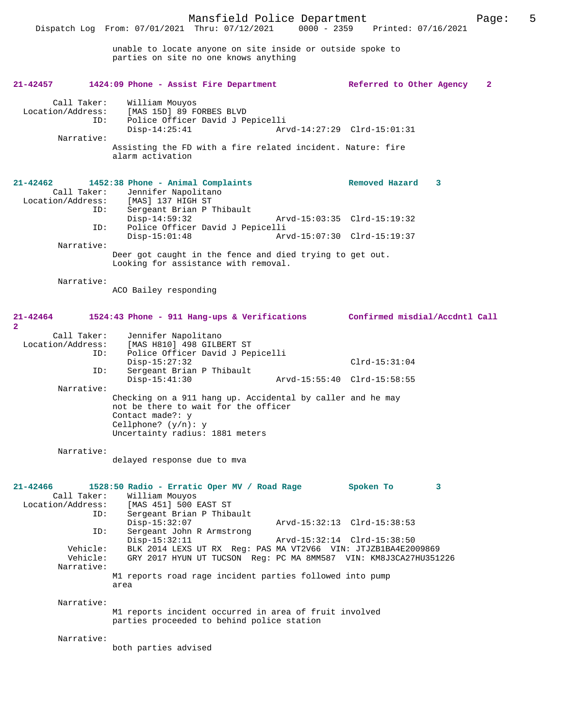unable to locate anyone on site inside or outside spoke to parties on site no one knows anything

**21-42457        1424:09 Phone - Assist Fire Department        Referred to Other Agency    2**

Call Taker: William Mouyos
Location/Address: [MAS 15D] 89 FORBES BLVD
ID: Police Officer David J Pepicelli
Disp-14:25:41        Arvd-14:27:29   Clrd-15:01:31
Narrative:
Assisting the FD with a fire related incident. Nature: fire alarm activation

**21-42462        1452:38 Phone - Animal Complaints        Removed Hazard    3**

Call Taker: Jennifer Napolitano
Location/Address: [MAS] 137 HIGH ST
ID: Sergeant Brian P Thibault
Disp-14:59:32        Arvd-15:03:35   Clrd-15:19:32
ID: Police Officer David J Pepicelli
Disp-15:01:48        Arvd-15:07:30   Clrd-15:19:37
Narrative:
Deer got caught in the fence and died trying to get out. Looking for assistance with removal.

Narrative:
ACO Bailey responding

**21-42464        1524:43 Phone - 911 Hang-ups & Verifications        Confirmed misdial/Accdntl Call    2**

Call Taker: Jennifer Napolitano
Location/Address: [MAS H810] 498 GILBERT ST
ID: Police Officer David J Pepicelli
Disp-15:27:32        Clrd-15:31:04
ID: Sergeant Brian P Thibault
Disp-15:41:30        Arvd-15:55:40   Clrd-15:58:55
Narrative:
Checking on a 911 hang up. Accidental by caller and he may not be there to wait for the officer
Contact made?: y
Cellphone? (y/n): y
Uncertainty radius: 1881 meters

Narrative:
delayed response due to mva

**21-42466        1528:50 Radio - Erratic Oper MV / Road Rage        Spoken To    3**

Call Taker: William Mouyos
Location/Address: [MAS 451] 500 EAST ST
ID: Sergeant Brian P Thibault
Disp-15:32:07        Arvd-15:32:13   Clrd-15:38:53
ID: Sergeant John R Armstrong
Disp-15:32:11        Arvd-15:32:14   Clrd-15:38:50
Vehicle: BLK 2014 LEXS UT RX  Reg: PAS MA VT2V66  VIN: JTJZB1BA4E2009869
Vehicle: GRY 2017 HYUN UT TUCSON  Reg: PC MA 8MM587  VIN: KM8J3CA27HU351226
Narrative:
M1 reports road rage incident parties followed into pump area

Narrative:
M1 reports incident occurred in area of fruit involved parties proceeded to behind police station

Narrative:
both parties advised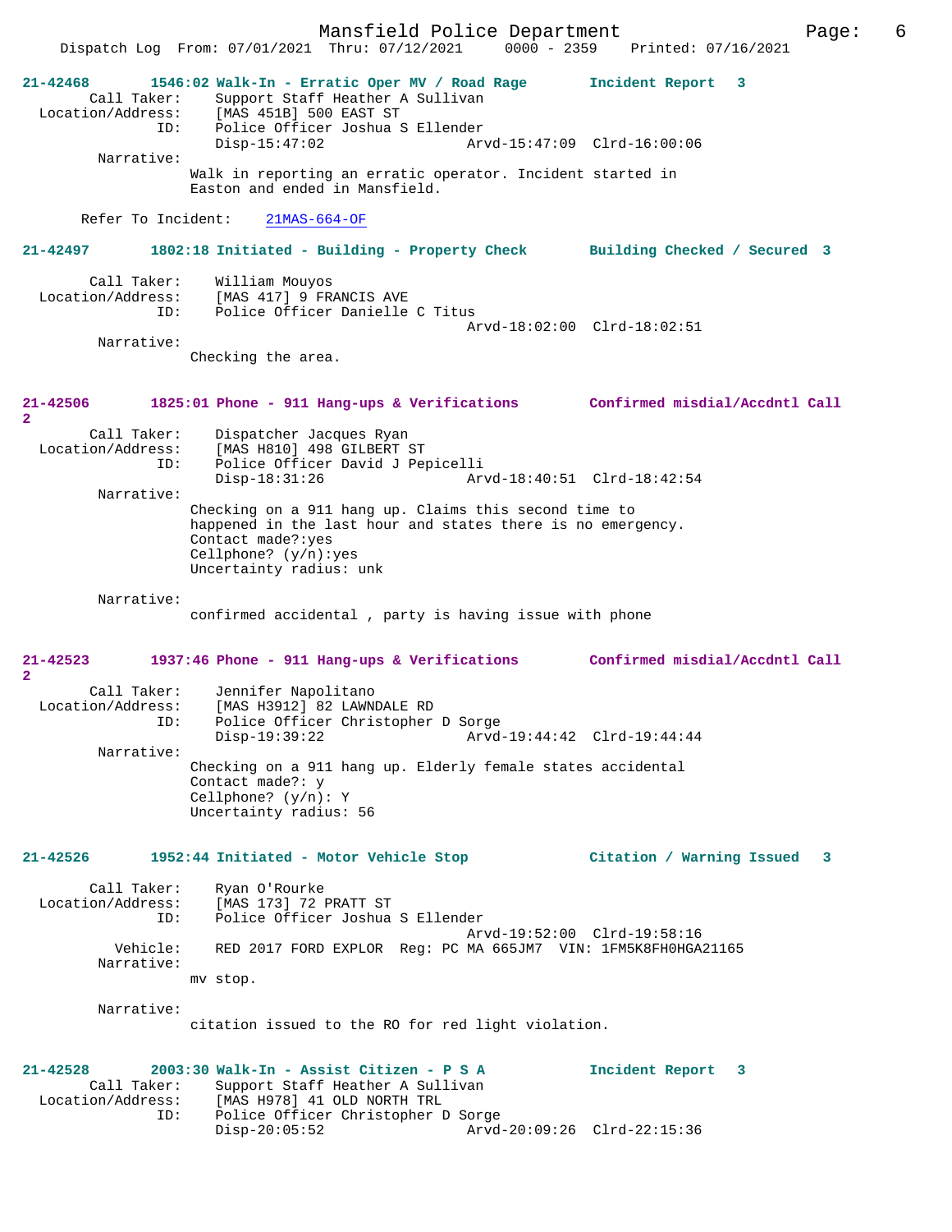Dispatch Log From: 07/01/2021 Thru: 07/12/2021 0000 - 2359 Printed: 07/16/2021

**21-42468 1546:02 Walk-In - Erratic Oper MV / Road Rage Incident Report 3**

Call Taker: Support Staff Heather A Sullivan
Location/Address: [MAS 451B] 500 EAST ST
ID: Police Officer Joshua S Ellender
Disp-15:47:02 Arvd-15:47:09 Clrd-16:00:06

Narrative:
Walk in reporting an erratic operator. Incident started in Easton and ended in Mansfield.

Refer To Incident: 21MAS-664-OF

**21-42497 1802:18 Initiated - Building - Property Check Building Checked / Secured 3**

Call Taker: William Mouyos
Location/Address: [MAS 417] 9 FRANCIS AVE
ID: Police Officer Danielle C Titus
Arvd-18:02:00 Clrd-18:02:51

Narrative:
Checking the area.

**21-42506 1825:01 Phone - 911 Hang-ups & Verifications Confirmed misdial/Accdntl Call 2**

Call Taker: Dispatcher Jacques Ryan
Location/Address: [MAS H810] 498 GILBERT ST
ID: Police Officer David J Pepicelli
Disp-18:31:26 Arvd-18:40:51 Clrd-18:42:54

Narrative:
Checking on a 911 hang up. Claims this second time to happened in the last hour and states there is no emergency.
Contact made?:yes
Cellphone? (y/n):yes
Uncertainty radius: unk

Narrative:
confirmed accidental , party is having issue with phone

**21-42523 1937:46 Phone - 911 Hang-ups & Verifications Confirmed misdial/Accdntl Call 2**

Call Taker: Jennifer Napolitano
Location/Address: [MAS H3912] 82 LAWNDALE RD
ID: Police Officer Christopher D Sorge
Disp-19:39:22 Arvd-19:44:42 Clrd-19:44:44

Narrative:
Checking on a 911 hang up. Elderly female states accidental
Contact made?: y
Cellphone? (y/n): Y
Uncertainty radius: 56

**21-42526 1952:44 Initiated - Motor Vehicle Stop Citation / Warning Issued 3**

Call Taker: Ryan O'Rourke
Location/Address: [MAS 173] 72 PRATT ST
ID: Police Officer Joshua S Ellender
Arvd-19:52:00 Clrd-19:58:16
Vehicle: RED 2017 FORD EXPLOR Reg: PC MA 665JM7 VIN: 1FM5K8FH0HGA21165

Narrative:
mv stop.

Narrative:
citation issued to the RO for red light violation.

**21-42528 2003:30 Walk-In - Assist Citizen - P S A Incident Report 3**

Call Taker: Support Staff Heather A Sullivan
Location/Address: [MAS H978] 41 OLD NORTH TRL
ID: Police Officer Christopher D Sorge
Disp-20:05:52 Arvd-20:09:26 Clrd-22:15:36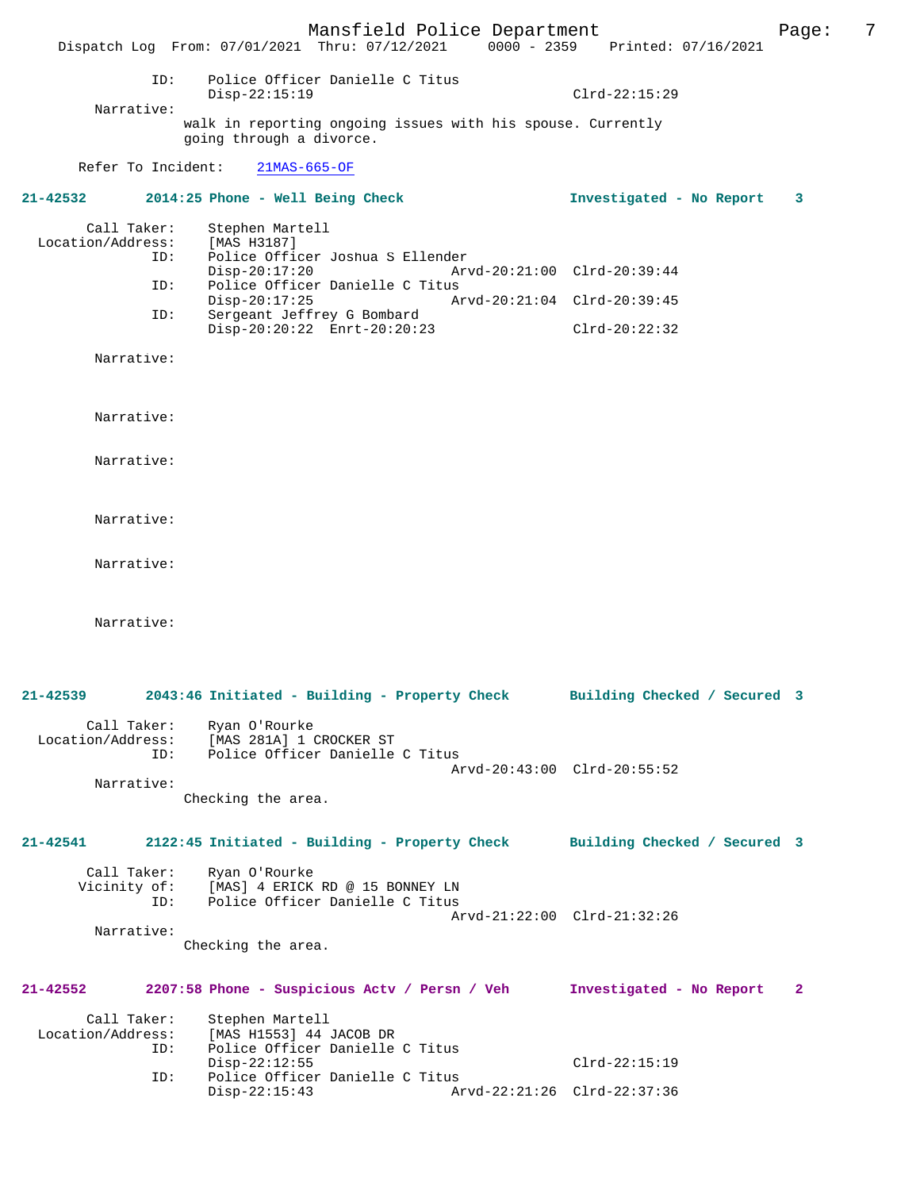```
            ID:      Police Officer Danielle C Titus
                     Disp-22:15:19                              Clrd-22:15:29
        Narrative:
                  walk in reporting ongoing issues with his spouse. Currently
                  going through a divorce.

      Refer To Incident:    21MAS-665-OF
```

**21-42532        2014:25 Phone - Well Being Check                    Investigated - No Report    3**

```
        Call Taker:     Stephen Martell
  Location/Address:     [MAS H3187]
               ID:      Police Officer Joshua S Ellender
                        Disp-20:17:20                  Arvd-20:21:00  Clrd-20:39:44
               ID:      Police Officer Danielle C Titus
                        Disp-20:17:25                  Arvd-20:21:04  Clrd-20:39:45
               ID:      Sergeant Jeffrey G Bombard
                        Disp-20:20:22  Enrt-20:20:23                  Clrd-20:22:32

        Narrative:

        Narrative:

        Narrative:

        Narrative:

        Narrative:

        Narrative:
```

**21-42539        2043:46 Initiated - Building - Property Check       Building Checked / Secured  3**

```
        Call Taker:     Ryan O'Rourke
  Location/Address:     [MAS 281A] 1 CROCKER ST
               ID:      Police Officer Danielle C Titus
                                                       Arvd-20:43:00  Clrd-20:55:52
        Narrative:
                  Checking the area.
```

**21-42541        2122:45 Initiated - Building - Property Check       Building Checked / Secured  3**

```
        Call Taker:     Ryan O'Rourke
       Vicinity of:     [MAS] 4 ERICK RD @ 15 BONNEY LN
               ID:      Police Officer Danielle C Titus
                                                       Arvd-21:22:00  Clrd-21:32:26
        Narrative:
                  Checking the area.
```

**21-42552        2207:58 Phone - Suspicious Actv / Persn / Veh       Investigated - No Report    2**

```
        Call Taker:     Stephen Martell
  Location/Address:     [MAS H1553] 44 JACOB DR
               ID:      Police Officer Danielle C Titus
                        Disp-22:12:55                                 Clrd-22:15:19
               ID:      Police Officer Danielle C Titus
                        Disp-22:15:43                  Arvd-22:21:26  Clrd-22:37:36
```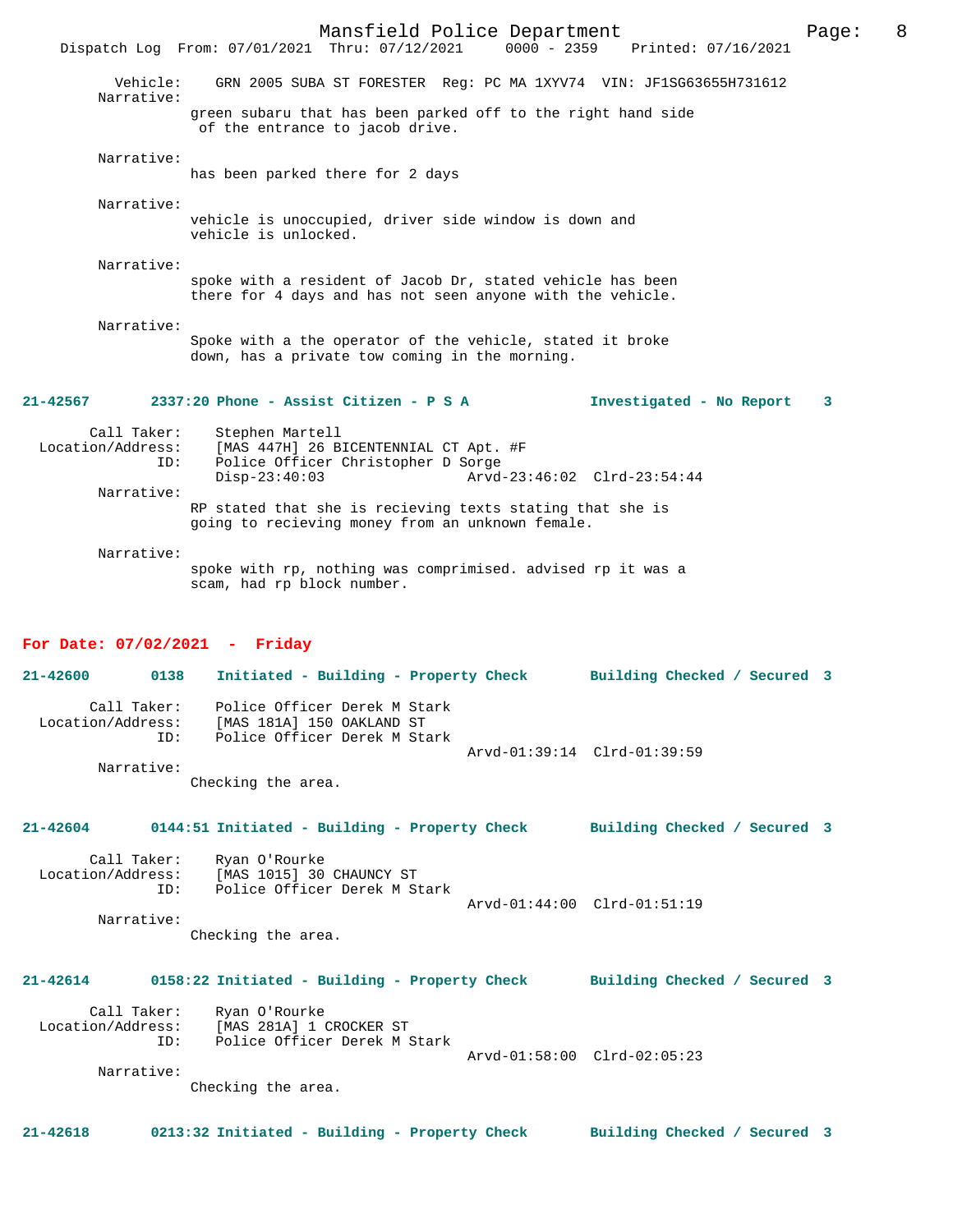Vehicle: GRN 2005 SUBA ST FORESTER Reg: PC MA 1XYV74 VIN: JF1SG63655H731612

Narrative:
green subaru that has been parked off to the right hand side of the entrance to jacob drive.

Narrative:
has been parked there for 2 days

Narrative:
vehicle is unoccupied, driver side window is down and vehicle is unlocked.

Narrative:
spoke with a resident of Jacob Dr, stated vehicle has been there for 4 days and has not seen anyone with the vehicle.

Narrative:
Spoke with a the operator of the vehicle, stated it broke down, has a private tow coming in the morning.

**21-42567 2337:20 Phone - Assist Citizen - P S A — Investigated - No Report 3**

Call Taker: Stephen Martell
Location/Address: [MAS 447H] 26 BICENTENNIAL CT Apt. #F
ID: Police Officer Christopher D Sorge
Disp-23:40:03 Arvd-23:46:02 Clrd-23:54:44

Narrative:
RP stated that she is recieving texts stating that she is going to recieving money from an unknown female.

Narrative:
spoke with rp, nothing was comprimised. advised rp it was a scam, had rp block number.

## For Date: 07/02/2021 - Friday

**21-42600 0138 Initiated - Building - Property Check — Building Checked / Secured 3**

Call Taker: Police Officer Derek M Stark
Location/Address: [MAS 181A] 150 OAKLAND ST
ID: Police Officer Derek M Stark
Arvd-01:39:14 Clrd-01:39:59

Narrative:
Checking the area.

**21-42604 0144:51 Initiated - Building - Property Check — Building Checked / Secured 3**

Call Taker: Ryan O'Rourke
Location/Address: [MAS 1015] 30 CHAUNCY ST
ID: Police Officer Derek M Stark
Arvd-01:44:00 Clrd-01:51:19

Narrative:
Checking the area.

**21-42614 0158:22 Initiated - Building - Property Check — Building Checked / Secured 3**

Call Taker: Ryan O'Rourke
Location/Address: [MAS 281A] 1 CROCKER ST
ID: Police Officer Derek M Stark
Arvd-01:58:00 Clrd-02:05:23

Narrative:
Checking the area.

**21-42618 0213:32 Initiated - Building - Property Check — Building Checked / Secured 3**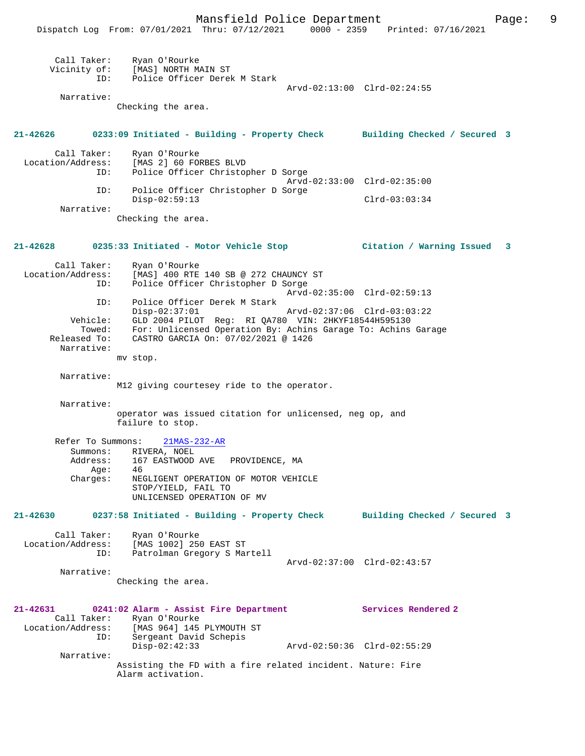```
        Call Taker:    Ryan O'Rourke
       Vicinity of:    [MAS] NORTH MAIN ST
                ID:    Police Officer Derek M Stark
                                                 Arvd-02:13:00  Clrd-02:24:55
         Narrative:
                Checking the area.
```

**21-42626        0233:09 Initiated - Building - Property Check        Building Checked / Secured 3**

```
        Call Taker:    Ryan O'Rourke
  Location/Address:    [MAS 2] 60 FORBES BLVD
                ID:    Police Officer Christopher D Sorge
                                                 Arvd-02:33:00  Clrd-02:35:00
                ID:    Police Officer Christopher D Sorge
                       Disp-02:59:13                            Clrd-03:03:34
         Narrative:
                Checking the area.
```

**21-42628        0235:33 Initiated - Motor Vehicle Stop        Citation / Warning Issued   3**

```
        Call Taker:    Ryan O'Rourke
  Location/Address:    [MAS] 400 RTE 140 SB @ 272 CHAUNCY ST
                ID:    Police Officer Christopher D Sorge
                                                 Arvd-02:35:00  Clrd-02:59:13
                ID:    Police Officer Derek M Stark
                       Disp-02:37:01             Arvd-02:37:06  Clrd-03:03:22
           Vehicle:    GLD 2004 PILOT  Reg:  RI QA780  VIN: 2HKYF18544H595130
             Towed:    For: Unlicensed Operation By: Achins Garage To: Achins Garage
       Released To:    CASTRO GARCIA On: 07/02/2021 @ 1426
         Narrative:
                mv stop.

         Narrative:
                M12 giving courtesey ride to the operator.

         Narrative:
                operator was issued citation for unlicensed, neg op, and
                failure to stop.

       Refer To Summons:    21MAS-232-AR
           Summons:    RIVERA, NOEL
           Address:    167 EASTWOOD AVE    PROVIDENCE, MA
               Age:    46
           Charges:    NEGLIGENT OPERATION OF MOTOR VEHICLE
                       STOP/YIELD, FAIL TO
                       UNLICENSED OPERATION OF MV
```

**21-42630        0237:58 Initiated - Building - Property Check        Building Checked / Secured 3**

```
        Call Taker:    Ryan O'Rourke
  Location/Address:    [MAS 1002] 250 EAST ST
                ID:    Patrolman Gregory S Martell
                                                 Arvd-02:37:00  Clrd-02:43:57
         Narrative:
                Checking the area.
```

**21-42631        0241:02 Alarm - Assist Fire Department        Services Rendered 2**

```
        Call Taker:    Ryan O'Rourke
  Location/Address:    [MAS 964] 145 PLYMOUTH ST
                ID:    Sergeant David Schepis
                       Disp-02:42:33             Arvd-02:50:36  Clrd-02:55:29
         Narrative:
                Assisting the FD with a fire related incident. Nature: Fire
                Alarm activation.
```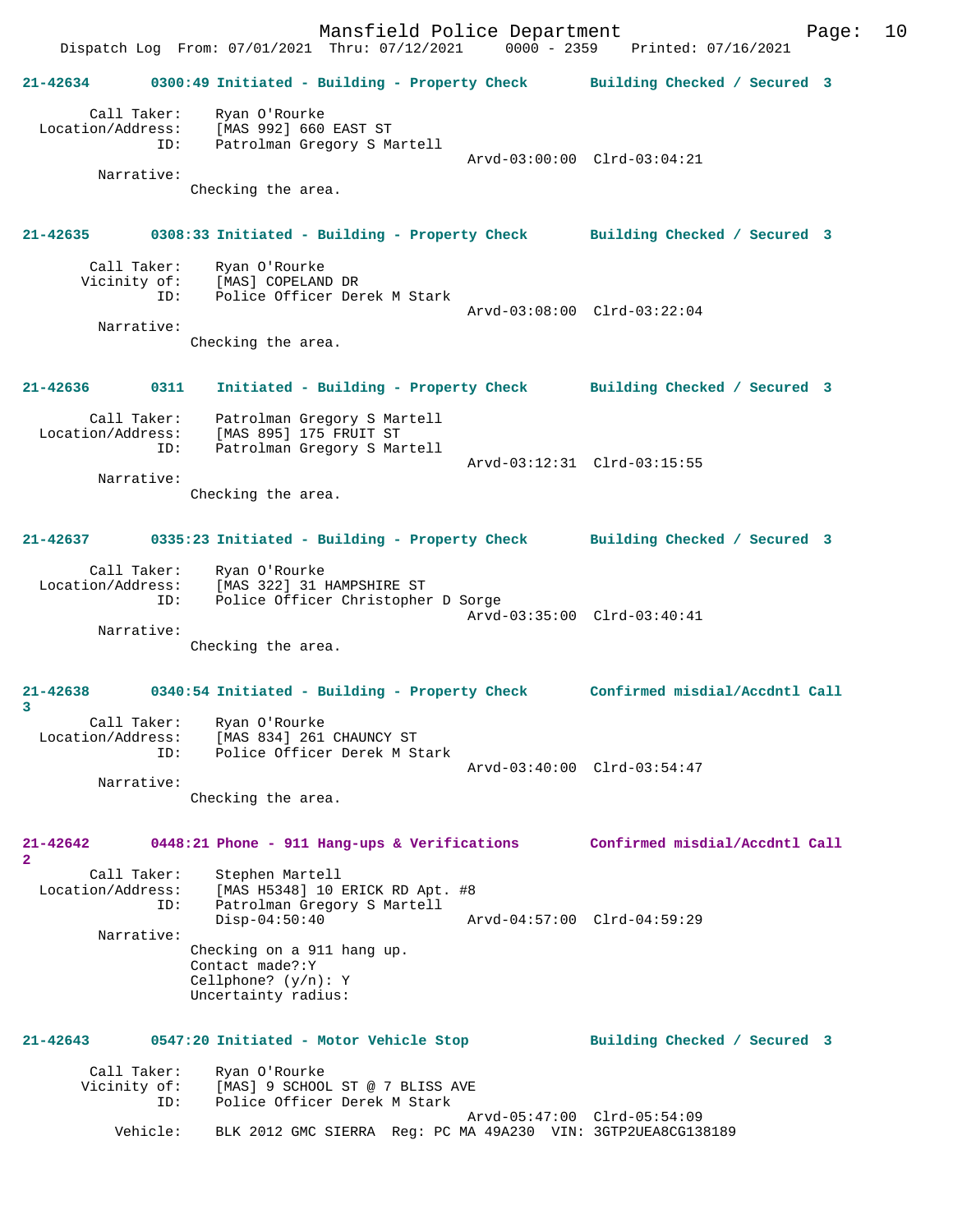**21-42634 0300:49 Initiated - Building - Property Check Building Checked / Secured 3**

Call Taker: Ryan O'Rourke
Location/Address: [MAS 992] 660 EAST ST
ID: Patrolman Gregory S Martell
Arvd-03:00:00 Clrd-03:04:21
Narrative:
Checking the area.

**21-42635 0308:33 Initiated - Building - Property Check Building Checked / Secured 3**

Call Taker: Ryan O'Rourke
Vicinity of: [MAS] COPELAND DR
ID: Police Officer Derek M Stark
Arvd-03:08:00 Clrd-03:22:04
Narrative:
Checking the area.

**21-42636 0311 Initiated - Building - Property Check Building Checked / Secured 3**

Call Taker: Patrolman Gregory S Martell
Location/Address: [MAS 895] 175 FRUIT ST
ID: Patrolman Gregory S Martell
Arvd-03:12:31 Clrd-03:15:55
Narrative:
Checking the area.

**21-42637 0335:23 Initiated - Building - Property Check Building Checked / Secured 3**

Call Taker: Ryan O'Rourke
Location/Address: [MAS 322] 31 HAMPSHIRE ST
ID: Police Officer Christopher D Sorge
Arvd-03:35:00 Clrd-03:40:41
Narrative:
Checking the area.

**21-42638 0340:54 Initiated - Building - Property Check Confirmed misdial/Accdntl Call 3**

Call Taker: Ryan O'Rourke
Location/Address: [MAS 834] 261 CHAUNCY ST
ID: Police Officer Derek M Stark
Arvd-03:40:00 Clrd-03:54:47
Narrative:
Checking the area.

**21-42642 0448:21 Phone - 911 Hang-ups & Verifications Confirmed misdial/Accdntl Call 2**

Call Taker: Stephen Martell
Location/Address: [MAS H5348] 10 ERICK RD Apt. #8
ID: Patrolman Gregory S Martell
Disp-04:50:40 Arvd-04:57:00 Clrd-04:59:29
Narrative:
Checking on a 911 hang up.
Contact made?:Y
Cellphone? (y/n): Y
Uncertainty radius:

**21-42643 0547:20 Initiated - Motor Vehicle Stop Building Checked / Secured 3**

Call Taker: Ryan O'Rourke
Vicinity of: [MAS] 9 SCHOOL ST @ 7 BLISS AVE
ID: Police Officer Derek M Stark
Arvd-05:47:00 Clrd-05:54:09
Vehicle: BLK 2012 GMC SIERRA Reg: PC MA 49A230 VIN: 3GTP2UEA8CG138189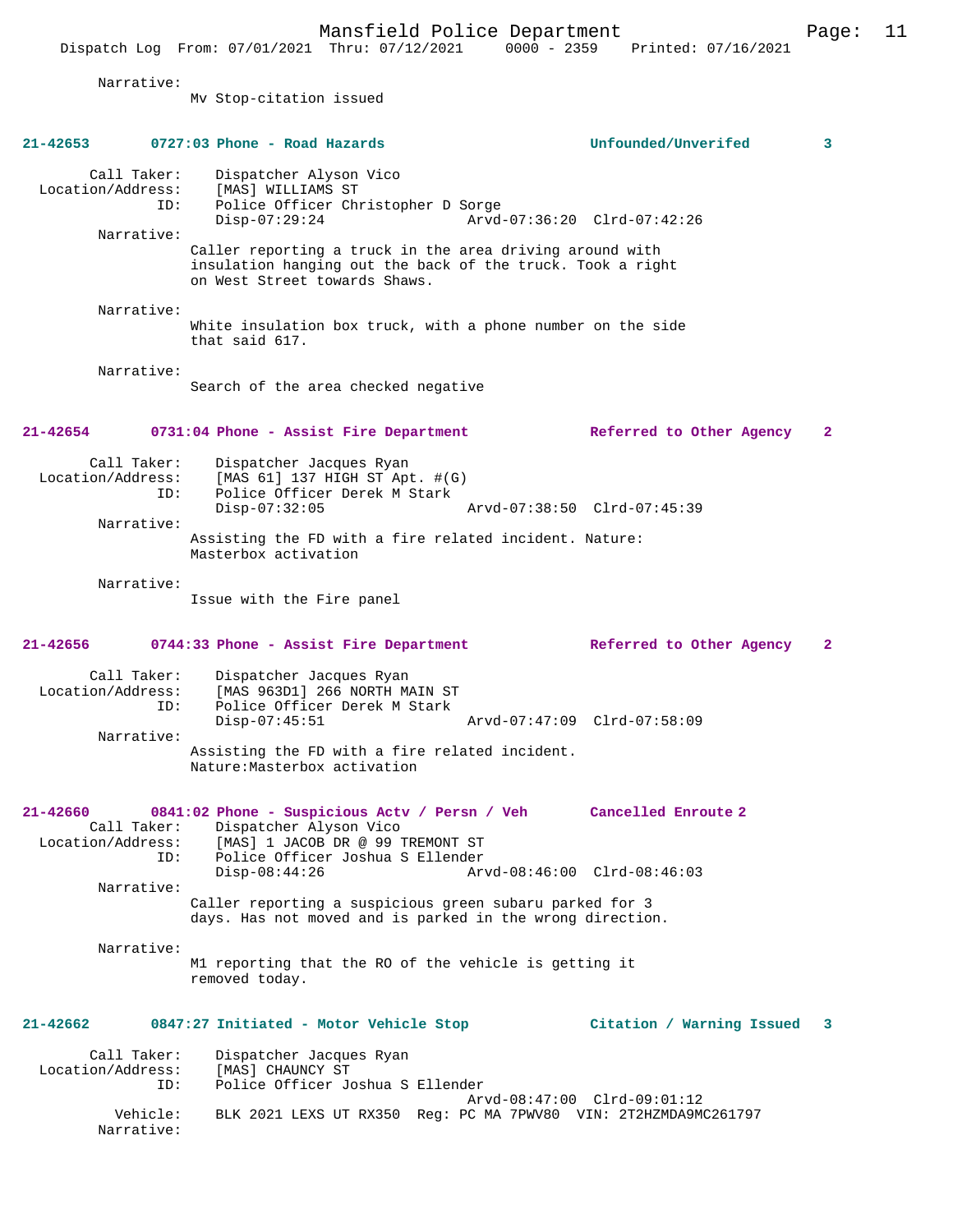Narrative:
Mv Stop-citation issued

**21-42653 0727:03 Phone - Road Hazards Unfounded/Unverifed 3**

Call Taker: Dispatcher Alyson Vico
Location/Address: [MAS] WILLIAMS ST
ID: Police Officer Christopher D Sorge
Disp-07:29:24 Arvd-07:36:20 Clrd-07:42:26

Narrative:
Caller reporting a truck in the area driving around with insulation hanging out the back of the truck. Took a right on West Street towards Shaws.

Narrative:
White insulation box truck, with a phone number on the side that said 617.

Narrative:
Search of the area checked negative

**21-42654 0731:04 Phone - Assist Fire Department Referred to Other Agency 2**

Call Taker: Dispatcher Jacques Ryan
Location/Address: [MAS 61] 137 HIGH ST Apt. #(G)
ID: Police Officer Derek M Stark
Disp-07:32:05 Arvd-07:38:50 Clrd-07:45:39

Narrative:
Assisting the FD with a fire related incident. Nature: Masterbox activation

Narrative:
Issue with the Fire panel

**21-42656 0744:33 Phone - Assist Fire Department Referred to Other Agency 2**

Call Taker: Dispatcher Jacques Ryan
Location/Address: [MAS 963D1] 266 NORTH MAIN ST
ID: Police Officer Derek M Stark
Disp-07:45:51 Arvd-07:47:09 Clrd-07:58:09

Narrative:
Assisting the FD with a fire related incident. Nature:Masterbox activation

**21-42660 0841:02 Phone - Suspicious Actv / Persn / Veh Cancelled Enroute 2**

Call Taker: Dispatcher Alyson Vico
Location/Address: [MAS] 1 JACOB DR @ 99 TREMONT ST
ID: Police Officer Joshua S Ellender
Disp-08:44:26 Arvd-08:46:00 Clrd-08:46:03

Narrative:
Caller reporting a suspicious green subaru parked for 3 days. Has not moved and is parked in the wrong direction.

Narrative:
M1 reporting that the RO of the vehicle is getting it removed today.

**21-42662 0847:27 Initiated - Motor Vehicle Stop Citation / Warning Issued 3**

Call Taker: Dispatcher Jacques Ryan
Location/Address: [MAS] CHAUNCY ST
ID: Police Officer Joshua S Ellender
Arvd-08:47:00 Clrd-09:01:12
Vehicle: BLK 2021 LEXS UT RX350 Reg: PC MA 7PWV80 VIN: 2T2HZMDA9MC261797
Narrative: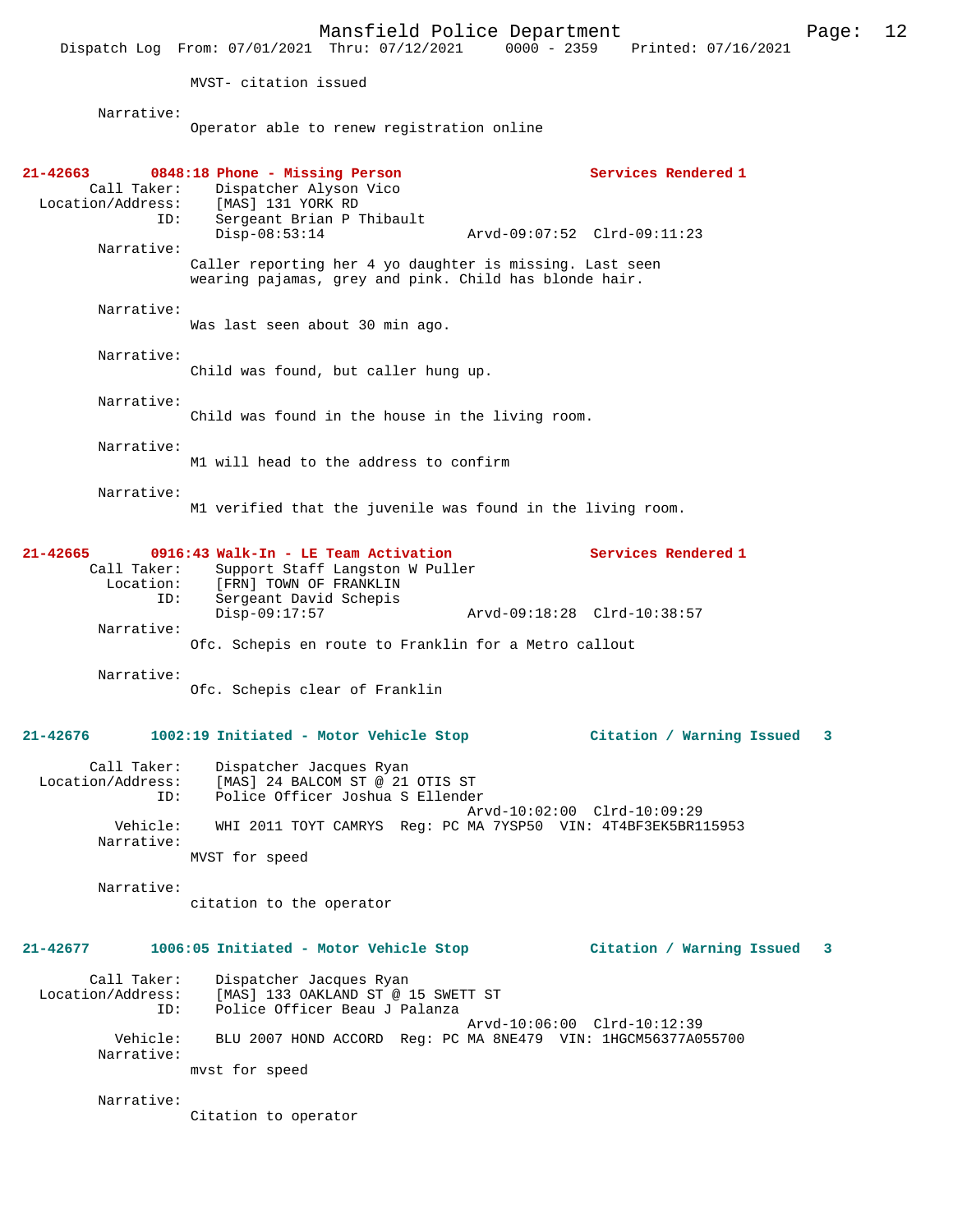MVST- citation issued

Narrative:
Operator able to renew registration online

**21-42663 0848:18 Phone - Missing Person Services Rendered 1**

Call Taker: Dispatcher Alyson Vico
Location/Address: [MAS] 131 YORK RD
ID: Sergeant Brian P Thibault
Disp-08:53:14 Arvd-09:07:52 Clrd-09:11:23

Narrative:
Caller reporting her 4 yo daughter is missing. Last seen wearing pajamas, grey and pink. Child has blonde hair.

Narrative:
Was last seen about 30 min ago.

Narrative:
Child was found, but caller hung up.

Narrative:
Child was found in the house in the living room.

Narrative:
M1 will head to the address to confirm

Narrative:
M1 verified that the juvenile was found in the living room.

**21-42665 0916:43 Walk-In - LE Team Activation Services Rendered 1**

Call Taker: Support Staff Langston W Puller
Location: [FRN] TOWN OF FRANKLIN
ID: Sergeant David Schepis
Disp-09:17:57 Arvd-09:18:28 Clrd-10:38:57

Narrative:
Ofc. Schepis en route to Franklin for a Metro callout

Narrative:
Ofc. Schepis clear of Franklin

**21-42676 1002:19 Initiated - Motor Vehicle Stop Citation / Warning Issued 3**

Call Taker: Dispatcher Jacques Ryan
Location/Address: [MAS] 24 BALCOM ST @ 21 OTIS ST
ID: Police Officer Joshua S Ellender
Arvd-10:02:00 Clrd-10:09:29
Vehicle: WHI 2011 TOYT CAMRYS Reg: PC MA 7YSP50 VIN: 4T4BF3EK5BR115953

Narrative:
MVST for speed

Narrative:
citation to the operator

**21-42677 1006:05 Initiated - Motor Vehicle Stop Citation / Warning Issued 3**

Call Taker: Dispatcher Jacques Ryan
Location/Address: [MAS] 133 OAKLAND ST @ 15 SWETT ST
ID: Police Officer Beau J Palanza
Arvd-10:06:00 Clrd-10:12:39
Vehicle: BLU 2007 HOND ACCORD Reg: PC MA 8NE479 VIN: 1HGCM56377A055700

Narrative:
mvst for speed

Narrative:
Citation to operator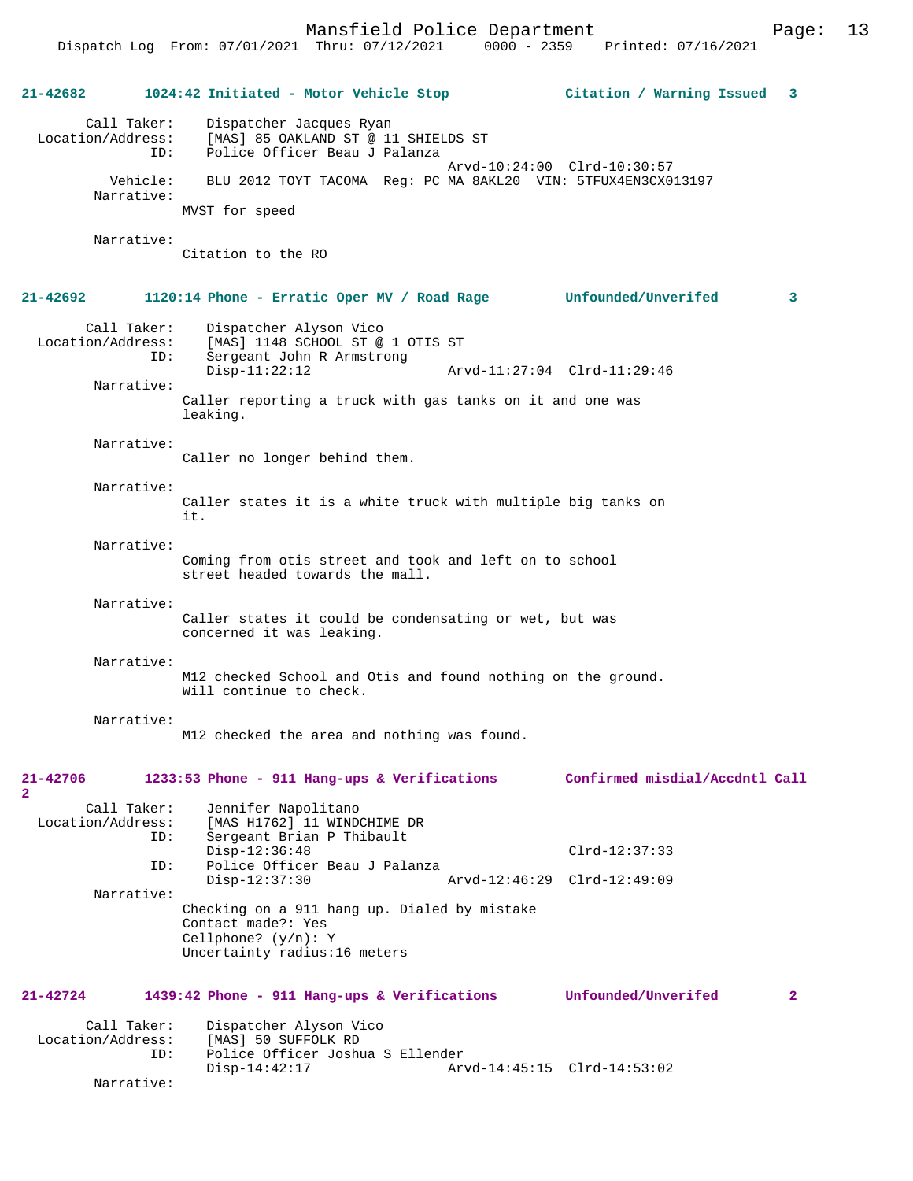**21-42682 1024:42 Initiated - Motor Vehicle Stop — Citation / Warning Issued 3**

Call Taker: Dispatcher Jacques Ryan
Location/Address: [MAS] 85 OAKLAND ST @ 11 SHIELDS ST
ID: Police Officer Beau J Palanza
Arvd-10:24:00 Clrd-10:30:57
Vehicle: BLU 2012 TOYT TACOMA Reg: PC MA 8AKL20 VIN: 5TFUX4EN3CX013197
Narrative:
MVST for speed

Narrative:
Citation to the RO

**21-42692 1120:14 Phone - Erratic Oper MV / Road Rage — Unfounded/Unverifed 3**

Call Taker: Dispatcher Alyson Vico
Location/Address: [MAS] 1148 SCHOOL ST @ 1 OTIS ST
ID: Sergeant John R Armstrong
Disp-11:22:12 Arvd-11:27:04 Clrd-11:29:46
Narrative:
Caller reporting a truck with gas tanks on it and one was leaking.

Narrative:
Caller no longer behind them.

Narrative:
Caller states it is a white truck with multiple big tanks on it.

Narrative:
Coming from otis street and took and left on to school street headed towards the mall.

Narrative:
Caller states it could be condensating or wet, but was concerned it was leaking.

Narrative:
M12 checked School and Otis and found nothing on the ground. Will continue to check.

Narrative:
M12 checked the area and nothing was found.

**21-42706 1233:53 Phone - 911 Hang-ups & Verifications — Confirmed misdial/Accdntl Call 2**

Call Taker: Jennifer Napolitano
Location/Address: [MAS H1762] 11 WINDCHIME DR
ID: Sergeant Brian P Thibault
Disp-12:36:48 Clrd-12:37:33
ID: Police Officer Beau J Palanza
Disp-12:37:30 Arvd-12:46:29 Clrd-12:49:09
Narrative:
Checking on a 911 hang up. Dialed by mistake
Contact made?: Yes
Cellphone? (y/n): Y
Uncertainty radius:16 meters

**21-42724 1439:42 Phone - 911 Hang-ups & Verifications — Unfounded/Unverifed 2**

Call Taker: Dispatcher Alyson Vico
Location/Address: [MAS] 50 SUFFOLK RD
ID: Police Officer Joshua S Ellender
Disp-14:42:17 Arvd-14:45:15 Clrd-14:53:02
Narrative: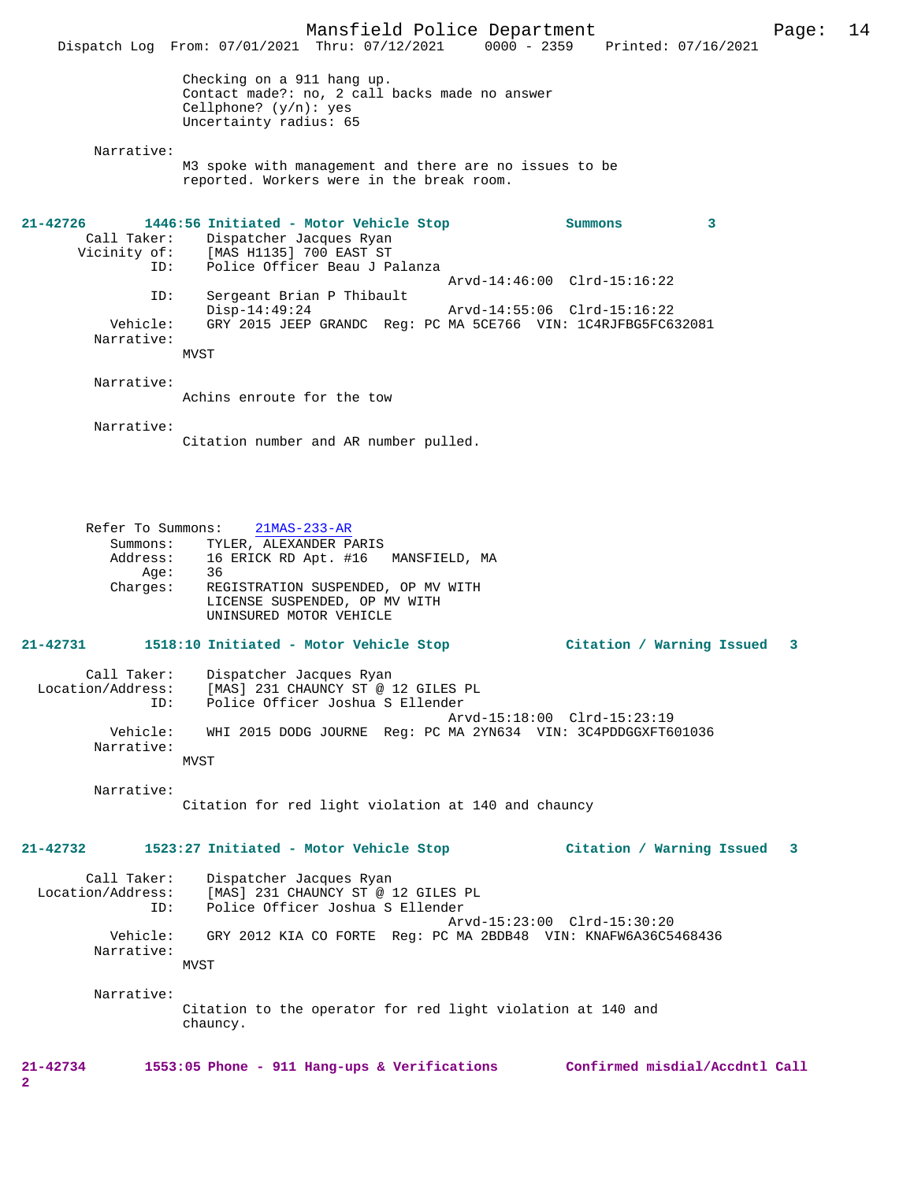Checking on a 911 hang up.
Contact made?: no, 2 call backs made no answer
Cellphone? (y/n): yes
Uncertainty radius: 65

Narrative:
M3 spoke with management and there are no issues to be reported. Workers were in the break room.

**21-42726 1446:56 Initiated - Motor Vehicle Stop — Summons 3**

Call Taker: Dispatcher Jacques Ryan
Vicinity of: [MAS H1135] 700 EAST ST
ID: Police Officer Beau J Palanza
Arvd-14:46:00 Clrd-15:16:22
ID: Sergeant Brian P Thibault
Disp-14:49:24 Arvd-14:55:06 Clrd-15:16:22
Vehicle: GRY 2015 JEEP GRANDC Reg: PC MA 5CE766 VIN: 1C4RJFBG5FC632081
Narrative:
MVST

Narrative:
Achins enroute for the tow

Narrative:
Citation number and AR number pulled.

Refer To Summons: 21MAS-233-AR
Summons: TYLER, ALEXANDER PARIS
Address: 16 ERICK RD Apt. #16 MANSFIELD, MA
Age: 36
Charges: REGISTRATION SUSPENDED, OP MV WITH
LICENSE SUSPENDED, OP MV WITH
UNINSURED MOTOR VEHICLE

**21-42731 1518:10 Initiated - Motor Vehicle Stop — Citation / Warning Issued 3**

Call Taker: Dispatcher Jacques Ryan
Location/Address: [MAS] 231 CHAUNCY ST @ 12 GILES PL
ID: Police Officer Joshua S Ellender
Arvd-15:18:00 Clrd-15:23:19
Vehicle: WHI 2015 DODG JOURNE Reg: PC MA 2YN634 VIN: 3C4PDDGGXFT601036
Narrative:
MVST

Narrative:
Citation for red light violation at 140 and chauncy

**21-42732 1523:27 Initiated - Motor Vehicle Stop — Citation / Warning Issued 3**

Call Taker: Dispatcher Jacques Ryan
Location/Address: [MAS] 231 CHAUNCY ST @ 12 GILES PL
ID: Police Officer Joshua S Ellender
Arvd-15:23:00 Clrd-15:30:20
Vehicle: GRY 2012 KIA CO FORTE Reg: PC MA 2BDB48 VIN: KNAFW6A36C5468436
Narrative:
MVST

Narrative:
Citation to the operator for red light violation at 140 and chauncy.

**21-42734 1553:05 Phone - 911 Hang-ups & Verifications — Confirmed misdial/Accdntl Call 2**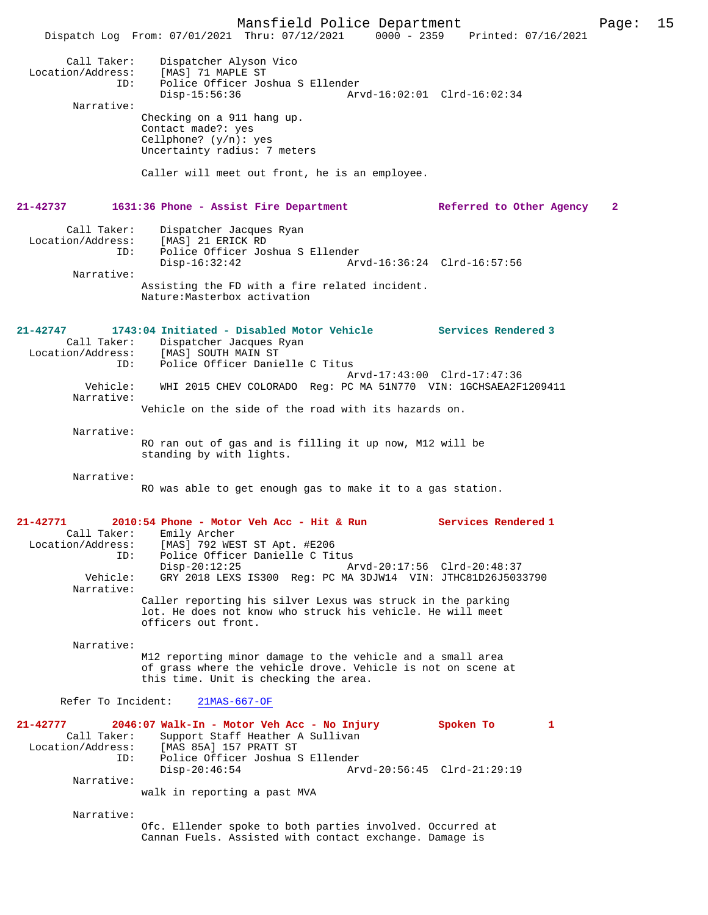```
                Call Taker:    Dispatcher Alyson Vico
          Location/Address:    [MAS] 71 MAPLE ST
                        ID:    Police Officer Joshua S Ellender
                               Disp-15:56:36                Arvd-16:02:01  Clrd-16:02:34
                 Narrative:
                              Checking on a 911 hang up.
                              Contact made?: yes
                              Cellphone? (y/n): yes
                              Uncertainty radius: 7 meters

                              Caller will meet out front, he is an employee.


21-42737        1631:36 Phone - Assist Fire Department              Referred to Other Agency    2

                Call Taker:    Dispatcher Jacques Ryan
          Location/Address:    [MAS] 21 ERICK RD
                        ID:    Police Officer Joshua S Ellender
                               Disp-16:32:42                Arvd-16:36:24  Clrd-16:57:56
                 Narrative:
                              Assisting the FD with a fire related incident.
                              Nature:Masterbox activation


21-42747        1743:04 Initiated - Disabled Motor Vehicle          Services Rendered 3
                Call Taker:    Dispatcher Jacques Ryan
          Location/Address:    [MAS] SOUTH MAIN ST
                        ID:    Police Officer Danielle C Titus
                                                            Arvd-17:43:00  Clrd-17:47:36
                   Vehicle:    WHI 2015 CHEV COLORADO  Reg: PC MA 51N770  VIN: 1GCHSAEA2F1209411
                 Narrative:
                              Vehicle on the side of the road with its hazards on.

                 Narrative:
                              RO ran out of gas and is filling it up now, M12 will be
                              standing by with lights.

                 Narrative:
                              RO was able to get enough gas to make it to a gas station.


21-42771        2010:54 Phone - Motor Veh Acc - Hit & Run           Services Rendered 1
                Call Taker:    Emily Archer
          Location/Address:    [MAS] 792 WEST ST Apt. #E206
                        ID:    Police Officer Danielle C Titus
                               Disp-20:12:25                Arvd-20:17:56  Clrd-20:48:37
                   Vehicle:    GRY 2018 LEXS IS300  Reg: PC MA 3DJW14  VIN: JTHC81D26J5033790
                 Narrative:
                              Caller reporting his silver Lexus was struck in the parking
                              lot. He does not know who struck his vehicle. He will meet
                              officers out front.

                 Narrative:
                              M12 reporting minor damage to the vehicle and a small area
                              of grass where the vehicle drove. Vehicle is not on scene at
                              this time. Unit is checking the area.

          Refer To Incident:    21MAS-667-OF

21-42777        2046:07 Walk-In - Motor Veh Acc - No Injury         Spoken To           1
                Call Taker:    Support Staff Heather A Sullivan
          Location/Address:    [MAS 85A] 157 PRATT ST
                        ID:    Police Officer Joshua S Ellender
                               Disp-20:46:54                Arvd-20:56:45  Clrd-21:29:19
                 Narrative:
                              walk in reporting a past MVA

                 Narrative:
                              Ofc. Ellender spoke to both parties involved. Occurred at
                              Cannan Fuels. Assisted with contact exchange. Damage is
```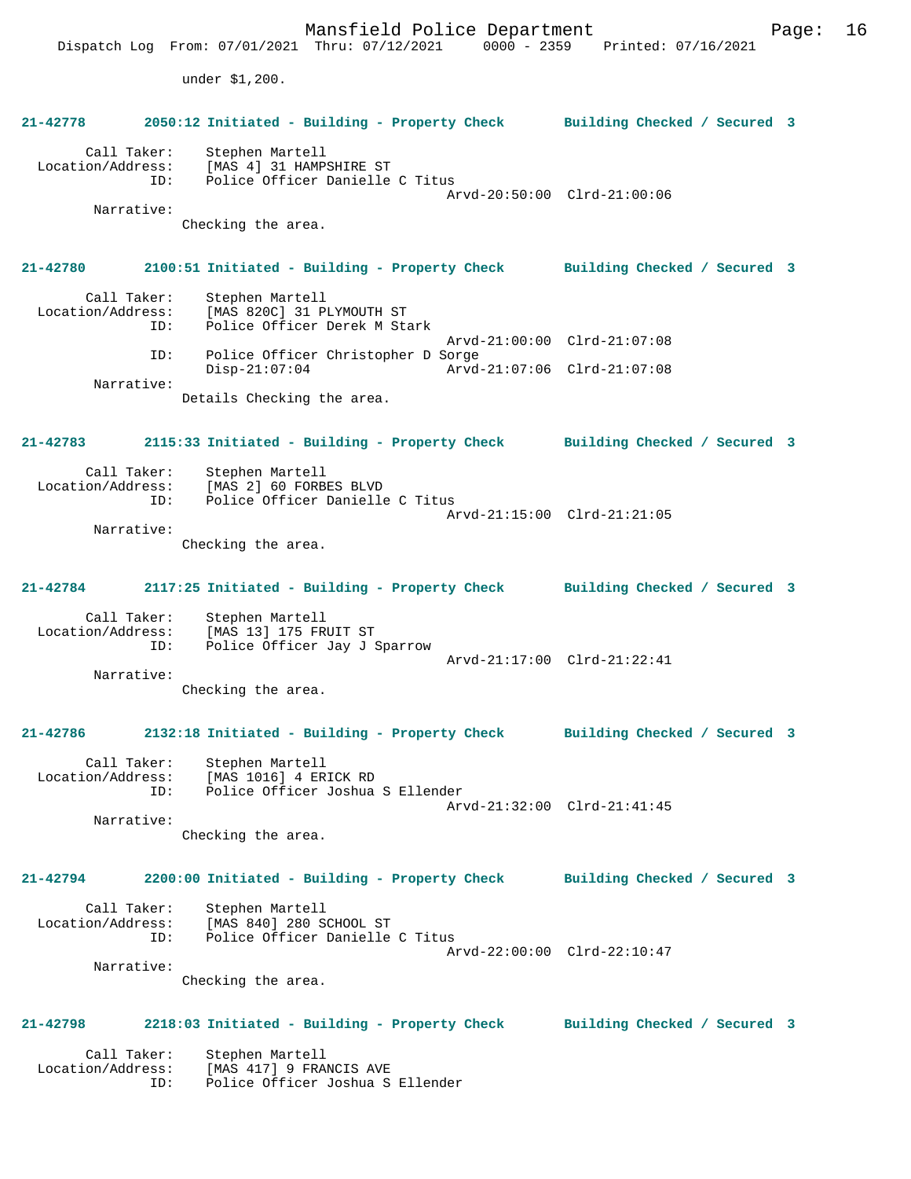under $1,200.

**21-42778 2050:12 Initiated - Building - Property Check Building Checked / Secured 3**

Call Taker: Stephen Martell
Location/Address: [MAS 4] 31 HAMPSHIRE ST
ID: Police Officer Danielle C Titus
Arvd-20:50:00 Clrd-21:00:06
Narrative:
Checking the area.

**21-42780 2100:51 Initiated - Building - Property Check Building Checked / Secured 3**

Call Taker: Stephen Martell
Location/Address: [MAS 820C] 31 PLYMOUTH ST
ID: Police Officer Derek M Stark
Arvd-21:00:00 Clrd-21:07:08
ID: Police Officer Christopher D Sorge
Disp-21:07:04 Arvd-21:07:06 Clrd-21:07:08
Narrative:
Details Checking the area.

**21-42783 2115:33 Initiated - Building - Property Check Building Checked / Secured 3**

Call Taker: Stephen Martell
Location/Address: [MAS 2] 60 FORBES BLVD
ID: Police Officer Danielle C Titus
Arvd-21:15:00 Clrd-21:21:05
Narrative:
Checking the area.

**21-42784 2117:25 Initiated - Building - Property Check Building Checked / Secured 3**

Call Taker: Stephen Martell
Location/Address: [MAS 13] 175 FRUIT ST
ID: Police Officer Jay J Sparrow
Arvd-21:17:00 Clrd-21:22:41
Narrative:
Checking the area.

**21-42786 2132:18 Initiated - Building - Property Check Building Checked / Secured 3**

Call Taker: Stephen Martell
Location/Address: [MAS 1016] 4 ERICK RD
ID: Police Officer Joshua S Ellender
Arvd-21:32:00 Clrd-21:41:45
Narrative:
Checking the area.

**21-42794 2200:00 Initiated - Building - Property Check Building Checked / Secured 3**

Call Taker: Stephen Martell
Location/Address: [MAS 840] 280 SCHOOL ST
ID: Police Officer Danielle C Titus
Arvd-22:00:00 Clrd-22:10:47
Narrative:
Checking the area.

**21-42798 2218:03 Initiated - Building - Property Check Building Checked / Secured 3**

Call Taker: Stephen Martell
Location/Address: [MAS 417] 9 FRANCIS AVE
ID: Police Officer Joshua S Ellender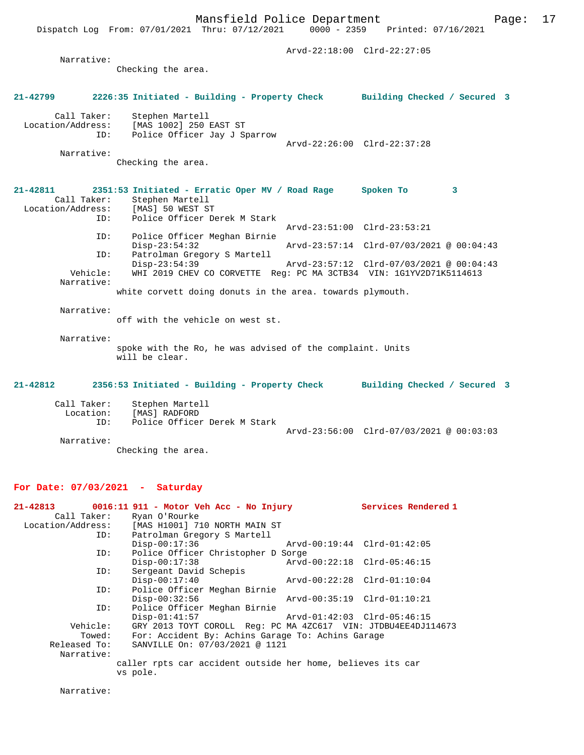Arvd-22:18:00 Clrd-22:27:05

Narrative:
Checking the area.

**21-42799 2226:35 Initiated - Building - Property Check Building Checked / Secured 3**

Call Taker: Stephen Martell
Location/Address: [MAS 1002] 250 EAST ST
ID: Police Officer Jay J Sparrow
Arvd-22:26:00 Clrd-22:37:28
Narrative:
Checking the area.

**21-42811 2351:53 Initiated - Erratic Oper MV / Road Rage Spoken To 3**

Call Taker: Stephen Martell
Location/Address: [MAS] 50 WEST ST
ID: Police Officer Derek M Stark
Arvd-23:51:00 Clrd-23:53:21
ID: Police Officer Meghan Birnie
Disp-23:54:32 Arvd-23:57:14 Clrd-07/03/2021 @ 00:04:43
ID: Patrolman Gregory S Martell
Disp-23:54:39 Arvd-23:57:12 Clrd-07/03/2021 @ 00:04:43
Vehicle: WHI 2019 CHEV CO CORVETTE Reg: PC MA 3CTB34 VIN: 1G1YV2D71K5114613
Narrative:
white corvett doing donuts in the area. towards plymouth.

Narrative:
off with the vehicle on west st.

Narrative:
spoke with the Ro, he was advised of the complaint. Units will be clear.

**21-42812 2356:53 Initiated - Building - Property Check Building Checked / Secured 3**

Call Taker: Stephen Martell
Location: [MAS] RADFORD
ID: Police Officer Derek M Stark
Arvd-23:56:00 Clrd-07/03/2021 @ 00:03:03
Narrative:
Checking the area.

## For Date: 07/03/2021 - Saturday

**21-42813 0016:11 911 - Motor Veh Acc - No Injury Services Rendered 1**

Call Taker: Ryan O'Rourke
Location/Address: [MAS H1001] 710 NORTH MAIN ST
ID: Patrolman Gregory S Martell
Disp-00:17:36 Arvd-00:19:44 Clrd-01:42:05
ID: Police Officer Christopher D Sorge
Disp-00:17:38 Arvd-00:22:18 Clrd-05:46:15
ID: Sergeant David Schepis
Disp-00:17:40 Arvd-00:22:28 Clrd-01:10:04
ID: Police Officer Meghan Birnie
Disp-00:32:56 Arvd-00:35:19 Clrd-01:10:21
ID: Police Officer Meghan Birnie
Disp-01:41:57 Arvd-01:42:03 Clrd-05:46:15
Vehicle: GRY 2013 TOYT COROLL Reg: PC MA 4ZC617 VIN: JTDBU4EE4DJ114673
Towed: For: Accident By: Achins Garage To: Achins Garage
Released To: SANVILLE On: 07/03/2021 @ 1121
Narrative:
caller rpts car accident outside her home, believes its car vs pole.

Narrative: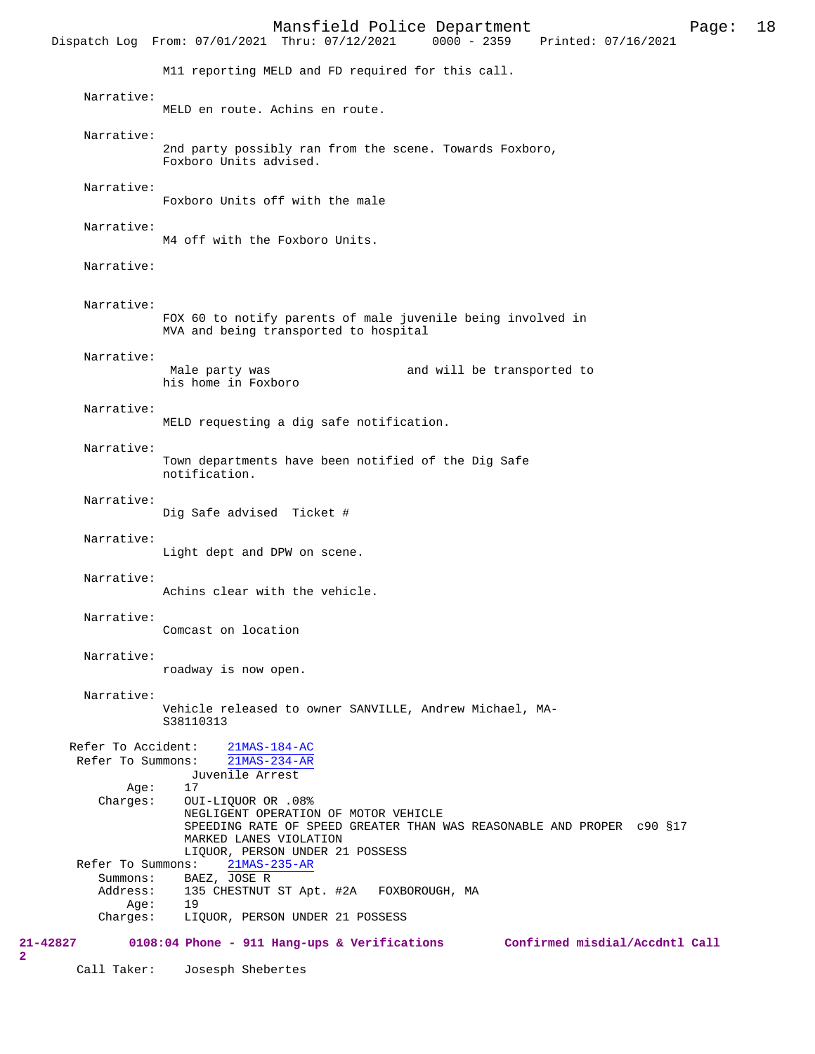M11 reporting MELD and FD required for this call.

Narrative:
MELD en route. Achins en route.

Narrative:
2nd party possibly ran from the scene. Towards Foxboro, Foxboro Units advised.

Narrative:
Foxboro Units off with the male

Narrative:
M4 off with the Foxboro Units.

Narrative:

Narrative:
FOX 60 to notify parents of male juvenile being involved in MVA and being transported to hospital

Narrative:
Male party was                    and will be transported to his home in Foxboro

Narrative:
MELD requesting a dig safe notification.

Narrative:
Town departments have been notified of the Dig Safe notification.

Narrative:
Dig Safe advised  Ticket #

Narrative:
Light dept and DPW on scene.

Narrative:
Achins clear with the vehicle.

Narrative:
Comcast on location

Narrative:
roadway is now open.

Narrative:
Vehicle released to owner SANVILLE, Andrew Michael, MA-S38110313

Refer To Accident: 21MAS-184-AC
Refer To Summons: 21MAS-234-AR
Juvenile Arrest
Age: 17
Charges: OUI-LIQUOR OR .08%
NEGLIGENT OPERATION OF MOTOR VEHICLE
SPEEDING RATE OF SPEED GREATER THAN WAS REASONABLE AND PROPER c90 §17
MARKED LANES VIOLATION
LIQUOR, PERSON UNDER 21 POSSESS
Refer To Summons: 21MAS-235-AR
Summons: BAEZ, JOSE R
Address: 135 CHESTNUT ST Apt. #2A FOXBOROUGH, MA
Age: 19
Charges: LIQUOR, PERSON UNDER 21 POSSESS

**21-42827 0108:04 Phone - 911 Hang-ups & Verifications Confirmed misdial/Accdntl Call 2**

Call Taker: Josesph Shebertes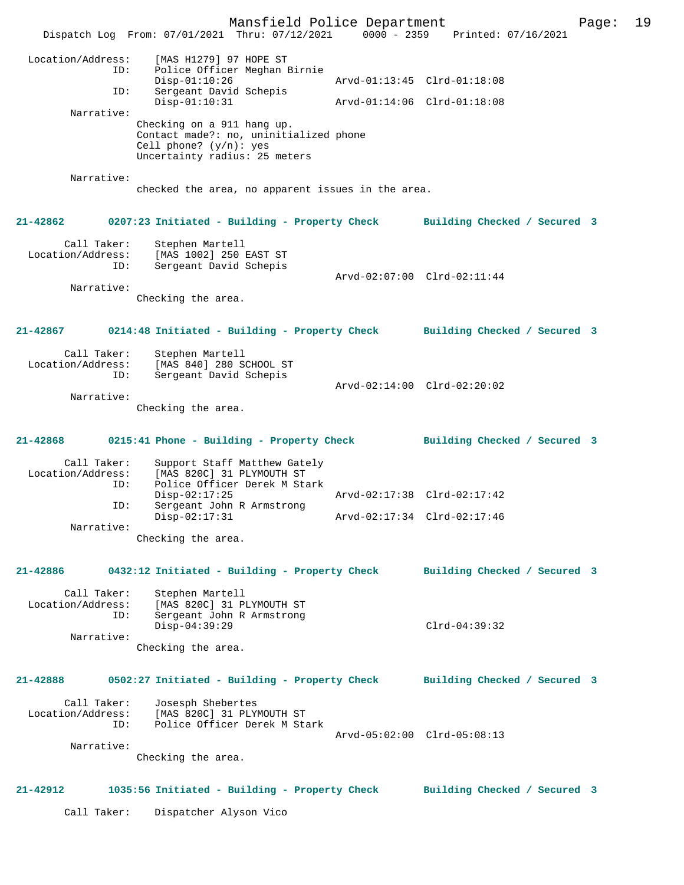```
Location/Address:    [MAS H1279] 97 HOPE ST
              ID:    Police Officer Meghan Birnie
                     Disp-01:10:26                 Arvd-01:13:45  Clrd-01:18:08
              ID:    Sergeant David Schepis
                     Disp-01:10:31                 Arvd-01:14:06  Clrd-01:18:08
       Narrative:
                     Checking on a 911 hang up.
                     Contact made?: no, uninitialized phone
                     Cell phone? (y/n): yes
                     Uncertainty radius: 25 meters

       Narrative:
                     checked the area, no apparent issues in the area.
```

**21-42862 0207:23 Initiated - Building - Property Check Building Checked / Secured 3**

```
      Call Taker:    Stephen Martell
Location/Address:    [MAS 1002] 250 EAST ST
              ID:    Sergeant David Schepis
                                                   Arvd-02:07:00  Clrd-02:11:44
       Narrative:
                     Checking the area.
```

**21-42867 0214:48 Initiated - Building - Property Check Building Checked / Secured 3**

```
      Call Taker:    Stephen Martell
Location/Address:    [MAS 840] 280 SCHOOL ST
              ID:    Sergeant David Schepis
                                                   Arvd-02:14:00  Clrd-02:20:02
       Narrative:
                     Checking the area.
```

**21-42868 0215:41 Phone - Building - Property Check Building Checked / Secured 3**

```
      Call Taker:    Support Staff Matthew Gately
Location/Address:    [MAS 820C] 31 PLYMOUTH ST
              ID:    Police Officer Derek M Stark
                     Disp-02:17:25                 Arvd-02:17:38  Clrd-02:17:42
              ID:    Sergeant John R Armstrong
                     Disp-02:17:31                 Arvd-02:17:34  Clrd-02:17:46
       Narrative:
                     Checking the area.
```

**21-42886 0432:12 Initiated - Building - Property Check Building Checked / Secured 3**

```
      Call Taker:    Stephen Martell
Location/Address:    [MAS 820C] 31 PLYMOUTH ST
              ID:    Sergeant John R Armstrong
                     Disp-04:39:29                                Clrd-04:39:32
       Narrative:
                     Checking the area.
```

**21-42888 0502:27 Initiated - Building - Property Check Building Checked / Secured 3**

```
      Call Taker:    Josesph Shebertes
Location/Address:    [MAS 820C] 31 PLYMOUTH ST
              ID:    Police Officer Derek M Stark
                                                   Arvd-05:02:00  Clrd-05:08:13
       Narrative:
                     Checking the area.
```

**21-42912 1035:56 Initiated - Building - Property Check Building Checked / Secured 3**

```
      Call Taker:    Dispatcher Alyson Vico
```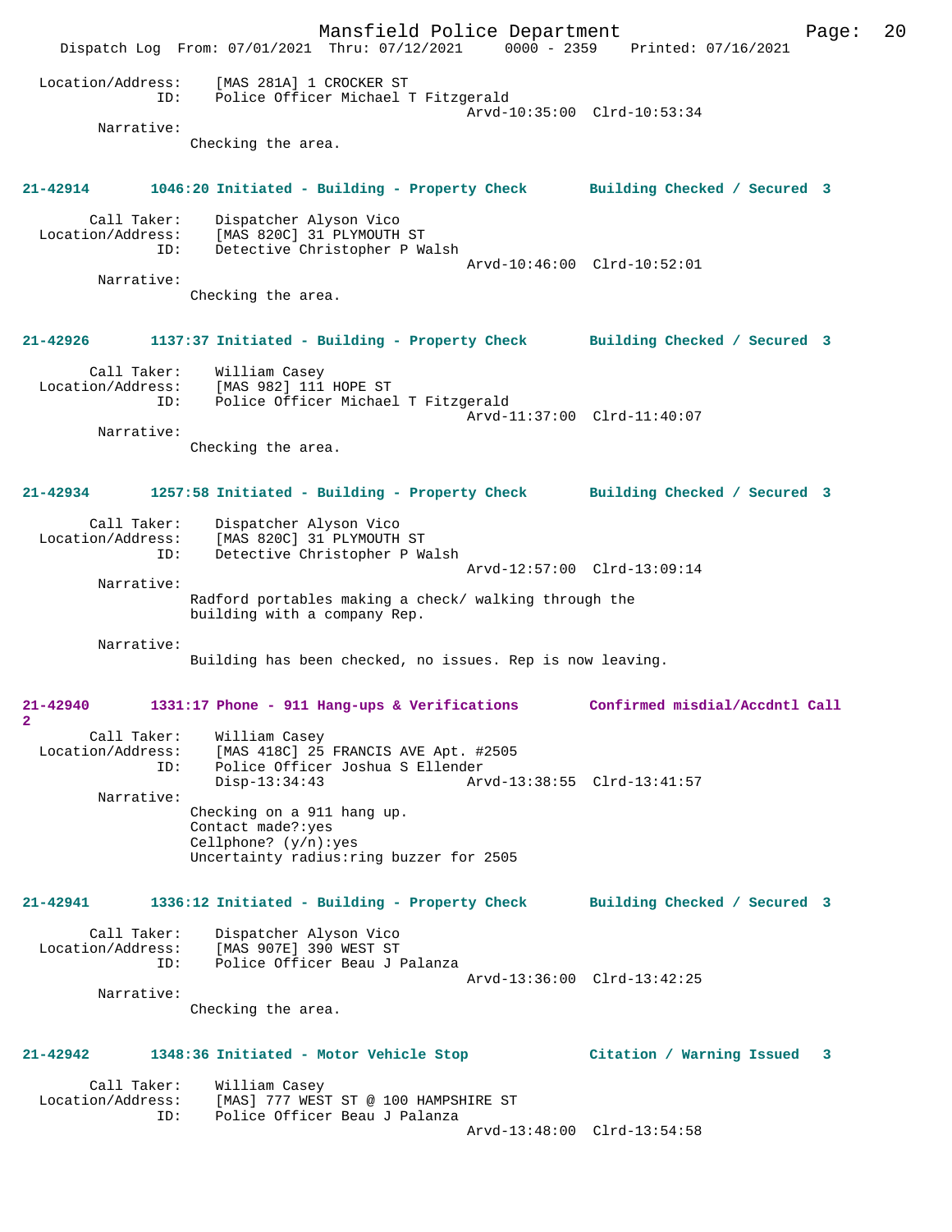Location/Address: [MAS 281A] 1 CROCKER ST
ID: Police Officer Michael T Fitzgerald
Arvd-10:35:00 Clrd-10:53:34
Narrative:
Checking the area.

**21-42914 1046:20 Initiated - Building - Property Check Building Checked / Secured 3**

Call Taker: Dispatcher Alyson Vico
Location/Address: [MAS 820C] 31 PLYMOUTH ST
ID: Detective Christopher P Walsh
Arvd-10:46:00 Clrd-10:52:01
Narrative:
Checking the area.

**21-42926 1137:37 Initiated - Building - Property Check Building Checked / Secured 3**

Call Taker: William Casey
Location/Address: [MAS 982] 111 HOPE ST
ID: Police Officer Michael T Fitzgerald
Arvd-11:37:00 Clrd-11:40:07
Narrative:
Checking the area.

**21-42934 1257:58 Initiated - Building - Property Check Building Checked / Secured 3**

Call Taker: Dispatcher Alyson Vico
Location/Address: [MAS 820C] 31 PLYMOUTH ST
ID: Detective Christopher P Walsh
Arvd-12:57:00 Clrd-13:09:14
Narrative:
Radford portables making a check/ walking through the building with a company Rep.

Narrative:
Building has been checked, no issues. Rep is now leaving.

**21-42940 1331:17 Phone - 911 Hang-ups & Verifications Confirmed misdial/Accdntl Call 2**

Call Taker: William Casey
Location/Address: [MAS 418C] 25 FRANCIS AVE Apt. #2505
ID: Police Officer Joshua S Ellender
Disp-13:34:43 Arvd-13:38:55 Clrd-13:41:57
Narrative:
Checking on a 911 hang up.
Contact made?:yes
Cellphone? (y/n):yes
Uncertainty radius:ring buzzer for 2505

**21-42941 1336:12 Initiated - Building - Property Check Building Checked / Secured 3**

Call Taker: Dispatcher Alyson Vico
Location/Address: [MAS 907E] 390 WEST ST
ID: Police Officer Beau J Palanza
Arvd-13:36:00 Clrd-13:42:25
Narrative:
Checking the area.

**21-42942 1348:36 Initiated - Motor Vehicle Stop Citation / Warning Issued 3**

Call Taker: William Casey
Location/Address: [MAS] 777 WEST ST @ 100 HAMPSHIRE ST
ID: Police Officer Beau J Palanza
Arvd-13:48:00 Clrd-13:54:58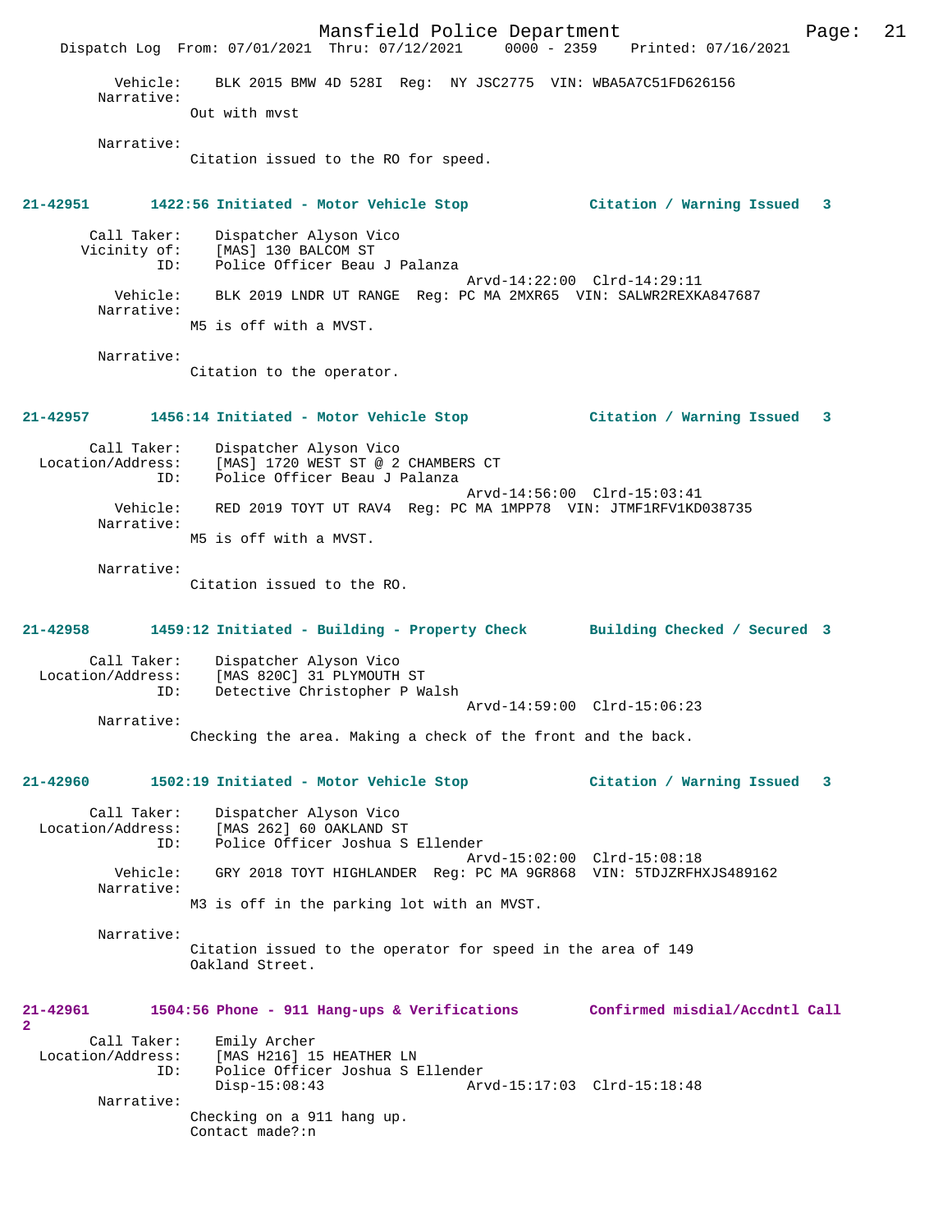Vehicle: BLK 2015 BMW 4D 528I Reg: NY JSC2775 VIN: WBA5A7C51FD626156
Narrative:
Out with mvst

Narrative:
Citation issued to the RO for speed.

**21-42951 1422:56 Initiated - Motor Vehicle Stop Citation / Warning Issued 3**

Call Taker: Dispatcher Alyson Vico
Vicinity of: [MAS] 130 BALCOM ST
ID: Police Officer Beau J Palanza
Arvd-14:22:00 Clrd-14:29:11
Vehicle: BLK 2019 LNDR UT RANGE Reg: PC MA 2MXR65 VIN: SALWR2REXKA847687
Narrative:
M5 is off with a MVST.

Narrative:
Citation to the operator.

**21-42957 1456:14 Initiated - Motor Vehicle Stop Citation / Warning Issued 3**

Call Taker: Dispatcher Alyson Vico
Location/Address: [MAS] 1720 WEST ST @ 2 CHAMBERS CT
ID: Police Officer Beau J Palanza
Arvd-14:56:00 Clrd-15:03:41
Vehicle: RED 2019 TOYT UT RAV4 Reg: PC MA 1MPP78 VIN: JTMF1RFV1KD038735
Narrative:
M5 is off with a MVST.

Narrative:
Citation issued to the RO.

**21-42958 1459:12 Initiated - Building - Property Check Building Checked / Secured 3**

Call Taker: Dispatcher Alyson Vico
Location/Address: [MAS 820C] 31 PLYMOUTH ST
ID: Detective Christopher P Walsh
Arvd-14:59:00 Clrd-15:06:23
Narrative:
Checking the area. Making a check of the front and the back.

**21-42960 1502:19 Initiated - Motor Vehicle Stop Citation / Warning Issued 3**

Call Taker: Dispatcher Alyson Vico
Location/Address: [MAS 262] 60 OAKLAND ST
ID: Police Officer Joshua S Ellender
Arvd-15:02:00 Clrd-15:08:18
Vehicle: GRY 2018 TOYT HIGHLANDER Reg: PC MA 9GR868 VIN: 5TDJZRFHXJS489162
Narrative:
M3 is off in the parking lot with an MVST.

Narrative:
Citation issued to the operator for speed in the area of 149 Oakland Street.

**21-42961 1504:56 Phone - 911 Hang-ups & Verifications Confirmed misdial/Accdntl Call 2**

Call Taker: Emily Archer
Location/Address: [MAS H216] 15 HEATHER LN
ID: Police Officer Joshua S Ellender
Disp-15:08:43 Arvd-15:17:03 Clrd-15:18:48
Narrative:
Checking on a 911 hang up.
Contact made?:n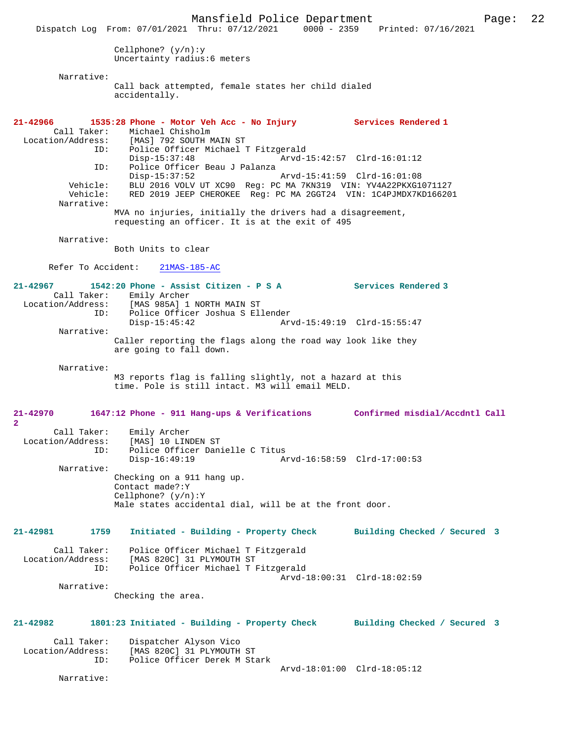Cellphone? (y/n):y
Uncertainty radius:6 meters

Narrative:
Call back attempted, female states her child dialed accidentally.

**21-42966** **1535:28 Phone - Motor Veh Acc - No Injury** **Services Rendered 1**

Call Taker: Michael Chisholm
Location/Address: [MAS] 792 SOUTH MAIN ST
ID: Police Officer Michael T Fitzgerald
Disp-15:37:48 Arvd-15:42:57 Clrd-16:01:12
ID: Police Officer Beau J Palanza
Disp-15:37:52 Arvd-15:41:59 Clrd-16:01:08
Vehicle: BLU 2016 VOLV UT XC90 Reg: PC MA 7KN319 VIN: YV4A22PKXG1071127
Vehicle: RED 2019 JEEP CHEROKEE Reg: PC MA 2GGT24 VIN: 1C4PJMDX7KD166201
Narrative:
MVA no injuries, initially the drivers had a disagreement, requesting an officer. It is at the exit of 495

Narrative:
Both Units to clear

Refer To Accident: 21MAS-185-AC

**21-42967** **1542:20 Phone - Assist Citizen - P S A** **Services Rendered 3**

Call Taker: Emily Archer
Location/Address: [MAS 985A] 1 NORTH MAIN ST
ID: Police Officer Joshua S Ellender
Disp-15:45:42 Arvd-15:49:19 Clrd-15:55:47
Narrative:
Caller reporting the flags along the road way look like they are going to fall down.

Narrative:
M3 reports flag is falling slightly, not a hazard at this time. Pole is still intact. M3 will email MELD.

**21-42970** **1647:12 Phone - 911 Hang-ups & Verifications** **Confirmed misdial/Accdntl Call 2**

Call Taker: Emily Archer
Location/Address: [MAS] 10 LINDEN ST
ID: Police Officer Danielle C Titus
Disp-16:49:19 Arvd-16:58:59 Clrd-17:00:53
Narrative:
Checking on a 911 hang up.
Contact made?:Y
Cellphone? (y/n):Y
Male states accidental dial, will be at the front door.

**21-42981** **1759 Initiated - Building - Property Check** **Building Checked / Secured 3**

Call Taker: Police Officer Michael T Fitzgerald
Location/Address: [MAS 820C] 31 PLYMOUTH ST
ID: Police Officer Michael T Fitzgerald
Arvd-18:00:31 Clrd-18:02:59
Narrative:
Checking the area.

**21-42982** **1801:23 Initiated - Building - Property Check** **Building Checked / Secured 3**

Call Taker: Dispatcher Alyson Vico
Location/Address: [MAS 820C] 31 PLYMOUTH ST
ID: Police Officer Derek M Stark
Arvd-18:01:00 Clrd-18:05:12
Narrative: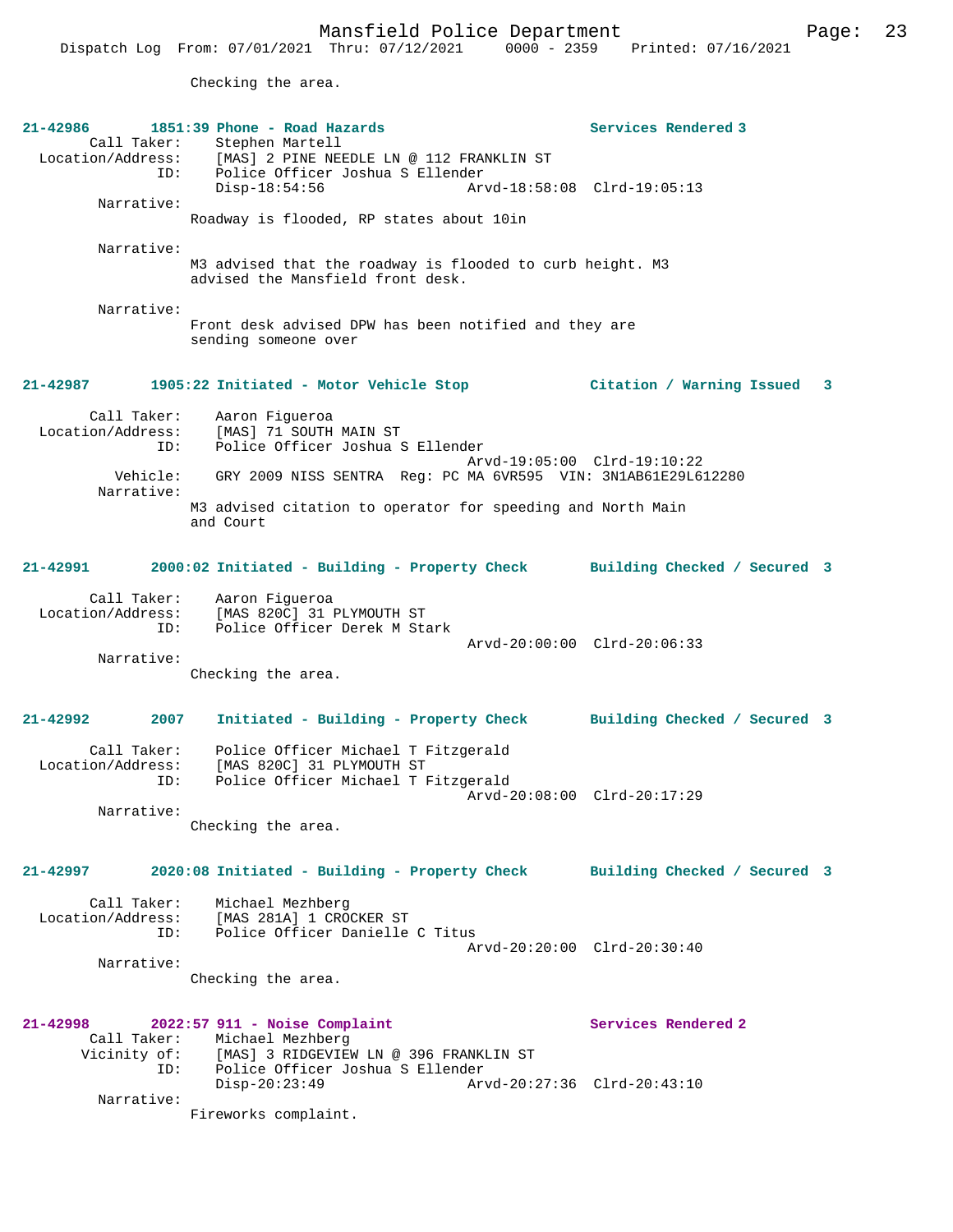Checking the area.

**21-42986 1851:39 Phone - Road Hazards Services Rendered 3**

Call Taker: Stephen Martell
Location/Address: [MAS] 2 PINE NEEDLE LN @ 112 FRANKLIN ST
ID: Police Officer Joshua S Ellender
Disp-18:54:56 Arvd-18:58:08 Clrd-19:05:13
Narrative:
Roadway is flooded, RP states about 10in

Narrative:
M3 advised that the roadway is flooded to curb height. M3 advised the Mansfield front desk.

Narrative:
Front desk advised DPW has been notified and they are sending someone over

**21-42987 1905:22 Initiated - Motor Vehicle Stop Citation / Warning Issued 3**

Call Taker: Aaron Figueroa
Location/Address: [MAS] 71 SOUTH MAIN ST
ID: Police Officer Joshua S Ellender
Arvd-19:05:00 Clrd-19:10:22
Vehicle: GRY 2009 NISS SENTRA Reg: PC MA 6VR595 VIN: 3N1AB61E29L612280
Narrative:
M3 advised citation to operator for speeding and North Main and Court

**21-42991 2000:02 Initiated - Building - Property Check Building Checked / Secured 3**

Call Taker: Aaron Figueroa
Location/Address: [MAS 820C] 31 PLYMOUTH ST
ID: Police Officer Derek M Stark
Arvd-20:00:00 Clrd-20:06:33
Narrative:
Checking the area.

**21-42992 2007 Initiated - Building - Property Check Building Checked / Secured 3**

Call Taker: Police Officer Michael T Fitzgerald
Location/Address: [MAS 820C] 31 PLYMOUTH ST
ID: Police Officer Michael T Fitzgerald
Arvd-20:08:00 Clrd-20:17:29
Narrative:
Checking the area.

**21-42997 2020:08 Initiated - Building - Property Check Building Checked / Secured 3**

Call Taker: Michael Mezhberg
Location/Address: [MAS 281A] 1 CROCKER ST
ID: Police Officer Danielle C Titus
Arvd-20:20:00 Clrd-20:30:40
Narrative:
Checking the area.

**21-42998 2022:57 911 - Noise Complaint Services Rendered 2**

Call Taker: Michael Mezhberg
Vicinity of: [MAS] 3 RIDGEVIEW LN @ 396 FRANKLIN ST
ID: Police Officer Joshua S Ellender
Disp-20:23:49 Arvd-20:27:36 Clrd-20:43:10
Narrative:
Fireworks complaint.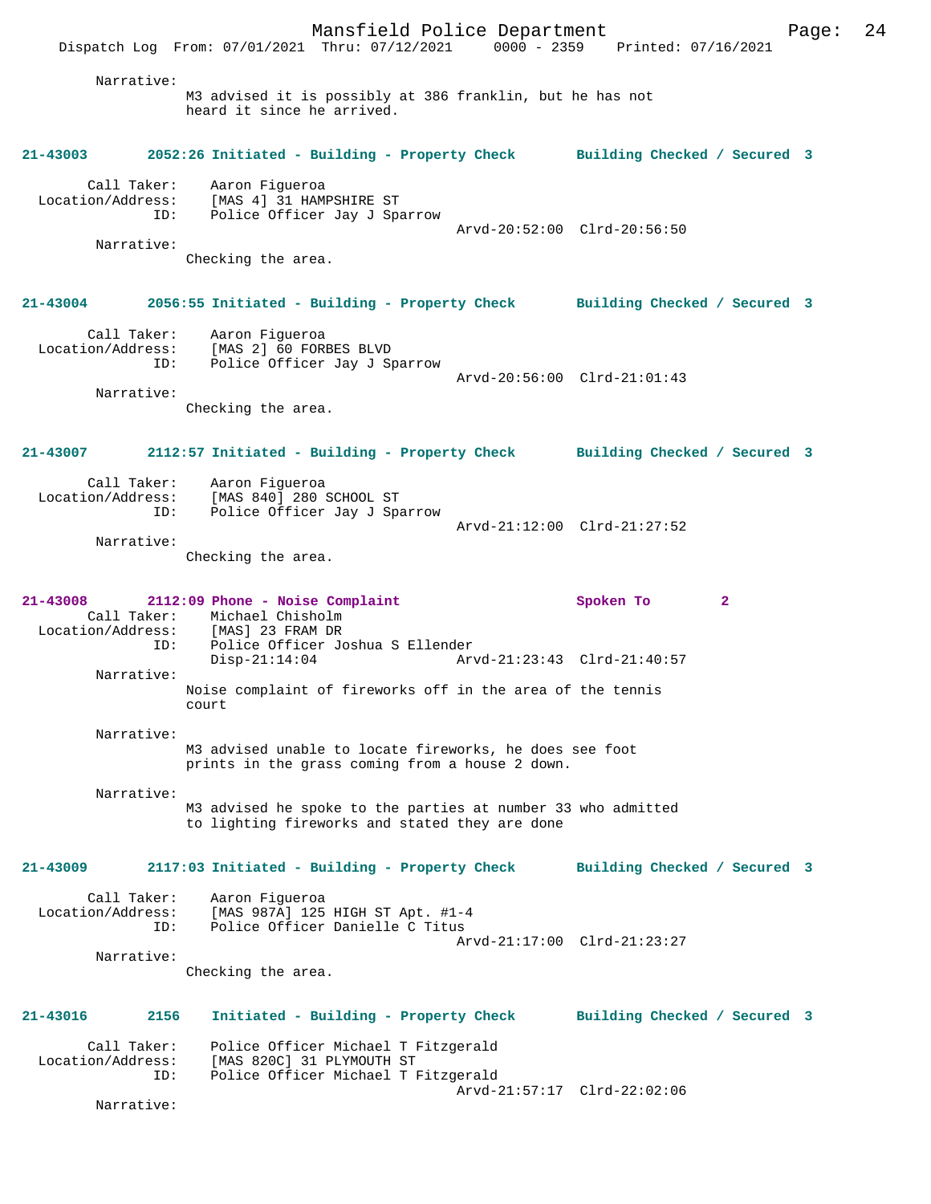Narrative:
M3 advised it is possibly at 386 franklin, but he has not heard it since he arrived.

**21-43003 2052:26 Initiated - Building - Property Check Building Checked / Secured 3**

Call Taker: Aaron Figueroa
Location/Address: [MAS 4] 31 HAMPSHIRE ST
ID: Police Officer Jay J Sparrow
Arvd-20:52:00 Clrd-20:56:50
Narrative:
Checking the area.

**21-43004 2056:55 Initiated - Building - Property Check Building Checked / Secured 3**

Call Taker: Aaron Figueroa
Location/Address: [MAS 2] 60 FORBES BLVD
ID: Police Officer Jay J Sparrow
Arvd-20:56:00 Clrd-21:01:43
Narrative:
Checking the area.

**21-43007 2112:57 Initiated - Building - Property Check Building Checked / Secured 3**

Call Taker: Aaron Figueroa
Location/Address: [MAS 840] 280 SCHOOL ST
ID: Police Officer Jay J Sparrow
Arvd-21:12:00 Clrd-21:27:52
Narrative:
Checking the area.

**21-43008 2112:09 Phone - Noise Complaint Spoken To 2**
Call Taker: Michael Chisholm
Location/Address: [MAS] 23 FRAM DR
ID: Police Officer Joshua S Ellender
Disp-21:14:04 Arvd-21:23:43 Clrd-21:40:57
Narrative:
Noise complaint of fireworks off in the area of the tennis court

Narrative:
M3 advised unable to locate fireworks, he does see foot prints in the grass coming from a house 2 down.

Narrative:
M3 advised he spoke to the parties at number 33 who admitted to lighting fireworks and stated they are done

**21-43009 2117:03 Initiated - Building - Property Check Building Checked / Secured 3**

Call Taker: Aaron Figueroa
Location/Address: [MAS 987A] 125 HIGH ST Apt. #1-4
ID: Police Officer Danielle C Titus
Arvd-21:17:00 Clrd-21:23:27
Narrative:
Checking the area.

**21-43016 2156 Initiated - Building - Property Check Building Checked / Secured 3**

Call Taker: Police Officer Michael T Fitzgerald
Location/Address: [MAS 820C] 31 PLYMOUTH ST
ID: Police Officer Michael T Fitzgerald
Arvd-21:57:17 Clrd-22:02:06
Narrative: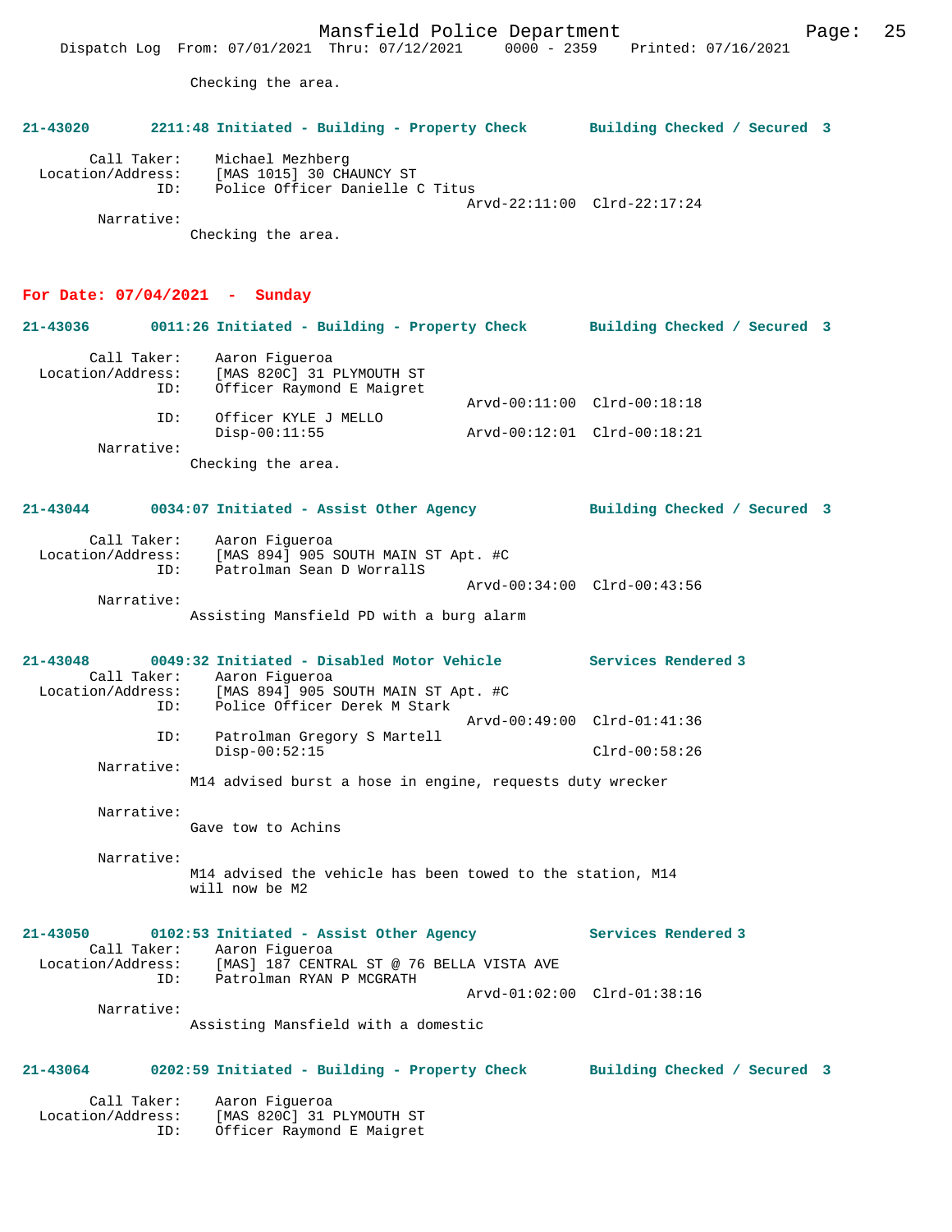Checking the area.

**21-43020 2211:48 Initiated - Building - Property Check Building Checked / Secured 3**

```
        Call Taker:    Michael Mezhberg
  Location/Address:    [MAS 1015] 30 CHAUNCY ST
                ID:    Police Officer Danielle C Titus
                                             Arvd-22:11:00  Clrd-22:17:24
         Narrative:
               Checking the area.
```

## For Date: 07/04/2021 - Sunday

**21-43036 0011:26 Initiated - Building - Property Check Building Checked / Secured 3**

```
        Call Taker:    Aaron Figueroa
  Location/Address:    [MAS 820C] 31 PLYMOUTH ST
                ID:    Officer Raymond E Maigret
                                             Arvd-00:11:00  Clrd-00:18:18
                ID:    Officer KYLE J MELLO
                       Disp-00:11:55         Arvd-00:12:01  Clrd-00:18:21
         Narrative:
               Checking the area.
```

**21-43044 0034:07 Initiated - Assist Other Agency Building Checked / Secured 3**

```
        Call Taker:    Aaron Figueroa
  Location/Address:    [MAS 894] 905 SOUTH MAIN ST Apt. #C
                ID:    Patrolman Sean D WorrallS
                                             Arvd-00:34:00  Clrd-00:43:56
         Narrative:
               Assisting Mansfield PD with a burg alarm
```

**21-43048 0049:32 Initiated - Disabled Motor Vehicle Services Rendered 3**

```
        Call Taker:    Aaron Figueroa
  Location/Address:    [MAS 894] 905 SOUTH MAIN ST Apt. #C
                ID:    Police Officer Derek M Stark
                                             Arvd-00:49:00  Clrd-01:41:36
                ID:    Patrolman Gregory S Martell
                       Disp-00:52:15                        Clrd-00:58:26
         Narrative:
               M14 advised burst a hose in engine, requests duty wrecker

         Narrative:
               Gave tow to Achins

         Narrative:
               M14 advised the vehicle has been towed to the station, M14
               will now be M2
```

**21-43050 0102:53 Initiated - Assist Other Agency Services Rendered 3**

```
        Call Taker:    Aaron Figueroa
  Location/Address:    [MAS] 187 CENTRAL ST @ 76 BELLA VISTA AVE
                ID:    Patrolman RYAN P MCGRATH
                                             Arvd-01:02:00  Clrd-01:38:16
         Narrative:
               Assisting Mansfield with a domestic
```

**21-43064 0202:59 Initiated - Building - Property Check Building Checked / Secured 3**

```
        Call Taker:    Aaron Figueroa
  Location/Address:    [MAS 820C] 31 PLYMOUTH ST
                ID:    Officer Raymond E Maigret
```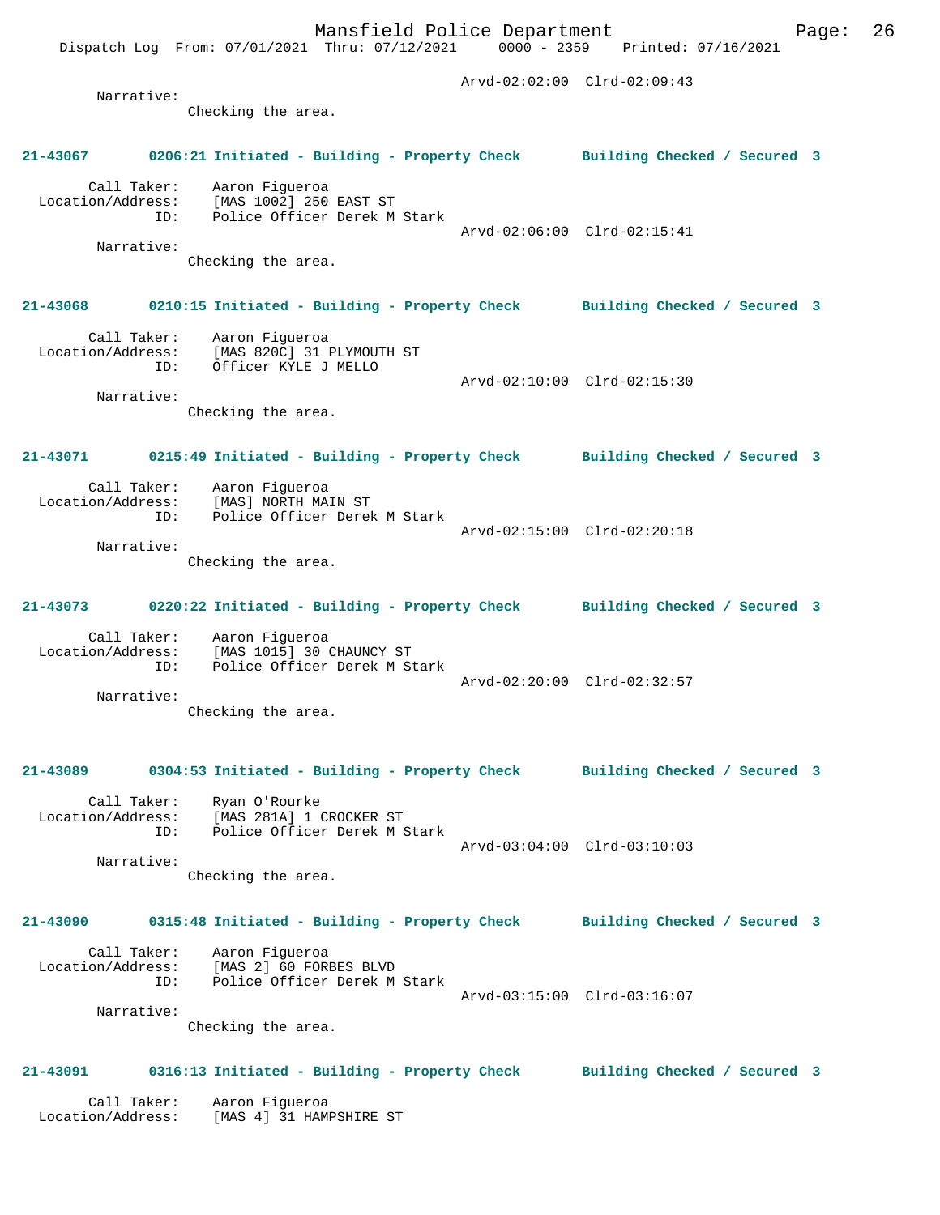Arvd-02:02:00 Clrd-02:09:43

Narrative:
Checking the area.

**21-43067 0206:21 Initiated - Building - Property Check Building Checked / Secured 3**

Call Taker: Aaron Figueroa
Location/Address: [MAS 1002] 250 EAST ST
ID: Police Officer Derek M Stark
Arvd-02:06:00 Clrd-02:15:41

Narrative:
Checking the area.

**21-43068 0210:15 Initiated - Building - Property Check Building Checked / Secured 3**

Call Taker: Aaron Figueroa
Location/Address: [MAS 820C] 31 PLYMOUTH ST
ID: Officer KYLE J MELLO
Arvd-02:10:00 Clrd-02:15:30

Narrative:
Checking the area.

**21-43071 0215:49 Initiated - Building - Property Check Building Checked / Secured 3**

Call Taker: Aaron Figueroa
Location/Address: [MAS] NORTH MAIN ST
ID: Police Officer Derek M Stark
Arvd-02:15:00 Clrd-02:20:18

Narrative:
Checking the area.

**21-43073 0220:22 Initiated - Building - Property Check Building Checked / Secured 3**

Call Taker: Aaron Figueroa
Location/Address: [MAS 1015] 30 CHAUNCY ST
ID: Police Officer Derek M Stark
Arvd-02:20:00 Clrd-02:32:57

Narrative:
Checking the area.

**21-43089 0304:53 Initiated - Building - Property Check Building Checked / Secured 3**

Call Taker: Ryan O'Rourke
Location/Address: [MAS 281A] 1 CROCKER ST
ID: Police Officer Derek M Stark
Arvd-03:04:00 Clrd-03:10:03

Narrative:
Checking the area.

**21-43090 0315:48 Initiated - Building - Property Check Building Checked / Secured 3**

Call Taker: Aaron Figueroa
Location/Address: [MAS 2] 60 FORBES BLVD
ID: Police Officer Derek M Stark
Arvd-03:15:00 Clrd-03:16:07

Narrative:
Checking the area.

**21-43091 0316:13 Initiated - Building - Property Check Building Checked / Secured 3**

Call Taker: Aaron Figueroa
Location/Address: [MAS 4] 31 HAMPSHIRE ST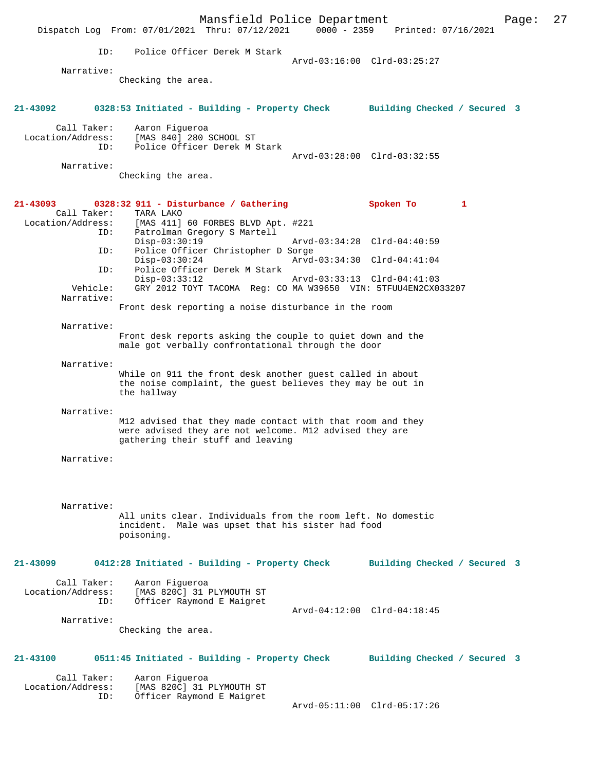```
        ID:      Police Officer Derek M Stark
                                           Arvd-03:16:00  Clrd-03:25:27
  Narrative:
               Checking the area.


21-43092      0328:53 Initiated - Building - Property Check      Building Checked / Secured  3

     Call Taker:    Aaron Figueroa
 Location/Address:  [MAS 840] 280 SCHOOL ST
             ID:    Police Officer Derek M Stark
                                           Arvd-03:28:00  Clrd-03:32:55
  Narrative:
               Checking the area.


21-43093      0328:32 911 - Disturbance / Gathering              Spoken To         1
     Call Taker:    TARA LAKO
 Location/Address:  [MAS 411] 60 FORBES BLVD Apt. #221
             ID:    Patrolman Gregory S Martell
                    Disp-03:30:19          Arvd-03:34:28  Clrd-04:40:59
             ID:    Police Officer Christopher D Sorge
                    Disp-03:30:24          Arvd-03:34:30  Clrd-04:41:04
             ID:    Police Officer Derek M Stark
                    Disp-03:33:12          Arvd-03:33:13  Clrd-04:41:03
        Vehicle:    GRY 2012 TOYT TACOMA  Reg: CO MA W39650  VIN: 5TFUU4EN2CX033207
  Narrative:
               Front desk reporting a noise disturbance in the room

  Narrative:
               Front desk reports asking the couple to quiet down and the
               male got verbally confrontational through the door

  Narrative:
               While on 911 the front desk another guest called in about
               the noise complaint, the guest believes they may be out in
               the hallway

  Narrative:
               M12 advised that they made contact with that room and they
               were advised they are not welcome. M12 advised they are
               gathering their stuff and leaving

  Narrative:



  Narrative:
               All units clear. Individuals from the room left. No domestic
               incident.  Male was upset that his sister had food
               poisoning.


21-43099      0412:28 Initiated - Building - Property Check      Building Checked / Secured  3

     Call Taker:    Aaron Figueroa
 Location/Address:  [MAS 820C] 31 PLYMOUTH ST
             ID:    Officer Raymond E Maigret
                                           Arvd-04:12:00  Clrd-04:18:45
  Narrative:
               Checking the area.


21-43100      0511:45 Initiated - Building - Property Check      Building Checked / Secured  3

     Call Taker:    Aaron Figueroa
 Location/Address:  [MAS 820C] 31 PLYMOUTH ST
             ID:    Officer Raymond E Maigret
                                           Arvd-05:11:00  Clrd-05:17:26
```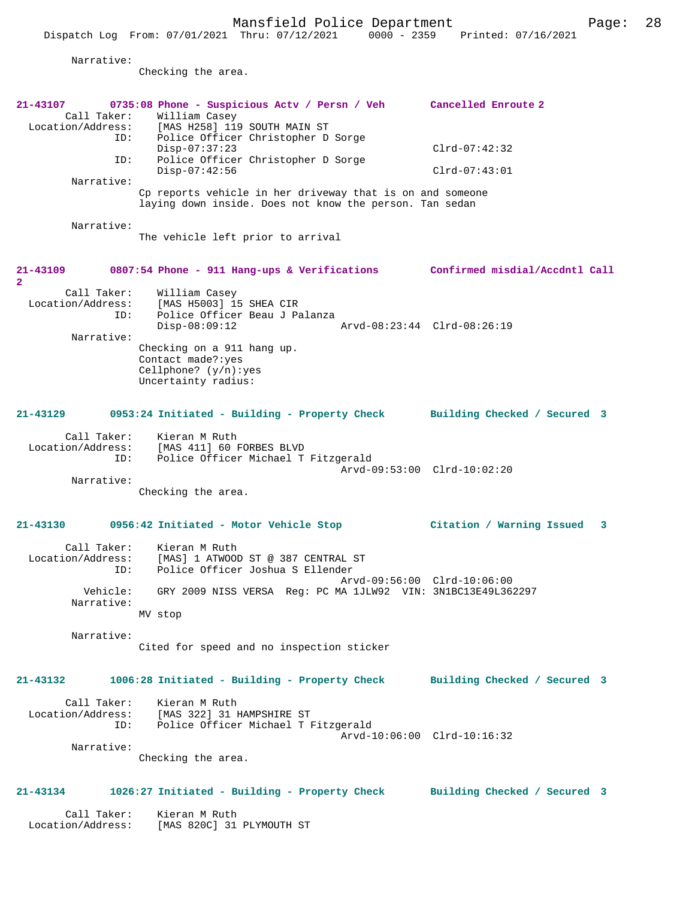Narrative:
Checking the area.

**21-43107 0735:08 Phone - Suspicious Actv / Persn / Veh Cancelled Enroute 2**

Call Taker: William Casey
Location/Address: [MAS H258] 119 SOUTH MAIN ST
ID: Police Officer Christopher D Sorge
Disp-07:37:23 Clrd-07:42:32
ID: Police Officer Christopher D Sorge
Disp-07:42:56 Clrd-07:43:01
Narrative:
Cp reports vehicle in her driveway that is on and someone laying down inside. Does not know the person. Tan sedan

Narrative:
The vehicle left prior to arrival

**21-43109 0807:54 Phone - 911 Hang-ups & Verifications Confirmed misdial/Accdntl Call 2**

Call Taker: William Casey
Location/Address: [MAS H5003] 15 SHEA CIR
ID: Police Officer Beau J Palanza
Disp-08:09:12 Arvd-08:23:44 Clrd-08:26:19
Narrative:
Checking on a 911 hang up.
Contact made?:yes
Cellphone? (y/n):yes
Uncertainty radius:

**21-43129 0953:24 Initiated - Building - Property Check Building Checked / Secured 3**

Call Taker: Kieran M Ruth
Location/Address: [MAS 411] 60 FORBES BLVD
ID: Police Officer Michael T Fitzgerald
Arvd-09:53:00 Clrd-10:02:20
Narrative:
Checking the area.

**21-43130 0956:42 Initiated - Motor Vehicle Stop Citation / Warning Issued 3**

Call Taker: Kieran M Ruth
Location/Address: [MAS] 1 ATWOOD ST @ 387 CENTRAL ST
ID: Police Officer Joshua S Ellender
Arvd-09:56:00 Clrd-10:06:00
Vehicle: GRY 2009 NISS VERSA Reg: PC MA 1JLW92 VIN: 3N1BC13E49L362297
Narrative:
MV stop

Narrative:
Cited for speed and no inspection sticker

**21-43132 1006:28 Initiated - Building - Property Check Building Checked / Secured 3**

Call Taker: Kieran M Ruth
Location/Address: [MAS 322] 31 HAMPSHIRE ST
ID: Police Officer Michael T Fitzgerald
Arvd-10:06:00 Clrd-10:16:32
Narrative:
Checking the area.

**21-43134 1026:27 Initiated - Building - Property Check Building Checked / Secured 3**

Call Taker: Kieran M Ruth
Location/Address: [MAS 820C] 31 PLYMOUTH ST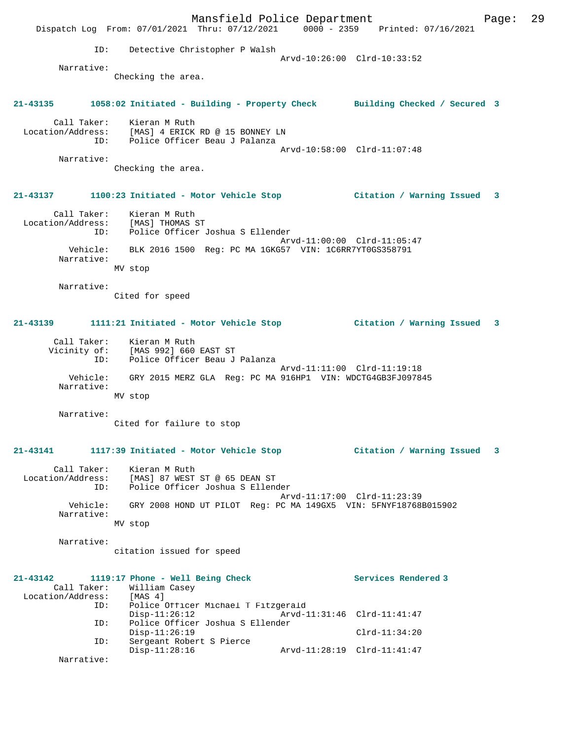```
        ID:    Detective Christopher P Walsh
                                          Arvd-10:26:00  Clrd-10:33:52
 Narrative:
               Checking the area.


21-43135       1058:02 Initiated - Building - Property Check      Building Checked / Secured  3

      Call Taker:    Kieran M Ruth
Location/Address:    [MAS] 4 ERICK RD @ 15 BONNEY LN
              ID:    Police Officer Beau J Palanza
                                          Arvd-10:58:00  Clrd-11:07:48
       Narrative:
               Checking the area.


21-43137       1100:23 Initiated - Motor Vehicle Stop             Citation / Warning Issued   3

      Call Taker:    Kieran M Ruth
Location/Address:    [MAS] THOMAS ST
              ID:    Police Officer Joshua S Ellender
                                          Arvd-11:00:00  Clrd-11:05:47
         Vehicle:    BLK 2016 1500  Reg: PC MA 1GKG57  VIN: 1C6RR7YT0GS358791
       Narrative:
               MV stop

       Narrative:
               Cited for speed


21-43139       1111:21 Initiated - Motor Vehicle Stop             Citation / Warning Issued   3

      Call Taker:    Kieran M Ruth
     Vicinity of:    [MAS 992] 660 EAST ST
              ID:    Police Officer Beau J Palanza
                                          Arvd-11:11:00  Clrd-11:19:18
         Vehicle:    GRY 2015 MERZ GLA  Reg: PC MA 916HP1  VIN: WDCTG4GB3FJ097845
       Narrative:
               MV stop

       Narrative:
               Cited for failure to stop


21-43141       1117:39 Initiated - Motor Vehicle Stop             Citation / Warning Issued   3

      Call Taker:    Kieran M Ruth
Location/Address:    [MAS] 87 WEST ST @ 65 DEAN ST
              ID:    Police Officer Joshua S Ellender
                                          Arvd-11:17:00  Clrd-11:23:39
         Vehicle:    GRY 2008 HOND UT PILOT  Reg: PC MA 149GX5  VIN: 5FNYF18768B015902
       Narrative:
               MV stop

       Narrative:
               citation issued for speed


21-43142       1119:17 Phone - Well Being Check                   Services Rendered 3
      Call Taker:    William Casey
Location/Address:    [MAS 4]
              ID:    Police Officer Michael T Fitzgerald
                     Disp-11:26:12                Arvd-11:31:46  Clrd-11:41:47
              ID:    Police Officer Joshua S Ellender
                     Disp-11:26:19                               Clrd-11:34:20
              ID:    Sergeant Robert S Pierce
                     Disp-11:28:16                Arvd-11:28:19  Clrd-11:41:47
       Narrative:
```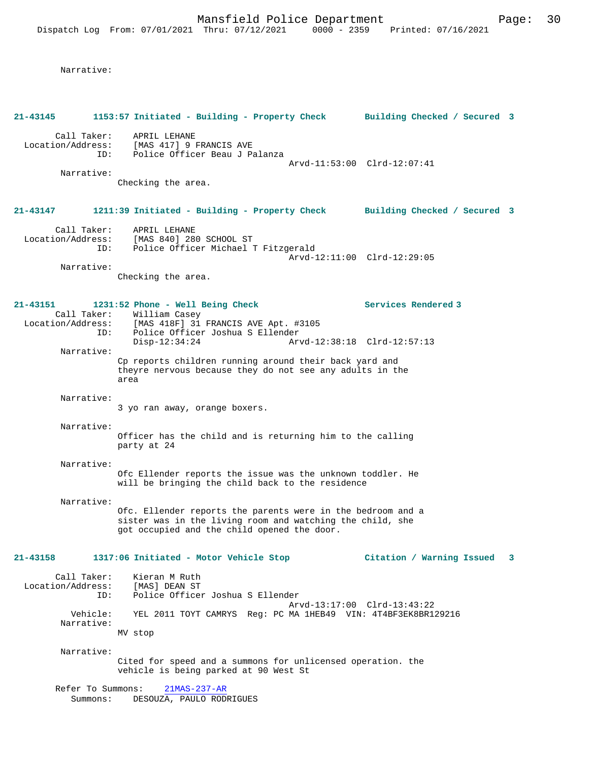Narrative:

**21-43145 1153:57 Initiated - Building - Property Check Building Checked / Secured 3**

Call Taker: APRIL LEHANE
Location/Address: [MAS 417] 9 FRANCIS AVE
ID: Police Officer Beau J Palanza
Arvd-11:53:00 Clrd-12:07:41
Narrative:
Checking the area.

**21-43147 1211:39 Initiated - Building - Property Check Building Checked / Secured 3**

Call Taker: APRIL LEHANE
Location/Address: [MAS 840] 280 SCHOOL ST
ID: Police Officer Michael T Fitzgerald
Arvd-12:11:00 Clrd-12:29:05
Narrative:
Checking the area.

**21-43151 1231:52 Phone - Well Being Check Services Rendered 3**

Call Taker: William Casey
Location/Address: [MAS 418F] 31 FRANCIS AVE Apt. #3105
ID: Police Officer Joshua S Ellender
Disp-12:34:24 Arvd-12:38:18 Clrd-12:57:13
Narrative:
Cp reports children running around their back yard and theyre nervous because they do not see any adults in the area

Narrative:
3 yo ran away, orange boxers.

Narrative:
Officer has the child and is returning him to the calling party at 24

Narrative:
Ofc Ellender reports the issue was the unknown toddler. He will be bringing the child back to the residence

Narrative:
Ofc. Ellender reports the parents were in the bedroom and a sister was in the living room and watching the child, she got occupied and the child opened the door.

**21-43158 1317:06 Initiated - Motor Vehicle Stop Citation / Warning Issued 3**

Call Taker: Kieran M Ruth
Location/Address: [MAS] DEAN ST
ID: Police Officer Joshua S Ellender
Arvd-13:17:00 Clrd-13:43:22
Vehicle: YEL 2011 TOYT CAMRYS Reg: PC MA 1HEB49 VIN: 4T4BF3EK8BR129216
Narrative:
MV stop

Narrative:
Cited for speed and a summons for unlicensed operation. the vehicle is being parked at 90 West St

Refer To Summons: 21MAS-237-AR
Summons: DESOUZA, PAULO RODRIGUES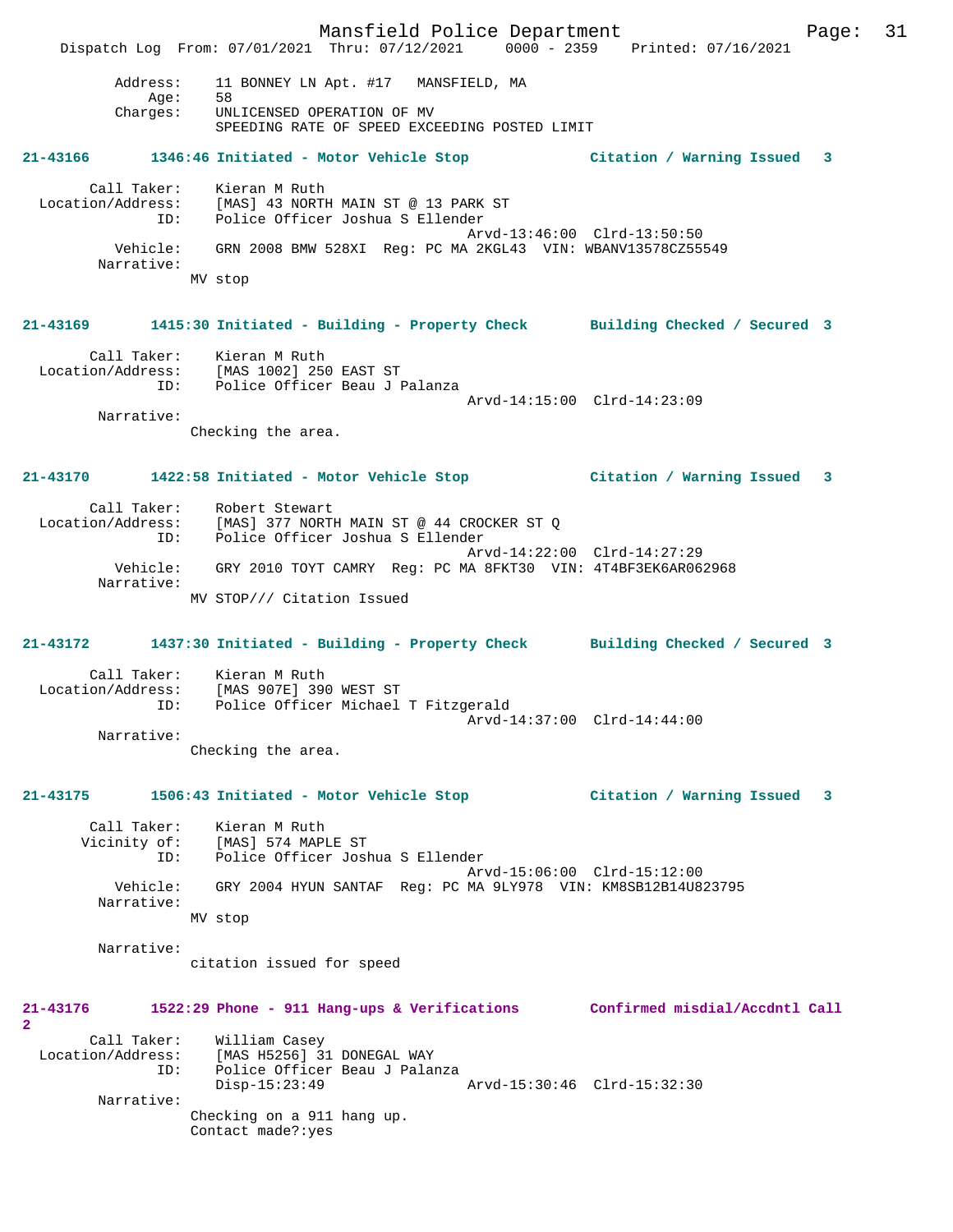Address: 11 BONNEY LN Apt. #17 MANSFIELD, MA
Age: 58
Charges: UNLICENSED OPERATION OF MV
SPEEDING RATE OF SPEED EXCEEDING POSTED LIMIT

**21-43166 1346:46 Initiated - Motor Vehicle Stop Citation / Warning Issued 3**

Call Taker: Kieran M Ruth
Location/Address: [MAS] 43 NORTH MAIN ST @ 13 PARK ST
ID: Police Officer Joshua S Ellender
Arvd-13:46:00 Clrd-13:50:50
Vehicle: GRN 2008 BMW 528XI Reg: PC MA 2KGL43 VIN: WBANV13578CZ55549
Narrative:
MV stop

**21-43169 1415:30 Initiated - Building - Property Check Building Checked / Secured 3**

Call Taker: Kieran M Ruth
Location/Address: [MAS 1002] 250 EAST ST
ID: Police Officer Beau J Palanza
Arvd-14:15:00 Clrd-14:23:09
Narrative:
Checking the area.

**21-43170 1422:58 Initiated - Motor Vehicle Stop Citation / Warning Issued 3**

Call Taker: Robert Stewart
Location/Address: [MAS] 377 NORTH MAIN ST @ 44 CROCKER ST Q
ID: Police Officer Joshua S Ellender
Arvd-14:22:00 Clrd-14:27:29
Vehicle: GRY 2010 TOYT CAMRY Reg: PC MA 8FKT30 VIN: 4T4BF3EK6AR062968
Narrative:
MV STOP/// Citation Issued

**21-43172 1437:30 Initiated - Building - Property Check Building Checked / Secured 3**

Call Taker: Kieran M Ruth
Location/Address: [MAS 907E] 390 WEST ST
ID: Police Officer Michael T Fitzgerald
Arvd-14:37:00 Clrd-14:44:00
Narrative:
Checking the area.

**21-43175 1506:43 Initiated - Motor Vehicle Stop Citation / Warning Issued 3**

Call Taker: Kieran M Ruth
Vicinity of: [MAS] 574 MAPLE ST
ID: Police Officer Joshua S Ellender
Arvd-15:06:00 Clrd-15:12:00
Vehicle: GRY 2004 HYUN SANTAF Reg: PC MA 9LY978 VIN: KM8SB12B14U823795
Narrative:
MV stop

Narrative:
citation issued for speed

**21-43176 1522:29 Phone - 911 Hang-ups & Verifications Confirmed misdial/Accdntl Call 2**

Call Taker: William Casey
Location/Address: [MAS H5256] 31 DONEGAL WAY
ID: Police Officer Beau J Palanza
Disp-15:23:49 Arvd-15:30:46 Clrd-15:32:30
Narrative:
Checking on a 911 hang up.
Contact made?:yes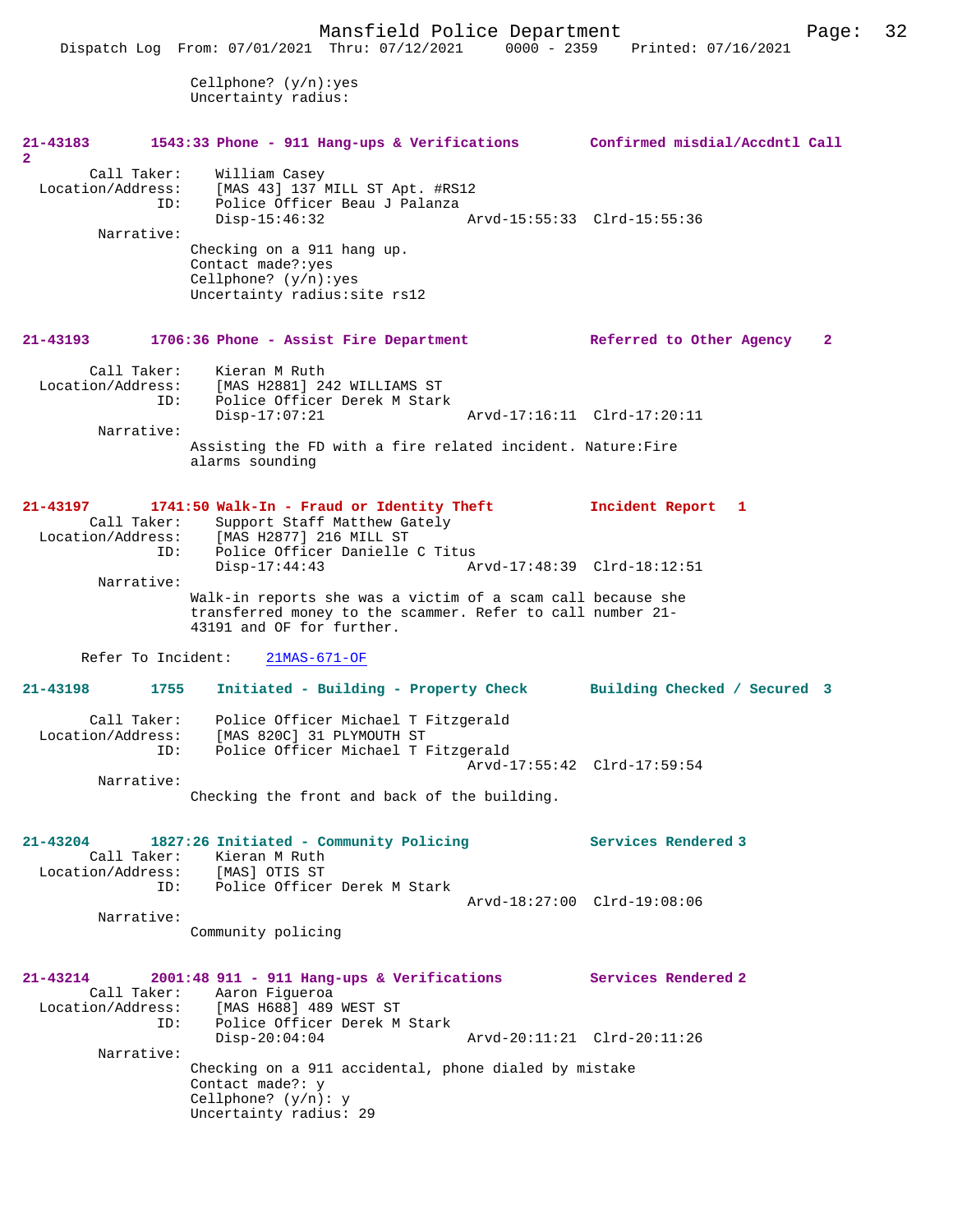Cellphone? (y/n):yes
Uncertainty radius:

**21-43183** 1543:33 Phone - 911 Hang-ups & Verifications Confirmed misdial/Accdntl Call 2

Call Taker: William Casey
Location/Address: [MAS 43] 137 MILL ST Apt. #RS12
ID: Police Officer Beau J Palanza
Disp-15:46:32 Arvd-15:55:33 Clrd-15:55:36

Narrative:
Checking on a 911 hang up.
Contact made?:yes
Cellphone? (y/n):yes
Uncertainty radius:site rs12

**21-43193** 1706:36 Phone - Assist Fire Department Referred to Other Agency 2

Call Taker: Kieran M Ruth
Location/Address: [MAS H2881] 242 WILLIAMS ST
ID: Police Officer Derek M Stark
Disp-17:07:21 Arvd-17:16:11 Clrd-17:20:11

Narrative:
Assisting the FD with a fire related incident. Nature:Fire alarms sounding

**21-43197** 1741:50 Walk-In - Fraud or Identity Theft Incident Report 1

Call Taker: Support Staff Matthew Gately
Location/Address: [MAS H2877] 216 MILL ST
ID: Police Officer Danielle C Titus
Disp-17:44:43 Arvd-17:48:39 Clrd-18:12:51

Narrative:
Walk-in reports she was a victim of a scam call because she transferred money to the scammer. Refer to call number 21-43191 and OF for further.

Refer To Incident: 21MAS-671-OF

**21-43198** 1755 Initiated - Building - Property Check Building Checked / Secured 3

Call Taker: Police Officer Michael T Fitzgerald
Location/Address: [MAS 820C] 31 PLYMOUTH ST
ID: Police Officer Michael T Fitzgerald
Arvd-17:55:42 Clrd-17:59:54

Narrative:
Checking the front and back of the building.

**21-43204** 1827:26 Initiated - Community Policing Services Rendered 3

Call Taker: Kieran M Ruth
Location/Address: [MAS] OTIS ST
ID: Police Officer Derek M Stark
Arvd-18:27:00 Clrd-19:08:06

Narrative:
Community policing

**21-43214** 2001:48 911 - 911 Hang-ups & Verifications Services Rendered 2

Call Taker: Aaron Figueroa
Location/Address: [MAS H688] 489 WEST ST
ID: Police Officer Derek M Stark
Disp-20:04:04 Arvd-20:11:21 Clrd-20:11:26

Narrative:
Checking on a 911 accidental, phone dialed by mistake
Contact made?: y
Cellphone? (y/n): y
Uncertainty radius: 29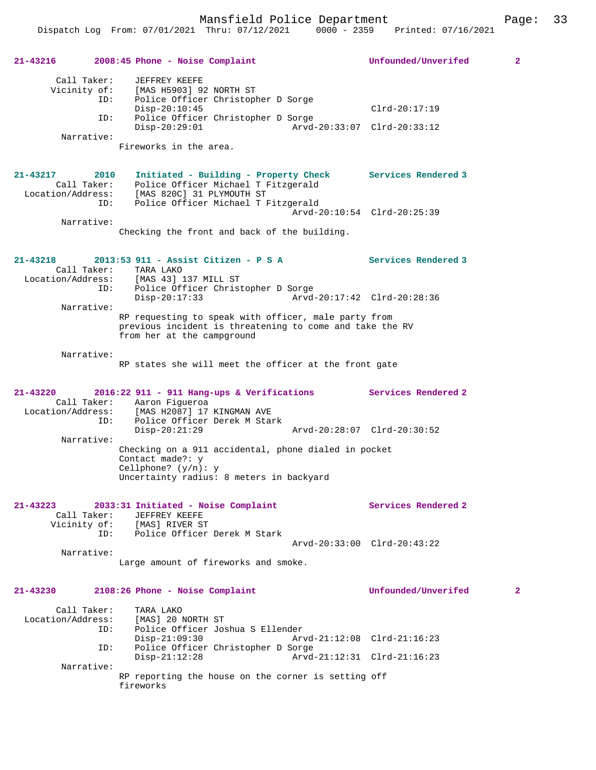**21-43216 2008:45 Phone - Noise Complaint — Unfounded/Unverifed 2**

```
        Call Taker:    JEFFREY KEEFE
       Vicinity of:    [MAS H5903] 92 NORTH ST
               ID:    Police Officer Christopher D Sorge
                      Disp-20:10:45                           Clrd-20:17:19
               ID:    Police Officer Christopher D Sorge
                      Disp-20:29:01              Arvd-20:33:07  Clrd-20:33:12
         Narrative:
                     Fireworks in the area.
```

**21-43217 2010 Initiated - Building - Property Check — Services Rendered 3**

```
        Call Taker:    Police Officer Michael T Fitzgerald
  Location/Address:    [MAS 820C] 31 PLYMOUTH ST
               ID:    Police Officer Michael T Fitzgerald
                                                 Arvd-20:10:54  Clrd-20:25:39
         Narrative:
                     Checking the front and back of the building.
```

**21-43218 2013:53 911 - Assist Citizen - P S A — Services Rendered 3**

```
        Call Taker:    TARA LAKO
  Location/Address:    [MAS 43] 137 MILL ST
               ID:    Police Officer Christopher D Sorge
                      Disp-20:17:33              Arvd-20:17:42  Clrd-20:28:36
         Narrative:
                     RP requesting to speak with officer, male party from
                     previous incident is threatening to come and take the RV
                     from her at the campground

         Narrative:
                     RP states she will meet the officer at the front gate
```

**21-43220 2016:22 911 - 911 Hang-ups & Verifications — Services Rendered 2**

```
        Call Taker:    Aaron Figueroa
  Location/Address:    [MAS H2087] 17 KINGMAN AVE
               ID:    Police Officer Derek M Stark
                      Disp-20:21:29              Arvd-20:28:07  Clrd-20:30:52
         Narrative:
                     Checking on a 911 accidental, phone dialed in pocket
                     Contact made?: y
                     Cellphone? (y/n): y
                     Uncertainty radius: 8 meters in backyard
```

**21-43223 2033:31 Initiated - Noise Complaint — Services Rendered 2**

```
        Call Taker:    JEFFREY KEEFE
       Vicinity of:    [MAS] RIVER ST
               ID:    Police Officer Derek M Stark
                                                 Arvd-20:33:00  Clrd-20:43:22
         Narrative:
                     Large amount of fireworks and smoke.
```

**21-43230 2108:26 Phone - Noise Complaint — Unfounded/Unverifed 2**

```
        Call Taker:    TARA LAKO
  Location/Address:    [MAS] 20 NORTH ST
               ID:    Police Officer Joshua S Ellender
                      Disp-21:09:30              Arvd-21:12:08  Clrd-21:16:23
               ID:    Police Officer Christopher D Sorge
                      Disp-21:12:28              Arvd-21:12:31  Clrd-21:16:23
         Narrative:
                     RP reporting the house on the corner is setting off
                     fireworks
```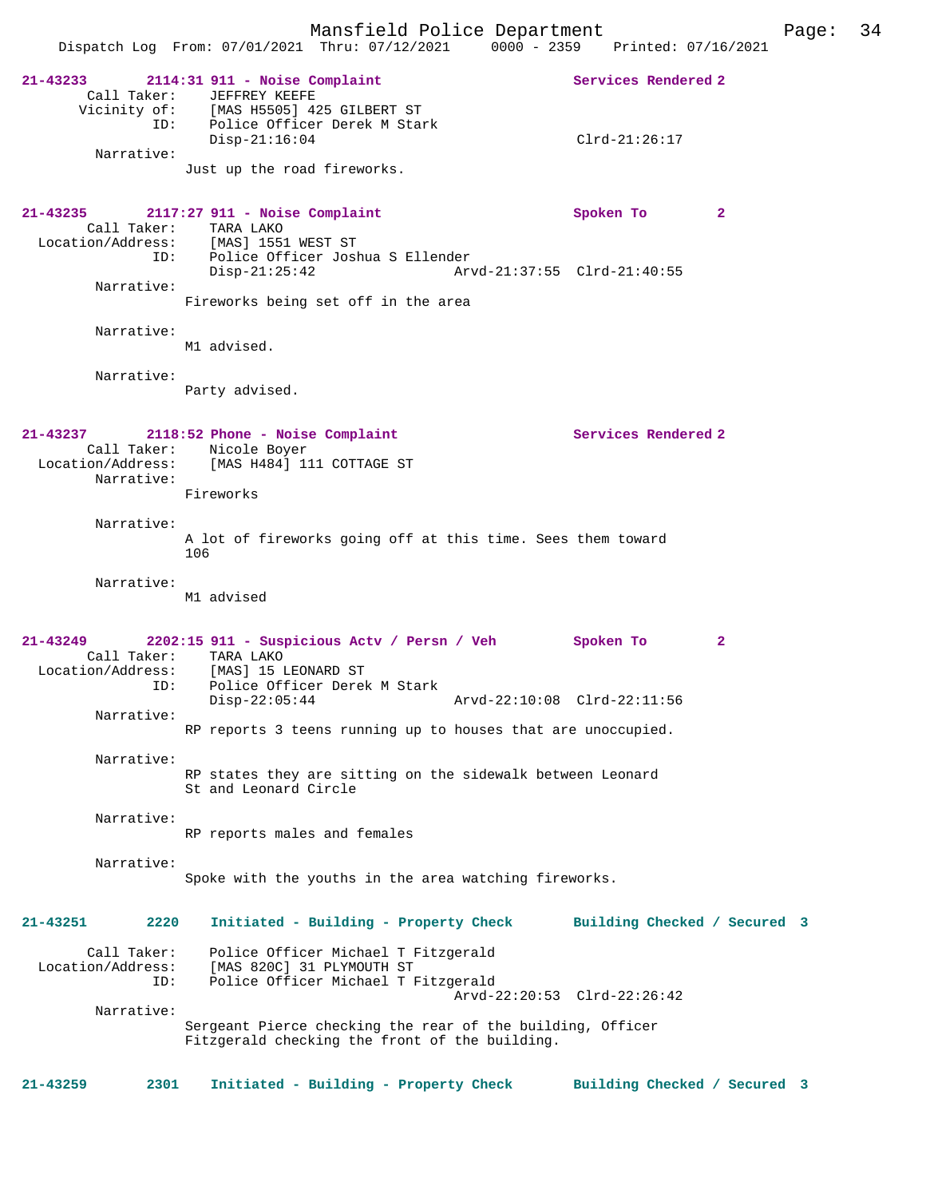21-43233 2114:31 911 - Noise Complaint Services Rendered 2
Call Taker: JEFFREY KEEFE
Vicinity of: [MAS H5505] 425 GILBERT ST
ID: Police Officer Derek M Stark
Disp-21:16:04 Clrd-21:26:17
Narrative:
Just up the road fireworks.

21-43235 2117:27 911 - Noise Complaint Spoken To 2
Call Taker: TARA LAKO
Location/Address: [MAS] 1551 WEST ST
ID: Police Officer Joshua S Ellender
Disp-21:25:42 Arvd-21:37:55 Clrd-21:40:55
Narrative:
Fireworks being set off in the area

Narrative:
M1 advised.

Narrative:
Party advised.

21-43237 2118:52 Phone - Noise Complaint Services Rendered 2
Call Taker: Nicole Boyer
Location/Address: [MAS H484] 111 COTTAGE ST
Narrative:
Fireworks

Narrative:
A lot of fireworks going off at this time. Sees them toward 106

Narrative:
M1 advised

21-43249 2202:15 911 - Suspicious Actv / Persn / Veh Spoken To 2
Call Taker: TARA LAKO
Location/Address: [MAS] 15 LEONARD ST
ID: Police Officer Derek M Stark
Disp-22:05:44 Arvd-22:10:08 Clrd-22:11:56
Narrative:
RP reports 3 teens running up to houses that are unoccupied.

Narrative:
RP states they are sitting on the sidewalk between Leonard St and Leonard Circle

Narrative:
RP reports males and females

Narrative:
Spoke with the youths in the area watching fireworks.

21-43251 2220 Initiated - Building - Property Check Building Checked / Secured 3

Call Taker: Police Officer Michael T Fitzgerald
Location/Address: [MAS 820C] 31 PLYMOUTH ST
ID: Police Officer Michael T Fitzgerald
Arvd-22:20:53 Clrd-22:26:42
Narrative:
Sergeant Pierce checking the rear of the building, Officer Fitzgerald checking the front of the building.

21-43259 2301 Initiated - Building - Property Check Building Checked / Secured 3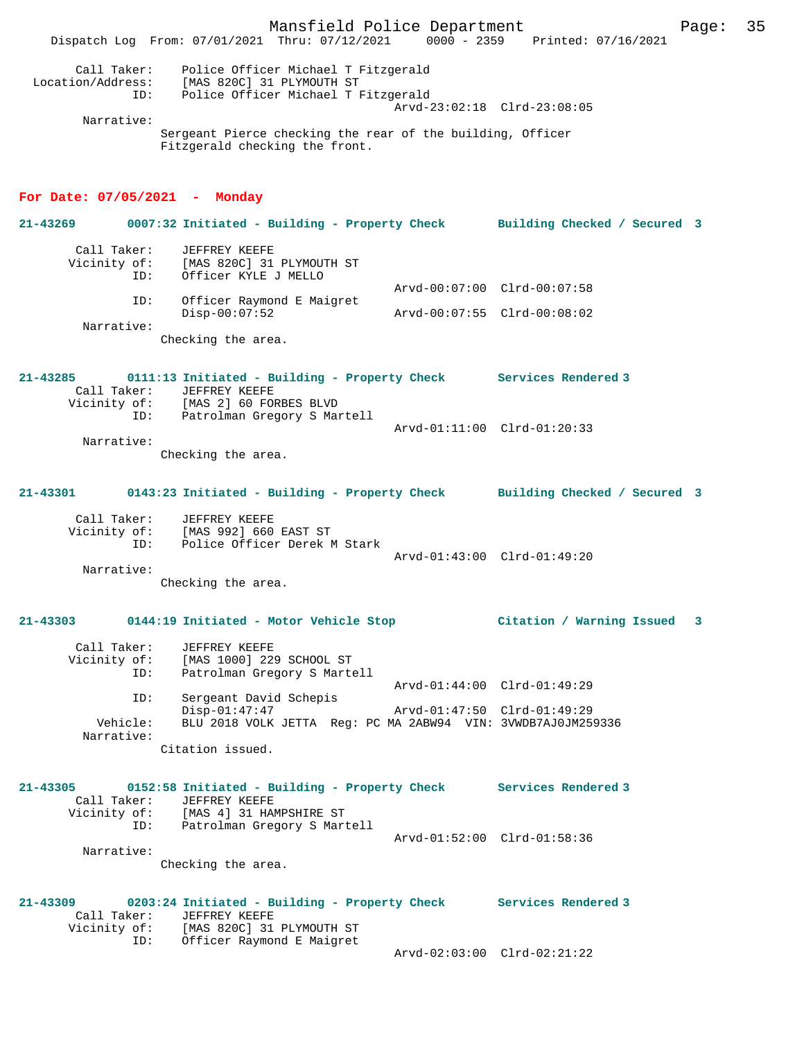Call Taker: Police Officer Michael T Fitzgerald
Location/Address: [MAS 820C] 31 PLYMOUTH ST
ID: Police Officer Michael T Fitzgerald
Arvd-23:02:18 Clrd-23:08:05
Narrative:
Sergeant Pierce checking the rear of the building, Officer Fitzgerald checking the front.

**For Date: 07/05/2021 - Monday**

**21-43269 0007:32 Initiated - Building - Property Check Building Checked / Secured 3**

Call Taker: JEFFREY KEEFE
Vicinity of: [MAS 820C] 31 PLYMOUTH ST
ID: Officer KYLE J MELLO
Arvd-00:07:00 Clrd-00:07:58
ID: Officer Raymond E Maigret
Disp-00:07:52 Arvd-00:07:55 Clrd-00:08:02
Narrative:
Checking the area.

**21-43285 0111:13 Initiated - Building - Property Check Services Rendered 3**

Call Taker: JEFFREY KEEFE
Vicinity of: [MAS 2] 60 FORBES BLVD
ID: Patrolman Gregory S Martell
Arvd-01:11:00 Clrd-01:20:33
Narrative:
Checking the area.

**21-43301 0143:23 Initiated - Building - Property Check Building Checked / Secured 3**

Call Taker: JEFFREY KEEFE
Vicinity of: [MAS 992] 660 EAST ST
ID: Police Officer Derek M Stark
Arvd-01:43:00 Clrd-01:49:20
Narrative:
Checking the area.

**21-43303 0144:19 Initiated - Motor Vehicle Stop Citation / Warning Issued 3**

Call Taker: JEFFREY KEEFE
Vicinity of: [MAS 1000] 229 SCHOOL ST
ID: Patrolman Gregory S Martell
Arvd-01:44:00 Clrd-01:49:29
ID: Sergeant David Schepis
Disp-01:47:47 Arvd-01:47:50 Clrd-01:49:29
Vehicle: BLU 2018 VOLK JETTA Reg: PC MA 2ABW94 VIN: 3VWDB7AJ0JM259336
Narrative:
Citation issued.

**21-43305 0152:58 Initiated - Building - Property Check Services Rendered 3**

Call Taker: JEFFREY KEEFE
Vicinity of: [MAS 4] 31 HAMPSHIRE ST
ID: Patrolman Gregory S Martell
Arvd-01:52:00 Clrd-01:58:36
Narrative:
Checking the area.

**21-43309 0203:24 Initiated - Building - Property Check Services Rendered 3**

Call Taker: JEFFREY KEEFE
Vicinity of: [MAS 820C] 31 PLYMOUTH ST
ID: Officer Raymond E Maigret
Arvd-02:03:00 Clrd-02:21:22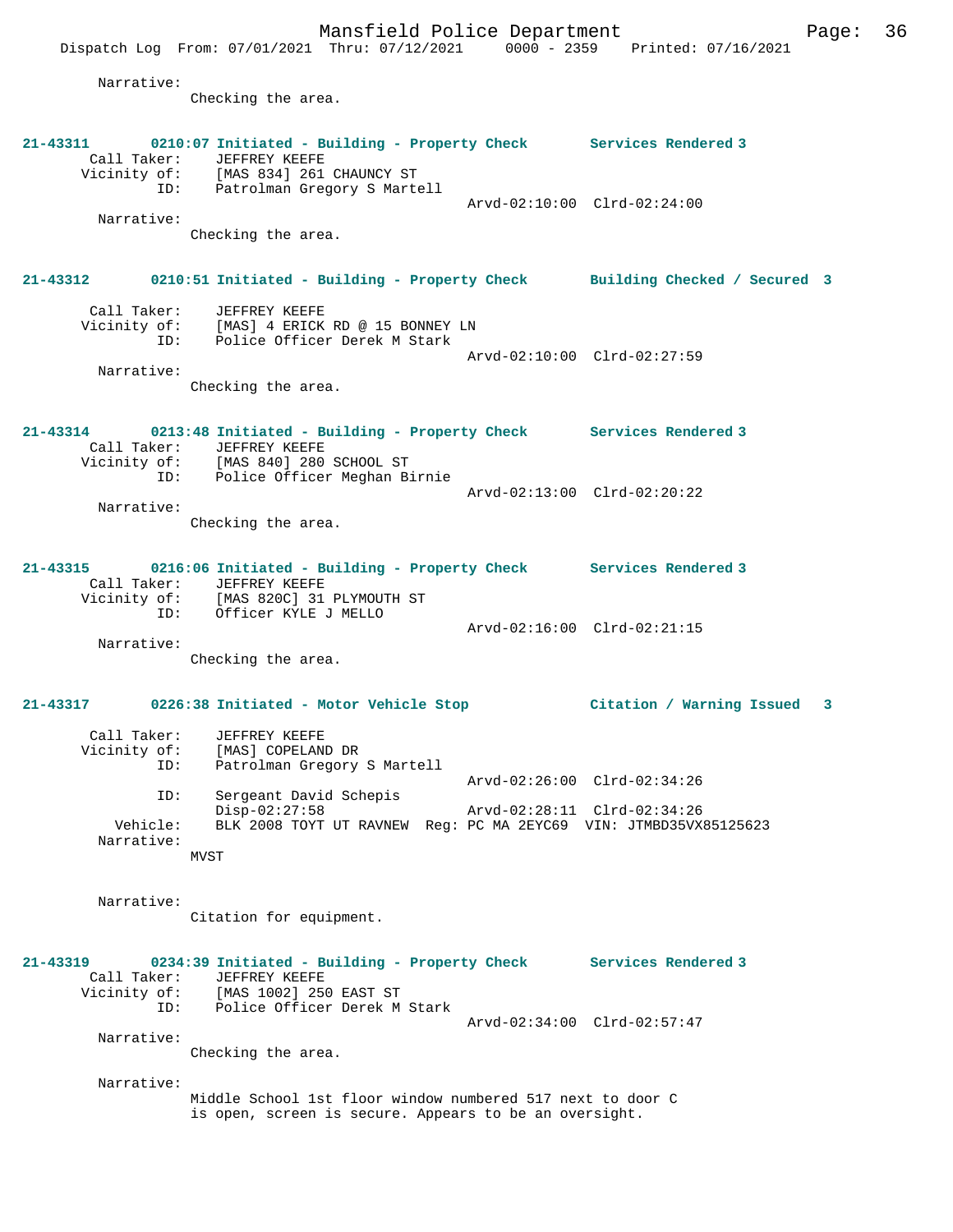Narrative:
Checking the area.

**21-43311 0210:07 Initiated - Building - Property Check Services Rendered 3**

Call Taker: JEFFREY KEEFE
Vicinity of: [MAS 834] 261 CHAUNCY ST
ID: Patrolman Gregory S Martell
Arvd-02:10:00 Clrd-02:24:00

Narrative:
Checking the area.

**21-43312 0210:51 Initiated - Building - Property Check Building Checked / Secured 3**

Call Taker: JEFFREY KEEFE
Vicinity of: [MAS] 4 ERICK RD @ 15 BONNEY LN
ID: Police Officer Derek M Stark
Arvd-02:10:00 Clrd-02:27:59

Narrative:
Checking the area.

**21-43314 0213:48 Initiated - Building - Property Check Services Rendered 3**

Call Taker: JEFFREY KEEFE
Vicinity of: [MAS 840] 280 SCHOOL ST
ID: Police Officer Meghan Birnie
Arvd-02:13:00 Clrd-02:20:22

Narrative:
Checking the area.

**21-43315 0216:06 Initiated - Building - Property Check Services Rendered 3**

Call Taker: JEFFREY KEEFE
Vicinity of: [MAS 820C] 31 PLYMOUTH ST
ID: Officer KYLE J MELLO
Arvd-02:16:00 Clrd-02:21:15

Narrative:
Checking the area.

**21-43317 0226:38 Initiated - Motor Vehicle Stop Citation / Warning Issued 3**

Call Taker: JEFFREY KEEFE
Vicinity of: [MAS] COPELAND DR
ID: Patrolman Gregory S Martell
Arvd-02:26:00 Clrd-02:34:26
ID: Sergeant David Schepis
Disp-02:27:58 Arvd-02:28:11 Clrd-02:34:26
Vehicle: BLK 2008 TOYT UT RAVNEW Reg: PC MA 2EYC69 VIN: JTMBD35VX85125623

Narrative:
MVST

Narrative:
Citation for equipment.

**21-43319 0234:39 Initiated - Building - Property Check Services Rendered 3**

Call Taker: JEFFREY KEEFE
Vicinity of: [MAS 1002] 250 EAST ST
ID: Police Officer Derek M Stark
Arvd-02:34:00 Clrd-02:57:47

Narrative:
Checking the area.

Narrative:
Middle School 1st floor window numbered 517 next to door C is open, screen is secure. Appears to be an oversight.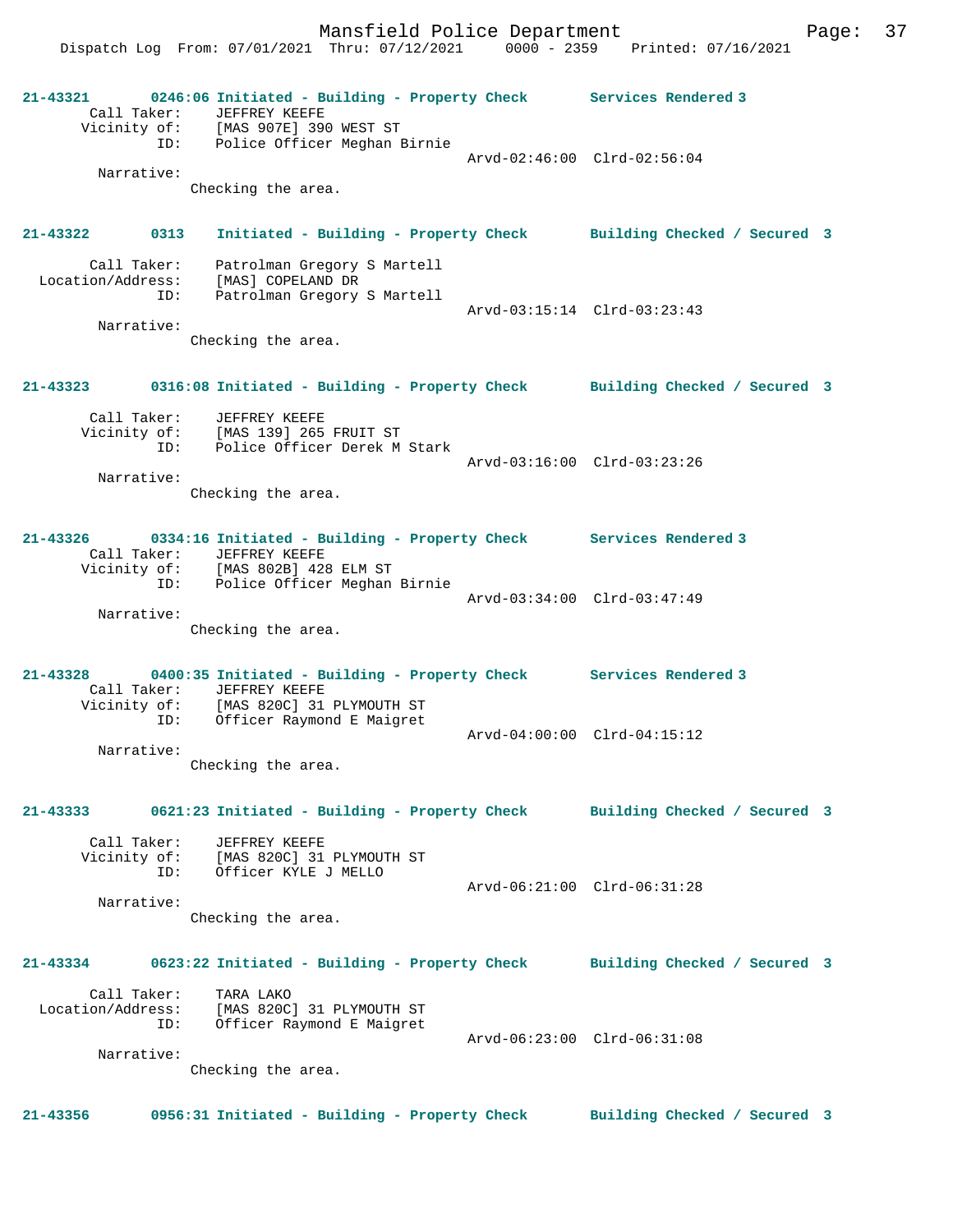21-43321 0246:06 Initiated - Building - Property Check Services Rendered 3
Call Taker: JEFFREY KEEFE
Vicinity of: [MAS 907E] 390 WEST ST
ID: Police Officer Meghan Birnie
Arvd-02:46:00 Clrd-02:56:04
Narrative:
Checking the area.

21-43322 0313 Initiated - Building - Property Check Building Checked / Secured 3
Call Taker: Patrolman Gregory S Martell
Location/Address: [MAS] COPELAND DR
ID: Patrolman Gregory S Martell
Arvd-03:15:14 Clrd-03:23:43
Narrative:
Checking the area.

21-43323 0316:08 Initiated - Building - Property Check Building Checked / Secured 3
Call Taker: JEFFREY KEEFE
Vicinity of: [MAS 139] 265 FRUIT ST
ID: Police Officer Derek M Stark
Arvd-03:16:00 Clrd-03:23:26
Narrative:
Checking the area.

21-43326 0334:16 Initiated - Building - Property Check Services Rendered 3
Call Taker: JEFFREY KEEFE
Vicinity of: [MAS 802B] 428 ELM ST
ID: Police Officer Meghan Birnie
Arvd-03:34:00 Clrd-03:47:49
Narrative:
Checking the area.

21-43328 0400:35 Initiated - Building - Property Check Services Rendered 3
Call Taker: JEFFREY KEEFE
Vicinity of: [MAS 820C] 31 PLYMOUTH ST
ID: Officer Raymond E Maigret
Arvd-04:00:00 Clrd-04:15:12
Narrative:
Checking the area.

21-43333 0621:23 Initiated - Building - Property Check Building Checked / Secured 3
Call Taker: JEFFREY KEEFE
Vicinity of: [MAS 820C] 31 PLYMOUTH ST
ID: Officer KYLE J MELLO
Arvd-06:21:00 Clrd-06:31:28
Narrative:
Checking the area.

21-43334 0623:22 Initiated - Building - Property Check Building Checked / Secured 3
Call Taker: TARA LAKO
Location/Address: [MAS 820C] 31 PLYMOUTH ST
ID: Officer Raymond E Maigret
Arvd-06:23:00 Clrd-06:31:08
Narrative:
Checking the area.

21-43356 0956:31 Initiated - Building - Property Check Building Checked / Secured 3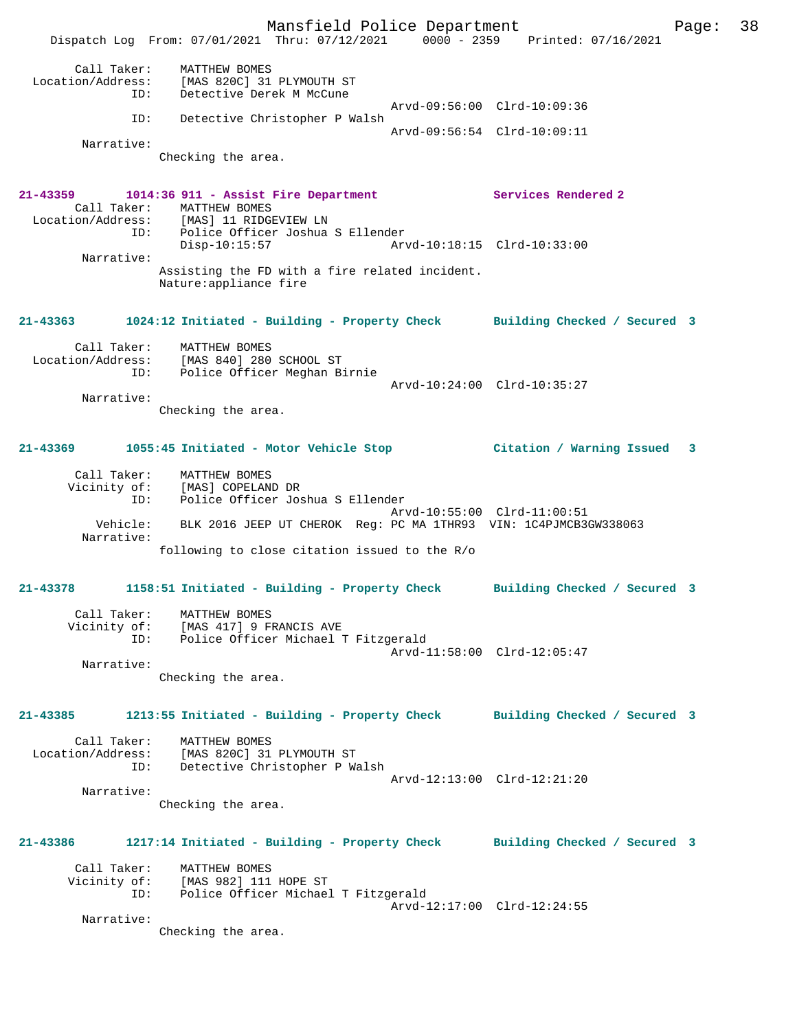Call Taker: MATTHEW BOMES
Location/Address: [MAS 820C] 31 PLYMOUTH ST
ID: Detective Derek M McCune
Arvd-09:56:00 Clrd-10:09:36
ID: Detective Christopher P Walsh
Arvd-09:56:54 Clrd-10:09:11
Narrative:
Checking the area.

**21-43359 1014:36 911 - Assist Fire Department Services Rendered 2**

Call Taker: MATTHEW BOMES
Location/Address: [MAS] 11 RIDGEVIEW LN
ID: Police Officer Joshua S Ellender
Disp-10:15:57 Arvd-10:18:15 Clrd-10:33:00
Narrative:
Assisting the FD with a fire related incident.
Nature:appliance fire

**21-43363 1024:12 Initiated - Building - Property Check Building Checked / Secured 3**

Call Taker: MATTHEW BOMES
Location/Address: [MAS 840] 280 SCHOOL ST
ID: Police Officer Meghan Birnie
Arvd-10:24:00 Clrd-10:35:27
Narrative:
Checking the area.

**21-43369 1055:45 Initiated - Motor Vehicle Stop Citation / Warning Issued 3**

Call Taker: MATTHEW BOMES
Vicinity of: [MAS] COPELAND DR
ID: Police Officer Joshua S Ellender
Arvd-10:55:00 Clrd-11:00:51
Vehicle: BLK 2016 JEEP UT CHEROK Reg: PC MA 1THR93 VIN: 1C4PJMCB3GW338063
Narrative:
following to close citation issued to the R/o

**21-43378 1158:51 Initiated - Building - Property Check Building Checked / Secured 3**

Call Taker: MATTHEW BOMES
Vicinity of: [MAS 417] 9 FRANCIS AVE
ID: Police Officer Michael T Fitzgerald
Arvd-11:58:00 Clrd-12:05:47
Narrative:
Checking the area.

**21-43385 1213:55 Initiated - Building - Property Check Building Checked / Secured 3**

Call Taker: MATTHEW BOMES
Location/Address: [MAS 820C] 31 PLYMOUTH ST
ID: Detective Christopher P Walsh
Arvd-12:13:00 Clrd-12:21:20
Narrative:
Checking the area.

**21-43386 1217:14 Initiated - Building - Property Check Building Checked / Secured 3**

Call Taker: MATTHEW BOMES
Vicinity of: [MAS 982] 111 HOPE ST
ID: Police Officer Michael T Fitzgerald
Arvd-12:17:00 Clrd-12:24:55
Narrative:
Checking the area.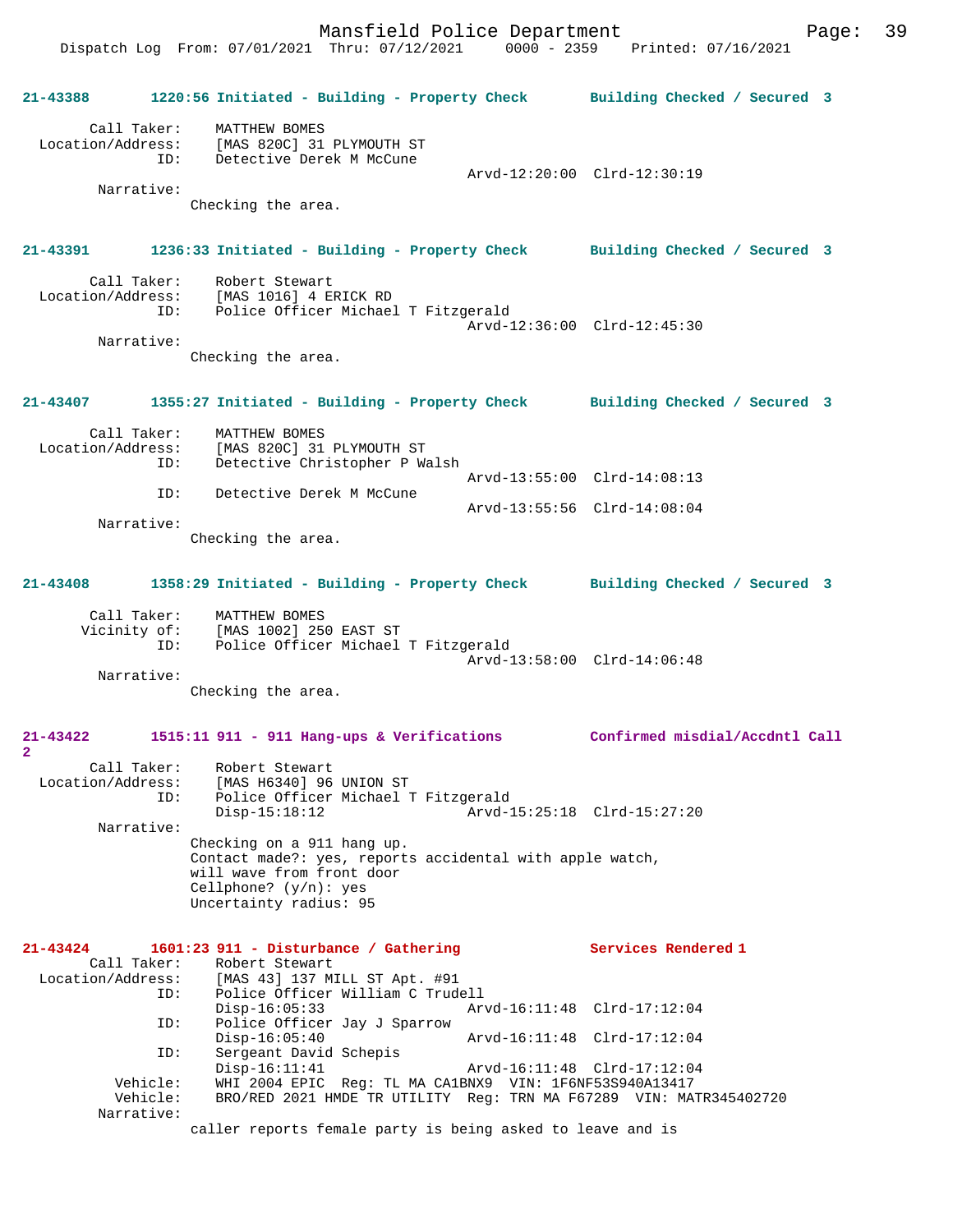**21-43388 1220:56 Initiated - Building - Property Check Building Checked / Secured 3**

```
        Call Taker:     MATTHEW BOMES
  Location/Address:     [MAS 820C] 31 PLYMOUTH ST
                ID:     Detective Derek M McCune
                                               Arvd-12:20:00  Clrd-12:30:19
        Narrative:
                  Checking the area.
```

**21-43391 1236:33 Initiated - Building - Property Check Building Checked / Secured 3**

```
        Call Taker:     Robert Stewart
  Location/Address:     [MAS 1016] 4 ERICK RD
                ID:     Police Officer Michael T Fitzgerald
                                               Arvd-12:36:00  Clrd-12:45:30
        Narrative:
                  Checking the area.
```

**21-43407 1355:27 Initiated - Building - Property Check Building Checked / Secured 3**

```
        Call Taker:     MATTHEW BOMES
  Location/Address:     [MAS 820C] 31 PLYMOUTH ST
                ID:     Detective Christopher P Walsh
                                               Arvd-13:55:00  Clrd-14:08:13
                ID:     Detective Derek M McCune
                                               Arvd-13:55:56  Clrd-14:08:04
        Narrative:
                  Checking the area.
```

**21-43408 1358:29 Initiated - Building - Property Check Building Checked / Secured 3**

```
        Call Taker:     MATTHEW BOMES
       Vicinity of:     [MAS 1002] 250 EAST ST
                ID:     Police Officer Michael T Fitzgerald
                                               Arvd-13:58:00  Clrd-14:06:48
        Narrative:
                  Checking the area.
```

**21-43422 1515:11 911 - 911 Hang-ups & Verifications Confirmed misdial/Accdntl Call 2**

```
        Call Taker:     Robert Stewart
  Location/Address:     [MAS H6340] 96 UNION ST
                ID:     Police Officer Michael T Fitzgerald
                        Disp-15:18:12          Arvd-15:25:18  Clrd-15:27:20
        Narrative:
                  Checking on a 911 hang up.
                  Contact made?: yes, reports accidental with apple watch,
                  will wave from front door
                  Cellphone? (y/n): yes
                  Uncertainty radius: 95
```

**21-43424 1601:23 911 - Disturbance / Gathering Services Rendered 1**

```
        Call Taker:     Robert Stewart
  Location/Address:     [MAS 43] 137 MILL ST Apt. #91
                ID:     Police Officer William C Trudell
                        Disp-16:05:33          Arvd-16:11:48  Clrd-17:12:04
                ID:     Police Officer Jay J Sparrow
                        Disp-16:05:40          Arvd-16:11:48  Clrd-17:12:04
                ID:     Sergeant David Schepis
                        Disp-16:11:41          Arvd-16:11:48  Clrd-17:12:04
           Vehicle:     WHI 2004 EPIC  Reg: TL MA CA1BNX9  VIN: 1F6NF53S940A13417
           Vehicle:     BRO/RED 2021 HMDE TR UTILITY  Reg: TRN MA F67289  VIN: MATR345402720
        Narrative:
                  caller reports female party is being asked to leave and is
```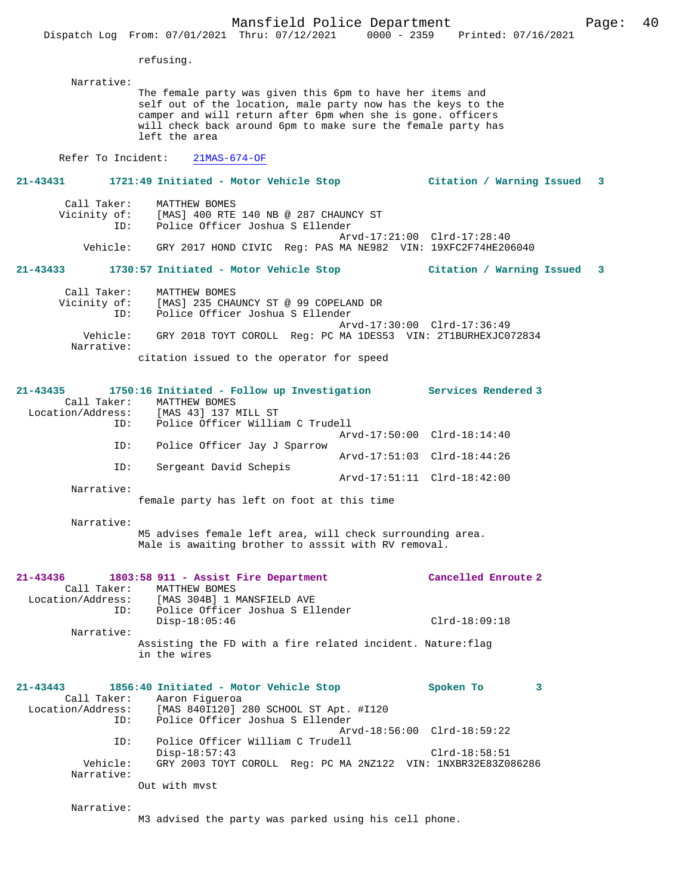refusing.

Narrative:
The female party was given this 6pm to have her items and self out of the location, male party now has the keys to the camper and will return after 6pm when she is gone. officers will check back around 6pm to make sure the female party has left the area

Refer To Incident: 21MAS-674-OF

**21-43431 1721:49 Initiated - Motor Vehicle Stop — Citation / Warning Issued 3**

Call Taker: MATTHEW BOMES
Vicinity of: [MAS] 400 RTE 140 NB @ 287 CHAUNCY ST
ID: Police Officer Joshua S Ellender
Arvd-17:21:00 Clrd-17:28:40
Vehicle: GRY 2017 HOND CIVIC Reg: PAS MA NE982 VIN: 19XFC2F74HE206040

**21-43433 1730:57 Initiated - Motor Vehicle Stop — Citation / Warning Issued 3**

Call Taker: MATTHEW BOMES
Vicinity of: [MAS] 235 CHAUNCY ST @ 99 COPELAND DR
ID: Police Officer Joshua S Ellender
Arvd-17:30:00 Clrd-17:36:49
Vehicle: GRY 2018 TOYT COROLL Reg: PC MA 1DES53 VIN: 2T1BURHEXJC072834
Narrative:
citation issued to the operator for speed

**21-43435 1750:16 Initiated - Follow up Investigation — Services Rendered 3**

Call Taker: MATTHEW BOMES
Location/Address: [MAS 43] 137 MILL ST
ID: Police Officer William C Trudell
Arvd-17:50:00 Clrd-18:14:40
ID: Police Officer Jay J Sparrow
Arvd-17:51:03 Clrd-18:44:26
ID: Sergeant David Schepis
Arvd-17:51:11 Clrd-18:42:00
Narrative:
female party has left on foot at this time

Narrative:
M5 advises female left area, will check surrounding area. Male is awaiting brother to asssit with RV removal.

**21-43436 1803:58 911 - Assist Fire Department — Cancelled Enroute 2**

Call Taker: MATTHEW BOMES
Location/Address: [MAS 304B] 1 MANSFIELD AVE
ID: Police Officer Joshua S Ellender
Disp-18:05:46 Clrd-18:09:18
Narrative:
Assisting the FD with a fire related incident. Nature:flag in the wires

**21-43443 1856:40 Initiated - Motor Vehicle Stop — Spoken To 3**

Call Taker: Aaron Figueroa
Location/Address: [MAS 840I120] 280 SCHOOL ST Apt. #I120
ID: Police Officer Joshua S Ellender
Arvd-18:56:00 Clrd-18:59:22
ID: Police Officer William C Trudell
Disp-18:57:43 Clrd-18:58:51
Vehicle: GRY 2003 TOYT COROLL Reg: PC MA 2NZ122 VIN: 1NXBR32E83Z086286
Narrative:
Out with mvst

Narrative:
M3 advised the party was parked using his cell phone.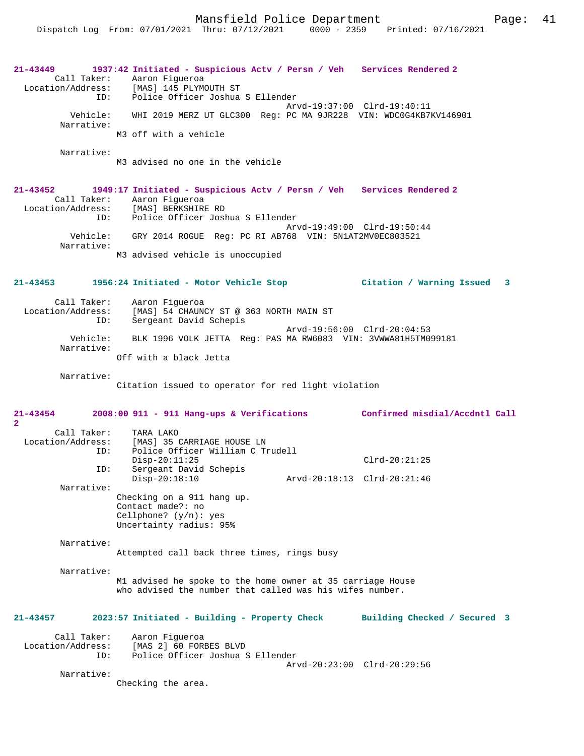**21-43449 1937:42 Initiated - Suspicious Actv / Persn / Veh Services Rendered 2**

```
        Call Taker:    Aaron Figueroa
  Location/Address:    [MAS] 145 PLYMOUTH ST
                ID:    Police Officer Joshua S Ellender
                                             Arvd-19:37:00  Clrd-19:40:11
           Vehicle:    WHI 2019 MERZ UT GLC300  Reg: PC MA 9JR228  VIN: WDC0G4KB7KV146901
         Narrative:
                   M3 off with a vehicle

         Narrative:
                   M3 advised no one in the vehicle
```

**21-43452 1949:17 Initiated - Suspicious Actv / Persn / Veh Services Rendered 2**

```
        Call Taker:    Aaron Figueroa
  Location/Address:    [MAS] BERKSHIRE RD
                ID:    Police Officer Joshua S Ellender
                                             Arvd-19:49:00  Clrd-19:50:44
           Vehicle:    GRY 2014 ROGUE  Reg: PC RI AB768  VIN: 5N1AT2MV0EC803521
         Narrative:
                   M3 advised vehicle is unoccupied
```

**21-43453 1956:24 Initiated - Motor Vehicle Stop Citation / Warning Issued 3**

```
        Call Taker:    Aaron Figueroa
  Location/Address:    [MAS] 54 CHAUNCY ST @ 363 NORTH MAIN ST
                ID:    Sergeant David Schepis
                                             Arvd-19:56:00  Clrd-20:04:53
           Vehicle:    BLK 1996 VOLK JETTA  Reg: PAS MA RW6083  VIN: 3VWWA81H5TM099181
         Narrative:
                   Off with a black Jetta

         Narrative:
                   Citation issued to operator for red light violation
```

**21-43454 2008:00 911 - 911 Hang-ups & Verifications Confirmed misdial/Accdntl Call 2**

```
        Call Taker:    TARA LAKO
  Location/Address:    [MAS] 35 CARRIAGE HOUSE LN
                ID:    Police Officer William C Trudell
                       Disp-20:11:25                        Clrd-20:21:25
                ID:    Sergeant David Schepis
                       Disp-20:18:10         Arvd-20:18:13  Clrd-20:21:46
         Narrative:
                   Checking on a 911 hang up.
                   Contact made?: no
                   Cellphone? (y/n): yes
                   Uncertainty radius: 95%

         Narrative:
                   Attempted call back three times, rings busy

         Narrative:
                   M1 advised he spoke to the home owner at 35 carriage House
                   who advised the number that called was his wifes number.
```

**21-43457 2023:57 Initiated - Building - Property Check Building Checked / Secured 3**

```
        Call Taker:    Aaron Figueroa
  Location/Address:    [MAS 2] 60 FORBES BLVD
                ID:    Police Officer Joshua S Ellender
                                             Arvd-20:23:00  Clrd-20:29:56
         Narrative:
                   Checking the area.
```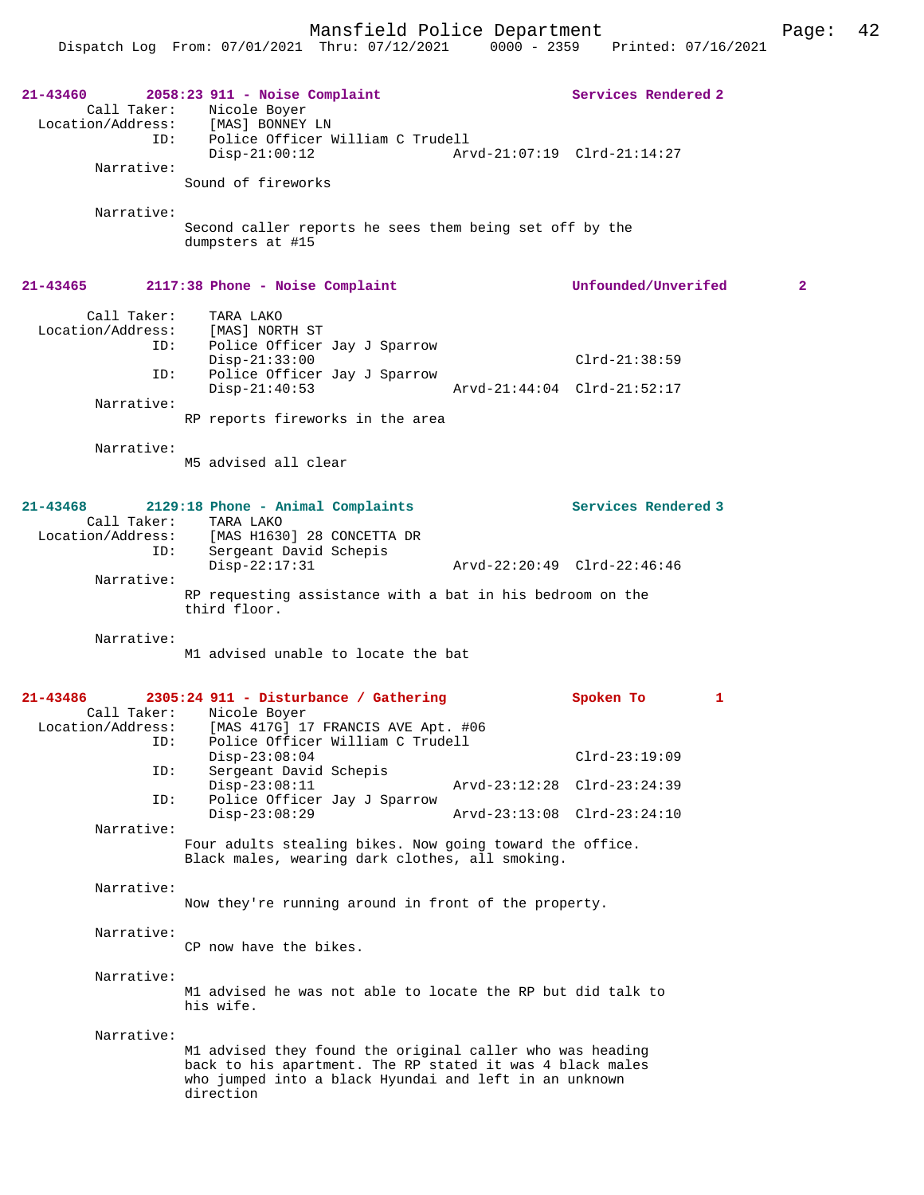**21-43460** 2058:23 911 - Noise Complaint — Services Rendered 2

Call Taker: Nicole Boyer
Location/Address: [MAS] BONNEY LN
ID: Police Officer William C Trudell
Disp-21:00:12 Arvd-21:07:19 Clrd-21:14:27

Narrative:
Sound of fireworks

Narrative:
Second caller reports he sees them being set off by the dumpsters at #15

**21-43465** 2117:38 Phone - Noise Complaint — Unfounded/Unverifed 2

Call Taker: TARA LAKO
Location/Address: [MAS] NORTH ST
ID: Police Officer Jay J Sparrow
Disp-21:33:00 Clrd-21:38:59
ID: Police Officer Jay J Sparrow
Disp-21:40:53 Arvd-21:44:04 Clrd-21:52:17

Narrative:
RP reports fireworks in the area

Narrative:
M5 advised all clear

**21-43468** 2129:18 Phone - Animal Complaints — Services Rendered 3

Call Taker: TARA LAKO
Location/Address: [MAS H1630] 28 CONCETTA DR
ID: Sergeant David Schepis
Disp-22:17:31 Arvd-22:20:49 Clrd-22:46:46

Narrative:
RP requesting assistance with a bat in his bedroom on the third floor.

Narrative:
M1 advised unable to locate the bat

**21-43486** 2305:24 911 - Disturbance / Gathering — Spoken To 1

Call Taker: Nicole Boyer
Location/Address: [MAS 417G] 17 FRANCIS AVE Apt. #06
ID: Police Officer William C Trudell
Disp-23:08:04 Clrd-23:19:09
ID: Sergeant David Schepis
Disp-23:08:11 Arvd-23:12:28 Clrd-23:24:39
ID: Police Officer Jay J Sparrow
Disp-23:08:29 Arvd-23:13:08 Clrd-23:24:10

Narrative:
Four adults stealing bikes. Now going toward the office. Black males, wearing dark clothes, all smoking.

Narrative:
Now they're running around in front of the property.

Narrative:
CP now have the bikes.

Narrative:
M1 advised he was not able to locate the RP but did talk to his wife.

Narrative:
M1 advised they found the original caller who was heading back to his apartment. The RP stated it was 4 black males who jumped into a black Hyundai and left in an unknown direction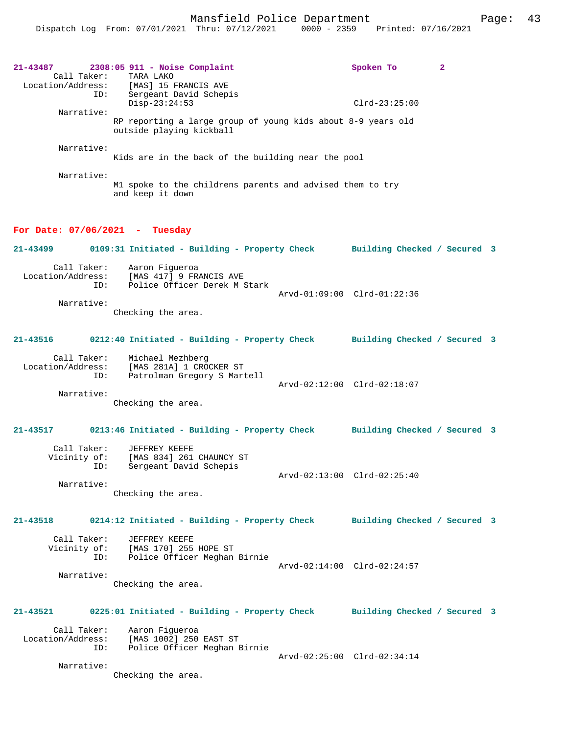**21-43487 2308:05 911 - Noise Complaint Spoken To 2**

Call Taker: TARA LAKO
Location/Address: [MAS] 15 FRANCIS AVE
ID: Sergeant David Schepis
Disp-23:24:53 Clrd-23:25:00

Narrative:
RP reporting a large group of young kids about 8-9 years old outside playing kickball

Narrative:
Kids are in the back of the building near the pool

Narrative:
M1 spoke to the childrens parents and advised them to try and keep it down

## For Date: 07/06/2021 - Tuesday

**21-43499 0109:31 Initiated - Building - Property Check Building Checked / Secured 3**

Call Taker: Aaron Figueroa
Location/Address: [MAS 417] 9 FRANCIS AVE
ID: Police Officer Derek M Stark
Arvd-01:09:00 Clrd-01:22:36

Narrative:
Checking the area.

**21-43516 0212:40 Initiated - Building - Property Check Building Checked / Secured 3**

Call Taker: Michael Mezhberg
Location/Address: [MAS 281A] 1 CROCKER ST
ID: Patrolman Gregory S Martell
Arvd-02:12:00 Clrd-02:18:07

Narrative:
Checking the area.

**21-43517 0213:46 Initiated - Building - Property Check Building Checked / Secured 3**

Call Taker: JEFFREY KEEFE
Vicinity of: [MAS 834] 261 CHAUNCY ST
ID: Sergeant David Schepis
Arvd-02:13:00 Clrd-02:25:40

Narrative:
Checking the area.

**21-43518 0214:12 Initiated - Building - Property Check Building Checked / Secured 3**

Call Taker: JEFFREY KEEFE
Vicinity of: [MAS 170] 255 HOPE ST
ID: Police Officer Meghan Birnie
Arvd-02:14:00 Clrd-02:24:57

Narrative:
Checking the area.

**21-43521 0225:01 Initiated - Building - Property Check Building Checked / Secured 3**

Call Taker: Aaron Figueroa
Location/Address: [MAS 1002] 250 EAST ST
ID: Police Officer Meghan Birnie
Arvd-02:25:00 Clrd-02:34:14

Narrative:
Checking the area.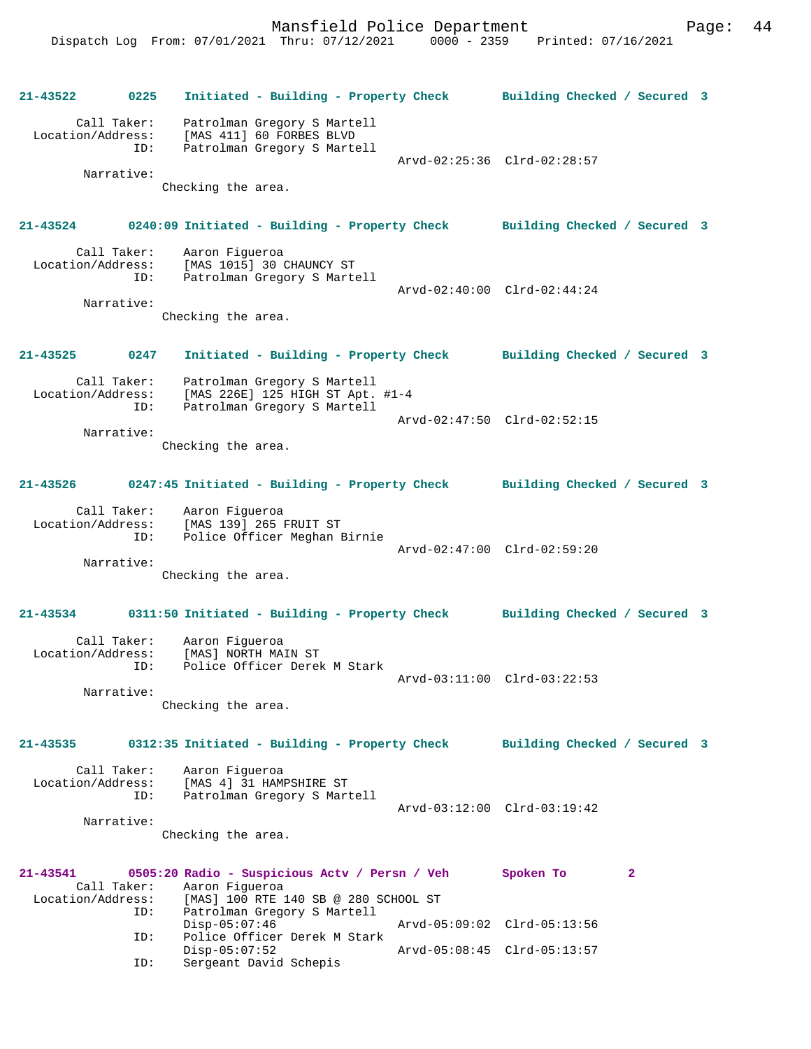21-43522 0225 Initiated - Building - Property Check Building Checked / Secured 3

Call Taker: Patrolman Gregory S Martell
Location/Address: [MAS 411] 60 FORBES BLVD
ID: Patrolman Gregory S Martell
Arvd-02:25:36 Clrd-02:28:57
Narrative:
Checking the area.

21-43524 0240:09 Initiated - Building - Property Check Building Checked / Secured 3

Call Taker: Aaron Figueroa
Location/Address: [MAS 1015] 30 CHAUNCY ST
ID: Patrolman Gregory S Martell
Arvd-02:40:00 Clrd-02:44:24
Narrative:
Checking the area.

21-43525 0247 Initiated - Building - Property Check Building Checked / Secured 3

Call Taker: Patrolman Gregory S Martell
Location/Address: [MAS 226E] 125 HIGH ST Apt. #1-4
ID: Patrolman Gregory S Martell
Arvd-02:47:50 Clrd-02:52:15
Narrative:
Checking the area.

21-43526 0247:45 Initiated - Building - Property Check Building Checked / Secured 3

Call Taker: Aaron Figueroa
Location/Address: [MAS 139] 265 FRUIT ST
ID: Police Officer Meghan Birnie
Arvd-02:47:00 Clrd-02:59:20
Narrative:
Checking the area.

21-43534 0311:50 Initiated - Building - Property Check Building Checked / Secured 3

Call Taker: Aaron Figueroa
Location/Address: [MAS] NORTH MAIN ST
ID: Police Officer Derek M Stark
Arvd-03:11:00 Clrd-03:22:53
Narrative:
Checking the area.

21-43535 0312:35 Initiated - Building - Property Check Building Checked / Secured 3

Call Taker: Aaron Figueroa
Location/Address: [MAS 4] 31 HAMPSHIRE ST
ID: Patrolman Gregory S Martell
Arvd-03:12:00 Clrd-03:19:42
Narrative:
Checking the area.

21-43541 0505:20 Radio - Suspicious Actv / Persn / Veh Spoken To 2
Call Taker: Aaron Figueroa
Location/Address: [MAS] 100 RTE 140 SB @ 280 SCHOOL ST
ID: Patrolman Gregory S Martell
Disp-05:07:46 Arvd-05:09:02 Clrd-05:13:56
ID: Police Officer Derek M Stark
Disp-05:07:52 Arvd-05:08:45 Clrd-05:13:57
ID: Sergeant David Schepis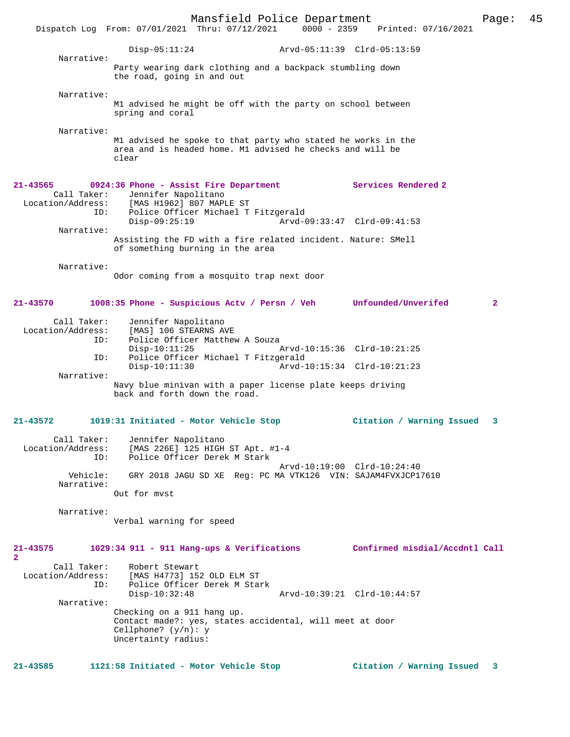```
                Disp-05:11:24                Arvd-05:11:39  Clrd-05:13:59
        Narrative:
              Party wearing dark clothing and a backpack stumbling down
              the road, going in and out

        Narrative:
              M1 advised he might be off with the party on school between
              spring and coral

        Narrative:
              M1 advised he spoke to that party who stated he works in the
              area and is headed home. M1 advised he checks and will be
              clear
```

**21-43565 0924:36 Phone - Assist Fire Department Services Rendered 2**

```
       Call Taker:    Jennifer Napolitano
 Location/Address:    [MAS H1962] 807 MAPLE ST
               ID:    Police Officer Michael T Fitzgerald
                      Disp-09:25:19                Arvd-09:33:47  Clrd-09:41:53
        Narrative:
              Assisting the FD with a fire related incident. Nature: SMell
              of something burning in the area

        Narrative:
              Odor coming from a mosquito trap next door
```

**21-43570 1008:35 Phone - Suspicious Actv / Persn / Veh Unfounded/Unverifed 2**

```
       Call Taker:    Jennifer Napolitano
 Location/Address:    [MAS] 106 STEARNS AVE
               ID:    Police Officer Matthew A Souza
                      Disp-10:11:25                Arvd-10:15:36  Clrd-10:21:25
               ID:    Police Officer Michael T Fitzgerald
                      Disp-10:11:30                Arvd-10:15:34  Clrd-10:21:23
        Narrative:
              Navy blue minivan with a paper license plate keeps driving
              back and forth down the road.
```

**21-43572 1019:31 Initiated - Motor Vehicle Stop Citation / Warning Issued 3**

```
       Call Taker:    Jennifer Napolitano
 Location/Address:    [MAS 226E] 125 HIGH ST Apt. #1-4
               ID:    Police Officer Derek M Stark
                                                   Arvd-10:19:00  Clrd-10:24:40
          Vehicle:    GRY 2018 JAGU SD XE  Reg: PC MA VTK126  VIN: SAJAM4FVXJCP17610
        Narrative:
              Out for mvst

        Narrative:
              Verbal warning for speed
```

**21-43575 1029:34 911 - 911 Hang-ups & Verifications Confirmed misdial/Accdntl Call 2**

```
       Call Taker:    Robert Stewart
 Location/Address:    [MAS H4773] 152 OLD ELM ST
               ID:    Police Officer Derek M Stark
                      Disp-10:32:48                Arvd-10:39:21  Clrd-10:44:57
        Narrative:
              Checking on a 911 hang up.
              Contact made?: yes, states accidental, will meet at door
              Cellphone? (y/n): y
              Uncertainty radius:
```

**21-43585 1121:58 Initiated - Motor Vehicle Stop Citation / Warning Issued 3**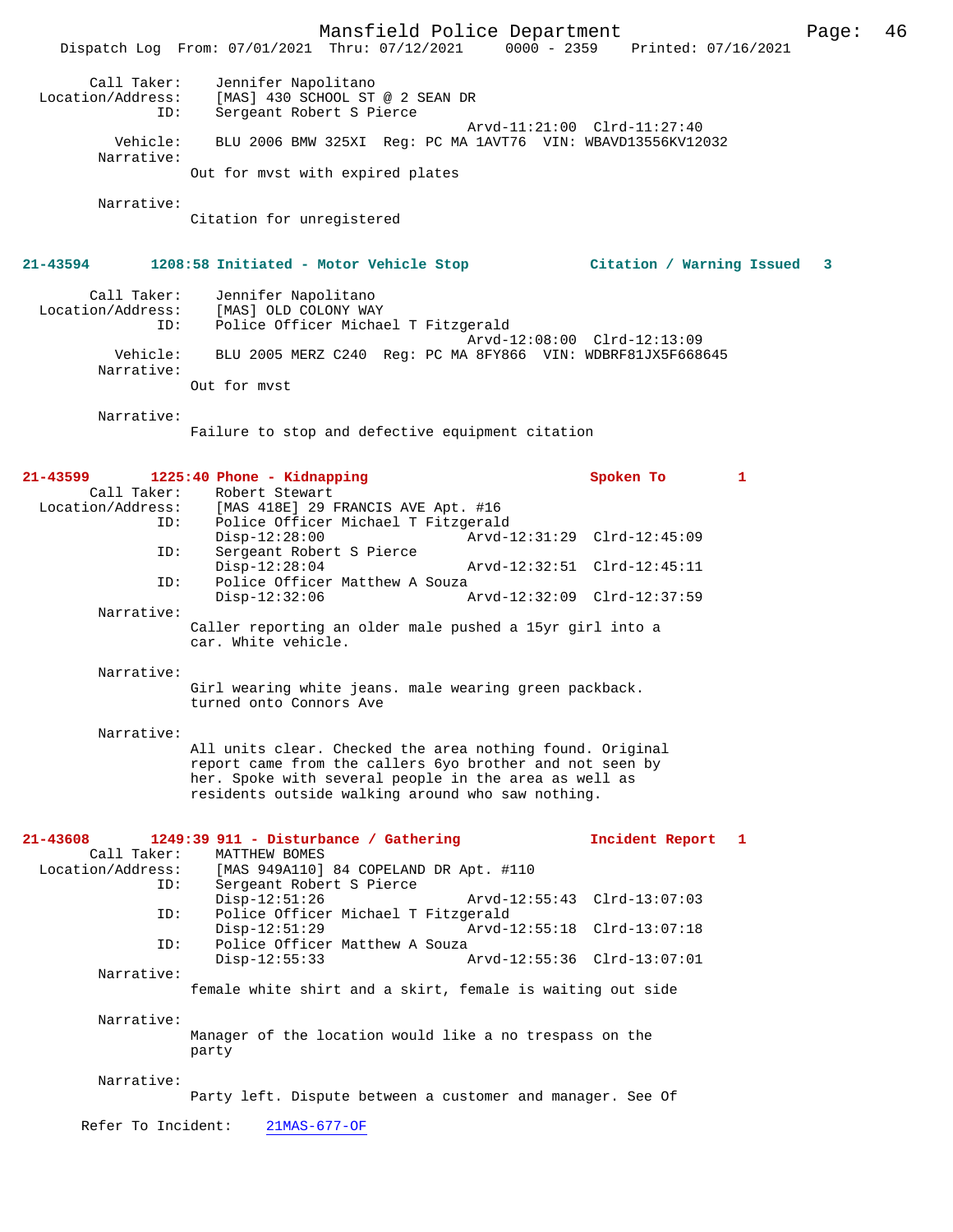```
        Call Taker:    Jennifer Napolitano
  Location/Address:    [MAS] 430 SCHOOL ST @ 2 SEAN DR
                ID:    Sergeant Robert S Pierce
                                              Arvd-11:21:00  Clrd-11:27:40
           Vehicle:    BLU 2006 BMW 325XI  Reg: PC MA 1AVT76  VIN: WBAVD13556KV12032
         Narrative:
                    Out for mvst with expired plates

         Narrative:
                    Citation for unregistered
```

**21-43594     1208:58 Initiated - Motor Vehicle Stop     Citation / Warning Issued   3**

```
        Call Taker:    Jennifer Napolitano
  Location/Address:    [MAS] OLD COLONY WAY
                ID:    Police Officer Michael T Fitzgerald
                                              Arvd-12:08:00  Clrd-12:13:09
           Vehicle:    BLU 2005 MERZ C240  Reg: PC MA 8FY866  VIN: WDBRF81JX5F668645
         Narrative:
                    Out for mvst

         Narrative:
                    Failure to stop and defective equipment citation
```

**21-43599     1225:40 Phone - Kidnapping     Spoken To   1**

```
        Call Taker:    Robert Stewart
  Location/Address:    [MAS 418E] 29 FRANCIS AVE Apt. #16
                ID:    Police Officer Michael T Fitzgerald
                       Disp-12:28:00           Arvd-12:31:29  Clrd-12:45:09
                ID:    Sergeant Robert S Pierce
                       Disp-12:28:04           Arvd-12:32:51  Clrd-12:45:11
                ID:    Police Officer Matthew A Souza
                       Disp-12:32:06           Arvd-12:32:09  Clrd-12:37:59
         Narrative:
                    Caller reporting an older male pushed a 15yr girl into a
                    car. White vehicle.

         Narrative:
                    Girl wearing white jeans. male wearing green packback.
                    turned onto Connors Ave

         Narrative:
                    All units clear. Checked the area nothing found. Original
                    report came from the callers 6yo brother and not seen by
                    her. Spoke with several people in the area as well as
                    residents outside walking around who saw nothing.
```

**21-43608     1249:39 911 - Disturbance / Gathering     Incident Report   1**

```
        Call Taker:    MATTHEW BOMES
  Location/Address:    [MAS 949A110] 84 COPELAND DR Apt. #110
                ID:    Sergeant Robert S Pierce
                       Disp-12:51:26           Arvd-12:55:43  Clrd-13:07:03
                ID:    Police Officer Michael T Fitzgerald
                       Disp-12:51:29           Arvd-12:55:18  Clrd-13:07:18
                ID:    Police Officer Matthew A Souza
                       Disp-12:55:33           Arvd-12:55:36  Clrd-13:07:01
         Narrative:
                    female white shirt and a skirt, female is waiting out side

         Narrative:
                    Manager of the location would like a no trespass on the
                    party

         Narrative:
                    Party left. Dispute between a customer and manager. See Of

      Refer To Incident:    21MAS-677-OF
```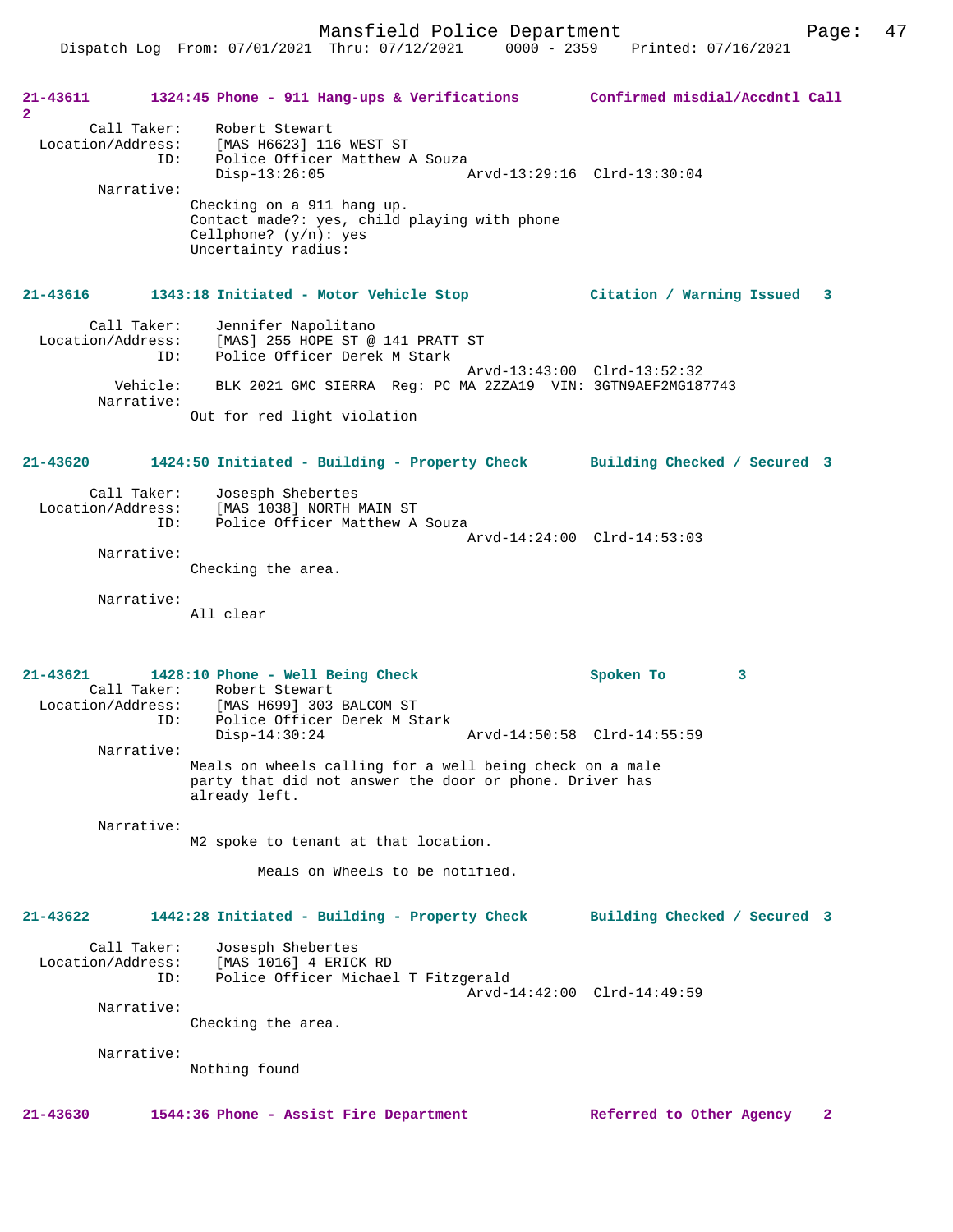**21-43611 1324:45 Phone - 911 Hang-ups & Verifications Confirmed misdial/Accdntl Call 2**

Call Taker: Robert Stewart
Location/Address: [MAS H6623] 116 WEST ST
ID: Police Officer Matthew A Souza
Disp-13:26:05 Arvd-13:29:16 Clrd-13:30:04
Narrative:
Checking on a 911 hang up.
Contact made?: yes, child playing with phone
Cellphone? (y/n): yes
Uncertainty radius:

**21-43616 1343:18 Initiated - Motor Vehicle Stop Citation / Warning Issued 3**

Call Taker: Jennifer Napolitano
Location/Address: [MAS] 255 HOPE ST @ 141 PRATT ST
ID: Police Officer Derek M Stark
Arvd-13:43:00 Clrd-13:52:32
Vehicle: BLK 2021 GMC SIERRA Reg: PC MA 2ZZA19 VIN: 3GTN9AEF2MG187743
Narrative:
Out for red light violation

**21-43620 1424:50 Initiated - Building - Property Check Building Checked / Secured 3**

Call Taker: Josesph Shebertes
Location/Address: [MAS 1038] NORTH MAIN ST
ID: Police Officer Matthew A Souza
Arvd-14:24:00 Clrd-14:53:03
Narrative:
Checking the area.

Narrative:
All clear

**21-43621 1428:10 Phone - Well Being Check Spoken To 3**

Call Taker: Robert Stewart
Location/Address: [MAS H699] 303 BALCOM ST
ID: Police Officer Derek M Stark
Disp-14:30:24 Arvd-14:50:58 Clrd-14:55:59
Narrative:
Meals on wheels calling for a well being check on a male party that did not answer the door or phone. Driver has already left.

Narrative:
M2 spoke to tenant at that location.

Meals on Wheels to be notified.

**21-43622 1442:28 Initiated - Building - Property Check Building Checked / Secured 3**

Call Taker: Josesph Shebertes
Location/Address: [MAS 1016] 4 ERICK RD
ID: Police Officer Michael T Fitzgerald
Arvd-14:42:00 Clrd-14:49:59
Narrative:
Checking the area.

Narrative:
Nothing found

**21-43630 1544:36 Phone - Assist Fire Department Referred to Other Agency 2**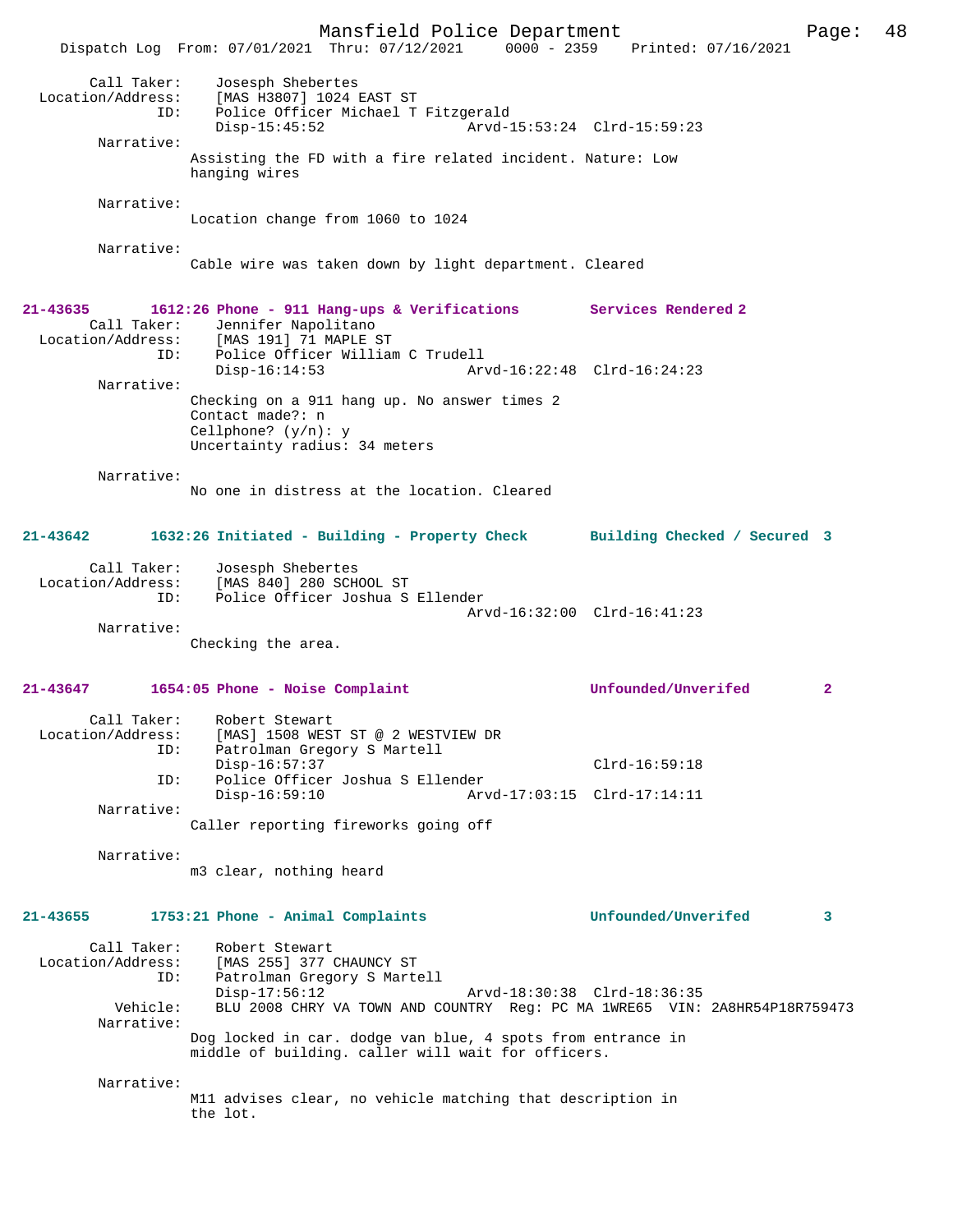```
        Call Taker:    Josesph Shebertes
  Location/Address:    [MAS H3807] 1024 EAST ST
                ID:    Police Officer Michael T Fitzgerald
                       Disp-15:45:52                 Arvd-15:53:24  Clrd-15:59:23
         Narrative:
                     Assisting the FD with a fire related incident. Nature: Low
                     hanging wires

         Narrative:
                     Location change from 1060 to 1024

         Narrative:
                     Cable wire was taken down by light department. Cleared
```

**21-43635 1612:26 Phone - 911 Hang-ups & Verifications Services Rendered 2**

```
        Call Taker:    Jennifer Napolitano
  Location/Address:    [MAS 191] 71 MAPLE ST
                ID:    Police Officer William C Trudell
                       Disp-16:14:53                 Arvd-16:22:48  Clrd-16:24:23
         Narrative:
                     Checking on a 911 hang up. No answer times 2
                     Contact made?: n
                     Cellphone? (y/n): y
                     Uncertainty radius: 34 meters

         Narrative:
                     No one in distress at the location. Cleared
```

**21-43642 1632:26 Initiated - Building - Property Check Building Checked / Secured 3**

```
        Call Taker:    Josesph Shebertes
  Location/Address:    [MAS 840] 280 SCHOOL ST
                ID:    Police Officer Joshua S Ellender
                                                     Arvd-16:32:00  Clrd-16:41:23
         Narrative:
                     Checking the area.
```

**21-43647 1654:05 Phone - Noise Complaint Unfounded/Unverifed 2**

```
        Call Taker:    Robert Stewart
  Location/Address:    [MAS] 1508 WEST ST @ 2 WESTVIEW DR
                ID:    Patrolman Gregory S Martell
                       Disp-16:57:37                                Clrd-16:59:18
                ID:    Police Officer Joshua S Ellender
                       Disp-16:59:10                 Arvd-17:03:15  Clrd-17:14:11
         Narrative:
                     Caller reporting fireworks going off

         Narrative:
                     m3 clear, nothing heard
```

**21-43655 1753:21 Phone - Animal Complaints Unfounded/Unverifed 3**

```
        Call Taker:    Robert Stewart
  Location/Address:    [MAS 255] 377 CHAUNCY ST
                ID:    Patrolman Gregory S Martell
                       Disp-17:56:12                 Arvd-18:30:38  Clrd-18:36:35
           Vehicle:    BLU 2008 CHRY VA TOWN AND COUNTRY  Reg: PC MA 1WRE65  VIN: 2A8HR54P18R759473
         Narrative:
                     Dog locked in car. dodge van blue, 4 spots from entrance in
                     middle of building. caller will wait for officers.

         Narrative:
                     M11 advises clear, no vehicle matching that description in
                     the lot.
```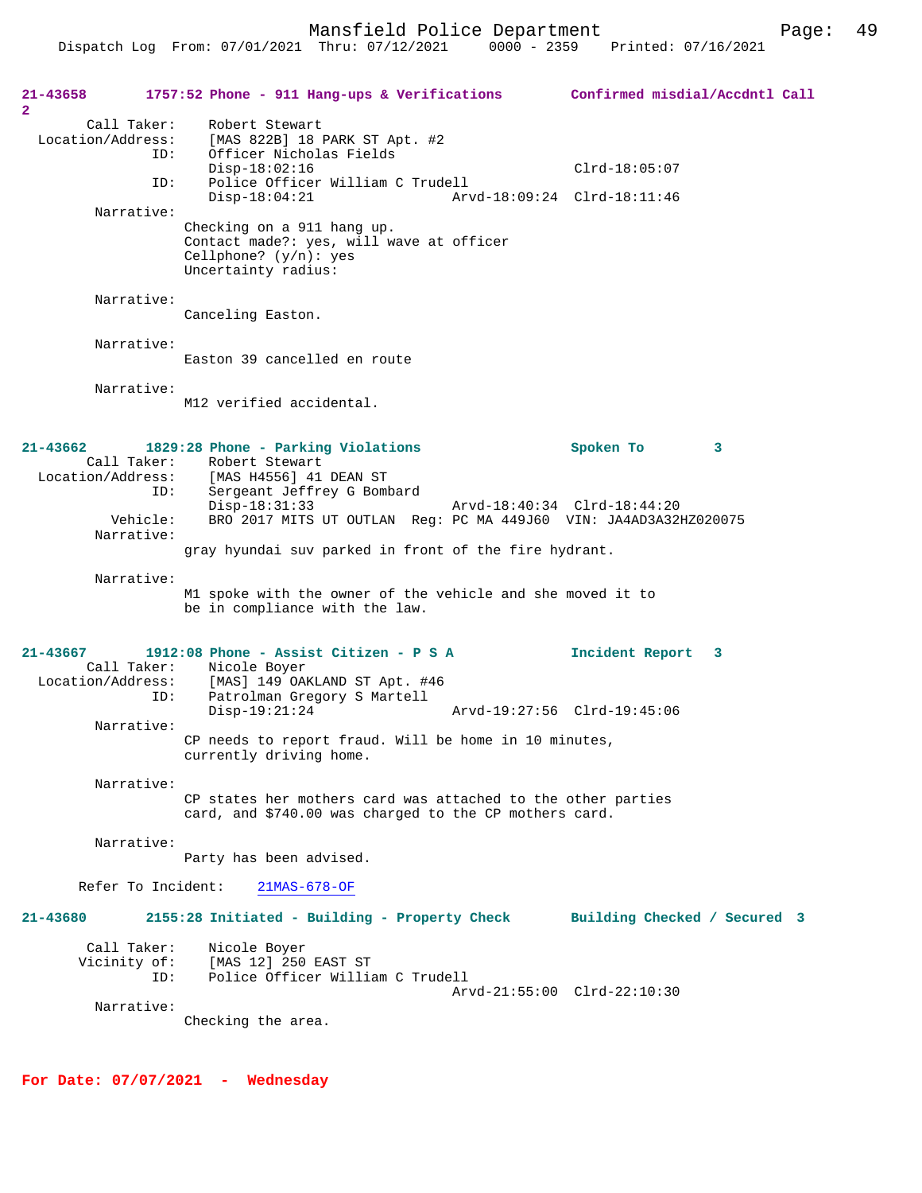**21-43658** 1757:52 Phone - 911 Hang-ups & Verifications **Confirmed misdial/Accdntl Call 2**

Call Taker: Robert Stewart
Location/Address: [MAS 822B] 18 PARK ST Apt. #2
ID: Officer Nicholas Fields
Disp-18:02:16 Clrd-18:05:07
ID: Police Officer William C Trudell
Disp-18:04:21 Arvd-18:09:24 Clrd-18:11:46

Narrative:
Checking on a 911 hang up.
Contact made?: yes, will wave at officer
Cellphone? (y/n): yes
Uncertainty radius:

Narrative:
Canceling Easton.

Narrative:
Easton 39 cancelled en route

Narrative:
M12 verified accidental.

**21-43662** 1829:28 Phone - Parking Violations **Spoken To 3**

Call Taker: Robert Stewart
Location/Address: [MAS H4556] 41 DEAN ST
ID: Sergeant Jeffrey G Bombard
Disp-18:31:33 Arvd-18:40:34 Clrd-18:44:20
Vehicle: BRO 2017 MITS UT OUTLAN Reg: PC MA 449J60 VIN: JA4AD3A32HZ020075

Narrative:
gray hyundai suv parked in front of the fire hydrant.

Narrative:
M1 spoke with the owner of the vehicle and she moved it to be in compliance with the law.

**21-43667** 1912:08 Phone - Assist Citizen - P S A **Incident Report 3**

Call Taker: Nicole Boyer
Location/Address: [MAS] 149 OAKLAND ST Apt. #46
ID: Patrolman Gregory S Martell
Disp-19:21:24 Arvd-19:27:56 Clrd-19:45:06

Narrative:
CP needs to report fraud. Will be home in 10 minutes, currently driving home.

Narrative:
CP states her mothers card was attached to the other parties card, and $740.00 was charged to the CP mothers card.

Narrative:
Party has been advised.

Refer To Incident: 21MAS-678-OF

**21-43680** 2155:28 Initiated - Building - Property Check **Building Checked / Secured 3**

Call Taker: Nicole Boyer
Vicinity of: [MAS 12] 250 EAST ST
ID: Police Officer William C Trudell
Arvd-21:55:00 Clrd-22:10:30

Narrative:
Checking the area.

**For Date: 07/07/2021 - Wednesday**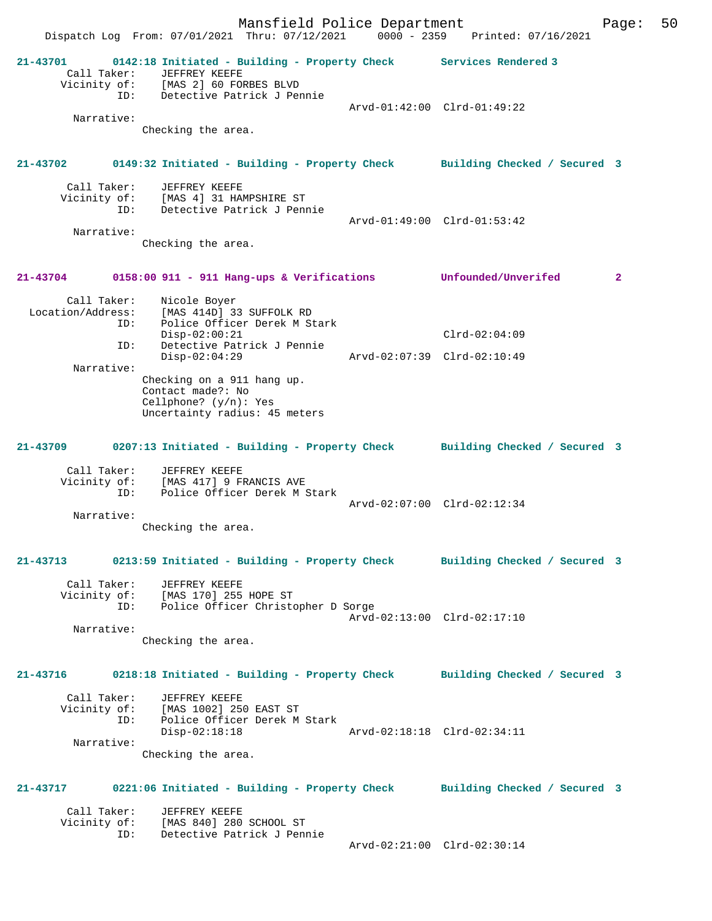21-43701 0142:18 Initiated - Building - Property Check Services Rendered 3

```
        Call Taker:     JEFFREY KEEFE
       Vicinity of:     [MAS 2] 60 FORBES BLVD
                ID:     Detective Patrick J Pennie
                                              Arvd-01:42:00  Clrd-01:49:22
         Narrative:
                  Checking the area.
```

21-43702 0149:32 Initiated - Building - Property Check Building Checked / Secured 3

```
        Call Taker:     JEFFREY KEEFE
       Vicinity of:     [MAS 4] 31 HAMPSHIRE ST
                ID:     Detective Patrick J Pennie
                                              Arvd-01:49:00  Clrd-01:53:42
         Narrative:
                  Checking the area.
```

21-43704 0158:00 911 - 911 Hang-ups & Verifications Unfounded/Unverifed 2

```
        Call Taker:     Nicole Boyer
  Location/Address:     [MAS 414D] 33 SUFFOLK RD
                ID:     Police Officer Derek M Stark
                        Disp-02:00:21                            Clrd-02:04:09
                ID:     Detective Patrick J Pennie
                        Disp-02:04:29         Arvd-02:07:39  Clrd-02:10:49
         Narrative:
                  Checking on a 911 hang up.
                  Contact made?: No
                  Cellphone? (y/n): Yes
                  Uncertainty radius: 45 meters
```

21-43709 0207:13 Initiated - Building - Property Check Building Checked / Secured 3

```
        Call Taker:     JEFFREY KEEFE
       Vicinity of:     [MAS 417] 9 FRANCIS AVE
                ID:     Police Officer Derek M Stark
                                              Arvd-02:07:00  Clrd-02:12:34
         Narrative:
                  Checking the area.
```

21-43713 0213:59 Initiated - Building - Property Check Building Checked / Secured 3

```
        Call Taker:     JEFFREY KEEFE
       Vicinity of:     [MAS 170] 255 HOPE ST
                ID:     Police Officer Christopher D Sorge
                                              Arvd-02:13:00  Clrd-02:17:10
         Narrative:
                  Checking the area.
```

21-43716 0218:18 Initiated - Building - Property Check Building Checked / Secured 3

```
        Call Taker:     JEFFREY KEEFE
       Vicinity of:     [MAS 1002] 250 EAST ST
                ID:     Police Officer Derek M Stark
                        Disp-02:18:18         Arvd-02:18:18  Clrd-02:34:11
         Narrative:
                  Checking the area.
```

21-43717 0221:06 Initiated - Building - Property Check Building Checked / Secured 3

```
        Call Taker:     JEFFREY KEEFE
       Vicinity of:     [MAS 840] 280 SCHOOL ST
                ID:     Detective Patrick J Pennie
                                              Arvd-02:21:00  Clrd-02:30:14
```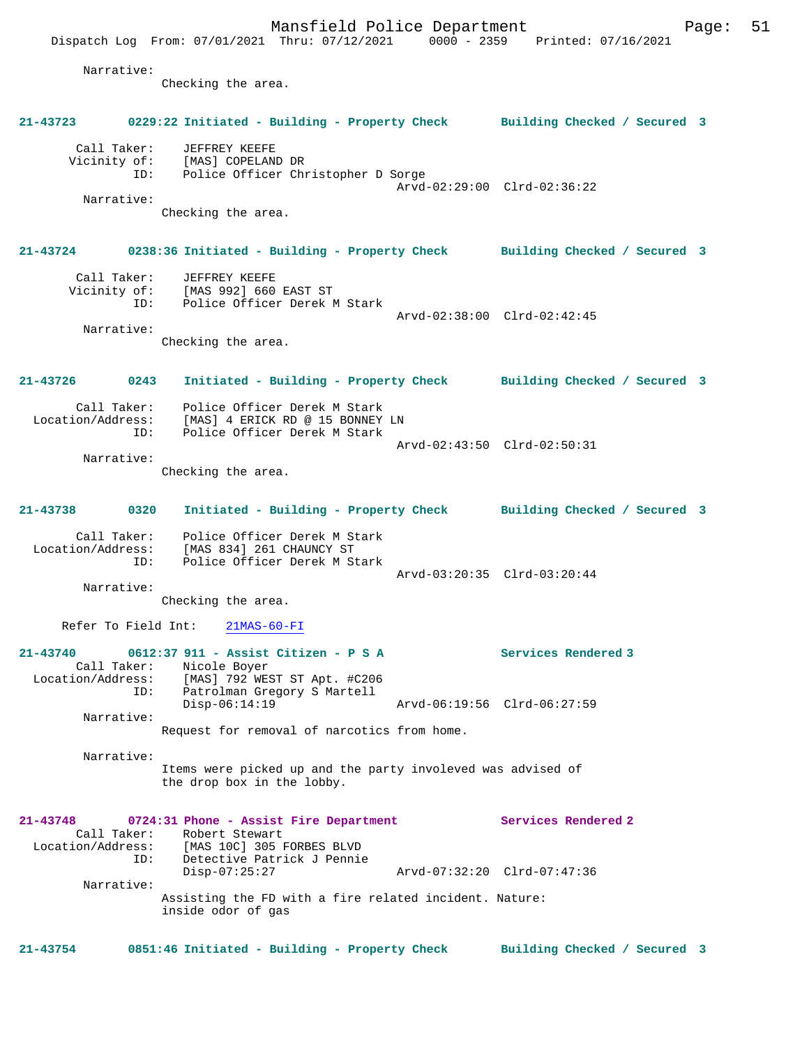Narrative:
Checking the area.

**21-43723 0229:22 Initiated - Building - Property Check Building Checked / Secured 3**

Call Taker: JEFFREY KEEFE
Vicinity of: [MAS] COPELAND DR
ID: Police Officer Christopher D Sorge
Arvd-02:29:00 Clrd-02:36:22
Narrative:
Checking the area.

**21-43724 0238:36 Initiated - Building - Property Check Building Checked / Secured 3**

Call Taker: JEFFREY KEEFE
Vicinity of: [MAS 992] 660 EAST ST
ID: Police Officer Derek M Stark
Arvd-02:38:00 Clrd-02:42:45
Narrative:
Checking the area.

**21-43726 0243 Initiated - Building - Property Check Building Checked / Secured 3**

Call Taker: Police Officer Derek M Stark
Location/Address: [MAS] 4 ERICK RD @ 15 BONNEY LN
ID: Police Officer Derek M Stark
Arvd-02:43:50 Clrd-02:50:31
Narrative:
Checking the area.

**21-43738 0320 Initiated - Building - Property Check Building Checked / Secured 3**

Call Taker: Police Officer Derek M Stark
Location/Address: [MAS 834] 261 CHAUNCY ST
ID: Police Officer Derek M Stark
Arvd-03:20:35 Clrd-03:20:44
Narrative:
Checking the area.

Refer To Field Int: 21MAS-60-FI

**21-43740 0612:37 911 - Assist Citizen - P S A Services Rendered 3**
Call Taker: Nicole Boyer
Location/Address: [MAS] 792 WEST ST Apt. #C206
ID: Patrolman Gregory S Martell
Disp-06:14:19 Arvd-06:19:56 Clrd-06:27:59
Narrative:
Request for removal of narcotics from home.

Narrative:
Items were picked up and the party involeved was advised of the drop box in the lobby.

**21-43748 0724:31 Phone - Assist Fire Department Services Rendered 2**
Call Taker: Robert Stewart
Location/Address: [MAS 10C] 305 FORBES BLVD
ID: Detective Patrick J Pennie
Disp-07:25:27 Arvd-07:32:20 Clrd-07:47:36
Narrative:
Assisting the FD with a fire related incident. Nature: inside odor of gas

**21-43754 0851:46 Initiated - Building - Property Check Building Checked / Secured 3**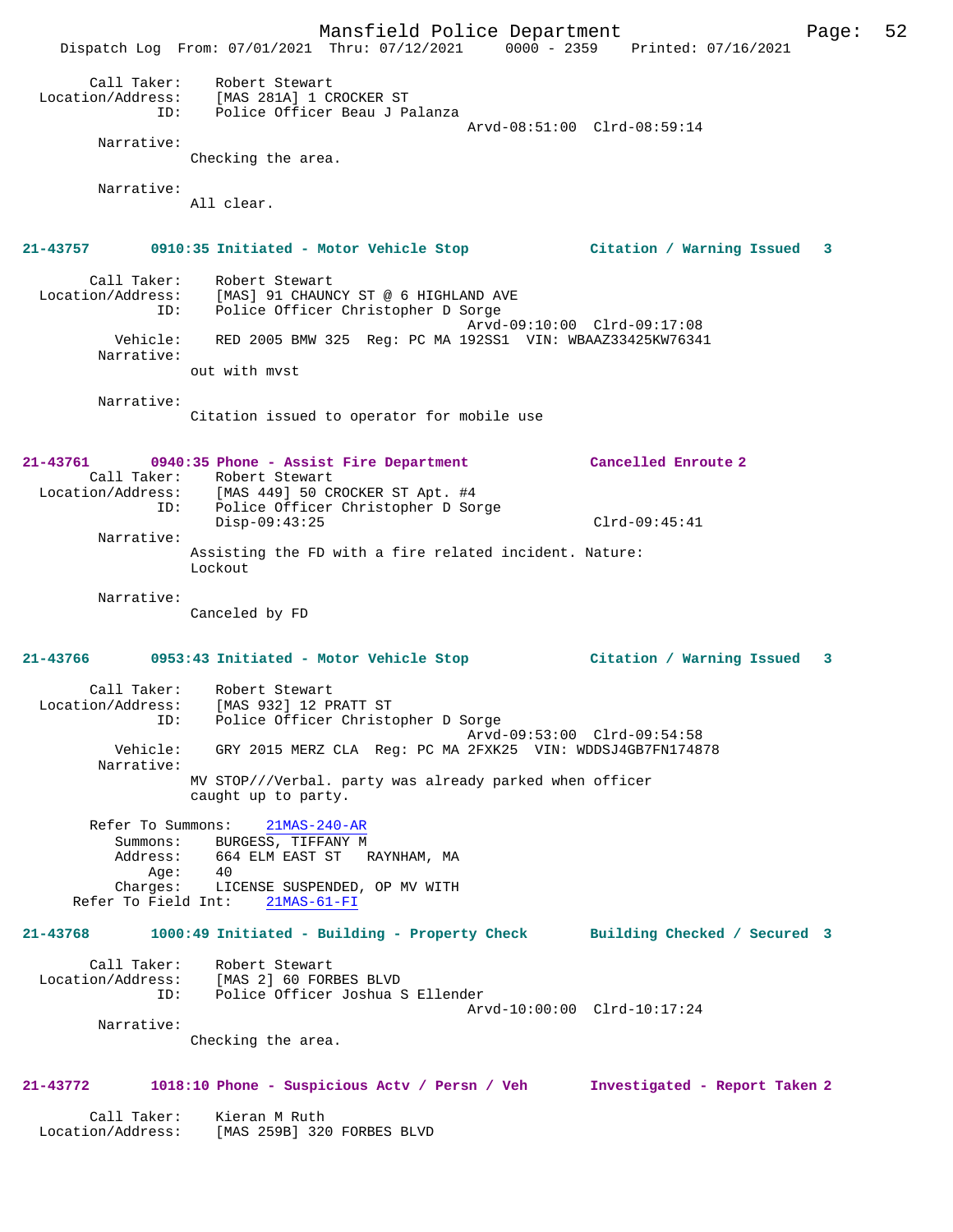Call Taker: Robert Stewart
Location/Address: [MAS 281A] 1 CROCKER ST
ID: Police Officer Beau J Palanza
Arvd-08:51:00 Clrd-08:59:14
Narrative:
Checking the area.

Narrative:
All clear.

**21-43757 0910:35 Initiated - Motor Vehicle Stop Citation / Warning Issued 3**

Call Taker: Robert Stewart
Location/Address: [MAS] 91 CHAUNCY ST @ 6 HIGHLAND AVE
ID: Police Officer Christopher D Sorge
Arvd-09:10:00 Clrd-09:17:08
Vehicle: RED 2005 BMW 325 Reg: PC MA 192SS1 VIN: WBAAZ33425KW76341
Narrative:
out with mvst

Narrative:
Citation issued to operator for mobile use

**21-43761 0940:35 Phone - Assist Fire Department Cancelled Enroute 2**

Call Taker: Robert Stewart
Location/Address: [MAS 449] 50 CROCKER ST Apt. #4
ID: Police Officer Christopher D Sorge
Disp-09:43:25 Clrd-09:45:41
Narrative:
Assisting the FD with a fire related incident. Nature: Lockout

Narrative:
Canceled by FD

**21-43766 0953:43 Initiated - Motor Vehicle Stop Citation / Warning Issued 3**

Call Taker: Robert Stewart
Location/Address: [MAS 932] 12 PRATT ST
ID: Police Officer Christopher D Sorge
Arvd-09:53:00 Clrd-09:54:58
Vehicle: GRY 2015 MERZ CLA Reg: PC MA 2FXK25 VIN: WDDSJ4GB7FN174878
Narrative:
MV STOP///Verbal. party was already parked when officer caught up to party.

Refer To Summons: 21MAS-240-AR
Summons: BURGESS, TIFFANY M
Address: 664 ELM EAST ST RAYNHAM, MA
Age: 40
Charges: LICENSE SUSPENDED, OP MV WITH
Refer To Field Int: 21MAS-61-FI

**21-43768 1000:49 Initiated - Building - Property Check Building Checked / Secured 3**

Call Taker: Robert Stewart
Location/Address: [MAS 2] 60 FORBES BLVD
ID: Police Officer Joshua S Ellender
Arvd-10:00:00 Clrd-10:17:24
Narrative:
Checking the area.

**21-43772 1018:10 Phone - Suspicious Actv / Persn / Veh Investigated - Report Taken 2**

Call Taker: Kieran M Ruth
Location/Address: [MAS 259B] 320 FORBES BLVD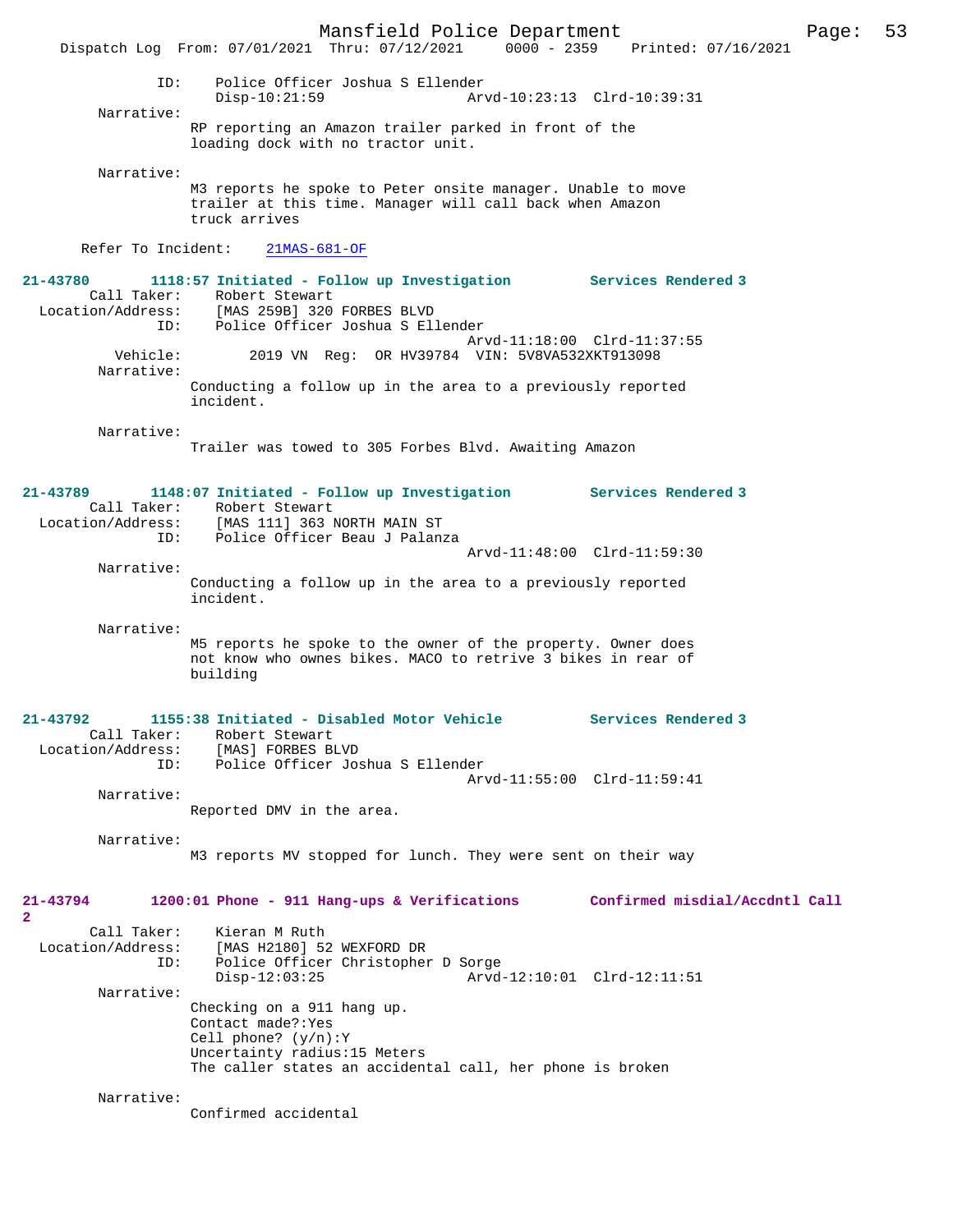```
        ID:      Police Officer Joshua S Ellender
                 Disp-10:21:59                 Arvd-10:23:13  Clrd-10:39:31
  Narrative:
                 RP reporting an Amazon trailer parked in front of the
                 loading dock with no tractor unit.

  Narrative:
                 M3 reports he spoke to Peter onsite manager. Unable to move
                 trailer at this time. Manager will call back when Amazon
                 truck arrives

Refer To Incident:    21MAS-681-OF

21-43780       1118:57 Initiated - Follow up Investigation         Services Rendered 3
    Call Taker:    Robert Stewart
 Location/Address:    [MAS 259B] 320 FORBES BLVD
            ID:    Police Officer Joshua S Ellender
                                               Arvd-11:18:00  Clrd-11:37:55
       Vehicle:        2019 VN  Reg:  OR HV39784  VIN: 5V8VA532XKT913098
     Narrative:
                 Conducting a follow up in the area to a previously reported
                 incident.

     Narrative:
                 Trailer was towed to 305 Forbes Blvd. Awaiting Amazon

21-43789       1148:07 Initiated - Follow up Investigation         Services Rendered 3
    Call Taker:    Robert Stewart
 Location/Address:    [MAS 111] 363 NORTH MAIN ST
            ID:    Police Officer Beau J Palanza
                                               Arvd-11:48:00  Clrd-11:59:30
     Narrative:
                 Conducting a follow up in the area to a previously reported
                 incident.

     Narrative:
                 M5 reports he spoke to the owner of the property. Owner does
                 not know who ownes bikes. MACO to retrive 3 bikes in rear of
                 building

21-43792       1155:38 Initiated - Disabled Motor Vehicle          Services Rendered 3
    Call Taker:    Robert Stewart
 Location/Address:    [MAS] FORBES BLVD
            ID:    Police Officer Joshua S Ellender
                                               Arvd-11:55:00  Clrd-11:59:41
     Narrative:
                 Reported DMV in the area.

     Narrative:
                 M3 reports MV stopped for lunch. They were sent on their way

21-43794       1200:01 Phone - 911 Hang-ups & Verifications        Confirmed misdial/Accdntl Call
2
    Call Taker:    Kieran M Ruth
 Location/Address:    [MAS H2180] 52 WEXFORD DR
            ID:    Police Officer Christopher D Sorge
                 Disp-12:03:25                 Arvd-12:10:01  Clrd-12:11:51
     Narrative:
                 Checking on a 911 hang up.
                 Contact made?:Yes
                 Cell phone? (y/n):Y
                 Uncertainty radius:15 Meters
                 The caller states an accidental call, her phone is broken

     Narrative:
                 Confirmed accidental
```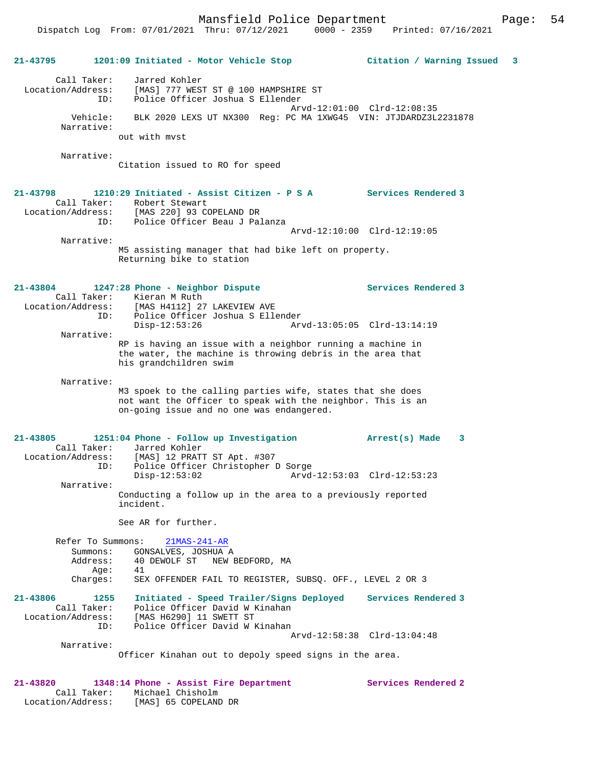**21-43795** 1201:09 Initiated - Motor Vehicle Stop — Citation / Warning Issued 3

Call Taker: Jarred Kohler
Location/Address: [MAS] 777 WEST ST @ 100 HAMPSHIRE ST
ID: Police Officer Joshua S Ellender
Arvd-12:01:00 Clrd-12:08:35
Vehicle: BLK 2020 LEXS UT NX300 Reg: PC MA 1XWG45 VIN: JTJDARDZ3L2231878
Narrative:
out with mvst

Narrative:
Citation issued to RO for speed

**21-43798** 1210:29 Initiated - Assist Citizen - P S A — Services Rendered 3

Call Taker: Robert Stewart
Location/Address: [MAS 220] 93 COPELAND DR
ID: Police Officer Beau J Palanza
Arvd-12:10:00 Clrd-12:19:05
Narrative:
M5 assisting manager that had bike left on property. Returning bike to station

**21-43804** 1247:28 Phone - Neighbor Dispute — Services Rendered 3

Call Taker: Kieran M Ruth
Location/Address: [MAS H4112] 27 LAKEVIEW AVE
ID: Police Officer Joshua S Ellender
Disp-12:53:26 Arvd-13:05:05 Clrd-13:14:19
Narrative:
RP is having an issue with a neighbor running a machine in the water, the machine is throwing debris in the area that his grandchildren swim

Narrative:
M3 spoek to the calling parties wife, states that she does not want the Officer to speak with the neighbor. This is an on-going issue and no one was endangered.

**21-43805** 1251:04 Phone - Follow up Investigation — Arrest(s) Made 3

Call Taker: Jarred Kohler
Location/Address: [MAS] 12 PRATT ST Apt. #307
ID: Police Officer Christopher D Sorge
Disp-12:53:02 Arvd-12:53:03 Clrd-12:53:23
Narrative:
Conducting a follow up in the area to a previously reported incident.

See AR for further.

Refer To Summons: 21MAS-241-AR
Summons: GONSALVES, JOSHUA A
Address: 40 DEWOLF ST NEW BEDFORD, MA
Age: 41
Charges: SEX OFFENDER FAIL TO REGISTER, SUBSQ. OFF., LEVEL 2 OR 3

**21-43806** 1255 Initiated - Speed Trailer/Signs Deployed — Services Rendered 3

Call Taker: Police Officer David W Kinahan
Location/Address: [MAS H6290] 11 SWETT ST
ID: Police Officer David W Kinahan
Arvd-12:58:38 Clrd-13:04:48
Narrative:
Officer Kinahan out to depoly speed signs in the area.

**21-43820** 1348:14 Phone - Assist Fire Department — Services Rendered 2

Call Taker: Michael Chisholm
Location/Address: [MAS] 65 COPELAND DR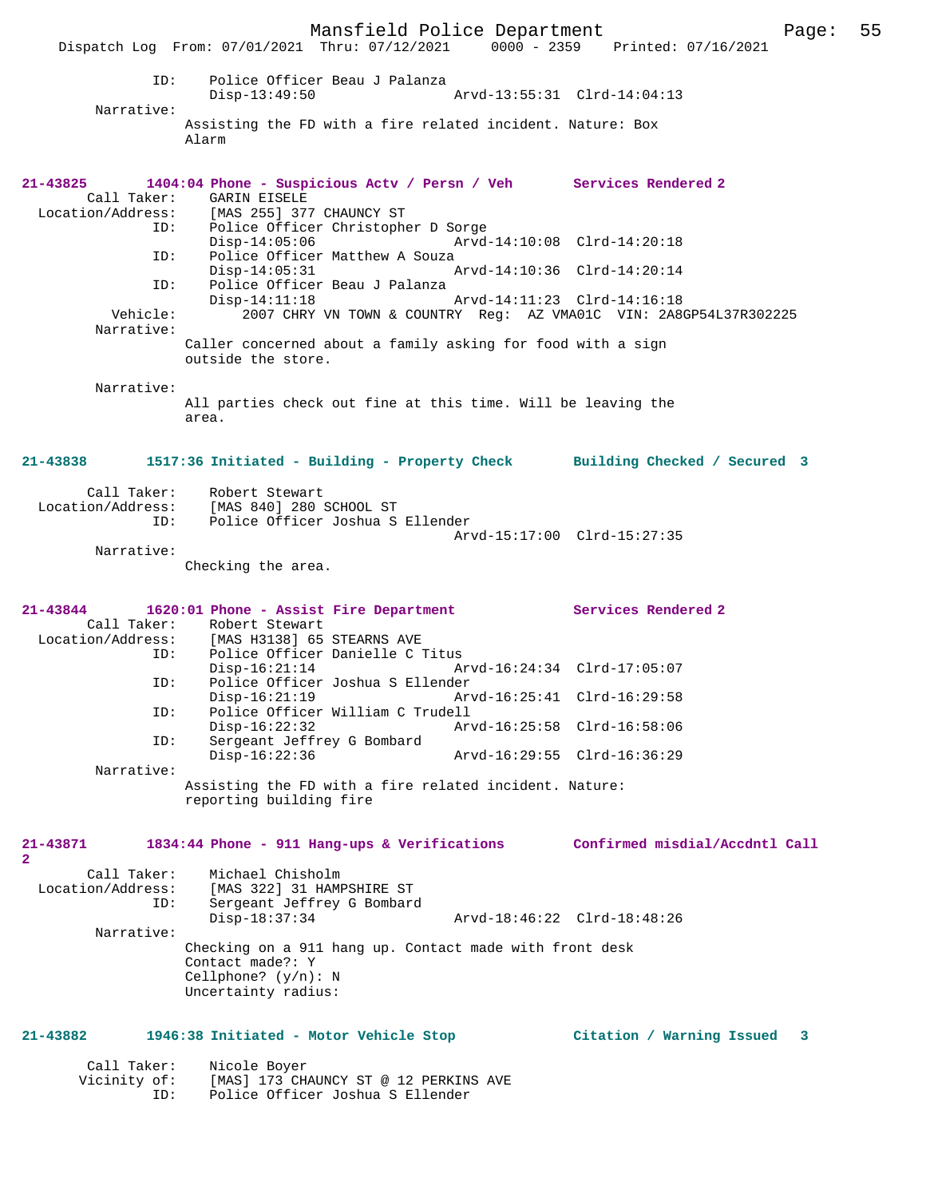```
            ID:     Police Officer Beau J Palanza
                    Disp-13:49:50                Arvd-13:55:31  Clrd-14:04:13
        Narrative:
                  Assisting the FD with a fire related incident. Nature: Box
                  Alarm


21-43825       1404:04 Phone - Suspicious Actv / Persn / Veh       Services Rendered 2
         Call Taker:    GARIN EISELE
   Location/Address:    [MAS 255] 377 CHAUNCY ST
                 ID:    Police Officer Christopher D Sorge
                        Disp-14:05:06                Arvd-14:10:08  Clrd-14:20:18
                 ID:    Police Officer Matthew A Souza
                        Disp-14:05:31                Arvd-14:10:36  Clrd-14:20:14
                 ID:    Police Officer Beau J Palanza
                        Disp-14:11:18                Arvd-14:11:23  Clrd-14:16:18
            Vehicle:        2007 CHRY VN TOWN & COUNTRY  Reg:  AZ VMA01C  VIN: 2A8GP54L37R302225
          Narrative:
                  Caller concerned about a family asking for food with a sign
                  outside the store.

          Narrative:
                  All parties check out fine at this time. Will be leaving the
                  area.


21-43838       1517:36 Initiated - Building - Property Check       Building Checked / Secured  3

         Call Taker:    Robert Stewart
   Location/Address:    [MAS 840] 280 SCHOOL ST
                 ID:    Police Officer Joshua S Ellender
                                                     Arvd-15:17:00  Clrd-15:27:35
          Narrative:
                  Checking the area.


21-43844       1620:01 Phone - Assist Fire Department              Services Rendered 2
         Call Taker:    Robert Stewart
   Location/Address:    [MAS H3138] 65 STEARNS AVE
                 ID:    Police Officer Danielle C Titus
                        Disp-16:21:14                Arvd-16:24:34  Clrd-17:05:07
                 ID:    Police Officer Joshua S Ellender
                        Disp-16:21:19                Arvd-16:25:41  Clrd-16:29:58
                 ID:    Police Officer William C Trudell
                        Disp-16:22:32                Arvd-16:25:58  Clrd-16:58:06
                 ID:    Sergeant Jeffrey G Bombard
                        Disp-16:22:36                Arvd-16:29:55  Clrd-16:36:29
          Narrative:
                  Assisting the FD with a fire related incident. Nature:
                  reporting building fire


21-43871       1834:44 Phone - 911 Hang-ups & Verifications        Confirmed misdial/Accdntl Call
2
         Call Taker:    Michael Chisholm
   Location/Address:    [MAS 322] 31 HAMPSHIRE ST
                 ID:    Sergeant Jeffrey G Bombard
                        Disp-18:37:34                Arvd-18:46:22  Clrd-18:48:26
          Narrative:
                  Checking on a 911 hang up. Contact made with front desk
                  Contact made?: Y
                  Cellphone? (y/n): N
                  Uncertainty radius:


21-43882       1946:38 Initiated - Motor Vehicle Stop              Citation / Warning Issued   3

         Call Taker:    Nicole Boyer
        Vicinity of:    [MAS] 173 CHAUNCY ST @ 12 PERKINS AVE
                 ID:    Police Officer Joshua S Ellender
```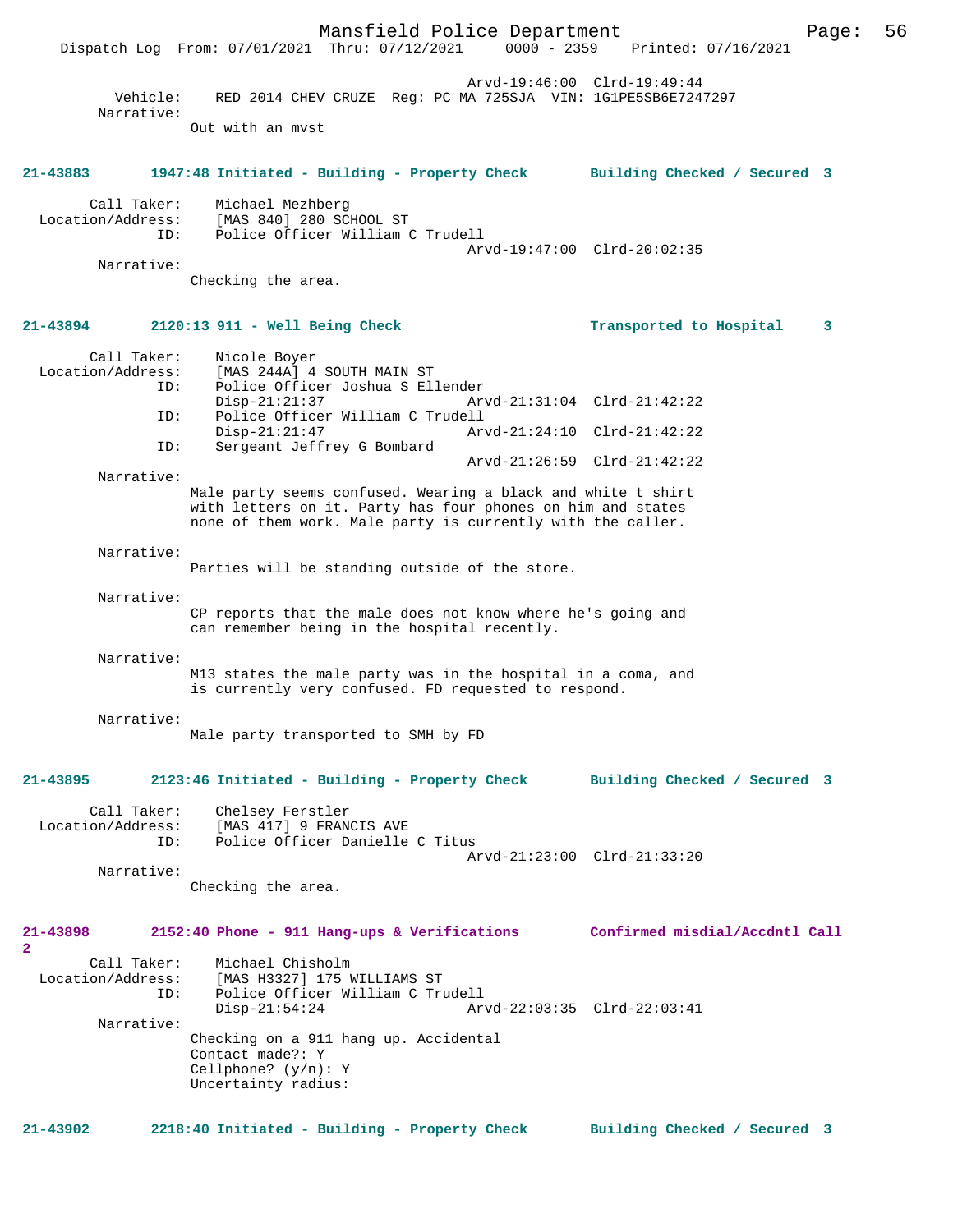Arvd-19:46:00  Clrd-19:49:44
Vehicle: RED 2014 CHEV CRUZE  Reg: PC MA 725SJA  VIN: 1G1PE5SB6E7247297
Narrative:
Out with an mvst

**21-43883  1947:48 Initiated - Building - Property Check  Building Checked / Secured 3**

Call Taker: Michael Mezhberg
Location/Address: [MAS 840] 280 SCHOOL ST
ID: Police Officer William C Trudell
Arvd-19:47:00  Clrd-20:02:35
Narrative:
Checking the area.

**21-43894  2120:13 911 - Well Being Check  Transported to Hospital 3**

Call Taker: Nicole Boyer
Location/Address: [MAS 244A] 4 SOUTH MAIN ST
ID: Police Officer Joshua S Ellender
Disp-21:21:37  Arvd-21:31:04  Clrd-21:42:22
ID: Police Officer William C Trudell
Disp-21:21:47  Arvd-21:24:10  Clrd-21:42:22
ID: Sergeant Jeffrey G Bombard
Arvd-21:26:59  Clrd-21:42:22
Narrative:
Male party seems confused. Wearing a black and white t shirt with letters on it. Party has four phones on him and states none of them work. Male party is currently with the caller.

Narrative:
Parties will be standing outside of the store.

Narrative:
CP reports that the male does not know where he's going and can remember being in the hospital recently.

Narrative:
M13 states the male party was in the hospital in a coma, and is currently very confused. FD requested to respond.

Narrative:
Male party transported to SMH by FD

**21-43895  2123:46 Initiated - Building - Property Check  Building Checked / Secured 3**

Call Taker: Chelsey Ferstler
Location/Address: [MAS 417] 9 FRANCIS AVE
ID: Police Officer Danielle C Titus
Arvd-21:23:00  Clrd-21:33:20
Narrative:
Checking the area.

**21-43898  2152:40 Phone - 911 Hang-ups & Verifications  Confirmed misdial/Accdntl Call 2**

Call Taker: Michael Chisholm
Location/Address: [MAS H3327] 175 WILLIAMS ST
ID: Police Officer William C Trudell
Disp-21:54:24  Arvd-22:03:35  Clrd-22:03:41
Narrative:
Checking on a 911 hang up. Accidental
Contact made?: Y
Cellphone? (y/n): Y
Uncertainty radius:

**21-43902  2218:40 Initiated - Building - Property Check  Building Checked / Secured 3**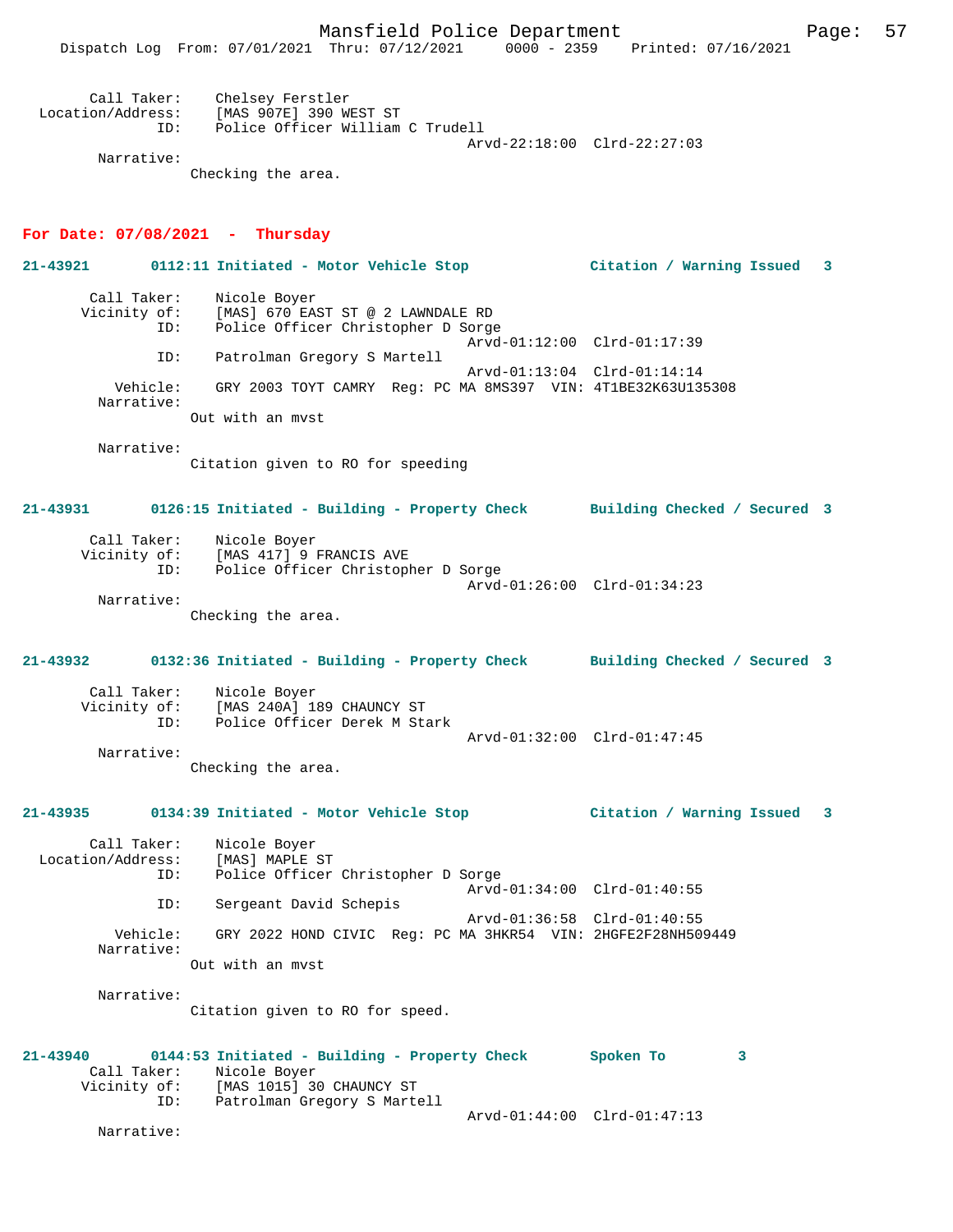```
        Call Taker:    Chelsey Ferstler
  Location/Address:    [MAS 907E] 390 WEST ST
                ID:    Police Officer William C Trudell
                                              Arvd-22:18:00  Clrd-22:27:03
         Narrative:
                Checking the area.
```

## For Date: 07/08/2021 - Thursday

```
21-43921       0112:11 Initiated - Motor Vehicle Stop             Citation / Warning Issued   3

        Call Taker:    Nicole Boyer
       Vicinity of:    [MAS] 670 EAST ST @ 2 LAWNDALE RD
                ID:    Police Officer Christopher D Sorge
                                              Arvd-01:12:00  Clrd-01:17:39
                ID:    Patrolman Gregory S Martell
                                              Arvd-01:13:04  Clrd-01:14:14
           Vehicle:    GRY 2003 TOYT CAMRY  Reg: PC MA 8MS397  VIN: 4T1BE32K63U135308
         Narrative:
                Out with an mvst

         Narrative:
                Citation given to RO for speeding


21-43931       0126:15 Initiated - Building - Property Check       Building Checked / Secured  3

        Call Taker:    Nicole Boyer
       Vicinity of:    [MAS 417] 9 FRANCIS AVE
                ID:    Police Officer Christopher D Sorge
                                              Arvd-01:26:00  Clrd-01:34:23
         Narrative:
                Checking the area.


21-43932       0132:36 Initiated - Building - Property Check       Building Checked / Secured  3

        Call Taker:    Nicole Boyer
       Vicinity of:    [MAS 240A] 189 CHAUNCY ST
                ID:    Police Officer Derek M Stark
                                              Arvd-01:32:00  Clrd-01:47:45
         Narrative:
                Checking the area.


21-43935       0134:39 Initiated - Motor Vehicle Stop             Citation / Warning Issued   3

        Call Taker:    Nicole Boyer
  Location/Address:    [MAS] MAPLE ST
                ID:    Police Officer Christopher D Sorge
                                              Arvd-01:34:00  Clrd-01:40:55
                ID:    Sergeant David Schepis
                                              Arvd-01:36:58  Clrd-01:40:55
           Vehicle:    GRY 2022 HOND CIVIC  Reg: PC MA 3HKR54  VIN: 2HGFE2F28NH509449
         Narrative:
                Out with an mvst

         Narrative:
                Citation given to RO for speed.


21-43940       0144:53 Initiated - Building - Property Check       Spoken To          3
        Call Taker:    Nicole Boyer
       Vicinity of:    [MAS 1015] 30 CHAUNCY ST
                ID:    Patrolman Gregory S Martell
                                              Arvd-01:44:00  Clrd-01:47:13
         Narrative:
```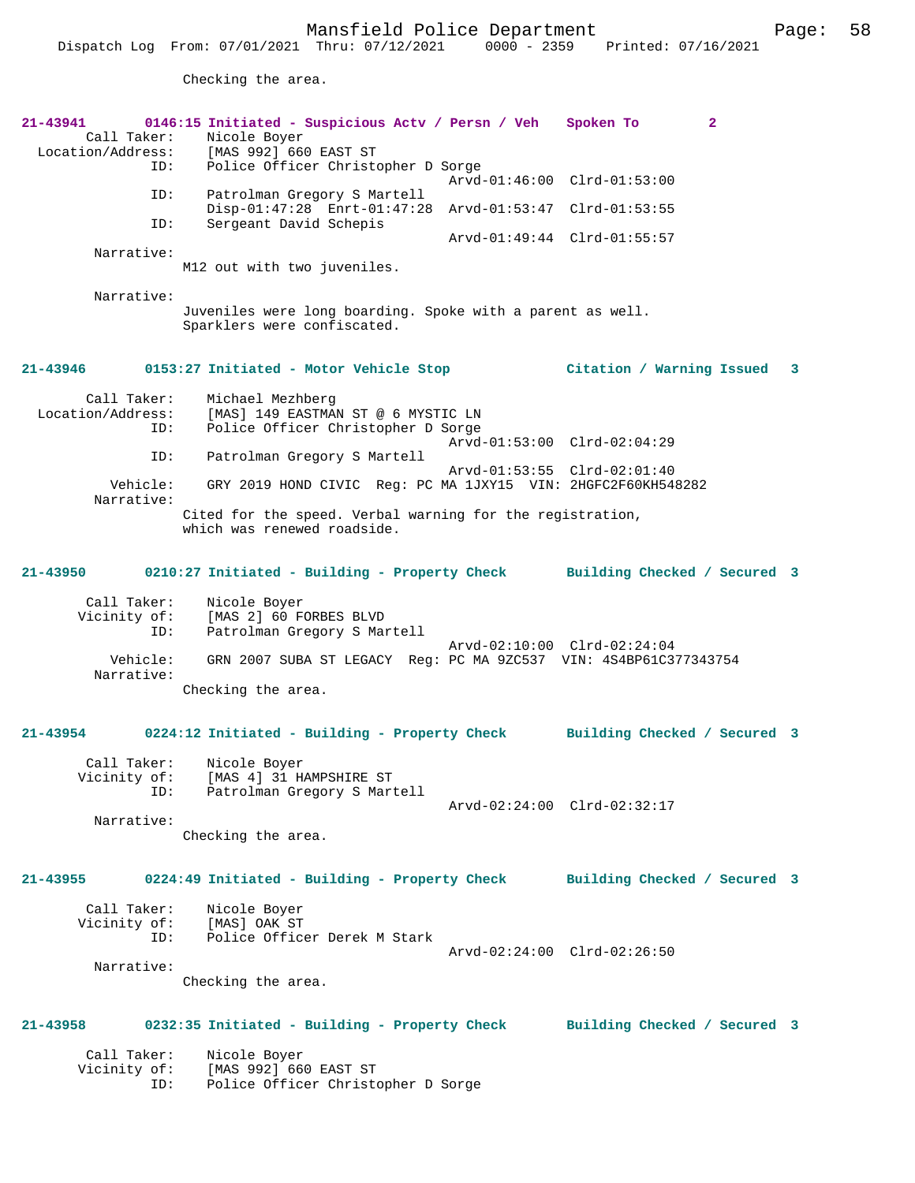Checking the area.

**21-43941 0146:15 Initiated - Suspicious Actv / Persn / Veh Spoken To 2**

Call Taker: Nicole Boyer
Location/Address: [MAS 992] 660 EAST ST
ID: Police Officer Christopher D Sorge
Arvd-01:46:00 Clrd-01:53:00
ID: Patrolman Gregory S Martell
Disp-01:47:28 Enrt-01:47:28 Arvd-01:53:47 Clrd-01:53:55
ID: Sergeant David Schepis
Arvd-01:49:44 Clrd-01:55:57
Narrative:
M12 out with two juveniles.

Narrative:
Juveniles were long boarding. Spoke with a parent as well. Sparklers were confiscated.

**21-43946 0153:27 Initiated - Motor Vehicle Stop Citation / Warning Issued 3**

Call Taker: Michael Mezhberg
Location/Address: [MAS] 149 EASTMAN ST @ 6 MYSTIC LN
ID: Police Officer Christopher D Sorge
Arvd-01:53:00 Clrd-02:04:29
ID: Patrolman Gregory S Martell
Arvd-01:53:55 Clrd-02:01:40
Vehicle: GRY 2019 HOND CIVIC Reg: PC MA 1JXY15 VIN: 2HGFC2F60KH548282
Narrative:
Cited for the speed. Verbal warning for the registration, which was renewed roadside.

**21-43950 0210:27 Initiated - Building - Property Check Building Checked / Secured 3**

Call Taker: Nicole Boyer
Vicinity of: [MAS 2] 60 FORBES BLVD
ID: Patrolman Gregory S Martell
Arvd-02:10:00 Clrd-02:24:04
Vehicle: GRN 2007 SUBA ST LEGACY Reg: PC MA 9ZC537 VIN: 4S4BP61C377343754
Narrative:
Checking the area.

**21-43954 0224:12 Initiated - Building - Property Check Building Checked / Secured 3**

Call Taker: Nicole Boyer
Vicinity of: [MAS 4] 31 HAMPSHIRE ST
ID: Patrolman Gregory S Martell
Arvd-02:24:00 Clrd-02:32:17
Narrative:
Checking the area.

**21-43955 0224:49 Initiated - Building - Property Check Building Checked / Secured 3**

Call Taker: Nicole Boyer
Vicinity of: [MAS] OAK ST
ID: Police Officer Derek M Stark
Arvd-02:24:00 Clrd-02:26:50
Narrative:
Checking the area.

**21-43958 0232:35 Initiated - Building - Property Check Building Checked / Secured 3**

Call Taker: Nicole Boyer
Vicinity of: [MAS 992] 660 EAST ST
ID: Police Officer Christopher D Sorge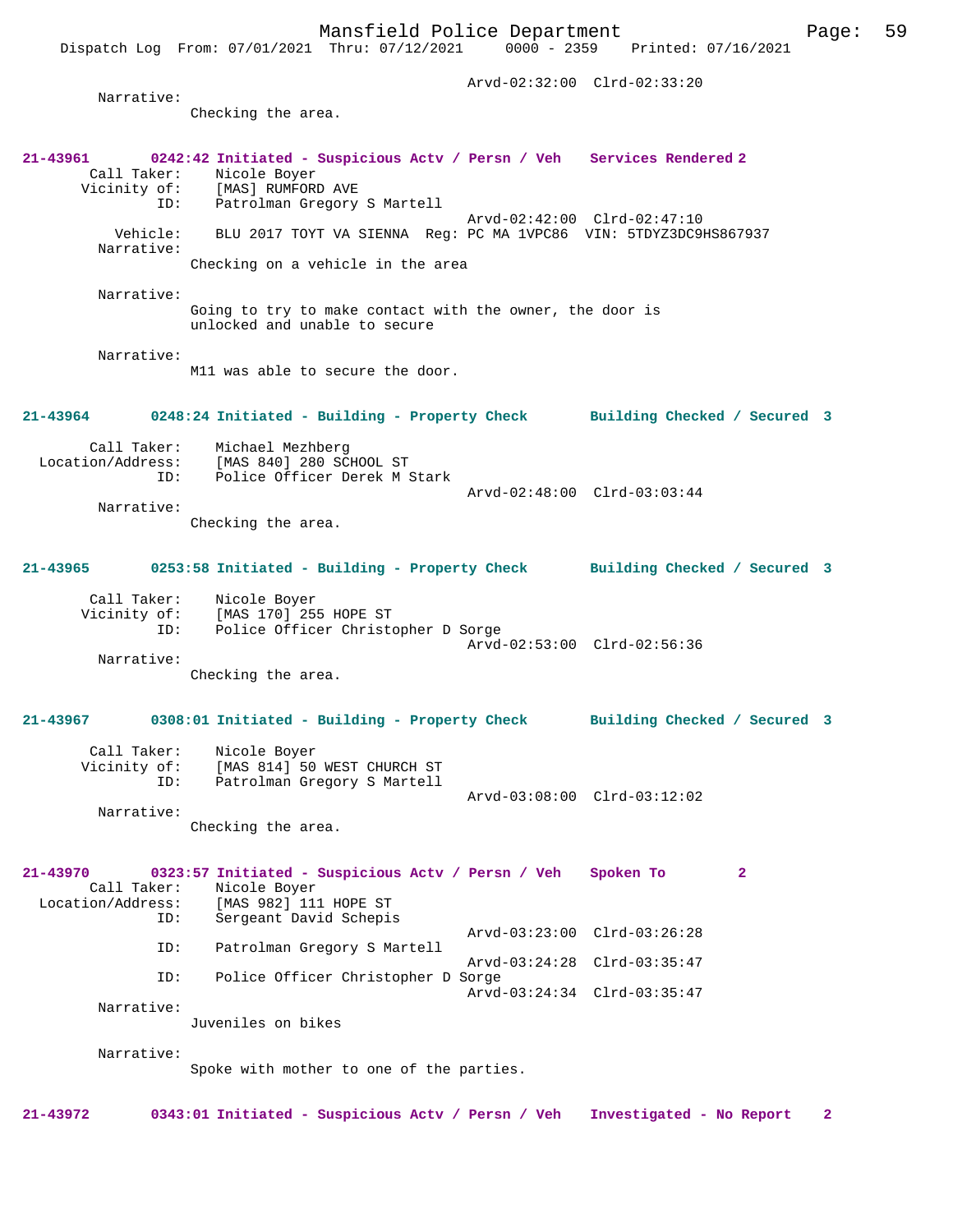Arvd-02:32:00  Clrd-02:33:20

Narrative:
Checking the area.

**21-43961    0242:42 Initiated - Suspicious Actv / Persn / Veh    Services Rendered 2**

Call Taker: Nicole Boyer
Vicinity of: [MAS] RUMFORD AVE
ID: Patrolman Gregory S Martell
Arvd-02:42:00  Clrd-02:47:10
Vehicle: BLU 2017 TOYT VA SIENNA  Reg: PC MA 1VPC86  VIN: 5TDYZ3DC9HS867937
Narrative:
Checking on a vehicle in the area

Narrative:
Going to try to make contact with the owner, the door is unlocked and unable to secure

Narrative:
M11 was able to secure the door.

**21-43964    0248:24 Initiated - Building - Property Check    Building Checked / Secured 3**

Call Taker: Michael Mezhberg
Location/Address: [MAS 840] 280 SCHOOL ST
ID: Police Officer Derek M Stark
Arvd-02:48:00  Clrd-03:03:44
Narrative:
Checking the area.

**21-43965    0253:58 Initiated - Building - Property Check    Building Checked / Secured 3**

Call Taker: Nicole Boyer
Vicinity of: [MAS 170] 255 HOPE ST
ID: Police Officer Christopher D Sorge
Arvd-02:53:00  Clrd-02:56:36
Narrative:
Checking the area.

**21-43967    0308:01 Initiated - Building - Property Check    Building Checked / Secured 3**

Call Taker: Nicole Boyer
Vicinity of: [MAS 814] 50 WEST CHURCH ST
ID: Patrolman Gregory S Martell
Arvd-03:08:00  Clrd-03:12:02
Narrative:
Checking the area.

**21-43970    0323:57 Initiated - Suspicious Actv / Persn / Veh    Spoken To    2**

Call Taker: Nicole Boyer
Location/Address: [MAS 982] 111 HOPE ST
ID: Sergeant David Schepis
Arvd-03:23:00  Clrd-03:26:28
ID: Patrolman Gregory S Martell
Arvd-03:24:28  Clrd-03:35:47
ID: Police Officer Christopher D Sorge
Arvd-03:24:34  Clrd-03:35:47
Narrative:
Juveniles on bikes

Narrative:
Spoke with mother to one of the parties.

**21-43972    0343:01 Initiated - Suspicious Actv / Persn / Veh    Investigated - No Report    2**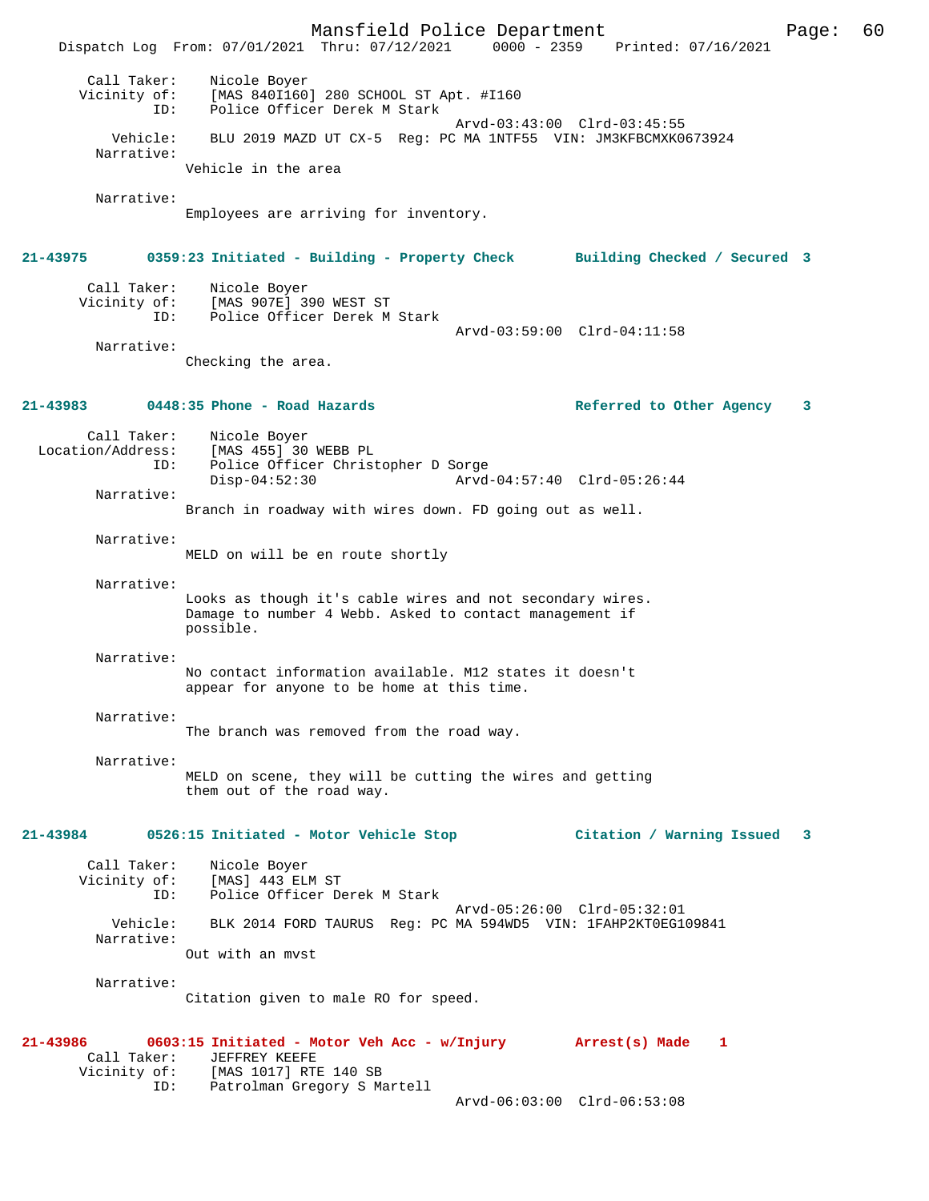```
        Call Taker:    Nicole Boyer
       Vicinity of:    [MAS 840I160] 280 SCHOOL ST Apt. #I160
                ID:    Police Officer Derek M Stark
                                              Arvd-03:43:00  Clrd-03:45:55
           Vehicle:    BLU 2019 MAZD UT CX-5  Reg: PC MA 1NTF55  VIN: JM3KFBCMXK0673924
         Narrative:
                    Vehicle in the area

         Narrative:
                    Employees are arriving for inventory.
```

**21-43975 0359:23 Initiated - Building - Property Check Building Checked / Secured 3**

```
        Call Taker:    Nicole Boyer
       Vicinity of:    [MAS 907E] 390 WEST ST
                ID:    Police Officer Derek M Stark
                                              Arvd-03:59:00  Clrd-04:11:58
         Narrative:
                    Checking the area.
```

**21-43983 0448:35 Phone - Road Hazards Referred to Other Agency 3**

```
        Call Taker:    Nicole Boyer
  Location/Address:    [MAS 455] 30 WEBB PL
                ID:    Police Officer Christopher D Sorge
                       Disp-04:52:30              Arvd-04:57:40  Clrd-05:26:44
         Narrative:
                    Branch in roadway with wires down. FD going out as well.

         Narrative:
                    MELD on will be en route shortly

         Narrative:
                    Looks as though it's cable wires and not secondary wires.
                    Damage to number 4 Webb. Asked to contact management if
                    possible.

         Narrative:
                    No contact information available. M12 states it doesn't
                    appear for anyone to be home at this time.

         Narrative:
                    The branch was removed from the road way.

         Narrative:
                    MELD on scene, they will be cutting the wires and getting
                    them out of the road way.
```

**21-43984 0526:15 Initiated - Motor Vehicle Stop Citation / Warning Issued 3**

```
        Call Taker:    Nicole Boyer
       Vicinity of:    [MAS] 443 ELM ST
                ID:    Police Officer Derek M Stark
                                              Arvd-05:26:00  Clrd-05:32:01
           Vehicle:    BLK 2014 FORD TAURUS  Reg: PC MA 594WD5  VIN: 1FAHP2KT0EG109841
         Narrative:
                    Out with an mvst

         Narrative:
                    Citation given to male RO for speed.
```

**21-43986 0603:15 Initiated - Motor Veh Acc - w/Injury Arrest(s) Made 1**

```
        Call Taker:    JEFFREY KEEFE
       Vicinity of:    [MAS 1017] RTE 140 SB
                ID:    Patrolman Gregory S Martell
                                              Arvd-06:03:00  Clrd-06:53:08
```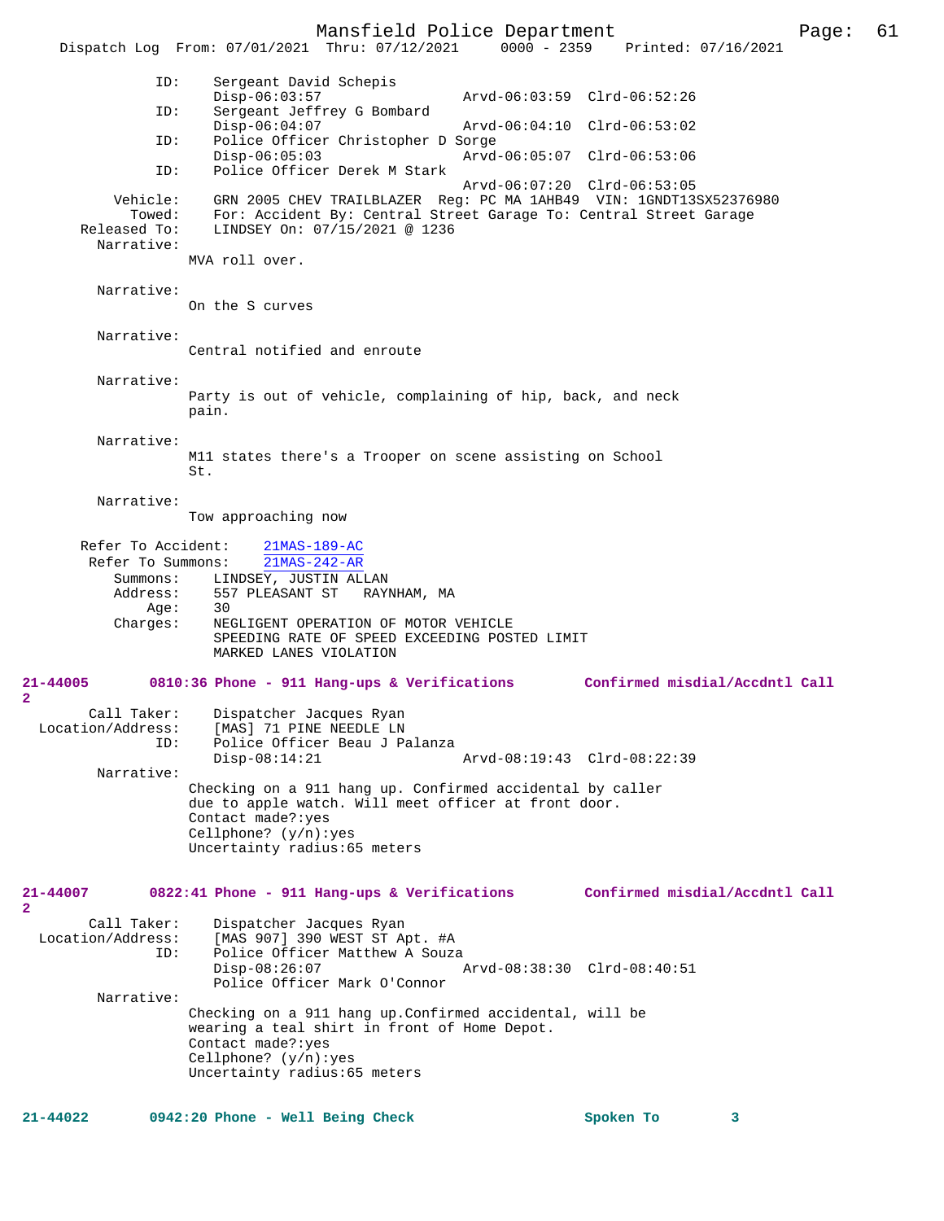```
            ID:     Sergeant David Schepis
                    Disp-06:03:57                Arvd-06:03:59  Clrd-06:52:26
            ID:     Sergeant Jeffrey G Bombard
                    Disp-06:04:07                Arvd-06:04:10  Clrd-06:53:02
            ID:     Police Officer Christopher D Sorge
                    Disp-06:05:03                Arvd-06:05:07  Clrd-06:53:06
            ID:     Police Officer Derek M Stark
                                                 Arvd-06:07:20  Clrd-06:53:05
       Vehicle:     GRN 2005 CHEV TRAILBLAZER  Reg: PC MA 1AHB49  VIN: 1GNDT13SX52376980
         Towed:     For: Accident By: Central Street Garage To: Central Street Garage
   Released To:     LINDSEY On: 07/15/2021 @ 1236
     Narrative:
                  MVA roll over.

     Narrative:
                  On the S curves

     Narrative:
                  Central notified and enroute

     Narrative:
                  Party is out of vehicle, complaining of hip, back, and neck
                  pain.

     Narrative:
                  M11 states there's a Trooper on scene assisting on School
                  St.

     Narrative:
                  Tow approaching now

   Refer To Accident:    21MAS-189-AC
    Refer To Summons:    21MAS-242-AR
       Summons:     LINDSEY, JUSTIN ALLAN
       Address:     557 PLEASANT ST   RAYNHAM, MA
           Age:     30
       Charges:     NEGLIGENT OPERATION OF MOTOR VEHICLE
                    SPEEDING RATE OF SPEED EXCEEDING POSTED LIMIT
                    MARKED LANES VIOLATION
```

**21-44005   0810:36 Phone - 911 Hang-ups & Verifications   Confirmed misdial/Accdntl Call 2**

```
    Call Taker:     Dispatcher Jacques Ryan
Location/Address:   [MAS] 71 PINE NEEDLE LN
            ID:     Police Officer Beau J Palanza
                    Disp-08:14:21                Arvd-08:19:43  Clrd-08:22:39
     Narrative:
                  Checking on a 911 hang up. Confirmed accidental by caller
                  due to apple watch. Will meet officer at front door.
                  Contact made?:yes
                  Cellphone? (y/n):yes
                  Uncertainty radius:65 meters
```

**21-44007   0822:41 Phone - 911 Hang-ups & Verifications   Confirmed misdial/Accdntl Call 2**

```
    Call Taker:     Dispatcher Jacques Ryan
Location/Address:   [MAS 907] 390 WEST ST Apt. #A
            ID:     Police Officer Matthew A Souza
                    Disp-08:26:07                Arvd-08:38:30  Clrd-08:40:51
                    Police Officer Mark O'Connor
     Narrative:
                  Checking on a 911 hang up.Confirmed accidental, will be
                  wearing a teal shirt in front of Home Depot.
                  Contact made?:yes
                  Cellphone? (y/n):yes
                  Uncertainty radius:65 meters
```

**21-44022   0942:20 Phone - Well Being Check   Spoken To   3**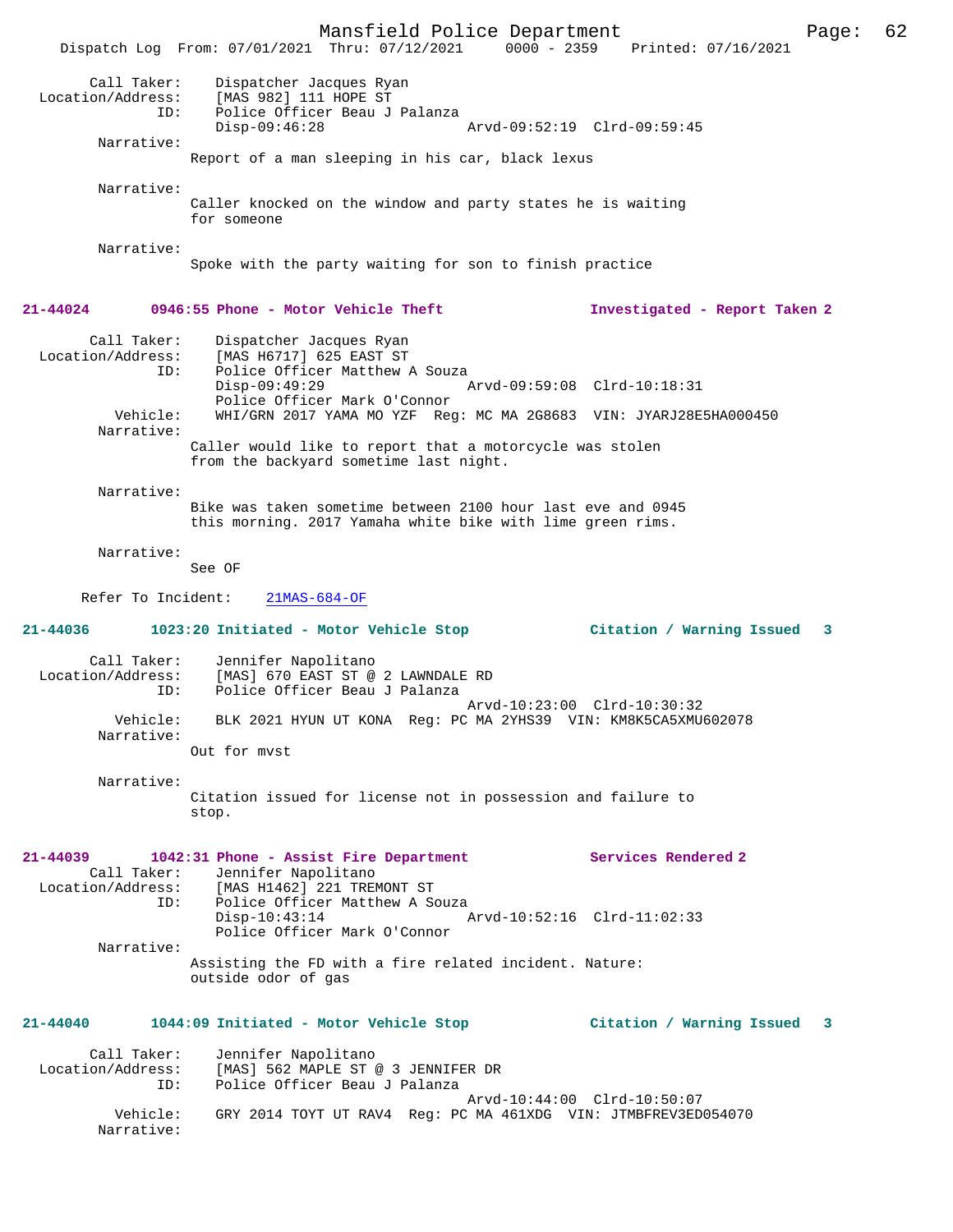Call Taker: Dispatcher Jacques Ryan
Location/Address: [MAS 982] 111 HOPE ST
ID: Police Officer Beau J Palanza
Disp-09:46:28 Arvd-09:52:19 Clrd-09:59:45

Narrative:
Report of a man sleeping in his car, black lexus

Narrative:
Caller knocked on the window and party states he is waiting for someone

Narrative:
Spoke with the party waiting for son to finish practice

**21-44024 0946:55 Phone - Motor Vehicle Theft Investigated - Report Taken 2**

Call Taker: Dispatcher Jacques Ryan
Location/Address: [MAS H6717] 625 EAST ST
ID: Police Officer Matthew A Souza
Disp-09:49:29 Arvd-09:59:08 Clrd-10:18:31
Police Officer Mark O'Connor
Vehicle: WHI/GRN 2017 YAMA MO YZF Reg: MC MA 2G8683 VIN: JYARJ28E5HA000450

Narrative:
Caller would like to report that a motorcycle was stolen from the backyard sometime last night.

Narrative:
Bike was taken sometime between 2100 hour last eve and 0945 this morning. 2017 Yamaha white bike with lime green rims.

Narrative:
See OF

Refer To Incident: 21MAS-684-OF

**21-44036 1023:20 Initiated - Motor Vehicle Stop Citation / Warning Issued 3**

Call Taker: Jennifer Napolitano
Location/Address: [MAS] 670 EAST ST @ 2 LAWNDALE RD
ID: Police Officer Beau J Palanza
Arvd-10:23:00 Clrd-10:30:32
Vehicle: BLK 2021 HYUN UT KONA Reg: PC MA 2YHS39 VIN: KM8K5CA5XMU602078

Narrative:
Out for mvst

Narrative:
Citation issued for license not in possession and failure to stop.

**21-44039 1042:31 Phone - Assist Fire Department Services Rendered 2**

Call Taker: Jennifer Napolitano
Location/Address: [MAS H1462] 221 TREMONT ST
ID: Police Officer Matthew A Souza
Disp-10:43:14 Arvd-10:52:16 Clrd-11:02:33
Police Officer Mark O'Connor

Narrative:
Assisting the FD with a fire related incident. Nature: outside odor of gas

**21-44040 1044:09 Initiated - Motor Vehicle Stop Citation / Warning Issued 3**

Call Taker: Jennifer Napolitano
Location/Address: [MAS] 562 MAPLE ST @ 3 JENNIFER DR
ID: Police Officer Beau J Palanza
Arvd-10:44:00 Clrd-10:50:07
Vehicle: GRY 2014 TOYT UT RAV4 Reg: PC MA 461XDG VIN: JTMBFREV3ED054070

Narrative: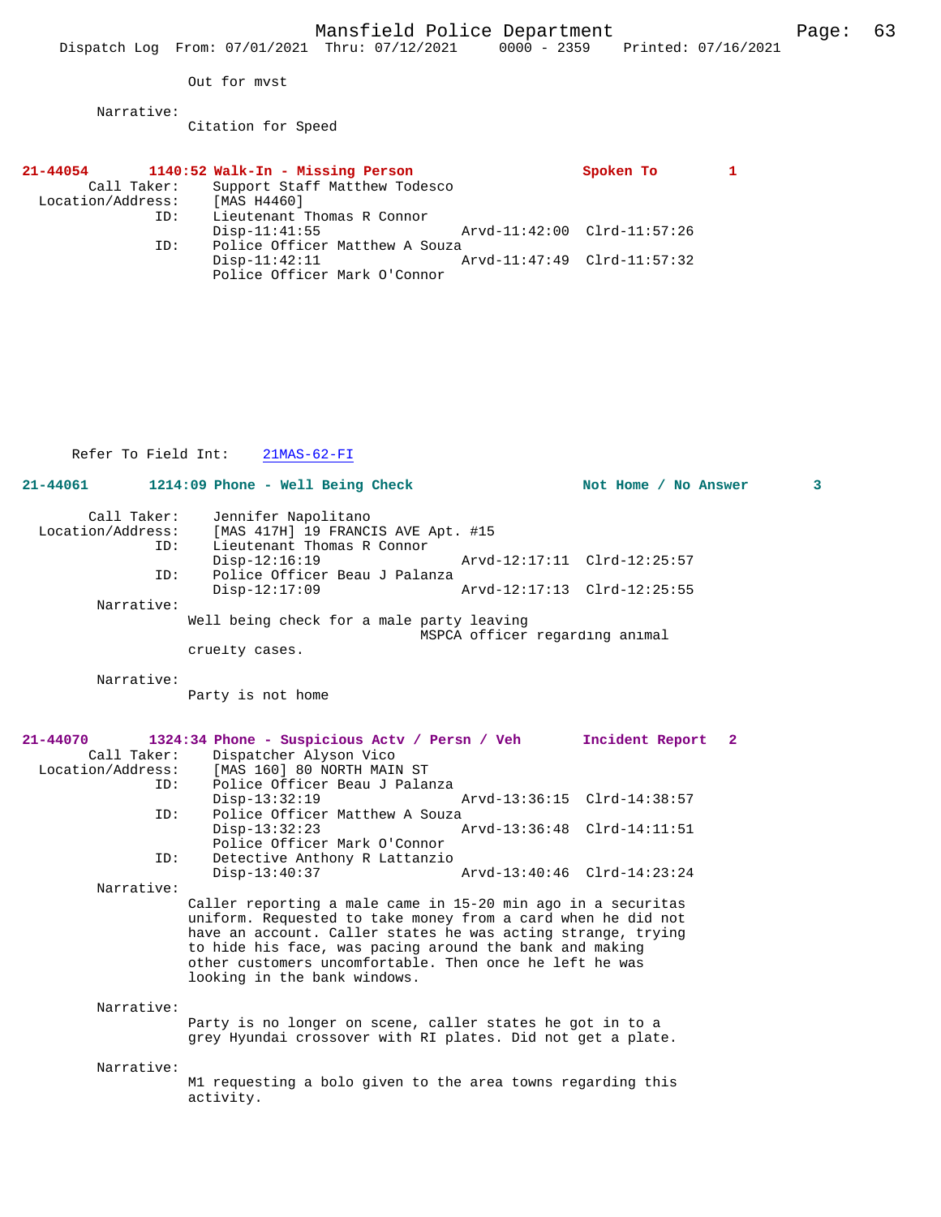Out for mvst

Narrative:
Citation for Speed

**21-44054 1140:52 Walk-In - Missing Person Spoken To 1**

Call Taker: Support Staff Matthew Todesco
Location/Address: [MAS H4460]
ID: Lieutenant Thomas R Connor
Disp-11:41:55 Arvd-11:42:00 Clrd-11:57:26
ID: Police Officer Matthew A Souza
Disp-11:42:11 Arvd-11:47:49 Clrd-11:57:32
Police Officer Mark O'Connor

Refer To Field Int: 21MAS-62-FI

**21-44061 1214:09 Phone - Well Being Check Not Home / No Answer 3**

Call Taker: Jennifer Napolitano
Location/Address: [MAS 417H] 19 FRANCIS AVE Apt. #15
ID: Lieutenant Thomas R Connor
Disp-12:16:19 Arvd-12:17:11 Clrd-12:25:57
ID: Police Officer Beau J Palanza
Disp-12:17:09 Arvd-12:17:13 Clrd-12:25:55

Narrative:
Well being check for a male party leaving MSPCA officer regarding animal cruelty cases.

Narrative:
Party is not home

**21-44070 1324:34 Phone - Suspicious Actv / Persn / Veh Incident Report 2**

Call Taker: Dispatcher Alyson Vico
Location/Address: [MAS 160] 80 NORTH MAIN ST
ID: Police Officer Beau J Palanza
Disp-13:32:19 Arvd-13:36:15 Clrd-14:38:57
ID: Police Officer Matthew A Souza
Disp-13:32:23 Arvd-13:36:48 Clrd-14:11:51
Police Officer Mark O'Connor
ID: Detective Anthony R Lattanzio
Disp-13:40:37 Arvd-13:40:46 Clrd-14:23:24

Narrative:
Caller reporting a male came in 15-20 min ago in a securitas uniform. Requested to take money from a card when he did not have an account. Caller states he was acting strange, trying to hide his face, was pacing around the bank and making other customers uncomfortable. Then once he left he was looking in the bank windows.

Narrative:
Party is no longer on scene, caller states he got in to a grey Hyundai crossover with RI plates. Did not get a plate.

Narrative:
M1 requesting a bolo given to the area towns regarding this activity.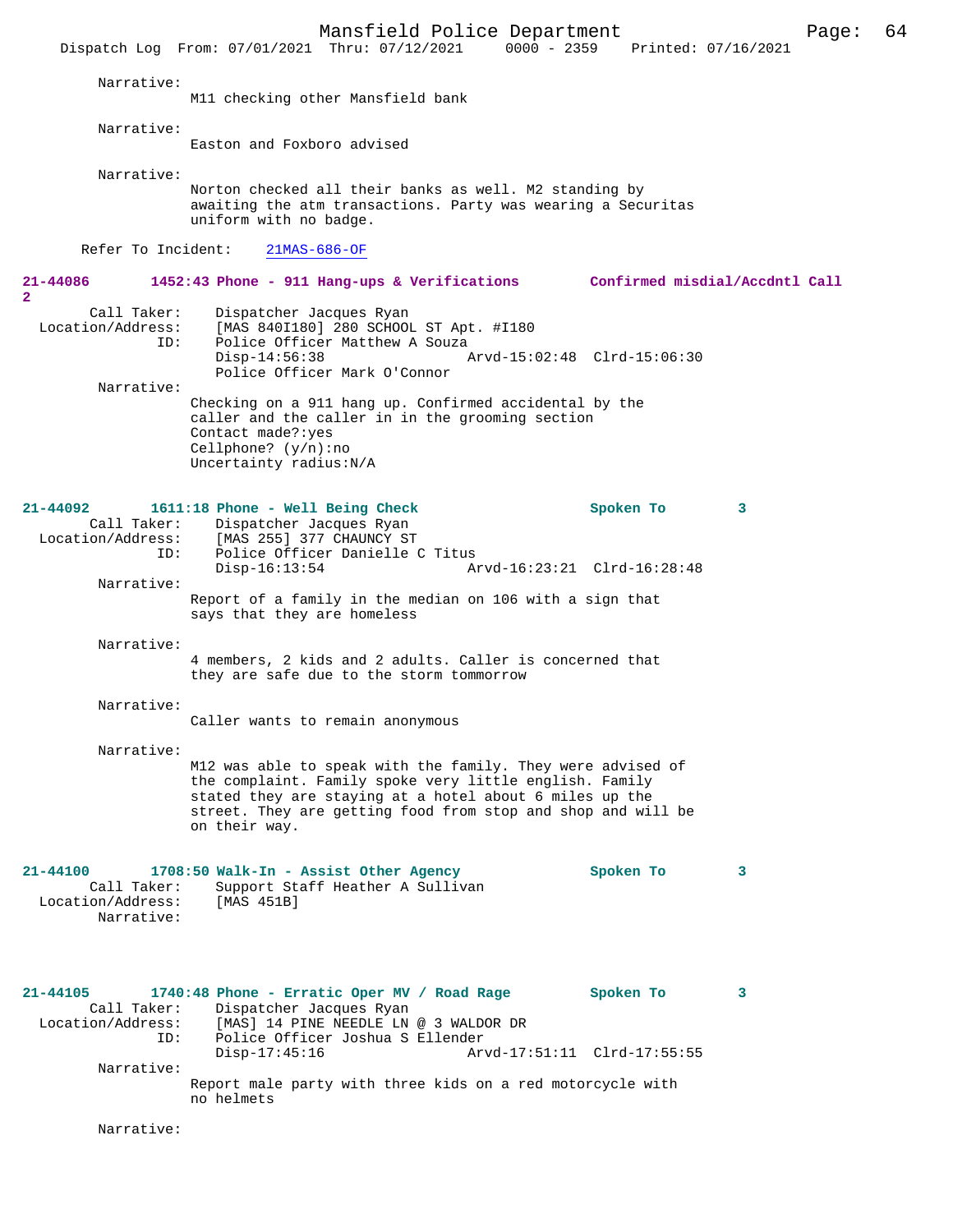Narrative:
M11 checking other Mansfield bank

Narrative:
Easton and Foxboro advised

Narrative:
Norton checked all their banks as well. M2 standing by awaiting the atm transactions. Party was wearing a Securitas uniform with no badge.

Refer To Incident: 21MAS-686-OF

**21-44086 1452:43 Phone - 911 Hang-ups & Verifications Confirmed misdial/Accdntl Call 2**

Call Taker: Dispatcher Jacques Ryan
Location/Address: [MAS 840I180] 280 SCHOOL ST Apt. #I180
ID: Police Officer Matthew A Souza
Disp-14:56:38 Arvd-15:02:48 Clrd-15:06:30
Police Officer Mark O'Connor

Narrative:
Checking on a 911 hang up. Confirmed accidental by the caller and the caller in in the grooming section
Contact made?:yes
Cellphone? (y/n):no
Uncertainty radius:N/A

**21-44092 1611:18 Phone - Well Being Check Spoken To 3**

Call Taker: Dispatcher Jacques Ryan
Location/Address: [MAS 255] 377 CHAUNCY ST
ID: Police Officer Danielle C Titus
Disp-16:13:54 Arvd-16:23:21 Clrd-16:28:48

Narrative:
Report of a family in the median on 106 with a sign that says that they are homeless

Narrative:
4 members, 2 kids and 2 adults. Caller is concerned that they are safe due to the storm tommorrow

Narrative:
Caller wants to remain anonymous

Narrative:
M12 was able to speak with the family. They were advised of the complaint. Family spoke very little english. Family stated they are staying at a hotel about 6 miles up the street. They are getting food from stop and shop and will be on their way.

**21-44100 1708:50 Walk-In - Assist Other Agency Spoken To 3**

Call Taker: Support Staff Heather A Sullivan
Location/Address: [MAS 451B]

Narrative:

**21-44105 1740:48 Phone - Erratic Oper MV / Road Rage Spoken To 3**

Call Taker: Dispatcher Jacques Ryan
Location/Address: [MAS] 14 PINE NEEDLE LN @ 3 WALDOR DR
ID: Police Officer Joshua S Ellender
Disp-17:45:16 Arvd-17:51:11 Clrd-17:55:55

Narrative:
Report male party with three kids on a red motorcycle with no helmets

Narrative: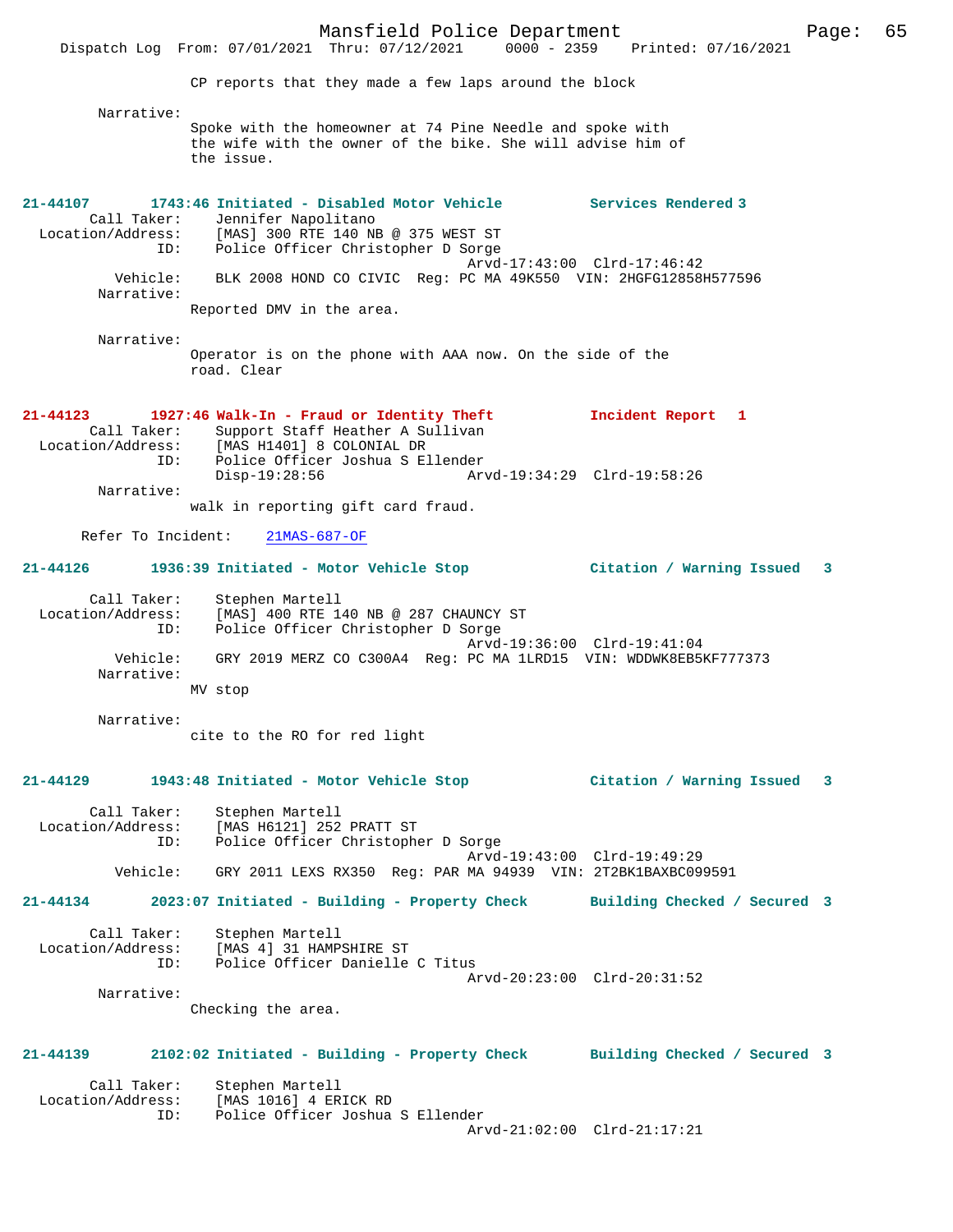CP reports that they made a few laps around the block

Narrative:
Spoke with the homeowner at 74 Pine Needle and spoke with the wife with the owner of the bike. She will advise him of the issue.

**21-44107 1743:46 Initiated - Disabled Motor Vehicle — Services Rendered 3**

Call Taker: Jennifer Napolitano
Location/Address: [MAS] 300 RTE 140 NB @ 375 WEST ST
ID: Police Officer Christopher D Sorge
Arvd-17:43:00 Clrd-17:46:42
Vehicle: BLK 2008 HOND CO CIVIC Reg: PC MA 49K550 VIN: 2HGFG12858H577596

Narrative:
Reported DMV in the area.

Narrative:
Operator is on the phone with AAA now. On the side of the road. Clear

**21-44123 1927:46 Walk-In - Fraud or Identity Theft — Incident Report 1**

Call Taker: Support Staff Heather A Sullivan
Location/Address: [MAS H1401] 8 COLONIAL DR
ID: Police Officer Joshua S Ellender
Disp-19:28:56 Arvd-19:34:29 Clrd-19:58:26

Narrative:
walk in reporting gift card fraud.

Refer To Incident: 21MAS-687-OF

**21-44126 1936:39 Initiated - Motor Vehicle Stop — Citation / Warning Issued 3**

Call Taker: Stephen Martell
Location/Address: [MAS] 400 RTE 140 NB @ 287 CHAUNCY ST
ID: Police Officer Christopher D Sorge
Arvd-19:36:00 Clrd-19:41:04
Vehicle: GRY 2019 MERZ CO C300A4 Reg: PC MA 1LRD15 VIN: WDDWK8EB5KF777373

Narrative:
MV stop

Narrative:
cite to the RO for red light

**21-44129 1943:48 Initiated - Motor Vehicle Stop — Citation / Warning Issued 3**

Call Taker: Stephen Martell
Location/Address: [MAS H6121] 252 PRATT ST
ID: Police Officer Christopher D Sorge
Arvd-19:43:00 Clrd-19:49:29
Vehicle: GRY 2011 LEXS RX350 Reg: PAR MA 94939 VIN: 2T2BK1BAXBC099591

**21-44134 2023:07 Initiated - Building - Property Check — Building Checked / Secured 3**

Call Taker: Stephen Martell
Location/Address: [MAS 4] 31 HAMPSHIRE ST
ID: Police Officer Danielle C Titus
Arvd-20:23:00 Clrd-20:31:52

Narrative:
Checking the area.

**21-44139 2102:02 Initiated - Building - Property Check — Building Checked / Secured 3**

Call Taker: Stephen Martell
Location/Address: [MAS 1016] 4 ERICK RD
ID: Police Officer Joshua S Ellender
Arvd-21:02:00 Clrd-21:17:21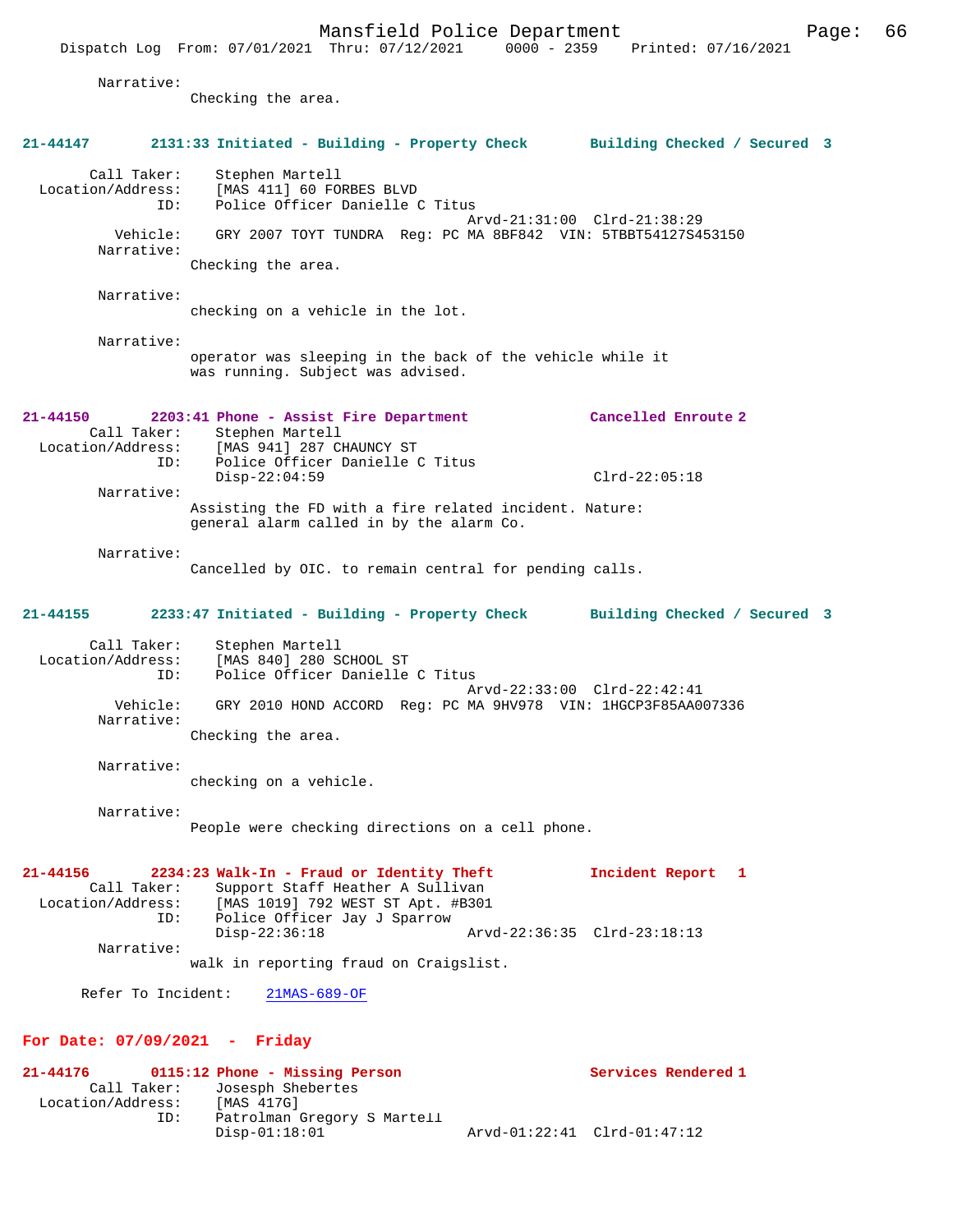Narrative:
Checking the area.

**21-44147 2131:33 Initiated - Building - Property Check Building Checked / Secured 3**

Call Taker: Stephen Martell
Location/Address: [MAS 411] 60 FORBES BLVD
ID: Police Officer Danielle C Titus
Arvd-21:31:00 Clrd-21:38:29
Vehicle: GRY 2007 TOYT TUNDRA Reg: PC MA 8BF842 VIN: 5TBBT54127S453150
Narrative:
Checking the area.

Narrative:
checking on a vehicle in the lot.

Narrative:
operator was sleeping in the back of the vehicle while it was running. Subject was advised.

**21-44150 2203:41 Phone - Assist Fire Department Cancelled Enroute 2**

Call Taker: Stephen Martell
Location/Address: [MAS 941] 287 CHAUNCY ST
ID: Police Officer Danielle C Titus
Disp-22:04:59 Clrd-22:05:18
Narrative:
Assisting the FD with a fire related incident. Nature: general alarm called in by the alarm Co.

Narrative:
Cancelled by OIC. to remain central for pending calls.

**21-44155 2233:47 Initiated - Building - Property Check Building Checked / Secured 3**

Call Taker: Stephen Martell
Location/Address: [MAS 840] 280 SCHOOL ST
ID: Police Officer Danielle C Titus
Arvd-22:33:00 Clrd-22:42:41
Vehicle: GRY 2010 HOND ACCORD Reg: PC MA 9HV978 VIN: 1HGCP3F85AA007336
Narrative:
Checking the area.

Narrative:
checking on a vehicle.

Narrative:
People were checking directions on a cell phone.

**21-44156 2234:23 Walk-In - Fraud or Identity Theft Incident Report 1**

Call Taker: Support Staff Heather A Sullivan
Location/Address: [MAS 1019] 792 WEST ST Apt. #B301
ID: Police Officer Jay J Sparrow
Disp-22:36:18 Arvd-22:36:35 Clrd-23:18:13
Narrative:
walk in reporting fraud on Craigslist.

Refer To Incident: 21MAS-689-OF

## For Date: 07/09/2021 - Friday

**21-44176 0115:12 Phone - Missing Person Services Rendered 1**

Call Taker: Josesph Shebertes
Location/Address: [MAS 417G]
ID: Patrolman Gregory S Martell
Disp-01:18:01 Arvd-01:22:41 Clrd-01:47:12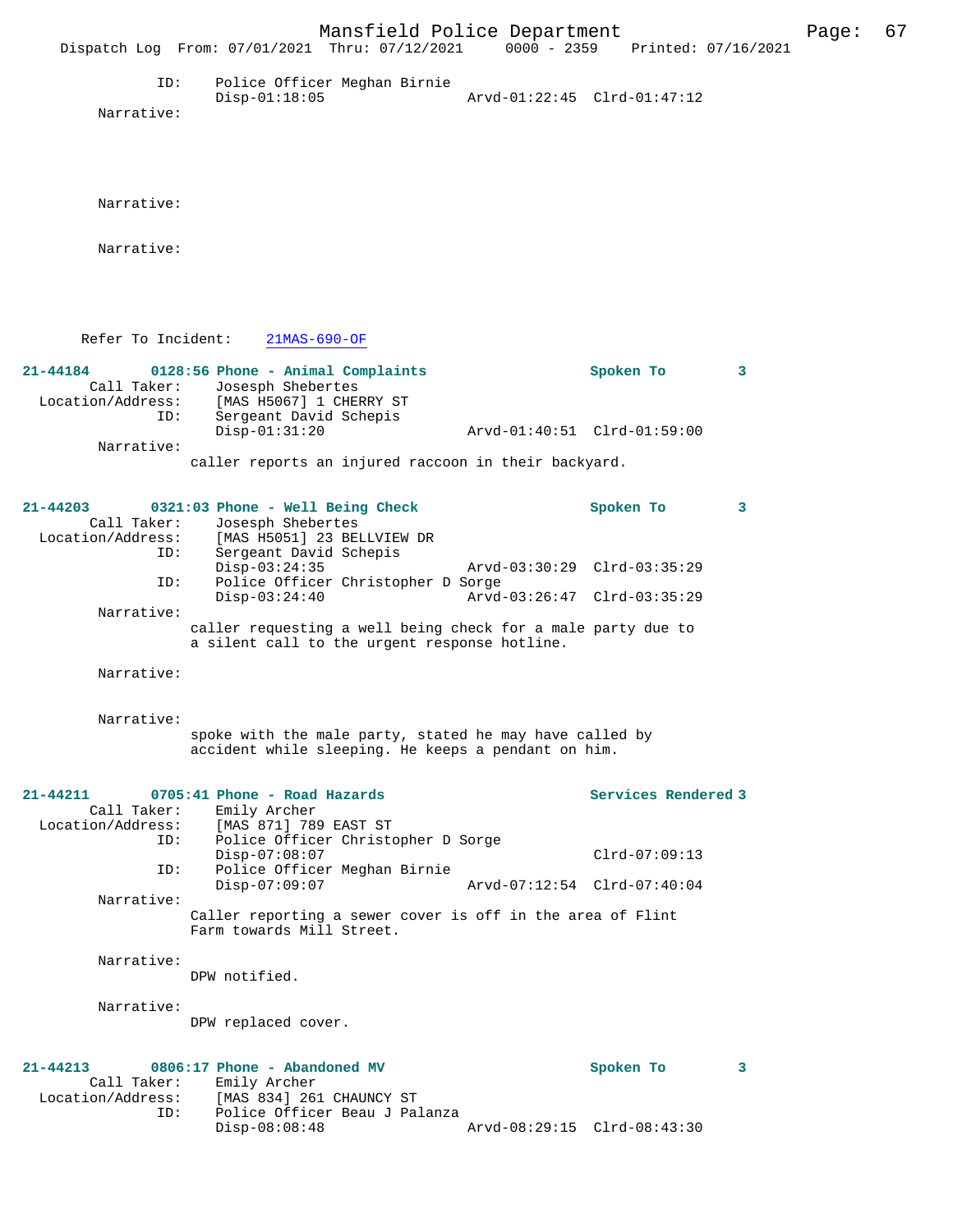ID: Police Officer Meghan Birnie
Disp-01:18:05 Arvd-01:22:45 Clrd-01:47:12

Narrative:

Narrative:

Narrative:

Refer To Incident: 21MAS-690-OF

**21-44184 0128:56 Phone - Animal Complaints Spoken To 3**

Call Taker: Josesph Shebertes
Location/Address: [MAS H5067] 1 CHERRY ST
ID: Sergeant David Schepis
Disp-01:31:20 Arvd-01:40:51 Clrd-01:59:00

Narrative:
caller reports an injured raccoon in their backyard.

**21-44203 0321:03 Phone - Well Being Check Spoken To 3**

Call Taker: Josesph Shebertes
Location/Address: [MAS H5051] 23 BELLVIEW DR
ID: Sergeant David Schepis
Disp-03:24:35 Arvd-03:30:29 Clrd-03:35:29
ID: Police Officer Christopher D Sorge
Disp-03:24:40 Arvd-03:26:47 Clrd-03:35:29

Narrative:
caller requesting a well being check for a male party due to a silent call to the urgent response hotline.

Narrative:

Narrative:
spoke with the male party, stated he may have called by accident while sleeping. He keeps a pendant on him.

**21-44211 0705:41 Phone - Road Hazards Services Rendered 3**

Call Taker: Emily Archer
Location/Address: [MAS 871] 789 EAST ST
ID: Police Officer Christopher D Sorge
Disp-07:08:07 Clrd-07:09:13
ID: Police Officer Meghan Birnie
Disp-07:09:07 Arvd-07:12:54 Clrd-07:40:04

Narrative:
Caller reporting a sewer cover is off in the area of Flint Farm towards Mill Street.

Narrative:
DPW notified.

Narrative:
DPW replaced cover.

**21-44213 0806:17 Phone - Abandoned MV Spoken To 3**

Call Taker: Emily Archer
Location/Address: [MAS 834] 261 CHAUNCY ST
ID: Police Officer Beau J Palanza
Disp-08:08:48 Arvd-08:29:15 Clrd-08:43:30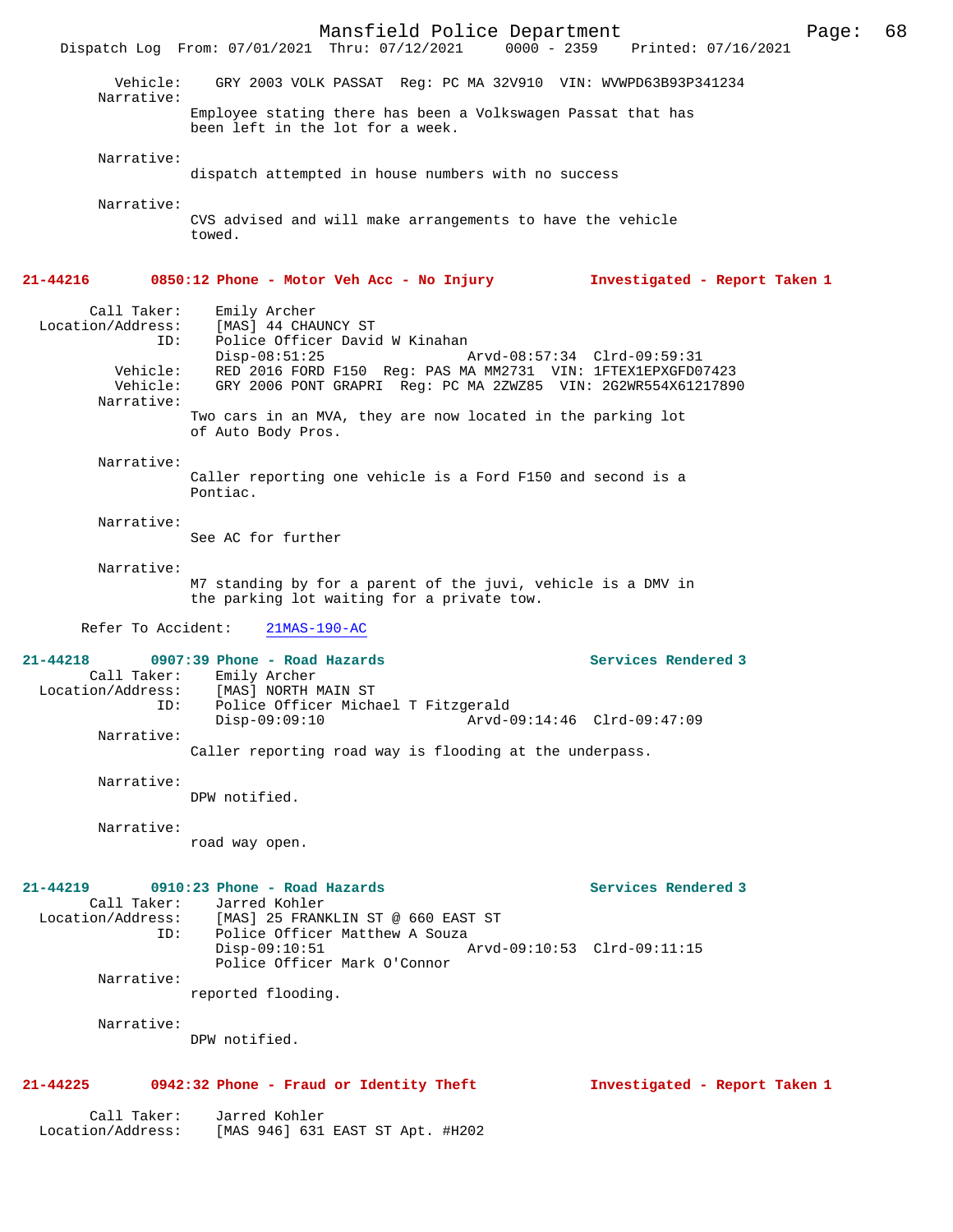Vehicle: GRY 2003 VOLK PASSAT Reg: PC MA 32V910 VIN: WVWPD63B93P341234

Narrative:
Employee stating there has been a Volkswagen Passat that has been left in the lot for a week.

Narrative:
dispatch attempted in house numbers with no success

Narrative:
CVS advised and will make arrangements to have the vehicle towed.

**21-44216 0850:12 Phone - Motor Veh Acc - No Injury — Investigated - Report Taken 1**

Call Taker: Emily Archer
Location/Address: [MAS] 44 CHAUNCY ST
ID: Police Officer David W Kinahan
Disp-08:51:25 Arvd-08:57:34 Clrd-09:59:31
Vehicle: RED 2016 FORD F150 Reg: PAS MA MM2731 VIN: 1FTEX1EPXGFD07423
Vehicle: GRY 2006 PONT GRAPRI Reg: PC MA 2ZWZ85 VIN: 2G2WR554X61217890

Narrative:
Two cars in an MVA, they are now located in the parking lot of Auto Body Pros.

Narrative:
Caller reporting one vehicle is a Ford F150 and second is a Pontiac.

Narrative:
See AC for further

Narrative:
M7 standing by for a parent of the juvi, vehicle is a DMV in the parking lot waiting for a private tow.

Refer To Accident: 21MAS-190-AC

**21-44218 0907:39 Phone - Road Hazards — Services Rendered 3**

Call Taker: Emily Archer
Location/Address: [MAS] NORTH MAIN ST
ID: Police Officer Michael T Fitzgerald
Disp-09:09:10 Arvd-09:14:46 Clrd-09:47:09

Narrative:
Caller reporting road way is flooding at the underpass.

Narrative:
DPW notified.

Narrative:
road way open.

**21-44219 0910:23 Phone - Road Hazards — Services Rendered 3**

Call Taker: Jarred Kohler
Location/Address: [MAS] 25 FRANKLIN ST @ 660 EAST ST
ID: Police Officer Matthew A Souza
Disp-09:10:51 Arvd-09:10:53 Clrd-09:11:15
Police Officer Mark O'Connor

Narrative:
reported flooding.

Narrative:
DPW notified.

**21-44225 0942:32 Phone - Fraud or Identity Theft — Investigated - Report Taken 1**

Call Taker: Jarred Kohler
Location/Address: [MAS 946] 631 EAST ST Apt. #H202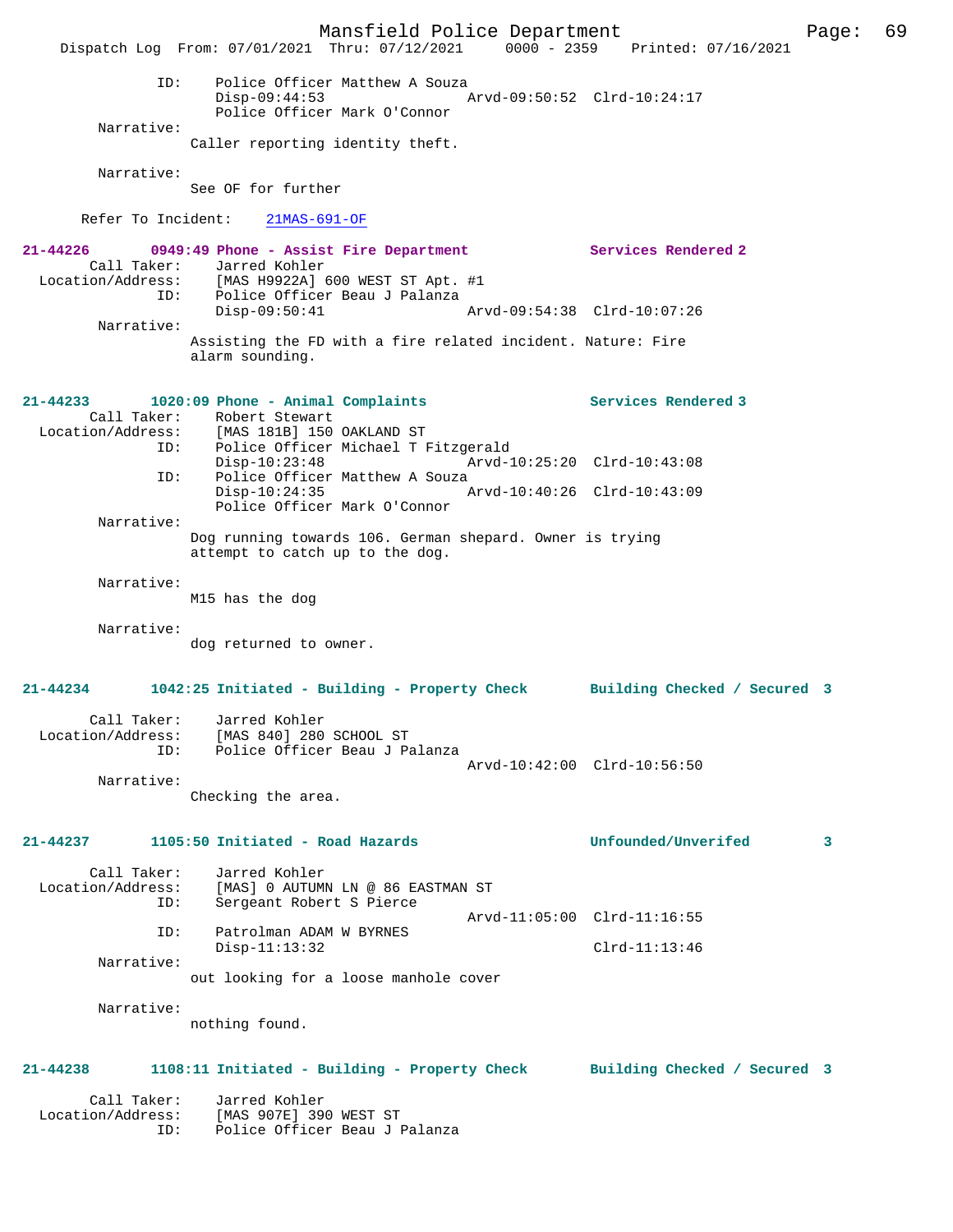```
            ID:    Police Officer Matthew A Souza
                   Disp-09:44:53                 Arvd-09:50:52  Clrd-10:24:17
                   Police Officer Mark O'Connor
        Narrative:
                   Caller reporting identity theft.

        Narrative:
                   See OF for further

      Refer To Incident:    21MAS-691-OF

21-44226       0949:49 Phone - Assist Fire Department           Services Rendered 2
        Call Taker:    Jarred Kohler
  Location/Address:    [MAS H9922A] 600 WEST ST Apt. #1
                ID:    Police Officer Beau J Palanza
                       Disp-09:50:41                 Arvd-09:54:38  Clrd-10:07:26
        Narrative:
                   Assisting the FD with a fire related incident. Nature: Fire
                   alarm sounding.

21-44233       1020:09 Phone - Animal Complaints                Services Rendered 3
        Call Taker:    Robert Stewart
  Location/Address:    [MAS 181B] 150 OAKLAND ST
                ID:    Police Officer Michael T Fitzgerald
                       Disp-10:23:48                 Arvd-10:25:20  Clrd-10:43:08
                ID:    Police Officer Matthew A Souza
                       Disp-10:24:35                 Arvd-10:40:26  Clrd-10:43:09
                       Police Officer Mark O'Connor
        Narrative:
                   Dog running towards 106. German shepard. Owner is trying
                   attempt to catch up to the dog.

        Narrative:
                   M15 has the dog

        Narrative:
                   dog returned to owner.

21-44234       1042:25 Initiated - Building - Property Check    Building Checked / Secured  3

        Call Taker:    Jarred Kohler
  Location/Address:    [MAS 840] 280 SCHOOL ST
                ID:    Police Officer Beau J Palanza
                                                     Arvd-10:42:00  Clrd-10:56:50
        Narrative:
                   Checking the area.

21-44237       1105:50 Initiated - Road Hazards                 Unfounded/Unverifed         3

        Call Taker:    Jarred Kohler
  Location/Address:    [MAS] 0 AUTUMN LN @ 86 EASTMAN ST
                ID:    Sergeant Robert S Pierce
                                                     Arvd-11:05:00  Clrd-11:16:55
                ID:    Patrolman ADAM W BYRNES
                       Disp-11:13:32                                Clrd-11:13:46
        Narrative:
                   out looking for a loose manhole cover

        Narrative:
                   nothing found.

21-44238       1108:11 Initiated - Building - Property Check    Building Checked / Secured  3

        Call Taker:    Jarred Kohler
  Location/Address:    [MAS 907E] 390 WEST ST
                ID:    Police Officer Beau J Palanza
```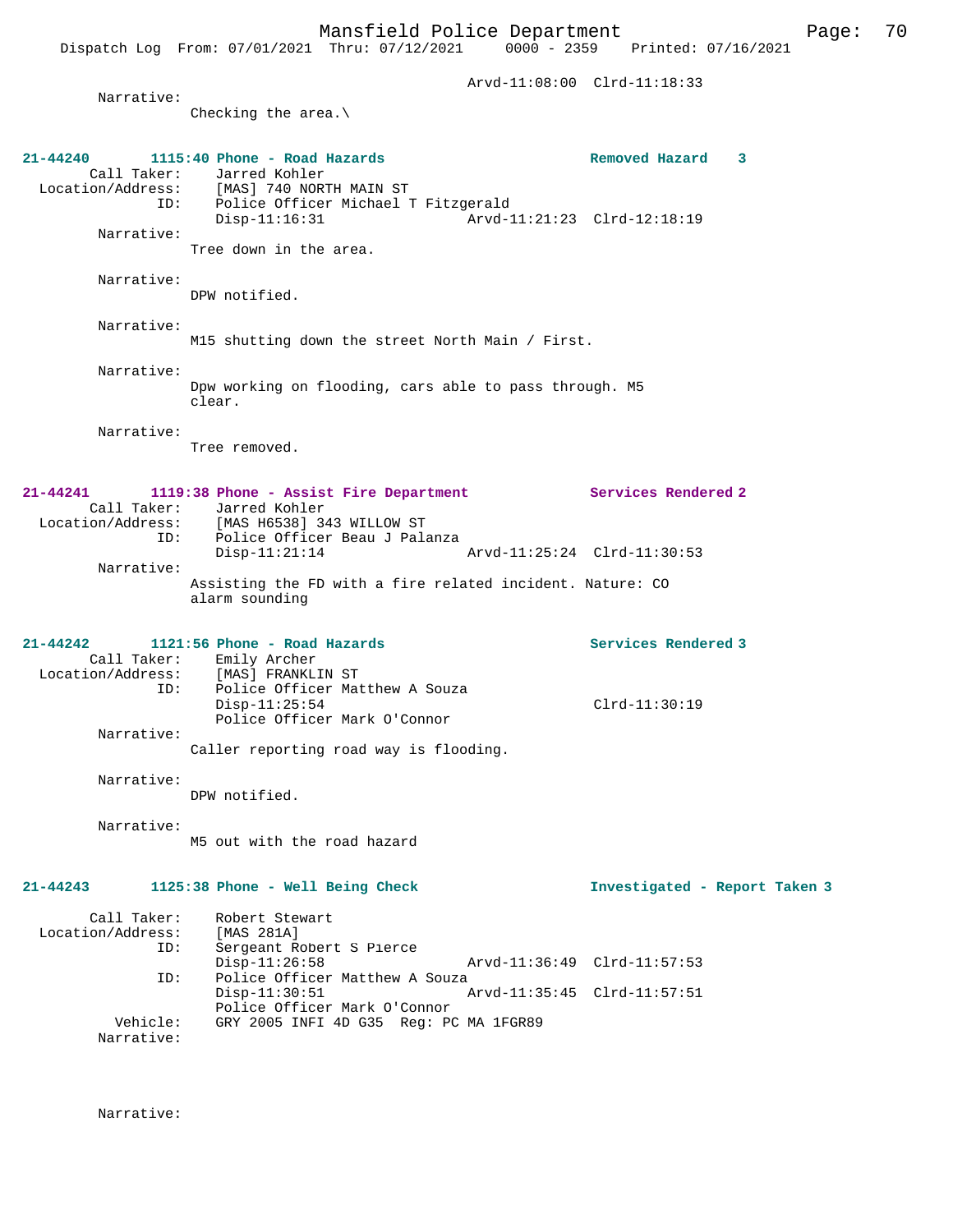Arvd-11:08:00 Clrd-11:18:33

Narrative:
Checking the area.\

**21-44240 1115:40 Phone - Road Hazards** Removed Hazard 3

Call Taker: Jarred Kohler
Location/Address: [MAS] 740 NORTH MAIN ST
ID: Police Officer Michael T Fitzgerald
Disp-11:16:31 Arvd-11:21:23 Clrd-12:18:19

Narrative:
Tree down in the area.

Narrative:
DPW notified.

Narrative:
M15 shutting down the street North Main / First.

Narrative:
Dpw working on flooding, cars able to pass through. M5 clear.

Narrative:
Tree removed.

**21-44241 1119:38 Phone - Assist Fire Department** Services Rendered 2

Call Taker: Jarred Kohler
Location/Address: [MAS H6538] 343 WILLOW ST
ID: Police Officer Beau J Palanza
Disp-11:21:14 Arvd-11:25:24 Clrd-11:30:53

Narrative:
Assisting the FD with a fire related incident. Nature: CO alarm sounding

**21-44242 1121:56 Phone - Road Hazards** Services Rendered 3

Call Taker: Emily Archer
Location/Address: [MAS] FRANKLIN ST
ID: Police Officer Matthew A Souza
Disp-11:25:54 Clrd-11:30:19
Police Officer Mark O'Connor

Narrative:
Caller reporting road way is flooding.

Narrative:
DPW notified.

Narrative:
M5 out with the road hazard

**21-44243 1125:38 Phone - Well Being Check** Investigated - Report Taken 3

Call Taker: Robert Stewart
Location/Address: [MAS 281A]
ID: Sergeant Robert S Pierce
Disp-11:26:58 Arvd-11:36:49 Clrd-11:57:53
ID: Police Officer Matthew A Souza
Disp-11:30:51 Arvd-11:35:45 Clrd-11:57:51
Police Officer Mark O'Connor
Vehicle: GRY 2005 INFI 4D G35 Reg: PC MA 1FGR89

Narrative:

Narrative: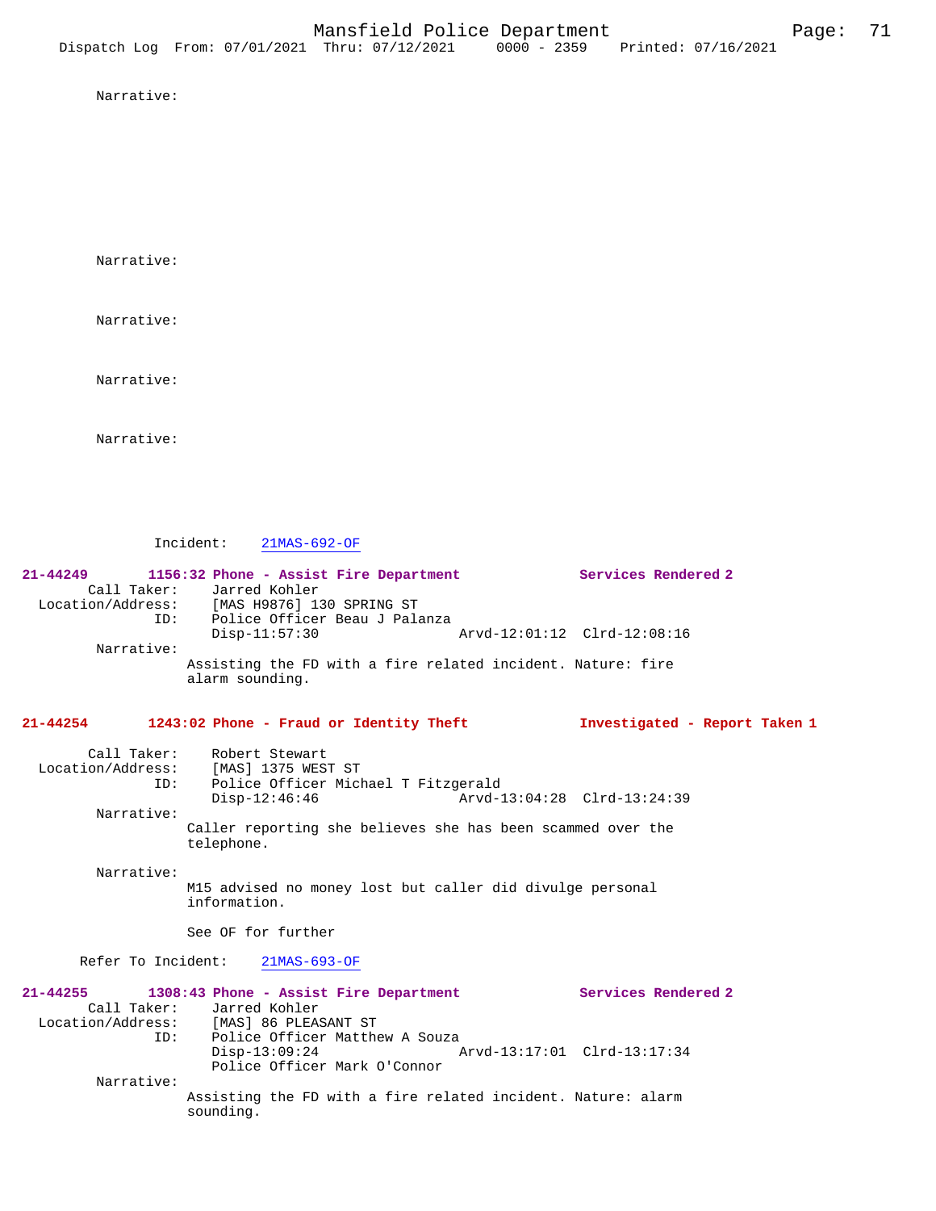Narrative:

Narrative:

Narrative:

Narrative:

Narrative:

Incident: 21MAS-692-OF

**21-44249 1156:32 Phone - Assist Fire Department Services Rendered 2**

Call Taker: Jarred Kohler
Location/Address: [MAS H9876] 130 SPRING ST
ID: Police Officer Beau J Palanza
Disp-11:57:30 Arvd-12:01:12 Clrd-12:08:16

Narrative:
Assisting the FD with a fire related incident. Nature: fire alarm sounding.

**21-44254 1243:02 Phone - Fraud or Identity Theft Investigated - Report Taken 1**

Call Taker: Robert Stewart
Location/Address: [MAS] 1375 WEST ST
ID: Police Officer Michael T Fitzgerald
Disp-12:46:46 Arvd-13:04:28 Clrd-13:24:39

Narrative:
Caller reporting she believes she has been scammed over the telephone.

Narrative:
M15 advised no money lost but caller did divulge personal information.

See OF for further

Refer To Incident: 21MAS-693-OF

**21-44255 1308:43 Phone - Assist Fire Department Services Rendered 2**

Call Taker: Jarred Kohler
Location/Address: [MAS] 86 PLEASANT ST
ID: Police Officer Matthew A Souza
Disp-13:09:24 Arvd-13:17:01 Clrd-13:17:34
Police Officer Mark O'Connor

Narrative:
Assisting the FD with a fire related incident. Nature: alarm sounding.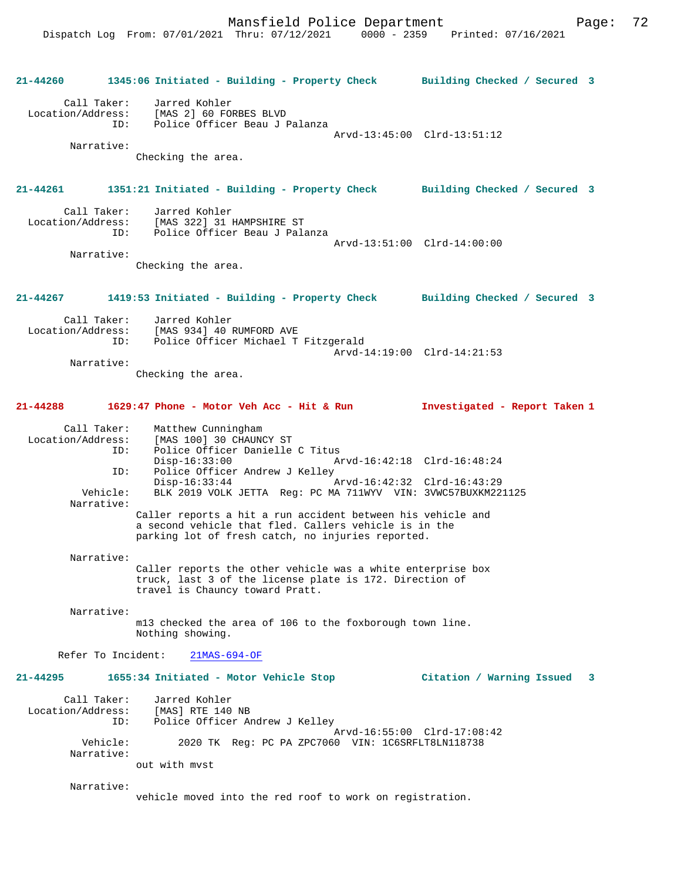**21-44260 1345:06 Initiated - Building - Property Check — Building Checked / Secured 3**

Call Taker: Jarred Kohler
Location/Address: [MAS 2] 60 FORBES BLVD
ID: Police Officer Beau J Palanza
Arvd-13:45:00 Clrd-13:51:12
Narrative:
Checking the area.

**21-44261 1351:21 Initiated - Building - Property Check — Building Checked / Secured 3**

Call Taker: Jarred Kohler
Location/Address: [MAS 322] 31 HAMPSHIRE ST
ID: Police Officer Beau J Palanza
Arvd-13:51:00 Clrd-14:00:00
Narrative:
Checking the area.

**21-44267 1419:53 Initiated - Building - Property Check — Building Checked / Secured 3**

Call Taker: Jarred Kohler
Location/Address: [MAS 934] 40 RUMFORD AVE
ID: Police Officer Michael T Fitzgerald
Arvd-14:19:00 Clrd-14:21:53
Narrative:
Checking the area.

**21-44288 1629:47 Phone - Motor Veh Acc - Hit & Run — Investigated - Report Taken 1**

Call Taker: Matthew Cunningham
Location/Address: [MAS 100] 30 CHAUNCY ST
ID: Police Officer Danielle C Titus
Disp-16:33:00 Arvd-16:42:18 Clrd-16:48:24
ID: Police Officer Andrew J Kelley
Disp-16:33:44 Arvd-16:42:32 Clrd-16:43:29
Vehicle: BLK 2019 VOLK JETTA Reg: PC MA 711WYV VIN: 3VWC57BUXKM221125
Narrative:
Caller reports a hit a run accident between his vehicle and a second vehicle that fled. Callers vehicle is in the parking lot of fresh catch, no injuries reported.

Narrative:
Caller reports the other vehicle was a white enterprise box truck, last 3 of the license plate is 172. Direction of travel is Chauncy toward Pratt.

Narrative:
m13 checked the area of 106 to the foxborough town line. Nothing showing.

Refer To Incident: 21MAS-694-OF

**21-44295 1655:34 Initiated - Motor Vehicle Stop — Citation / Warning Issued 3**

Call Taker: Jarred Kohler
Location/Address: [MAS] RTE 140 NB
ID: Police Officer Andrew J Kelley
Arvd-16:55:00 Clrd-17:08:42
Vehicle: 2020 TK Reg: PC PA ZPC7060 VIN: 1C6SRFLT8LN118738
Narrative:
out with mvst

Narrative:
vehicle moved into the red roof to work on registration.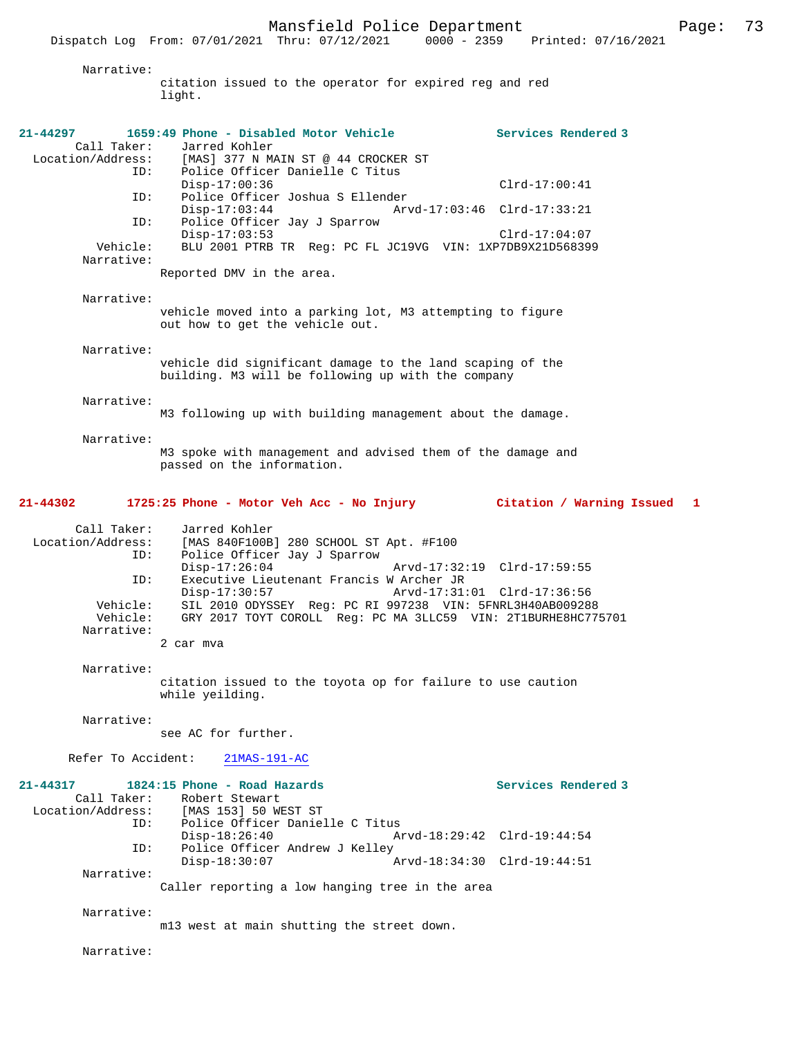Narrative:
citation issued to the operator for expired reg and red light.

**21-44297 1659:49 Phone - Disabled Motor Vehicle — Services Rendered 3**

Call Taker: Jarred Kohler
Location/Address: [MAS] 377 N MAIN ST @ 44 CROCKER ST
ID: Police Officer Danielle C Titus
Disp-17:00:36 Clrd-17:00:41
ID: Police Officer Joshua S Ellender
Disp-17:03:44 Arvd-17:03:46 Clrd-17:33:21
ID: Police Officer Jay J Sparrow
Disp-17:03:53 Clrd-17:04:07
Vehicle: BLU 2001 PTRB TR Reg: PC FL JC19VG VIN: 1XP7DB9X21D568399

Narrative:
Reported DMV in the area.

Narrative:
vehicle moved into a parking lot, M3 attempting to figure out how to get the vehicle out.

Narrative:
vehicle did significant damage to the land scaping of the building. M3 will be following up with the company

Narrative:
M3 following up with building management about the damage.

Narrative:
M3 spoke with management and advised them of the damage and passed on the information.

**21-44302 1725:25 Phone - Motor Veh Acc - No Injury — Citation / Warning Issued 1**

Call Taker: Jarred Kohler
Location/Address: [MAS 840F100B] 280 SCHOOL ST Apt. #F100
ID: Police Officer Jay J Sparrow
Disp-17:26:04 Arvd-17:32:19 Clrd-17:59:55
ID: Executive Lieutenant Francis W Archer JR
Disp-17:30:57 Arvd-17:31:01 Clrd-17:36:56
Vehicle: SIL 2010 ODYSSEY Reg: PC RI 997238 VIN: 5FNRL3H40AB009288
Vehicle: GRY 2017 TOYT COROLL Reg: PC MA 3LLC59 VIN: 2T1BURHE8HC775701

Narrative:
2 car mva

Narrative:
citation issued to the toyota op for failure to use caution while yeilding.

Narrative:
see AC for further.

Refer To Accident: 21MAS-191-AC

**21-44317 1824:15 Phone - Road Hazards — Services Rendered 3**

Call Taker: Robert Stewart
Location/Address: [MAS 153] 50 WEST ST
ID: Police Officer Danielle C Titus
Disp-18:26:40 Arvd-18:29:42 Clrd-19:44:54
ID: Police Officer Andrew J Kelley
Disp-18:30:07 Arvd-18:34:30 Clrd-19:44:51

Narrative:
Caller reporting a low hanging tree in the area

Narrative:
m13 west at main shutting the street down.

Narrative: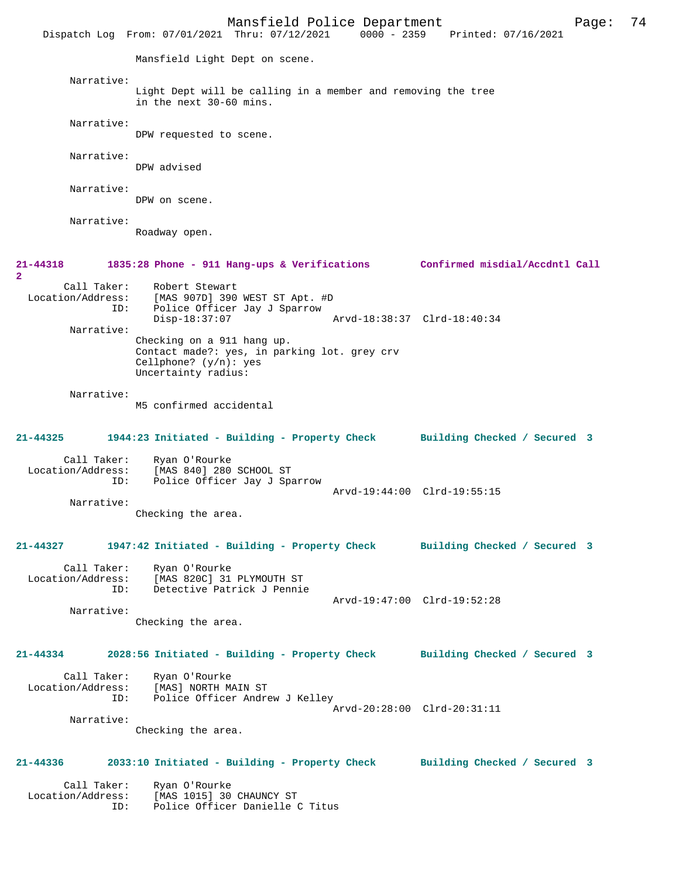Mansfield Light Dept on scene.

Narrative:
Light Dept will be calling in a member and removing the tree in the next 30-60 mins.

Narrative:
DPW requested to scene.

Narrative:
DPW advised

Narrative:
DPW on scene.

Narrative:
Roadway open.

**21-44318 1835:28 Phone - 911 Hang-ups & Verifications Confirmed misdial/Accdntl Call 2**

Call Taker: Robert Stewart
Location/Address: [MAS 907D] 390 WEST ST Apt. #D
ID: Police Officer Jay J Sparrow
Disp-18:37:07 Arvd-18:38:37 Clrd-18:40:34

Narrative:
Checking on a 911 hang up.
Contact made?: yes, in parking lot. grey crv
Cellphone? (y/n): yes
Uncertainty radius:

Narrative:
M5 confirmed accidental

**21-44325 1944:23 Initiated - Building - Property Check Building Checked / Secured 3**

Call Taker: Ryan O'Rourke
Location/Address: [MAS 840] 280 SCHOOL ST
ID: Police Officer Jay J Sparrow
Arvd-19:44:00 Clrd-19:55:15

Narrative:
Checking the area.

**21-44327 1947:42 Initiated - Building - Property Check Building Checked / Secured 3**

Call Taker: Ryan O'Rourke
Location/Address: [MAS 820C] 31 PLYMOUTH ST
ID: Detective Patrick J Pennie
Arvd-19:47:00 Clrd-19:52:28

Narrative:
Checking the area.

**21-44334 2028:56 Initiated - Building - Property Check Building Checked / Secured 3**

Call Taker: Ryan O'Rourke
Location/Address: [MAS] NORTH MAIN ST
ID: Police Officer Andrew J Kelley
Arvd-20:28:00 Clrd-20:31:11

Narrative:
Checking the area.

**21-44336 2033:10 Initiated - Building - Property Check Building Checked / Secured 3**

Call Taker: Ryan O'Rourke
Location/Address: [MAS 1015] 30 CHAUNCY ST
ID: Police Officer Danielle C Titus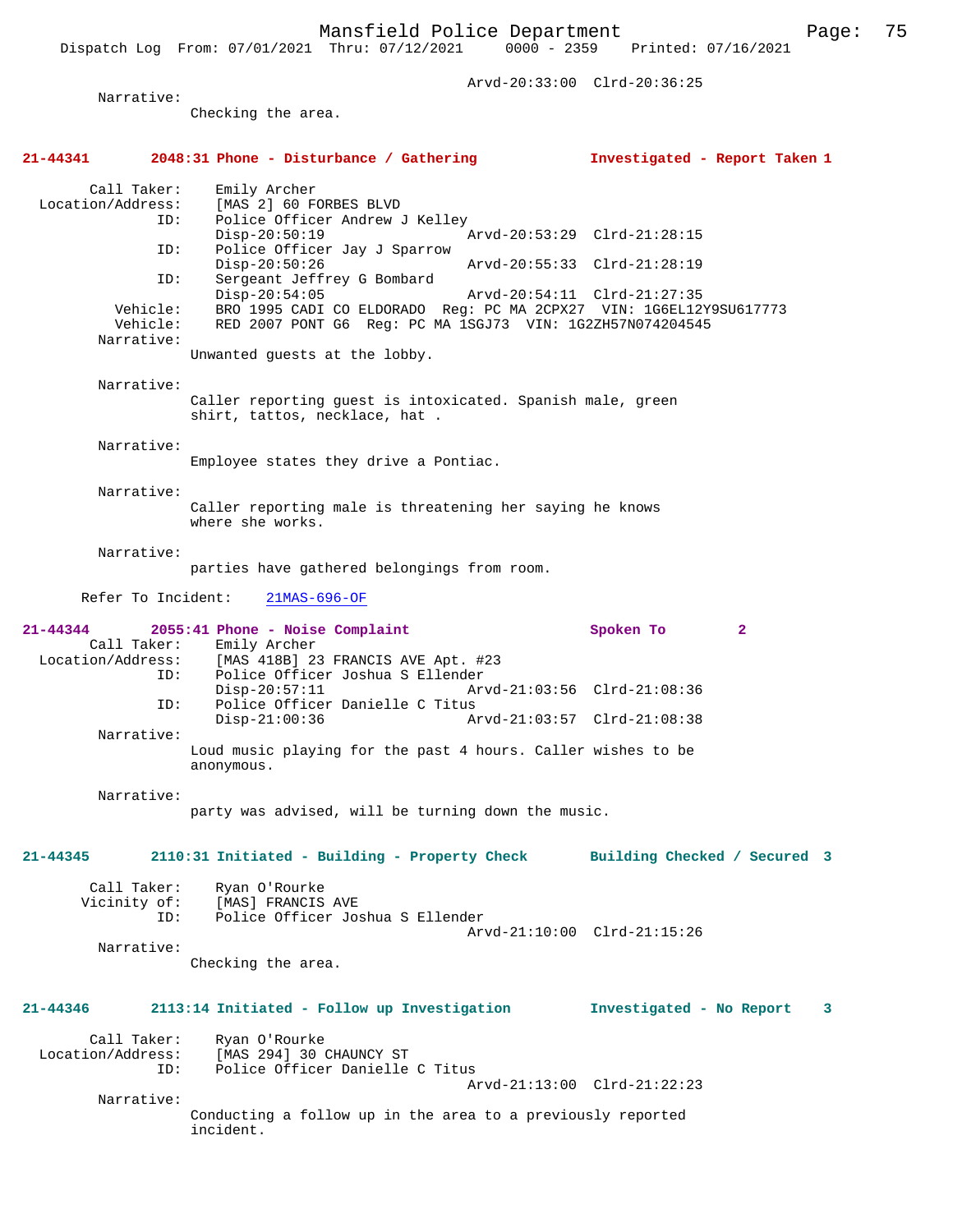Arvd-20:33:00 Clrd-20:36:25

Narrative:
Checking the area.

**21-44341 2048:31 Phone - Disturbance / Gathering Investigated - Report Taken 1**

Call Taker: Emily Archer
Location/Address: [MAS 2] 60 FORBES BLVD
ID: Police Officer Andrew J Kelley
Disp-20:50:19 Arvd-20:53:29 Clrd-21:28:15
ID: Police Officer Jay J Sparrow
Disp-20:50:26 Arvd-20:55:33 Clrd-21:28:19
ID: Sergeant Jeffrey G Bombard
Disp-20:54:05 Arvd-20:54:11 Clrd-21:27:35
Vehicle: BRO 1995 CADI CO ELDORADO Reg: PC MA 2CPX27 VIN: 1G6EL12Y9SU617773
Vehicle: RED 2007 PONT G6 Reg: PC MA 1SGJ73 VIN: 1G2ZH57N074204545

Narrative:
Unwanted guests at the lobby.

Narrative:
Caller reporting guest is intoxicated. Spanish male, green shirt, tattos, necklace, hat .

Narrative:
Employee states they drive a Pontiac.

Narrative:
Caller reporting male is threatening her saying he knows where she works.

Narrative:
parties have gathered belongings from room.

Refer To Incident: 21MAS-696-OF

**21-44344 2055:41 Phone - Noise Complaint Spoken To 2**

Call Taker: Emily Archer
Location/Address: [MAS 418B] 23 FRANCIS AVE Apt. #23
ID: Police Officer Joshua S Ellender
Disp-20:57:11 Arvd-21:03:56 Clrd-21:08:36
ID: Police Officer Danielle C Titus
Disp-21:00:36 Arvd-21:03:57 Clrd-21:08:38

Narrative:
Loud music playing for the past 4 hours. Caller wishes to be anonymous.

Narrative:
party was advised, will be turning down the music.

**21-44345 2110:31 Initiated - Building - Property Check Building Checked / Secured 3**

Call Taker: Ryan O'Rourke
Vicinity of: [MAS] FRANCIS AVE
ID: Police Officer Joshua S Ellender
Arvd-21:10:00 Clrd-21:15:26

Narrative:
Checking the area.

**21-44346 2113:14 Initiated - Follow up Investigation Investigated - No Report 3**

Call Taker: Ryan O'Rourke
Location/Address: [MAS 294] 30 CHAUNCY ST
ID: Police Officer Danielle C Titus
Arvd-21:13:00 Clrd-21:22:23

Narrative:
Conducting a follow up in the area to a previously reported incident.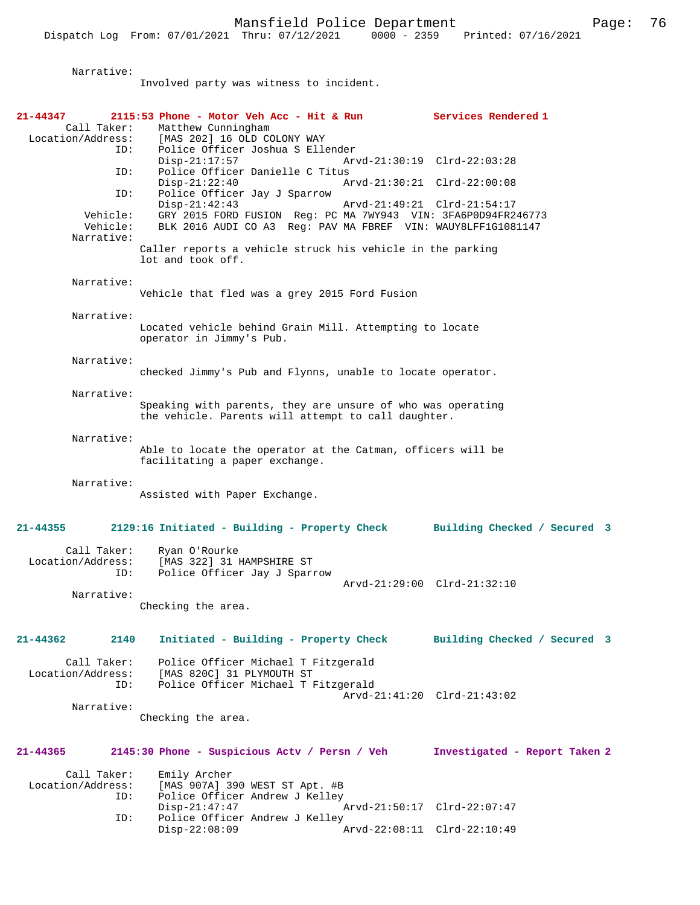Narrative:
    Involved party was witness to incident.

**21-44347 2115:53 Phone - Motor Veh Acc - Hit & Run Services Rendered 1**

Call Taker: Matthew Cunningham
Location/Address: [MAS 202] 16 OLD COLONY WAY
ID: Police Officer Joshua S Ellender
    Disp-21:17:57 Arvd-21:30:19 Clrd-22:03:28
ID: Police Officer Danielle C Titus
    Disp-21:22:40 Arvd-21:30:21 Clrd-22:00:08
ID: Police Officer Jay J Sparrow
    Disp-21:42:43 Arvd-21:49:21 Clrd-21:54:17
Vehicle: GRY 2015 FORD FUSION Reg: PC MA 7WY943 VIN: 3FA6P0D94FR246773
Vehicle: BLK 2016 AUDI CO A3 Reg: PAV MA FBREF VIN: WAUY8LFF1G1081147

Narrative:
    Caller reports a vehicle struck his vehicle in the parking lot and took off.

Narrative:
    Vehicle that fled was a grey 2015 Ford Fusion

Narrative:
    Located vehicle behind Grain Mill. Attempting to locate operator in Jimmy's Pub.

Narrative:
    checked Jimmy's Pub and Flynns, unable to locate operator.

Narrative:
    Speaking with parents, they are unsure of who was operating the vehicle. Parents will attempt to call daughter.

Narrative:
    Able to locate the operator at the Catman, officers will be facilitating a paper exchange.

Narrative:
    Assisted with Paper Exchange.

**21-44355 2129:16 Initiated - Building - Property Check Building Checked / Secured 3**

Call Taker: Ryan O'Rourke
Location/Address: [MAS 322] 31 HAMPSHIRE ST
ID: Police Officer Jay J Sparrow
    Arvd-21:29:00 Clrd-21:32:10

Narrative:
    Checking the area.

**21-44362 2140 Initiated - Building - Property Check Building Checked / Secured 3**

Call Taker: Police Officer Michael T Fitzgerald
Location/Address: [MAS 820C] 31 PLYMOUTH ST
ID: Police Officer Michael T Fitzgerald
    Arvd-21:41:20 Clrd-21:43:02

Narrative:
    Checking the area.

**21-44365 2145:30 Phone - Suspicious Actv / Persn / Veh Investigated - Report Taken 2**

Call Taker: Emily Archer
Location/Address: [MAS 907A] 390 WEST ST Apt. #B
ID: Police Officer Andrew J Kelley
    Disp-21:47:47 Arvd-21:50:17 Clrd-22:07:47
ID: Police Officer Andrew J Kelley
    Disp-22:08:09 Arvd-22:08:11 Clrd-22:10:49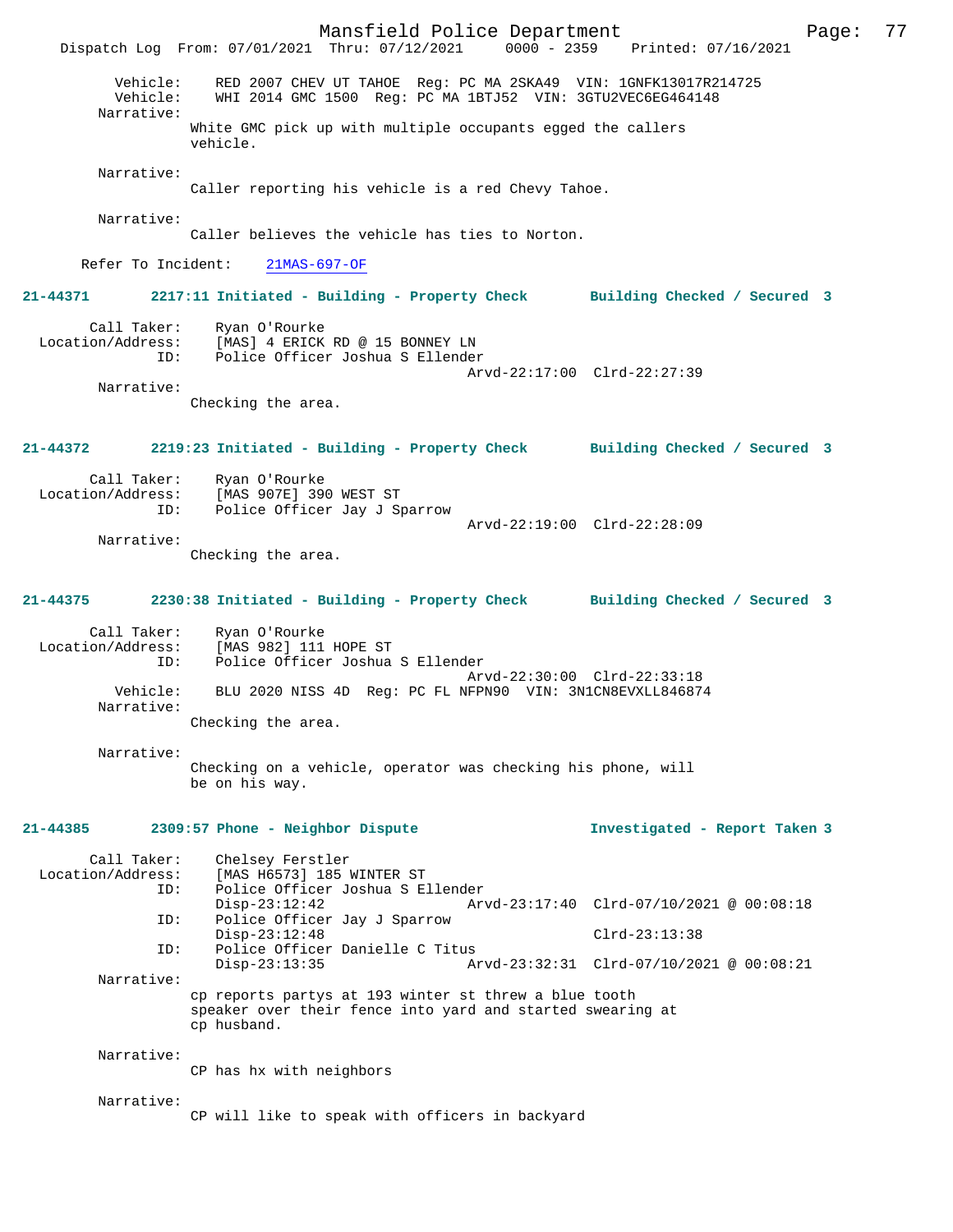Vehicle: RED 2007 CHEV UT TAHOE Reg: PC MA 2SKA49 VIN: 1GNFK13017R214725
Vehicle: WHI 2014 GMC 1500 Reg: PC MA 1BTJ52 VIN: 3GTU2VEC6EG464148

Narrative:
White GMC pick up with multiple occupants egged the callers vehicle.

Narrative:
Caller reporting his vehicle is a red Chevy Tahoe.

Narrative:
Caller believes the vehicle has ties to Norton.

Refer To Incident: 21MAS-697-OF

**21-44371 2217:11 Initiated - Building - Property Check Building Checked / Secured 3**

Call Taker: Ryan O'Rourke
Location/Address: [MAS] 4 ERICK RD @ 15 BONNEY LN
ID: Police Officer Joshua S Ellender
Arvd-22:17:00 Clrd-22:27:39

Narrative:
Checking the area.

**21-44372 2219:23 Initiated - Building - Property Check Building Checked / Secured 3**

Call Taker: Ryan O'Rourke
Location/Address: [MAS 907E] 390 WEST ST
ID: Police Officer Jay J Sparrow
Arvd-22:19:00 Clrd-22:28:09

Narrative:
Checking the area.

**21-44375 2230:38 Initiated - Building - Property Check Building Checked / Secured 3**

Call Taker: Ryan O'Rourke
Location/Address: [MAS 982] 111 HOPE ST
ID: Police Officer Joshua S Ellender
Arvd-22:30:00 Clrd-22:33:18
Vehicle: BLU 2020 NISS 4D Reg: PC FL NFPN90 VIN: 3N1CN8EVXLL846874

Narrative:
Checking the area.

Narrative:
Checking on a vehicle, operator was checking his phone, will be on his way.

**21-44385 2309:57 Phone - Neighbor Dispute Investigated - Report Taken 3**

Call Taker: Chelsey Ferstler
Location/Address: [MAS H6573] 185 WINTER ST
ID: Police Officer Joshua S Ellender
Disp-23:12:42 Arvd-23:17:40 Clrd-07/10/2021 @ 00:08:18
ID: Police Officer Jay J Sparrow
Disp-23:12:48 Clrd-23:13:38
ID: Police Officer Danielle C Titus
Disp-23:13:35 Arvd-23:32:31 Clrd-07/10/2021 @ 00:08:21

Narrative:
cp reports partys at 193 winter st threw a blue tooth speaker over their fence into yard and started swearing at cp husband.

Narrative:
CP has hx with neighbors

Narrative:
CP will like to speak with officers in backyard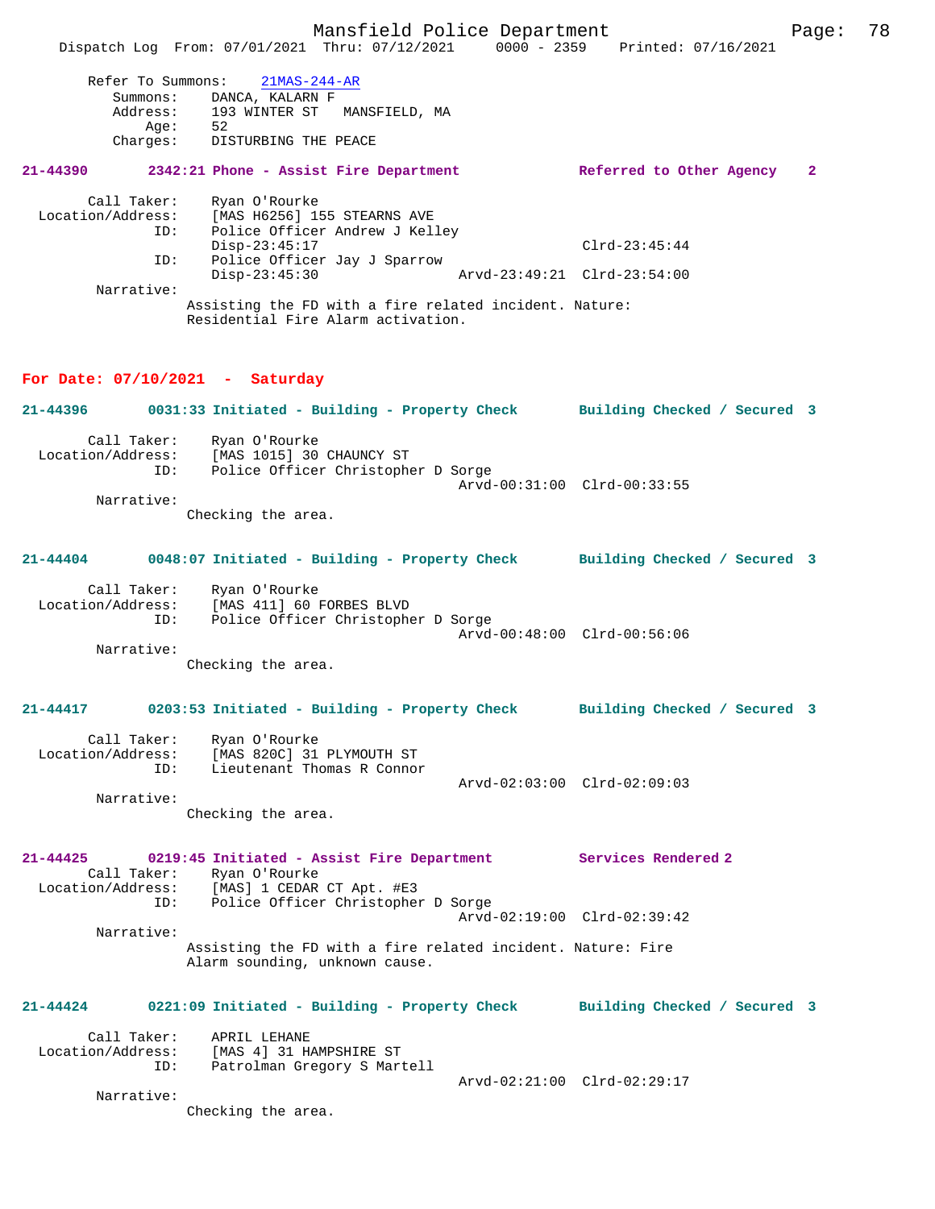Refer To Summons: 21MAS-244-AR
Summons: DANCA, KALARN F
Address: 193 WINTER ST MANSFIELD, MA
Age: 52
Charges: DISTURBING THE PEACE

**21-44390 2342:21 Phone - Assist Fire Department Referred to Other Agency 2**

Call Taker: Ryan O'Rourke
Location/Address: [MAS H6256] 155 STEARNS AVE
ID: Police Officer Andrew J Kelley
Disp-23:45:17 Clrd-23:45:44
ID: Police Officer Jay J Sparrow
Disp-23:45:30 Arvd-23:49:21 Clrd-23:54:00
Narrative:
Assisting the FD with a fire related incident. Nature: Residential Fire Alarm activation.

## For Date: 07/10/2021 - Saturday

**21-44396 0031:33 Initiated - Building - Property Check Building Checked / Secured 3**

Call Taker: Ryan O'Rourke
Location/Address: [MAS 1015] 30 CHAUNCY ST
ID: Police Officer Christopher D Sorge
Arvd-00:31:00 Clrd-00:33:55
Narrative:
Checking the area.

**21-44404 0048:07 Initiated - Building - Property Check Building Checked / Secured 3**

Call Taker: Ryan O'Rourke
Location/Address: [MAS 411] 60 FORBES BLVD
ID: Police Officer Christopher D Sorge
Arvd-00:48:00 Clrd-00:56:06
Narrative:
Checking the area.

**21-44417 0203:53 Initiated - Building - Property Check Building Checked / Secured 3**

Call Taker: Ryan O'Rourke
Location/Address: [MAS 820C] 31 PLYMOUTH ST
ID: Lieutenant Thomas R Connor
Arvd-02:03:00 Clrd-02:09:03
Narrative:
Checking the area.

**21-44425 0219:45 Initiated - Assist Fire Department Services Rendered 2**

Call Taker: Ryan O'Rourke
Location/Address: [MAS] 1 CEDAR CT Apt. #E3
ID: Police Officer Christopher D Sorge
Arvd-02:19:00 Clrd-02:39:42
Narrative:
Assisting the FD with a fire related incident. Nature: Fire Alarm sounding, unknown cause.

**21-44424 0221:09 Initiated - Building - Property Check Building Checked / Secured 3**

Call Taker: APRIL LEHANE
Location/Address: [MAS 4] 31 HAMPSHIRE ST
ID: Patrolman Gregory S Martell
Arvd-02:21:00 Clrd-02:29:17
Narrative:
Checking the area.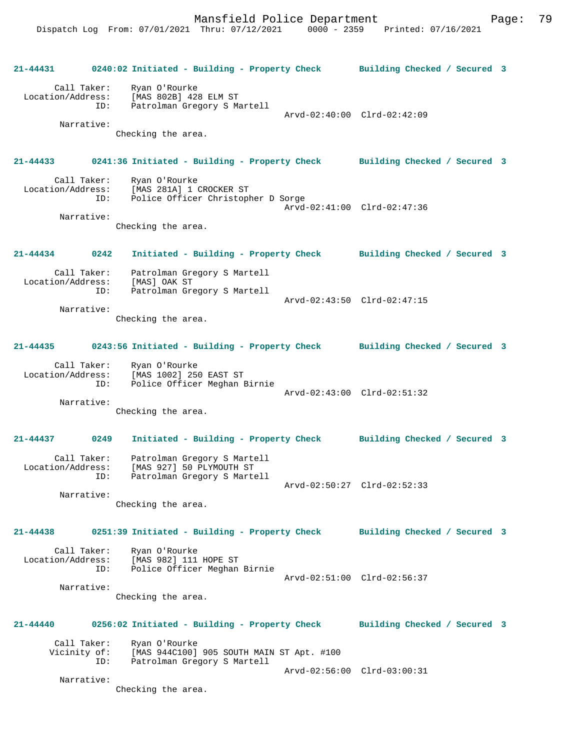**21-44431 0240:02 Initiated - Building - Property Check Building Checked / Secured 3**

Call Taker: Ryan O'Rourke
Location/Address: [MAS 802B] 428 ELM ST
ID: Patrolman Gregory S Martell
Arvd-02:40:00 Clrd-02:42:09
Narrative:
Checking the area.

**21-44433 0241:36 Initiated - Building - Property Check Building Checked / Secured 3**

Call Taker: Ryan O'Rourke
Location/Address: [MAS 281A] 1 CROCKER ST
ID: Police Officer Christopher D Sorge
Arvd-02:41:00 Clrd-02:47:36
Narrative:
Checking the area.

**21-44434 0242 Initiated - Building - Property Check Building Checked / Secured 3**

Call Taker: Patrolman Gregory S Martell
Location/Address: [MAS] OAK ST
ID: Patrolman Gregory S Martell
Arvd-02:43:50 Clrd-02:47:15
Narrative:
Checking the area.

**21-44435 0243:56 Initiated - Building - Property Check Building Checked / Secured 3**

Call Taker: Ryan O'Rourke
Location/Address: [MAS 1002] 250 EAST ST
ID: Police Officer Meghan Birnie
Arvd-02:43:00 Clrd-02:51:32
Narrative:
Checking the area.

**21-44437 0249 Initiated - Building - Property Check Building Checked / Secured 3**

Call Taker: Patrolman Gregory S Martell
Location/Address: [MAS 927] 50 PLYMOUTH ST
ID: Patrolman Gregory S Martell
Arvd-02:50:27 Clrd-02:52:33
Narrative:
Checking the area.

**21-44438 0251:39 Initiated - Building - Property Check Building Checked / Secured 3**

Call Taker: Ryan O'Rourke
Location/Address: [MAS 982] 111 HOPE ST
ID: Police Officer Meghan Birnie
Arvd-02:51:00 Clrd-02:56:37
Narrative:
Checking the area.

**21-44440 0256:02 Initiated - Building - Property Check Building Checked / Secured 3**

Call Taker: Ryan O'Rourke
Vicinity of: [MAS 944C100] 905 SOUTH MAIN ST Apt. #100
ID: Patrolman Gregory S Martell
Arvd-02:56:00 Clrd-03:00:31
Narrative:
Checking the area.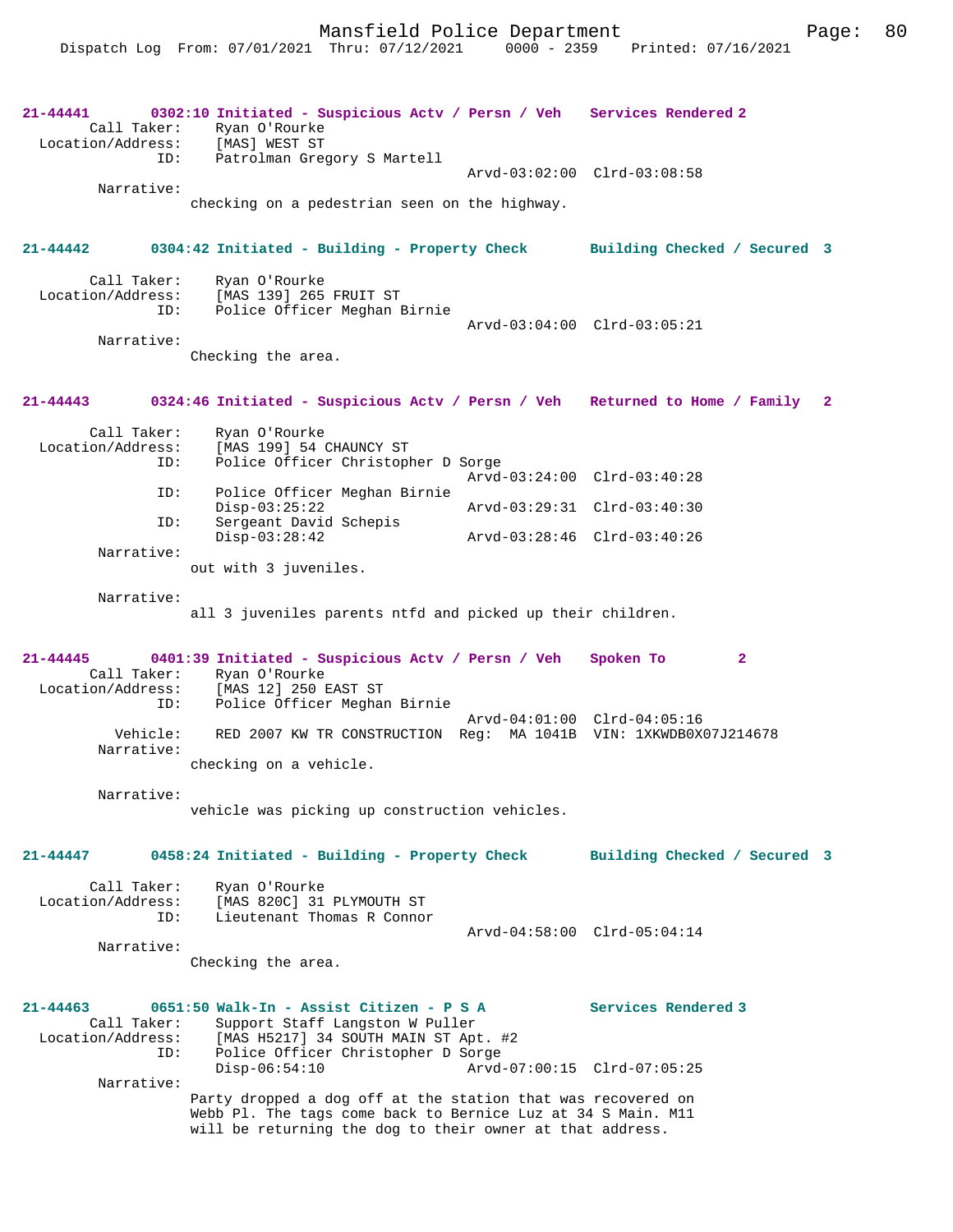**21-44441 0302:10 Initiated - Suspicious Actv / Persn / Veh Services Rendered 2**

```
        Call Taker:    Ryan O'Rourke
  Location/Address:    [MAS] WEST ST
                ID:    Patrolman Gregory S Martell
                                             Arvd-03:02:00  Clrd-03:08:58
         Narrative:
                checking on a pedestrian seen on the highway.
```

**21-44442 0304:42 Initiated - Building - Property Check Building Checked / Secured 3**

```
        Call Taker:    Ryan O'Rourke
  Location/Address:    [MAS 139] 265 FRUIT ST
                ID:    Police Officer Meghan Birnie
                                             Arvd-03:04:00  Clrd-03:05:21
         Narrative:
                Checking the area.
```

**21-44443 0324:46 Initiated - Suspicious Actv / Persn / Veh Returned to Home / Family 2**

```
        Call Taker:    Ryan O'Rourke
  Location/Address:    [MAS 199] 54 CHAUNCY ST
                ID:    Police Officer Christopher D Sorge
                                             Arvd-03:24:00  Clrd-03:40:28
                ID:    Police Officer Meghan Birnie
                       Disp-03:25:22         Arvd-03:29:31  Clrd-03:40:30
                ID:    Sergeant David Schepis
                       Disp-03:28:42         Arvd-03:28:46  Clrd-03:40:26
         Narrative:
                out with 3 juveniles.

         Narrative:
                all 3 juveniles parents ntfd and picked up their children.
```

**21-44445 0401:39 Initiated - Suspicious Actv / Persn / Veh Spoken To 2**

```
        Call Taker:    Ryan O'Rourke
  Location/Address:    [MAS 12] 250 EAST ST
                ID:    Police Officer Meghan Birnie
                                             Arvd-04:01:00  Clrd-04:05:16
           Vehicle:    RED 2007 KW TR CONSTRUCTION  Reg:  MA 1041B  VIN: 1XKWDB0X07J214678
         Narrative:
                checking on a vehicle.

         Narrative:
                vehicle was picking up construction vehicles.
```

**21-44447 0458:24 Initiated - Building - Property Check Building Checked / Secured 3**

```
        Call Taker:    Ryan O'Rourke
  Location/Address:    [MAS 820C] 31 PLYMOUTH ST
                ID:    Lieutenant Thomas R Connor
                                             Arvd-04:58:00  Clrd-05:04:14
         Narrative:
                Checking the area.
```

**21-44463 0651:50 Walk-In - Assist Citizen - P S A Services Rendered 3**

```
        Call Taker:    Support Staff Langston W Puller
  Location/Address:    [MAS H5217] 34 SOUTH MAIN ST Apt. #2
                ID:    Police Officer Christopher D Sorge
                       Disp-06:54:10         Arvd-07:00:15  Clrd-07:05:25
         Narrative:
                Party dropped a dog off at the station that was recovered on
                Webb Pl. The tags come back to Bernice Luz at 34 S Main. M11
                will be returning the dog to their owner at that address.
```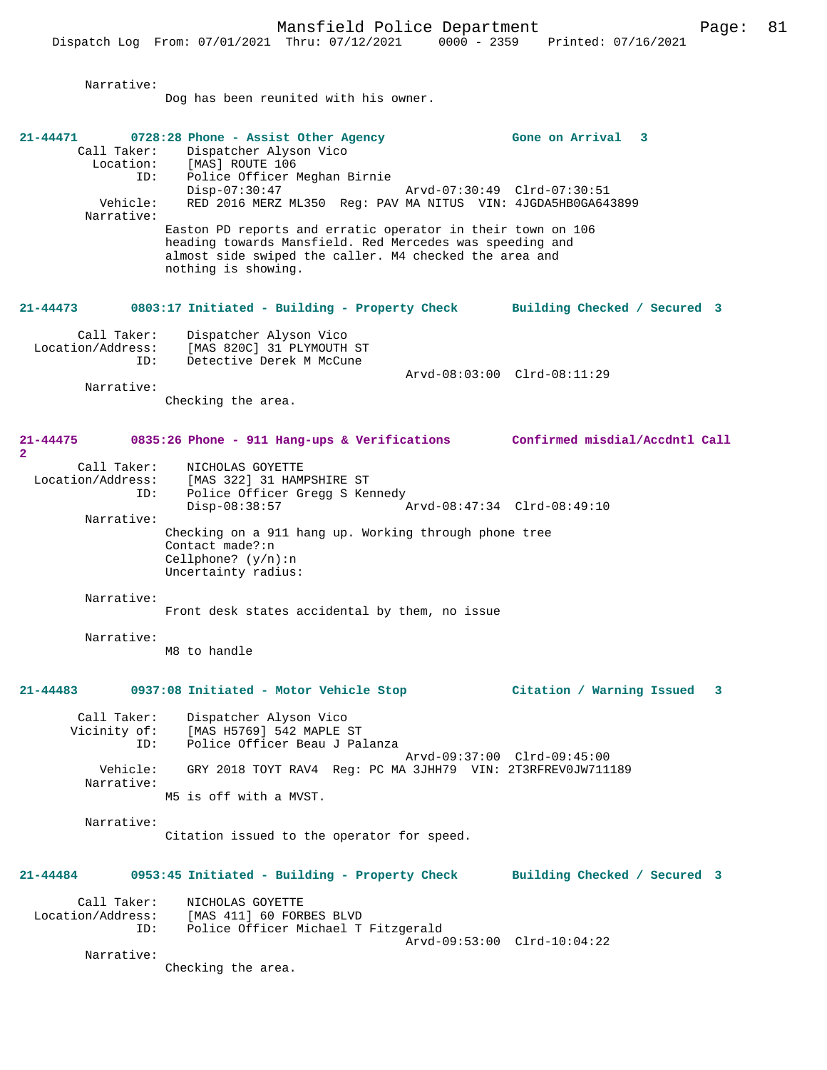Narrative:
Dog has been reunited with his owner.

**21-44471 0728:28 Phone - Assist Other Agency — Gone on Arrival 3**

Call Taker: Dispatcher Alyson Vico
Location: [MAS] ROUTE 106
ID: Police Officer Meghan Birnie
Disp-07:30:47 Arvd-07:30:49 Clrd-07:30:51
Vehicle: RED 2016 MERZ ML350 Reg: PAV MA NITUS VIN: 4JGDA5HB0GA643899
Narrative:
Easton PD reports and erratic operator in their town on 106 heading towards Mansfield. Red Mercedes was speeding and almost side swiped the caller. M4 checked the area and nothing is showing.

**21-44473 0803:17 Initiated - Building - Property Check — Building Checked / Secured 3**

Call Taker: Dispatcher Alyson Vico
Location/Address: [MAS 820C] 31 PLYMOUTH ST
ID: Detective Derek M McCune
Arvd-08:03:00 Clrd-08:11:29
Narrative:
Checking the area.

**21-44475 0835:26 Phone - 911 Hang-ups & Verifications — Confirmed misdial/Accdntl Call 2**

Call Taker: NICHOLAS GOYETTE
Location/Address: [MAS 322] 31 HAMPSHIRE ST
ID: Police Officer Gregg S Kennedy
Disp-08:38:57 Arvd-08:47:34 Clrd-08:49:10
Narrative:
Checking on a 911 hang up. Working through phone tree
Contact made?:n
Cellphone? (y/n):n
Uncertainty radius:

Narrative:
Front desk states accidental by them, no issue

Narrative:
M8 to handle

**21-44483 0937:08 Initiated - Motor Vehicle Stop — Citation / Warning Issued 3**

Call Taker: Dispatcher Alyson Vico
Vicinity of: [MAS H5769] 542 MAPLE ST
ID: Police Officer Beau J Palanza
Arvd-09:37:00 Clrd-09:45:00
Vehicle: GRY 2018 TOYT RAV4 Reg: PC MA 3JHH79 VIN: 2T3RFREV0JW711189
Narrative:
M5 is off with a MVST.

Narrative:
Citation issued to the operator for speed.

**21-44484 0953:45 Initiated - Building - Property Check — Building Checked / Secured 3**

Call Taker: NICHOLAS GOYETTE
Location/Address: [MAS 411] 60 FORBES BLVD
ID: Police Officer Michael T Fitzgerald
Arvd-09:53:00 Clrd-10:04:22
Narrative:
Checking the area.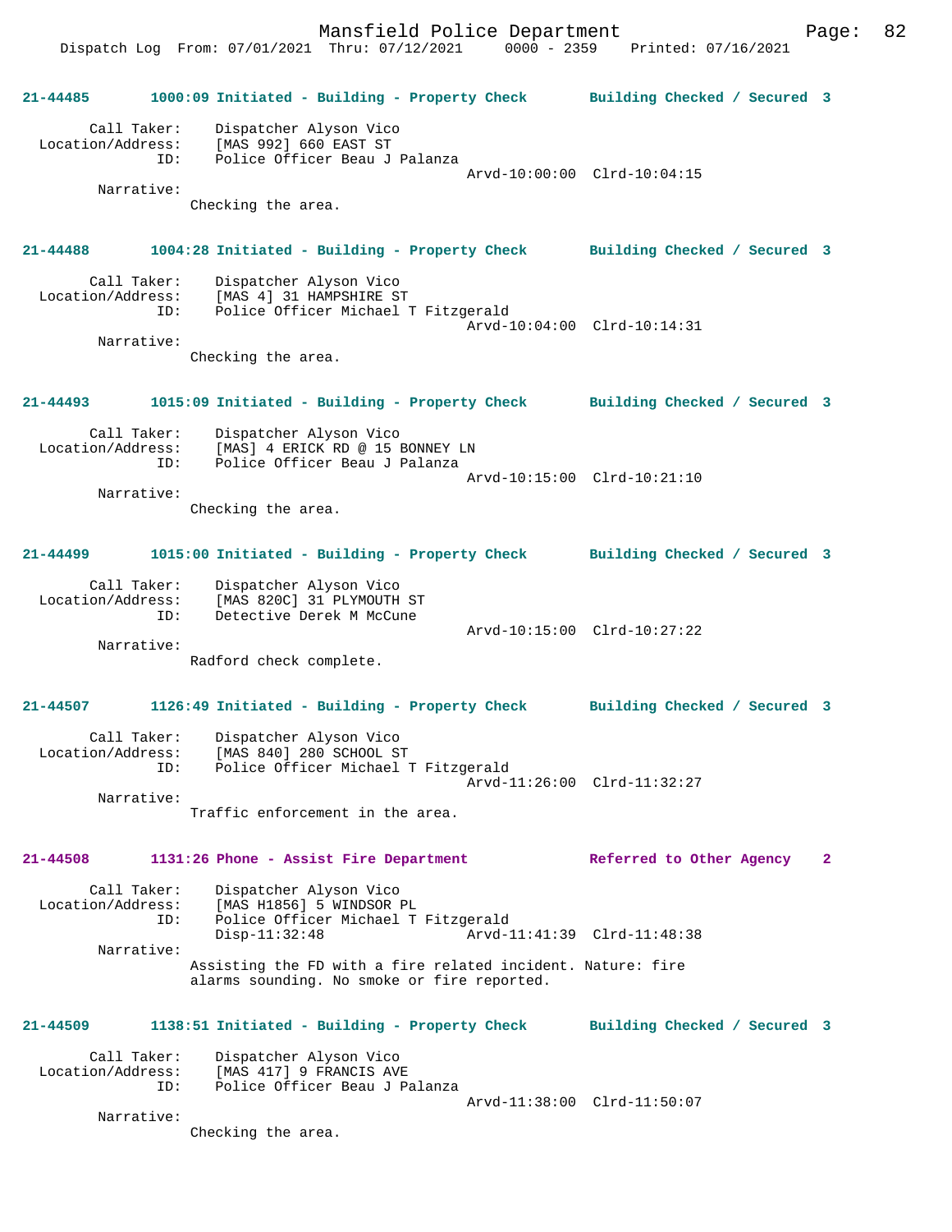**21-44485 1000:09 Initiated - Building - Property Check Building Checked / Secured 3**

Call Taker: Dispatcher Alyson Vico
Location/Address: [MAS 992] 660 EAST ST
ID: Police Officer Beau J Palanza
Arvd-10:00:00 Clrd-10:04:15
Narrative:
Checking the area.

**21-44488 1004:28 Initiated - Building - Property Check Building Checked / Secured 3**

Call Taker: Dispatcher Alyson Vico
Location/Address: [MAS 4] 31 HAMPSHIRE ST
ID: Police Officer Michael T Fitzgerald
Arvd-10:04:00 Clrd-10:14:31
Narrative:
Checking the area.

**21-44493 1015:09 Initiated - Building - Property Check Building Checked / Secured 3**

Call Taker: Dispatcher Alyson Vico
Location/Address: [MAS] 4 ERICK RD @ 15 BONNEY LN
ID: Police Officer Beau J Palanza
Arvd-10:15:00 Clrd-10:21:10
Narrative:
Checking the area.

**21-44499 1015:00 Initiated - Building - Property Check Building Checked / Secured 3**

Call Taker: Dispatcher Alyson Vico
Location/Address: [MAS 820C] 31 PLYMOUTH ST
ID: Detective Derek M McCune
Arvd-10:15:00 Clrd-10:27:22
Narrative:
Radford check complete.

**21-44507 1126:49 Initiated - Building - Property Check Building Checked / Secured 3**

Call Taker: Dispatcher Alyson Vico
Location/Address: [MAS 840] 280 SCHOOL ST
ID: Police Officer Michael T Fitzgerald
Arvd-11:26:00 Clrd-11:32:27
Narrative:
Traffic enforcement in the area.

**21-44508 1131:26 Phone - Assist Fire Department Referred to Other Agency 2**

Call Taker: Dispatcher Alyson Vico
Location/Address: [MAS H1856] 5 WINDSOR PL
ID: Police Officer Michael T Fitzgerald
Disp-11:32:48 Arvd-11:41:39 Clrd-11:48:38
Narrative:
Assisting the FD with a fire related incident. Nature: fire alarms sounding. No smoke or fire reported.

**21-44509 1138:51 Initiated - Building - Property Check Building Checked / Secured 3**

Call Taker: Dispatcher Alyson Vico
Location/Address: [MAS 417] 9 FRANCIS AVE
ID: Police Officer Beau J Palanza
Arvd-11:38:00 Clrd-11:50:07
Narrative:
Checking the area.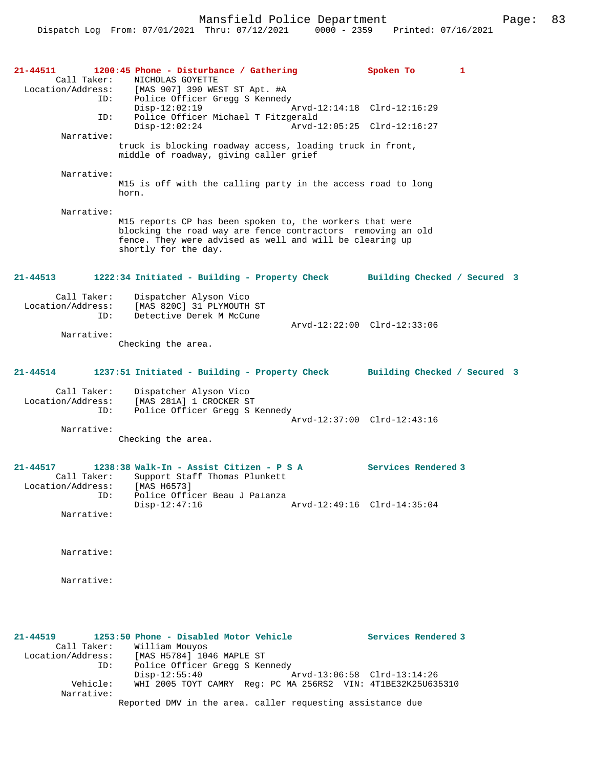**21-44511 1200:45 Phone - Disturbance / Gathering Spoken To 1**

Call Taker: NICHOLAS GOYETTE
Location/Address: [MAS 907] 390 WEST ST Apt. #A
ID: Police Officer Gregg S Kennedy
Disp-12:02:19 Arvd-12:14:18 Clrd-12:16:29
ID: Police Officer Michael T Fitzgerald
Disp-12:02:24 Arvd-12:05:25 Clrd-12:16:27

Narrative:
truck is blocking roadway access, loading truck in front, middle of roadway, giving caller grief

Narrative:
M15 is off with the calling party in the access road to long horn.

Narrative:
M15 reports CP has been spoken to, the workers that were blocking the road way are fence contractors removing an old fence. They were advised as well and will be clearing up shortly for the day.

**21-44513 1222:34 Initiated - Building - Property Check Building Checked / Secured 3**

Call Taker: Dispatcher Alyson Vico
Location/Address: [MAS 820C] 31 PLYMOUTH ST
ID: Detective Derek M McCune
Arvd-12:22:00 Clrd-12:33:06

Narrative:
Checking the area.

**21-44514 1237:51 Initiated - Building - Property Check Building Checked / Secured 3**

Call Taker: Dispatcher Alyson Vico
Location/Address: [MAS 281A] 1 CROCKER ST
ID: Police Officer Gregg S Kennedy
Arvd-12:37:00 Clrd-12:43:16

Narrative:
Checking the area.

**21-44517 1238:38 Walk-In - Assist Citizen - P S A Services Rendered 3**

Call Taker: Support Staff Thomas Plunkett
Location/Address: [MAS H6573]
ID: Police Officer Beau J Palanza
Disp-12:47:16 Arvd-12:49:16 Clrd-14:35:04

Narrative:

Narrative:

Narrative:

**21-44519 1253:50 Phone - Disabled Motor Vehicle Services Rendered 3**

Call Taker: William Mouyos
Location/Address: [MAS H5784] 1046 MAPLE ST
ID: Police Officer Gregg S Kennedy
Disp-12:55:40 Arvd-13:06:58 Clrd-13:14:26
Vehicle: WHI 2005 TOYT CAMRY Reg: PC MA 256RS2 VIN: 4T1BE32K25U635310

Narrative:
Reported DMV in the area. caller requesting assistance due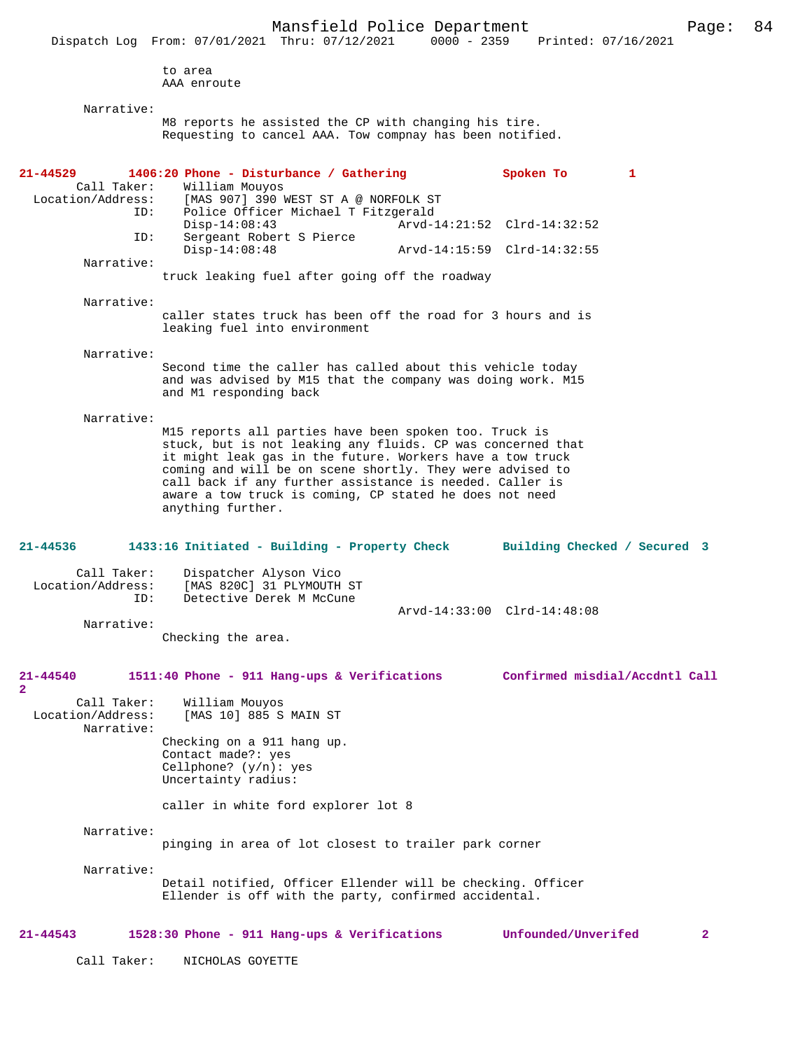to area
AAA enroute

Narrative:
M8 reports he assisted the CP with changing his tire. Requesting to cancel AAA. Tow compnay has been notified.

**21-44529 1406:20 Phone - Disturbance / Gathering Spoken To 1**

Call Taker: William Mouyos
Location/Address: [MAS 907] 390 WEST ST A @ NORFOLK ST
ID: Police Officer Michael T Fitzgerald
Disp-14:08:43 Arvd-14:21:52 Clrd-14:32:52
ID: Sergeant Robert S Pierce
Disp-14:08:48 Arvd-14:15:59 Clrd-14:32:55

Narrative:
truck leaking fuel after going off the roadway

Narrative:
caller states truck has been off the road for 3 hours and is leaking fuel into environment

Narrative:
Second time the caller has called about this vehicle today and was advised by M15 that the company was doing work. M15 and M1 responding back

Narrative:
M15 reports all parties have been spoken too. Truck is stuck, but is not leaking any fluids. CP was concerned that it might leak gas in the future. Workers have a tow truck coming and will be on scene shortly. They were advised to call back if any further assistance is needed. Caller is aware a tow truck is coming, CP stated he does not need anything further.

**21-44536 1433:16 Initiated - Building - Property Check Building Checked / Secured 3**

Call Taker: Dispatcher Alyson Vico
Location/Address: [MAS 820C] 31 PLYMOUTH ST
ID: Detective Derek M McCune
Arvd-14:33:00 Clrd-14:48:08

Narrative:
Checking the area.

**21-44540 1511:40 Phone - 911 Hang-ups & Verifications Confirmed misdial/Accdntl Call 2**

Call Taker: William Mouyos
Location/Address: [MAS 10] 885 S MAIN ST

Narrative:
Checking on a 911 hang up.
Contact made?: yes
Cellphone? (y/n): yes
Uncertainty radius:

caller in white ford explorer lot 8

Narrative:
pinging in area of lot closest to trailer park corner

Narrative:
Detail notified, Officer Ellender will be checking. Officer Ellender is off with the party, confirmed accidental.

**21-44543 1528:30 Phone - 911 Hang-ups & Verifications Unfounded/Unverifed 2**

Call Taker: NICHOLAS GOYETTE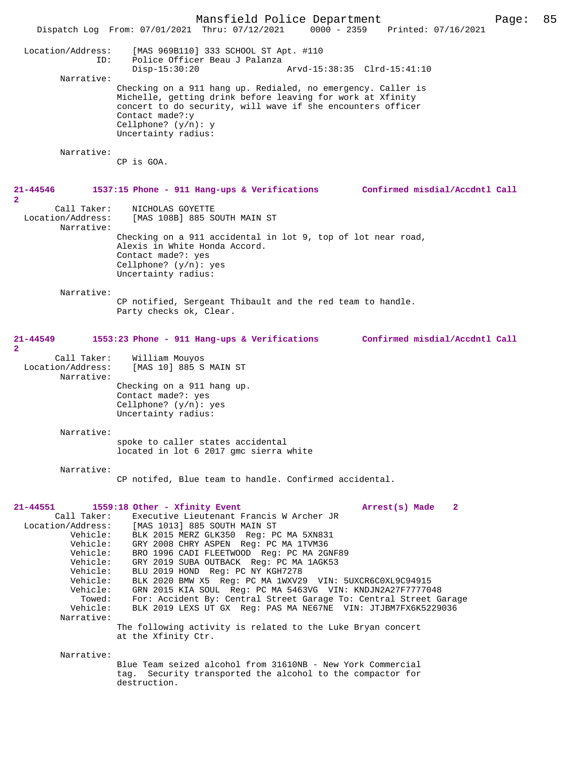```
Location/Address:    [MAS 969B110] 333 SCHOOL ST Apt. #110
              ID:    Police Officer Beau J Palanza
                     Disp-15:30:20                 Arvd-15:38:35  Clrd-15:41:10
        Narrative:
                     Checking on a 911 hang up. Redialed, no emergency. Caller is
                     Michelle, getting drink before leaving for work at Xfinity
                     concert to do security, will wave if she encounters officer
                     Contact made?:y
                     Cellphone? (y/n): y
                     Uncertainty radius:

        Narrative:
                     CP is GOA.
```

**21-44546 1537:15 Phone - 911 Hang-ups & Verifications Confirmed misdial/Accdntl Call 2**

```
      Call Taker:    NICHOLAS GOYETTE
Location/Address:    [MAS 108B] 885 SOUTH MAIN ST
        Narrative:
                     Checking on a 911 accidental in lot 9, top of lot near road,
                     Alexis in White Honda Accord.
                     Contact made?: yes
                     Cellphone? (y/n): yes
                     Uncertainty radius:

        Narrative:
                     CP notified, Sergeant Thibault and the red team to handle.
                     Party checks ok, Clear.
```

**21-44549 1553:23 Phone - 911 Hang-ups & Verifications Confirmed misdial/Accdntl Call 2**

```
      Call Taker:    William Mouyos
Location/Address:    [MAS 10] 885 S MAIN ST
        Narrative:
                     Checking on a 911 hang up.
                     Contact made?: yes
                     Cellphone? (y/n): yes
                     Uncertainty radius:

        Narrative:
                     spoke to caller states accidental
                     located in lot 6 2017 gmc sierra white

        Narrative:
                     CP notifed, Blue team to handle. Confirmed accidental.
```

**21-44551 1559:18 Other - Xfinity Event Arrest(s) Made 2**

```
      Call Taker:    Executive Lieutenant Francis W Archer JR
Location/Address:    [MAS 1013] 885 SOUTH MAIN ST
         Vehicle:    BLK 2015 MERZ GLK350  Reg: PC MA 5XN831
         Vehicle:    GRY 2008 CHRY ASPEN  Reg: PC MA 1TVM36
         Vehicle:    BRO 1996 CADI FLEETWOOD  Reg: PC MA 2GNF89
         Vehicle:    GRY 2019 SUBA OUTBACK  Reg: PC MA 1AGK53
         Vehicle:    BLU 2019 HOND  Reg: PC NY KGH7278
         Vehicle:    BLK 2020 BMW X5  Reg: PC MA 1WXV29  VIN: 5UXCR6C0XL9C94915
         Vehicle:    GRN 2015 KIA SOUL  Reg: PC MA 5463VG  VIN: KNDJN2A27F7777048
           Towed:    For: Accident By: Central Street Garage To: Central Street Garage
         Vehicle:    BLK 2019 LEXS UT GX  Reg: PAS MA NE67NE  VIN: JTJBM7FX6K5229036
        Narrative:
                     The following activity is related to the Luke Bryan concert
                     at the Xfinity Ctr.

        Narrative:
                     Blue Team seized alcohol from 31610NB - New York Commercial
                     tag.  Security transported the alcohol to the compactor for
                     destruction.
```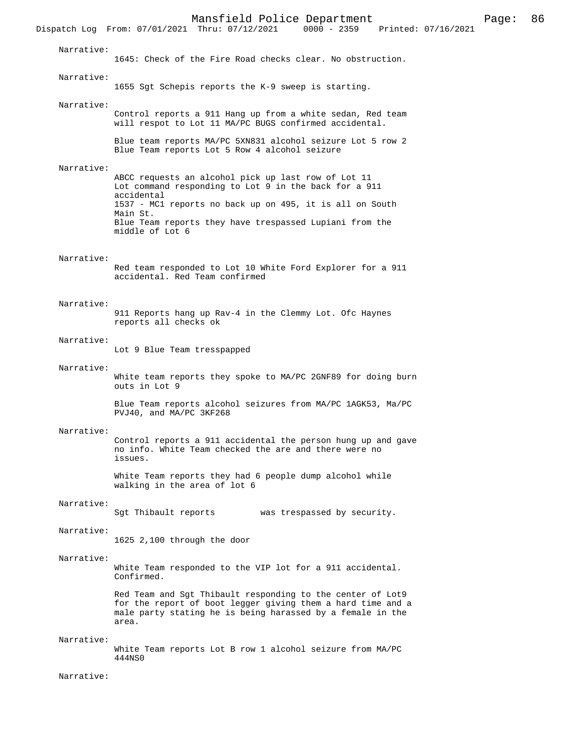Narrative:
1645: Check of the Fire Road checks clear. No obstruction.

Narrative:
1655 Sgt Schepis reports the K-9 sweep is starting.

Narrative:
Control reports a 911 Hang up from a white sedan, Red team will respot to Lot 11 MA/PC BUGS confirmed accidental.

Blue team reports MA/PC 5XN831 alcohol seizure Lot 5 row 2
Blue Team reports Lot 5 Row 4 alcohol seizure

Narrative:
ABCC requests an alcohol pick up last row of Lot 11
Lot command responding to Lot 9 in the back for a 911 accidental
1537 - MC1 reports no back up on 495, it is all on South Main St.
Blue Team reports they have trespassed Lupiani from the middle of Lot 6

Narrative:
Red team responded to Lot 10 White Ford Explorer for a 911 accidental. Red Team confirmed

Narrative:
911 Reports hang up Rav-4 in the Clemmy Lot. Ofc Haynes reports all checks ok

Narrative:
Lot 9 Blue Team tresspapped

Narrative:
White team reports they spoke to MA/PC 2GNF89 for doing burn outs in Lot 9

Blue Team reports alcohol seizures from MA/PC 1AGK53, Ma/PC PVJ40, and MA/PC 3KF268

Narrative:
Control reports a 911 accidental the person hung up and gave no info. White Team checked the are and there were no issues.

White Team reports they had 6 people dump alcohol while walking in the area of lot 6

Narrative:
Sgt Thibault reports          was trespassed by security.

Narrative:
1625 2,100 through the door

Narrative:
White Team responded to the VIP lot for a 911 accidental. Confirmed.

Red Team and Sgt Thibault responding to the center of Lot9 for the report of boot legger giving them a hard time and a male party stating he is being harassed by a female in the area.

Narrative:
White Team reports Lot B row 1 alcohol seizure from MA/PC 444NS0

Narrative: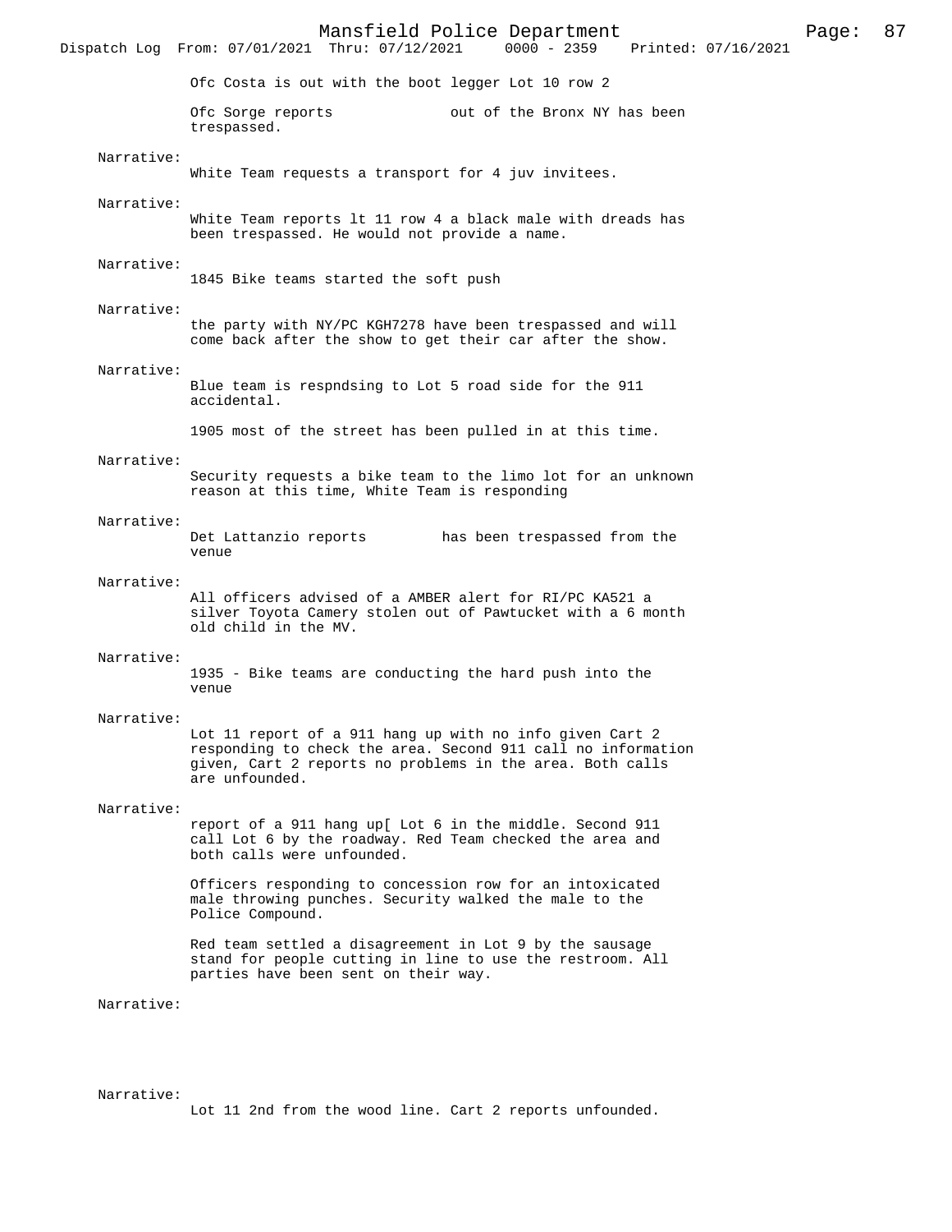Ofc Costa is out with the boot legger Lot 10 row 2

Ofc Sorge reports out of the Bronx NY has been trespassed.

Narrative:
White Team requests a transport for 4 juv invitees.

Narrative:
White Team reports lt 11 row 4 a black male with dreads has been trespassed. He would not provide a name.

Narrative:
1845 Bike teams started the soft push

Narrative:
the party with NY/PC KGH7278 have been trespassed and will come back after the show to get their car after the show.

Narrative:
Blue team is respndsing to Lot 5 road side for the 911 accidental.

1905 most of the street has been pulled in at this time.

Narrative:
Security requests a bike team to the limo lot for an unknown reason at this time, White Team is responding

Narrative:
Det Lattanzio reports has been trespassed from the venue

Narrative:
All officers advised of a AMBER alert for RI/PC KA521 a silver Toyota Camery stolen out of Pawtucket with a 6 month old child in the MV.

Narrative:
1935 - Bike teams are conducting the hard push into the venue

Narrative:
Lot 11 report of a 911 hang up with no info given Cart 2 responding to check the area. Second 911 call no information given, Cart 2 reports no problems in the area. Both calls are unfounded.

Narrative:
report of a 911 hang up[ Lot 6 in the middle. Second 911 call Lot 6 by the roadway. Red Team checked the area and both calls were unfounded.

Officers responding to concession row for an intoxicated male throwing punches. Security walked the male to the Police Compound.

Red team settled a disagreement in Lot 9 by the sausage stand for people cutting in line to use the restroom. All parties have been sent on their way.

Narrative:

Narrative:
Lot 11 2nd from the wood line. Cart 2 reports unfounded.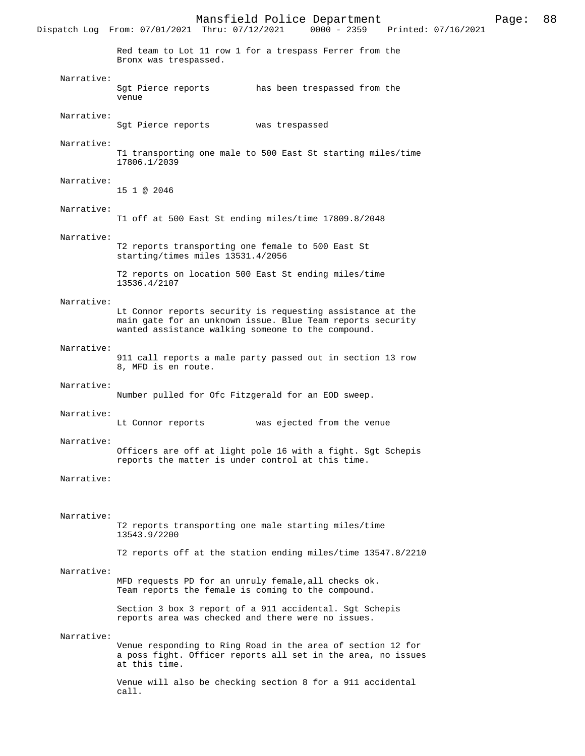Red team to Lot 11 row 1 for a trespass Ferrer from the Bronx was trespassed.

Narrative:
Sgt Pierce reports          has been trespassed from the venue

Narrative:
Sgt Pierce reports          was trespassed

Narrative:
T1 transporting one male to 500 East St starting miles/time 17806.1/2039

Narrative:
15 1 @ 2046

Narrative:
T1 off at 500 East St ending miles/time 17809.8/2048

Narrative:
T2 reports transporting one female to 500 East St starting/times miles 13531.4/2056

T2 reports on location 500 East St ending miles/time 13536.4/2107

Narrative:
Lt Connor reports security is requesting assistance at the main gate for an unknown issue. Blue Team reports security wanted assistance walking someone to the compound.

Narrative:
911 call reports a male party passed out in section 13 row 8, MFD is en route.

Narrative:
Number pulled for Ofc Fitzgerald for an EOD sweep.

Narrative:
Lt Connor reports          was ejected from the venue

Narrative:
Officers are off at light pole 16 with a fight. Sgt Schepis reports the matter is under control at this time.

Narrative:

Narrative:
T2 reports transporting one male starting miles/time 13543.9/2200

T2 reports off at the station ending miles/time 13547.8/2210

Narrative:
MFD requests PD for an unruly female,all checks ok. Team reports the female is coming to the compound.

Section 3 box 3 report of a 911 accidental. Sgt Schepis reports area was checked and there were no issues.

Narrative:
Venue responding to Ring Road in the area of section 12 for a poss fight. Officer reports all set in the area, no issues at this time.

Venue will also be checking section 8 for a 911 accidental call.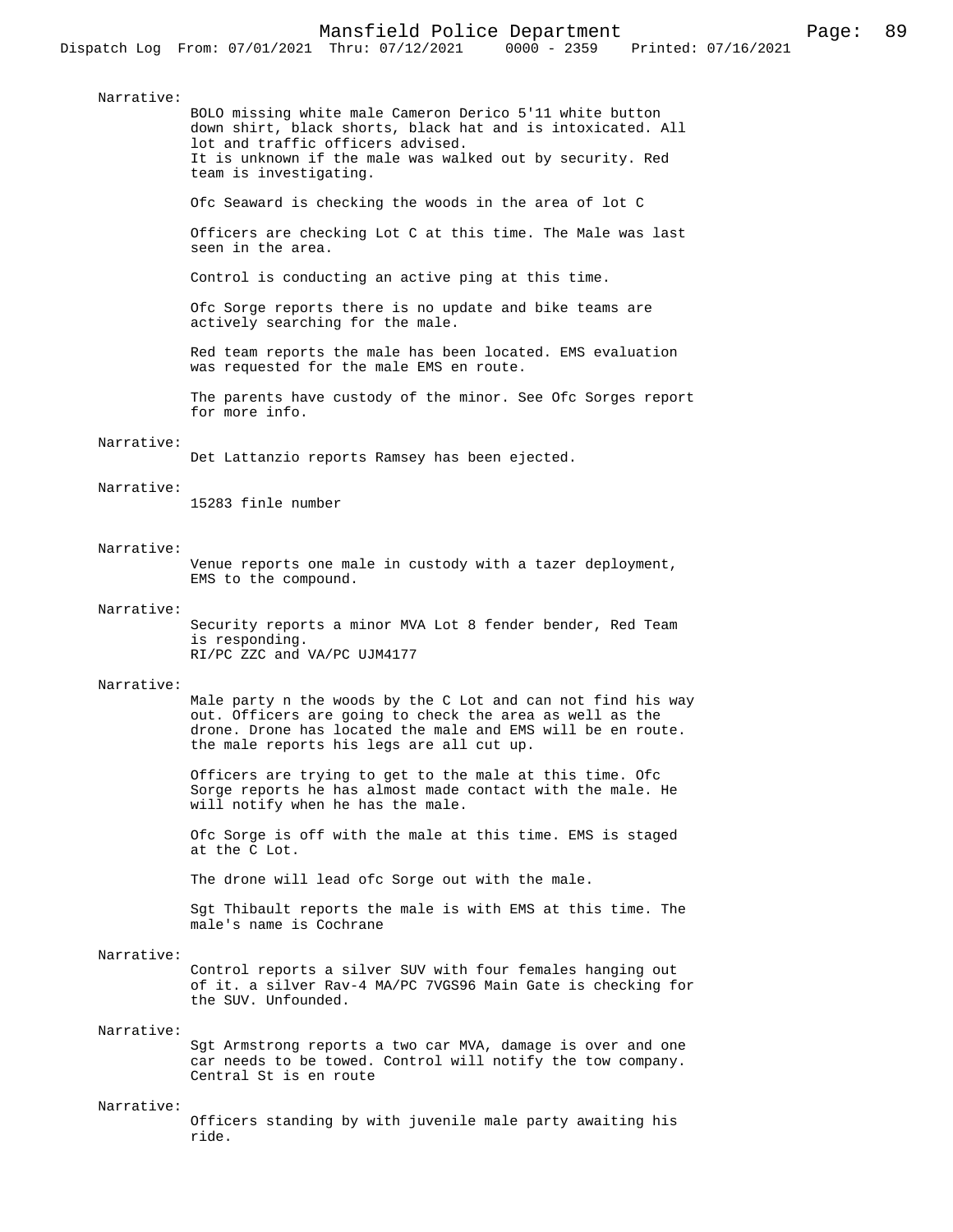Narrative:
BOLO missing white male Cameron Derico 5'11 white button down shirt, black shorts, black hat and is intoxicated. All lot and traffic officers advised.
It is unknown if the male was walked out by security. Red team is investigating.

Ofc Seaward is checking the woods in the area of lot C

Officers are checking Lot C at this time. The Male was last seen in the area.

Control is conducting an active ping at this time.

Ofc Sorge reports there is no update and bike teams are actively searching for the male.

Red team reports the male has been located. EMS evaluation was requested for the male EMS en route.

The parents have custody of the minor. See Ofc Sorges report for more info.

Narrative:
Det Lattanzio reports Ramsey has been ejected.

Narrative:
15283 finle number

Narrative:
Venue reports one male in custody with a tazer deployment, EMS to the compound.

Narrative:
Security reports a minor MVA Lot 8 fender bender, Red Team is responding.
RI/PC ZZC and VA/PC UJM4177

Narrative:
Male party n the woods by the C Lot and can not find his way out. Officers are going to check the area as well as the drone. Drone has located the male and EMS will be en route. the male reports his legs are all cut up.

Officers are trying to get to the male at this time. Ofc Sorge reports he has almost made contact with the male. He will notify when he has the male.

Ofc Sorge is off with the male at this time. EMS is staged at the C Lot.

The drone will lead ofc Sorge out with the male.

Sgt Thibault reports the male is with EMS at this time. The male's name is Cochrane

Narrative:
Control reports a silver SUV with four females hanging out of it. a silver Rav-4 MA/PC 7VGS96 Main Gate is checking for the SUV. Unfounded.

Narrative:
Sgt Armstrong reports a two car MVA, damage is over and one car needs to be towed. Control will notify the tow company.
Central St is en route

Narrative:
Officers standing by with juvenile male party awaiting his ride.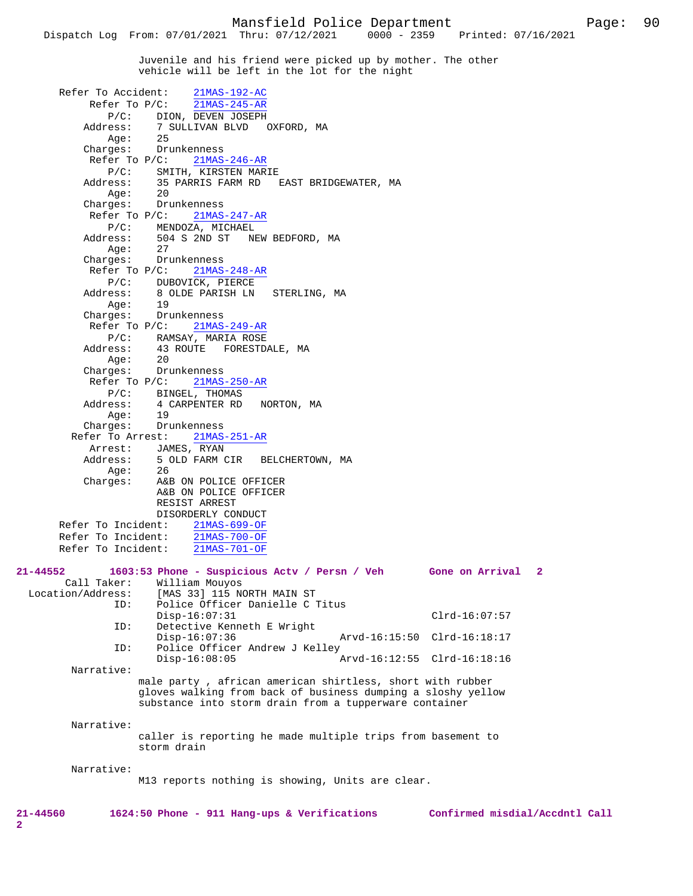Juvenile and his friend were picked up by mother. The other vehicle will be left in the lot for the night

```
Refer To Accident:    21MAS-192-AC
     Refer To P/C:    21MAS-245-AR
          P/C:    DION, DEVEN JOSEPH
      Address:    7 SULLIVAN BLVD   OXFORD, MA
          Age:    25
      Charges:    Drunkenness
     Refer To P/C:    21MAS-246-AR
          P/C:    SMITH, KIRSTEN MARIE
      Address:    35 PARRIS FARM RD   EAST BRIDGEWATER, MA
          Age:    20
      Charges:    Drunkenness
     Refer To P/C:    21MAS-247-AR
          P/C:    MENDOZA, MICHAEL
      Address:    504 S 2ND ST   NEW BEDFORD, MA
          Age:    27
      Charges:    Drunkenness
     Refer To P/C:    21MAS-248-AR
          P/C:    DUBOVICK, PIERCE
      Address:    8 OLDE PARISH LN   STERLING, MA
          Age:    19
      Charges:    Drunkenness
     Refer To P/C:    21MAS-249-AR
          P/C:    RAMSAY, MARIA ROSE
      Address:    43 ROUTE   FORESTDALE, MA
          Age:    20
      Charges:    Drunkenness
     Refer To P/C:    21MAS-250-AR
          P/C:    BINGEL, THOMAS
      Address:    4 CARPENTER RD   NORTON, MA
          Age:    19
      Charges:    Drunkenness
   Refer To Arrest:    21MAS-251-AR
       Arrest:    JAMES, RYAN
      Address:    5 OLD FARM CIR   BELCHERTOWN, MA
          Age:    26
      Charges:    A&B ON POLICE OFFICER
                  A&B ON POLICE OFFICER
                  RESIST ARREST
                  DISORDERLY CONDUCT
Refer To Incident:    21MAS-699-OF
Refer To Incident:    21MAS-700-OF
Refer To Incident:    21MAS-701-OF
```

**21-44552        1603:53 Phone - Suspicious Actv / Persn / Veh        Gone on Arrival   2**

```
        Call Taker:    William Mouyos
  Location/Address:    [MAS 33] 115 NORTH MAIN ST
               ID:    Police Officer Danielle C Titus
                      Disp-16:07:31                            Clrd-16:07:57
               ID:    Detective Kenneth E Wright
                      Disp-16:07:36              Arvd-16:15:50  Clrd-16:18:17
               ID:    Police Officer Andrew J Kelley
                      Disp-16:08:05              Arvd-16:12:55  Clrd-16:18:16
```

Narrative:

male party , african american shirtless, short with rubber gloves walking from back of business dumping a sloshy yellow substance into storm drain from a tupperware container

Narrative:

caller is reporting he made multiple trips from basement to storm drain

Narrative:

M13 reports nothing is showing, Units are clear.

**21-44560        1624:50 Phone - 911 Hang-ups & Verifications        Confirmed misdial/Accdntl Call 2**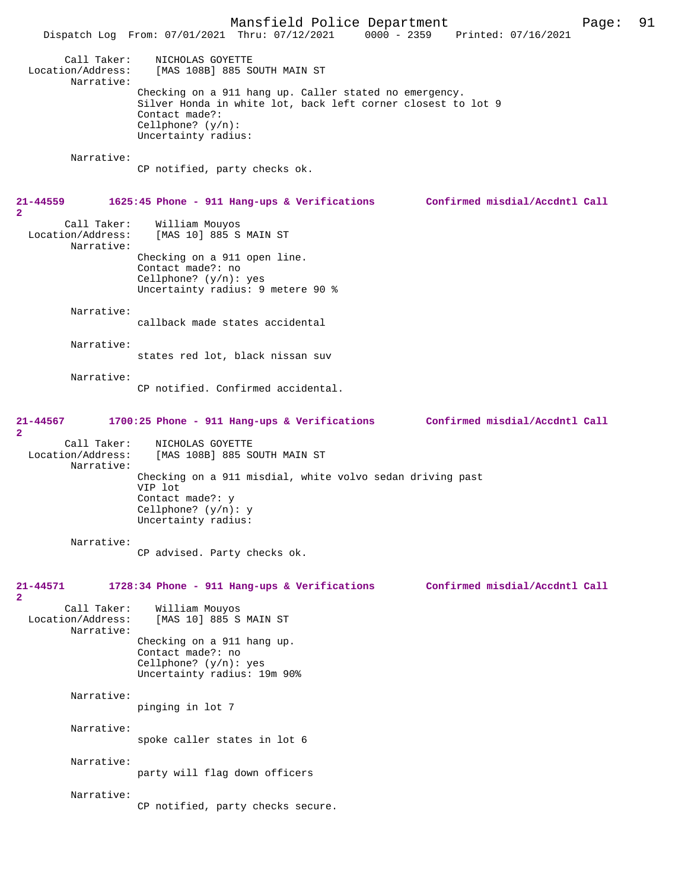Call Taker: NICHOLAS GOYETTE
Location/Address: [MAS 108B] 885 SOUTH MAIN ST
Narrative:
Checking on a 911 hang up. Caller stated no emergency.
Silver Honda in white lot, back left corner closest to lot 9
Contact made?:
Cellphone? (y/n):
Uncertainty radius:

Narrative:
CP notified, party checks ok.

**21-44559 1625:45 Phone - 911 Hang-ups & Verifications Confirmed misdial/Accdntl Call**
**2**
Call Taker: William Mouyos
Location/Address: [MAS 10] 885 S MAIN ST
Narrative:
Checking on a 911 open line.
Contact made?: no
Cellphone? (y/n): yes
Uncertainty radius: 9 metere 90 %

Narrative:
callback made states accidental

Narrative:
states red lot, black nissan suv

Narrative:
CP notified. Confirmed accidental.

**21-44567 1700:25 Phone - 911 Hang-ups & Verifications Confirmed misdial/Accdntl Call**
**2**
Call Taker: NICHOLAS GOYETTE
Location/Address: [MAS 108B] 885 SOUTH MAIN ST
Narrative:
Checking on a 911 misdial, white volvo sedan driving past
VIP lot
Contact made?: y
Cellphone? (y/n): y
Uncertainty radius:

Narrative:
CP advised. Party checks ok.

**21-44571 1728:34 Phone - 911 Hang-ups & Verifications Confirmed misdial/Accdntl Call**
**2**
Call Taker: William Mouyos
Location/Address: [MAS 10] 885 S MAIN ST
Narrative:
Checking on a 911 hang up.
Contact made?: no
Cellphone? (y/n): yes
Uncertainty radius: 19m 90%

Narrative:
pinging in lot 7

Narrative:
spoke caller states in lot 6

Narrative:
party will flag down officers

Narrative:
CP notified, party checks secure.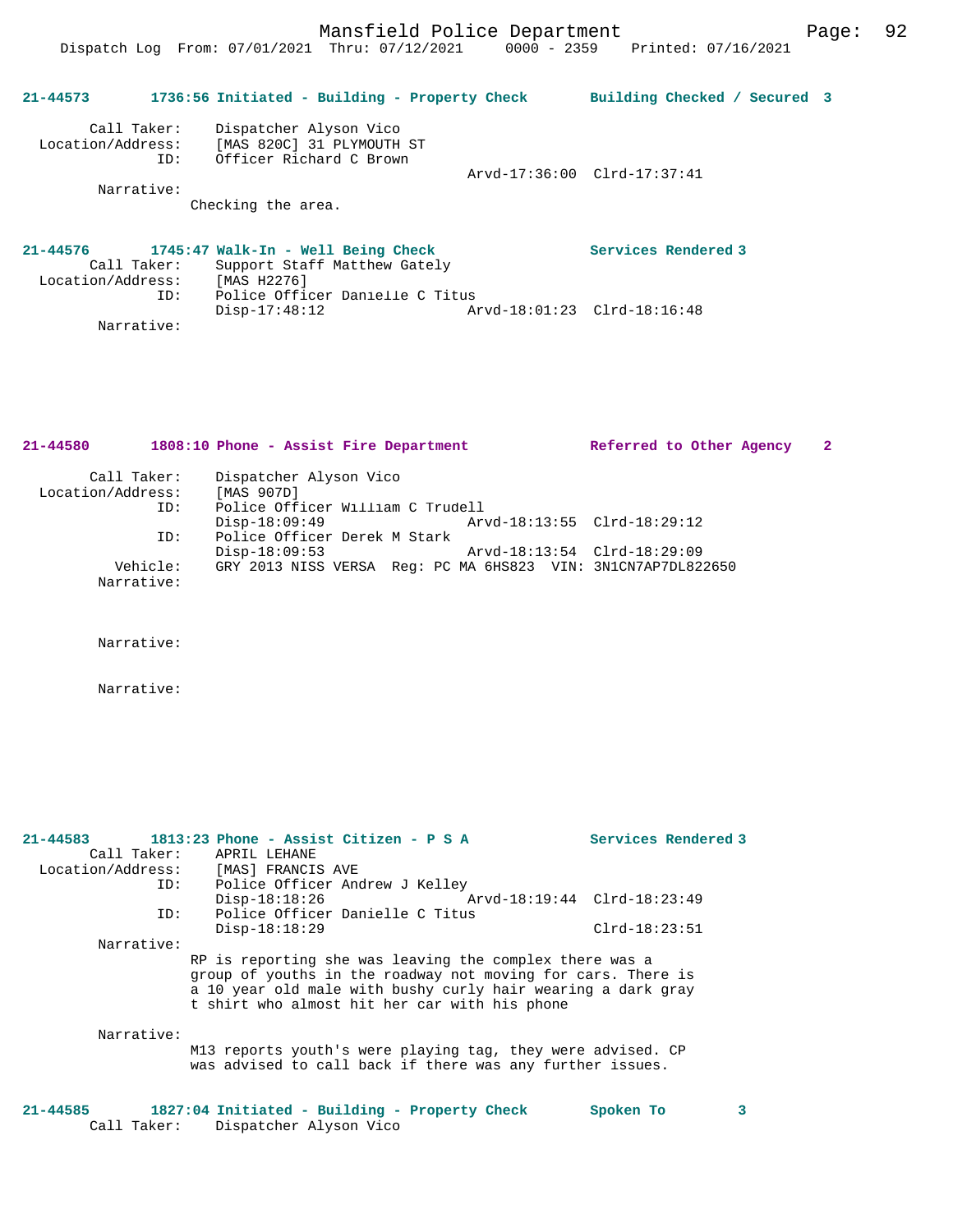**21-44573 1736:56 Initiated - Building - Property Check Building Checked / Secured 3**

Call Taker: Dispatcher Alyson Vico
Location/Address: [MAS 820C] 31 PLYMOUTH ST
ID: Officer Richard C Brown
Arvd-17:36:00 Clrd-17:37:41
Narrative:
Checking the area.

**21-44576 1745:47 Walk-In - Well Being Check Services Rendered 3**

Call Taker: Support Staff Matthew Gately
Location/Address: [MAS H2276]
ID: Police Officer Danielle C Titus
Disp-17:48:12 Arvd-18:01:23 Clrd-18:16:48
Narrative:

**21-44580 1808:10 Phone - Assist Fire Department Referred to Other Agency 2**

Call Taker: Dispatcher Alyson Vico
Location/Address: [MAS 907D]
ID: Police Officer William C Trudell
Disp-18:09:49 Arvd-18:13:55 Clrd-18:29:12
ID: Police Officer Derek M Stark
Disp-18:09:53 Arvd-18:13:54 Clrd-18:29:09
Vehicle: GRY 2013 NISS VERSA Reg: PC MA 6HS823 VIN: 3N1CN7AP7DL822650
Narrative:

Narrative:

Narrative:

**21-44583 1813:23 Phone - Assist Citizen - P S A Services Rendered 3**

Call Taker: APRIL LEHANE
Location/Address: [MAS] FRANCIS AVE
ID: Police Officer Andrew J Kelley
Disp-18:18:26 Arvd-18:19:44 Clrd-18:23:49
ID: Police Officer Danielle C Titus
Disp-18:18:29 Clrd-18:23:51
Narrative:
RP is reporting she was leaving the complex there was a group of youths in the roadway not moving for cars. There is a 10 year old male with bushy curly hair wearing a dark gray t shirt who almost hit her car with his phone

Narrative:
M13 reports youth's were playing tag, they were advised. CP was advised to call back if there was any further issues.

**21-44585 1827:04 Initiated - Building - Property Check Spoken To 3**

Call Taker: Dispatcher Alyson Vico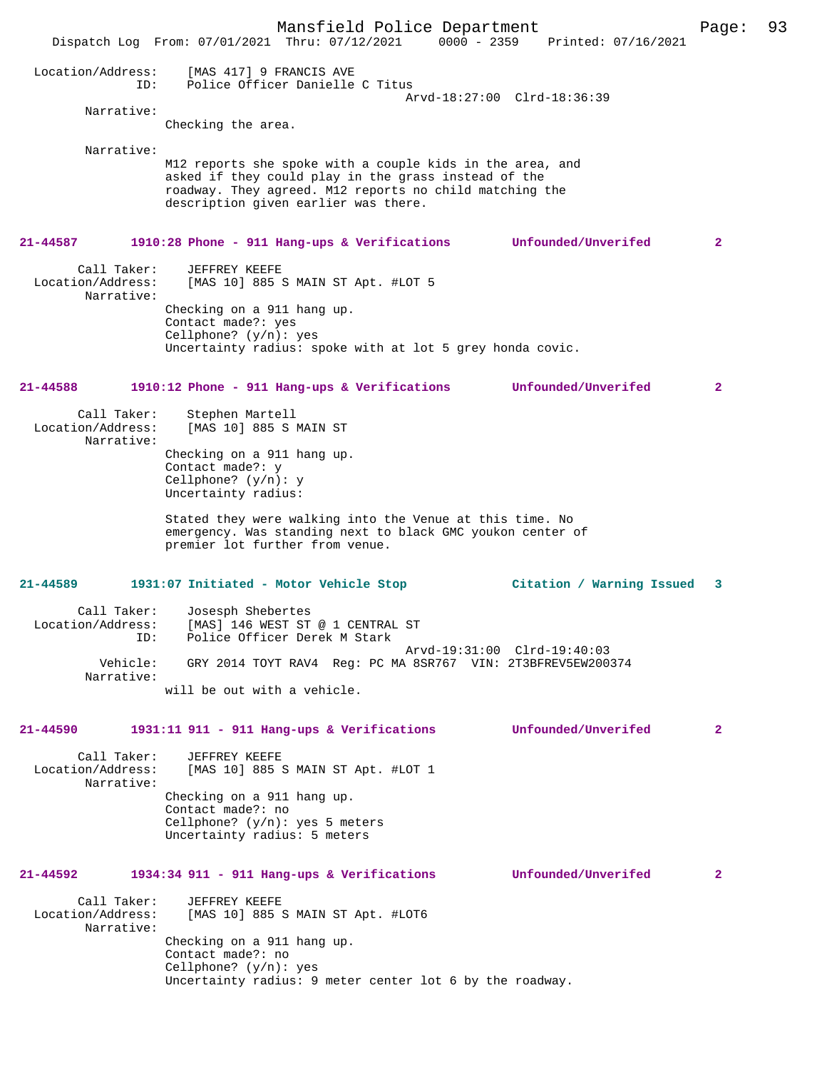Location/Address: [MAS 417] 9 FRANCIS AVE
ID: Police Officer Danielle C Titus
Arvd-18:27:00 Clrd-18:36:39

Narrative:
Checking the area.

Narrative:
M12 reports she spoke with a couple kids in the area, and asked if they could play in the grass instead of the roadway. They agreed. M12 reports no child matching the description given earlier was there.

**21-44587 1910:28 Phone - 911 Hang-ups & Verifications Unfounded/Unverifed 2**

Call Taker: JEFFREY KEEFE
Location/Address: [MAS 10] 885 S MAIN ST Apt. #LOT 5
Narrative:
Checking on a 911 hang up.
Contact made?: yes
Cellphone? (y/n): yes
Uncertainty radius: spoke with at lot 5 grey honda covic.

**21-44588 1910:12 Phone - 911 Hang-ups & Verifications Unfounded/Unverifed 2**

Call Taker: Stephen Martell
Location/Address: [MAS 10] 885 S MAIN ST
Narrative:
Checking on a 911 hang up.
Contact made?: y
Cellphone? (y/n): y
Uncertainty radius:

Stated they were walking into the Venue at this time. No emergency. Was standing next to black GMC youkon center of premier lot further from venue.

**21-44589 1931:07 Initiated - Motor Vehicle Stop Citation / Warning Issued 3**

Call Taker: Josesph Shebertes
Location/Address: [MAS] 146 WEST ST @ 1 CENTRAL ST
ID: Police Officer Derek M Stark
Arvd-19:31:00 Clrd-19:40:03
Vehicle: GRY 2014 TOYT RAV4 Reg: PC MA 8SR767 VIN: 2T3BFREV5EW200374
Narrative:
will be out with a vehicle.

**21-44590 1931:11 911 - 911 Hang-ups & Verifications Unfounded/Unverifed 2**

Call Taker: JEFFREY KEEFE
Location/Address: [MAS 10] 885 S MAIN ST Apt. #LOT 1
Narrative:
Checking on a 911 hang up.
Contact made?: no
Cellphone? (y/n): yes 5 meters
Uncertainty radius: 5 meters

**21-44592 1934:34 911 - 911 Hang-ups & Verifications Unfounded/Unverifed 2**

Call Taker: JEFFREY KEEFE
Location/Address: [MAS 10] 885 S MAIN ST Apt. #LOT6
Narrative:
Checking on a 911 hang up.
Contact made?: no
Cellphone? (y/n): yes
Uncertainty radius: 9 meter center lot 6 by the roadway.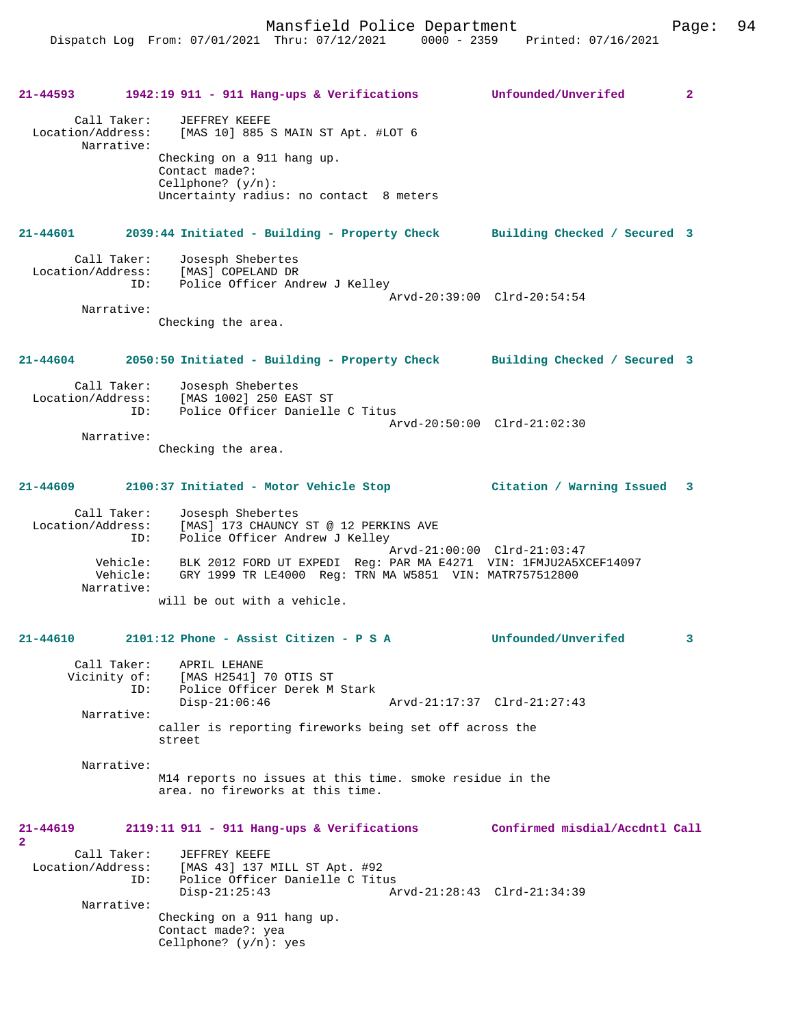**21-44593 1942:19 911 - 911 Hang-ups & Verifications — Unfounded/Unverifed 2**

Call Taker: JEFFREY KEEFE
Location/Address: [MAS 10] 885 S MAIN ST Apt. #LOT 6
Narrative:
Checking on a 911 hang up.
Contact made?:
Cellphone? (y/n):
Uncertainty radius: no contact 8 meters

**21-44601 2039:44 Initiated - Building - Property Check — Building Checked / Secured 3**

Call Taker: Josesph Shebertes
Location/Address: [MAS] COPELAND DR
ID: Police Officer Andrew J Kelley
Arvd-20:39:00 Clrd-20:54:54
Narrative:
Checking the area.

**21-44604 2050:50 Initiated - Building - Property Check — Building Checked / Secured 3**

Call Taker: Josesph Shebertes
Location/Address: [MAS 1002] 250 EAST ST
ID: Police Officer Danielle C Titus
Arvd-20:50:00 Clrd-21:02:30
Narrative:
Checking the area.

**21-44609 2100:37 Initiated - Motor Vehicle Stop — Citation / Warning Issued 3**

Call Taker: Josesph Shebertes
Location/Address: [MAS] 173 CHAUNCY ST @ 12 PERKINS AVE
ID: Police Officer Andrew J Kelley
Arvd-21:00:00 Clrd-21:03:47
Vehicle: BLK 2012 FORD UT EXPEDI Reg: PAR MA E4271 VIN: 1FMJU2A5XCEF14097
Vehicle: GRY 1999 TR LE4000 Reg: TRN MA W5851 VIN: MATR757512800
Narrative:
will be out with a vehicle.

**21-44610 2101:12 Phone - Assist Citizen - P S A — Unfounded/Unverifed 3**

Call Taker: APRIL LEHANE
Vicinity of: [MAS H2541] 70 OTIS ST
ID: Police Officer Derek M Stark
Disp-21:06:46 Arvd-21:17:37 Clrd-21:27:43
Narrative:
caller is reporting fireworks being set off across the street

Narrative:
M14 reports no issues at this time. smoke residue in the area. no fireworks at this time.

**21-44619 2119:11 911 - 911 Hang-ups & Verifications — Confirmed misdial/Accdntl Call 2**

Call Taker: JEFFREY KEEFE
Location/Address: [MAS 43] 137 MILL ST Apt. #92
ID: Police Officer Danielle C Titus
Disp-21:25:43 Arvd-21:28:43 Clrd-21:34:39
Narrative:
Checking on a 911 hang up.
Contact made?: yea
Cellphone? (y/n): yes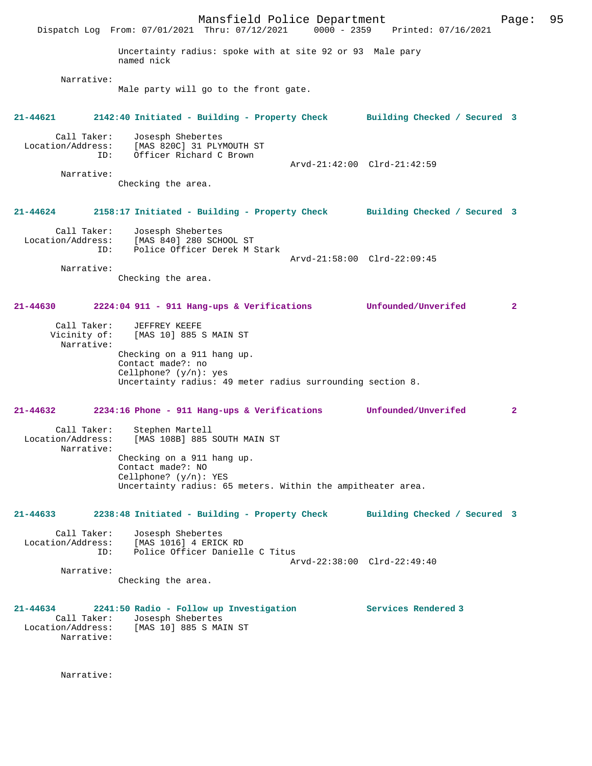Uncertainty radius: spoke with at site 92 or 93 Male pary named nick

Narrative:
Male party will go to the front gate.

**21-44621 2142:40 Initiated - Building - Property Check — Building Checked / Secured 3**

Call Taker: Josesph Shebertes
Location/Address: [MAS 820C] 31 PLYMOUTH ST
ID: Officer Richard C Brown
Arvd-21:42:00 Clrd-21:42:59

Narrative:
Checking the area.

**21-44624 2158:17 Initiated - Building - Property Check — Building Checked / Secured 3**

Call Taker: Josesph Shebertes
Location/Address: [MAS 840] 280 SCHOOL ST
ID: Police Officer Derek M Stark
Arvd-21:58:00 Clrd-22:09:45

Narrative:
Checking the area.

**21-44630 2224:04 911 - 911 Hang-ups & Verifications — Unfounded/Unverifed 2**

Call Taker: JEFFREY KEEFE
Vicinity of: [MAS 10] 885 S MAIN ST

Narrative:
Checking on a 911 hang up.
Contact made?: no
Cellphone? (y/n): yes
Uncertainty radius: 49 meter radius surrounding section 8.

**21-44632 2234:16 Phone - 911 Hang-ups & Verifications — Unfounded/Unverifed 2**

Call Taker: Stephen Martell
Location/Address: [MAS 108B] 885 SOUTH MAIN ST

Narrative:
Checking on a 911 hang up.
Contact made?: NO
Cellphone? (y/n): YES
Uncertainty radius: 65 meters. Within the ampitheater area.

**21-44633 2238:48 Initiated - Building - Property Check — Building Checked / Secured 3**

Call Taker: Josesph Shebertes
Location/Address: [MAS 1016] 4 ERICK RD
ID: Police Officer Danielle C Titus
Arvd-22:38:00 Clrd-22:49:40

Narrative:
Checking the area.

**21-44634 2241:50 Radio - Follow up Investigation — Services Rendered 3**

Call Taker: Josesph Shebertes
Location/Address: [MAS 10] 885 S MAIN ST

Narrative:

Narrative: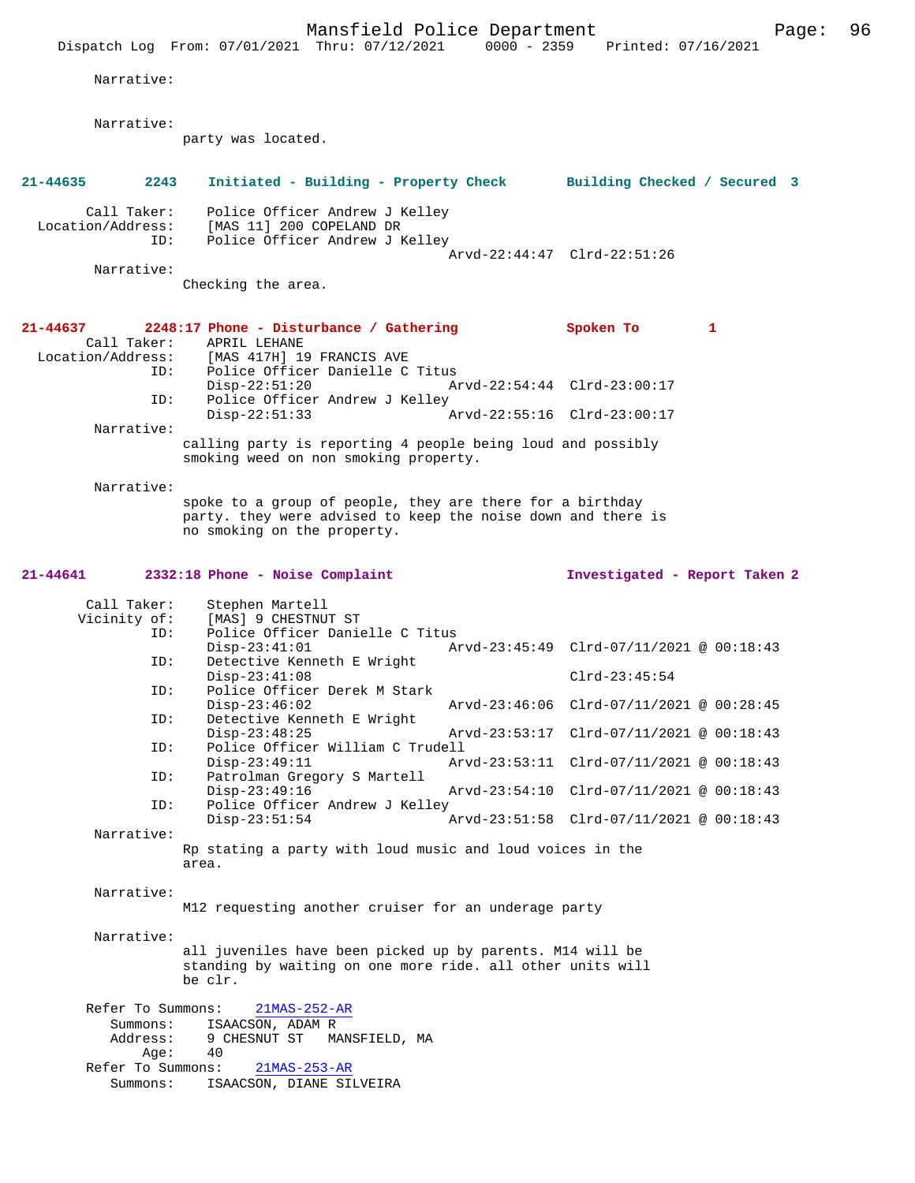Narrative:

Narrative:
party was located.

**21-44635 2243 Initiated - Building - Property Check Building Checked / Secured 3**

Call Taker: Police Officer Andrew J Kelley
Location/Address: [MAS 11] 200 COPELAND DR
ID: Police Officer Andrew J Kelley
Arvd-22:44:47 Clrd-22:51:26

Narrative:
Checking the area.

**21-44637 2248:17 Phone - Disturbance / Gathering Spoken To 1**

Call Taker: APRIL LEHANE
Location/Address: [MAS 417H] 19 FRANCIS AVE
ID: Police Officer Danielle C Titus
Disp-22:51:20 Arvd-22:54:44 Clrd-23:00:17
ID: Police Officer Andrew J Kelley
Disp-22:51:33 Arvd-22:55:16 Clrd-23:00:17

Narrative:
calling party is reporting 4 people being loud and possibly smoking weed on non smoking property.

Narrative:
spoke to a group of people, they are there for a birthday party. they were advised to keep the noise down and there is no smoking on the property.

**21-44641 2332:18 Phone - Noise Complaint Investigated - Report Taken 2**

Call Taker: Stephen Martell
Vicinity of: [MAS] 9 CHESTNUT ST
ID: Police Officer Danielle C Titus
Disp-23:41:01 Arvd-23:45:49 Clrd-07/11/2021 @ 00:18:43
ID: Detective Kenneth E Wright
Disp-23:41:08 Clrd-23:45:54
ID: Police Officer Derek M Stark
Disp-23:46:02 Arvd-23:46:06 Clrd-07/11/2021 @ 00:28:45
ID: Detective Kenneth E Wright
Disp-23:48:25 Arvd-23:53:17 Clrd-07/11/2021 @ 00:18:43
ID: Police Officer William C Trudell
Disp-23:49:11 Arvd-23:53:11 Clrd-07/11/2021 @ 00:18:43
ID: Patrolman Gregory S Martell
Disp-23:49:16 Arvd-23:54:10 Clrd-07/11/2021 @ 00:18:43
ID: Police Officer Andrew J Kelley
Disp-23:51:54 Arvd-23:51:58 Clrd-07/11/2021 @ 00:18:43

Narrative:
Rp stating a party with loud music and loud voices in the area.

Narrative:
M12 requesting another cruiser for an underage party

Narrative:
all juveniles have been picked up by parents. M14 will be standing by waiting on one more ride. all other units will be clr.

Refer To Summons: 21MAS-252-AR
Summons: ISAACSON, ADAM R
Address: 9 CHESNUT ST MANSFIELD, MA
Age: 40
Refer To Summons: 21MAS-253-AR
Summons: ISAACSON, DIANE SILVEIRA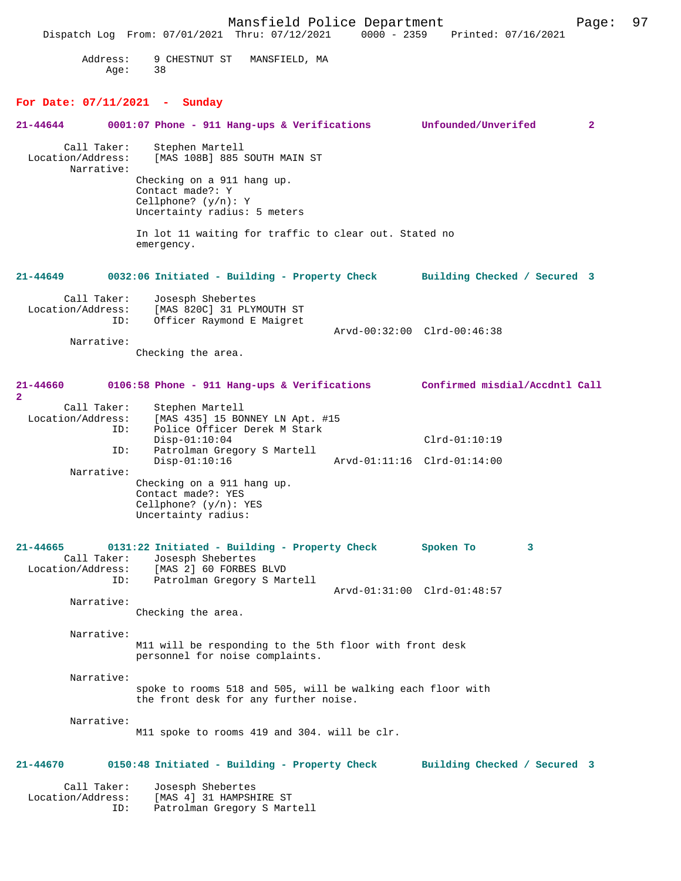Address: 9 CHESTNUT ST MANSFIELD, MA
Age: 38

## For Date: 07/11/2021 - Sunday

**21-44644 0001:07 Phone - 911 Hang-ups & Verifications Unfounded/Unverifed 2**

Call Taker: Stephen Martell
Location/Address: [MAS 108B] 885 SOUTH MAIN ST
Narrative:
Checking on a 911 hang up.
Contact made?: Y
Cellphone? (y/n): Y
Uncertainty radius: 5 meters

In lot 11 waiting for traffic to clear out. Stated no emergency.

**21-44649 0032:06 Initiated - Building - Property Check Building Checked / Secured 3**

Call Taker: Josesph Shebertes
Location/Address: [MAS 820C] 31 PLYMOUTH ST
ID: Officer Raymond E Maigret
Arvd-00:32:00 Clrd-00:46:38
Narrative:
Checking the area.

**21-44660 0106:58 Phone - 911 Hang-ups & Verifications Confirmed misdial/Accdntl Call 2**

Call Taker: Stephen Martell
Location/Address: [MAS 435] 15 BONNEY LN Apt. #15
ID: Police Officer Derek M Stark
Disp-01:10:04 Clrd-01:10:19
ID: Patrolman Gregory S Martell
Disp-01:10:16 Arvd-01:11:16 Clrd-01:14:00
Narrative:
Checking on a 911 hang up.
Contact made?: YES
Cellphone? (y/n): YES
Uncertainty radius:

**21-44665 0131:22 Initiated - Building - Property Check Spoken To 3**

Call Taker: Josesph Shebertes
Location/Address: [MAS 2] 60 FORBES BLVD
ID: Patrolman Gregory S Martell
Arvd-01:31:00 Clrd-01:48:57
Narrative:
Checking the area.

Narrative:
M11 will be responding to the 5th floor with front desk personnel for noise complaints.

Narrative:
spoke to rooms 518 and 505, will be walking each floor with the front desk for any further noise.

Narrative:
M11 spoke to rooms 419 and 304. will be clr.

**21-44670 0150:48 Initiated - Building - Property Check Building Checked / Secured 3**

Call Taker: Josesph Shebertes
Location/Address: [MAS 4] 31 HAMPSHIRE ST
ID: Patrolman Gregory S Martell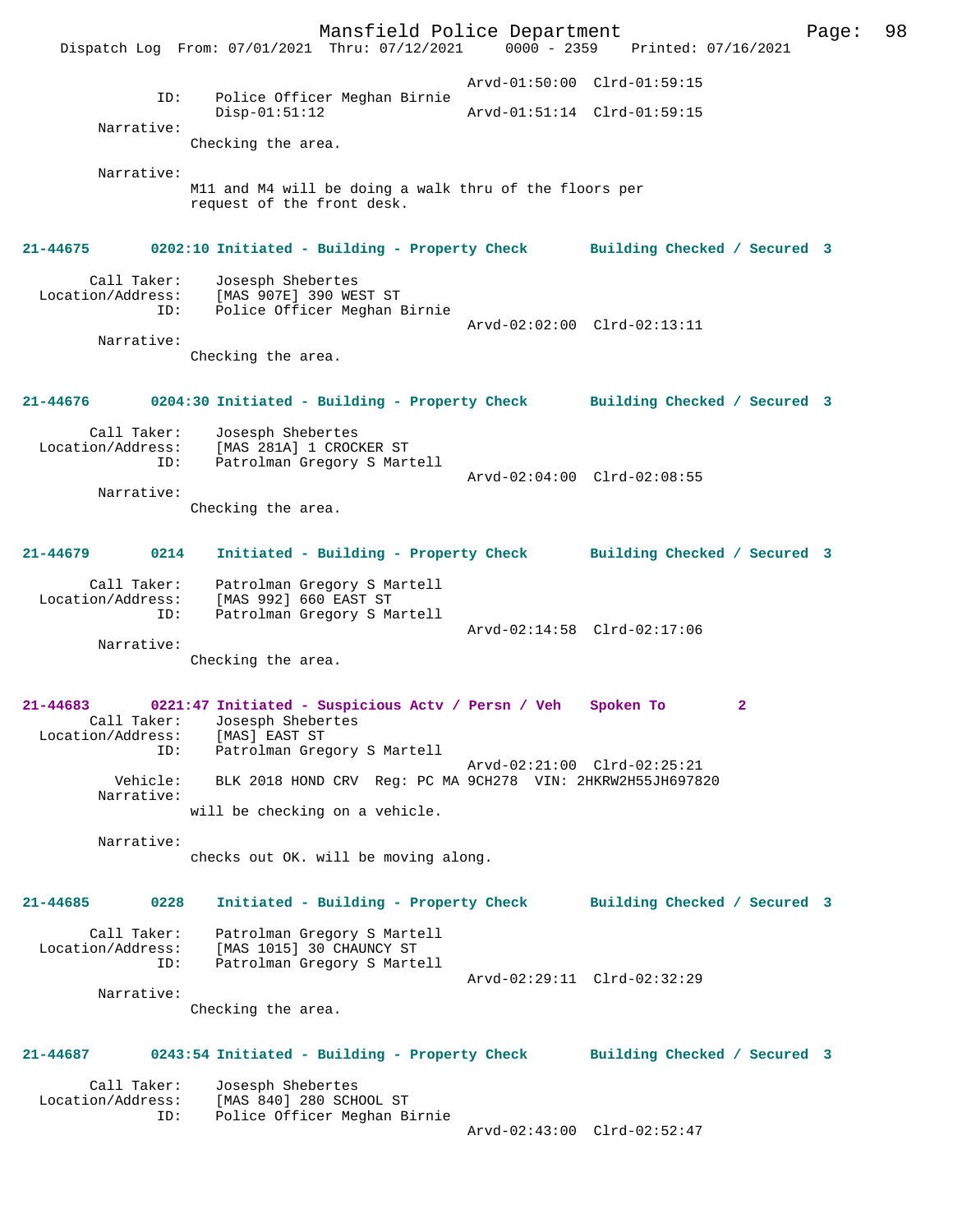```
                                             Arvd-01:50:00  Clrd-01:59:15
              ID:    Police Officer Meghan Birnie
                     Disp-01:51:12                Arvd-01:51:14  Clrd-01:59:15
        Narrative:
                 Checking the area.

        Narrative:
                 M11 and M4 will be doing a walk thru of the floors per
                 request of the front desk.
```

**21-44675 0202:10 Initiated - Building - Property Check Building Checked / Secured 3**

```
       Call Taker:    Josesph Shebertes
 Location/Address:    [MAS 907E] 390 WEST ST
              ID:    Police Officer Meghan Birnie
                                                  Arvd-02:02:00  Clrd-02:13:11
        Narrative:
                 Checking the area.
```

**21-44676 0204:30 Initiated - Building - Property Check Building Checked / Secured 3**

```
       Call Taker:    Josesph Shebertes
 Location/Address:    [MAS 281A] 1 CROCKER ST
              ID:    Patrolman Gregory S Martell
                                                  Arvd-02:04:00  Clrd-02:08:55
        Narrative:
                 Checking the area.
```

**21-44679 0214 Initiated - Building - Property Check Building Checked / Secured 3**

```
       Call Taker:    Patrolman Gregory S Martell
 Location/Address:    [MAS 992] 660 EAST ST
              ID:    Patrolman Gregory S Martell
                                                  Arvd-02:14:58  Clrd-02:17:06
        Narrative:
                 Checking the area.
```

**21-44683 0221:47 Initiated - Suspicious Actv / Persn / Veh Spoken To 2**

```
       Call Taker:    Josesph Shebertes
 Location/Address:    [MAS] EAST ST
              ID:    Patrolman Gregory S Martell
                                                  Arvd-02:21:00  Clrd-02:25:21
          Vehicle:    BLK 2018 HOND CRV  Reg: PC MA 9CH278  VIN: 2HKRW2H55JH697820
        Narrative:
                 will be checking on a vehicle.

        Narrative:
                 checks out OK. will be moving along.
```

**21-44685 0228 Initiated - Building - Property Check Building Checked / Secured 3**

```
       Call Taker:    Patrolman Gregory S Martell
 Location/Address:    [MAS 1015] 30 CHAUNCY ST
              ID:    Patrolman Gregory S Martell
                                                  Arvd-02:29:11  Clrd-02:32:29
        Narrative:
                 Checking the area.
```

**21-44687 0243:54 Initiated - Building - Property Check Building Checked / Secured 3**

```
       Call Taker:    Josesph Shebertes
 Location/Address:    [MAS 840] 280 SCHOOL ST
              ID:    Police Officer Meghan Birnie
                                                  Arvd-02:43:00  Clrd-02:52:47
```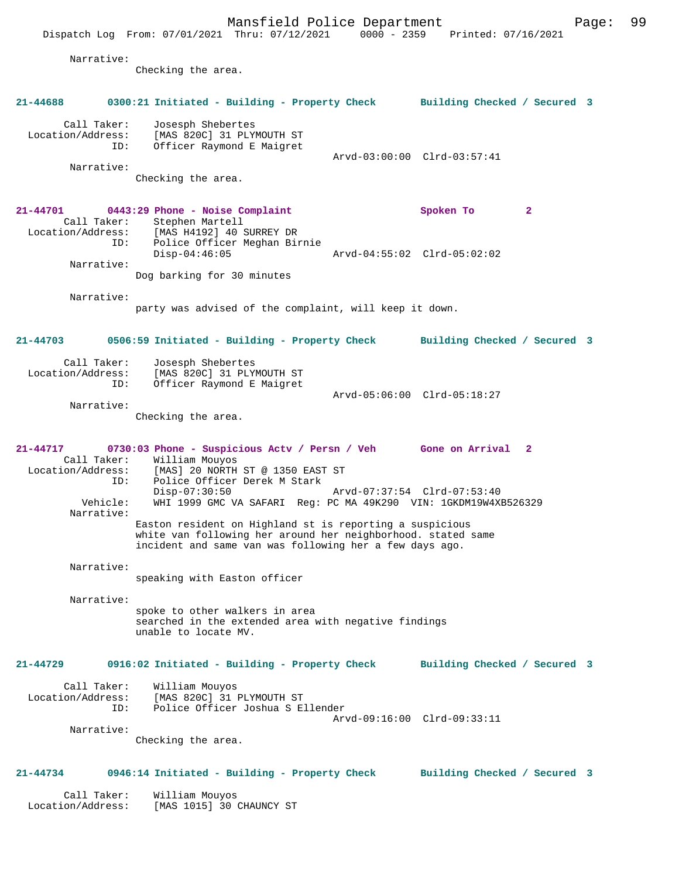Narrative:
Checking the area.

**21-44688 0300:21 Initiated - Building - Property Check Building Checked / Secured 3**

Call Taker: Josesph Shebertes
Location/Address: [MAS 820C] 31 PLYMOUTH ST
ID: Officer Raymond E Maigret
Arvd-03:00:00 Clrd-03:57:41
Narrative:
Checking the area.

**21-44701 0443:29 Phone - Noise Complaint Spoken To 2**

Call Taker: Stephen Martell
Location/Address: [MAS H4192] 40 SURREY DR
ID: Police Officer Meghan Birnie
Disp-04:46:05 Arvd-04:55:02 Clrd-05:02:02
Narrative:
Dog barking for 30 minutes

Narrative:
party was advised of the complaint, will keep it down.

**21-44703 0506:59 Initiated - Building - Property Check Building Checked / Secured 3**

Call Taker: Josesph Shebertes
Location/Address: [MAS 820C] 31 PLYMOUTH ST
ID: Officer Raymond E Maigret
Arvd-05:06:00 Clrd-05:18:27
Narrative:
Checking the area.

**21-44717 0730:03 Phone - Suspicious Actv / Persn / Veh Gone on Arrival 2**

Call Taker: William Mouyos
Location/Address: [MAS] 20 NORTH ST @ 1350 EAST ST
ID: Police Officer Derek M Stark
Disp-07:30:50 Arvd-07:37:54 Clrd-07:53:40
Vehicle: WHI 1999 GMC VA SAFARI Reg: PC MA 49K290 VIN: 1GKDM19W4XB526329
Narrative:
Easton resident on Highland st is reporting a suspicious white van following her around her neighborhood. stated same incident and same van was following her a few days ago.

Narrative:
speaking with Easton officer

Narrative:
spoke to other walkers in area
searched in the extended area with negative findings
unable to locate MV.

**21-44729 0916:02 Initiated - Building - Property Check Building Checked / Secured 3**

Call Taker: William Mouyos
Location/Address: [MAS 820C] 31 PLYMOUTH ST
ID: Police Officer Joshua S Ellender
Arvd-09:16:00 Clrd-09:33:11
Narrative:
Checking the area.

**21-44734 0946:14 Initiated - Building - Property Check Building Checked / Secured 3**

Call Taker: William Mouyos
Location/Address: [MAS 1015] 30 CHAUNCY ST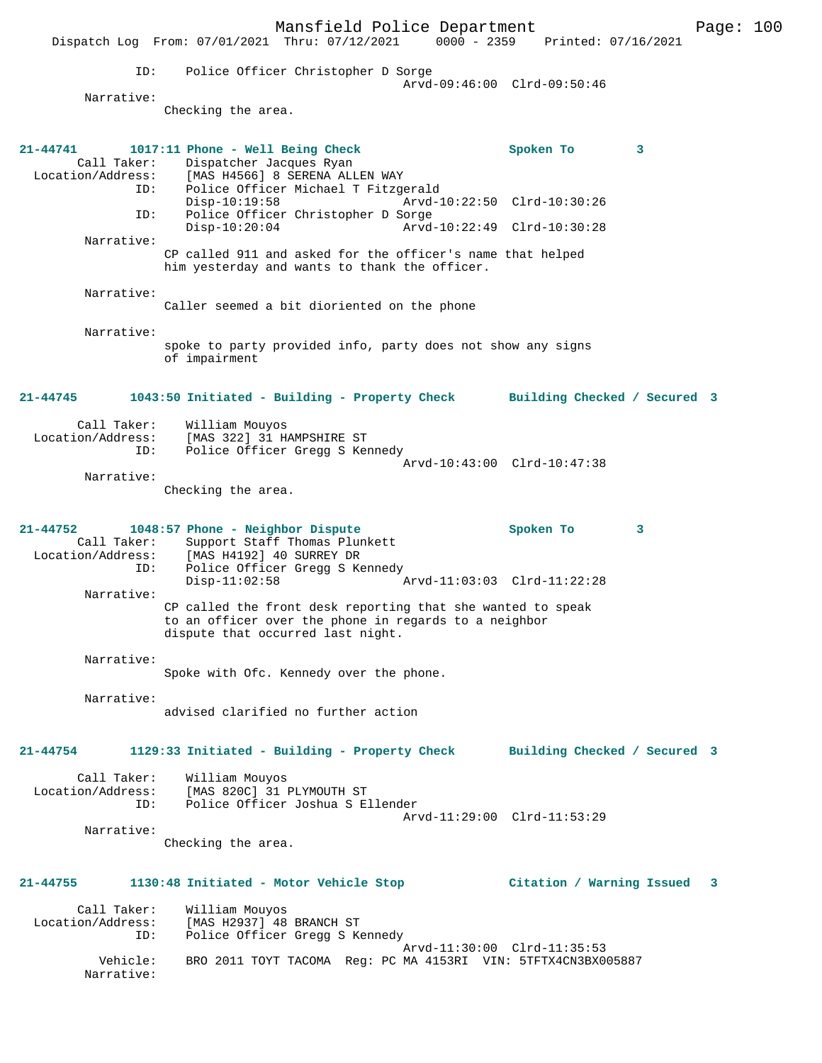```
            ID:    Police Officer Christopher D Sorge
                                          Arvd-09:46:00  Clrd-09:50:46
       Narrative:
                   Checking the area.


21-44741       1017:11 Phone - Well Being Check               Spoken To         3
       Call Taker:    Dispatcher Jacques Ryan
 Location/Address:    [MAS H4566] 8 SERENA ALLEN WAY
               ID:    Police Officer Michael T Fitzgerald
                      Disp-10:19:58               Arvd-10:22:50  Clrd-10:30:26
               ID:    Police Officer Christopher D Sorge
                      Disp-10:20:04               Arvd-10:22:49  Clrd-10:30:28
       Narrative:
                   CP called 911 and asked for the officer's name that helped
                   him yesterday and wants to thank the officer.

       Narrative:
                   Caller seemed a bit dioriented on the phone

       Narrative:
                   spoke to party provided info, party does not show any signs
                   of impairment


21-44745       1043:50 Initiated - Building - Property Check       Building Checked / Secured  3

       Call Taker:    William Mouyos
 Location/Address:    [MAS 322] 31 HAMPSHIRE ST
               ID:    Police Officer Gregg S Kennedy
                                          Arvd-10:43:00  Clrd-10:47:38
       Narrative:
                   Checking the area.


21-44752       1048:57 Phone - Neighbor Dispute               Spoken To         3
       Call Taker:    Support Staff Thomas Plunkett
 Location/Address:    [MAS H4192] 40 SURREY DR
               ID:    Police Officer Gregg S Kennedy
                      Disp-11:02:58               Arvd-11:03:03  Clrd-11:22:28
       Narrative:
                   CP called the front desk reporting that she wanted to speak
                   to an officer over the phone in regards to a neighbor
                   dispute that occurred last night.

       Narrative:
                   Spoke with Ofc. Kennedy over the phone.

       Narrative:
                   advised clarified no further action


21-44754       1129:33 Initiated - Building - Property Check       Building Checked / Secured  3

       Call Taker:    William Mouyos
 Location/Address:    [MAS 820C] 31 PLYMOUTH ST
               ID:    Police Officer Joshua S Ellender
                                          Arvd-11:29:00  Clrd-11:53:29
       Narrative:
                   Checking the area.


21-44755       1130:48 Initiated - Motor Vehicle Stop            Citation / Warning Issued   3

       Call Taker:    William Mouyos
 Location/Address:    [MAS H2937] 48 BRANCH ST
               ID:    Police Officer Gregg S Kennedy
                                          Arvd-11:30:00  Clrd-11:35:53
          Vehicle:    BRO 2011 TOYT TACOMA  Reg: PC MA 4153RI  VIN: 5TFTX4CN3BX005887
        Narrative:
```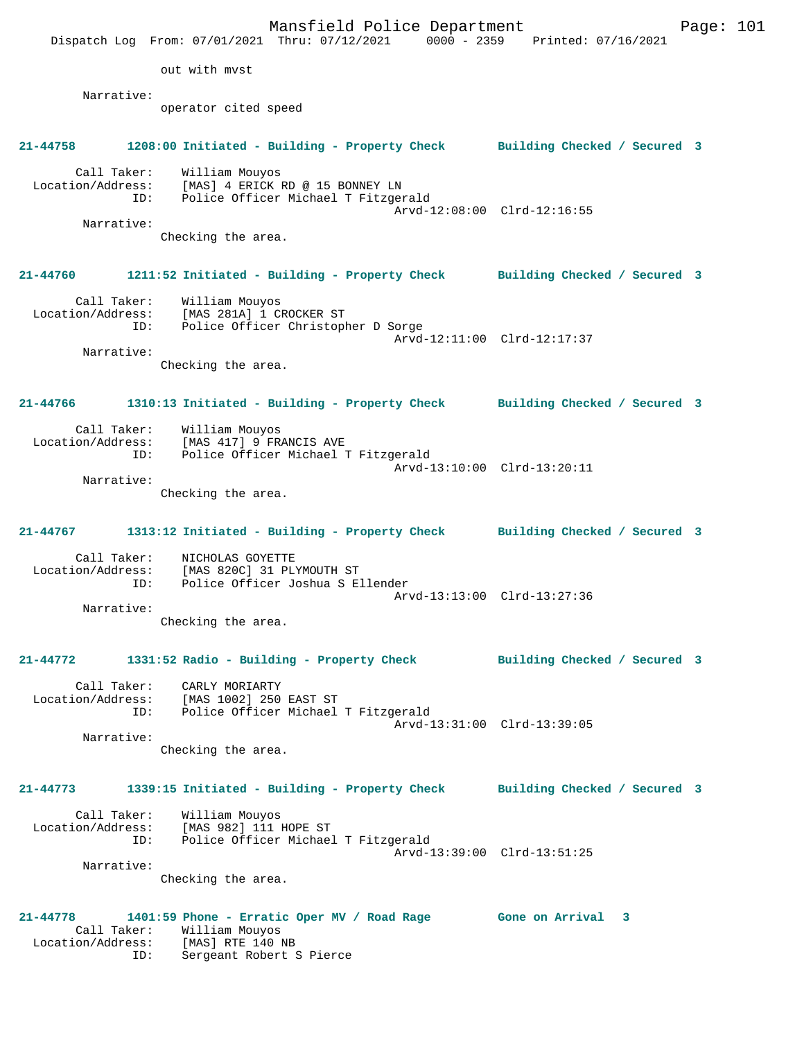out with mvst

Narrative:
operator cited speed

**21-44758 1208:00 Initiated - Building - Property Check Building Checked / Secured 3**

Call Taker: William Mouyos
Location/Address: [MAS] 4 ERICK RD @ 15 BONNEY LN
ID: Police Officer Michael T Fitzgerald
Arvd-12:08:00 Clrd-12:16:55

Narrative:
Checking the area.

**21-44760 1211:52 Initiated - Building - Property Check Building Checked / Secured 3**

Call Taker: William Mouyos
Location/Address: [MAS 281A] 1 CROCKER ST
ID: Police Officer Christopher D Sorge
Arvd-12:11:00 Clrd-12:17:37

Narrative:
Checking the area.

**21-44766 1310:13 Initiated - Building - Property Check Building Checked / Secured 3**

Call Taker: William Mouyos
Location/Address: [MAS 417] 9 FRANCIS AVE
ID: Police Officer Michael T Fitzgerald
Arvd-13:10:00 Clrd-13:20:11

Narrative:
Checking the area.

**21-44767 1313:12 Initiated - Building - Property Check Building Checked / Secured 3**

Call Taker: NICHOLAS GOYETTE
Location/Address: [MAS 820C] 31 PLYMOUTH ST
ID: Police Officer Joshua S Ellender
Arvd-13:13:00 Clrd-13:27:36

Narrative:
Checking the area.

**21-44772 1331:52 Radio - Building - Property Check Building Checked / Secured 3**

Call Taker: CARLY MORIARTY
Location/Address: [MAS 1002] 250 EAST ST
ID: Police Officer Michael T Fitzgerald
Arvd-13:31:00 Clrd-13:39:05

Narrative:
Checking the area.

**21-44773 1339:15 Initiated - Building - Property Check Building Checked / Secured 3**

Call Taker: William Mouyos
Location/Address: [MAS 982] 111 HOPE ST
ID: Police Officer Michael T Fitzgerald
Arvd-13:39:00 Clrd-13:51:25

Narrative:
Checking the area.

**21-44778 1401:59 Phone - Erratic Oper MV / Road Rage Gone on Arrival 3**

Call Taker: William Mouyos
Location/Address: [MAS] RTE 140 NB
ID: Sergeant Robert S Pierce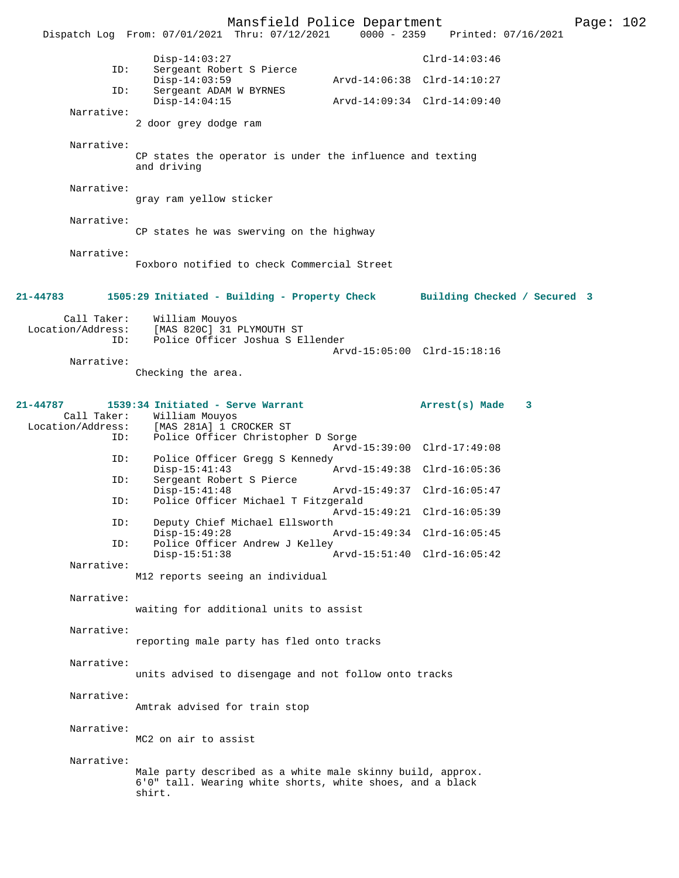```
                Disp-14:03:27                           Clrd-14:03:46
           ID:  Sergeant Robert S Pierce
                Disp-14:03:59               Arvd-14:06:38  Clrd-14:10:27
           ID:  Sergeant ADAM W BYRNES
                Disp-14:04:15               Arvd-14:09:34  Clrd-14:09:40
    Narrative:
               2 door grey dodge ram

    Narrative:
               CP states the operator is under the influence and texting
               and driving

    Narrative:
               gray ram yellow sticker

    Narrative:
               CP states he was swerving on the highway

    Narrative:
               Foxboro notified to check Commercial Street
```

**21-44783 1505:29 Initiated - Building - Property Check — Building Checked / Secured 3**

```
       Call Taker:  William Mouyos
 Location/Address:  [MAS 820C] 31 PLYMOUTH ST
               ID:  Police Officer Joshua S Ellender
                                            Arvd-15:05:00  Clrd-15:18:16
        Narrative:
               Checking the area.
```

**21-44787 1539:34 Initiated - Serve Warrant — Arrest(s) Made 3**

```
       Call Taker:  William Mouyos
 Location/Address:  [MAS 281A] 1 CROCKER ST
               ID:  Police Officer Christopher D Sorge
                                            Arvd-15:39:00  Clrd-17:49:08
               ID:  Police Officer Gregg S Kennedy
                    Disp-15:41:43           Arvd-15:49:38  Clrd-16:05:36
               ID:  Sergeant Robert S Pierce
                    Disp-15:41:48           Arvd-15:49:37  Clrd-16:05:47
               ID:  Police Officer Michael T Fitzgerald
                                            Arvd-15:49:21  Clrd-16:05:39
               ID:  Deputy Chief Michael Ellsworth
                    Disp-15:49:28           Arvd-15:49:34  Clrd-16:05:45
               ID:  Police Officer Andrew J Kelley
                    Disp-15:51:38           Arvd-15:51:40  Clrd-16:05:42
        Narrative:
               M12 reports seeing an individual

        Narrative:
               waiting for additional units to assist

        Narrative:
               reporting male party has fled onto tracks

        Narrative:
               units advised to disengage and not follow onto tracks

        Narrative:
               Amtrak advised for train stop

        Narrative:
               MC2 on air to assist

        Narrative:
               Male party described as a white male skinny build, approx.
               6'0" tall. Wearing white shorts, white shoes, and a black
               shirt.
```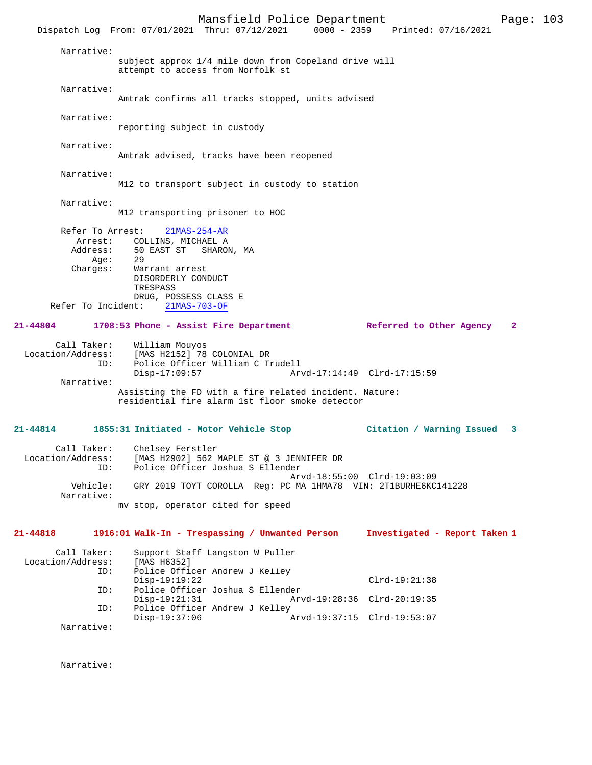Narrative:
subject approx 1/4 mile down from Copeland drive will attempt to access from Norfolk st

Narrative:
Amtrak confirms all tracks stopped, units advised

Narrative:
reporting subject in custody

Narrative:
Amtrak advised, tracks have been reopened

Narrative:
M12 to transport subject in custody to station

Narrative:
M12 transporting prisoner to HOC

Refer To Arrest: 21MAS-254-AR
Arrest: COLLINS, MICHAEL A
Address: 50 EAST ST SHARON, MA
Age: 29
Charges: Warrant arrest
DISORDERLY CONDUCT
TRESPASS
DRUG, POSSESS CLASS E
Refer To Incident: 21MAS-703-OF

**21-44804 1708:53 Phone - Assist Fire Department — Referred to Other Agency 2**

Call Taker: William Mouyos
Location/Address: [MAS H2152] 78 COLONIAL DR
ID: Police Officer William C Trudell
Disp-17:09:57 Arvd-17:14:49 Clrd-17:15:59
Narrative:
Assisting the FD with a fire related incident. Nature: residential fire alarm 1st floor smoke detector

**21-44814 1855:31 Initiated - Motor Vehicle Stop — Citation / Warning Issued 3**

Call Taker: Chelsey Ferstler
Location/Address: [MAS H2902] 562 MAPLE ST @ 3 JENNIFER DR
ID: Police Officer Joshua S Ellender
Arvd-18:55:00 Clrd-19:03:09
Vehicle: GRY 2019 TOYT COROLLA Reg: PC MA 1HMA78 VIN: 2T1BURHE6KC141228
Narrative:
mv stop, operator cited for speed

**21-44818 1916:01 Walk-In - Trespassing / Unwanted Person — Investigated - Report Taken 1**

Call Taker: Support Staff Langston W Puller
Location/Address: [MAS H6352]
ID: Police Officer Andrew J Kelley
Disp-19:19:22 Clrd-19:21:38
ID: Police Officer Joshua S Ellender
Disp-19:21:31 Arvd-19:28:36 Clrd-20:19:35
ID: Police Officer Andrew J Kelley
Disp-19:37:06 Arvd-19:37:15 Clrd-19:53:07
Narrative:

Narrative: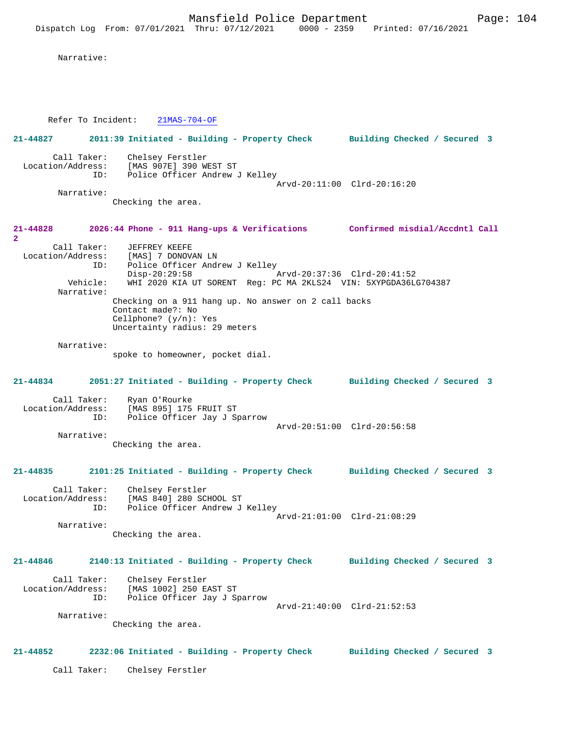Narrative:

Refer To Incident: 21MAS-704-OF

**21-44827 2011:39 Initiated - Building - Property Check Building Checked / Secured 3**

Call Taker: Chelsey Ferstler
Location/Address: [MAS 907E] 390 WEST ST
ID: Police Officer Andrew J Kelley
Arvd-20:11:00 Clrd-20:16:20
Narrative:
Checking the area.

**21-44828 2026:44 Phone - 911 Hang-ups & Verifications Confirmed misdial/Accdntl Call 2**

Call Taker: JEFFREY KEEFE
Location/Address: [MAS] 7 DONOVAN LN
ID: Police Officer Andrew J Kelley
Disp-20:29:58 Arvd-20:37:36 Clrd-20:41:52
Vehicle: WHI 2020 KIA UT SORENT Reg: PC MA 2KLS24 VIN: 5XYPGDA36LG704387
Narrative:
Checking on a 911 hang up. No answer on 2 call backs
Contact made?: No
Cellphone? (y/n): Yes
Uncertainty radius: 29 meters

Narrative:
spoke to homeowner, pocket dial.

**21-44834 2051:27 Initiated - Building - Property Check Building Checked / Secured 3**

Call Taker: Ryan O'Rourke
Location/Address: [MAS 895] 175 FRUIT ST
ID: Police Officer Jay J Sparrow
Arvd-20:51:00 Clrd-20:56:58
Narrative:
Checking the area.

**21-44835 2101:25 Initiated - Building - Property Check Building Checked / Secured 3**

Call Taker: Chelsey Ferstler
Location/Address: [MAS 840] 280 SCHOOL ST
ID: Police Officer Andrew J Kelley
Arvd-21:01:00 Clrd-21:08:29
Narrative:
Checking the area.

**21-44846 2140:13 Initiated - Building - Property Check Building Checked / Secured 3**

Call Taker: Chelsey Ferstler
Location/Address: [MAS 1002] 250 EAST ST
ID: Police Officer Jay J Sparrow
Arvd-21:40:00 Clrd-21:52:53
Narrative:
Checking the area.

**21-44852 2232:06 Initiated - Building - Property Check Building Checked / Secured 3**

Call Taker: Chelsey Ferstler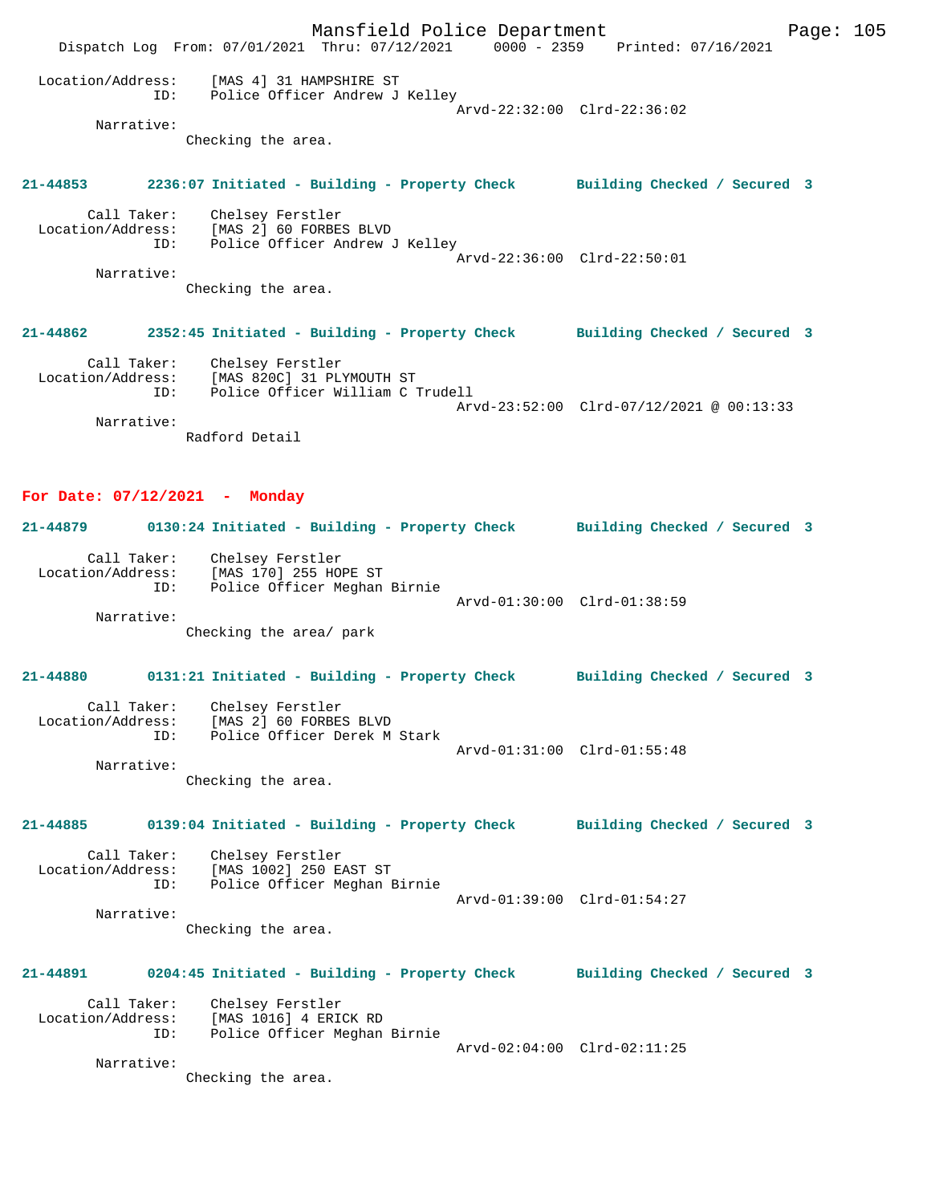Location/Address: [MAS 4] 31 HAMPSHIRE ST
ID: Police Officer Andrew J Kelley
Arvd-22:32:00 Clrd-22:36:02
Narrative:
Checking the area.

**21-44853 2236:07 Initiated - Building - Property Check Building Checked / Secured 3**

Call Taker: Chelsey Ferstler
Location/Address: [MAS 2] 60 FORBES BLVD
ID: Police Officer Andrew J Kelley
Arvd-22:36:00 Clrd-22:50:01
Narrative:
Checking the area.

**21-44862 2352:45 Initiated - Building - Property Check Building Checked / Secured 3**

Call Taker: Chelsey Ferstler
Location/Address: [MAS 820C] 31 PLYMOUTH ST
ID: Police Officer William C Trudell
Arvd-23:52:00 Clrd-07/12/2021 @ 00:13:33
Narrative:
Radford Detail

## For Date: 07/12/2021 - Monday

**21-44879 0130:24 Initiated - Building - Property Check Building Checked / Secured 3**

Call Taker: Chelsey Ferstler
Location/Address: [MAS 170] 255 HOPE ST
ID: Police Officer Meghan Birnie
Arvd-01:30:00 Clrd-01:38:59
Narrative:
Checking the area/ park

**21-44880 0131:21 Initiated - Building - Property Check Building Checked / Secured 3**

Call Taker: Chelsey Ferstler
Location/Address: [MAS 2] 60 FORBES BLVD
ID: Police Officer Derek M Stark
Arvd-01:31:00 Clrd-01:55:48
Narrative:
Checking the area.

**21-44885 0139:04 Initiated - Building - Property Check Building Checked / Secured 3**

Call Taker: Chelsey Ferstler
Location/Address: [MAS 1002] 250 EAST ST
ID: Police Officer Meghan Birnie
Arvd-01:39:00 Clrd-01:54:27
Narrative:
Checking the area.

**21-44891 0204:45 Initiated - Building - Property Check Building Checked / Secured 3**

Call Taker: Chelsey Ferstler
Location/Address: [MAS 1016] 4 ERICK RD
ID: Police Officer Meghan Birnie
Arvd-02:04:00 Clrd-02:11:25
Narrative:
Checking the area.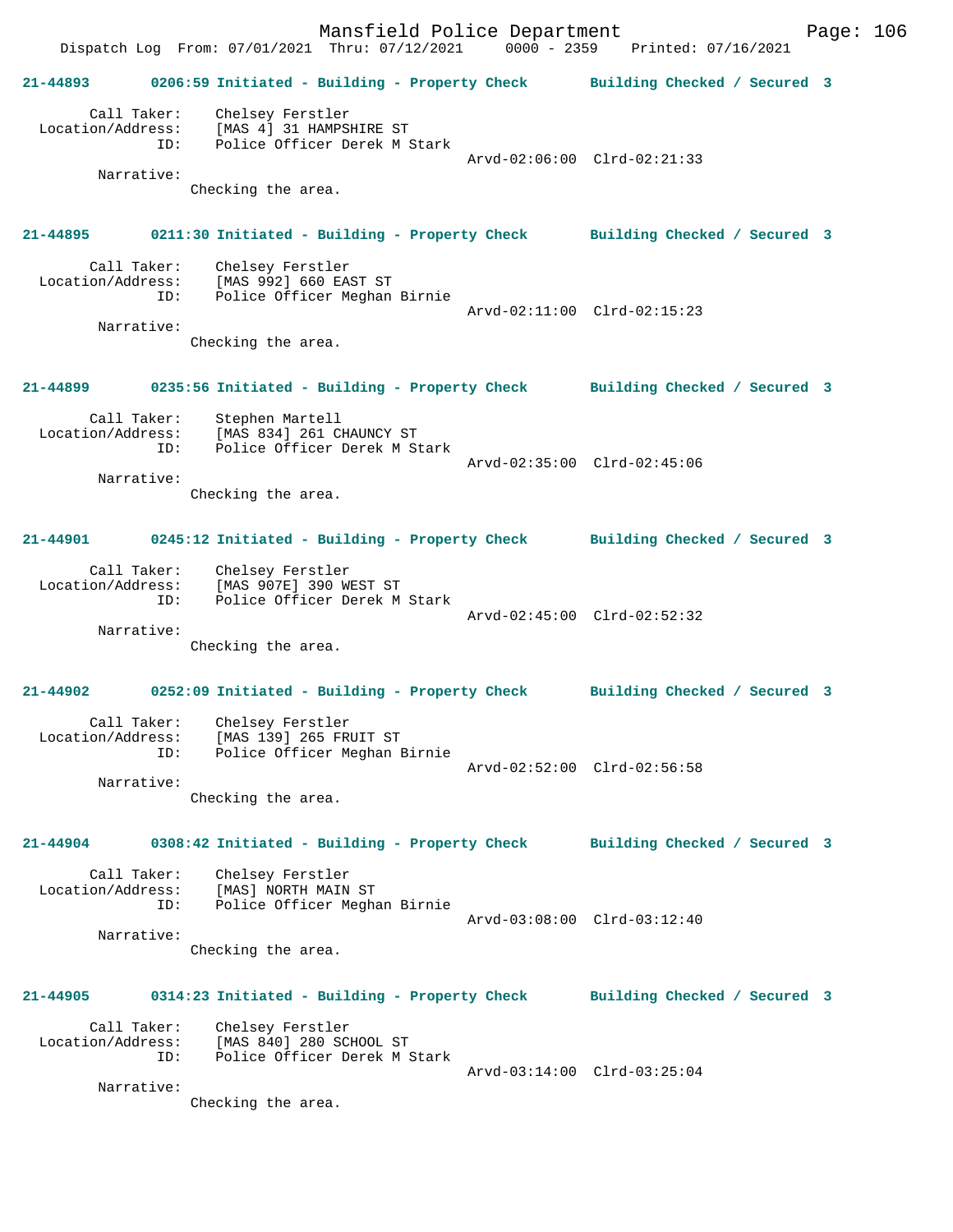**21-44893 0206:59 Initiated - Building - Property Check Building Checked / Secured 3**

Call Taker: Chelsey Ferstler
Location/Address: [MAS 4] 31 HAMPSHIRE ST
ID: Police Officer Derek M Stark
Arvd-02:06:00 Clrd-02:21:33
Narrative:
Checking the area.

**21-44895 0211:30 Initiated - Building - Property Check Building Checked / Secured 3**

Call Taker: Chelsey Ferstler
Location/Address: [MAS 992] 660 EAST ST
ID: Police Officer Meghan Birnie
Arvd-02:11:00 Clrd-02:15:23
Narrative:
Checking the area.

**21-44899 0235:56 Initiated - Building - Property Check Building Checked / Secured 3**

Call Taker: Stephen Martell
Location/Address: [MAS 834] 261 CHAUNCY ST
ID: Police Officer Derek M Stark
Arvd-02:35:00 Clrd-02:45:06
Narrative:
Checking the area.

**21-44901 0245:12 Initiated - Building - Property Check Building Checked / Secured 3**

Call Taker: Chelsey Ferstler
Location/Address: [MAS 907E] 390 WEST ST
ID: Police Officer Derek M Stark
Arvd-02:45:00 Clrd-02:52:32
Narrative:
Checking the area.

**21-44902 0252:09 Initiated - Building - Property Check Building Checked / Secured 3**

Call Taker: Chelsey Ferstler
Location/Address: [MAS 139] 265 FRUIT ST
ID: Police Officer Meghan Birnie
Arvd-02:52:00 Clrd-02:56:58
Narrative:
Checking the area.

**21-44904 0308:42 Initiated - Building - Property Check Building Checked / Secured 3**

Call Taker: Chelsey Ferstler
Location/Address: [MAS] NORTH MAIN ST
ID: Police Officer Meghan Birnie
Arvd-03:08:00 Clrd-03:12:40
Narrative:
Checking the area.

**21-44905 0314:23 Initiated - Building - Property Check Building Checked / Secured 3**

Call Taker: Chelsey Ferstler
Location/Address: [MAS 840] 280 SCHOOL ST
ID: Police Officer Derek M Stark
Arvd-03:14:00 Clrd-03:25:04
Narrative:
Checking the area.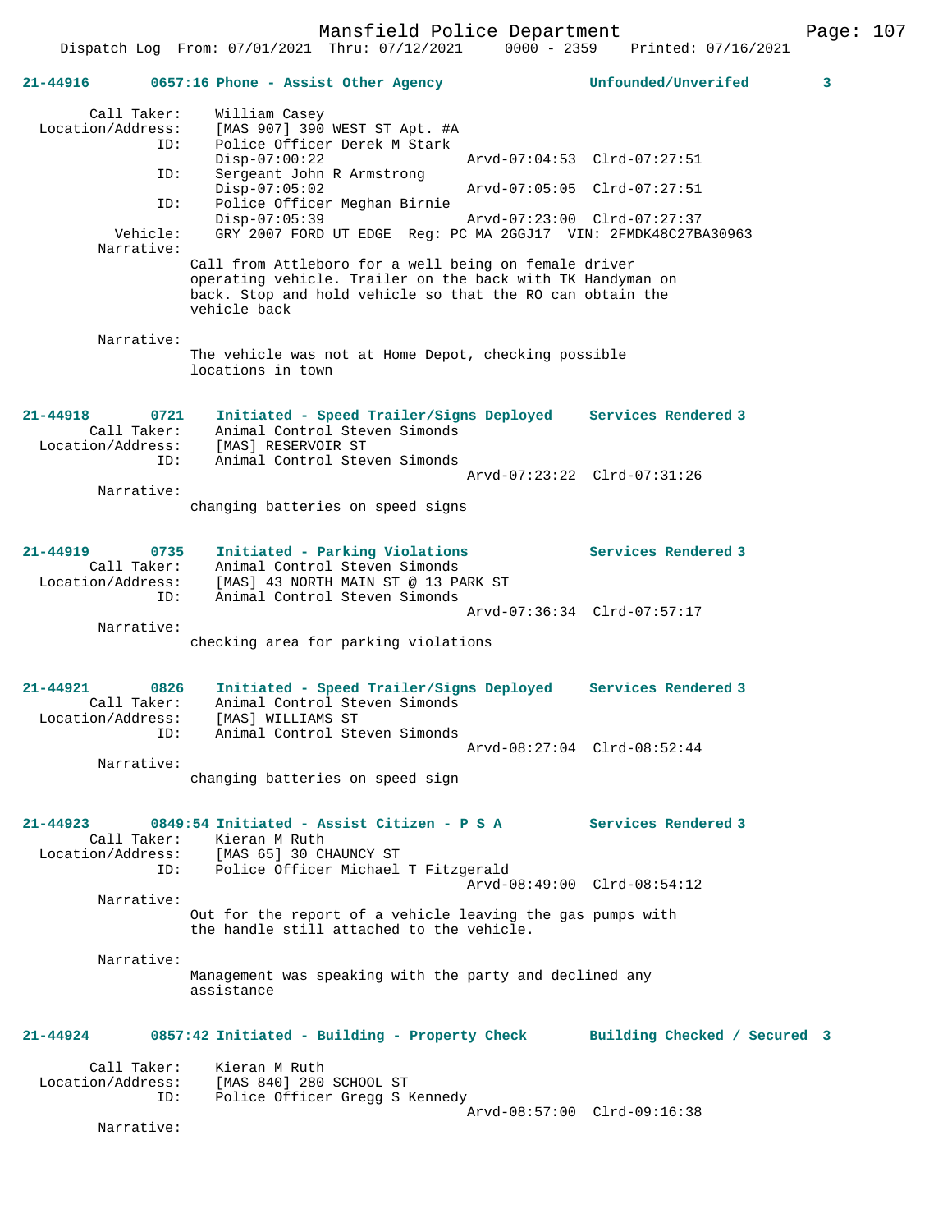**21-44916 0657:16 Phone - Assist Other Agency — Unfounded/Unverifed 3**

Call Taker: William Casey
Location/Address: [MAS 907] 390 WEST ST Apt. #A
ID: Police Officer Derek M Stark
Disp-07:00:22 Arvd-07:04:53 Clrd-07:27:51
ID: Sergeant John R Armstrong
Disp-07:05:02 Arvd-07:05:05 Clrd-07:27:51
ID: Police Officer Meghan Birnie
Disp-07:05:39 Arvd-07:23:00 Clrd-07:27:37
Vehicle: GRY 2007 FORD UT EDGE Reg: PC MA 2GGJ17 VIN: 2FMDK48C27BA30963
Narrative:
Call from Attleboro for a well being on female driver operating vehicle. Trailer on the back with TK Handyman on back. Stop and hold vehicle so that the RO can obtain the vehicle back

Narrative:
The vehicle was not at Home Depot, checking possible locations in town

**21-44918 0721 Initiated - Speed Trailer/Signs Deployed — Services Rendered 3**

Call Taker: Animal Control Steven Simonds
Location/Address: [MAS] RESERVOIR ST
ID: Animal Control Steven Simonds
Arvd-07:23:22 Clrd-07:31:26
Narrative:
changing batteries on speed signs

**21-44919 0735 Initiated - Parking Violations — Services Rendered 3**

Call Taker: Animal Control Steven Simonds
Location/Address: [MAS] 43 NORTH MAIN ST @ 13 PARK ST
ID: Animal Control Steven Simonds
Arvd-07:36:34 Clrd-07:57:17
Narrative:
checking area for parking violations

**21-44921 0826 Initiated - Speed Trailer/Signs Deployed — Services Rendered 3**

Call Taker: Animal Control Steven Simonds
Location/Address: [MAS] WILLIAMS ST
ID: Animal Control Steven Simonds
Arvd-08:27:04 Clrd-08:52:44
Narrative:
changing batteries on speed sign

**21-44923 0849:54 Initiated - Assist Citizen - P S A — Services Rendered 3**

Call Taker: Kieran M Ruth
Location/Address: [MAS 65] 30 CHAUNCY ST
ID: Police Officer Michael T Fitzgerald
Arvd-08:49:00 Clrd-08:54:12
Narrative:
Out for the report of a vehicle leaving the gas pumps with the handle still attached to the vehicle.

Narrative:
Management was speaking with the party and declined any assistance

**21-44924 0857:42 Initiated - Building - Property Check — Building Checked / Secured 3**

Call Taker: Kieran M Ruth
Location/Address: [MAS 840] 280 SCHOOL ST
ID: Police Officer Gregg S Kennedy
Arvd-08:57:00 Clrd-09:16:38
Narrative: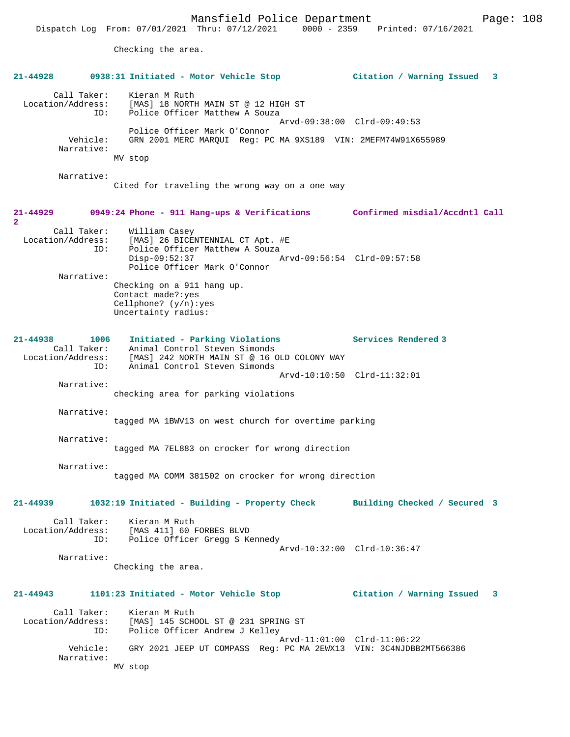Checking the area.

**21-44928 0938:31 Initiated - Motor Vehicle Stop — Citation / Warning Issued 3**

```
        Call Taker:    Kieran M Ruth
  Location/Address:    [MAS] 18 NORTH MAIN ST @ 12 HIGH ST
                ID:    Police Officer Matthew A Souza
                                              Arvd-09:38:00  Clrd-09:49:53
                       Police Officer Mark O'Connor
           Vehicle:    GRN 2001 MERC MARQUI  Reg: PC MA 9XS189  VIN: 2MEFM74W91X655989
         Narrative:
                MV stop

         Narrative:
                Cited for traveling the wrong way on a one way
```

**21-44929 0949:24 Phone - 911 Hang-ups & Verifications — Confirmed misdial/Accdntl Call 2**

```
        Call Taker:    William Casey
  Location/Address:    [MAS] 26 BICENTENNIAL CT Apt. #E
                ID:    Police Officer Matthew A Souza
                       Disp-09:52:37          Arvd-09:56:54  Clrd-09:57:58
                       Police Officer Mark O'Connor
         Narrative:
                Checking on a 911 hang up.
                Contact made?:yes
                Cellphone? (y/n):yes
                Uncertainty radius:
```

**21-44938 1006 Initiated - Parking Violations — Services Rendered 3**

```
        Call Taker:    Animal Control Steven Simonds
  Location/Address:    [MAS] 242 NORTH MAIN ST @ 16 OLD COLONY WAY
                ID:    Animal Control Steven Simonds
                                              Arvd-10:10:50  Clrd-11:32:01
         Narrative:
                checking area for parking violations

         Narrative:
                tagged MA 1BWV13 on west church for overtime parking

         Narrative:
                tagged MA 7EL883 on crocker for wrong direction

         Narrative:
                tagged MA COMM 381502 on crocker for wrong direction
```

**21-44939 1032:19 Initiated - Building - Property Check — Building Checked / Secured 3**

```
        Call Taker:    Kieran M Ruth
  Location/Address:    [MAS 411] 60 FORBES BLVD
                ID:    Police Officer Gregg S Kennedy
                                              Arvd-10:32:00  Clrd-10:36:47
         Narrative:
                Checking the area.
```

**21-44943 1101:23 Initiated - Motor Vehicle Stop — Citation / Warning Issued 3**

```
        Call Taker:    Kieran M Ruth
  Location/Address:    [MAS] 145 SCHOOL ST @ 231 SPRING ST
                ID:    Police Officer Andrew J Kelley
                                              Arvd-11:01:00  Clrd-11:06:22
           Vehicle:    GRY 2021 JEEP UT COMPASS  Reg: PC MA 2EWX13  VIN: 3C4NJDBB2MT566386
         Narrative:
                MV stop
```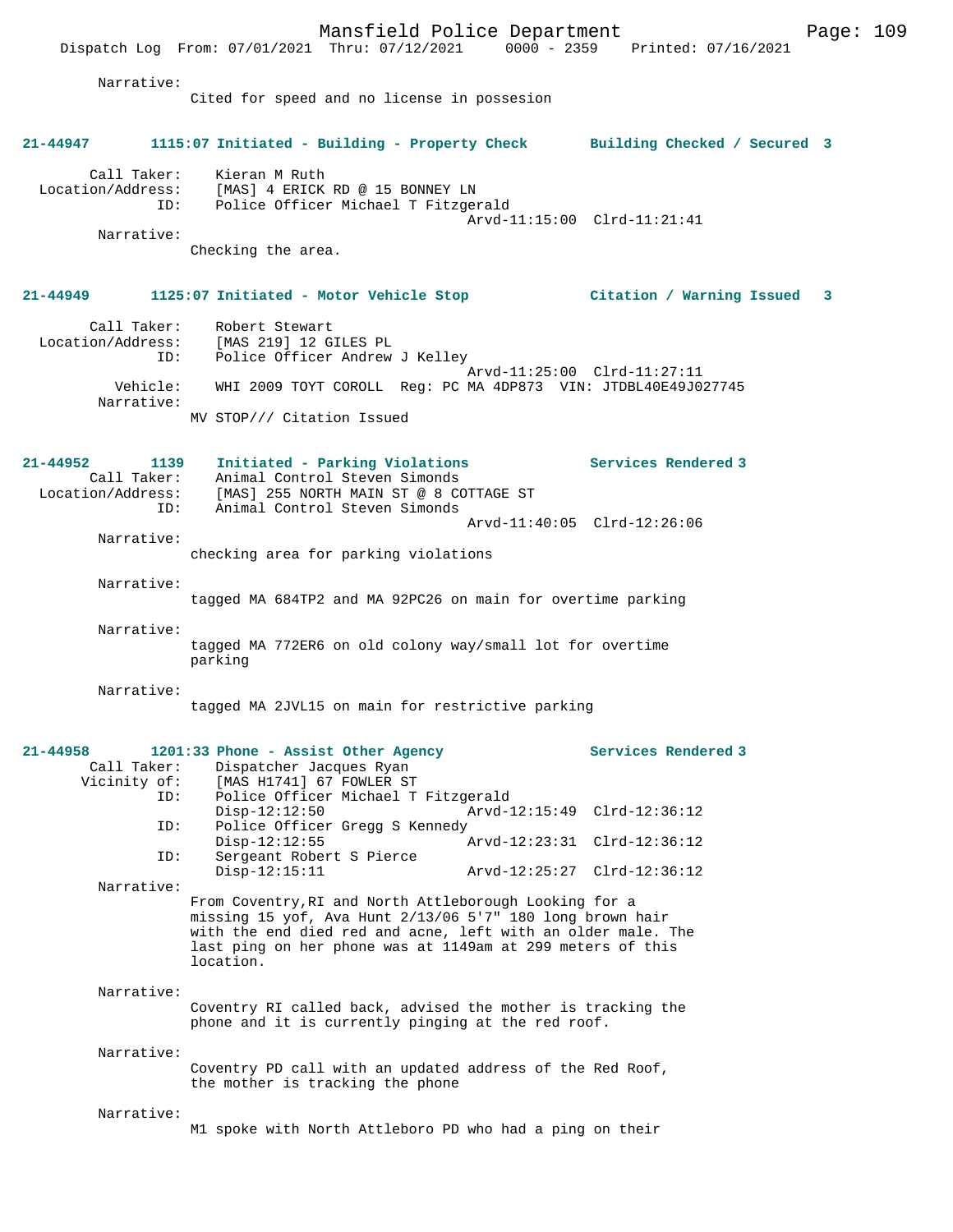Narrative:
Cited for speed and no license in possesion

**21-44947 1115:07 Initiated - Building - Property Check Building Checked / Secured 3**

Call Taker: Kieran M Ruth
Location/Address: [MAS] 4 ERICK RD @ 15 BONNEY LN
ID: Police Officer Michael T Fitzgerald
Arvd-11:15:00 Clrd-11:21:41
Narrative:
Checking the area.

**21-44949 1125:07 Initiated - Motor Vehicle Stop Citation / Warning Issued 3**

Call Taker: Robert Stewart
Location/Address: [MAS 219] 12 GILES PL
ID: Police Officer Andrew J Kelley
Arvd-11:25:00 Clrd-11:27:11
Vehicle: WHI 2009 TOYT COROLL Reg: PC MA 4DP873 VIN: JTDBL40E49J027745
Narrative:
MV STOP/// Citation Issued

**21-44952 1139 Initiated - Parking Violations Services Rendered 3**

Call Taker: Animal Control Steven Simonds
Location/Address: [MAS] 255 NORTH MAIN ST @ 8 COTTAGE ST
ID: Animal Control Steven Simonds
Arvd-11:40:05 Clrd-12:26:06
Narrative:
checking area for parking violations

Narrative:
tagged MA 684TP2 and MA 92PC26 on main for overtime parking

Narrative:
tagged MA 772ER6 on old colony way/small lot for overtime parking

Narrative:
tagged MA 2JVL15 on main for restrictive parking

**21-44958 1201:33 Phone - Assist Other Agency Services Rendered 3**

Call Taker: Dispatcher Jacques Ryan
Vicinity of: [MAS H1741] 67 FOWLER ST
ID: Police Officer Michael T Fitzgerald
Disp-12:12:50 Arvd-12:15:49 Clrd-12:36:12
ID: Police Officer Gregg S Kennedy
Disp-12:12:55 Arvd-12:23:31 Clrd-12:36:12
ID: Sergeant Robert S Pierce
Disp-12:15:11 Arvd-12:25:27 Clrd-12:36:12
Narrative:
From Coventry,RI and North Attleborough Looking for a missing 15 yof, Ava Hunt 2/13/06 5'7" 180 long brown hair with the end died red and acne, left with an older male. The last ping on her phone was at 1149am at 299 meters of this location.

Narrative:
Coventry RI called back, advised the mother is tracking the phone and it is currently pinging at the red roof.

Narrative:
Coventry PD call with an updated address of the Red Roof, the mother is tracking the phone

Narrative:
M1 spoke with North Attleboro PD who had a ping on their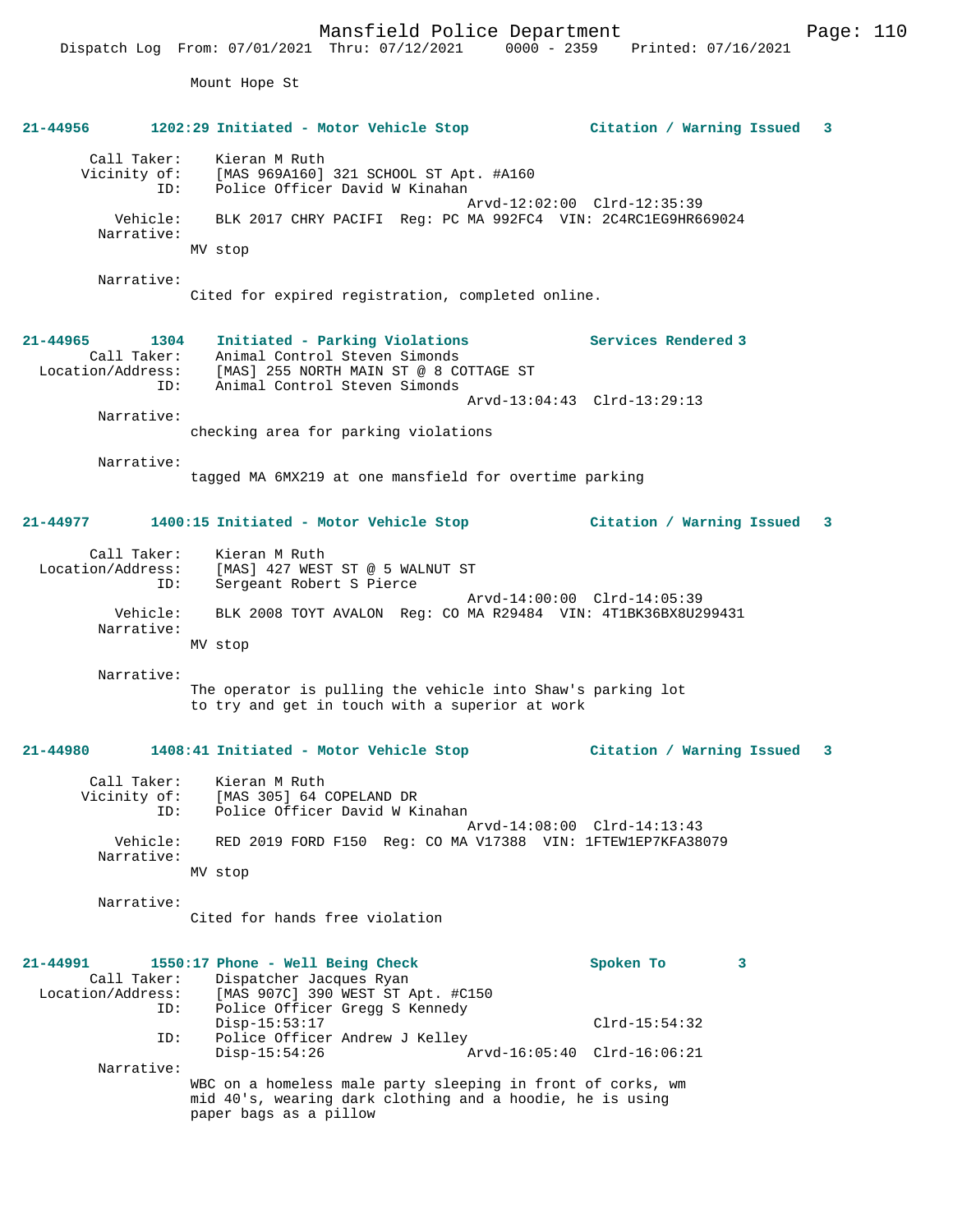Mount Hope St

**21-44956 1202:29 Initiated - Motor Vehicle Stop Citation / Warning Issued 3**

Call Taker: Kieran M Ruth
Vicinity of: [MAS 969A160] 321 SCHOOL ST Apt. #A160
ID: Police Officer David W Kinahan
Arvd-12:02:00 Clrd-12:35:39
Vehicle: BLK 2017 CHRY PACIFI Reg: PC MA 992FC4 VIN: 2C4RC1EG9HR669024
Narrative:
MV stop

Narrative:
Cited for expired registration, completed online.

**21-44965 1304 Initiated - Parking Violations Services Rendered 3**

Call Taker: Animal Control Steven Simonds
Location/Address: [MAS] 255 NORTH MAIN ST @ 8 COTTAGE ST
ID: Animal Control Steven Simonds
Arvd-13:04:43 Clrd-13:29:13
Narrative:
checking area for parking violations

Narrative:
tagged MA 6MX219 at one mansfield for overtime parking

**21-44977 1400:15 Initiated - Motor Vehicle Stop Citation / Warning Issued 3**

Call Taker: Kieran M Ruth
Location/Address: [MAS] 427 WEST ST @ 5 WALNUT ST
ID: Sergeant Robert S Pierce
Arvd-14:00:00 Clrd-14:05:39
Vehicle: BLK 2008 TOYT AVALON Reg: CO MA R29484 VIN: 4T1BK36BX8U299431
Narrative:
MV stop

Narrative:
The operator is pulling the vehicle into Shaw's parking lot to try and get in touch with a superior at work

**21-44980 1408:41 Initiated - Motor Vehicle Stop Citation / Warning Issued 3**

Call Taker: Kieran M Ruth
Vicinity of: [MAS 305] 64 COPELAND DR
ID: Police Officer David W Kinahan
Arvd-14:08:00 Clrd-14:13:43
Vehicle: RED 2019 FORD F150 Reg: CO MA V17388 VIN: 1FTEW1EP7KFA38079
Narrative:
MV stop

Narrative:
Cited for hands free violation

**21-44991 1550:17 Phone - Well Being Check Spoken To 3**

Call Taker: Dispatcher Jacques Ryan
Location/Address: [MAS 907C] 390 WEST ST Apt. #C150
ID: Police Officer Gregg S Kennedy
Disp-15:53:17 Clrd-15:54:32
ID: Police Officer Andrew J Kelley
Disp-15:54:26 Arvd-16:05:40 Clrd-16:06:21
Narrative:
WBC on a homeless male party sleeping in front of corks, wm mid 40's, wearing dark clothing and a hoodie, he is using paper bags as a pillow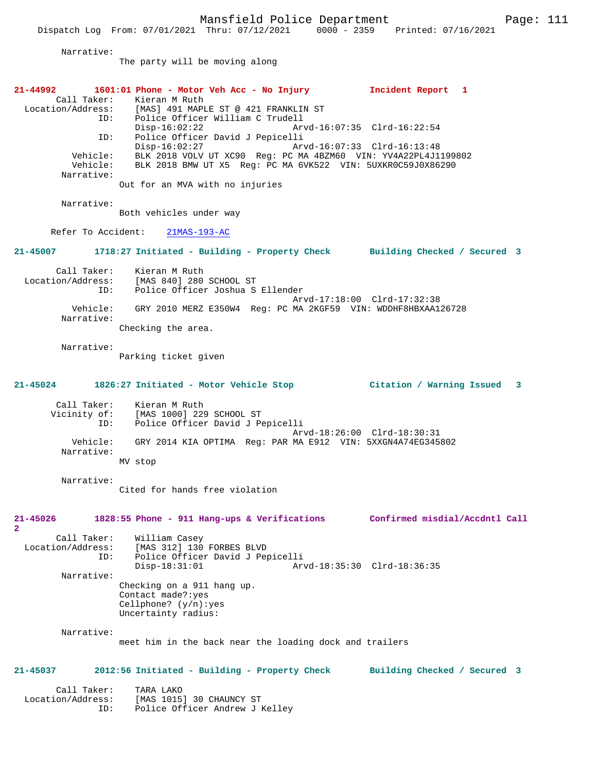Narrative:
The party will be moving along

**21-44992 1601:01 Phone - Motor Veh Acc - No Injury Incident Report 1**

Call Taker: Kieran M Ruth
Location/Address: [MAS] 491 MAPLE ST @ 421 FRANKLIN ST
ID: Police Officer William C Trudell
Disp-16:02:22 Arvd-16:07:35 Clrd-16:22:54
ID: Police Officer David J Pepicelli
Disp-16:02:27 Arvd-16:07:33 Clrd-16:13:48
Vehicle: BLK 2018 VOLV UT XC90 Reg: PC MA 4BZM60 VIN: YV4A22PL4J1199802
Vehicle: BLK 2018 BMW UT X5 Reg: PC MA 6VK522 VIN: 5UXKR0C59J0X86290
Narrative:
Out for an MVA with no injuries

Narrative:
Both vehicles under way

Refer To Accident: 21MAS-193-AC

**21-45007 1718:27 Initiated - Building - Property Check Building Checked / Secured 3**

Call Taker: Kieran M Ruth
Location/Address: [MAS 840] 280 SCHOOL ST
ID: Police Officer Joshua S Ellender
Arvd-17:18:00 Clrd-17:32:38
Vehicle: GRY 2010 MERZ E350W4 Reg: PC MA 2KGF59 VIN: WDDHF8HBXAA126728
Narrative:
Checking the area.

Narrative:
Parking ticket given

**21-45024 1826:27 Initiated - Motor Vehicle Stop Citation / Warning Issued 3**

Call Taker: Kieran M Ruth
Vicinity of: [MAS 1000] 229 SCHOOL ST
ID: Police Officer David J Pepicelli
Arvd-18:26:00 Clrd-18:30:31
Vehicle: GRY 2014 KIA OPTIMA Reg: PAR MA E912 VIN: 5XXGN4A74EG345802
Narrative:
MV stop

Narrative:
Cited for hands free violation

**21-45026 1828:55 Phone - 911 Hang-ups & Verifications Confirmed misdial/Accdntl Call 2**

Call Taker: William Casey
Location/Address: [MAS 312] 130 FORBES BLVD
ID: Police Officer David J Pepicelli
Disp-18:31:01 Arvd-18:35:30 Clrd-18:36:35
Narrative:
Checking on a 911 hang up.
Contact made?:yes
Cellphone? (y/n):yes
Uncertainty radius:

Narrative:
meet him in the back near the loading dock and trailers

**21-45037 2012:56 Initiated - Building - Property Check Building Checked / Secured 3**

Call Taker: TARA LAKO
Location/Address: [MAS 1015] 30 CHAUNCY ST
ID: Police Officer Andrew J Kelley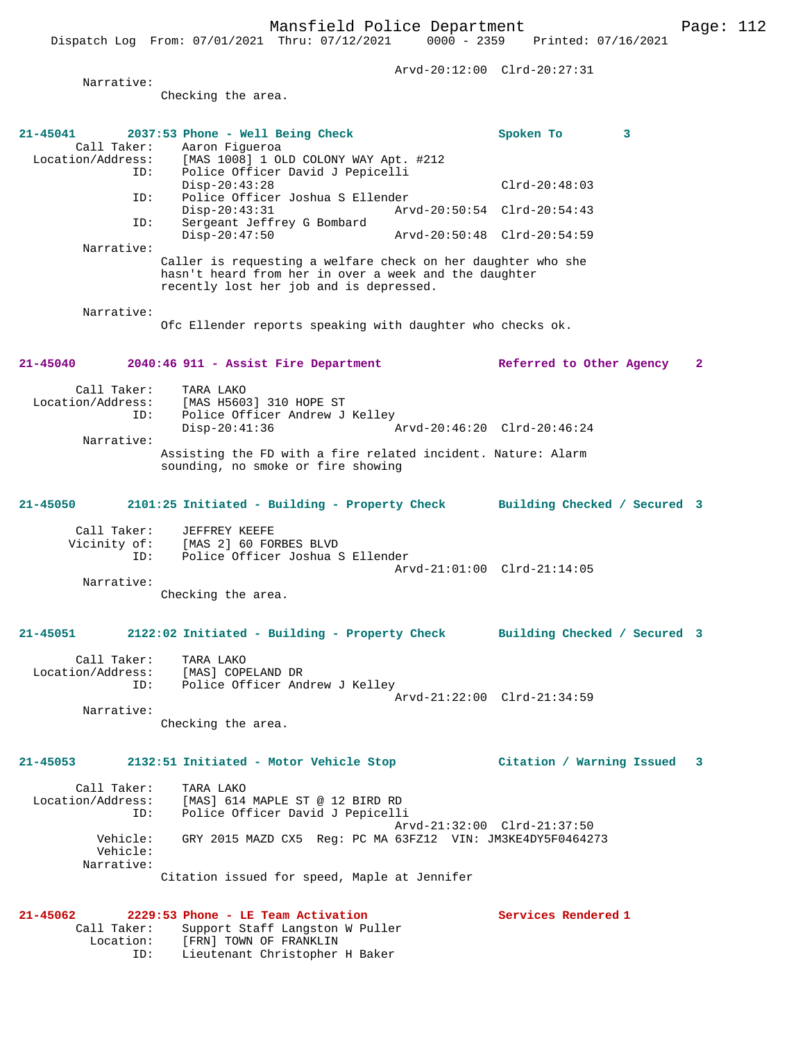Arvd-20:12:00 Clrd-20:27:31

Narrative:
Checking the area.

**21-45041 2037:53 Phone - Well Being Check — Spoken To 3**

Call Taker: Aaron Figueroa
Location/Address: [MAS 1008] 1 OLD COLONY WAY Apt. #212
ID: Police Officer David J Pepicelli
Disp-20:43:28 Clrd-20:48:03
ID: Police Officer Joshua S Ellender
Disp-20:43:31 Arvd-20:50:54 Clrd-20:54:43
ID: Sergeant Jeffrey G Bombard
Disp-20:47:50 Arvd-20:50:48 Clrd-20:54:59

Narrative:
Caller is requesting a welfare check on her daughter who she hasn't heard from her in over a week and the daughter recently lost her job and is depressed.

Narrative:
Ofc Ellender reports speaking with daughter who checks ok.

**21-45040 2040:46 911 - Assist Fire Department — Referred to Other Agency 2**

Call Taker: TARA LAKO
Location/Address: [MAS H5603] 310 HOPE ST
ID: Police Officer Andrew J Kelley
Disp-20:41:36 Arvd-20:46:20 Clrd-20:46:24

Narrative:
Assisting the FD with a fire related incident. Nature: Alarm sounding, no smoke or fire showing

**21-45050 2101:25 Initiated - Building - Property Check — Building Checked / Secured 3**

Call Taker: JEFFREY KEEFE
Vicinity of: [MAS 2] 60 FORBES BLVD
ID: Police Officer Joshua S Ellender
Arvd-21:01:00 Clrd-21:14:05

Narrative:
Checking the area.

**21-45051 2122:02 Initiated - Building - Property Check — Building Checked / Secured 3**

Call Taker: TARA LAKO
Location/Address: [MAS] COPELAND DR
ID: Police Officer Andrew J Kelley
Arvd-21:22:00 Clrd-21:34:59

Narrative:
Checking the area.

**21-45053 2132:51 Initiated - Motor Vehicle Stop — Citation / Warning Issued 3**

Call Taker: TARA LAKO
Location/Address: [MAS] 614 MAPLE ST @ 12 BIRD RD
ID: Police Officer David J Pepicelli
Arvd-21:32:00 Clrd-21:37:50
Vehicle: GRY 2015 MAZD CX5 Reg: PC MA 63FZ12 VIN: JM3KE4DY5F0464273
Vehicle:

Narrative:
Citation issued for speed, Maple at Jennifer

**21-45062 2229:53 Phone - LE Team Activation — Services Rendered 1**

Call Taker: Support Staff Langston W Puller
Location: [FRN] TOWN OF FRANKLIN
ID: Lieutenant Christopher H Baker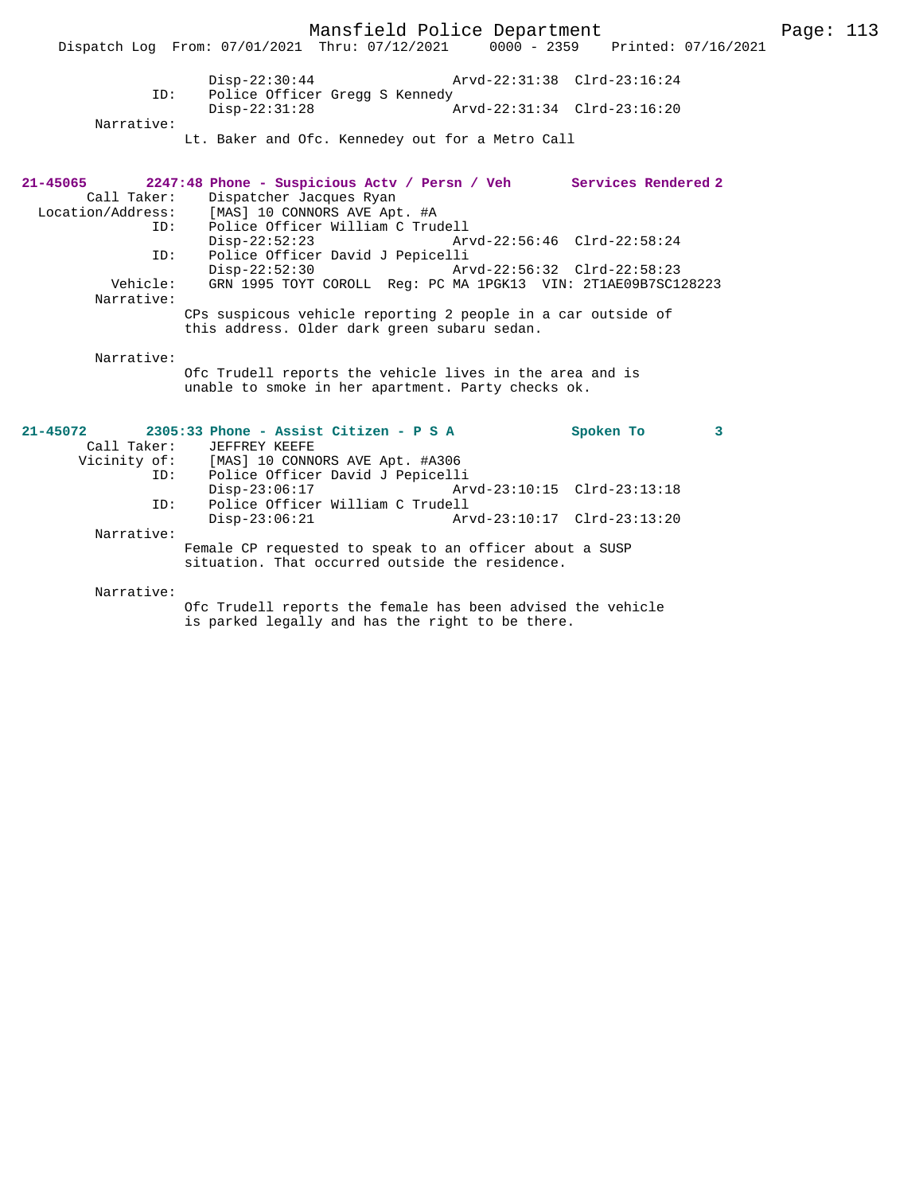```
                Disp-22:30:44                 Arvd-22:31:38  Clrd-23:16:24
           ID:  Police Officer Gregg S Kennedy
                Disp-22:31:28                 Arvd-22:31:34  Clrd-23:16:20
    Narrative:
              Lt. Baker and Ofc. Kennedey out for a Metro Call


21-45065      2247:48 Phone - Suspicious Actv / Persn / Veh       Services Rendered 2
  Call Taker:   Dispatcher Jacques Ryan
Location/Address:  [MAS] 10 CONNORS AVE Apt. #A
           ID:  Police Officer William C Trudell
                Disp-22:52:23                 Arvd-22:56:46  Clrd-22:58:24
           ID:  Police Officer David J Pepicelli
                Disp-22:52:30                 Arvd-22:56:32  Clrd-22:58:23
      Vehicle:  GRN 1995 TOYT COROLL  Reg: PC MA 1PGK13  VIN: 2T1AE09B7SC128223
    Narrative:
              CPs suspicous vehicle reporting 2 people in a car outside of
              this address. Older dark green subaru sedan.

    Narrative:
              Ofc Trudell reports the vehicle lives in the area and is
              unable to smoke in her apartment. Party checks ok.


21-45072      2305:33 Phone - Assist Citizen - P S A              Spoken To        3
  Call Taker:   JEFFREY KEEFE
  Vicinity of:  [MAS] 10 CONNORS AVE Apt. #A306
           ID:  Police Officer David J Pepicelli
                Disp-23:06:17                 Arvd-23:10:15  Clrd-23:13:18
           ID:  Police Officer William C Trudell
                Disp-23:06:21                 Arvd-23:10:17  Clrd-23:13:20
    Narrative:
              Female CP requested to speak to an officer about a SUSP
              situation. That occurred outside the residence.

    Narrative:
              Ofc Trudell reports the female has been advised the vehicle
              is parked legally and has the right to be there.
```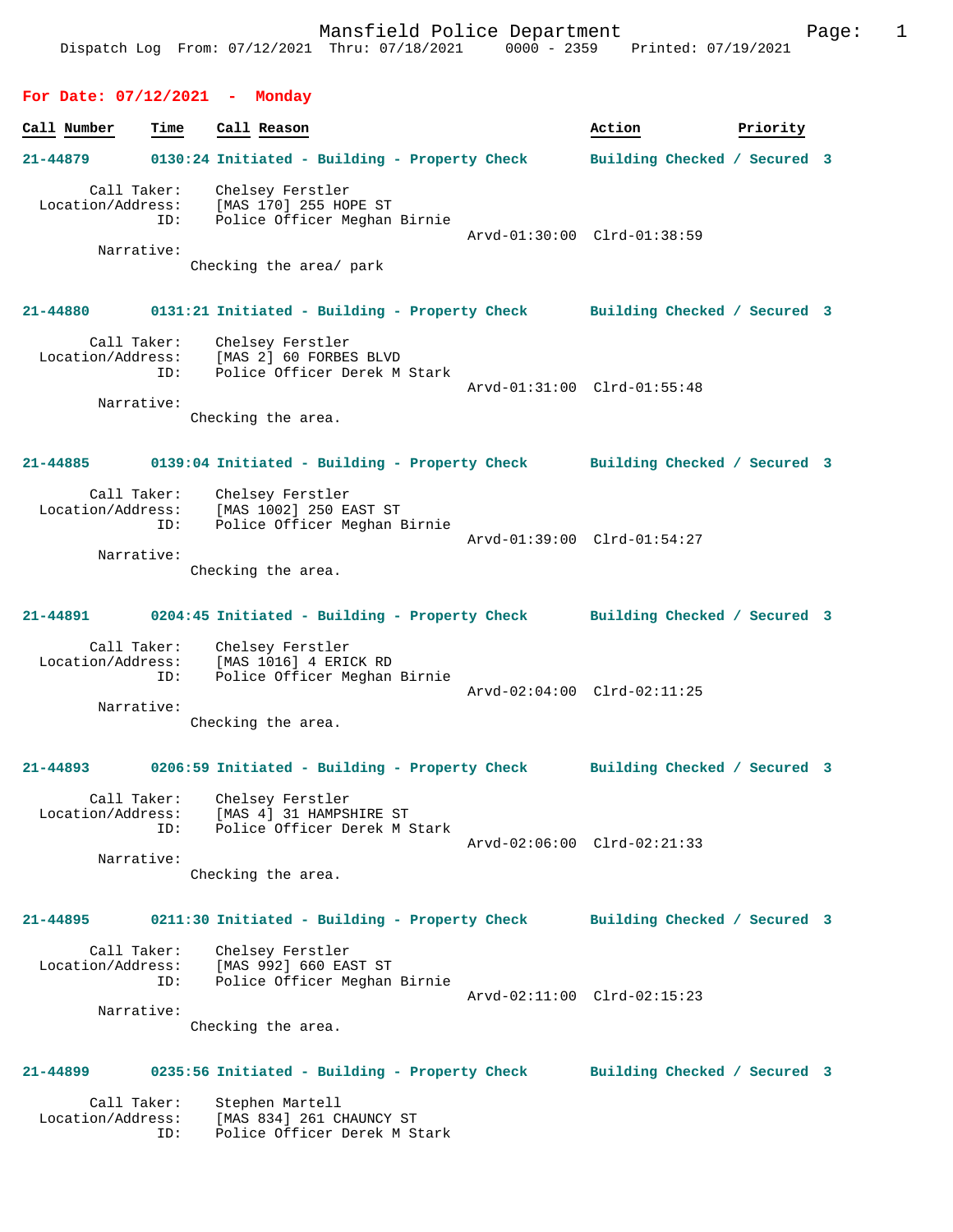Mansfield Police Department
Dispatch Log From: 07/12/2021 Thru: 07/18/2021 0000 - 2359 Printed: 07/19/2021

## For Date: 07/12/2021 - Monday

| Call Number | Time | Call Reason | Action | Priority |
|---|---|---|---|---|

**21-44879** 0130:24 Initiated - Building - Property Check — Building Checked / Secured 3

Call Taker: Chelsey Ferstler
Location/Address: [MAS 170] 255 HOPE ST
ID: Police Officer Meghan Birnie
Arvd-01:30:00 Clrd-01:38:59
Narrative:
Checking the area/ park

**21-44880** 0131:21 Initiated - Building - Property Check — Building Checked / Secured 3

Call Taker: Chelsey Ferstler
Location/Address: [MAS 2] 60 FORBES BLVD
ID: Police Officer Derek M Stark
Arvd-01:31:00 Clrd-01:55:48
Narrative:
Checking the area.

**21-44885** 0139:04 Initiated - Building - Property Check — Building Checked / Secured 3

Call Taker: Chelsey Ferstler
Location/Address: [MAS 1002] 250 EAST ST
ID: Police Officer Meghan Birnie
Arvd-01:39:00 Clrd-01:54:27
Narrative:
Checking the area.

**21-44891** 0204:45 Initiated - Building - Property Check — Building Checked / Secured 3

Call Taker: Chelsey Ferstler
Location/Address: [MAS 1016] 4 ERICK RD
ID: Police Officer Meghan Birnie
Arvd-02:04:00 Clrd-02:11:25
Narrative:
Checking the area.

**21-44893** 0206:59 Initiated - Building - Property Check — Building Checked / Secured 3

Call Taker: Chelsey Ferstler
Location/Address: [MAS 4] 31 HAMPSHIRE ST
ID: Police Officer Derek M Stark
Arvd-02:06:00 Clrd-02:21:33
Narrative:
Checking the area.

**21-44895** 0211:30 Initiated - Building - Property Check — Building Checked / Secured 3

Call Taker: Chelsey Ferstler
Location/Address: [MAS 992] 660 EAST ST
ID: Police Officer Meghan Birnie
Arvd-02:11:00 Clrd-02:15:23
Narrative:
Checking the area.

**21-44899** 0235:56 Initiated - Building - Property Check — Building Checked / Secured 3

Call Taker: Stephen Martell
Location/Address: [MAS 834] 261 CHAUNCY ST
ID: Police Officer Derek M Stark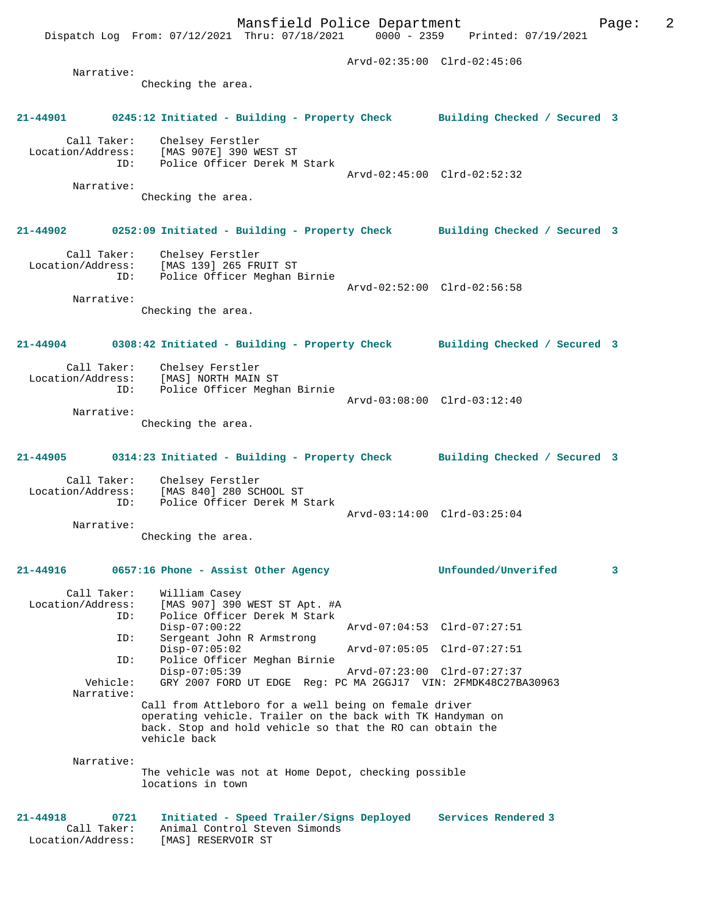Arvd-02:35:00 Clrd-02:45:06

Narrative:
Checking the area.

**21-44901 0245:12 Initiated - Building - Property Check Building Checked / Secured 3**

Call Taker: Chelsey Ferstler
Location/Address: [MAS 907E] 390 WEST ST
ID: Police Officer Derek M Stark
Arvd-02:45:00 Clrd-02:52:32

Narrative:
Checking the area.

**21-44902 0252:09 Initiated - Building - Property Check Building Checked / Secured 3**

Call Taker: Chelsey Ferstler
Location/Address: [MAS 139] 265 FRUIT ST
ID: Police Officer Meghan Birnie
Arvd-02:52:00 Clrd-02:56:58

Narrative:
Checking the area.

**21-44904 0308:42 Initiated - Building - Property Check Building Checked / Secured 3**

Call Taker: Chelsey Ferstler
Location/Address: [MAS] NORTH MAIN ST
ID: Police Officer Meghan Birnie
Arvd-03:08:00 Clrd-03:12:40

Narrative:
Checking the area.

**21-44905 0314:23 Initiated - Building - Property Check Building Checked / Secured 3**

Call Taker: Chelsey Ferstler
Location/Address: [MAS 840] 280 SCHOOL ST
ID: Police Officer Derek M Stark
Arvd-03:14:00 Clrd-03:25:04

Narrative:
Checking the area.

**21-44916 0657:16 Phone - Assist Other Agency Unfounded/Unverifed 3**

Call Taker: William Casey
Location/Address: [MAS 907] 390 WEST ST Apt. #A
ID: Police Officer Derek M Stark
Disp-07:00:22 Arvd-07:04:53 Clrd-07:27:51
ID: Sergeant John R Armstrong
Disp-07:05:02 Arvd-07:05:05 Clrd-07:27:51
ID: Police Officer Meghan Birnie
Disp-07:05:39 Arvd-07:23:00 Clrd-07:27:37
Vehicle: GRY 2007 FORD UT EDGE Reg: PC MA 2GGJ17 VIN: 2FMDK48C27BA30963

Narrative:
Call from Attleboro for a well being on female driver operating vehicle. Trailer on the back with TK Handyman on back. Stop and hold vehicle so that the RO can obtain the vehicle back

Narrative:
The vehicle was not at Home Depot, checking possible locations in town

**21-44918 0721 Initiated - Speed Trailer/Signs Deployed Services Rendered 3**

Call Taker: Animal Control Steven Simonds
Location/Address: [MAS] RESERVOIR ST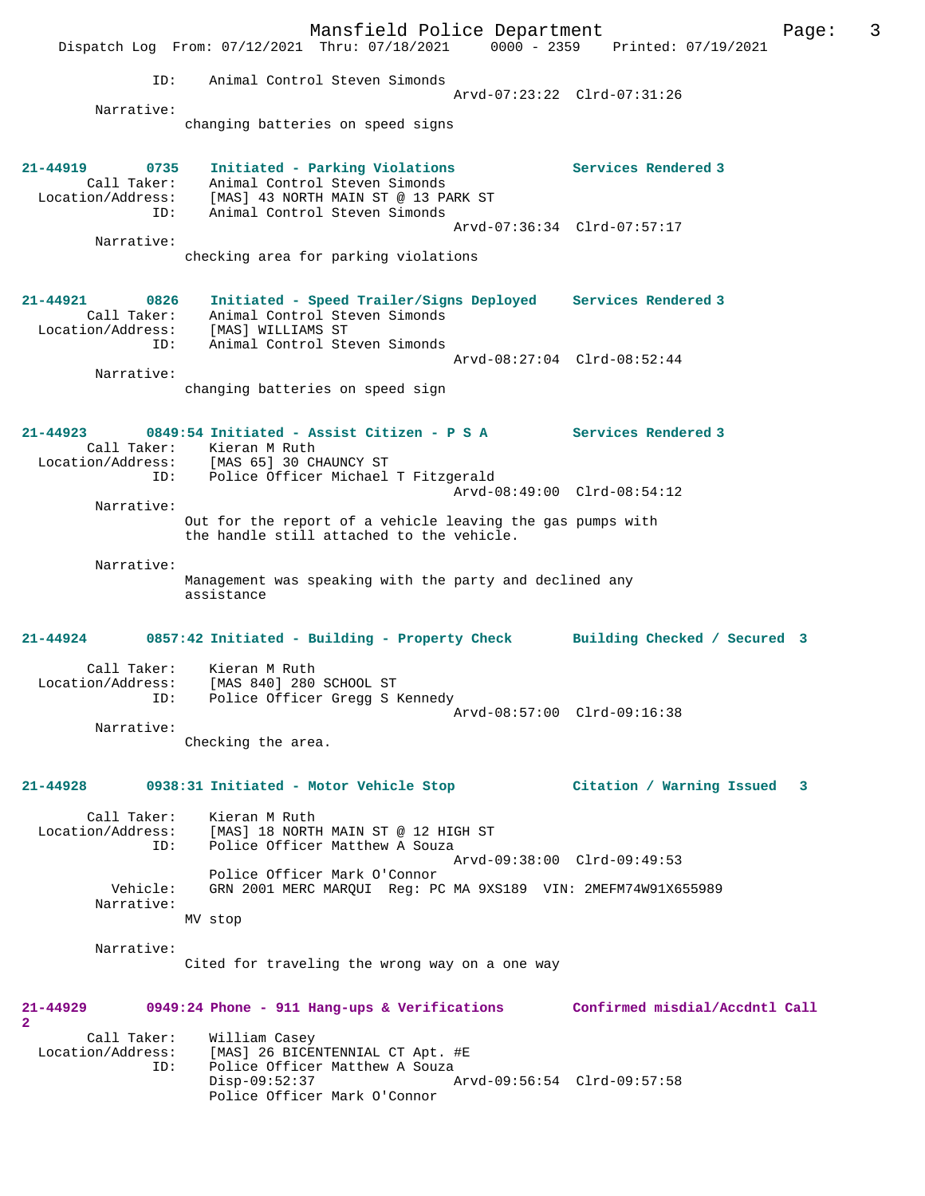```
            ID:    Animal Control Steven Simonds
                                              Arvd-07:23:22  Clrd-07:31:26
        Narrative:
               changing batteries on speed signs


21-44919       0735   Initiated - Parking Violations          Services Rendered 3
       Call Taker:    Animal Control Steven Simonds
  Location/Address:   [MAS] 43 NORTH MAIN ST @ 13 PARK ST
               ID:    Animal Control Steven Simonds
                                              Arvd-07:36:34  Clrd-07:57:17
        Narrative:
               checking area for parking violations


21-44921       0826   Initiated - Speed Trailer/Signs Deployed    Services Rendered 3
       Call Taker:    Animal Control Steven Simonds
  Location/Address:   [MAS] WILLIAMS ST
               ID:    Animal Control Steven Simonds
                                              Arvd-08:27:04  Clrd-08:52:44
        Narrative:
               changing batteries on speed sign


21-44923       0849:54 Initiated - Assist Citizen - P S A         Services Rendered 3
       Call Taker:    Kieran M Ruth
  Location/Address:   [MAS 65] 30 CHAUNCY ST
               ID:    Police Officer Michael T Fitzgerald
                                              Arvd-08:49:00  Clrd-08:54:12
        Narrative:
               Out for the report of a vehicle leaving the gas pumps with
               the handle still attached to the vehicle.

        Narrative:
               Management was speaking with the party and declined any
               assistance


21-44924       0857:42 Initiated - Building - Property Check      Building Checked / Secured  3

       Call Taker:    Kieran M Ruth
  Location/Address:   [MAS 840] 280 SCHOOL ST
               ID:    Police Officer Gregg S Kennedy
                                              Arvd-08:57:00  Clrd-09:16:38
        Narrative:
               Checking the area.


21-44928       0938:31 Initiated - Motor Vehicle Stop             Citation / Warning Issued   3

       Call Taker:    Kieran M Ruth
  Location/Address:   [MAS] 18 NORTH MAIN ST @ 12 HIGH ST
               ID:    Police Officer Matthew A Souza
                                              Arvd-09:38:00  Clrd-09:49:53
                      Police Officer Mark O'Connor
          Vehicle:    GRN 2001 MERC MARQUI  Reg: PC MA 9XS189  VIN: 2MEFM74W91X655989
        Narrative:
               MV stop

        Narrative:
               Cited for traveling the wrong way on a one way


21-44929       0949:24 Phone - 911 Hang-ups & Verifications       Confirmed misdial/Accdntl Call
2
       Call Taker:    William Casey
  Location/Address:   [MAS] 26 BICENTENNIAL CT Apt. #E
               ID:    Police Officer Matthew A Souza
                      Disp-09:52:37                   Arvd-09:56:54  Clrd-09:57:58
                      Police Officer Mark O'Connor
```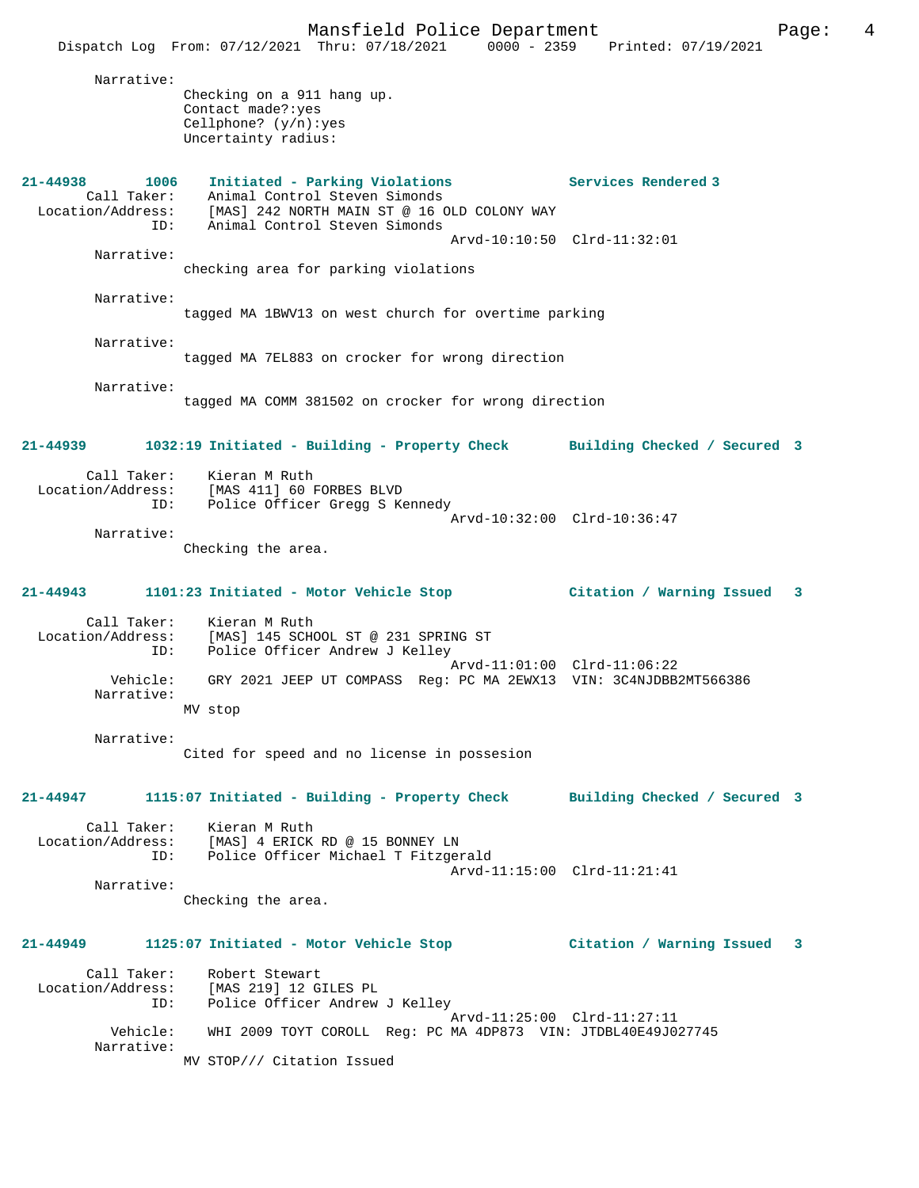Narrative:
Checking on a 911 hang up.
Contact made?:yes
Cellphone? (y/n):yes
Uncertainty radius:

**21-44938 1006 Initiated - Parking Violations — Services Rendered 3**

Call Taker: Animal Control Steven Simonds
Location/Address: [MAS] 242 NORTH MAIN ST @ 16 OLD COLONY WAY
ID: Animal Control Steven Simonds
Arvd-10:10:50 Clrd-11:32:01

Narrative:
checking area for parking violations

Narrative:
tagged MA 1BWV13 on west church for overtime parking

Narrative:
tagged MA 7EL883 on crocker for wrong direction

Narrative:
tagged MA COMM 381502 on crocker for wrong direction

**21-44939 1032:19 Initiated - Building - Property Check — Building Checked / Secured 3**

Call Taker: Kieran M Ruth
Location/Address: [MAS 411] 60 FORBES BLVD
ID: Police Officer Gregg S Kennedy
Arvd-10:32:00 Clrd-10:36:47

Narrative:
Checking the area.

**21-44943 1101:23 Initiated - Motor Vehicle Stop — Citation / Warning Issued 3**

Call Taker: Kieran M Ruth
Location/Address: [MAS] 145 SCHOOL ST @ 231 SPRING ST
ID: Police Officer Andrew J Kelley
Arvd-11:01:00 Clrd-11:06:22
Vehicle: GRY 2021 JEEP UT COMPASS Reg: PC MA 2EWX13 VIN: 3C4NJDBB2MT566386

Narrative:
MV stop

Narrative:
Cited for speed and no license in possesion

**21-44947 1115:07 Initiated - Building - Property Check — Building Checked / Secured 3**

Call Taker: Kieran M Ruth
Location/Address: [MAS] 4 ERICK RD @ 15 BONNEY LN
ID: Police Officer Michael T Fitzgerald
Arvd-11:15:00 Clrd-11:21:41

Narrative:
Checking the area.

**21-44949 1125:07 Initiated - Motor Vehicle Stop — Citation / Warning Issued 3**

Call Taker: Robert Stewart
Location/Address: [MAS 219] 12 GILES PL
ID: Police Officer Andrew J Kelley
Arvd-11:25:00 Clrd-11:27:11
Vehicle: WHI 2009 TOYT COROLL Reg: PC MA 4DP873 VIN: JTDBL40E49J027745

Narrative:
MV STOP/// Citation Issued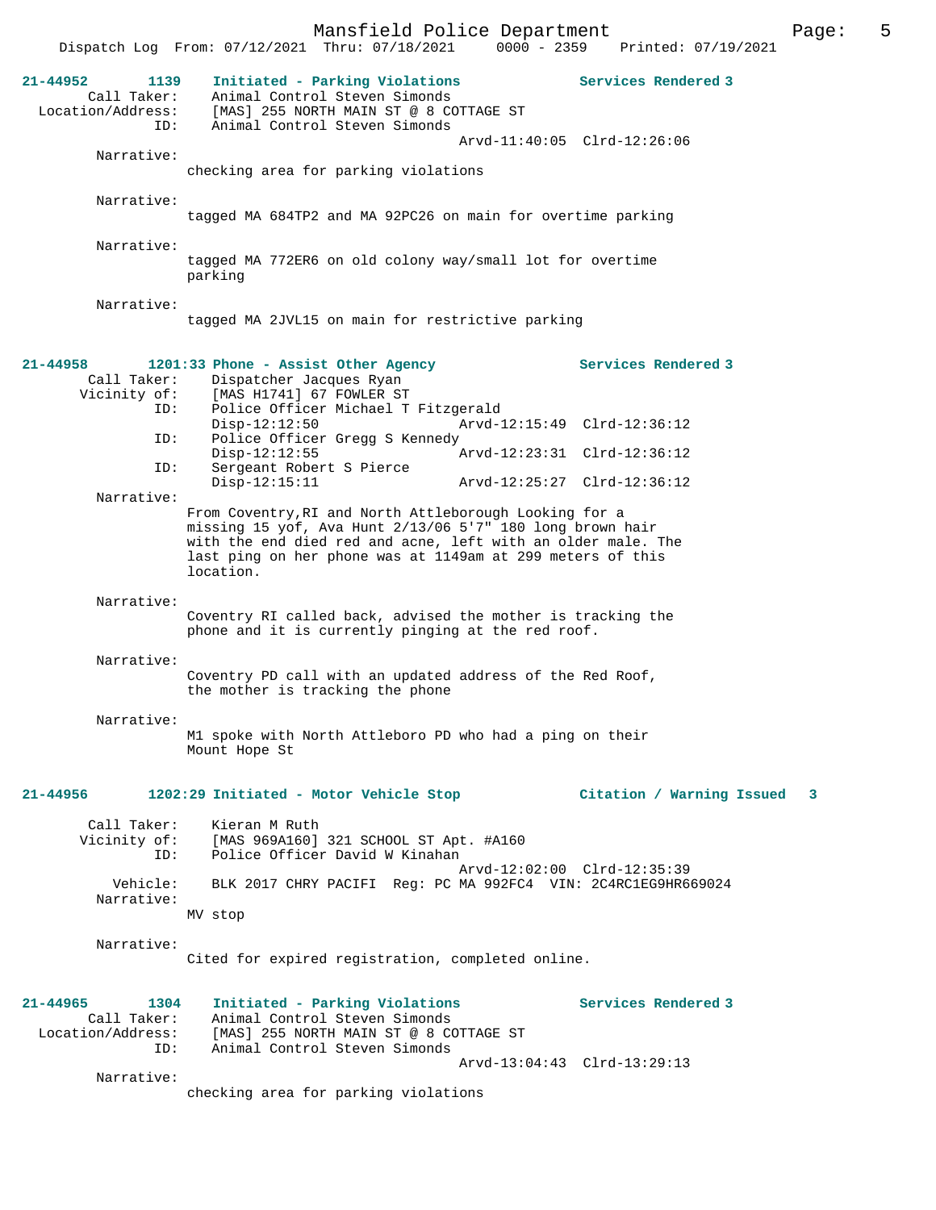**21-44952 1139 Initiated - Parking Violations — Services Rendered 3**

Call Taker: Animal Control Steven Simonds
Location/Address: [MAS] 255 NORTH MAIN ST @ 8 COTTAGE ST
ID: Animal Control Steven Simonds
Arvd-11:40:05 Clrd-12:26:06

Narrative:
checking area for parking violations

Narrative:
tagged MA 684TP2 and MA 92PC26 on main for overtime parking

Narrative:
tagged MA 772ER6 on old colony way/small lot for overtime parking

Narrative:
tagged MA 2JVL15 on main for restrictive parking

**21-44958 1201:33 Phone - Assist Other Agency — Services Rendered 3**

Call Taker: Dispatcher Jacques Ryan
Vicinity of: [MAS H1741] 67 FOWLER ST
ID: Police Officer Michael T Fitzgerald
Disp-12:12:50 Arvd-12:15:49 Clrd-12:36:12
ID: Police Officer Gregg S Kennedy
Disp-12:12:55 Arvd-12:23:31 Clrd-12:36:12
ID: Sergeant Robert S Pierce
Disp-12:15:11 Arvd-12:25:27 Clrd-12:36:12

Narrative:
From Coventry,RI and North Attleborough Looking for a missing 15 yof, Ava Hunt 2/13/06 5'7" 180 long brown hair with the end died red and acne, left with an older male. The last ping on her phone was at 1149am at 299 meters of this location.

Narrative:
Coventry RI called back, advised the mother is tracking the phone and it is currently pinging at the red roof.

Narrative:
Coventry PD call with an updated address of the Red Roof, the mother is tracking the phone

Narrative:
M1 spoke with North Attleboro PD who had a ping on their Mount Hope St

**21-44956 1202:29 Initiated - Motor Vehicle Stop — Citation / Warning Issued 3**

Call Taker: Kieran M Ruth
Vicinity of: [MAS 969A160] 321 SCHOOL ST Apt. #A160
ID: Police Officer David W Kinahan
Arvd-12:02:00 Clrd-12:35:39
Vehicle: BLK 2017 CHRY PACIFI Reg: PC MA 992FC4 VIN: 2C4RC1EG9HR669024

Narrative:
MV stop

Narrative:
Cited for expired registration, completed online.

**21-44965 1304 Initiated - Parking Violations — Services Rendered 3**

Call Taker: Animal Control Steven Simonds
Location/Address: [MAS] 255 NORTH MAIN ST @ 8 COTTAGE ST
ID: Animal Control Steven Simonds
Arvd-13:04:43 Clrd-13:29:13

Narrative:
checking area for parking violations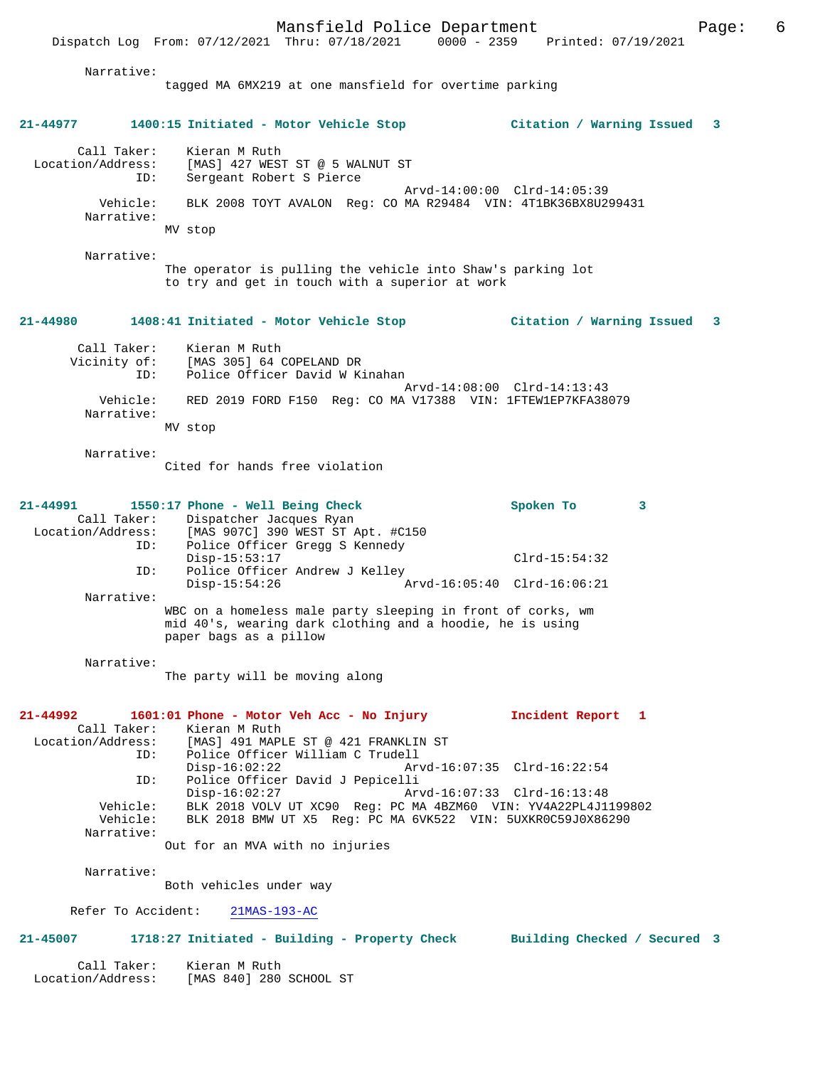Narrative:
tagged MA 6MX219 at one mansfield for overtime parking

**21-44977 1400:15 Initiated - Motor Vehicle Stop Citation / Warning Issued 3**

Call Taker: Kieran M Ruth
Location/Address: [MAS] 427 WEST ST @ 5 WALNUT ST
ID: Sergeant Robert S Pierce
Arvd-14:00:00 Clrd-14:05:39
Vehicle: BLK 2008 TOYT AVALON Reg: CO MA R29484 VIN: 4T1BK36BX8U299431
Narrative:
MV stop

Narrative:
The operator is pulling the vehicle into Shaw's parking lot to try and get in touch with a superior at work

**21-44980 1408:41 Initiated - Motor Vehicle Stop Citation / Warning Issued 3**

Call Taker: Kieran M Ruth
Vicinity of: [MAS 305] 64 COPELAND DR
ID: Police Officer David W Kinahan
Arvd-14:08:00 Clrd-14:13:43
Vehicle: RED 2019 FORD F150 Reg: CO MA V17388 VIN: 1FTEW1EP7KFA38079
Narrative:
MV stop

Narrative:
Cited for hands free violation

**21-44991 1550:17 Phone - Well Being Check Spoken To 3**

Call Taker: Dispatcher Jacques Ryan
Location/Address: [MAS 907C] 390 WEST ST Apt. #C150
ID: Police Officer Gregg S Kennedy
Disp-15:53:17 Clrd-15:54:32
ID: Police Officer Andrew J Kelley
Disp-15:54:26 Arvd-16:05:40 Clrd-16:06:21
Narrative:
WBC on a homeless male party sleeping in front of corks, wm mid 40's, wearing dark clothing and a hoodie, he is using paper bags as a pillow

Narrative:
The party will be moving along

**21-44992 1601:01 Phone - Motor Veh Acc - No Injury Incident Report 1**

Call Taker: Kieran M Ruth
Location/Address: [MAS] 491 MAPLE ST @ 421 FRANKLIN ST
ID: Police Officer William C Trudell
Disp-16:02:22 Arvd-16:07:35 Clrd-16:22:54
ID: Police Officer David J Pepicelli
Disp-16:02:27 Arvd-16:07:33 Clrd-16:13:48
Vehicle: BLK 2018 VOLV UT XC90 Reg: PC MA 4BZM60 VIN: YV4A22PL4J1199802
Vehicle: BLK 2018 BMW UT X5 Reg: PC MA 6VK522 VIN: 5UXKR0C59J0X86290
Narrative:
Out for an MVA with no injuries

Narrative:
Both vehicles under way

Refer To Accident: 21MAS-193-AC

**21-45007 1718:27 Initiated - Building - Property Check Building Checked / Secured 3**

Call Taker: Kieran M Ruth
Location/Address: [MAS 840] 280 SCHOOL ST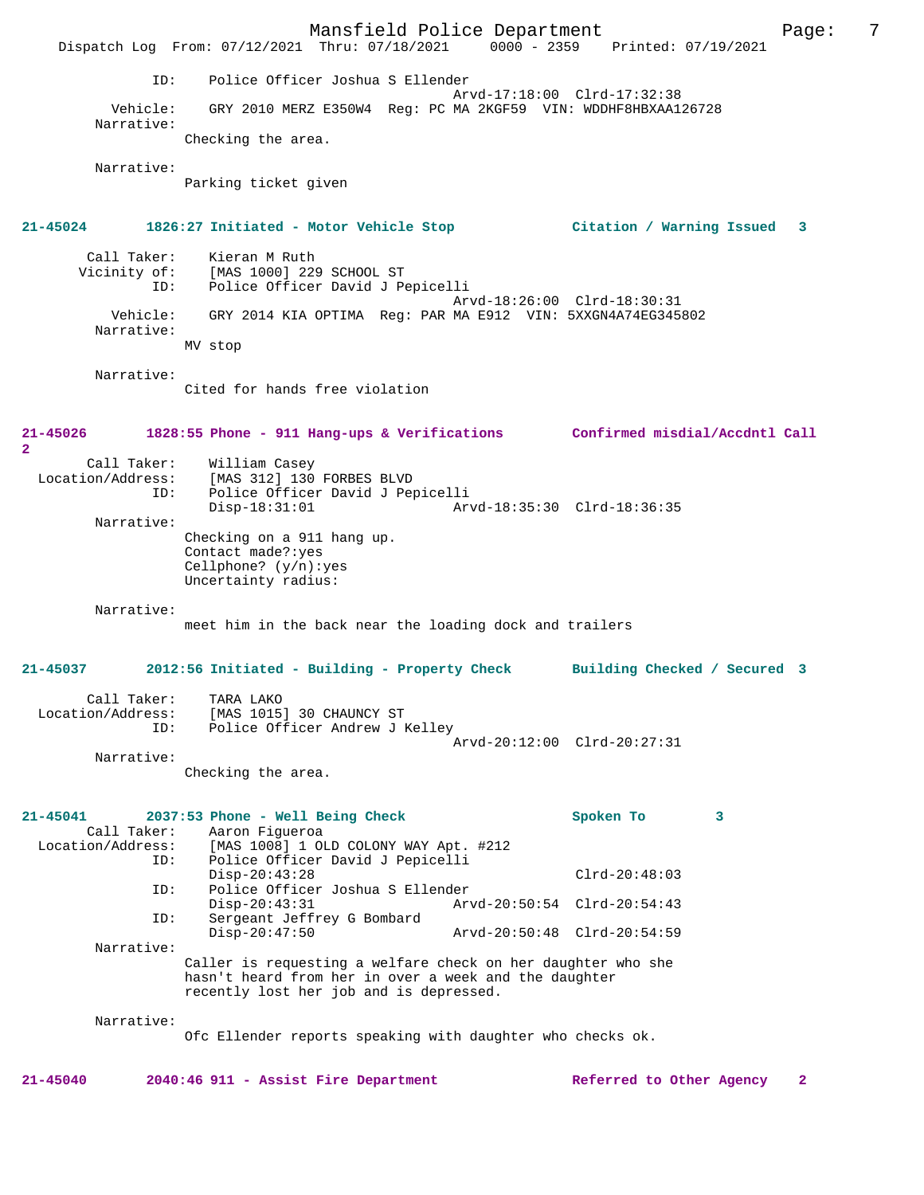```
            ID:    Police Officer Joshua S Ellender
                                              Arvd-17:18:00  Clrd-17:32:38
       Vehicle:    GRY 2010 MERZ E350W4  Reg: PC MA 2KGF59  VIN: WDDHF8HBXAA126728
     Narrative:    
                Checking the area.

     Narrative:    
                Parking ticket given
```

**21-45024 1826:27 Initiated - Motor Vehicle Stop Citation / Warning Issued 3**

```
    Call Taker:    Kieran M Ruth
   Vicinity of:    [MAS 1000] 229 SCHOOL ST
            ID:    Police Officer David J Pepicelli
                                              Arvd-18:26:00  Clrd-18:30:31
       Vehicle:    GRY 2014 KIA OPTIMA  Reg: PAR MA E912  VIN: 5XXGN4A74EG345802
     Narrative:    
                MV stop

     Narrative:    
                Cited for hands free violation
```

**21-45026 1828:55 Phone - 911 Hang-ups & Verifications Confirmed misdial/Accdntl Call 2**

```
    Call Taker:    William Casey
 Location/Address:    [MAS 312] 130 FORBES BLVD
            ID:    Police Officer David J Pepicelli
                   Disp-18:31:01              Arvd-18:35:30  Clrd-18:36:35
     Narrative:    
                Checking on a 911 hang up.
                Contact made?:yes
                Cellphone? (y/n):yes
                Uncertainty radius:

     Narrative:    
                meet him in the back near the loading dock and trailers
```

**21-45037 2012:56 Initiated - Building - Property Check Building Checked / Secured 3**

```
    Call Taker:    TARA LAKO
 Location/Address:    [MAS 1015] 30 CHAUNCY ST
            ID:    Police Officer Andrew J Kelley
                                              Arvd-20:12:00  Clrd-20:27:31
     Narrative:    
                Checking the area.
```

**21-45041 2037:53 Phone - Well Being Check Spoken To 3**

```
    Call Taker:    Aaron Figueroa
 Location/Address:    [MAS 1008] 1 OLD COLONY WAY Apt. #212
            ID:    Police Officer David J Pepicelli
                   Disp-20:43:28                             Clrd-20:48:03
            ID:    Police Officer Joshua S Ellender
                   Disp-20:43:31              Arvd-20:50:54  Clrd-20:54:43
            ID:    Sergeant Jeffrey G Bombard
                   Disp-20:47:50              Arvd-20:50:48  Clrd-20:54:59
     Narrative:    
                Caller is requesting a welfare check on her daughter who she
                hasn't heard from her in over a week and the daughter
                recently lost her job and is depressed.

     Narrative:    
                Ofc Ellender reports speaking with daughter who checks ok.
```

**21-45040 2040:46 911 - Assist Fire Department Referred to Other Agency 2**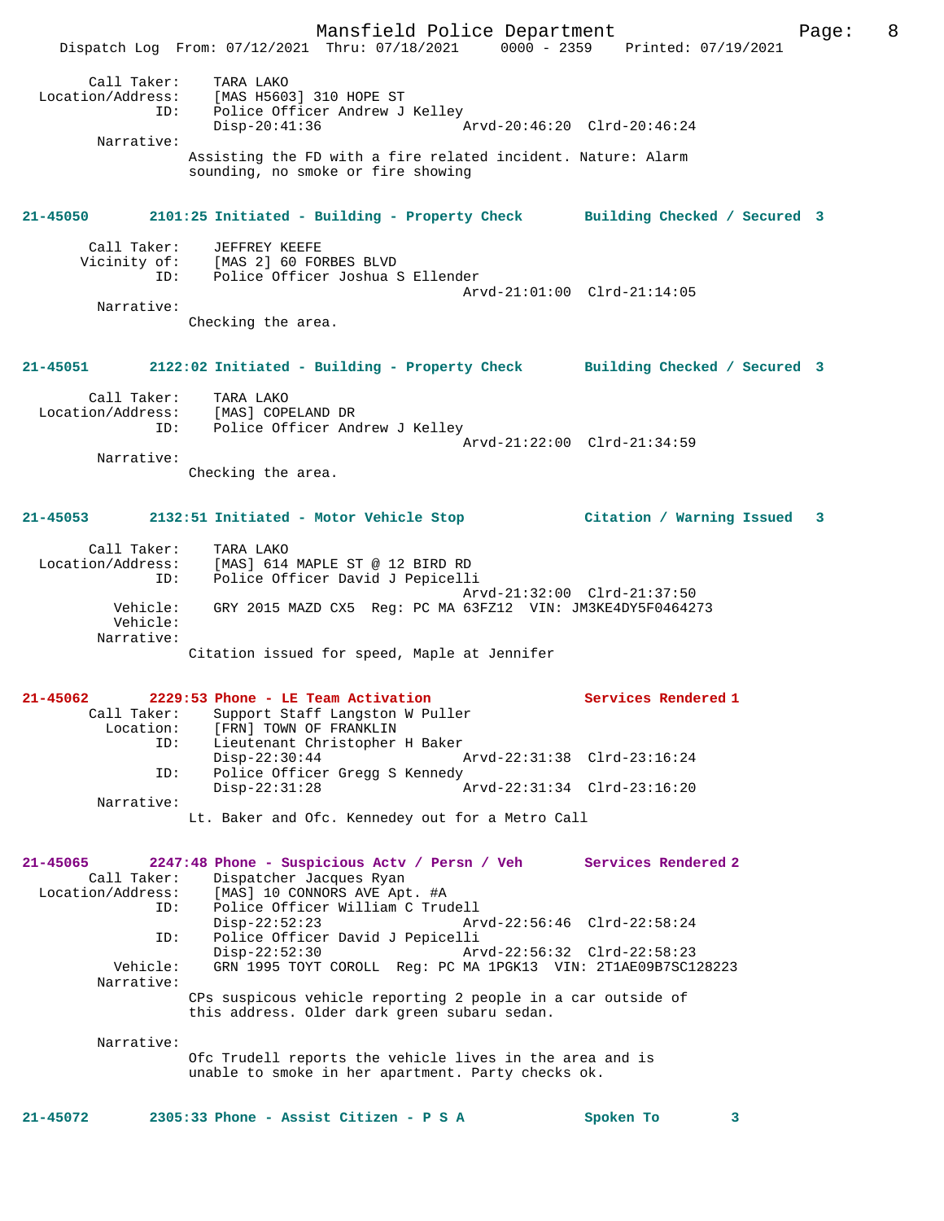```
        Call Taker:     TARA LAKO
  Location/Address:     [MAS H5603] 310 HOPE ST
                ID:     Police Officer Andrew J Kelley
                        Disp-20:41:36                 Arvd-20:46:20  Clrd-20:46:24
         Narrative:
                     Assisting the FD with a fire related incident. Nature: Alarm
                     sounding, no smoke or fire showing
```

**21-45050        2101:25 Initiated - Building - Property Check        Building Checked / Secured  3**

```
        Call Taker:     JEFFREY KEEFE
       Vicinity of:     [MAS 2] 60 FORBES BLVD
                ID:     Police Officer Joshua S Ellender
                                                      Arvd-21:01:00  Clrd-21:14:05
         Narrative:
                     Checking the area.
```

**21-45051        2122:02 Initiated - Building - Property Check        Building Checked / Secured  3**

```
        Call Taker:     TARA LAKO
  Location/Address:     [MAS] COPELAND DR
                ID:     Police Officer Andrew J Kelley
                                                      Arvd-21:22:00  Clrd-21:34:59
         Narrative:
                     Checking the area.
```

**21-45053        2132:51 Initiated - Motor Vehicle Stop              Citation / Warning Issued   3**

```
        Call Taker:     TARA LAKO
  Location/Address:     [MAS] 614 MAPLE ST @ 12 BIRD RD
                ID:     Police Officer David J Pepicelli
                                                      Arvd-21:32:00  Clrd-21:37:50
           Vehicle:     GRY 2015 MAZD CX5  Reg: PC MA 63FZ12  VIN: JM3KE4DY5F0464273
           Vehicle:
         Narrative:
                     Citation issued for speed, Maple at Jennifer
```

**21-45062        2229:53 Phone - LE Team Activation                  Services Rendered 1**

```
        Call Taker:     Support Staff Langston W Puller
          Location:     [FRN] TOWN OF FRANKLIN
                ID:     Lieutenant Christopher H Baker
                        Disp-22:30:44                 Arvd-22:31:38  Clrd-23:16:24
                ID:     Police Officer Gregg S Kennedy
                        Disp-22:31:28                 Arvd-22:31:34  Clrd-23:16:20
         Narrative:
                     Lt. Baker and Ofc. Kennedey out for a Metro Call
```

**21-45065        2247:48 Phone - Suspicious Actv / Persn / Veh       Services Rendered 2**

```
        Call Taker:     Dispatcher Jacques Ryan
  Location/Address:     [MAS] 10 CONNORS AVE Apt. #A
                ID:     Police Officer William C Trudell
                        Disp-22:52:23                 Arvd-22:56:46  Clrd-22:58:24
                ID:     Police Officer David J Pepicelli
                        Disp-22:52:30                 Arvd-22:56:32  Clrd-22:58:23
           Vehicle:     GRN 1995 TOYT COROLL  Reg: PC MA 1PGK13  VIN: 2T1AE09B7SC128223
         Narrative:
                     CPs suspicous vehicle reporting 2 people in a car outside of
                     this address. Older dark green subaru sedan.

         Narrative:
                     Ofc Trudell reports the vehicle lives in the area and is
                     unable to smoke in her apartment. Party checks ok.
```

**21-45072        2305:33 Phone - Assist Citizen - P S A              Spoken To        3**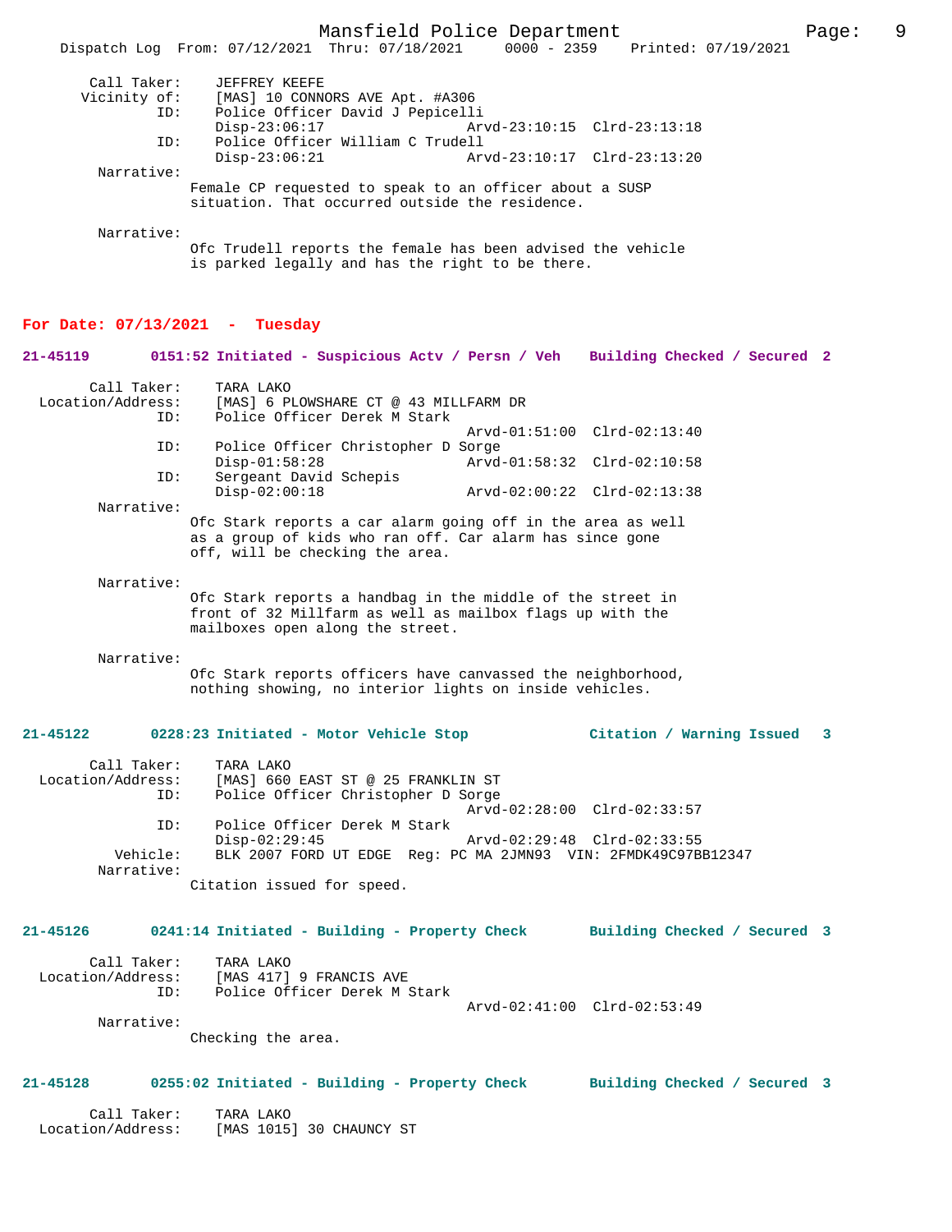Call Taker: JEFFREY KEEFE
Vicinity of: [MAS] 10 CONNORS AVE Apt. #A306
ID: Police Officer David J Pepicelli
Disp-23:06:17 Arvd-23:10:15 Clrd-23:13:18
ID: Police Officer William C Trudell
Disp-23:06:21 Arvd-23:10:17 Clrd-23:13:20
Narrative:
Female CP requested to speak to an officer about a SUSP situation. That occurred outside the residence.

Narrative:
Ofc Trudell reports the female has been advised the vehicle is parked legally and has the right to be there.

## For Date: 07/13/2021 - Tuesday

**21-45119 0151:52 Initiated - Suspicious Actv / Persn / Veh Building Checked / Secured 2**

Call Taker: TARA LAKO
Location/Address: [MAS] 6 PLOWSHARE CT @ 43 MILLFARM DR
ID: Police Officer Derek M Stark
Arvd-01:51:00 Clrd-02:13:40
ID: Police Officer Christopher D Sorge
Disp-01:58:28 Arvd-01:58:32 Clrd-02:10:58
ID: Sergeant David Schepis
Disp-02:00:18 Arvd-02:00:22 Clrd-02:13:38
Narrative:
Ofc Stark reports a car alarm going off in the area as well as a group of kids who ran off. Car alarm has since gone off, will be checking the area.

Narrative:
Ofc Stark reports a handbag in the middle of the street in front of 32 Millfarm as well as mailbox flags up with the mailboxes open along the street.

Narrative:
Ofc Stark reports officers have canvassed the neighborhood, nothing showing, no interior lights on inside vehicles.

**21-45122 0228:23 Initiated - Motor Vehicle Stop Citation / Warning Issued 3**

Call Taker: TARA LAKO
Location/Address: [MAS] 660 EAST ST @ 25 FRANKLIN ST
ID: Police Officer Christopher D Sorge
Arvd-02:28:00 Clrd-02:33:57
ID: Police Officer Derek M Stark
Disp-02:29:45 Arvd-02:29:48 Clrd-02:33:55
Vehicle: BLK 2007 FORD UT EDGE Reg: PC MA 2JMN93 VIN: 2FMDK49C97BB12347
Narrative:
Citation issued for speed.

**21-45126 0241:14 Initiated - Building - Property Check Building Checked / Secured 3**

Call Taker: TARA LAKO
Location/Address: [MAS 417] 9 FRANCIS AVE
ID: Police Officer Derek M Stark
Arvd-02:41:00 Clrd-02:53:49
Narrative:
Checking the area.

**21-45128 0255:02 Initiated - Building - Property Check Building Checked / Secured 3**

Call Taker: TARA LAKO
Location/Address: [MAS 1015] 30 CHAUNCY ST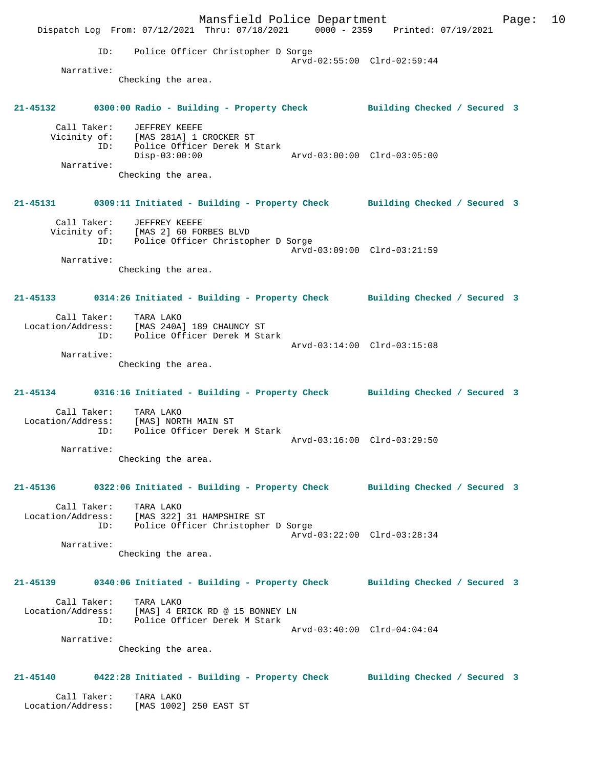ID: Police Officer Christopher D Sorge
Arvd-02:55:00 Clrd-02:59:44

Narrative:
Checking the area.

**21-45132 0300:00 Radio - Building - Property Check Building Checked / Secured 3**

Call Taker: JEFFREY KEEFE
Vicinity of: [MAS 281A] 1 CROCKER ST
ID: Police Officer Derek M Stark
Disp-03:00:00 Arvd-03:00:00 Clrd-03:05:00

Narrative:
Checking the area.

**21-45131 0309:11 Initiated - Building - Property Check Building Checked / Secured 3**

Call Taker: JEFFREY KEEFE
Vicinity of: [MAS 2] 60 FORBES BLVD
ID: Police Officer Christopher D Sorge
Arvd-03:09:00 Clrd-03:21:59

Narrative:
Checking the area.

**21-45133 0314:26 Initiated - Building - Property Check Building Checked / Secured 3**

Call Taker: TARA LAKO
Location/Address: [MAS 240A] 189 CHAUNCY ST
ID: Police Officer Derek M Stark
Arvd-03:14:00 Clrd-03:15:08

Narrative:
Checking the area.

**21-45134 0316:16 Initiated - Building - Property Check Building Checked / Secured 3**

Call Taker: TARA LAKO
Location/Address: [MAS] NORTH MAIN ST
ID: Police Officer Derek M Stark
Arvd-03:16:00 Clrd-03:29:50

Narrative:
Checking the area.

**21-45136 0322:06 Initiated - Building - Property Check Building Checked / Secured 3**

Call Taker: TARA LAKO
Location/Address: [MAS 322] 31 HAMPSHIRE ST
ID: Police Officer Christopher D Sorge
Arvd-03:22:00 Clrd-03:28:34

Narrative:
Checking the area.

**21-45139 0340:06 Initiated - Building - Property Check Building Checked / Secured 3**

Call Taker: TARA LAKO
Location/Address: [MAS] 4 ERICK RD @ 15 BONNEY LN
ID: Police Officer Derek M Stark
Arvd-03:40:00 Clrd-04:04:04

Narrative:
Checking the area.

**21-45140 0422:28 Initiated - Building - Property Check Building Checked / Secured 3**

Call Taker: TARA LAKO
Location/Address: [MAS 1002] 250 EAST ST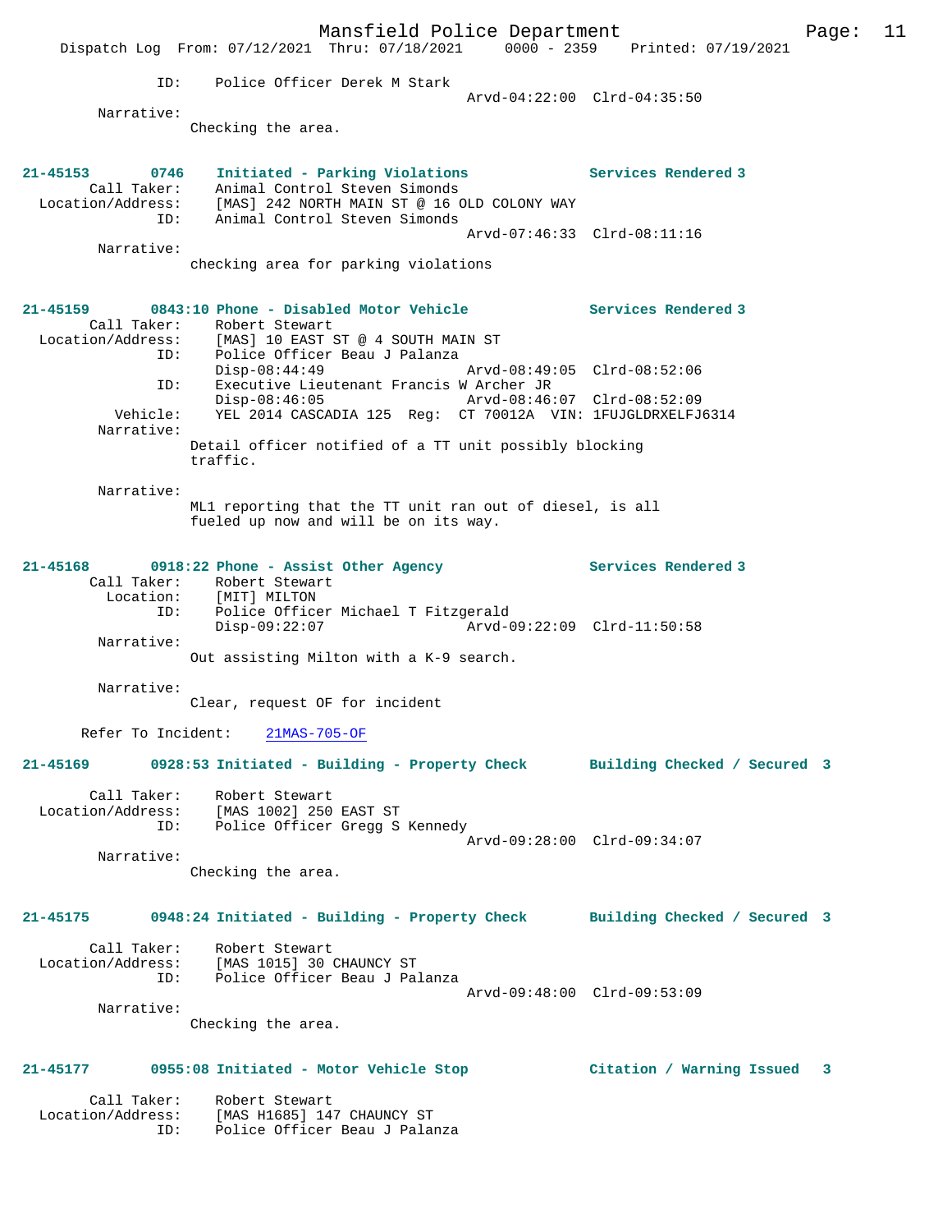```
             ID:     Police Officer Derek M Stark
                                               Arvd-04:22:00  Clrd-04:35:50
        Narrative:
                  Checking the area.


21-45153        0746    Initiated - Parking Violations              Services Rendered 3
        Call Taker:     Animal Control Steven Simonds
   Location/Address:    [MAS] 242 NORTH MAIN ST @ 16 OLD COLONY WAY
                ID:     Animal Control Steven Simonds
                                               Arvd-07:46:33  Clrd-08:11:16
        Narrative:
                  checking area for parking violations


21-45159        0843:10 Phone - Disabled Motor Vehicle              Services Rendered 3
        Call Taker:     Robert Stewart
   Location/Address:    [MAS] 10 EAST ST @ 4 SOUTH MAIN ST
                ID:     Police Officer Beau J Palanza
                        Disp-08:44:49                  Arvd-08:49:05  Clrd-08:52:06
                ID:     Executive Lieutenant Francis W Archer JR
                        Disp-08:46:05                  Arvd-08:46:07  Clrd-08:52:09
           Vehicle:     YEL 2014 CASCADIA 125  Reg:  CT 70012A  VIN: 1FUJGLDRXELFJ6314
        Narrative:
                  Detail officer notified of a TT unit possibly blocking
                  traffic.

        Narrative:
                  ML1 reporting that the TT unit ran out of diesel, is all
                  fueled up now and will be on its way.


21-45168        0918:22 Phone - Assist Other Agency                 Services Rendered 3
        Call Taker:     Robert Stewart
          Location:     [MIT] MILTON
                ID:     Police Officer Michael T Fitzgerald
                        Disp-09:22:07                  Arvd-09:22:09  Clrd-11:50:58
        Narrative:
                  Out assisting Milton with a K-9 search.

        Narrative:
                  Clear, request OF for incident

      Refer To Incident:    21MAS-705-OF

21-45169        0928:53 Initiated - Building - Property Check       Building Checked / Secured  3

        Call Taker:     Robert Stewart
   Location/Address:    [MAS 1002] 250 EAST ST
                ID:     Police Officer Gregg S Kennedy
                                               Arvd-09:28:00  Clrd-09:34:07
        Narrative:
                  Checking the area.


21-45175        0948:24 Initiated - Building - Property Check       Building Checked / Secured  3

        Call Taker:     Robert Stewart
   Location/Address:    [MAS 1015] 30 CHAUNCY ST
                ID:     Police Officer Beau J Palanza
                                               Arvd-09:48:00  Clrd-09:53:09
        Narrative:
                  Checking the area.


21-45177        0955:08 Initiated - Motor Vehicle Stop              Citation / Warning Issued   3

        Call Taker:     Robert Stewart
   Location/Address:    [MAS H1685] 147 CHAUNCY ST
                ID:     Police Officer Beau J Palanza
```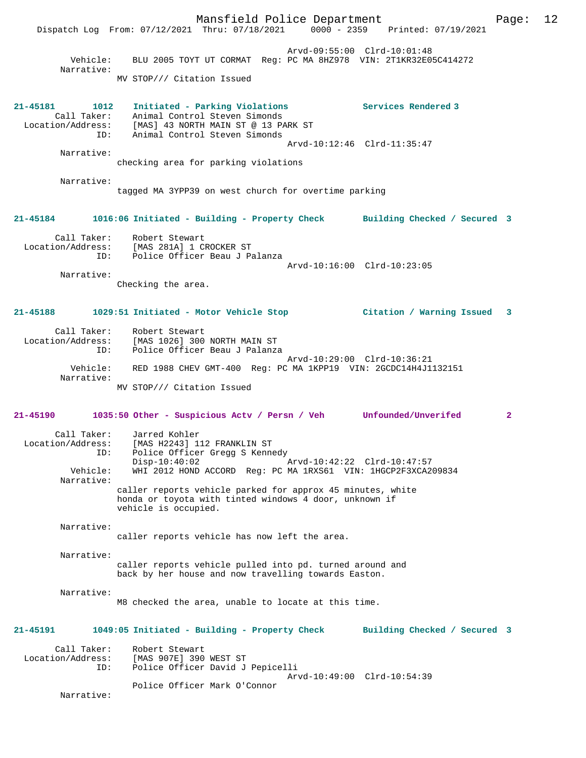Arvd-09:55:00 Clrd-10:01:48
Vehicle: BLU 2005 TOYT UT CORMAT Reg: PC MA 8HZ978 VIN: 2T1KR32E05C414272
Narrative:
MV STOP/// Citation Issued

**21-45181 1012 Initiated - Parking Violations Services Rendered 3**

Call Taker: Animal Control Steven Simonds
Location/Address: [MAS] 43 NORTH MAIN ST @ 13 PARK ST
ID: Animal Control Steven Simonds
Arvd-10:12:46 Clrd-11:35:47
Narrative:
checking area for parking violations

Narrative:
tagged MA 3YPP39 on west church for overtime parking

**21-45184 1016:06 Initiated - Building - Property Check Building Checked / Secured 3**

Call Taker: Robert Stewart
Location/Address: [MAS 281A] 1 CROCKER ST
ID: Police Officer Beau J Palanza
Arvd-10:16:00 Clrd-10:23:05
Narrative:
Checking the area.

**21-45188 1029:51 Initiated - Motor Vehicle Stop Citation / Warning Issued 3**

Call Taker: Robert Stewart
Location/Address: [MAS 1026] 300 NORTH MAIN ST
ID: Police Officer Beau J Palanza
Arvd-10:29:00 Clrd-10:36:21
Vehicle: RED 1988 CHEV GMT-400 Reg: PC MA 1KPP19 VIN: 2GCDC14H4J1132151
Narrative:
MV STOP/// Citation Issued

**21-45190 1035:50 Other - Suspicious Actv / Persn / Veh Unfounded/Unverifed 2**

Call Taker: Jarred Kohler
Location/Address: [MAS H2243] 112 FRANKLIN ST
ID: Police Officer Gregg S Kennedy
Disp-10:40:02 Arvd-10:42:22 Clrd-10:47:57
Vehicle: WHI 2012 HOND ACCORD Reg: PC MA 1RXS61 VIN: 1HGCP2F3XCA209834
Narrative:
caller reports vehicle parked for approx 45 minutes, white honda or toyota with tinted windows 4 door, unknown if vehicle is occupied.

Narrative:
caller reports vehicle has now left the area.

Narrative:
caller reports vehicle pulled into pd. turned around and back by her house and now travelling towards Easton.

Narrative:
M8 checked the area, unable to locate at this time.

**21-45191 1049:05 Initiated - Building - Property Check Building Checked / Secured 3**

Call Taker: Robert Stewart
Location/Address: [MAS 907E] 390 WEST ST
ID: Police Officer David J Pepicelli
Arvd-10:49:00 Clrd-10:54:39
Police Officer Mark O'Connor
Narrative: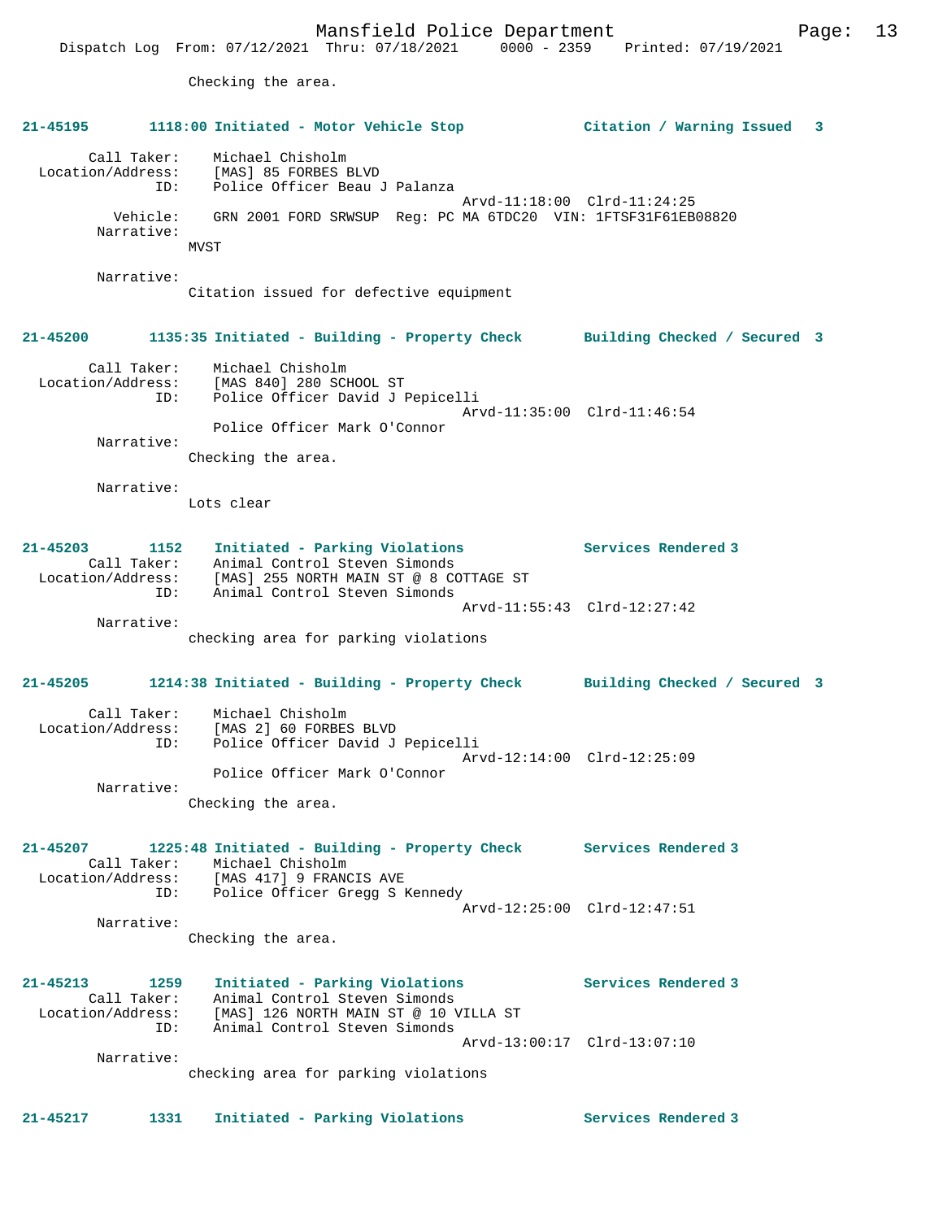Checking the area.

**21-45195 1118:00 Initiated - Motor Vehicle Stop Citation / Warning Issued 3**

Call Taker: Michael Chisholm
Location/Address: [MAS] 85 FORBES BLVD
ID: Police Officer Beau J Palanza
Arvd-11:18:00 Clrd-11:24:25
Vehicle: GRN 2001 FORD SRWSUP Reg: PC MA 6TDC20 VIN: 1FTSF31F61EB08820
Narrative:
MVST

Narrative:
Citation issued for defective equipment

**21-45200 1135:35 Initiated - Building - Property Check Building Checked / Secured 3**

Call Taker: Michael Chisholm
Location/Address: [MAS 840] 280 SCHOOL ST
ID: Police Officer David J Pepicelli
Arvd-11:35:00 Clrd-11:46:54
Police Officer Mark O'Connor
Narrative:
Checking the area.

Narrative:
Lots clear

**21-45203 1152 Initiated - Parking Violations Services Rendered 3**

Call Taker: Animal Control Steven Simonds
Location/Address: [MAS] 255 NORTH MAIN ST @ 8 COTTAGE ST
ID: Animal Control Steven Simonds
Arvd-11:55:43 Clrd-12:27:42
Narrative:
checking area for parking violations

**21-45205 1214:38 Initiated - Building - Property Check Building Checked / Secured 3**

Call Taker: Michael Chisholm
Location/Address: [MAS 2] 60 FORBES BLVD
ID: Police Officer David J Pepicelli
Arvd-12:14:00 Clrd-12:25:09
Police Officer Mark O'Connor
Narrative:
Checking the area.

**21-45207 1225:48 Initiated - Building - Property Check Services Rendered 3**

Call Taker: Michael Chisholm
Location/Address: [MAS 417] 9 FRANCIS AVE
ID: Police Officer Gregg S Kennedy
Arvd-12:25:00 Clrd-12:47:51
Narrative:
Checking the area.

**21-45213 1259 Initiated - Parking Violations Services Rendered 3**

Call Taker: Animal Control Steven Simonds
Location/Address: [MAS] 126 NORTH MAIN ST @ 10 VILLA ST
ID: Animal Control Steven Simonds
Arvd-13:00:17 Clrd-13:07:10
Narrative:
checking area for parking violations

**21-45217 1331 Initiated - Parking Violations Services Rendered 3**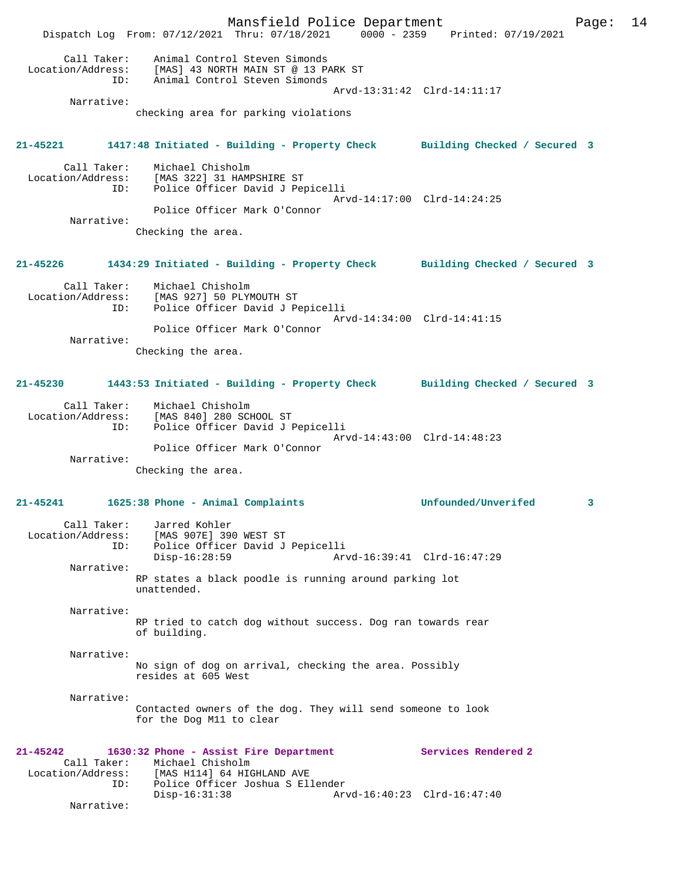Call Taker: Animal Control Steven Simonds
Location/Address: [MAS] 43 NORTH MAIN ST @ 13 PARK ST
ID: Animal Control Steven Simonds
Arvd-13:31:42 Clrd-14:11:17

Narrative:
checking area for parking violations

**21-45221 1417:48 Initiated - Building - Property Check Building Checked / Secured 3**

Call Taker: Michael Chisholm
Location/Address: [MAS 322] 31 HAMPSHIRE ST
ID: Police Officer David J Pepicelli
Arvd-14:17:00 Clrd-14:24:25
Police Officer Mark O'Connor

Narrative:
Checking the area.

**21-45226 1434:29 Initiated - Building - Property Check Building Checked / Secured 3**

Call Taker: Michael Chisholm
Location/Address: [MAS 927] 50 PLYMOUTH ST
ID: Police Officer David J Pepicelli
Arvd-14:34:00 Clrd-14:41:15
Police Officer Mark O'Connor

Narrative:
Checking the area.

**21-45230 1443:53 Initiated - Building - Property Check Building Checked / Secured 3**

Call Taker: Michael Chisholm
Location/Address: [MAS 840] 280 SCHOOL ST
ID: Police Officer David J Pepicelli
Arvd-14:43:00 Clrd-14:48:23
Police Officer Mark O'Connor

Narrative:
Checking the area.

**21-45241 1625:38 Phone - Animal Complaints Unfounded/Unverifed 3**

Call Taker: Jarred Kohler
Location/Address: [MAS 907E] 390 WEST ST
ID: Police Officer David J Pepicelli
Disp-16:28:59 Arvd-16:39:41 Clrd-16:47:29

Narrative:
RP states a black poodle is running around parking lot unattended.

Narrative:
RP tried to catch dog without success. Dog ran towards rear of building.

Narrative:
No sign of dog on arrival, checking the area. Possibly resides at 605 West

Narrative:
Contacted owners of the dog. They will send someone to look for the Dog M11 to clear

**21-45242 1630:32 Phone - Assist Fire Department Services Rendered 2**

Call Taker: Michael Chisholm
Location/Address: [MAS H114] 64 HIGHLAND AVE
ID: Police Officer Joshua S Ellender
Disp-16:31:38 Arvd-16:40:23 Clrd-16:47:40

Narrative: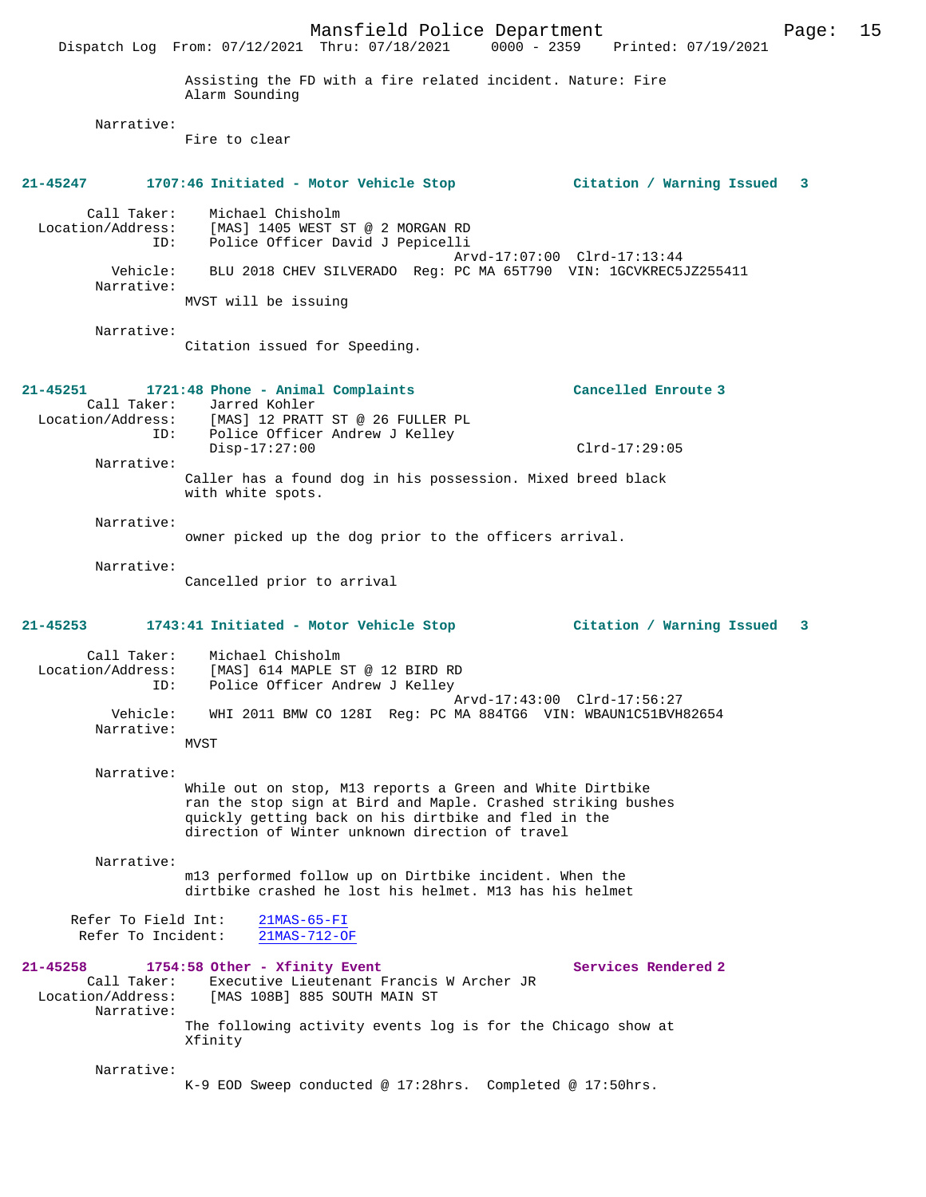Assisting the FD with a fire related incident. Nature: Fire Alarm Sounding

Narrative:
Fire to clear

**21-45247 1707:46 Initiated - Motor Vehicle Stop — Citation / Warning Issued 3**

Call Taker: Michael Chisholm
Location/Address: [MAS] 1405 WEST ST @ 2 MORGAN RD
ID: Police Officer David J Pepicelli
Arvd-17:07:00 Clrd-17:13:44
Vehicle: BLU 2018 CHEV SILVERADO Reg: PC MA 65T790 VIN: 1GCVKREC5JZ255411
Narrative:
MVST will be issuing

Narrative:
Citation issued for Speeding.

**21-45251 1721:48 Phone - Animal Complaints — Cancelled Enroute 3**

Call Taker: Jarred Kohler
Location/Address: [MAS] 12 PRATT ST @ 26 FULLER PL
ID: Police Officer Andrew J Kelley
Disp-17:27:00 Clrd-17:29:05
Narrative:
Caller has a found dog in his possession. Mixed breed black with white spots.

Narrative:
owner picked up the dog prior to the officers arrival.

Narrative:
Cancelled prior to arrival

**21-45253 1743:41 Initiated - Motor Vehicle Stop — Citation / Warning Issued 3**

Call Taker: Michael Chisholm
Location/Address: [MAS] 614 MAPLE ST @ 12 BIRD RD
ID: Police Officer Andrew J Kelley
Arvd-17:43:00 Clrd-17:56:27
Vehicle: WHI 2011 BMW CO 128I Reg: PC MA 884TG6 VIN: WBAUN1C51BVH82654
Narrative:
MVST

Narrative:
While out on stop, M13 reports a Green and White Dirtbike ran the stop sign at Bird and Maple. Crashed striking bushes quickly getting back on his dirtbike and fled in the direction of Winter unknown direction of travel

Narrative:
m13 performed follow up on Dirtbike incident. When the dirtbike crashed he lost his helmet. M13 has his helmet

Refer To Field Int: 21MAS-65-FI
Refer To Incident: 21MAS-712-OF

**21-45258 1754:58 Other - Xfinity Event — Services Rendered 2**

Call Taker: Executive Lieutenant Francis W Archer JR
Location/Address: [MAS 108B] 885 SOUTH MAIN ST
Narrative:
The following activity events log is for the Chicago show at Xfinity

Narrative:
K-9 EOD Sweep conducted @ 17:28hrs. Completed @ 17:50hrs.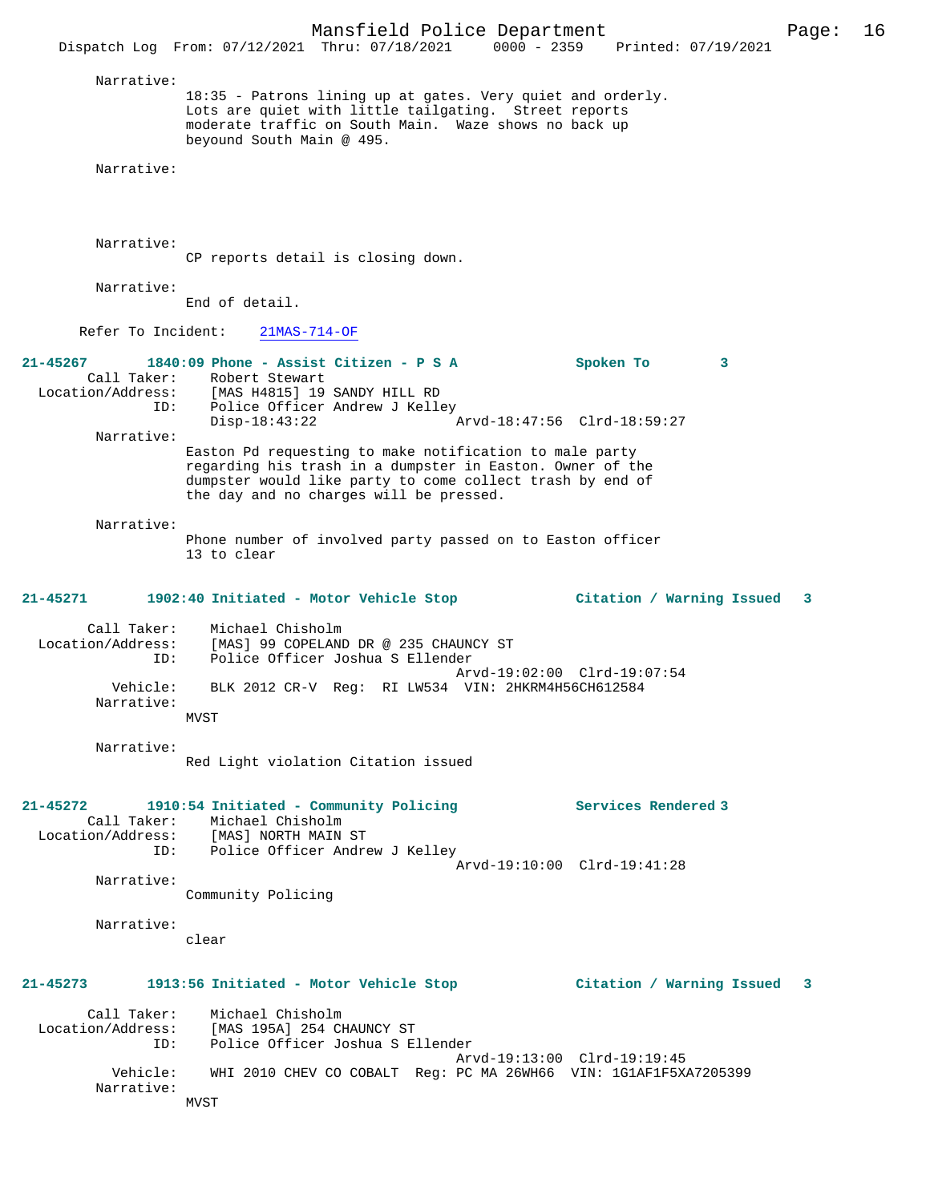Narrative:
18:35 - Patrons lining up at gates. Very quiet and orderly. Lots are quiet with little tailgating. Street reports moderate traffic on South Main. Waze shows no back up beyound South Main @ 495.

Narrative:

Narrative:
CP reports detail is closing down.

Narrative:
End of detail.

Refer To Incident: 21MAS-714-OF

**21-45267 1840:09 Phone - Assist Citizen - P S A — Spoken To 3**

Call Taker: Robert Stewart
Location/Address: [MAS H4815] 19 SANDY HILL RD
ID: Police Officer Andrew J Kelley
Disp-18:43:22 Arvd-18:47:56 Clrd-18:59:27

Narrative:
Easton Pd requesting to make notification to male party regarding his trash in a dumpster in Easton. Owner of the dumpster would like party to come collect trash by end of the day and no charges will be pressed.

Narrative:
Phone number of involved party passed on to Easton officer 13 to clear

**21-45271 1902:40 Initiated - Motor Vehicle Stop — Citation / Warning Issued 3**

Call Taker: Michael Chisholm
Location/Address: [MAS] 99 COPELAND DR @ 235 CHAUNCY ST
ID: Police Officer Joshua S Ellender
Arvd-19:02:00 Clrd-19:07:54
Vehicle: BLK 2012 CR-V Reg: RI LW534 VIN: 2HKRM4H56CH612584

Narrative:
MVST

Narrative:
Red Light violation Citation issued

**21-45272 1910:54 Initiated - Community Policing — Services Rendered 3**

Call Taker: Michael Chisholm
Location/Address: [MAS] NORTH MAIN ST
ID: Police Officer Andrew J Kelley
Arvd-19:10:00 Clrd-19:41:28

Narrative:
Community Policing

Narrative:
clear

**21-45273 1913:56 Initiated - Motor Vehicle Stop — Citation / Warning Issued 3**

Call Taker: Michael Chisholm
Location/Address: [MAS 195A] 254 CHAUNCY ST
ID: Police Officer Joshua S Ellender
Arvd-19:13:00 Clrd-19:19:45
Vehicle: WHI 2010 CHEV CO COBALT Reg: PC MA 26WH66 VIN: 1G1AF1F5XA7205399

Narrative:
MVST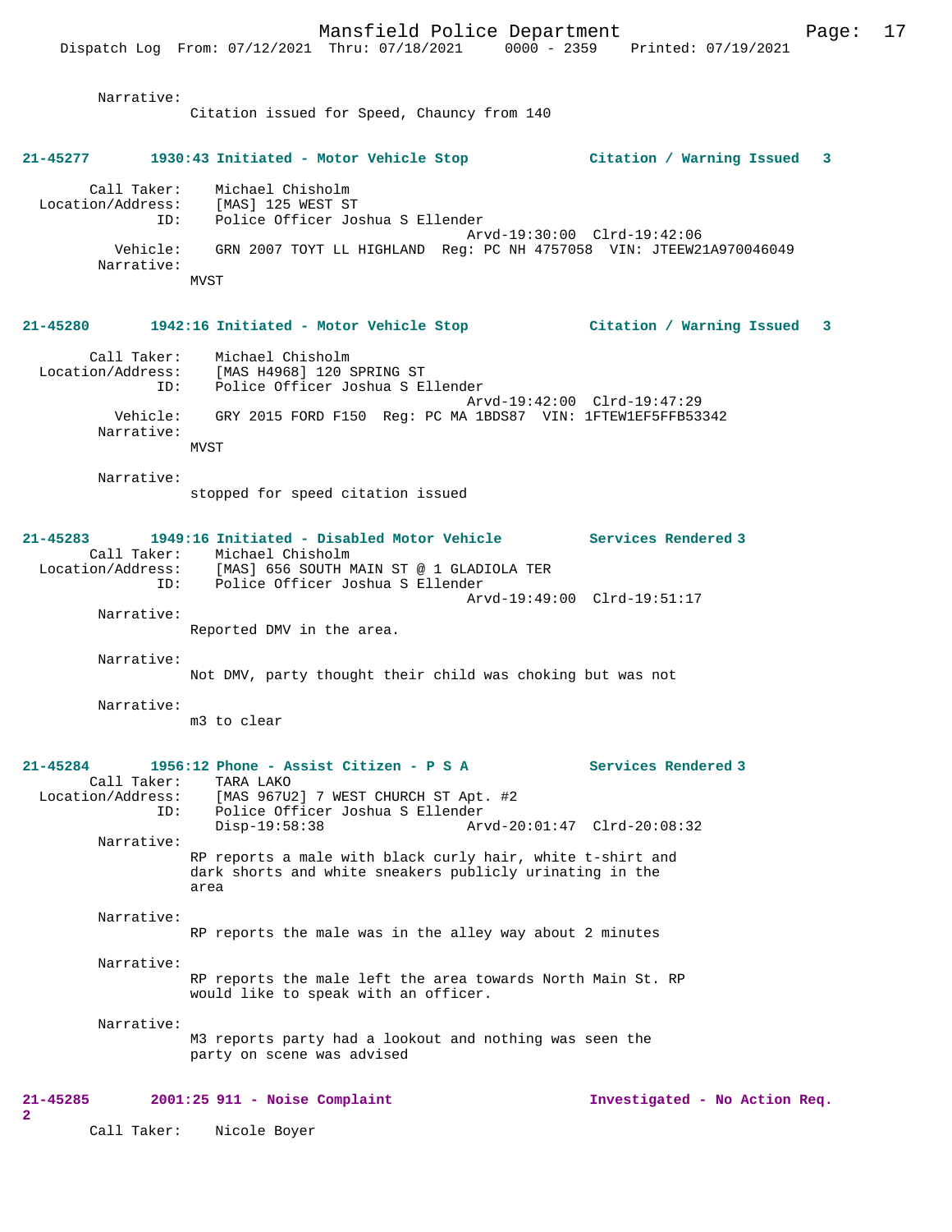Narrative:
Citation issued for Speed, Chauncy from 140

**21-45277 1930:43 Initiated - Motor Vehicle Stop Citation / Warning Issued 3**

Call Taker: Michael Chisholm
Location/Address: [MAS] 125 WEST ST
ID: Police Officer Joshua S Ellender
Arvd-19:30:00 Clrd-19:42:06
Vehicle: GRN 2007 TOYT LL HIGHLAND Reg: PC NH 4757058 VIN: JTEEW21A970046049
Narrative:
MVST

**21-45280 1942:16 Initiated - Motor Vehicle Stop Citation / Warning Issued 3**

Call Taker: Michael Chisholm
Location/Address: [MAS H4968] 120 SPRING ST
ID: Police Officer Joshua S Ellender
Arvd-19:42:00 Clrd-19:47:29
Vehicle: GRY 2015 FORD F150 Reg: PC MA 1BDS87 VIN: 1FTEW1EF5FFB53342
Narrative:
MVST

Narrative:
stopped for speed citation issued

**21-45283 1949:16 Initiated - Disabled Motor Vehicle Services Rendered 3**

Call Taker: Michael Chisholm
Location/Address: [MAS] 656 SOUTH MAIN ST @ 1 GLADIOLA TER
ID: Police Officer Joshua S Ellender
Arvd-19:49:00 Clrd-19:51:17
Narrative:
Reported DMV in the area.

Narrative:
Not DMV, party thought their child was choking but was not

Narrative:
m3 to clear

**21-45284 1956:12 Phone - Assist Citizen - P S A Services Rendered 3**

Call Taker: TARA LAKO
Location/Address: [MAS 967U2] 7 WEST CHURCH ST Apt. #2
ID: Police Officer Joshua S Ellender
Disp-19:58:38 Arvd-20:01:47 Clrd-20:08:32
Narrative:
RP reports a male with black curly hair, white t-shirt and dark shorts and white sneakers publicly urinating in the area

Narrative:
RP reports the male was in the alley way about 2 minutes

Narrative:
RP reports the male left the area towards North Main St. RP would like to speak with an officer.

Narrative:
M3 reports party had a lookout and nothing was seen the party on scene was advised

**21-45285 2001:25 911 - Noise Complaint Investigated - No Action Req. 2**

Call Taker: Nicole Boyer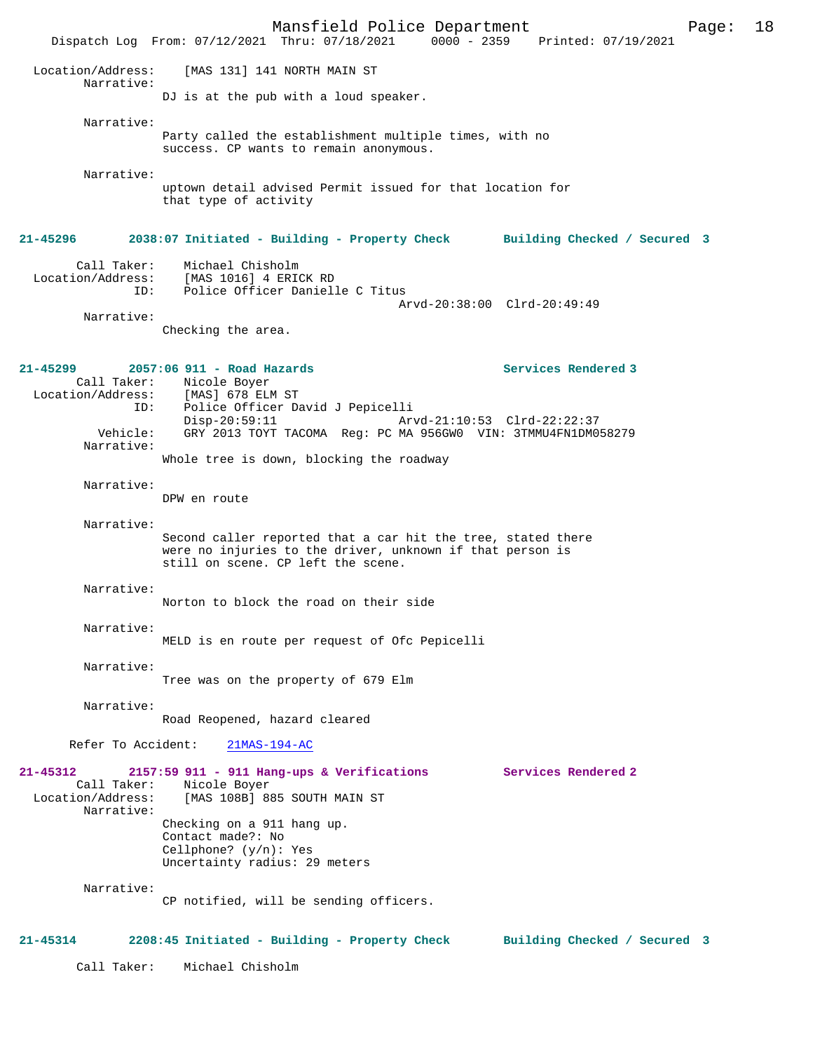Location/Address: [MAS 131] 141 NORTH MAIN ST
Narrative:
DJ is at the pub with a loud speaker.

Narrative:
Party called the establishment multiple times, with no success. CP wants to remain anonymous.

Narrative:
uptown detail advised Permit issued for that location for that type of activity

**21-45296 2038:07 Initiated - Building - Property Check Building Checked / Secured 3**

Call Taker: Michael Chisholm
Location/Address: [MAS 1016] 4 ERICK RD
ID: Police Officer Danielle C Titus
Arvd-20:38:00 Clrd-20:49:49
Narrative:
Checking the area.

**21-45299 2057:06 911 - Road Hazards Services Rendered 3**

Call Taker: Nicole Boyer
Location/Address: [MAS] 678 ELM ST
ID: Police Officer David J Pepicelli
Disp-20:59:11 Arvd-21:10:53 Clrd-22:22:37
Vehicle: GRY 2013 TOYT TACOMA Reg: PC MA 956GW0 VIN: 3TMMU4FN1DM058279
Narrative:
Whole tree is down, blocking the roadway

Narrative:
DPW en route

Narrative:
Second caller reported that a car hit the tree, stated there were no injuries to the driver, unknown if that person is still on scene. CP left the scene.

Narrative:
Norton to block the road on their side

Narrative:
MELD is en route per request of Ofc Pepicelli

Narrative:
Tree was on the property of 679 Elm

Narrative:
Road Reopened, hazard cleared

Refer To Accident: 21MAS-194-AC

**21-45312 2157:59 911 - 911 Hang-ups & Verifications Services Rendered 2**

Call Taker: Nicole Boyer
Location/Address: [MAS 108B] 885 SOUTH MAIN ST
Narrative:
Checking on a 911 hang up.
Contact made?: No
Cellphone? (y/n): Yes
Uncertainty radius: 29 meters

Narrative:
CP notified, will be sending officers.

**21-45314 2208:45 Initiated - Building - Property Check Building Checked / Secured 3**

Call Taker: Michael Chisholm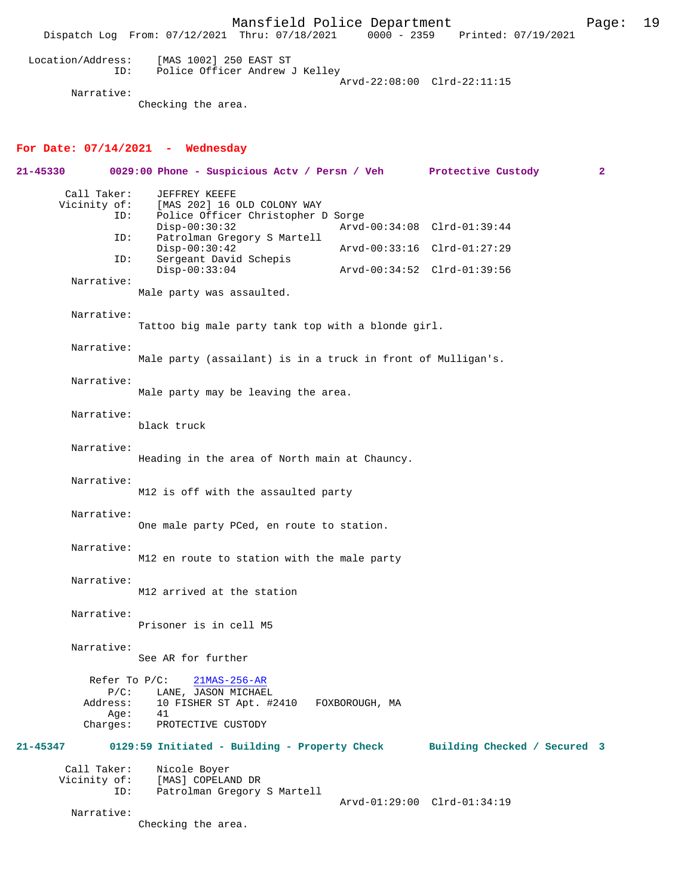Location/Address: [MAS 1002] 250 EAST ST
ID: Police Officer Andrew J Kelley
Arvd-22:08:00 Clrd-22:11:15

Narrative:
Checking the area.

**For Date: 07/14/2021 - Wednesday**

**21-45330 0029:00 Phone - Suspicious Actv / Persn / Veh Protective Custody 2**

Call Taker: JEFFREY KEEFE
Vicinity of: [MAS 202] 16 OLD COLONY WAY
ID: Police Officer Christopher D Sorge
Disp-00:30:32 Arvd-00:34:08 Clrd-01:39:44
ID: Patrolman Gregory S Martell
Disp-00:30:42 Arvd-00:33:16 Clrd-01:27:29
ID: Sergeant David Schepis
Disp-00:33:04 Arvd-00:34:52 Clrd-01:39:56

Narrative:
Male party was assaulted.

Narrative:
Tattoo big male party tank top with a blonde girl.

Narrative:
Male party (assailant) is in a truck in front of Mulligan's.

Narrative:
Male party may be leaving the area.

Narrative:
black truck

Narrative:
Heading in the area of North main at Chauncy.

Narrative:
M12 is off with the assaulted party

Narrative:
One male party PCed, en route to station.

Narrative:
M12 en route to station with the male party

Narrative:
M12 arrived at the station

Narrative:
Prisoner is in cell M5

Narrative:
See AR for further

Refer To P/C: 21MAS-256-AR
P/C: LANE, JASON MICHAEL
Address: 10 FISHER ST Apt. #2410 FOXBOROUGH, MA
Age: 41
Charges: PROTECTIVE CUSTODY

**21-45347 0129:59 Initiated - Building - Property Check Building Checked / Secured 3**

Call Taker: Nicole Boyer
Vicinity of: [MAS] COPELAND DR
ID: Patrolman Gregory S Martell
Arvd-01:29:00 Clrd-01:34:19

Narrative:
Checking the area.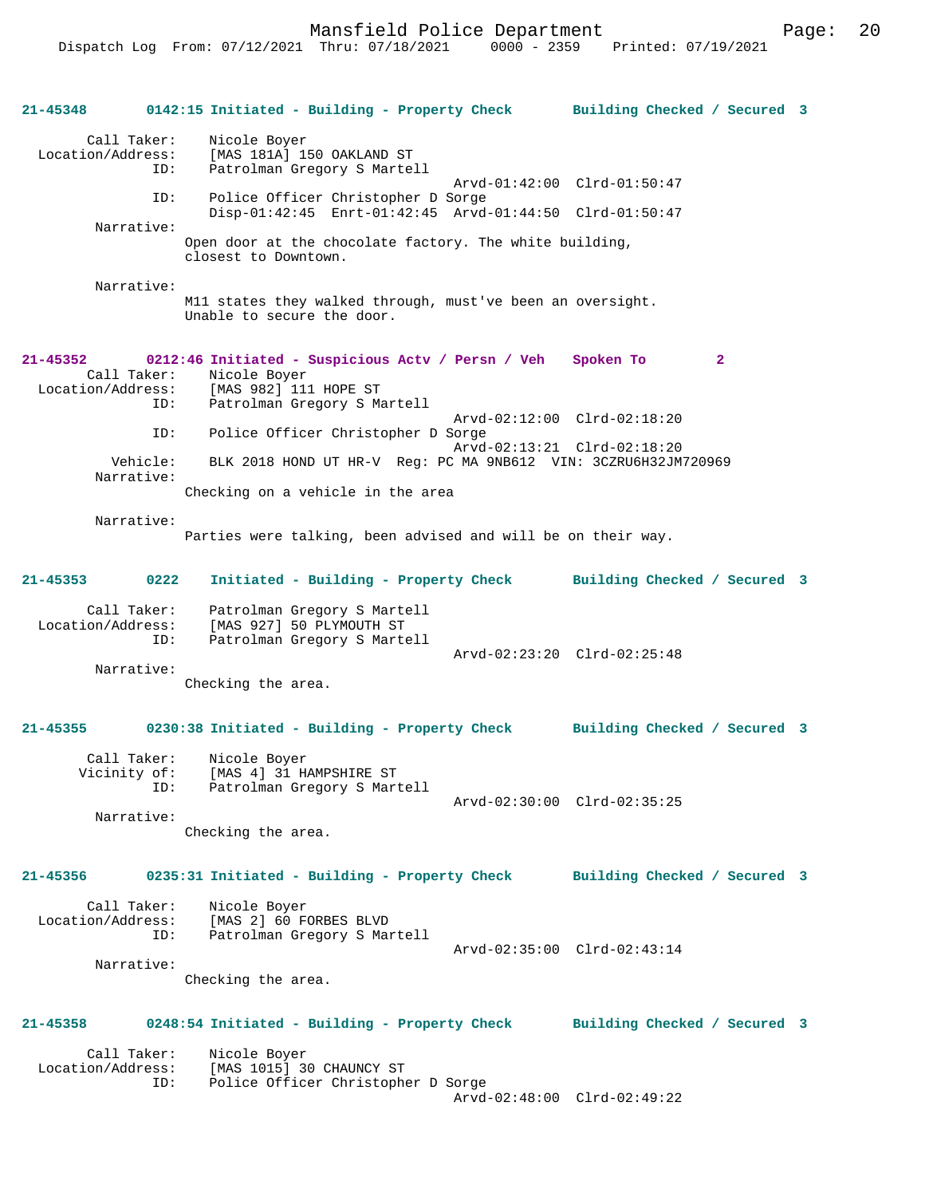**21-45348 0142:15 Initiated - Building - Property Check Building Checked / Secured 3**

Call Taker: Nicole Boyer
Location/Address: [MAS 181A] 150 OAKLAND ST
ID: Patrolman Gregory S Martell
Arvd-01:42:00 Clrd-01:50:47
ID: Police Officer Christopher D Sorge
Disp-01:42:45 Enrt-01:42:45 Arvd-01:44:50 Clrd-01:50:47
Narrative:
Open door at the chocolate factory. The white building, closest to Downtown.

Narrative:
M11 states they walked through, must've been an oversight. Unable to secure the door.

**21-45352 0212:46 Initiated - Suspicious Actv / Persn / Veh Spoken To 2**

Call Taker: Nicole Boyer
Location/Address: [MAS 982] 111 HOPE ST
ID: Patrolman Gregory S Martell
Arvd-02:12:00 Clrd-02:18:20
ID: Police Officer Christopher D Sorge
Arvd-02:13:21 Clrd-02:18:20
Vehicle: BLK 2018 HOND UT HR-V Reg: PC MA 9NB612 VIN: 3CZRU6H32JM720969
Narrative:
Checking on a vehicle in the area

Narrative:
Parties were talking, been advised and will be on their way.

**21-45353 0222 Initiated - Building - Property Check Building Checked / Secured 3**

Call Taker: Patrolman Gregory S Martell
Location/Address: [MAS 927] 50 PLYMOUTH ST
ID: Patrolman Gregory S Martell
Arvd-02:23:20 Clrd-02:25:48
Narrative:
Checking the area.

**21-45355 0230:38 Initiated - Building - Property Check Building Checked / Secured 3**

Call Taker: Nicole Boyer
Vicinity of: [MAS 4] 31 HAMPSHIRE ST
ID: Patrolman Gregory S Martell
Arvd-02:30:00 Clrd-02:35:25
Narrative:
Checking the area.

**21-45356 0235:31 Initiated - Building - Property Check Building Checked / Secured 3**

Call Taker: Nicole Boyer
Location/Address: [MAS 2] 60 FORBES BLVD
ID: Patrolman Gregory S Martell
Arvd-02:35:00 Clrd-02:43:14
Narrative:
Checking the area.

**21-45358 0248:54 Initiated - Building - Property Check Building Checked / Secured 3**

Call Taker: Nicole Boyer
Location/Address: [MAS 1015] 30 CHAUNCY ST
ID: Police Officer Christopher D Sorge
Arvd-02:48:00 Clrd-02:49:22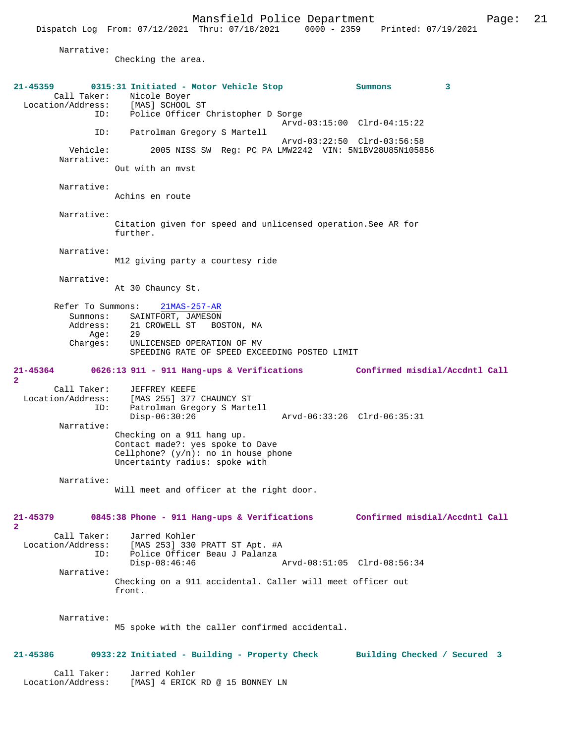Narrative:
Checking the area.

**21-45359 0315:31 Initiated - Motor Vehicle Stop — Summons 3**

Call Taker: Nicole Boyer
Location/Address: [MAS] SCHOOL ST
ID: Police Officer Christopher D Sorge
Arvd-03:15:00 Clrd-04:15:22
ID: Patrolman Gregory S Martell
Arvd-03:22:50 Clrd-03:56:58
Vehicle: 2005 NISS SW Reg: PC PA LMW2242 VIN: 5N1BV28U85N105856
Narrative:
Out with an mvst

Narrative:
Achins en route

Narrative:
Citation given for speed and unlicensed operation.See AR for further.

Narrative:
M12 giving party a courtesy ride

Narrative:
At 30 Chauncy St.

Refer To Summons: 21MAS-257-AR
Summons: SAINTFORT, JAMESON
Address: 21 CROWELL ST BOSTON, MA
Age: 29
Charges: UNLICENSED OPERATION OF MV
SPEEDING RATE OF SPEED EXCEEDING POSTED LIMIT

**21-45364 0626:13 911 - 911 Hang-ups & Verifications — Confirmed misdial/Accdntl Call 2**

Call Taker: JEFFREY KEEFE
Location/Address: [MAS 255] 377 CHAUNCY ST
ID: Patrolman Gregory S Martell
Disp-06:30:26 Arvd-06:33:26 Clrd-06:35:31
Narrative:
Checking on a 911 hang up.
Contact made?: yes spoke to Dave
Cellphone? (y/n): no in house phone
Uncertainty radius: spoke with

Narrative:
Will meet and officer at the right door.

**21-45379 0845:38 Phone - 911 Hang-ups & Verifications — Confirmed misdial/Accdntl Call 2**

Call Taker: Jarred Kohler
Location/Address: [MAS 253] 330 PRATT ST Apt. #A
ID: Police Officer Beau J Palanza
Disp-08:46:46 Arvd-08:51:05 Clrd-08:56:34
Narrative:
Checking on a 911 accidental. Caller will meet officer out front.

Narrative:
M5 spoke with the caller confirmed accidental.

**21-45386 0933:22 Initiated - Building - Property Check — Building Checked / Secured 3**

Call Taker: Jarred Kohler
Location/Address: [MAS] 4 ERICK RD @ 15 BONNEY LN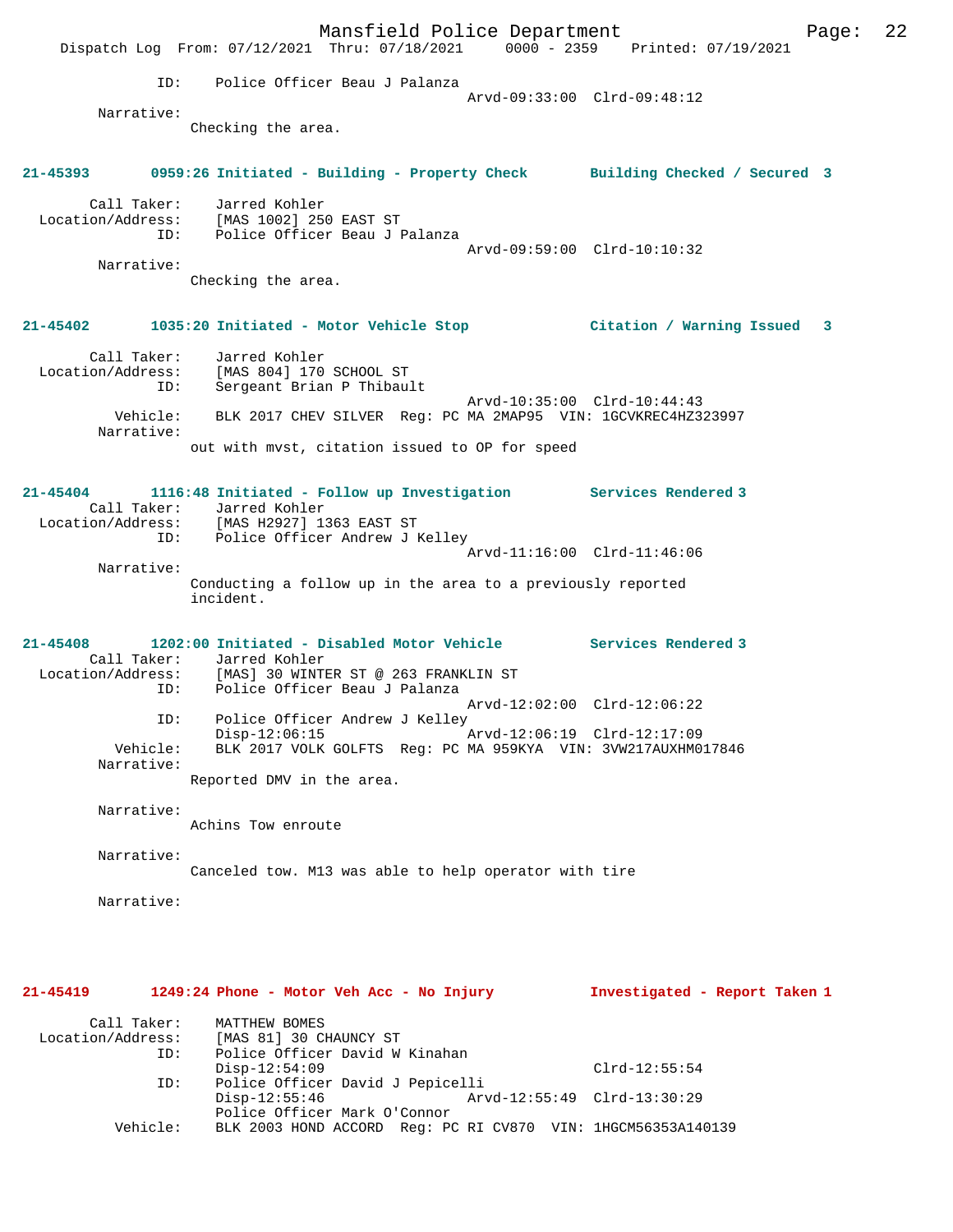```
             ID:    Police Officer Beau J Palanza
                                             Arvd-09:33:00  Clrd-09:48:12
        Narrative:
                  Checking the area.


21-45393       0959:26 Initiated - Building - Property Check       Building Checked / Secured  3

        Call Taker:    Jarred Kohler
  Location/Address:    [MAS 1002] 250 EAST ST
               ID:    Police Officer Beau J Palanza
                                             Arvd-09:59:00  Clrd-10:10:32
        Narrative:
                  Checking the area.


21-45402       1035:20 Initiated - Motor Vehicle Stop              Citation / Warning Issued   3

        Call Taker:    Jarred Kohler
  Location/Address:    [MAS 804] 170 SCHOOL ST
               ID:    Sergeant Brian P Thibault
                                             Arvd-10:35:00  Clrd-10:44:43
          Vehicle:    BLK 2017 CHEV SILVER  Reg: PC MA 2MAP95  VIN: 1GCVKREC4HZ323997
        Narrative:
                  out with mvst, citation issued to OP for speed


21-45404       1116:48 Initiated - Follow up Investigation         Services Rendered 3
        Call Taker:    Jarred Kohler
  Location/Address:    [MAS H2927] 1363 EAST ST
               ID:    Police Officer Andrew J Kelley
                                             Arvd-11:16:00  Clrd-11:46:06
        Narrative:
                  Conducting a follow up in the area to a previously reported
                  incident.


21-45408       1202:00 Initiated - Disabled Motor Vehicle          Services Rendered 3
        Call Taker:    Jarred Kohler
  Location/Address:    [MAS] 30 WINTER ST @ 263 FRANKLIN ST
               ID:    Police Officer Beau J Palanza
                                             Arvd-12:02:00  Clrd-12:06:22
               ID:    Police Officer Andrew J Kelley
                      Disp-12:06:15          Arvd-12:06:19  Clrd-12:17:09
          Vehicle:    BLK 2017 VOLK GOLFTS  Reg: PC MA 959KYA  VIN: 3VW217AUXHM017846
        Narrative:
                  Reported DMV in the area.

        Narrative:
                  Achins Tow enroute

        Narrative:
                  Canceled tow. M13 was able to help operator with tire

        Narrative:



21-45419       1249:24 Phone - Motor Veh Acc - No Injury           Investigated - Report Taken 1

        Call Taker:    MATTHEW BOMES
  Location/Address:    [MAS 81] 30 CHAUNCY ST
               ID:    Police Officer David W Kinahan
                      Disp-12:54:09                         Clrd-12:55:54
               ID:    Police Officer David J Pepicelli
                      Disp-12:55:46          Arvd-12:55:49  Clrd-13:30:29
                      Police Officer Mark O'Connor
          Vehicle:    BLK 2003 HOND ACCORD  Reg: PC RI CV870  VIN: 1HGCM56353A140139
```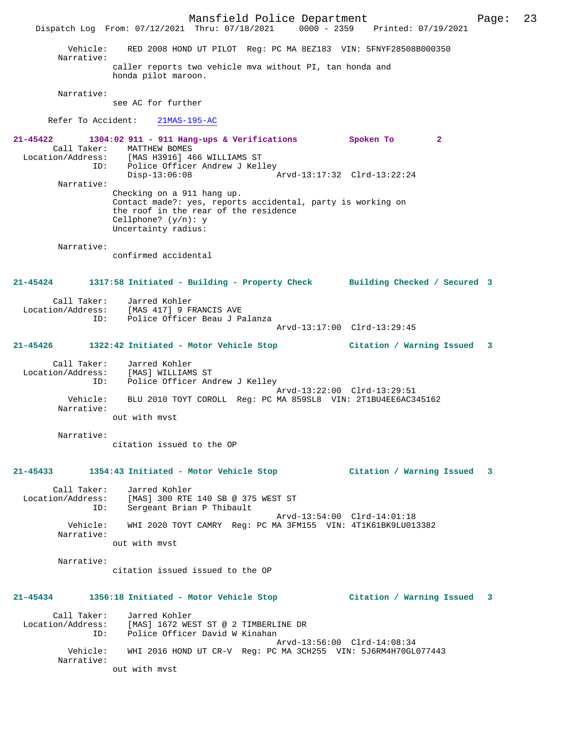Vehicle: RED 2008 HOND UT PILOT Reg: PC MA 8EZ183 VIN: 5FNYF28508B000350

Narrative:
caller reports two vehicle mva without PI, tan honda and honda pilot maroon.

Narrative:
see AC for further

Refer To Accident: 21MAS-195-AC

**21-45422 1304:02 911 - 911 Hang-ups & Verifications Spoken To 2**

Call Taker: MATTHEW BOMES
Location/Address: [MAS H3916] 466 WILLIAMS ST
ID: Police Officer Andrew J Kelley
Disp-13:06:08 Arvd-13:17:32 Clrd-13:22:24

Narrative:
Checking on a 911 hang up.
Contact made?: yes, reports accidental, party is working on the roof in the rear of the residence
Cellphone? (y/n): y
Uncertainty radius:

Narrative:
confirmed accidental

**21-45424 1317:58 Initiated - Building - Property Check Building Checked / Secured 3**

Call Taker: Jarred Kohler
Location/Address: [MAS 417] 9 FRANCIS AVE
ID: Police Officer Beau J Palanza
Arvd-13:17:00 Clrd-13:29:45

**21-45426 1322:42 Initiated - Motor Vehicle Stop Citation / Warning Issued 3**

Call Taker: Jarred Kohler
Location/Address: [MAS] WILLIAMS ST
ID: Police Officer Andrew J Kelley
Arvd-13:22:00 Clrd-13:29:51
Vehicle: BLU 2010 TOYT COROLL Reg: PC MA 859SL8 VIN: 2T1BU4EE6AC345162

Narrative:
out with mvst

Narrative:
citation issued to the OP

**21-45433 1354:43 Initiated - Motor Vehicle Stop Citation / Warning Issued 3**

Call Taker: Jarred Kohler
Location/Address: [MAS] 300 RTE 140 SB @ 375 WEST ST
ID: Sergeant Brian P Thibault
Arvd-13:54:00 Clrd-14:01:18
Vehicle: WHI 2020 TOYT CAMRY Reg: PC MA 3FM155 VIN: 4T1K61BK9LU013382

Narrative:
out with mvst

Narrative:
citation issued issued to the OP

**21-45434 1356:18 Initiated - Motor Vehicle Stop Citation / Warning Issued 3**

Call Taker: Jarred Kohler
Location/Address: [MAS] 1672 WEST ST @ 2 TIMBERLINE DR
ID: Police Officer David W Kinahan
Arvd-13:56:00 Clrd-14:08:34
Vehicle: WHI 2016 HOND UT CR-V Reg: PC MA 3CH255 VIN: 5J6RM4H70GL077443

Narrative:
out with mvst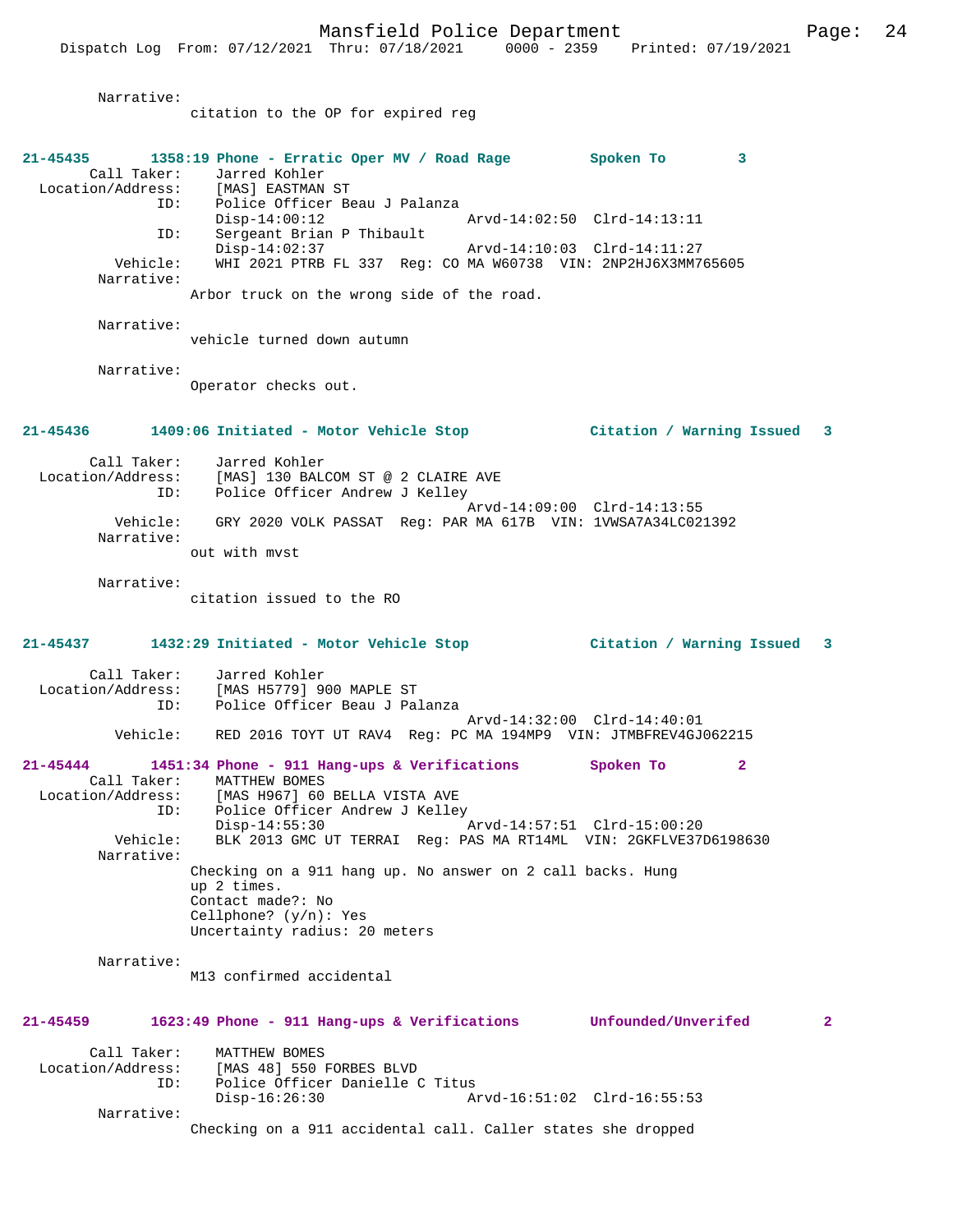Narrative:
citation to the OP for expired reg

**21-45435 1358:19 Phone - Erratic Oper MV / Road Rage Spoken To 3**

Call Taker: Jarred Kohler
Location/Address: [MAS] EASTMAN ST
ID: Police Officer Beau J Palanza
Disp-14:00:12 Arvd-14:02:50 Clrd-14:13:11
ID: Sergeant Brian P Thibault
Disp-14:02:37 Arvd-14:10:03 Clrd-14:11:27
Vehicle: WHI 2021 PTRB FL 337 Reg: CO MA W60738 VIN: 2NP2HJ6X3MM765605
Narrative:
Arbor truck on the wrong side of the road.

Narrative:
vehicle turned down autumn

Narrative:
Operator checks out.

**21-45436 1409:06 Initiated - Motor Vehicle Stop Citation / Warning Issued 3**

Call Taker: Jarred Kohler
Location/Address: [MAS] 130 BALCOM ST @ 2 CLAIRE AVE
ID: Police Officer Andrew J Kelley
Arvd-14:09:00 Clrd-14:13:55
Vehicle: GRY 2020 VOLK PASSAT Reg: PAR MA 617B VIN: 1VWSA7A34LC021392
Narrative:
out with mvst

Narrative:
citation issued to the RO

**21-45437 1432:29 Initiated - Motor Vehicle Stop Citation / Warning Issued 3**

Call Taker: Jarred Kohler
Location/Address: [MAS H5779] 900 MAPLE ST
ID: Police Officer Beau J Palanza
Arvd-14:32:00 Clrd-14:40:01
Vehicle: RED 2016 TOYT UT RAV4 Reg: PC MA 194MP9 VIN: JTMBFREV4GJ062215

**21-45444 1451:34 Phone - 911 Hang-ups & Verifications Spoken To 2**

Call Taker: MATTHEW BOMES
Location/Address: [MAS H967] 60 BELLA VISTA AVE
ID: Police Officer Andrew J Kelley
Disp-14:55:30 Arvd-14:57:51 Clrd-15:00:20
Vehicle: BLK 2013 GMC UT TERRAI Reg: PAS MA RT14ML VIN: 2GKFLVE37D6198630
Narrative:
Checking on a 911 hang up. No answer on 2 call backs. Hung up 2 times.
Contact made?: No
Cellphone? (y/n): Yes
Uncertainty radius: 20 meters

Narrative:
M13 confirmed accidental

**21-45459 1623:49 Phone - 911 Hang-ups & Verifications Unfounded/Unverifed 2**

Call Taker: MATTHEW BOMES
Location/Address: [MAS 48] 550 FORBES BLVD
ID: Police Officer Danielle C Titus
Disp-16:26:30 Arvd-16:51:02 Clrd-16:55:53
Narrative:
Checking on a 911 accidental call. Caller states she dropped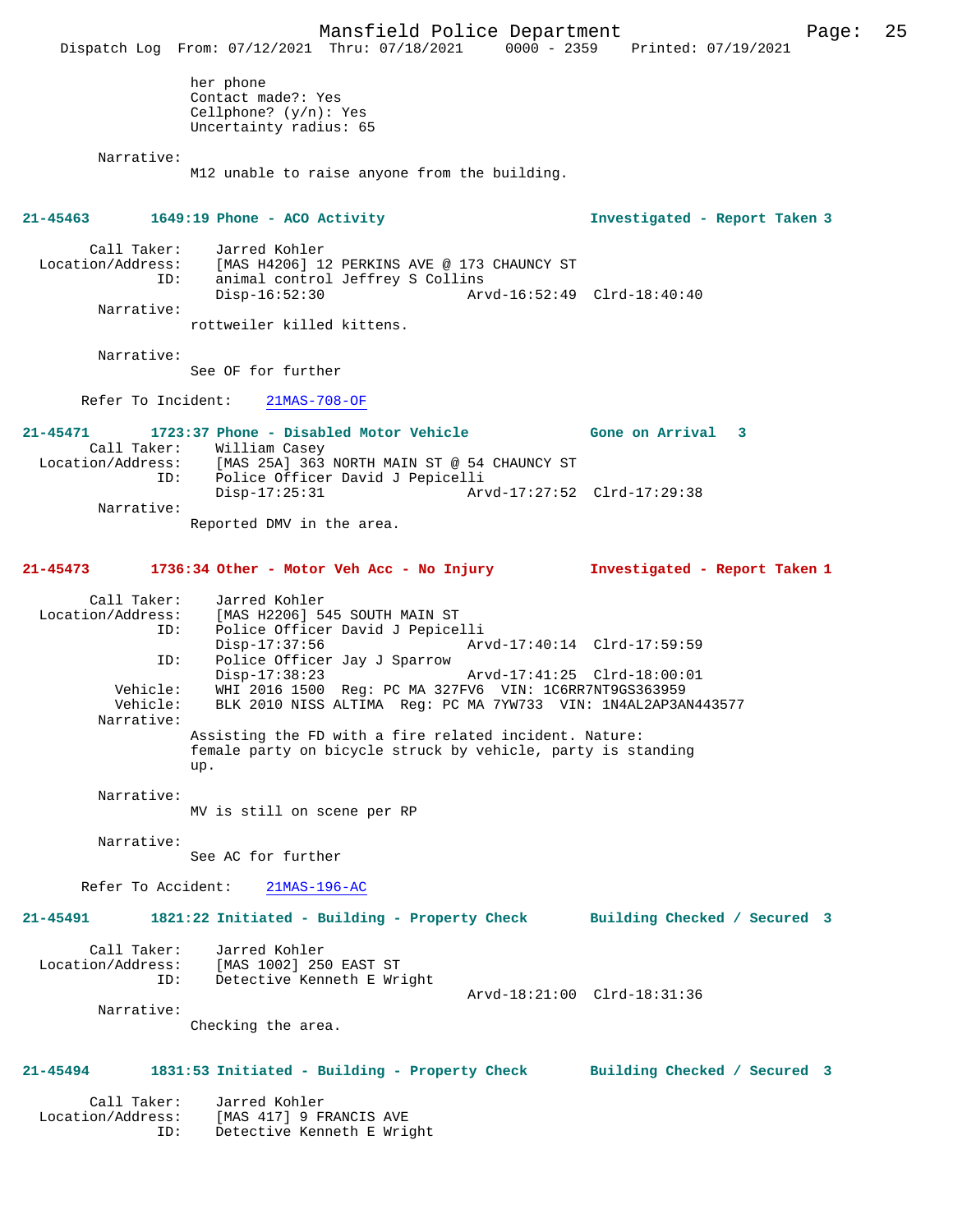her phone
Contact made?: Yes
Cellphone? (y/n): Yes
Uncertainty radius: 65

Narrative:
M12 unable to raise anyone from the building.

**21-45463 1649:19 Phone - ACO Activity — Investigated - Report Taken 3**

Call Taker: Jarred Kohler
Location/Address: [MAS H4206] 12 PERKINS AVE @ 173 CHAUNCY ST
ID: animal control Jeffrey S Collins
Disp-16:52:30 Arvd-16:52:49 Clrd-18:40:40

Narrative:
rottweiler killed kittens.

Narrative:
See OF for further

Refer To Incident: 21MAS-708-OF

**21-45471 1723:37 Phone - Disabled Motor Vehicle — Gone on Arrival 3**

Call Taker: William Casey
Location/Address: [MAS 25A] 363 NORTH MAIN ST @ 54 CHAUNCY ST
ID: Police Officer David J Pepicelli
Disp-17:25:31 Arvd-17:27:52 Clrd-17:29:38

Narrative:
Reported DMV in the area.

**21-45473 1736:34 Other - Motor Veh Acc - No Injury — Investigated - Report Taken 1**

Call Taker: Jarred Kohler
Location/Address: [MAS H2206] 545 SOUTH MAIN ST
ID: Police Officer David J Pepicelli
Disp-17:37:56 Arvd-17:40:14 Clrd-17:59:59
ID: Police Officer Jay J Sparrow
Disp-17:38:23 Arvd-17:41:25 Clrd-18:00:01
Vehicle: WHI 2016 1500 Reg: PC MA 327FV6 VIN: 1C6RR7NT9GS363959
Vehicle: BLK 2010 NISS ALTIMA Reg: PC MA 7YW733 VIN: 1N4AL2AP3AN443577

Narrative:
Assisting the FD with a fire related incident. Nature: female party on bicycle struck by vehicle, party is standing up.

Narrative:
MV is still on scene per RP

Narrative:
See AC for further

Refer To Accident: 21MAS-196-AC

**21-45491 1821:22 Initiated - Building - Property Check — Building Checked / Secured 3**

Call Taker: Jarred Kohler
Location/Address: [MAS 1002] 250 EAST ST
ID: Detective Kenneth E Wright
Arvd-18:21:00 Clrd-18:31:36

Narrative:
Checking the area.

**21-45494 1831:53 Initiated - Building - Property Check — Building Checked / Secured 3**

Call Taker: Jarred Kohler
Location/Address: [MAS 417] 9 FRANCIS AVE
ID: Detective Kenneth E Wright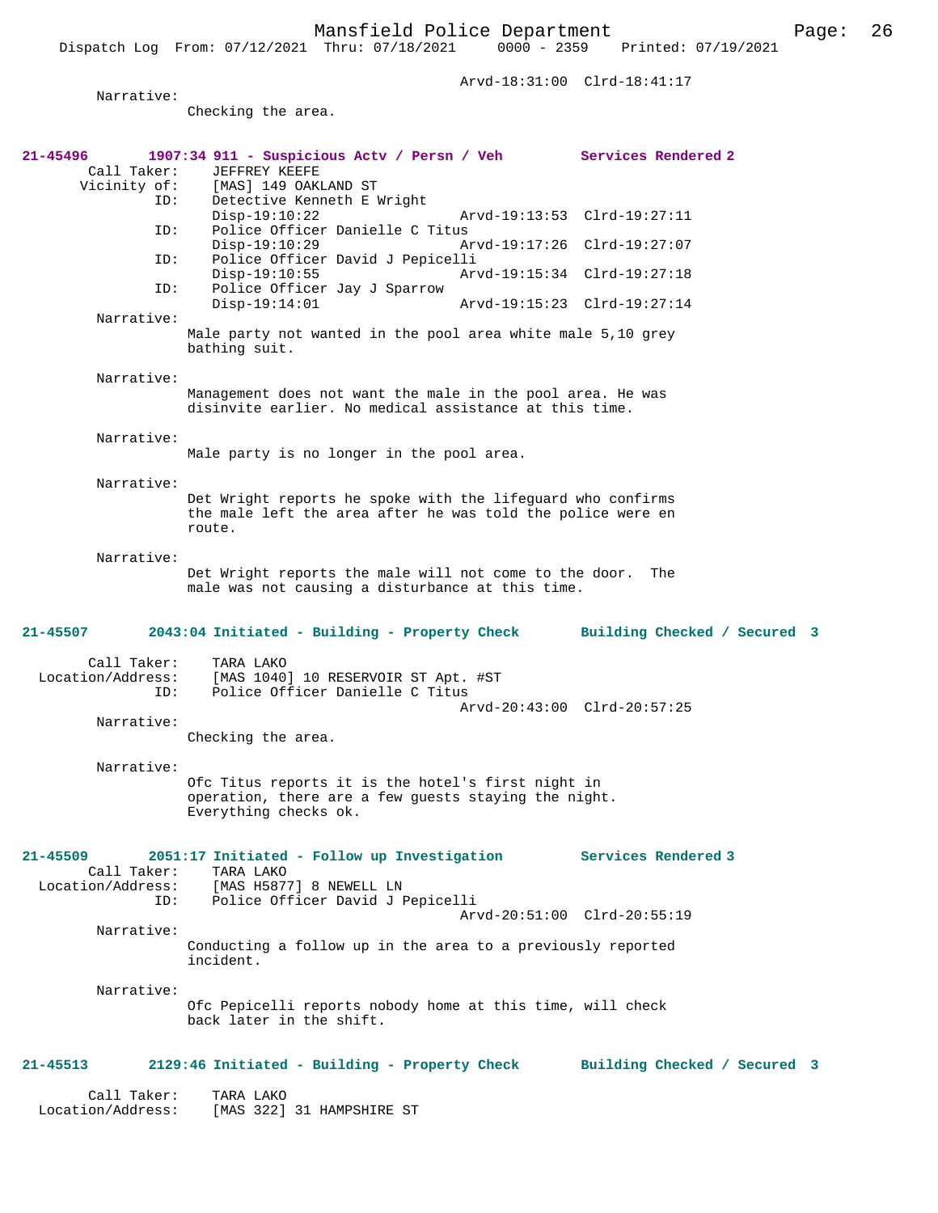Arvd-18:31:00 Clrd-18:41:17

Narrative:
Checking the area.

**21-45496 1907:34 911 - Suspicious Actv / Persn / Veh Services Rendered 2**

Call Taker: JEFFREY KEEFE
Vicinity of: [MAS] 149 OAKLAND ST
ID: Detective Kenneth E Wright
Disp-19:10:22 Arvd-19:13:53 Clrd-19:27:11
ID: Police Officer Danielle C Titus
Disp-19:10:29 Arvd-19:17:26 Clrd-19:27:07
ID: Police Officer David J Pepicelli
Disp-19:10:55 Arvd-19:15:34 Clrd-19:27:18
ID: Police Officer Jay J Sparrow
Disp-19:14:01 Arvd-19:15:23 Clrd-19:27:14

Narrative:
Male party not wanted in the pool area white male 5,10 grey bathing suit.

Narrative:
Management does not want the male in the pool area. He was disinvite earlier. No medical assistance at this time.

Narrative:
Male party is no longer in the pool area.

Narrative:
Det Wright reports he spoke with the lifeguard who confirms the male left the area after he was told the police were en route.

Narrative:
Det Wright reports the male will not come to the door. The male was not causing a disturbance at this time.

**21-45507 2043:04 Initiated - Building - Property Check Building Checked / Secured 3**

Call Taker: TARA LAKO
Location/Address: [MAS 1040] 10 RESERVOIR ST Apt. #ST
ID: Police Officer Danielle C Titus
Arvd-20:43:00 Clrd-20:57:25

Narrative:
Checking the area.

Narrative:
Ofc Titus reports it is the hotel's first night in operation, there are a few guests staying the night. Everything checks ok.

**21-45509 2051:17 Initiated - Follow up Investigation Services Rendered 3**

Call Taker: TARA LAKO
Location/Address: [MAS H5877] 8 NEWELL LN
ID: Police Officer David J Pepicelli
Arvd-20:51:00 Clrd-20:55:19

Narrative:
Conducting a follow up in the area to a previously reported incident.

Narrative:
Ofc Pepicelli reports nobody home at this time, will check back later in the shift.

**21-45513 2129:46 Initiated - Building - Property Check Building Checked / Secured 3**

Call Taker: TARA LAKO
Location/Address: [MAS 322] 31 HAMPSHIRE ST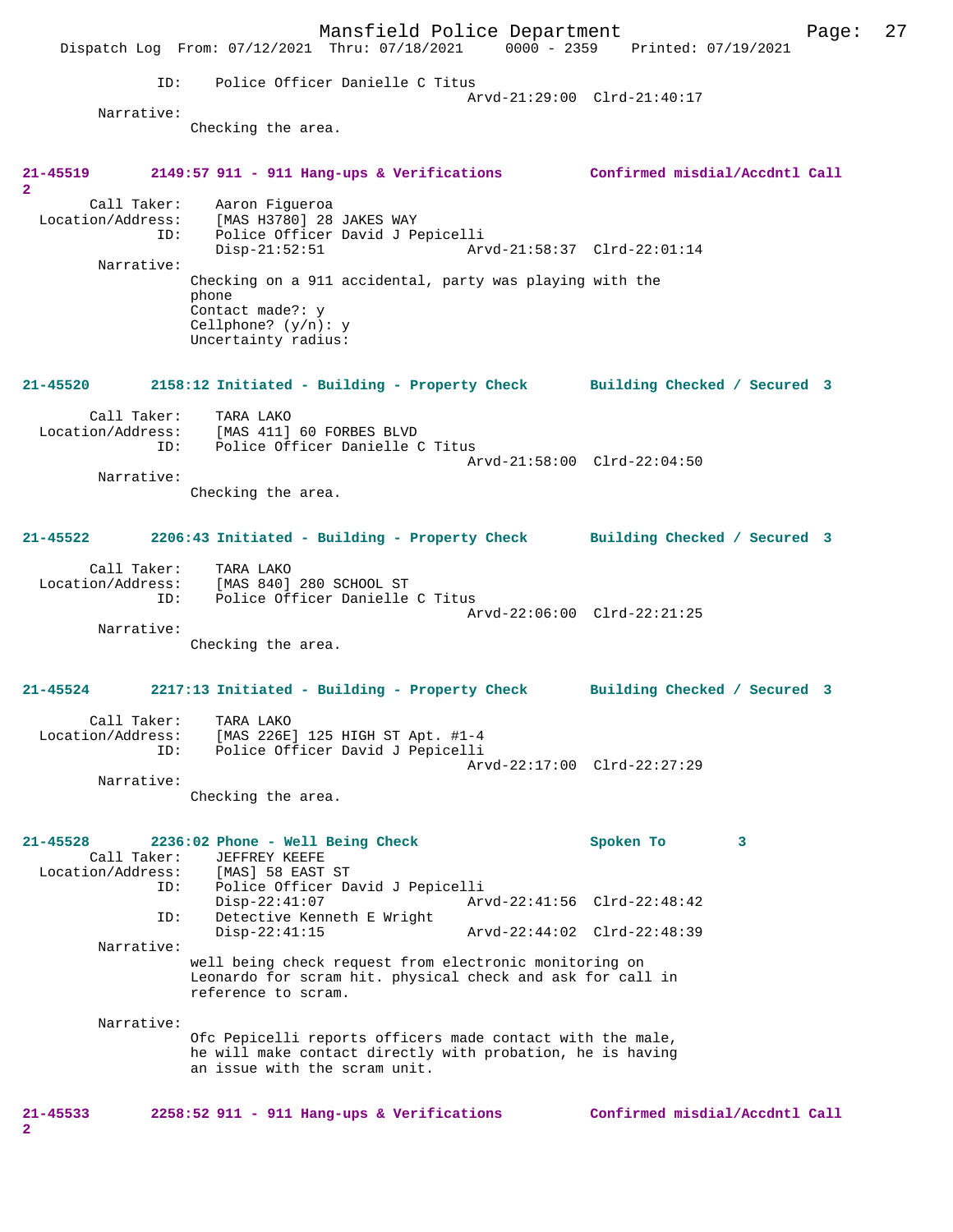ID: Police Officer Danielle C Titus
Arvd-21:29:00 Clrd-21:40:17

Narrative:
Checking the area.

**21-45519 2149:57 911 - 911 Hang-ups & Verifications Confirmed misdial/Accdntl Call 2**

Call Taker: Aaron Figueroa
Location/Address: [MAS H3780] 28 JAKES WAY
ID: Police Officer David J Pepicelli
Disp-21:52:51 Arvd-21:58:37 Clrd-22:01:14

Narrative:
Checking on a 911 accidental, party was playing with the phone
Contact made?: y
Cellphone? (y/n): y
Uncertainty radius:

**21-45520 2158:12 Initiated - Building - Property Check Building Checked / Secured 3**

Call Taker: TARA LAKO
Location/Address: [MAS 411] 60 FORBES BLVD
ID: Police Officer Danielle C Titus
Arvd-21:58:00 Clrd-22:04:50

Narrative:
Checking the area.

**21-45522 2206:43 Initiated - Building - Property Check Building Checked / Secured 3**

Call Taker: TARA LAKO
Location/Address: [MAS 840] 280 SCHOOL ST
ID: Police Officer Danielle C Titus
Arvd-22:06:00 Clrd-22:21:25

Narrative:
Checking the area.

**21-45524 2217:13 Initiated - Building - Property Check Building Checked / Secured 3**

Call Taker: TARA LAKO
Location/Address: [MAS 226E] 125 HIGH ST Apt. #1-4
ID: Police Officer David J Pepicelli
Arvd-22:17:00 Clrd-22:27:29

Narrative:
Checking the area.

**21-45528 2236:02 Phone - Well Being Check Spoken To 3**

Call Taker: JEFFREY KEEFE
Location/Address: [MAS] 58 EAST ST
ID: Police Officer David J Pepicelli
Disp-22:41:07 Arvd-22:41:56 Clrd-22:48:42
ID: Detective Kenneth E Wright
Disp-22:41:15 Arvd-22:44:02 Clrd-22:48:39

Narrative:
well being check request from electronic monitoring on Leonardo for scram hit. physical check and ask for call in reference to scram.

Narrative:
Ofc Pepicelli reports officers made contact with the male, he will make contact directly with probation, he is having an issue with the scram unit.

**21-45533 2258:52 911 - 911 Hang-ups & Verifications Confirmed misdial/Accdntl Call 2**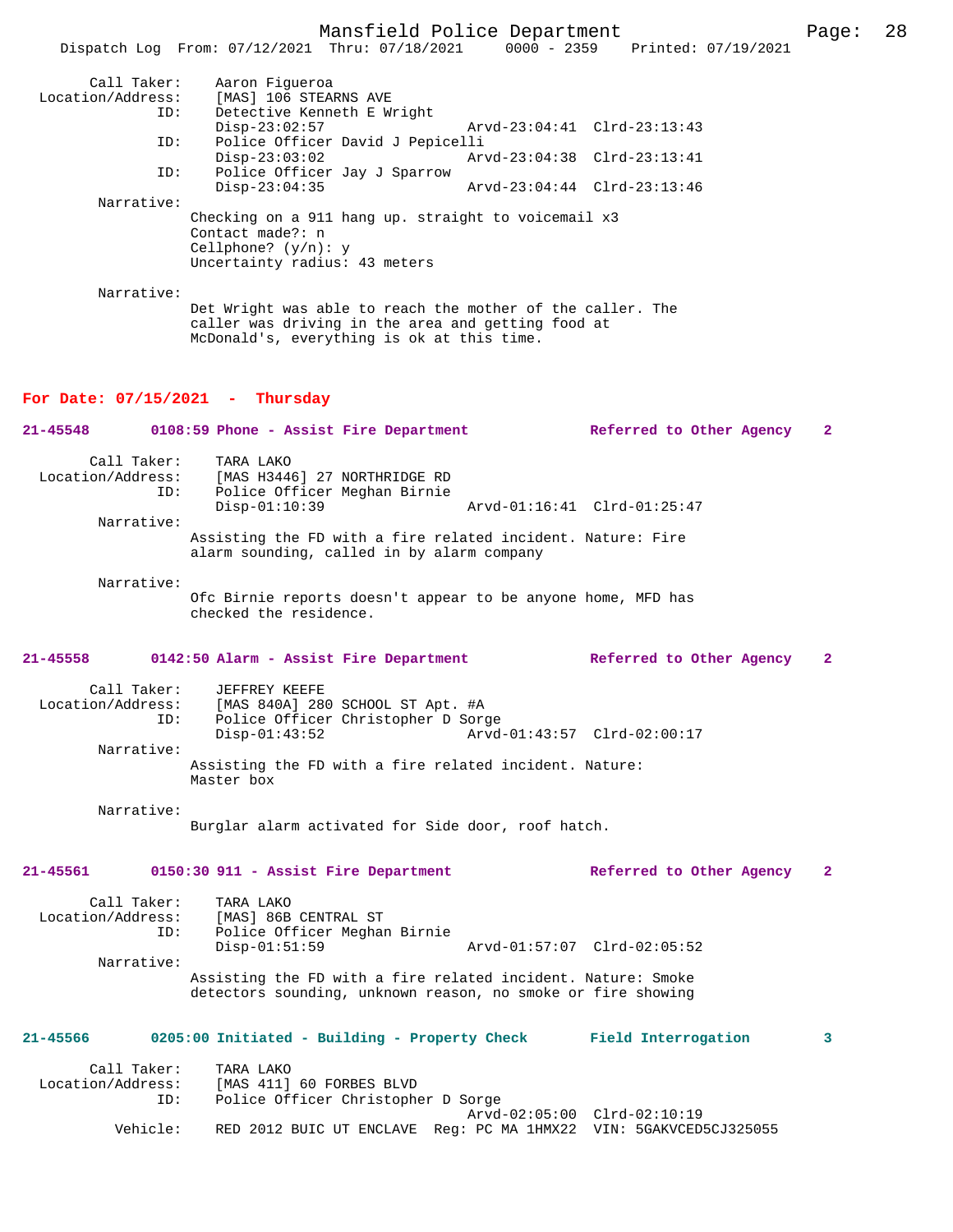Call Taker: Aaron Figueroa
Location/Address: [MAS] 106 STEARNS AVE
ID: Detective Kenneth E Wright
Disp-23:02:57 Arvd-23:04:41 Clrd-23:13:43
ID: Police Officer David J Pepicelli
Disp-23:03:02 Arvd-23:04:38 Clrd-23:13:41
ID: Police Officer Jay J Sparrow
Disp-23:04:35 Arvd-23:04:44 Clrd-23:13:46
Narrative:
Checking on a 911 hang up. straight to voicemail x3
Contact made?: n
Cellphone? (y/n): y
Uncertainty radius: 43 meters

Narrative:
Det Wright was able to reach the mother of the caller. The caller was driving in the area and getting food at McDonald's, everything is ok at this time.

## For Date: 07/15/2021 - Thursday

**21-45548 0108:59 Phone - Assist Fire Department Referred to Other Agency 2**

Call Taker: TARA LAKO
Location/Address: [MAS H3446] 27 NORTHRIDGE RD
ID: Police Officer Meghan Birnie
Disp-01:10:39 Arvd-01:16:41 Clrd-01:25:47
Narrative:
Assisting the FD with a fire related incident. Nature: Fire alarm sounding, called in by alarm company

Narrative:
Ofc Birnie reports doesn't appear to be anyone home, MFD has checked the residence.

**21-45558 0142:50 Alarm - Assist Fire Department Referred to Other Agency 2**

Call Taker: JEFFREY KEEFE
Location/Address: [MAS 840A] 280 SCHOOL ST Apt. #A
ID: Police Officer Christopher D Sorge
Disp-01:43:52 Arvd-01:43:57 Clrd-02:00:17
Narrative:
Assisting the FD with a fire related incident. Nature: Master box

Narrative:
Burglar alarm activated for Side door, roof hatch.

**21-45561 0150:30 911 - Assist Fire Department Referred to Other Agency 2**

Call Taker: TARA LAKO
Location/Address: [MAS] 86B CENTRAL ST
ID: Police Officer Meghan Birnie
Disp-01:51:59 Arvd-01:57:07 Clrd-02:05:52
Narrative:
Assisting the FD with a fire related incident. Nature: Smoke detectors sounding, unknown reason, no smoke or fire showing

**21-45566 0205:00 Initiated - Building - Property Check Field Interrogation 3**

Call Taker: TARA LAKO
Location/Address: [MAS 411] 60 FORBES BLVD
ID: Police Officer Christopher D Sorge
Arvd-02:05:00 Clrd-02:10:19
Vehicle: RED 2012 BUIC UT ENCLAVE Reg: PC MA 1HMX22 VIN: 5GAKVCED5CJ325055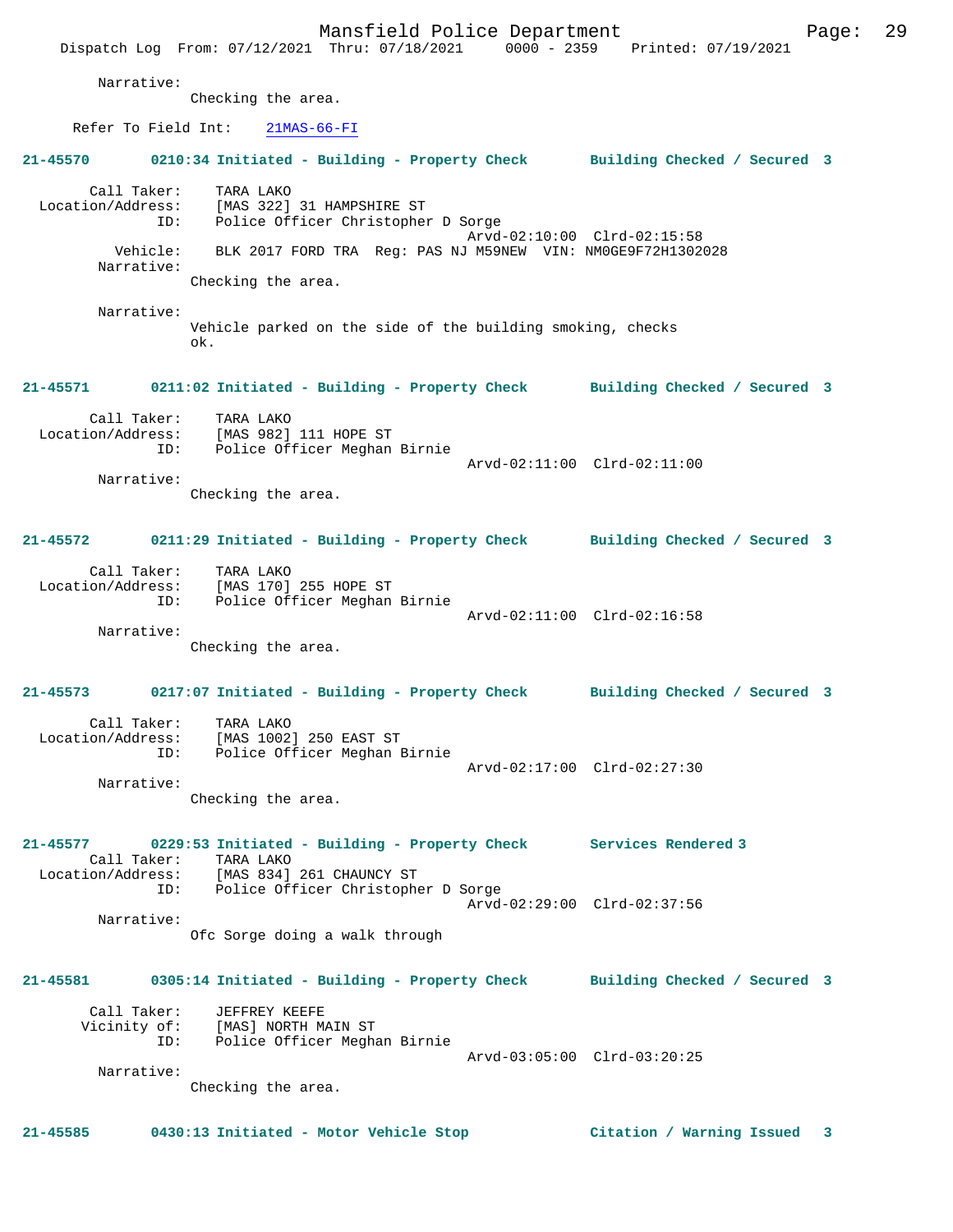Narrative:
Checking the area.

Refer To Field Int: 21MAS-66-FI

**21-45570 0210:34 Initiated - Building - Property Check Building Checked / Secured 3**

Call Taker: TARA LAKO
Location/Address: [MAS 322] 31 HAMPSHIRE ST
ID: Police Officer Christopher D Sorge
Arvd-02:10:00 Clrd-02:15:58
Vehicle: BLK 2017 FORD TRA Reg: PAS NJ M59NEW VIN: NM0GE9F72H1302028
Narrative:
Checking the area.

Narrative:
Vehicle parked on the side of the building smoking, checks ok.

**21-45571 0211:02 Initiated - Building - Property Check Building Checked / Secured 3**

Call Taker: TARA LAKO
Location/Address: [MAS 982] 111 HOPE ST
ID: Police Officer Meghan Birnie
Arvd-02:11:00 Clrd-02:11:00
Narrative:
Checking the area.

**21-45572 0211:29 Initiated - Building - Property Check Building Checked / Secured 3**

Call Taker: TARA LAKO
Location/Address: [MAS 170] 255 HOPE ST
ID: Police Officer Meghan Birnie
Arvd-02:11:00 Clrd-02:16:58
Narrative:
Checking the area.

**21-45573 0217:07 Initiated - Building - Property Check Building Checked / Secured 3**

Call Taker: TARA LAKO
Location/Address: [MAS 1002] 250 EAST ST
ID: Police Officer Meghan Birnie
Arvd-02:17:00 Clrd-02:27:30
Narrative:
Checking the area.

**21-45577 0229:53 Initiated - Building - Property Check Services Rendered 3**

Call Taker: TARA LAKO
Location/Address: [MAS 834] 261 CHAUNCY ST
ID: Police Officer Christopher D Sorge
Arvd-02:29:00 Clrd-02:37:56
Narrative:
Ofc Sorge doing a walk through

**21-45581 0305:14 Initiated - Building - Property Check Building Checked / Secured 3**

Call Taker: JEFFREY KEEFE
Vicinity of: [MAS] NORTH MAIN ST
ID: Police Officer Meghan Birnie
Arvd-03:05:00 Clrd-03:20:25
Narrative:
Checking the area.

**21-45585 0430:13 Initiated - Motor Vehicle Stop Citation / Warning Issued 3**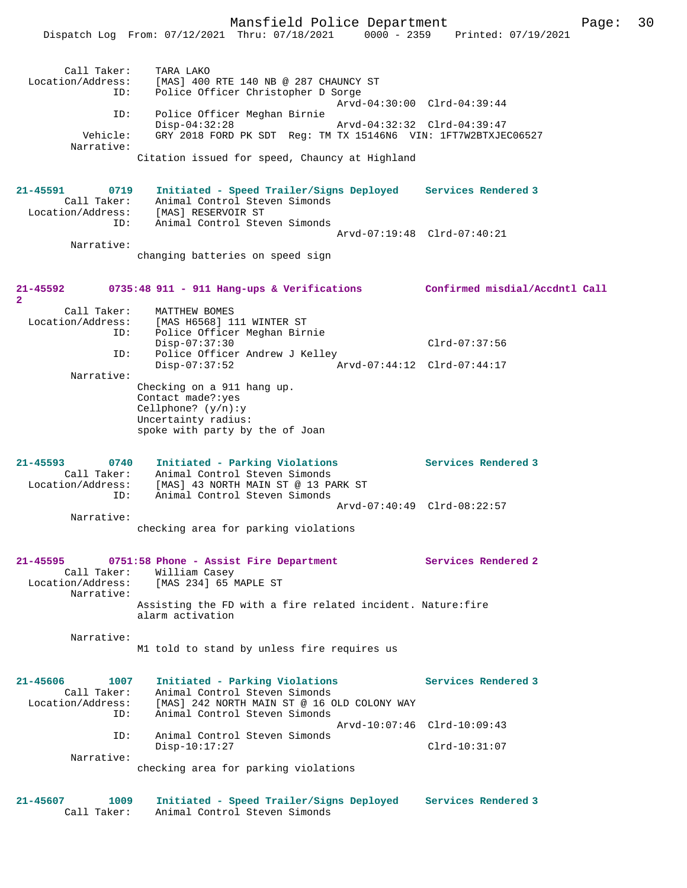```
        Call Taker:    TARA LAKO
  Location/Address:    [MAS] 400 RTE 140 NB @ 287 CHAUNCY ST
                ID:    Police Officer Christopher D Sorge
                                              Arvd-04:30:00  Clrd-04:39:44
                ID:    Police Officer Meghan Birnie
                       Disp-04:32:28          Arvd-04:32:32  Clrd-04:39:47
           Vehicle:    GRY 2018 FORD PK SDT  Reg: TM TX 15146N6  VIN: 1FT7W2BTXJEC06527
         Narrative:
                     Citation issued for speed, Chauncy at Highland


21-45591        0719    Initiated - Speed Trailer/Signs Deployed    Services Rendered 3
        Call Taker:    Animal Control Steven Simonds
  Location/Address:    [MAS] RESERVOIR ST
                ID:    Animal Control Steven Simonds
                                              Arvd-07:19:48  Clrd-07:40:21
         Narrative:
                     changing batteries on speed sign


21-45592        0735:48 911 - 911 Hang-ups & Verifications          Confirmed misdial/Accdntl Call
2
        Call Taker:    MATTHEW BOMES
  Location/Address:    [MAS H6568] 111 WINTER ST
                ID:    Police Officer Meghan Birnie
                       Disp-07:37:30                         Clrd-07:37:56
                ID:    Police Officer Andrew J Kelley
                       Disp-07:37:52          Arvd-07:44:12  Clrd-07:44:17
         Narrative:
                     Checking on a 911 hang up.
                     Contact made?:yes
                     Cellphone? (y/n):y
                     Uncertainty radius:
                     spoke with party by the of Joan


21-45593        0740    Initiated - Parking Violations              Services Rendered 3
        Call Taker:    Animal Control Steven Simonds
  Location/Address:    [MAS] 43 NORTH MAIN ST @ 13 PARK ST
                ID:    Animal Control Steven Simonds
                                              Arvd-07:40:49  Clrd-08:22:57
         Narrative:
                     checking area for parking violations


21-45595        0751:58 Phone - Assist Fire Department              Services Rendered 2
        Call Taker:    William Casey
  Location/Address:    [MAS 234] 65 MAPLE ST
         Narrative:
                     Assisting the FD with a fire related incident. Nature:fire
                     alarm activation

         Narrative:
                     M1 told to stand by unless fire requires us


21-45606        1007    Initiated - Parking Violations              Services Rendered 3
        Call Taker:    Animal Control Steven Simonds
  Location/Address:    [MAS] 242 NORTH MAIN ST @ 16 OLD COLONY WAY
                ID:    Animal Control Steven Simonds
                                              Arvd-10:07:46  Clrd-10:09:43
                ID:    Animal Control Steven Simonds
                       Disp-10:17:27                         Clrd-10:31:07
         Narrative:
                     checking area for parking violations


21-45607        1009    Initiated - Speed Trailer/Signs Deployed    Services Rendered 3
        Call Taker:    Animal Control Steven Simonds
```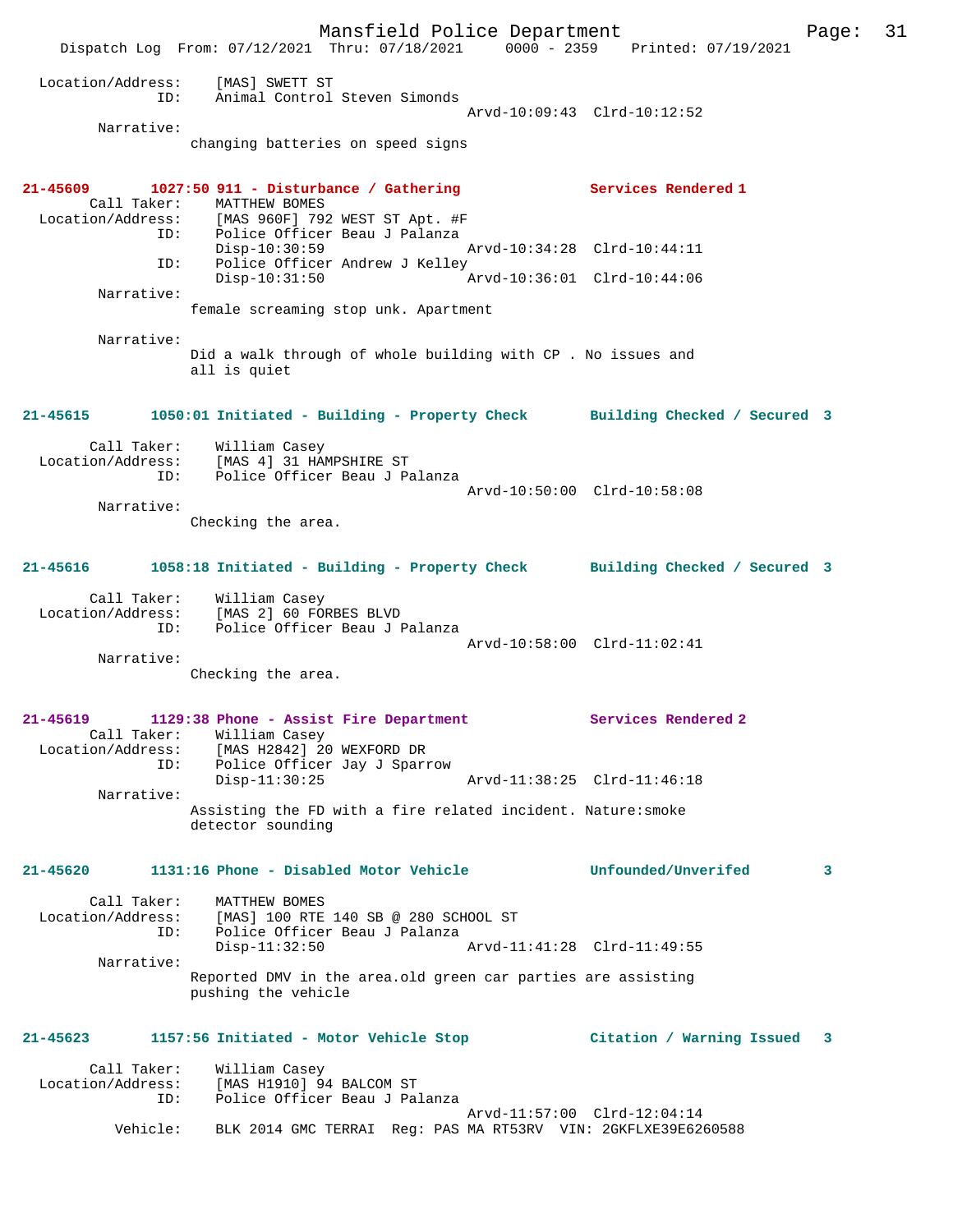```
Location/Address:     [MAS] SWETT ST
              ID:     Animal Control Steven Simonds
                                               Arvd-10:09:43  Clrd-10:12:52
       Narrative:
                changing batteries on speed signs


21-45609       1027:50 911 - Disturbance / Gathering           Services Rendered 1
       Call Taker:     MATTHEW BOMES
  Location/Address:    [MAS 960F] 792 WEST ST Apt. #F
              ID:      Police Officer Beau J Palanza
                       Disp-10:30:59                Arvd-10:34:28  Clrd-10:44:11
              ID:      Police Officer Andrew J Kelley
                       Disp-10:31:50                Arvd-10:36:01  Clrd-10:44:06
       Narrative:
                female screaming stop unk. Apartment

       Narrative:
                Did a walk through of whole building with CP . No issues and
                all is quiet


21-45615       1050:01 Initiated - Building - Property Check       Building Checked / Secured  3

       Call Taker:     William Casey
  Location/Address:    [MAS 4] 31 HAMPSHIRE ST
              ID:      Police Officer Beau J Palanza
                                               Arvd-10:50:00  Clrd-10:58:08
       Narrative:
                Checking the area.


21-45616       1058:18 Initiated - Building - Property Check       Building Checked / Secured  3

       Call Taker:     William Casey
  Location/Address:    [MAS 2] 60 FORBES BLVD
              ID:      Police Officer Beau J Palanza
                                               Arvd-10:58:00  Clrd-11:02:41
       Narrative:
                Checking the area.


21-45619       1129:38 Phone - Assist Fire Department          Services Rendered 2
       Call Taker:     William Casey
  Location/Address:    [MAS H2842] 20 WEXFORD DR
              ID:      Police Officer Jay J Sparrow
                       Disp-11:30:25                Arvd-11:38:25  Clrd-11:46:18
       Narrative:
                Assisting the FD with a fire related incident. Nature:smoke
                detector sounding


21-45620       1131:16 Phone - Disabled Motor Vehicle          Unfounded/Unverifed         3

       Call Taker:     MATTHEW BOMES
  Location/Address:    [MAS] 100 RTE 140 SB @ 280 SCHOOL ST
              ID:      Police Officer Beau J Palanza
                       Disp-11:32:50                Arvd-11:41:28  Clrd-11:49:55
       Narrative:
                Reported DMV in the area.old green car parties are assisting
                pushing the vehicle


21-45623       1157:56 Initiated - Motor Vehicle Stop          Citation / Warning Issued   3

       Call Taker:     William Casey
  Location/Address:    [MAS H1910] 94 BALCOM ST
              ID:      Police Officer Beau J Palanza
                                               Arvd-11:57:00  Clrd-12:04:14
         Vehicle:      BLK 2014 GMC TERRAI  Reg: PAS MA RT53RV  VIN: 2GKFLXE39E6260588
```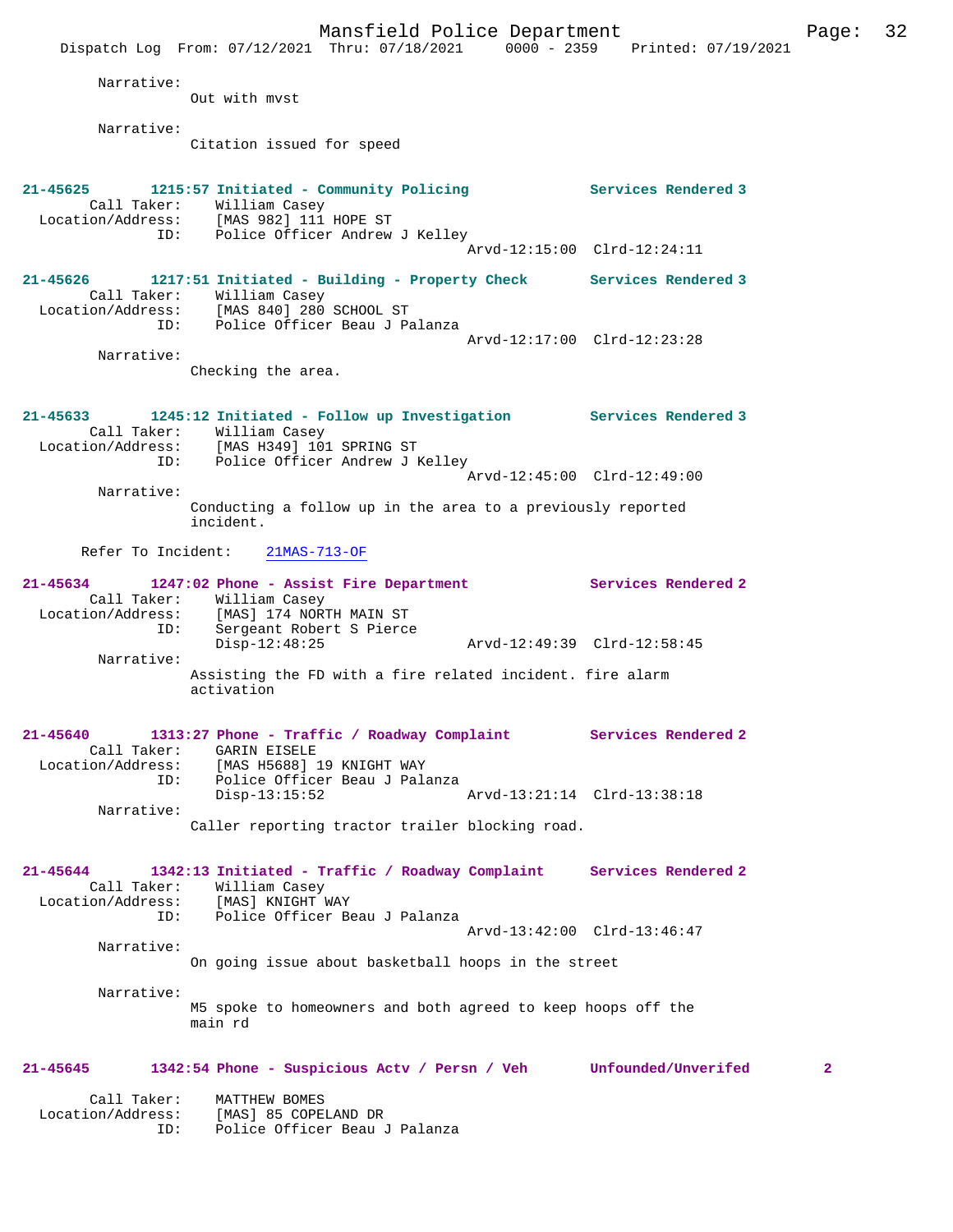Narrative:
Out with mvst

Narrative:
Citation issued for speed

**21-45625 1215:57 Initiated - Community Policing — Services Rendered 3**
Call Taker: William Casey
Location/Address: [MAS 982] 111 HOPE ST
ID: Police Officer Andrew J Kelley
Arvd-12:15:00 Clrd-12:24:11

**21-45626 1217:51 Initiated - Building - Property Check — Services Rendered 3**
Call Taker: William Casey
Location/Address: [MAS 840] 280 SCHOOL ST
ID: Police Officer Beau J Palanza
Arvd-12:17:00 Clrd-12:23:28

Narrative:
Checking the area.

**21-45633 1245:12 Initiated - Follow up Investigation — Services Rendered 3**
Call Taker: William Casey
Location/Address: [MAS H349] 101 SPRING ST
ID: Police Officer Andrew J Kelley
Arvd-12:45:00 Clrd-12:49:00

Narrative:
Conducting a follow up in the area to a previously reported incident.

Refer To Incident: 21MAS-713-OF

**21-45634 1247:02 Phone - Assist Fire Department — Services Rendered 2**
Call Taker: William Casey
Location/Address: [MAS] 174 NORTH MAIN ST
ID: Sergeant Robert S Pierce
Disp-12:48:25 Arvd-12:49:39 Clrd-12:58:45

Narrative:
Assisting the FD with a fire related incident. fire alarm activation

**21-45640 1313:27 Phone - Traffic / Roadway Complaint — Services Rendered 2**
Call Taker: GARIN EISELE
Location/Address: [MAS H5688] 19 KNIGHT WAY
ID: Police Officer Beau J Palanza
Disp-13:15:52 Arvd-13:21:14 Clrd-13:38:18

Narrative:
Caller reporting tractor trailer blocking road.

**21-45644 1342:13 Initiated - Traffic / Roadway Complaint — Services Rendered 2**
Call Taker: William Casey
Location/Address: [MAS] KNIGHT WAY
ID: Police Officer Beau J Palanza
Arvd-13:42:00 Clrd-13:46:47

Narrative:
On going issue about basketball hoops in the street

Narrative:
M5 spoke to homeowners and both agreed to keep hoops off the main rd

**21-45645 1342:54 Phone - Suspicious Actv / Persn / Veh — Unfounded/Unverifed 2**
Call Taker: MATTHEW BOMES
Location/Address: [MAS] 85 COPELAND DR
ID: Police Officer Beau J Palanza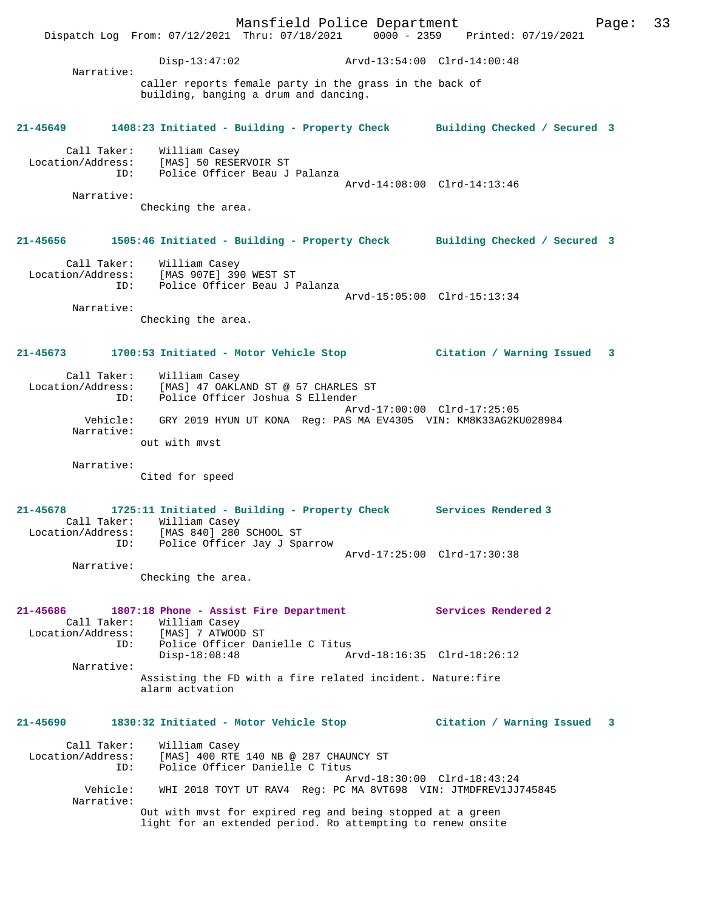Disp-13:47:02 Arvd-13:54:00 Clrd-14:00:48

Narrative:
caller reports female party in the grass in the back of building, banging a drum and dancing.

**21-45649 1408:23 Initiated - Building - Property Check Building Checked / Secured 3**

Call Taker: William Casey
Location/Address: [MAS] 50 RESERVOIR ST
ID: Police Officer Beau J Palanza
Arvd-14:08:00 Clrd-14:13:46

Narrative:
Checking the area.

**21-45656 1505:46 Initiated - Building - Property Check Building Checked / Secured 3**

Call Taker: William Casey
Location/Address: [MAS 907E] 390 WEST ST
ID: Police Officer Beau J Palanza
Arvd-15:05:00 Clrd-15:13:34

Narrative:
Checking the area.

**21-45673 1700:53 Initiated - Motor Vehicle Stop Citation / Warning Issued 3**

Call Taker: William Casey
Location/Address: [MAS] 47 OAKLAND ST @ 57 CHARLES ST
ID: Police Officer Joshua S Ellender
Arvd-17:00:00 Clrd-17:25:05
Vehicle: GRY 2019 HYUN UT KONA Reg: PAS MA EV4305 VIN: KM8K33AG2KU028984

Narrative:
out with mvst

Narrative:
Cited for speed

**21-45678 1725:11 Initiated - Building - Property Check Services Rendered 3**

Call Taker: William Casey
Location/Address: [MAS 840] 280 SCHOOL ST
ID: Police Officer Jay J Sparrow
Arvd-17:25:00 Clrd-17:30:38

Narrative:
Checking the area.

**21-45686 1807:18 Phone - Assist Fire Department Services Rendered 2**

Call Taker: William Casey
Location/Address: [MAS] 7 ATWOOD ST
ID: Police Officer Danielle C Titus
Disp-18:08:48 Arvd-18:16:35 Clrd-18:26:12

Narrative:
Assisting the FD with a fire related incident. Nature:fire alarm actvation

**21-45690 1830:32 Initiated - Motor Vehicle Stop Citation / Warning Issued 3**

Call Taker: William Casey
Location/Address: [MAS] 400 RTE 140 NB @ 287 CHAUNCY ST
ID: Police Officer Danielle C Titus
Arvd-18:30:00 Clrd-18:43:24
Vehicle: WHI 2018 TOYT UT RAV4 Reg: PC MA 8VT698 VIN: JTMDFREV1JJ745845

Narrative:
Out with mvst for expired reg and being stopped at a green light for an extended period. Ro attempting to renew onsite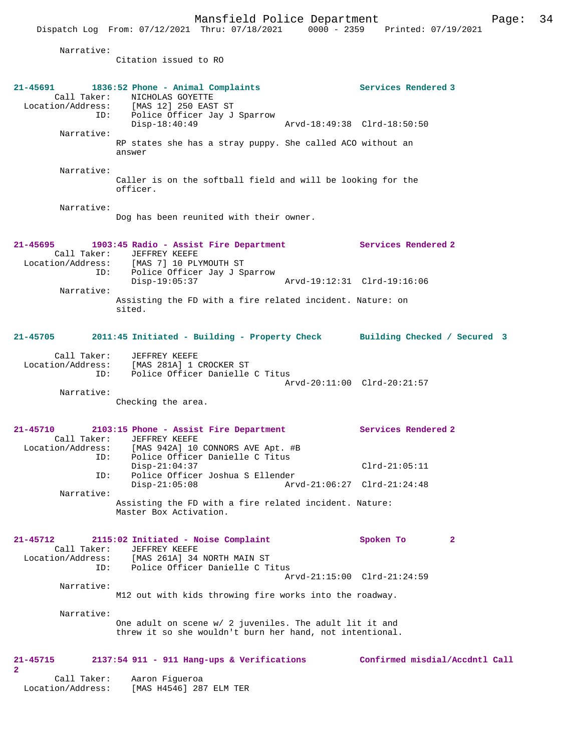Narrative:
Citation issued to RO

**21-45691 1836:52 Phone - Animal Complaints — Services Rendered 3**

Call Taker: NICHOLAS GOYETTE
Location/Address: [MAS 12] 250 EAST ST
ID: Police Officer Jay J Sparrow
Disp-18:40:49 Arvd-18:49:38 Clrd-18:50:50

Narrative:
RP states she has a stray puppy. She called ACO without an answer

Narrative:
Caller is on the softball field and will be looking for the officer.

Narrative:
Dog has been reunited with their owner.

**21-45695 1903:45 Radio - Assist Fire Department — Services Rendered 2**

Call Taker: JEFFREY KEEFE
Location/Address: [MAS 7] 10 PLYMOUTH ST
ID: Police Officer Jay J Sparrow
Disp-19:05:37 Arvd-19:12:31 Clrd-19:16:06

Narrative:
Assisting the FD with a fire related incident. Nature: on sited.

**21-45705 2011:45 Initiated - Building - Property Check — Building Checked / Secured 3**

Call Taker: JEFFREY KEEFE
Location/Address: [MAS 281A] 1 CROCKER ST
ID: Police Officer Danielle C Titus
Arvd-20:11:00 Clrd-20:21:57

Narrative:
Checking the area.

**21-45710 2103:15 Phone - Assist Fire Department — Services Rendered 2**

Call Taker: JEFFREY KEEFE
Location/Address: [MAS 942A] 10 CONNORS AVE Apt. #B
ID: Police Officer Danielle C Titus
Disp-21:04:37 Clrd-21:05:11
ID: Police Officer Joshua S Ellender
Disp-21:05:08 Arvd-21:06:27 Clrd-21:24:48

Narrative:
Assisting the FD with a fire related incident. Nature: Master Box Activation.

**21-45712 2115:02 Initiated - Noise Complaint — Spoken To 2**

Call Taker: JEFFREY KEEFE
Location/Address: [MAS 261A] 34 NORTH MAIN ST
ID: Police Officer Danielle C Titus
Arvd-21:15:00 Clrd-21:24:59

Narrative:
M12 out with kids throwing fire works into the roadway.

Narrative:
One adult on scene w/ 2 juveniles. The adult lit it and threw it so she wouldn't burn her hand, not intentional.

**21-45715 2137:54 911 - 911 Hang-ups & Verifications — Confirmed misdial/Accdntl Call 2**

Call Taker: Aaron Figueroa
Location/Address: [MAS H4546] 287 ELM TER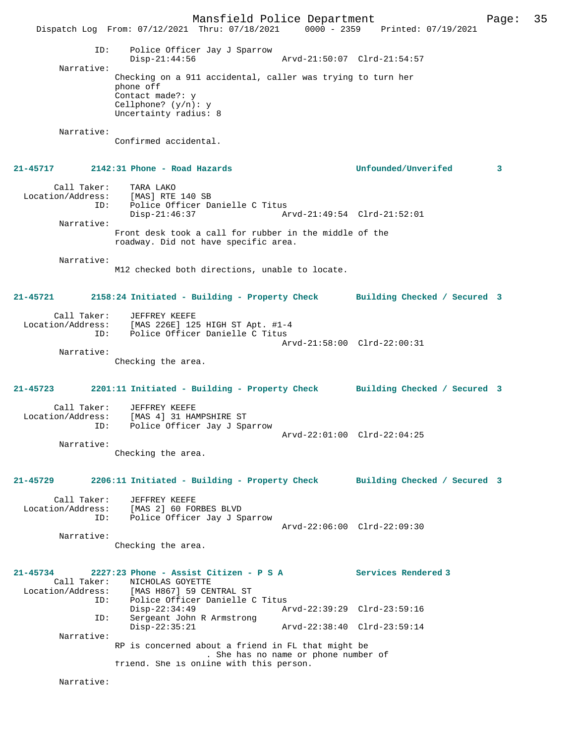ID: Police Officer Jay J Sparrow
Disp-21:44:56 Arvd-21:50:07 Clrd-21:54:57

Narrative:
Checking on a 911 accidental, caller was trying to turn her phone off
Contact made?: y
Cellphone? (y/n): y
Uncertainty radius: 8

Narrative:
Confirmed accidental.

**21-45717 2142:31 Phone - Road Hazards — Unfounded/Unverifed 3**

Call Taker: TARA LAKO
Location/Address: [MAS] RTE 140 SB
ID: Police Officer Danielle C Titus
Disp-21:46:37 Arvd-21:49:54 Clrd-21:52:01

Narrative:
Front desk took a call for rubber in the middle of the roadway. Did not have specific area.

Narrative:
M12 checked both directions, unable to locate.

**21-45721 2158:24 Initiated - Building - Property Check — Building Checked / Secured 3**

Call Taker: JEFFREY KEEFE
Location/Address: [MAS 226E] 125 HIGH ST Apt. #1-4
ID: Police Officer Danielle C Titus
Arvd-21:58:00 Clrd-22:00:31

Narrative:
Checking the area.

**21-45723 2201:11 Initiated - Building - Property Check — Building Checked / Secured 3**

Call Taker: JEFFREY KEEFE
Location/Address: [MAS 4] 31 HAMPSHIRE ST
ID: Police Officer Jay J Sparrow
Arvd-22:01:00 Clrd-22:04:25

Narrative:
Checking the area.

**21-45729 2206:11 Initiated - Building - Property Check — Building Checked / Secured 3**

Call Taker: JEFFREY KEEFE
Location/Address: [MAS 2] 60 FORBES BLVD
ID: Police Officer Jay J Sparrow
Arvd-22:06:00 Clrd-22:09:30

Narrative:
Checking the area.

**21-45734 2227:23 Phone - Assist Citizen - P S A — Services Rendered 3**

Call Taker: NICHOLAS GOYETTE
Location/Address: [MAS H867] 59 CENTRAL ST
ID: Police Officer Danielle C Titus
Disp-22:34:49 Arvd-22:39:29 Clrd-23:59:16
ID: Sergeant John R Armstrong
Disp-22:35:21 Arvd-22:38:40 Clrd-23:59:14

Narrative:
RP is concerned about a friend in FL that might be . She has no name or phone number of friend. She is online with this person.

Narrative: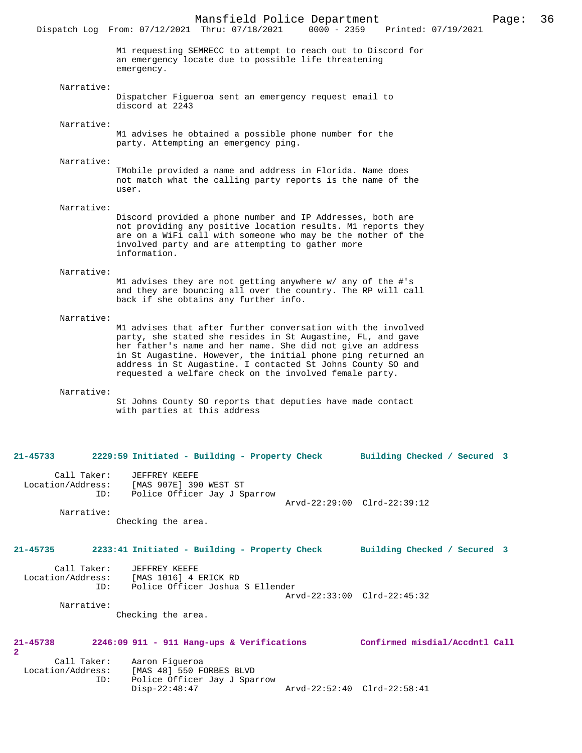M1 requesting SEMRECC to attempt to reach out to Discord for an emergency locate due to possible life threatening emergency.

Narrative:
Dispatcher Figueroa sent an emergency request email to discord at 2243

Narrative:
M1 advises he obtained a possible phone number for the party. Attempting an emergency ping.

Narrative:
TMobile provided a name and address in Florida. Name does not match what the calling party reports is the name of the user.

Narrative:
Discord provided a phone number and IP Addresses, both are not providing any positive location results. M1 reports they are on a WiFi call with someone who may be the mother of the involved party and are attempting to gather more information.

Narrative:
M1 advises they are not getting anywhere w/ any of the #'s and they are bouncing all over the country. The RP will call back if she obtains any further info.

Narrative:
M1 advises that after further conversation with the involved party, she stated she resides in St Augustine, FL, and gave her father's name and her name. She did not give an address in St Augustine. However, the initial phone ping returned an address in St Augustine. I contacted St Johns County SO and requested a welfare check on the involved female party.

Narrative:
St Johns County SO reports that deputies have made contact with parties at this address

**21-45733 2229:59 Initiated - Building - Property Check Building Checked / Secured 3**

Call Taker: JEFFREY KEEFE
Location/Address: [MAS 907E] 390 WEST ST
ID: Police Officer Jay J Sparrow
Arvd-22:29:00 Clrd-22:39:12
Narrative:
Checking the area.

**21-45735 2233:41 Initiated - Building - Property Check Building Checked / Secured 3**

Call Taker: JEFFREY KEEFE
Location/Address: [MAS 1016] 4 ERICK RD
ID: Police Officer Joshua S Ellender
Arvd-22:33:00 Clrd-22:45:32
Narrative:
Checking the area.

**21-45738 2246:09 911 - 911 Hang-ups & Verifications Confirmed misdial/Accdntl Call 2**

Call Taker: Aaron Figueroa
Location/Address: [MAS 48] 550 FORBES BLVD
ID: Police Officer Jay J Sparrow
Disp-22:48:47 Arvd-22:52:40 Clrd-22:58:41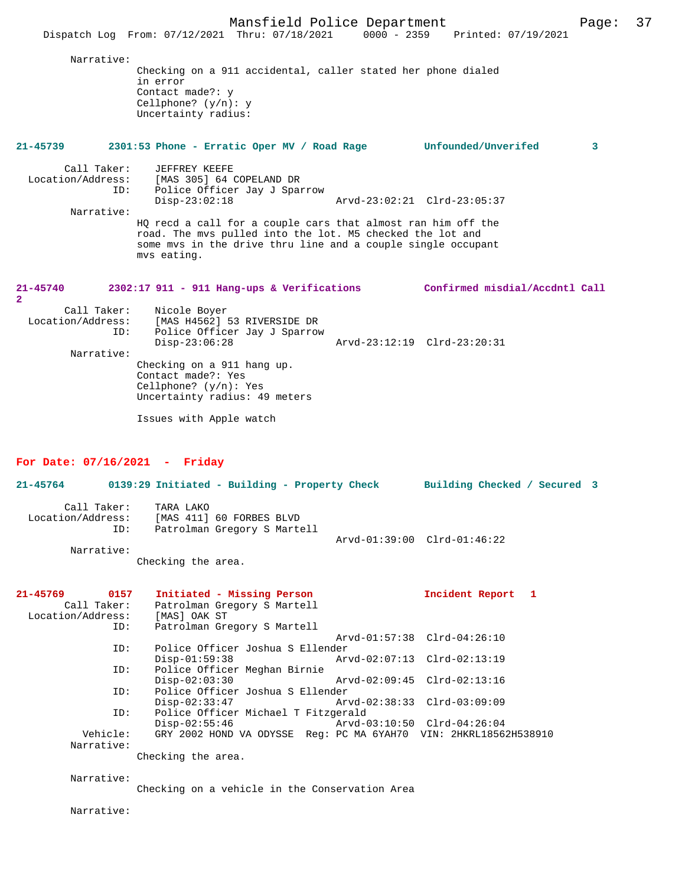Narrative:

Checking on a 911 accidental, caller stated her phone dialed in error
Contact made?: y
Cellphone? (y/n): y
Uncertainty radius:

**21-45739 2301:53 Phone - Erratic Oper MV / Road Rage Unfounded/Unverifed 3**

Call Taker: JEFFREY KEEFE
Location/Address: [MAS 305] 64 COPELAND DR
ID: Police Officer Jay J Sparrow
Disp-23:02:18 Arvd-23:02:21 Clrd-23:05:37

Narrative:

HQ recd a call for a couple cars that almost ran him off the road. The mvs pulled into the lot. M5 checked the lot and some mvs in the drive thru line and a couple single occupant mvs eating.

**21-45740 2302:17 911 - 911 Hang-ups & Verifications Confirmed misdial/Accdntl Call 2**

Call Taker: Nicole Boyer
Location/Address: [MAS H4562] 53 RIVERSIDE DR
ID: Police Officer Jay J Sparrow
Disp-23:06:28 Arvd-23:12:19 Clrd-23:20:31

Narrative:

Checking on a 911 hang up.
Contact made?: Yes
Cellphone? (y/n): Yes
Uncertainty radius: 49 meters

Issues with Apple watch

## For Date: 07/16/2021 - Friday

**21-45764 0139:29 Initiated - Building - Property Check Building Checked / Secured 3**

Call Taker: TARA LAKO
Location/Address: [MAS 411] 60 FORBES BLVD
ID: Patrolman Gregory S Martell
Arvd-01:39:00 Clrd-01:46:22

Narrative:

Checking the area.

**21-45769 0157 Initiated - Missing Person Incident Report 1**

Call Taker: Patrolman Gregory S Martell
Location/Address: [MAS] OAK ST
ID: Patrolman Gregory S Martell
Arvd-01:57:38 Clrd-04:26:10
ID: Police Officer Joshua S Ellender
Disp-01:59:38 Arvd-02:07:13 Clrd-02:13:19
ID: Police Officer Meghan Birnie
Disp-02:03:30 Arvd-02:09:45 Clrd-02:13:16
ID: Police Officer Joshua S Ellender
Disp-02:33:47 Arvd-02:38:33 Clrd-03:09:09
ID: Police Officer Michael T Fitzgerald
Disp-02:55:46 Arvd-03:10:50 Clrd-04:26:04
Vehicle: GRY 2002 HOND VA ODYSSE Reg: PC MA 6YAH70 VIN: 2HKRL18562H538910

Narrative:

Checking the area.

Narrative:

Checking on a vehicle in the Conservation Area

Narrative: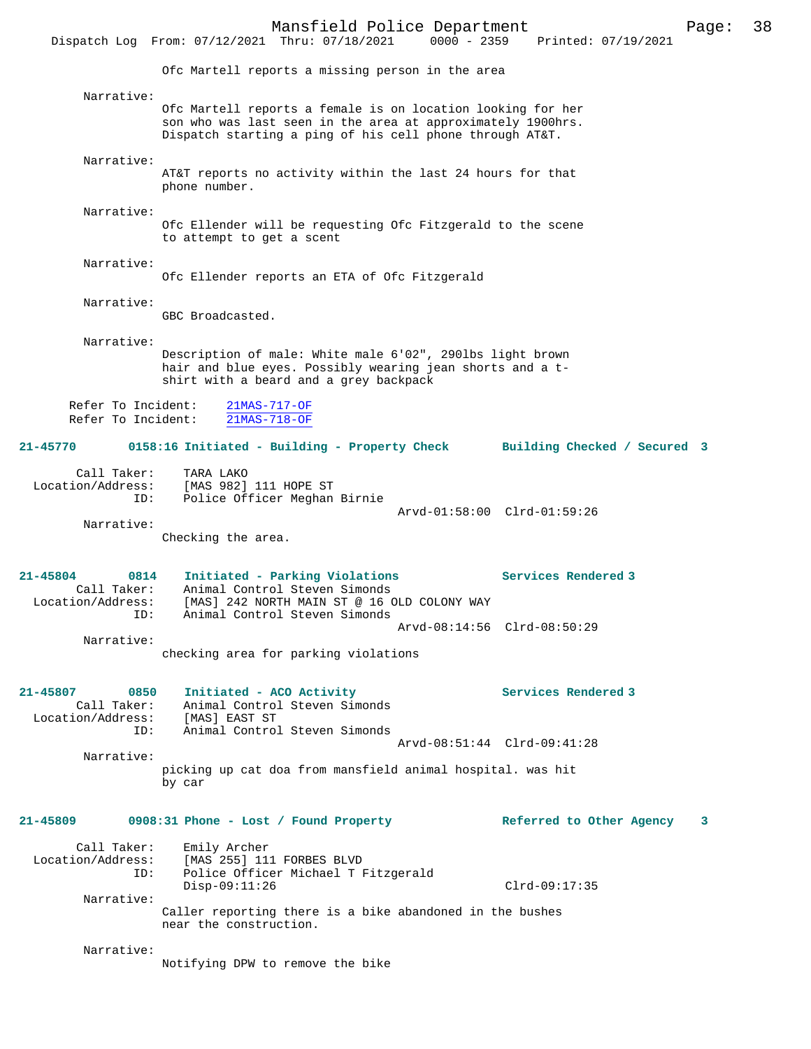Ofc Martell reports a missing person in the area

Narrative:
Ofc Martell reports a female is on location looking for her son who was last seen in the area at approximately 1900hrs. Dispatch starting a ping of his cell phone through AT&T.

Narrative:
AT&T reports no activity within the last 24 hours for that phone number.

Narrative:
Ofc Ellender will be requesting Ofc Fitzgerald to the scene to attempt to get a scent

Narrative:
Ofc Ellender reports an ETA of Ofc Fitzgerald

Narrative:
GBC Broadcasted.

Narrative:
Description of male: White male 6'02", 290lbs light brown hair and blue eyes. Possibly wearing jean shorts and a t-shirt with a beard and a grey backpack

Refer To Incident: 21MAS-717-OF
Refer To Incident: 21MAS-718-OF

**21-45770 0158:16 Initiated - Building - Property Check — Building Checked / Secured 3**

Call Taker: TARA LAKO
Location/Address: [MAS 982] 111 HOPE ST
ID: Police Officer Meghan Birnie
Arvd-01:58:00 Clrd-01:59:26

Narrative:
Checking the area.

**21-45804 0814 Initiated - Parking Violations — Services Rendered 3**

Call Taker: Animal Control Steven Simonds
Location/Address: [MAS] 242 NORTH MAIN ST @ 16 OLD COLONY WAY
ID: Animal Control Steven Simonds
Arvd-08:14:56 Clrd-08:50:29

Narrative:
checking area for parking violations

**21-45807 0850 Initiated - ACO Activity — Services Rendered 3**

Call Taker: Animal Control Steven Simonds
Location/Address: [MAS] EAST ST
ID: Animal Control Steven Simonds
Arvd-08:51:44 Clrd-09:41:28

Narrative:
picking up cat doa from mansfield animal hospital. was hit by car

**21-45809 0908:31 Phone - Lost / Found Property — Referred to Other Agency 3**

Call Taker: Emily Archer
Location/Address: [MAS 255] 111 FORBES BLVD
ID: Police Officer Michael T Fitzgerald
Disp-09:11:26 Clrd-09:17:35

Narrative:
Caller reporting there is a bike abandoned in the bushes near the construction.

Narrative:
Notifying DPW to remove the bike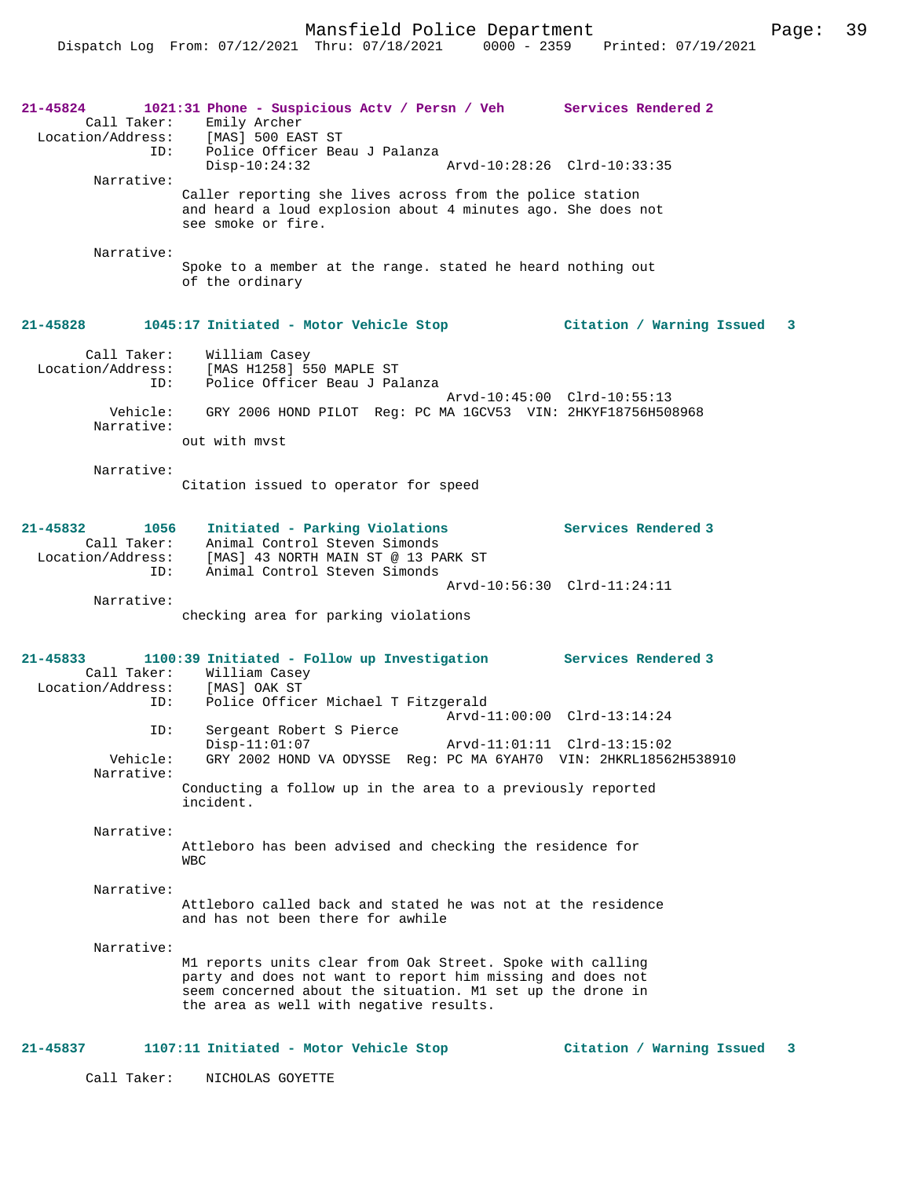**21-45824 1021:31 Phone - Suspicious Actv / Persn / Veh — Services Rendered 2**

Call Taker: Emily Archer
Location/Address: [MAS] 500 EAST ST
ID: Police Officer Beau J Palanza
Disp-10:24:32 Arvd-10:28:26 Clrd-10:33:35

Narrative:
Caller reporting she lives across from the police station and heard a loud explosion about 4 minutes ago. She does not see smoke or fire.

Narrative:
Spoke to a member at the range. stated he heard nothing out of the ordinary

**21-45828 1045:17 Initiated - Motor Vehicle Stop — Citation / Warning Issued 3**

Call Taker: William Casey
Location/Address: [MAS H1258] 550 MAPLE ST
ID: Police Officer Beau J Palanza
Arvd-10:45:00 Clrd-10:55:13
Vehicle: GRY 2006 HOND PILOT Reg: PC MA 1GCV53 VIN: 2HKYF18756H508968

Narrative:
out with mvst

Narrative:
Citation issued to operator for speed

**21-45832 1056 Initiated - Parking Violations — Services Rendered 3**

Call Taker: Animal Control Steven Simonds
Location/Address: [MAS] 43 NORTH MAIN ST @ 13 PARK ST
ID: Animal Control Steven Simonds
Arvd-10:56:30 Clrd-11:24:11

Narrative:
checking area for parking violations

**21-45833 1100:39 Initiated - Follow up Investigation — Services Rendered 3**

Call Taker: William Casey
Location/Address: [MAS] OAK ST
ID: Police Officer Michael T Fitzgerald
Arvd-11:00:00 Clrd-13:14:24
ID: Sergeant Robert S Pierce
Disp-11:01:07 Arvd-11:01:11 Clrd-13:15:02
Vehicle: GRY 2002 HOND VA ODYSSE Reg: PC MA 6YAH70 VIN: 2HKRL18562H538910

Narrative:
Conducting a follow up in the area to a previously reported incident.

Narrative:
Attleboro has been advised and checking the residence for WBC

Narrative:
Attleboro called back and stated he was not at the residence and has not been there for awhile

Narrative:
M1 reports units clear from Oak Street. Spoke with calling party and does not want to report him missing and does not seem concerned about the situation. M1 set up the drone in the area as well with negative results.

**21-45837 1107:11 Initiated - Motor Vehicle Stop — Citation / Warning Issued 3**

Call Taker: NICHOLAS GOYETTE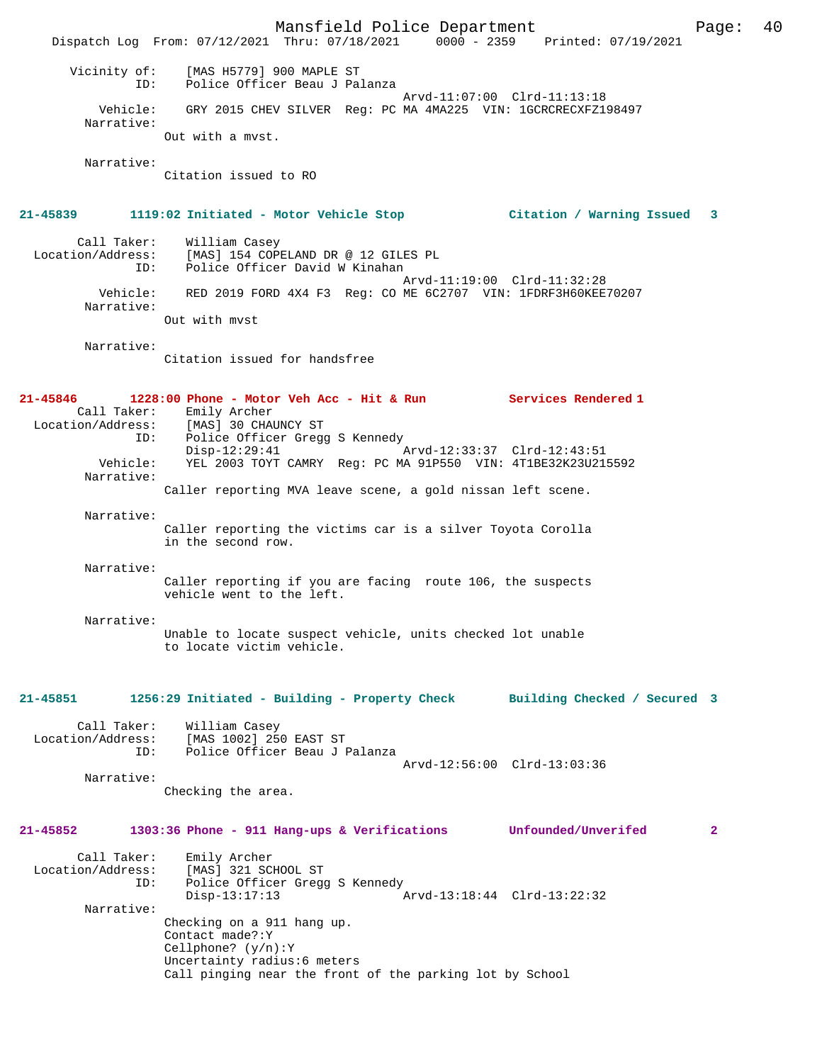```
      Vicinity of:    [MAS H5779] 900 MAPLE ST
               ID:    Police Officer Beau J Palanza
                                             Arvd-11:07:00  Clrd-11:13:18
          Vehicle:    GRY 2015 CHEV SILVER  Reg: PC MA 4MA225  VIN: 1GCRCRECXFZ198497
        Narrative:
                   Out with a mvst.

        Narrative:
                   Citation issued to RO
```

**21-45839       1119:02 Initiated - Motor Vehicle Stop             Citation / Warning Issued   3**

```
        Call Taker:    William Casey
  Location/Address:    [MAS] 154 COPELAND DR @ 12 GILES PL
               ID:    Police Officer David W Kinahan
                                             Arvd-11:19:00  Clrd-11:32:28
          Vehicle:    RED 2019 FORD 4X4 F3  Reg: CO ME 6C2707  VIN: 1FDRF3H60KEE70207
        Narrative:
                   Out with mvst

        Narrative:
                   Citation issued for handsfree
```

**21-45846       1228:00 Phone - Motor Veh Acc - Hit & Run          Services Rendered 1**

```
        Call Taker:    Emily Archer
  Location/Address:    [MAS] 30 CHAUNCY ST
               ID:    Police Officer Gregg S Kennedy
                      Disp-12:29:41                Arvd-12:33:37  Clrd-12:43:51
          Vehicle:    YEL 2003 TOYT CAMRY  Reg: PC MA 91P550  VIN: 4T1BE32K23U215592
        Narrative:
                   Caller reporting MVA leave scene, a gold nissan left scene.

        Narrative:
                   Caller reporting the victims car is a silver Toyota Corolla
                   in the second row.

        Narrative:
                   Caller reporting if you are facing  route 106, the suspects
                   vehicle went to the left.

        Narrative:
                   Unable to locate suspect vehicle, units checked lot unable
                   to locate victim vehicle.
```

**21-45851       1256:29 Initiated - Building - Property Check       Building Checked / Secured  3**

```
        Call Taker:    William Casey
  Location/Address:    [MAS 1002] 250 EAST ST
               ID:    Police Officer Beau J Palanza
                                             Arvd-12:56:00  Clrd-13:03:36
        Narrative:
                   Checking the area.
```

**21-45852       1303:36 Phone - 911 Hang-ups & Verifications        Unfounded/Unverifed         2**

```
        Call Taker:    Emily Archer
  Location/Address:    [MAS] 321 SCHOOL ST
               ID:    Police Officer Gregg S Kennedy
                      Disp-13:17:13                Arvd-13:18:44  Clrd-13:22:32
        Narrative:
                   Checking on a 911 hang up.
                   Contact made?:Y
                   Cellphone? (y/n):Y
                   Uncertainty radius:6 meters
                   Call pinging near the front of the parking lot by School
```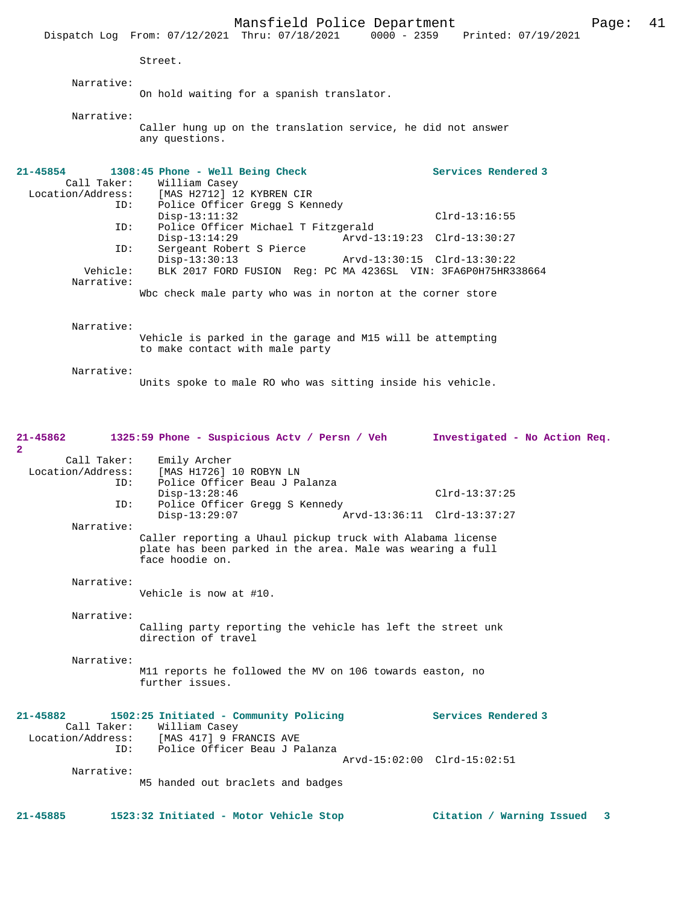Street.

Narrative:
On hold waiting for a spanish translator.

Narrative:
Caller hung up on the translation service, he did not answer any questions.

**21-45854 1308:45 Phone - Well Being Check — Services Rendered 3**

Call Taker: William Casey
Location/Address: [MAS H2712] 12 KYBREN CIR
ID: Police Officer Gregg S Kennedy
Disp-13:11:32 Clrd-13:16:55
ID: Police Officer Michael T Fitzgerald
Disp-13:14:29 Arvd-13:19:23 Clrd-13:30:27
ID: Sergeant Robert S Pierce
Disp-13:30:13 Arvd-13:30:15 Clrd-13:30:22
Vehicle: BLK 2017 FORD FUSION Reg: PC MA 4236SL VIN: 3FA6P0H75HR338664
Narrative:
Wbc check male party who was in norton at the corner store

Narrative:
Vehicle is parked in the garage and M15 will be attempting to make contact with male party

Narrative:
Units spoke to male RO who was sitting inside his vehicle.

**21-45862 1325:59 Phone - Suspicious Actv / Persn / Veh — Investigated - No Action Req. 2**

Call Taker: Emily Archer
Location/Address: [MAS H1726] 10 ROBYN LN
ID: Police Officer Beau J Palanza
Disp-13:28:46 Clrd-13:37:25
ID: Police Officer Gregg S Kennedy
Disp-13:29:07 Arvd-13:36:11 Clrd-13:37:27
Narrative:
Caller reporting a Uhaul pickup truck with Alabama license plate has been parked in the area. Male was wearing a full face hoodie on.

Narrative:
Vehicle is now at #10.

Narrative:
Calling party reporting the vehicle has left the street unk direction of travel

Narrative:
M11 reports he followed the MV on 106 towards easton, no further issues.

**21-45882 1502:25 Initiated - Community Policing — Services Rendered 3**

Call Taker: William Casey
Location/Address: [MAS 417] 9 FRANCIS AVE
ID: Police Officer Beau J Palanza
Arvd-15:02:00 Clrd-15:02:51
Narrative:
M5 handed out braclets and badges

**21-45885 1523:32 Initiated - Motor Vehicle Stop — Citation / Warning Issued 3**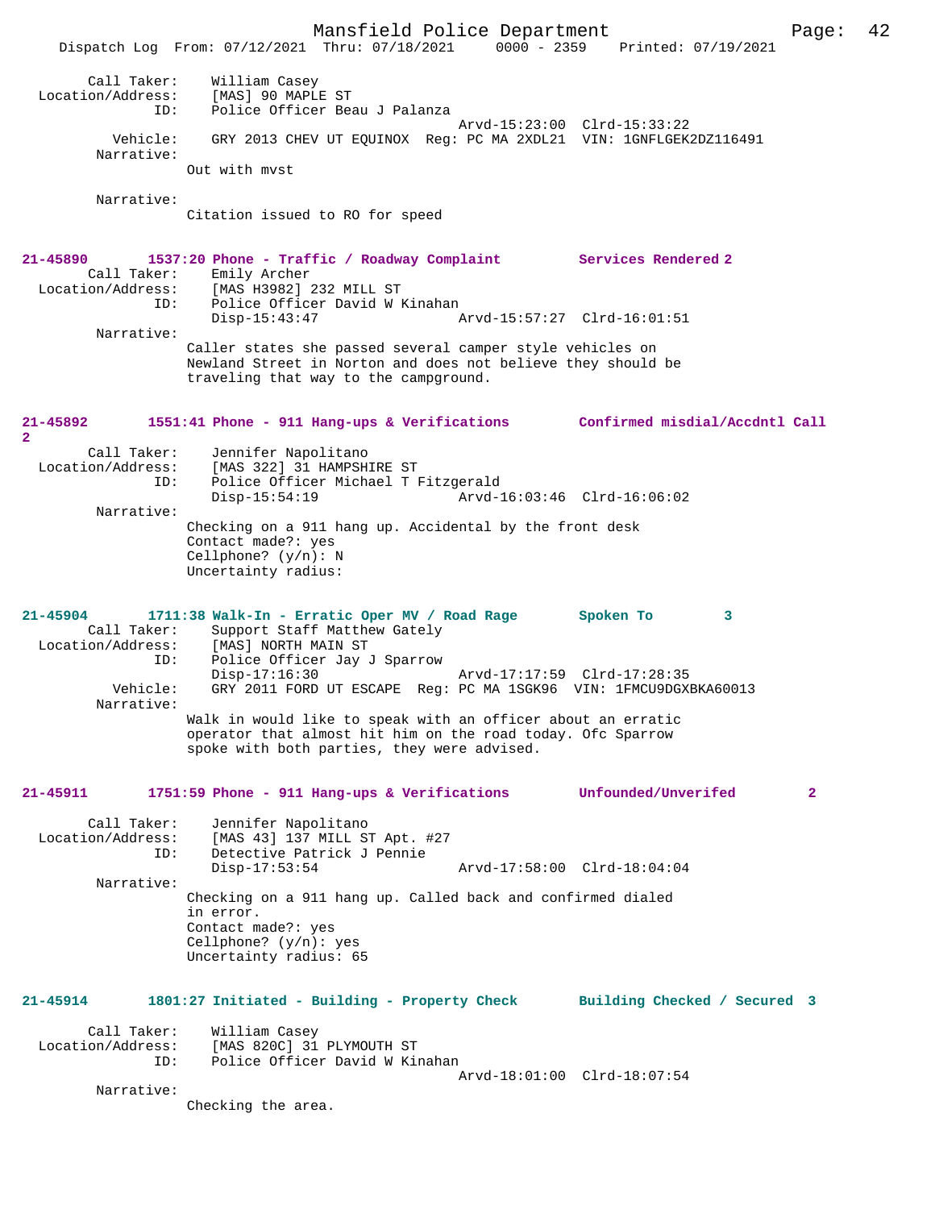Call Taker: William Casey
Location/Address: [MAS] 90 MAPLE ST
ID: Police Officer Beau J Palanza
Arvd-15:23:00 Clrd-15:33:22
Vehicle: GRY 2013 CHEV UT EQUINOX Reg: PC MA 2XDL21 VIN: 1GNFLGEK2DZ116491
Narrative:
Out with mvst

Narrative:
Citation issued to RO for speed

**21-45890 1537:20 Phone - Traffic / Roadway Complaint Services Rendered 2**
Call Taker: Emily Archer
Location/Address: [MAS H3982] 232 MILL ST
ID: Police Officer David W Kinahan
Disp-15:43:47 Arvd-15:57:27 Clrd-16:01:51
Narrative:
Caller states she passed several camper style vehicles on Newland Street in Norton and does not believe they should be traveling that way to the campground.

**21-45892 1551:41 Phone - 911 Hang-ups & Verifications Confirmed misdial/Accdntl Call 2**
Call Taker: Jennifer Napolitano
Location/Address: [MAS 322] 31 HAMPSHIRE ST
ID: Police Officer Michael T Fitzgerald
Disp-15:54:19 Arvd-16:03:46 Clrd-16:06:02
Narrative:
Checking on a 911 hang up. Accidental by the front desk
Contact made?: yes
Cellphone? (y/n): N
Uncertainty radius:

**21-45904 1711:38 Walk-In - Erratic Oper MV / Road Rage Spoken To 3**
Call Taker: Support Staff Matthew Gately
Location/Address: [MAS] NORTH MAIN ST
ID: Police Officer Jay J Sparrow
Disp-17:16:30 Arvd-17:17:59 Clrd-17:28:35
Vehicle: GRY 2011 FORD UT ESCAPE Reg: PC MA 1SGK96 VIN: 1FMCU9DGXBKA60013
Narrative:
Walk in would like to speak with an officer about an erratic operator that almost hit him on the road today. Ofc Sparrow spoke with both parties, they were advised.

**21-45911 1751:59 Phone - 911 Hang-ups & Verifications Unfounded/Unverifed 2**
Call Taker: Jennifer Napolitano
Location/Address: [MAS 43] 137 MILL ST Apt. #27
ID: Detective Patrick J Pennie
Disp-17:53:54 Arvd-17:58:00 Clrd-18:04:04
Narrative:
Checking on a 911 hang up. Called back and confirmed dialed in error.
Contact made?: yes
Cellphone? (y/n): yes
Uncertainty radius: 65

**21-45914 1801:27 Initiated - Building - Property Check Building Checked / Secured 3**
Call Taker: William Casey
Location/Address: [MAS 820C] 31 PLYMOUTH ST
ID: Police Officer David W Kinahan
Arvd-18:01:00 Clrd-18:07:54
Narrative:
Checking the area.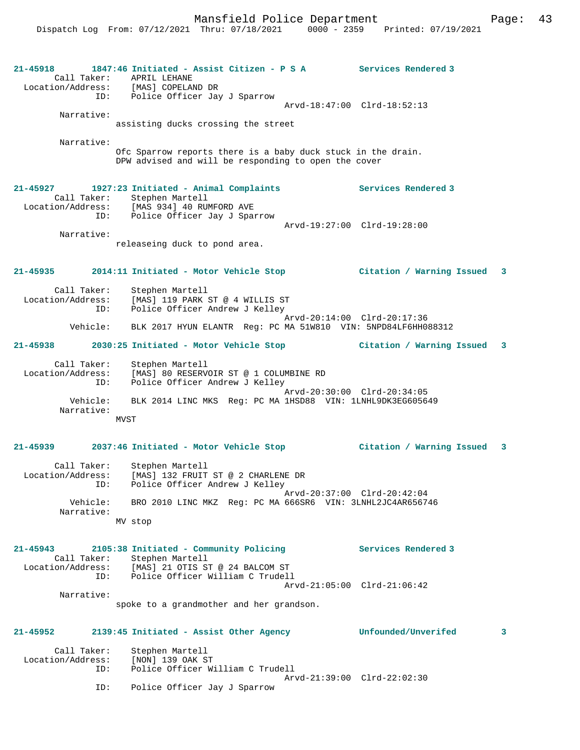**21-45918** **1847:46 Initiated - Assist Citizen - P S A** **Services Rendered 3**

Call Taker: APRIL LEHANE
Location/Address: [MAS] COPELAND DR
ID: Police Officer Jay J Sparrow
Arvd-18:47:00 Clrd-18:52:13

Narrative:
assisting ducks crossing the street

Narrative:
Ofc Sparrow reports there is a baby duck stuck in the drain. DPW advised and will be responding to open the cover

**21-45927** **1927:23 Initiated - Animal Complaints** **Services Rendered 3**

Call Taker: Stephen Martell
Location/Address: [MAS 934] 40 RUMFORD AVE
ID: Police Officer Jay J Sparrow
Arvd-19:27:00 Clrd-19:28:00

Narrative:
releaseing duck to pond area.

**21-45935** **2014:11 Initiated - Motor Vehicle Stop** **Citation / Warning Issued 3**

Call Taker: Stephen Martell
Location/Address: [MAS] 119 PARK ST @ 4 WILLIS ST
ID: Police Officer Andrew J Kelley
Arvd-20:14:00 Clrd-20:17:36
Vehicle: BLK 2017 HYUN ELANTR Reg: PC MA 51W810 VIN: 5NPD84LF6HH088312

**21-45938** **2030:25 Initiated - Motor Vehicle Stop** **Citation / Warning Issued 3**

Call Taker: Stephen Martell
Location/Address: [MAS] 80 RESERVOIR ST @ 1 COLUMBINE RD
ID: Police Officer Andrew J Kelley
Arvd-20:30:00 Clrd-20:34:05
Vehicle: BLK 2014 LINC MKS Reg: PC MA 1HSD88 VIN: 1LNHL9DK3EG605649

Narrative:
MVST

**21-45939** **2037:46 Initiated - Motor Vehicle Stop** **Citation / Warning Issued 3**

Call Taker: Stephen Martell
Location/Address: [MAS] 132 FRUIT ST @ 2 CHARLENE DR
ID: Police Officer Andrew J Kelley
Arvd-20:37:00 Clrd-20:42:04
Vehicle: BRO 2010 LINC MKZ Reg: PC MA 666SR6 VIN: 3LNHL2JC4AR656746

Narrative:
MV stop

**21-45943** **2105:38 Initiated - Community Policing** **Services Rendered 3**

Call Taker: Stephen Martell
Location/Address: [MAS] 21 OTIS ST @ 24 BALCOM ST
ID: Police Officer William C Trudell
Arvd-21:05:00 Clrd-21:06:42

Narrative:
spoke to a grandmother and her grandson.

**21-45952** **2139:45 Initiated - Assist Other Agency** **Unfounded/Unverifed 3**

Call Taker: Stephen Martell
Location/Address: [NON] 139 OAK ST
ID: Police Officer William C Trudell
Arvd-21:39:00 Clrd-22:02:30
ID: Police Officer Jay J Sparrow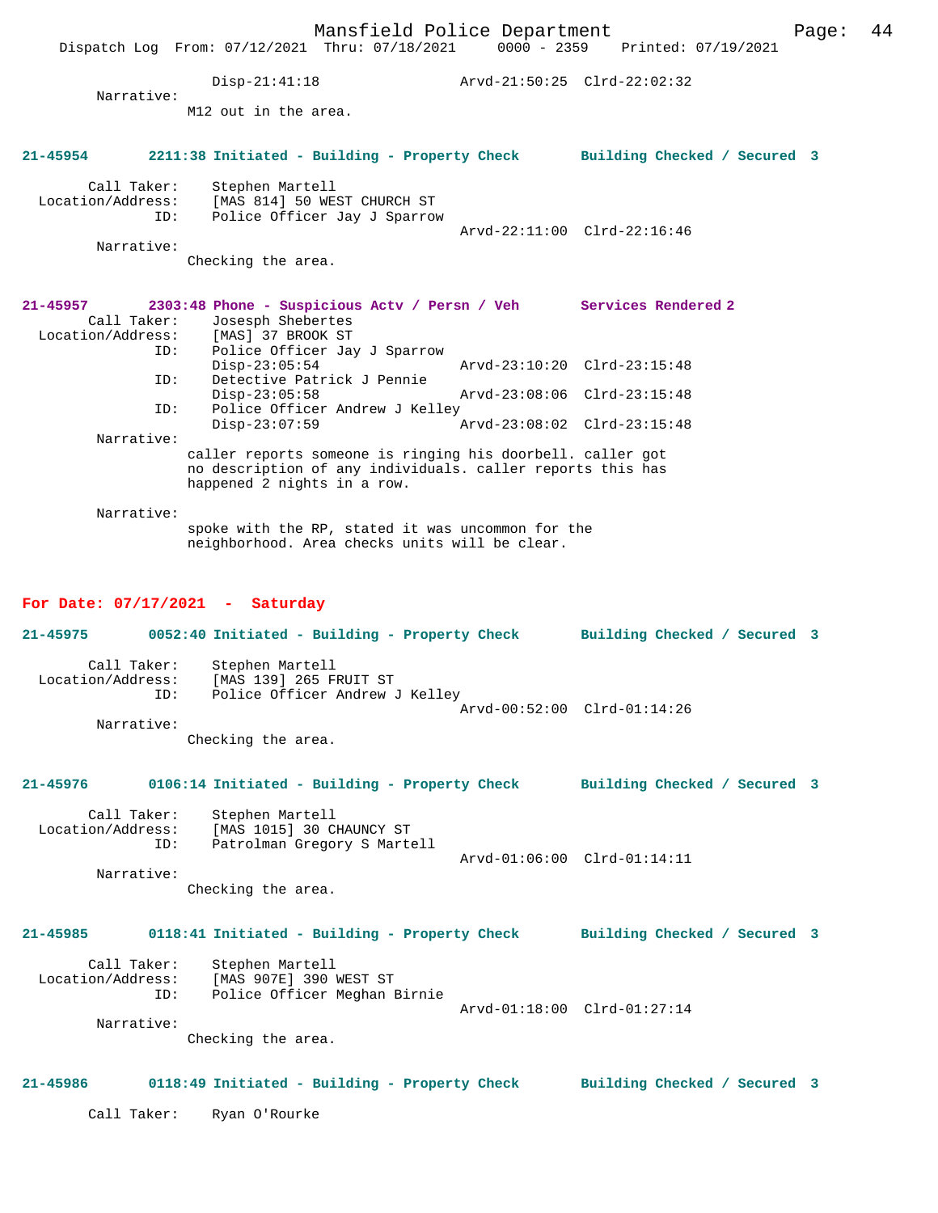Disp-21:41:18 Arvd-21:50:25 Clrd-22:02:32

Narrative:
M12 out in the area.

**21-45954 2211:38 Initiated - Building - Property Check Building Checked / Secured 3**

Call Taker: Stephen Martell
Location/Address: [MAS 814] 50 WEST CHURCH ST
ID: Police Officer Jay J Sparrow
Arvd-22:11:00 Clrd-22:16:46

Narrative:
Checking the area.

**21-45957 2303:48 Phone - Suspicious Actv / Persn / Veh Services Rendered 2**

Call Taker: Josesph Shebertes
Location/Address: [MAS] 37 BROOK ST
ID: Police Officer Jay J Sparrow
Disp-23:05:54 Arvd-23:10:20 Clrd-23:15:48
ID: Detective Patrick J Pennie
Disp-23:05:58 Arvd-23:08:06 Clrd-23:15:48
ID: Police Officer Andrew J Kelley
Disp-23:07:59 Arvd-23:08:02 Clrd-23:15:48

Narrative:
caller reports someone is ringing his doorbell. caller got no description of any individuals. caller reports this has happened 2 nights in a row.

Narrative:
spoke with the RP, stated it was uncommon for the neighborhood. Area checks units will be clear.

## For Date: 07/17/2021 - Saturday

**21-45975 0052:40 Initiated - Building - Property Check Building Checked / Secured 3**

Call Taker: Stephen Martell
Location/Address: [MAS 139] 265 FRUIT ST
ID: Police Officer Andrew J Kelley
Arvd-00:52:00 Clrd-01:14:26

Narrative:
Checking the area.

**21-45976 0106:14 Initiated - Building - Property Check Building Checked / Secured 3**

Call Taker: Stephen Martell
Location/Address: [MAS 1015] 30 CHAUNCY ST
ID: Patrolman Gregory S Martell
Arvd-01:06:00 Clrd-01:14:11

Narrative:
Checking the area.

**21-45985 0118:41 Initiated - Building - Property Check Building Checked / Secured 3**

Call Taker: Stephen Martell
Location/Address: [MAS 907E] 390 WEST ST
ID: Police Officer Meghan Birnie
Arvd-01:18:00 Clrd-01:27:14

Narrative:
Checking the area.

**21-45986 0118:49 Initiated - Building - Property Check Building Checked / Secured 3**

Call Taker: Ryan O'Rourke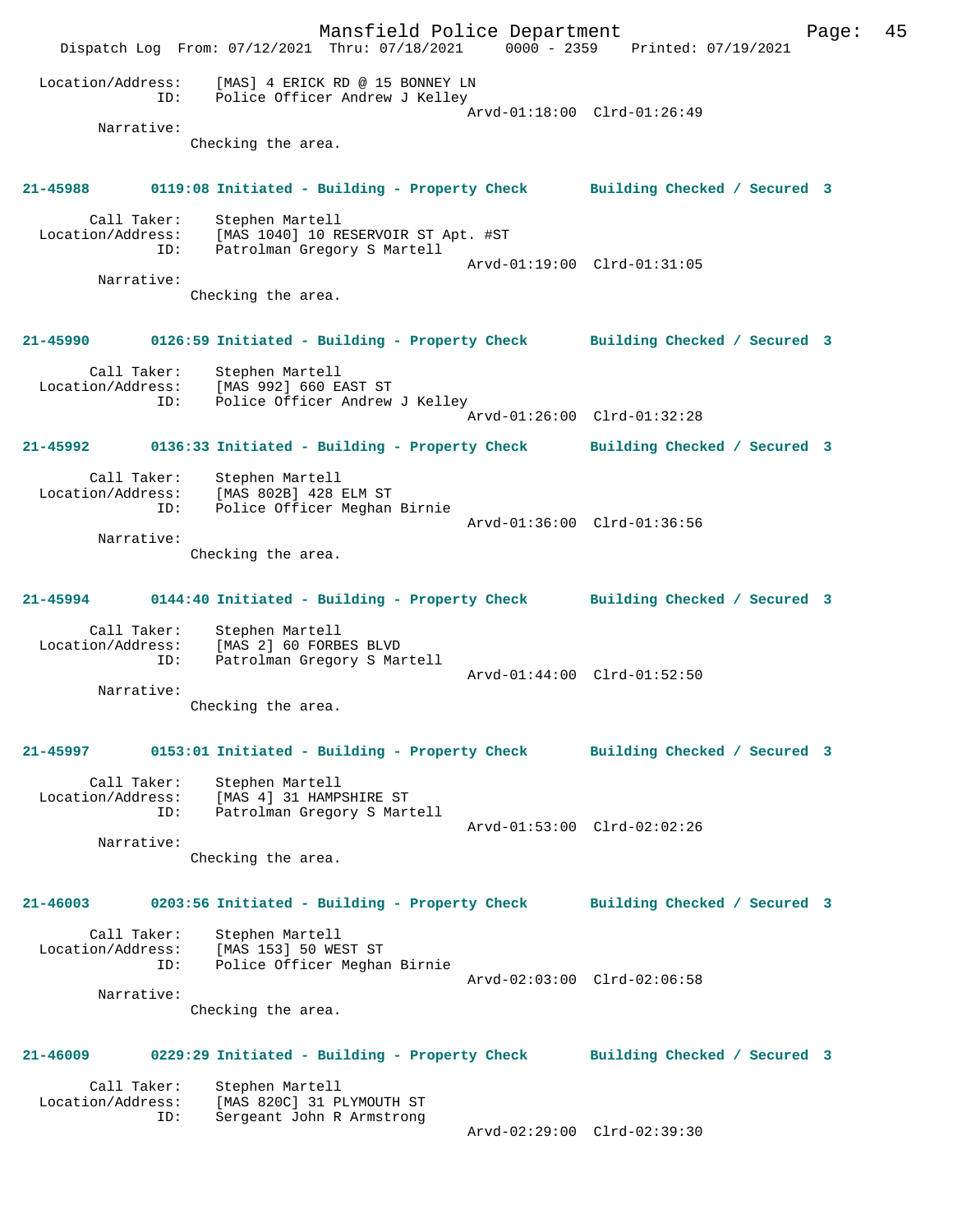Location/Address: [MAS] 4 ERICK RD @ 15 BONNEY LN
ID: Police Officer Andrew J Kelley
Arvd-01:18:00 Clrd-01:26:49

Narrative:
Checking the area.

**21-45988 0119:08 Initiated - Building - Property Check Building Checked / Secured 3**

Call Taker: Stephen Martell
Location/Address: [MAS 1040] 10 RESERVOIR ST Apt. #ST
ID: Patrolman Gregory S Martell
Arvd-01:19:00 Clrd-01:31:05

Narrative:
Checking the area.

**21-45990 0126:59 Initiated - Building - Property Check Building Checked / Secured 3**

Call Taker: Stephen Martell
Location/Address: [MAS 992] 660 EAST ST
ID: Police Officer Andrew J Kelley
Arvd-01:26:00 Clrd-01:32:28

**21-45992 0136:33 Initiated - Building - Property Check Building Checked / Secured 3**

Call Taker: Stephen Martell
Location/Address: [MAS 802B] 428 ELM ST
ID: Police Officer Meghan Birnie
Arvd-01:36:00 Clrd-01:36:56

Narrative:
Checking the area.

**21-45994 0144:40 Initiated - Building - Property Check Building Checked / Secured 3**

Call Taker: Stephen Martell
Location/Address: [MAS 2] 60 FORBES BLVD
ID: Patrolman Gregory S Martell
Arvd-01:44:00 Clrd-01:52:50

Narrative:
Checking the area.

**21-45997 0153:01 Initiated - Building - Property Check Building Checked / Secured 3**

Call Taker: Stephen Martell
Location/Address: [MAS 4] 31 HAMPSHIRE ST
ID: Patrolman Gregory S Martell
Arvd-01:53:00 Clrd-02:02:26

Narrative:
Checking the area.

**21-46003 0203:56 Initiated - Building - Property Check Building Checked / Secured 3**

Call Taker: Stephen Martell
Location/Address: [MAS 153] 50 WEST ST
ID: Police Officer Meghan Birnie
Arvd-02:03:00 Clrd-02:06:58

Narrative:
Checking the area.

**21-46009 0229:29 Initiated - Building - Property Check Building Checked / Secured 3**

Call Taker: Stephen Martell
Location/Address: [MAS 820C] 31 PLYMOUTH ST
ID: Sergeant John R Armstrong
Arvd-02:29:00 Clrd-02:39:30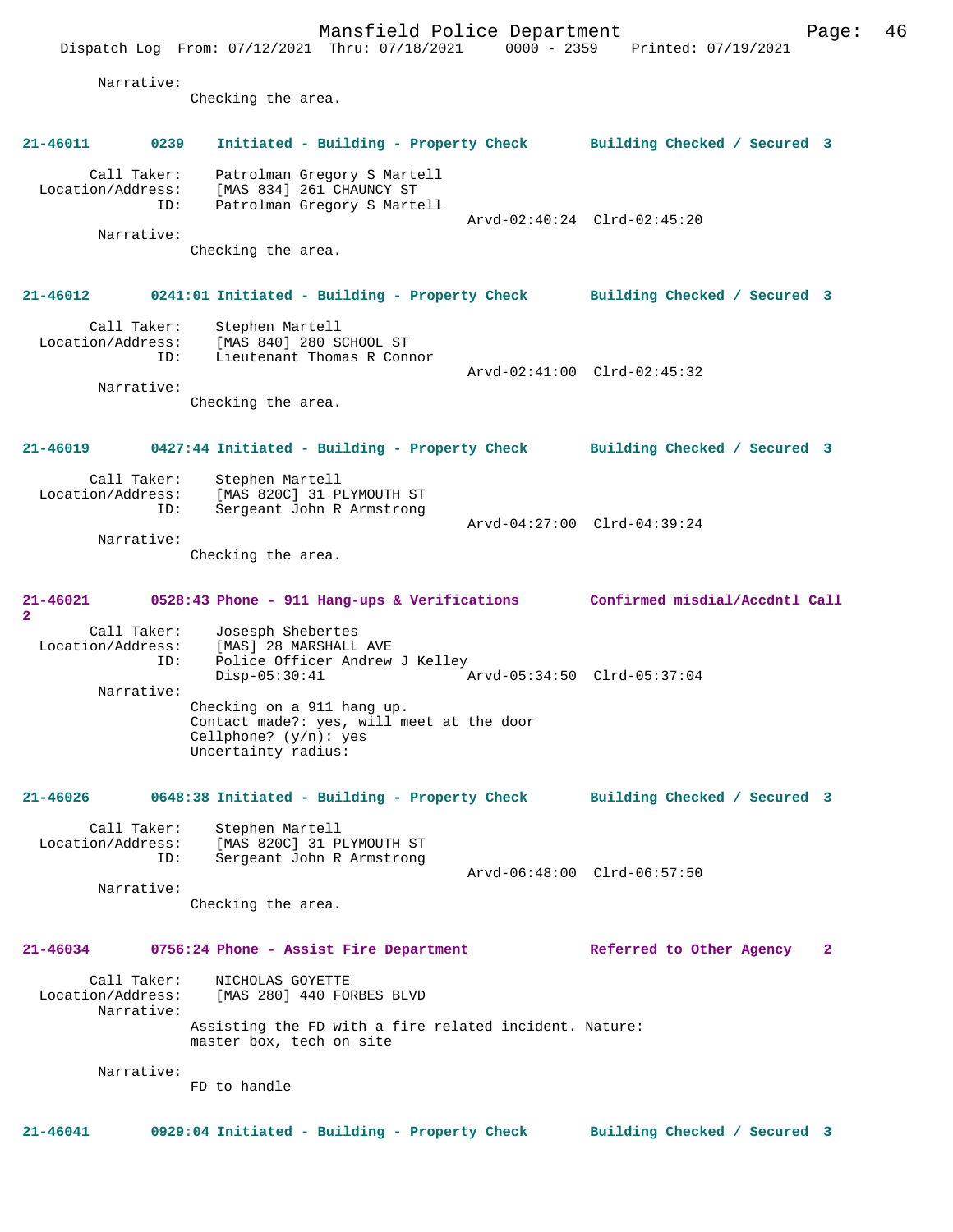Narrative:
Checking the area.

**21-46011 0239 Initiated - Building - Property Check Building Checked / Secured 3**

Call Taker: Patrolman Gregory S Martell
Location/Address: [MAS 834] 261 CHAUNCY ST
ID: Patrolman Gregory S Martell
Arvd-02:40:24 Clrd-02:45:20
Narrative:
Checking the area.

**21-46012 0241:01 Initiated - Building - Property Check Building Checked / Secured 3**

Call Taker: Stephen Martell
Location/Address: [MAS 840] 280 SCHOOL ST
ID: Lieutenant Thomas R Connor
Arvd-02:41:00 Clrd-02:45:32
Narrative:
Checking the area.

**21-46019 0427:44 Initiated - Building - Property Check Building Checked / Secured 3**

Call Taker: Stephen Martell
Location/Address: [MAS 820C] 31 PLYMOUTH ST
ID: Sergeant John R Armstrong
Arvd-04:27:00 Clrd-04:39:24
Narrative:
Checking the area.

**21-46021 0528:43 Phone - 911 Hang-ups & Verifications Confirmed misdial/Accdntl Call 2**

Call Taker: Josesph Shebertes
Location/Address: [MAS] 28 MARSHALL AVE
ID: Police Officer Andrew J Kelley
Disp-05:30:41 Arvd-05:34:50 Clrd-05:37:04
Narrative:
Checking on a 911 hang up.
Contact made?: yes, will meet at the door
Cellphone? (y/n): yes
Uncertainty radius:

**21-46026 0648:38 Initiated - Building - Property Check Building Checked / Secured 3**

Call Taker: Stephen Martell
Location/Address: [MAS 820C] 31 PLYMOUTH ST
ID: Sergeant John R Armstrong
Arvd-06:48:00 Clrd-06:57:50
Narrative:
Checking the area.

**21-46034 0756:24 Phone - Assist Fire Department Referred to Other Agency 2**

Call Taker: NICHOLAS GOYETTE
Location/Address: [MAS 280] 440 FORBES BLVD
Narrative:
Assisting the FD with a fire related incident. Nature:
master box, tech on site

Narrative:
FD to handle

**21-46041 0929:04 Initiated - Building - Property Check Building Checked / Secured 3**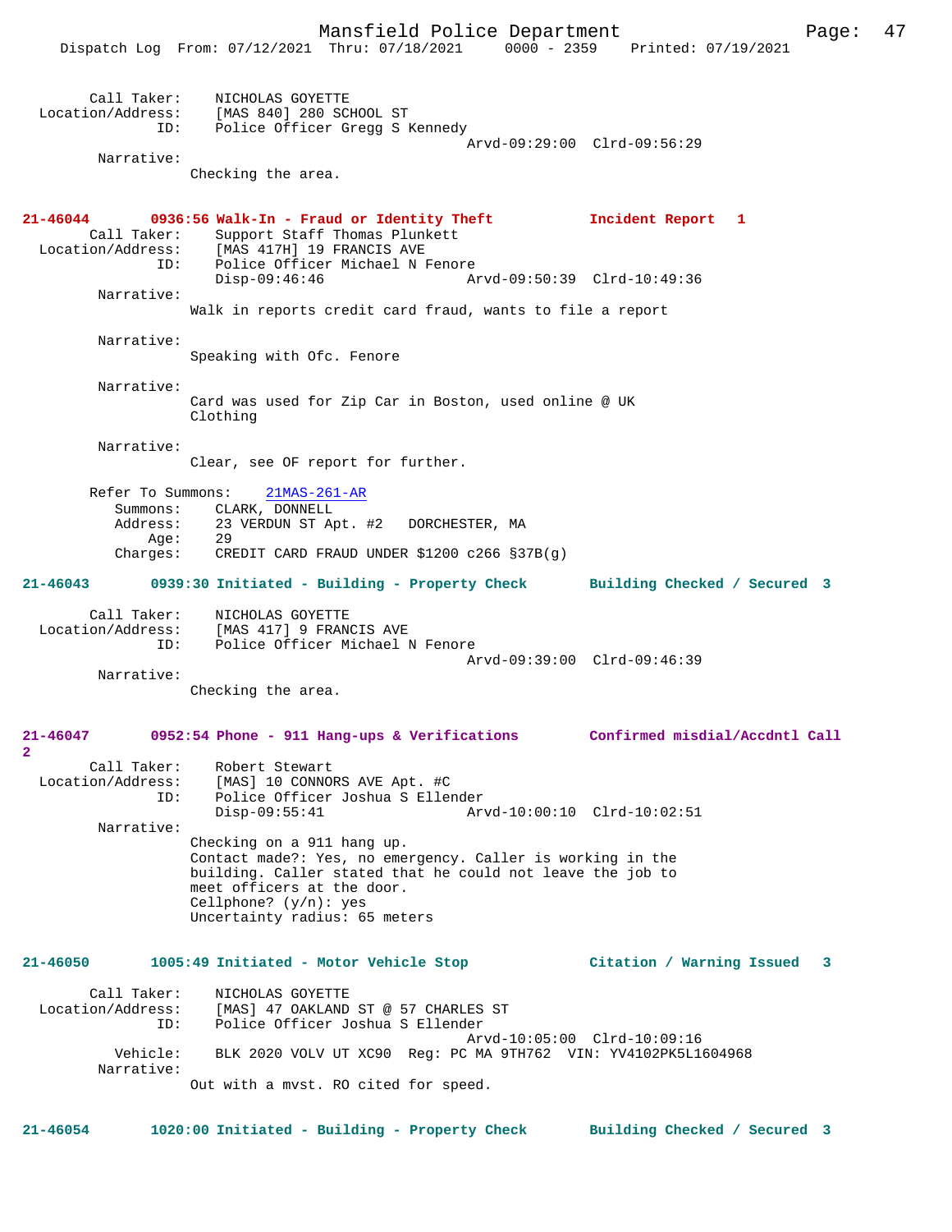Call Taker: NICHOLAS GOYETTE
Location/Address: [MAS 840] 280 SCHOOL ST
ID: Police Officer Gregg S Kennedy
Arvd-09:29:00 Clrd-09:56:29
Narrative:
Checking the area.

**21-46044 0936:56 Walk-In - Fraud or Identity Theft Incident Report 1**
Call Taker: Support Staff Thomas Plunkett
Location/Address: [MAS 417H] 19 FRANCIS AVE
ID: Police Officer Michael N Fenore
Disp-09:46:46 Arvd-09:50:39 Clrd-10:49:36
Narrative:
Walk in reports credit card fraud, wants to file a report

Narrative:
Speaking with Ofc. Fenore

Narrative:
Card was used for Zip Car in Boston, used online @ UK Clothing

Narrative:
Clear, see OF report for further.

Refer To Summons: 21MAS-261-AR
Summons: CLARK, DONNELL
Address: 23 VERDUN ST Apt. #2 DORCHESTER, MA
Age: 29
Charges: CREDIT CARD FRAUD UNDER $1200 c266 §37B(g)

**21-46043 0939:30 Initiated - Building - Property Check Building Checked / Secured 3**
Call Taker: NICHOLAS GOYETTE
Location/Address: [MAS 417] 9 FRANCIS AVE
ID: Police Officer Michael N Fenore
Arvd-09:39:00 Clrd-09:46:39
Narrative:
Checking the area.

**21-46047 0952:54 Phone - 911 Hang-ups & Verifications Confirmed misdial/Accdntl Call 2**
Call Taker: Robert Stewart
Location/Address: [MAS] 10 CONNORS AVE Apt. #C
ID: Police Officer Joshua S Ellender
Disp-09:55:41 Arvd-10:00:10 Clrd-10:02:51
Narrative:
Checking on a 911 hang up.
Contact made?: Yes, no emergency. Caller is working in the building. Caller stated that he could not leave the job to meet officers at the door.
Cellphone? (y/n): yes
Uncertainty radius: 65 meters

**21-46050 1005:49 Initiated - Motor Vehicle Stop Citation / Warning Issued 3**
Call Taker: NICHOLAS GOYETTE
Location/Address: [MAS] 47 OAKLAND ST @ 57 CHARLES ST
ID: Police Officer Joshua S Ellender
Arvd-10:05:00 Clrd-10:09:16
Vehicle: BLK 2020 VOLV UT XC90 Reg: PC MA 9TH762 VIN: YV4102PK5L1604968
Narrative:
Out with a mvst. RO cited for speed.

**21-46054 1020:00 Initiated - Building - Property Check Building Checked / Secured 3**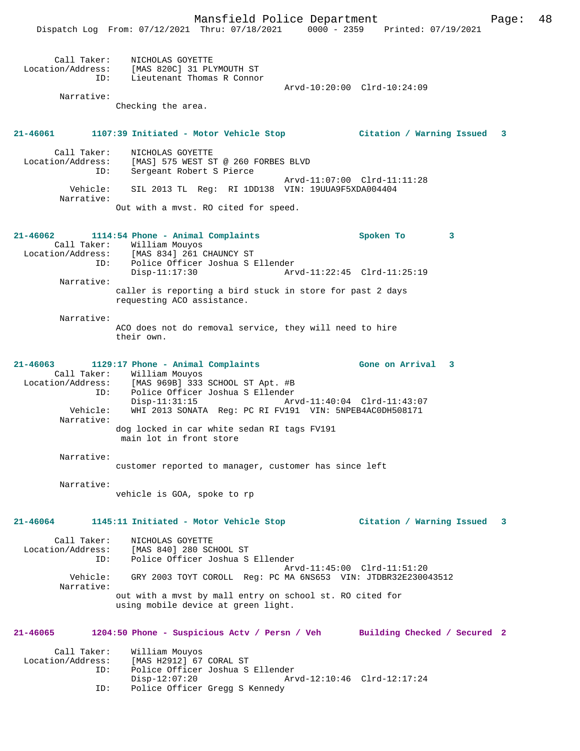Call Taker: NICHOLAS GOYETTE
Location/Address: [MAS 820C] 31 PLYMOUTH ST
ID: Lieutenant Thomas R Connor
Arvd-10:20:00 Clrd-10:24:09
Narrative:
Checking the area.

**21-46061 1107:39 Initiated - Motor Vehicle Stop Citation / Warning Issued 3**

Call Taker: NICHOLAS GOYETTE
Location/Address: [MAS] 575 WEST ST @ 260 FORBES BLVD
ID: Sergeant Robert S Pierce
Arvd-11:07:00 Clrd-11:11:28
Vehicle: SIL 2013 TL Reg: RI 1DD138 VIN: 19UUA9F5XDA004404
Narrative:
Out with a mvst. RO cited for speed.

**21-46062 1114:54 Phone - Animal Complaints Spoken To 3**

Call Taker: William Mouyos
Location/Address: [MAS 834] 261 CHAUNCY ST
ID: Police Officer Joshua S Ellender
Disp-11:17:30 Arvd-11:22:45 Clrd-11:25:19
Narrative:
caller is reporting a bird stuck in store for past 2 days requesting ACO assistance.

Narrative:
ACO does not do removal service, they will need to hire their own.

**21-46063 1129:17 Phone - Animal Complaints Gone on Arrival 3**

Call Taker: William Mouyos
Location/Address: [MAS 969B] 333 SCHOOL ST Apt. #B
ID: Police Officer Joshua S Ellender
Disp-11:31:15 Arvd-11:40:04 Clrd-11:43:07
Vehicle: WHI 2013 SONATA Reg: PC RI FV191 VIN: 5NPEB4AC0DH508171
Narrative:
dog locked in car white sedan RI tags FV191
main lot in front store

Narrative:
customer reported to manager, customer has since left

Narrative:
vehicle is GOA, spoke to rp

**21-46064 1145:11 Initiated - Motor Vehicle Stop Citation / Warning Issued 3**

Call Taker: NICHOLAS GOYETTE
Location/Address: [MAS 840] 280 SCHOOL ST
ID: Police Officer Joshua S Ellender
Arvd-11:45:00 Clrd-11:51:20
Vehicle: GRY 2003 TOYT COROLL Reg: PC MA 6NS653 VIN: JTDBR32E230043512
Narrative:
out with a mvst by mall entry on school st. RO cited for using mobile device at green light.

**21-46065 1204:50 Phone - Suspicious Actv / Persn / Veh Building Checked / Secured 2**

Call Taker: William Mouyos
Location/Address: [MAS H2912] 67 CORAL ST
ID: Police Officer Joshua S Ellender
Disp-12:07:20 Arvd-12:10:46 Clrd-12:17:24
ID: Police Officer Gregg S Kennedy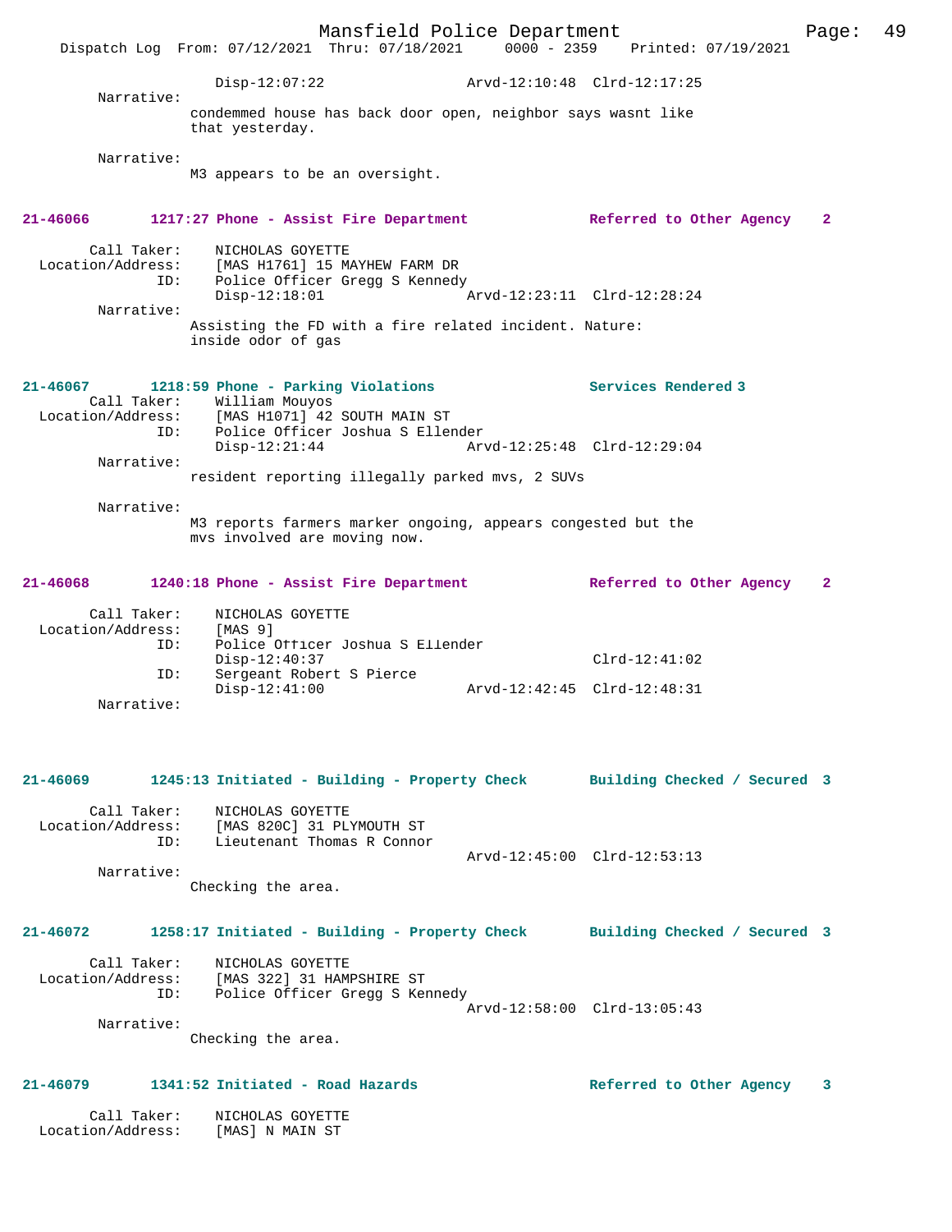Disp-12:07:22 Arvd-12:10:48 Clrd-12:17:25

Narrative:
condemmed house has back door open, neighbor says wasnt like that yesterday.

Narrative:
M3 appears to be an oversight.

**21-46066 1217:27 Phone - Assist Fire Department — Referred to Other Agency 2**

Call Taker: NICHOLAS GOYETTE
Location/Address: [MAS H1761] 15 MAYHEW FARM DR
ID: Police Officer Gregg S Kennedy
Disp-12:18:01 Arvd-12:23:11 Clrd-12:28:24

Narrative:
Assisting the FD with a fire related incident. Nature: inside odor of gas

**21-46067 1218:59 Phone - Parking Violations — Services Rendered 3**

Call Taker: William Mouyos
Location/Address: [MAS H1071] 42 SOUTH MAIN ST
ID: Police Officer Joshua S Ellender
Disp-12:21:44 Arvd-12:25:48 Clrd-12:29:04

Narrative:
resident reporting illegally parked mvs, 2 SUVs

Narrative:
M3 reports farmers marker ongoing, appears congested but the mvs involved are moving now.

**21-46068 1240:18 Phone - Assist Fire Department — Referred to Other Agency 2**

Call Taker: NICHOLAS GOYETTE
Location/Address: [MAS 9]
ID: Police Officer Joshua S Ellender
Disp-12:40:37 Clrd-12:41:02
ID: Sergeant Robert S Pierce
Disp-12:41:00 Arvd-12:42:45 Clrd-12:48:31

Narrative:

**21-46069 1245:13 Initiated - Building - Property Check — Building Checked / Secured 3**

Call Taker: NICHOLAS GOYETTE
Location/Address: [MAS 820C] 31 PLYMOUTH ST
ID: Lieutenant Thomas R Connor
Arvd-12:45:00 Clrd-12:53:13

Narrative:
Checking the area.

**21-46072 1258:17 Initiated - Building - Property Check — Building Checked / Secured 3**

Call Taker: NICHOLAS GOYETTE
Location/Address: [MAS 322] 31 HAMPSHIRE ST
ID: Police Officer Gregg S Kennedy
Arvd-12:58:00 Clrd-13:05:43

Narrative:
Checking the area.

**21-46079 1341:52 Initiated - Road Hazards — Referred to Other Agency 3**

Call Taker: NICHOLAS GOYETTE
Location/Address: [MAS] N MAIN ST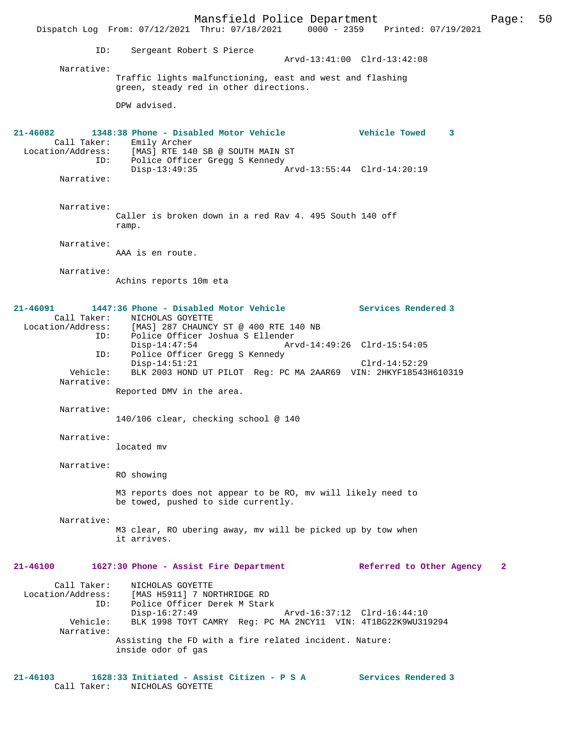ID: Sergeant Robert S Pierce
Arvd-13:41:00 Clrd-13:42:08

Narrative:
Traffic lights malfunctioning, east and west and flashing green, steady red in other directions.

DPW advised.

**21-46082 1348:38 Phone - Disabled Motor Vehicle — Vehicle Towed 3**

Call Taker: Emily Archer
Location/Address: [MAS] RTE 140 SB @ SOUTH MAIN ST
ID: Police Officer Gregg S Kennedy
Disp-13:49:35 Arvd-13:55:44 Clrd-14:20:19

Narrative:

Narrative:
Caller is broken down in a red Rav 4. 495 South 140 off ramp.

Narrative:
AAA is en route.

Narrative:
Achins reports 10m eta

**21-46091 1447:36 Phone - Disabled Motor Vehicle — Services Rendered 3**

Call Taker: NICHOLAS GOYETTE
Location/Address: [MAS] 287 CHAUNCY ST @ 400 RTE 140 NB
ID: Police Officer Joshua S Ellender
Disp-14:47:54 Arvd-14:49:26 Clrd-15:54:05
ID: Police Officer Gregg S Kennedy
Disp-14:51:21 Clrd-14:52:29
Vehicle: BLK 2003 HOND UT PILOT Reg: PC MA 2AAR69 VIN: 2HKYF18543H610319

Narrative:
Reported DMV in the area.

Narrative:
140/106 clear, checking school @ 140

Narrative:
located mv

Narrative:
RO showing

M3 reports does not appear to be RO, mv will likely need to be towed, pushed to side currently.

Narrative:
M3 clear, RO ubering away, mv will be picked up by tow when it arrives.

**21-46100 1627:30 Phone - Assist Fire Department — Referred to Other Agency 2**

Call Taker: NICHOLAS GOYETTE
Location/Address: [MAS H5911] 7 NORTHRIDGE RD
ID: Police Officer Derek M Stark
Disp-16:27:49 Arvd-16:37:12 Clrd-16:44:10
Vehicle: BLK 1998 TOYT CAMRY Reg: PC MA 2NCY11 VIN: 4T1BG22K9WU319294

Narrative:
Assisting the FD with a fire related incident. Nature: inside odor of gas

**21-46103 1628:33 Initiated - Assist Citizen - P S A — Services Rendered 3**

Call Taker: NICHOLAS GOYETTE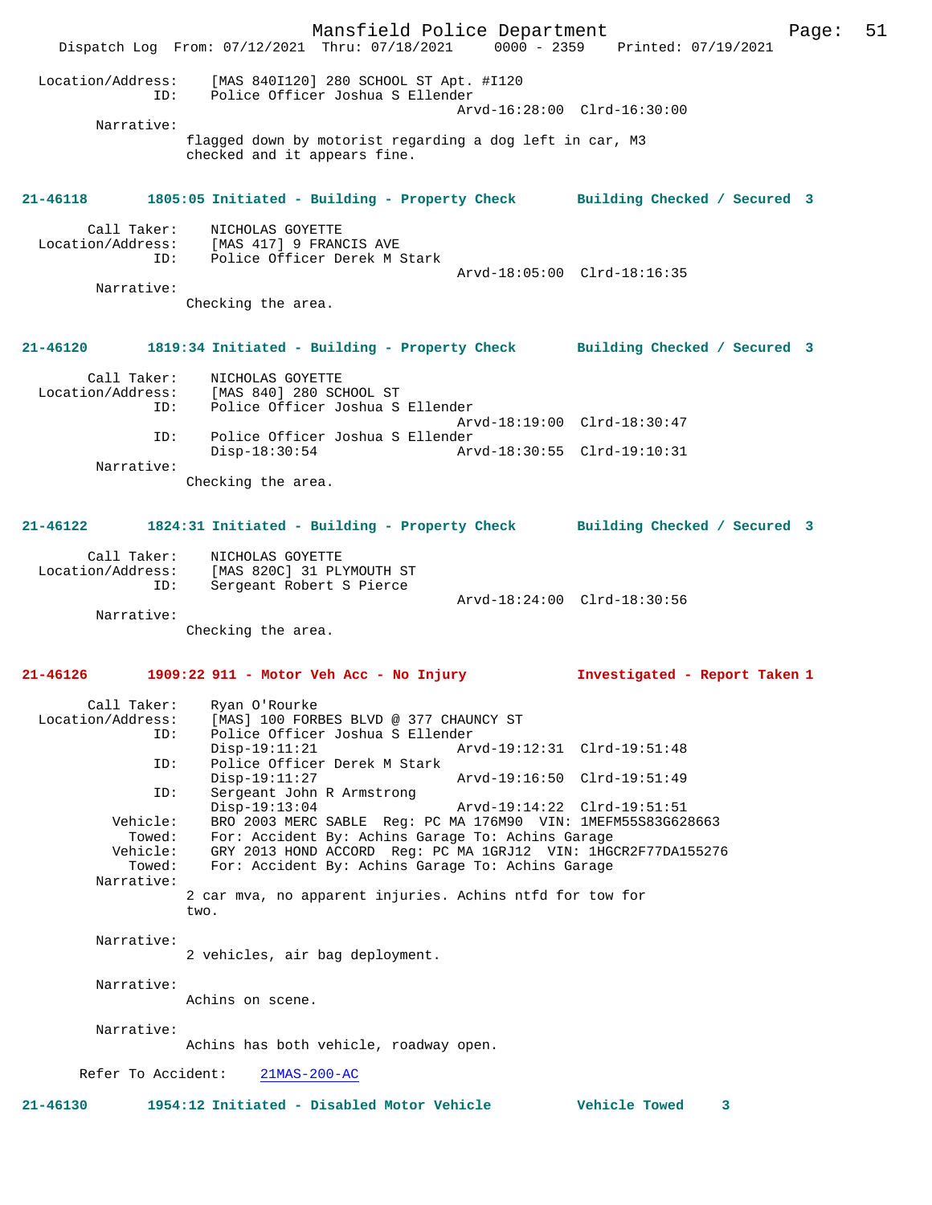```
    Location/Address:     [MAS 840I120] 280 SCHOOL ST Apt. #I120
                  ID:     Police Officer Joshua S Ellender
                                                 Arvd-16:28:00  Clrd-16:30:00
           Narrative:
                    flagged down by motorist regarding a dog left in car, M3
                    checked and it appears fine.
```

**21-46118        1805:05 Initiated - Building - Property Check        Building Checked / Secured  3**

```
          Call Taker:     NICHOLAS GOYETTE
    Location/Address:     [MAS 417] 9 FRANCIS AVE
                  ID:     Police Officer Derek M Stark
                                                 Arvd-18:05:00  Clrd-18:16:35
           Narrative:
                    Checking the area.
```

**21-46120        1819:34 Initiated - Building - Property Check        Building Checked / Secured  3**

```
          Call Taker:     NICHOLAS GOYETTE
    Location/Address:     [MAS 840] 280 SCHOOL ST
                  ID:     Police Officer Joshua S Ellender
                                                 Arvd-18:19:00  Clrd-18:30:47
                  ID:     Police Officer Joshua S Ellender
                          Disp-18:30:54          Arvd-18:30:55  Clrd-19:10:31
           Narrative:
                    Checking the area.
```

**21-46122        1824:31 Initiated - Building - Property Check        Building Checked / Secured  3**

```
          Call Taker:     NICHOLAS GOYETTE
    Location/Address:     [MAS 820C] 31 PLYMOUTH ST
                  ID:     Sergeant Robert S Pierce
                                                 Arvd-18:24:00  Clrd-18:30:56
           Narrative:
                    Checking the area.
```

**21-46126        1909:22 911 - Motor Veh Acc - No Injury             Investigated - Report Taken 1**

```
          Call Taker:     Ryan O'Rourke
    Location/Address:     [MAS] 100 FORBES BLVD @ 377 CHAUNCY ST
                  ID:     Police Officer Joshua S Ellender
                          Disp-19:11:21          Arvd-19:12:31  Clrd-19:51:48
                  ID:     Police Officer Derek M Stark
                          Disp-19:11:27          Arvd-19:16:50  Clrd-19:51:49
                  ID:     Sergeant John R Armstrong
                          Disp-19:13:04          Arvd-19:14:22  Clrd-19:51:51
             Vehicle:     BRO 2003 MERC SABLE  Reg: PC MA 176M90  VIN: 1MEFM55S83G628663
               Towed:     For: Accident By: Achins Garage To: Achins Garage
             Vehicle:     GRY 2013 HOND ACCORD  Reg: PC MA 1GRJ12  VIN: 1HGCR2F77DA155276
               Towed:     For: Accident By: Achins Garage To: Achins Garage
           Narrative:
                    2 car mva, no apparent injuries. Achins ntfd for tow for
                    two.

           Narrative:
                    2 vehicles, air bag deployment.

           Narrative:
                    Achins on scene.

           Narrative:
                    Achins has both vehicle, roadway open.

      Refer To Accident:    21MAS-200-AC
```

**21-46130        1954:12 Initiated - Disabled Motor Vehicle          Vehicle Towed     3**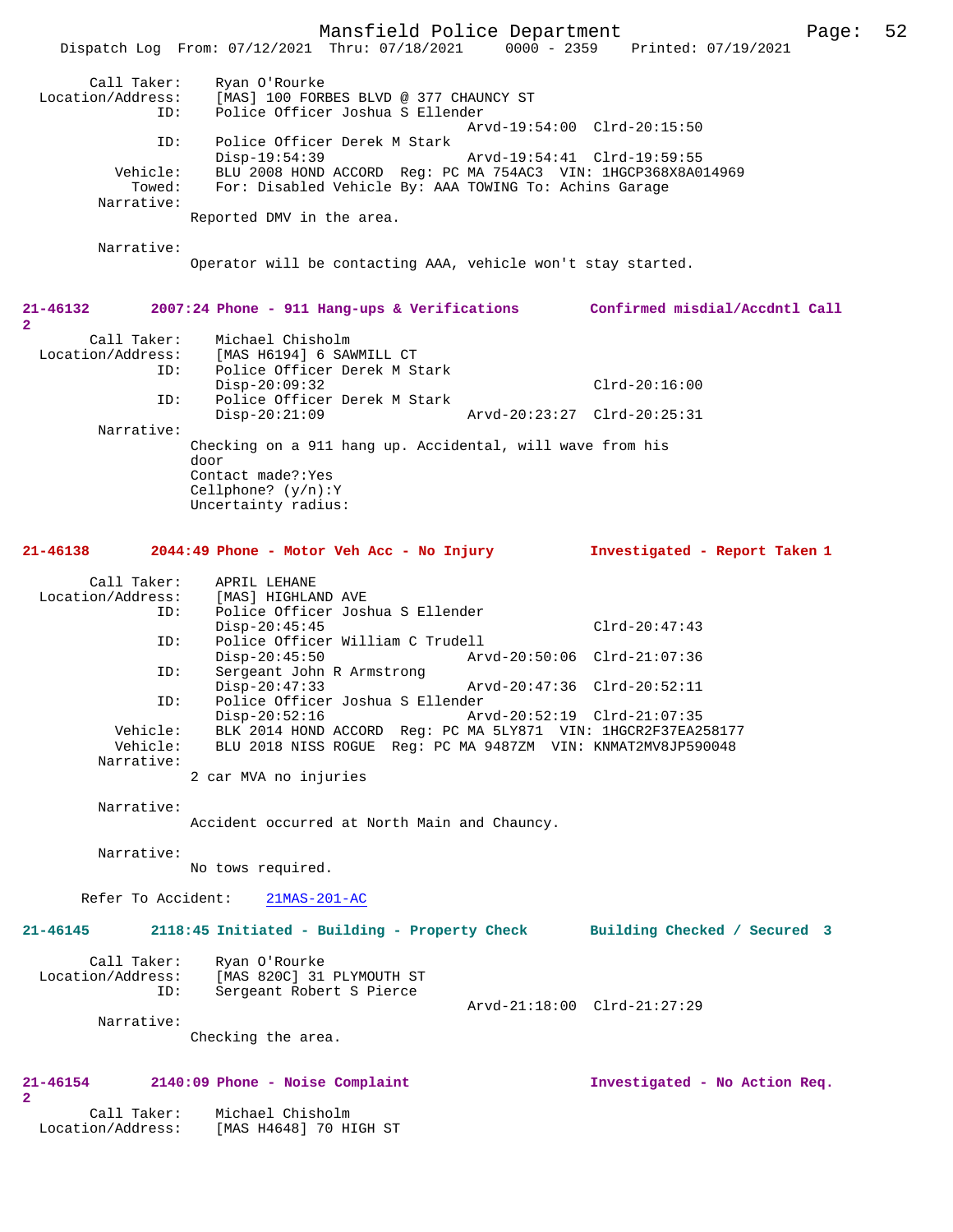Call Taker: Ryan O'Rourke
Location/Address: [MAS] 100 FORBES BLVD @ 377 CHAUNCY ST
ID: Police Officer Joshua S Ellender
Arvd-19:54:00 Clrd-20:15:50
ID: Police Officer Derek M Stark
Disp-19:54:39 Arvd-19:54:41 Clrd-19:59:55
Vehicle: BLU 2008 HOND ACCORD Reg: PC MA 754AC3 VIN: 1HGCP368X8A014969
Towed: For: Disabled Vehicle By: AAA TOWING To: Achins Garage
Narrative:
Reported DMV in the area.

Narrative:
Operator will be contacting AAA, vehicle won't stay started.

**21-46132 2007:24 Phone - 911 Hang-ups & Verifications Confirmed misdial/Accdntl Call 2**

Call Taker: Michael Chisholm
Location/Address: [MAS H6194] 6 SAWMILL CT
ID: Police Officer Derek M Stark
Disp-20:09:32 Clrd-20:16:00
ID: Police Officer Derek M Stark
Disp-20:21:09 Arvd-20:23:27 Clrd-20:25:31
Narrative:
Checking on a 911 hang up. Accidental, will wave from his door
Contact made?:Yes
Cellphone? (y/n):Y
Uncertainty radius:

**21-46138 2044:49 Phone - Motor Veh Acc - No Injury Investigated - Report Taken 1**

Call Taker: APRIL LEHANE
Location/Address: [MAS] HIGHLAND AVE
ID: Police Officer Joshua S Ellender
Disp-20:45:45 Clrd-20:47:43
ID: Police Officer William C Trudell
Disp-20:45:50 Arvd-20:50:06 Clrd-21:07:36
ID: Sergeant John R Armstrong
Disp-20:47:33 Arvd-20:47:36 Clrd-20:52:11
ID: Police Officer Joshua S Ellender
Disp-20:52:16 Arvd-20:52:19 Clrd-21:07:35
Vehicle: BLK 2014 HOND ACCORD Reg: PC MA 5LY871 VIN: 1HGCR2F37EA258177
Vehicle: BLU 2018 NISS ROGUE Reg: PC MA 9487ZM VIN: KNMAT2MV8JP590048
Narrative:
2 car MVA no injuries

Narrative:
Accident occurred at North Main and Chauncy.

Narrative:
No tows required.

Refer To Accident: 21MAS-201-AC

**21-46145 2118:45 Initiated - Building - Property Check Building Checked / Secured 3**

Call Taker: Ryan O'Rourke
Location/Address: [MAS 820C] 31 PLYMOUTH ST
ID: Sergeant Robert S Pierce
Arvd-21:18:00 Clrd-21:27:29
Narrative:
Checking the area.

**21-46154 2140:09 Phone - Noise Complaint Investigated - No Action Req. 2**

Call Taker: Michael Chisholm
Location/Address: [MAS H4648] 70 HIGH ST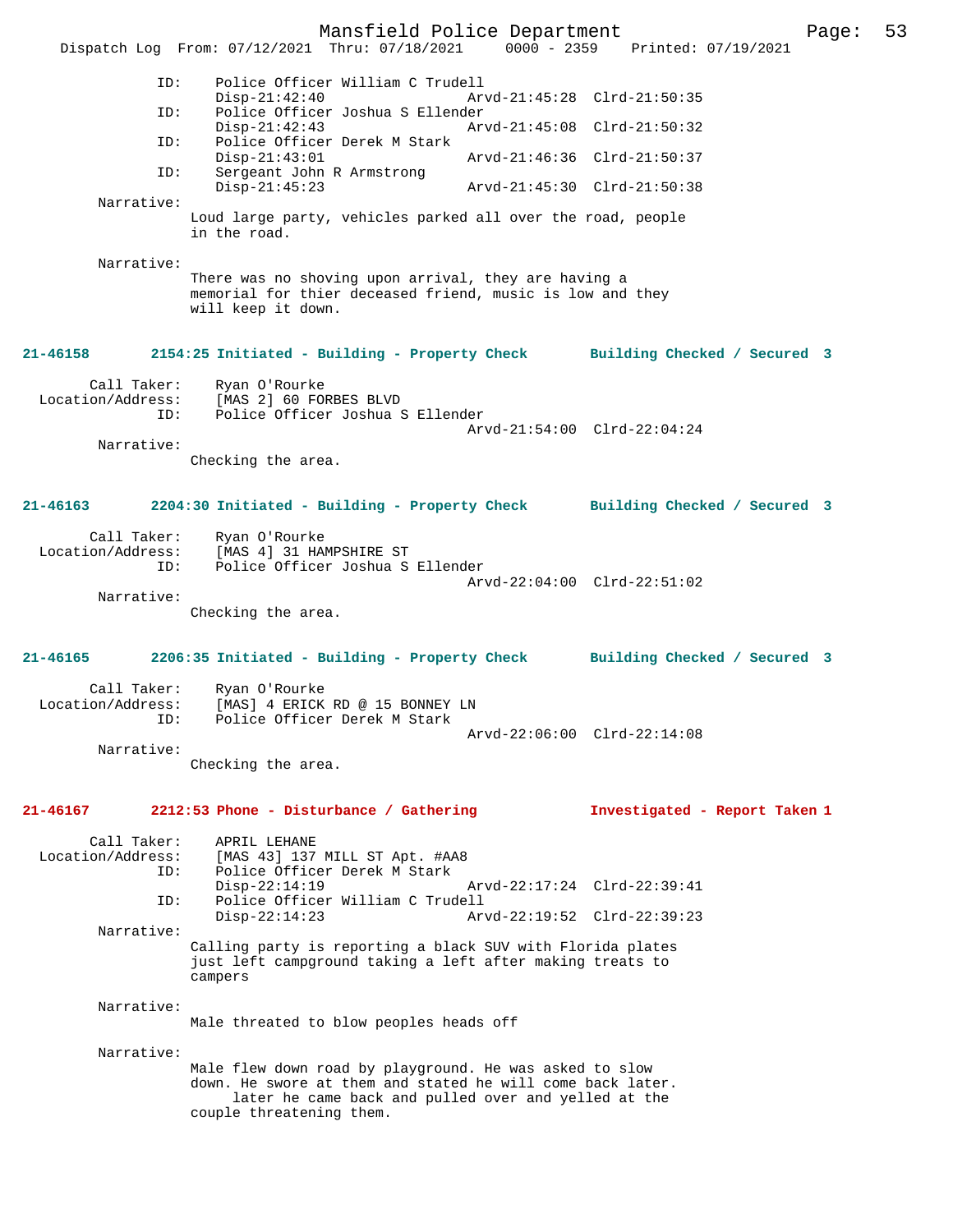```
            ID:    Police Officer William C Trudell
                   Disp-21:42:40                 Arvd-21:45:28  Clrd-21:50:35
            ID:    Police Officer Joshua S Ellender
                   Disp-21:42:43                 Arvd-21:45:08  Clrd-21:50:32
            ID:    Police Officer Derek M Stark
                   Disp-21:43:01                 Arvd-21:46:36  Clrd-21:50:37
            ID:    Sergeant John R Armstrong
                   Disp-21:45:23                 Arvd-21:45:30  Clrd-21:50:38
     Narrative:
                Loud large party, vehicles parked all over the road, people
                in the road.

     Narrative:
                There was no shoving upon arrival, they are having a
                memorial for thier deceased friend, music is low and they
                will keep it down.
```

**21-46158    2154:25 Initiated - Building - Property Check    Building Checked / Secured 3**

```
    Call Taker:    Ryan O'Rourke
Location/Address:  [MAS 2] 60 FORBES BLVD
            ID:    Police Officer Joshua S Ellender
                                                 Arvd-21:54:00  Clrd-22:04:24
     Narrative:
                Checking the area.
```

**21-46163    2204:30 Initiated - Building - Property Check    Building Checked / Secured 3**

```
    Call Taker:    Ryan O'Rourke
Location/Address:  [MAS 4] 31 HAMPSHIRE ST
            ID:    Police Officer Joshua S Ellender
                                                 Arvd-22:04:00  Clrd-22:51:02
     Narrative:
                Checking the area.
```

**21-46165    2206:35 Initiated - Building - Property Check    Building Checked / Secured 3**

```
    Call Taker:    Ryan O'Rourke
Location/Address:  [MAS] 4 ERICK RD @ 15 BONNEY LN
            ID:    Police Officer Derek M Stark
                                                 Arvd-22:06:00  Clrd-22:14:08
     Narrative:
                Checking the area.
```

**21-46167    2212:53 Phone - Disturbance / Gathering    Investigated - Report Taken 1**

```
    Call Taker:    APRIL LEHANE
Location/Address:  [MAS 43] 137 MILL ST Apt. #AA8
            ID:    Police Officer Derek M Stark
                   Disp-22:14:19                 Arvd-22:17:24  Clrd-22:39:41
            ID:    Police Officer William C Trudell
                   Disp-22:14:23                 Arvd-22:19:52  Clrd-22:39:23
     Narrative:
                Calling party is reporting a black SUV with Florida plates
                just left campground taking a left after making treats to
                campers

     Narrative:
                Male threated to blow peoples heads off

     Narrative:
                Male flew down road by playground. He was asked to slow
                down. He swore at them and stated he will come back later.
                     later he came back and pulled over and yelled at the
                couple threatening them.
```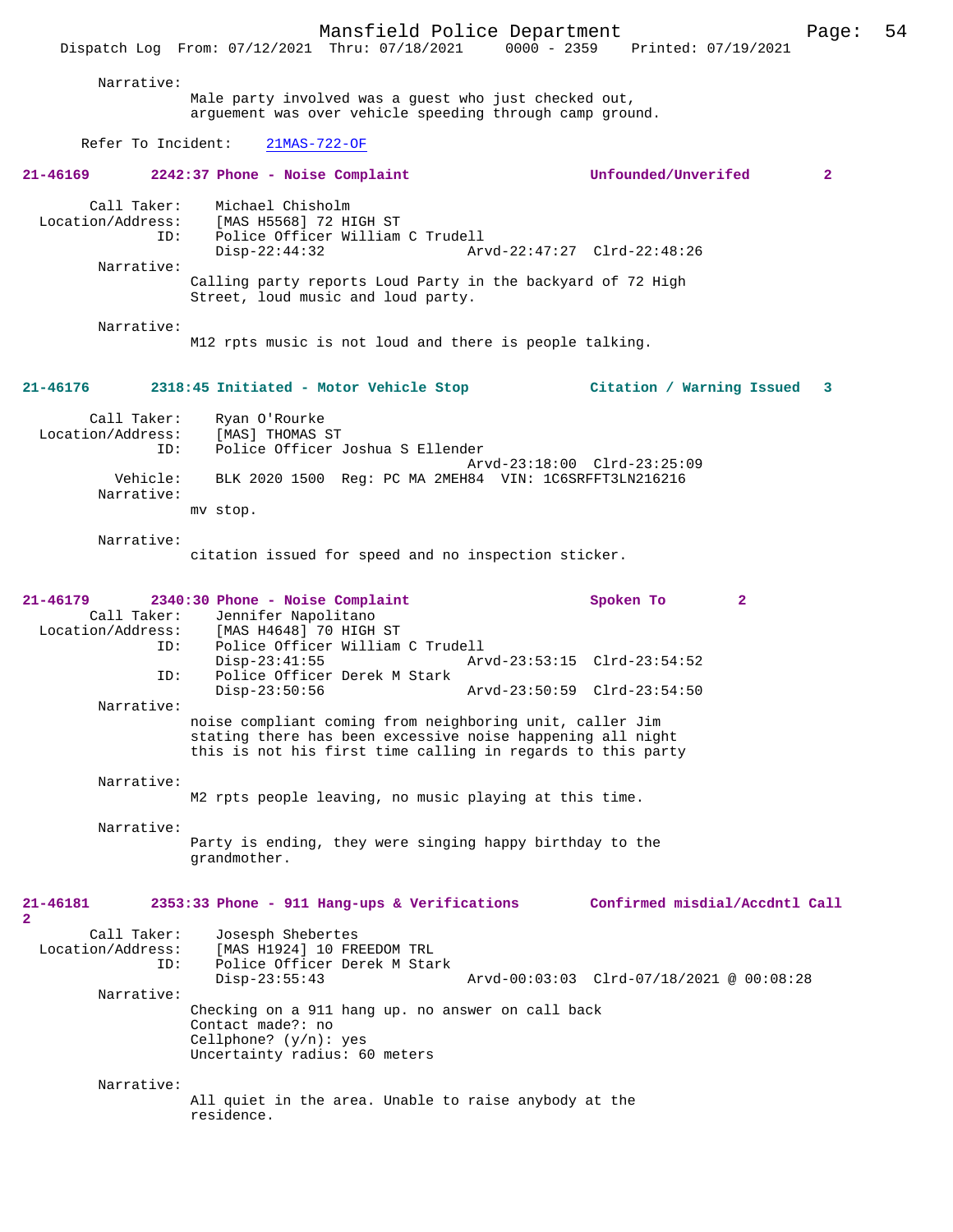Narrative:
Male party involved was a guest who just checked out, arguement was over vehicle speeding through camp ground.

Refer To Incident: 21MAS-722-OF

**21-46169 2242:37 Phone - Noise Complaint Unfounded/Unverifed 2**

Call Taker: Michael Chisholm
Location/Address: [MAS H5568] 72 HIGH ST
ID: Police Officer William C Trudell
Disp-22:44:32 Arvd-22:47:27 Clrd-22:48:26

Narrative:
Calling party reports Loud Party in the backyard of 72 High Street, loud music and loud party.

Narrative:
M12 rpts music is not loud and there is people talking.

**21-46176 2318:45 Initiated - Motor Vehicle Stop Citation / Warning Issued 3**

Call Taker: Ryan O'Rourke
Location/Address: [MAS] THOMAS ST
ID: Police Officer Joshua S Ellender
Arvd-23:18:00 Clrd-23:25:09
Vehicle: BLK 2020 1500 Reg: PC MA 2MEH84 VIN: 1C6SRFFT3LN216216

Narrative:
mv stop.

Narrative:
citation issued for speed and no inspection sticker.

**21-46179 2340:30 Phone - Noise Complaint Spoken To 2**

Call Taker: Jennifer Napolitano
Location/Address: [MAS H4648] 70 HIGH ST
ID: Police Officer William C Trudell
Disp-23:41:55 Arvd-23:53:15 Clrd-23:54:52
ID: Police Officer Derek M Stark
Disp-23:50:56 Arvd-23:50:59 Clrd-23:54:50

Narrative:
noise compliant coming from neighboring unit, caller Jim stating there has been excessive noise happening all night this is not his first time calling in regards to this party

Narrative:
M2 rpts people leaving, no music playing at this time.

Narrative:
Party is ending, they were singing happy birthday to the grandmother.

**21-46181 2353:33 Phone - 911 Hang-ups & Verifications Confirmed misdial/Accdntl Call 2**

Call Taker: Josesph Shebertes
Location/Address: [MAS H1924] 10 FREEDOM TRL
ID: Police Officer Derek M Stark
Disp-23:55:43 Arvd-00:03:03 Clrd-07/18/2021 @ 00:08:28

Narrative:
Checking on a 911 hang up. no answer on call back
Contact made?: no
Cellphone? (y/n): yes
Uncertainty radius: 60 meters

Narrative:
All quiet in the area. Unable to raise anybody at the residence.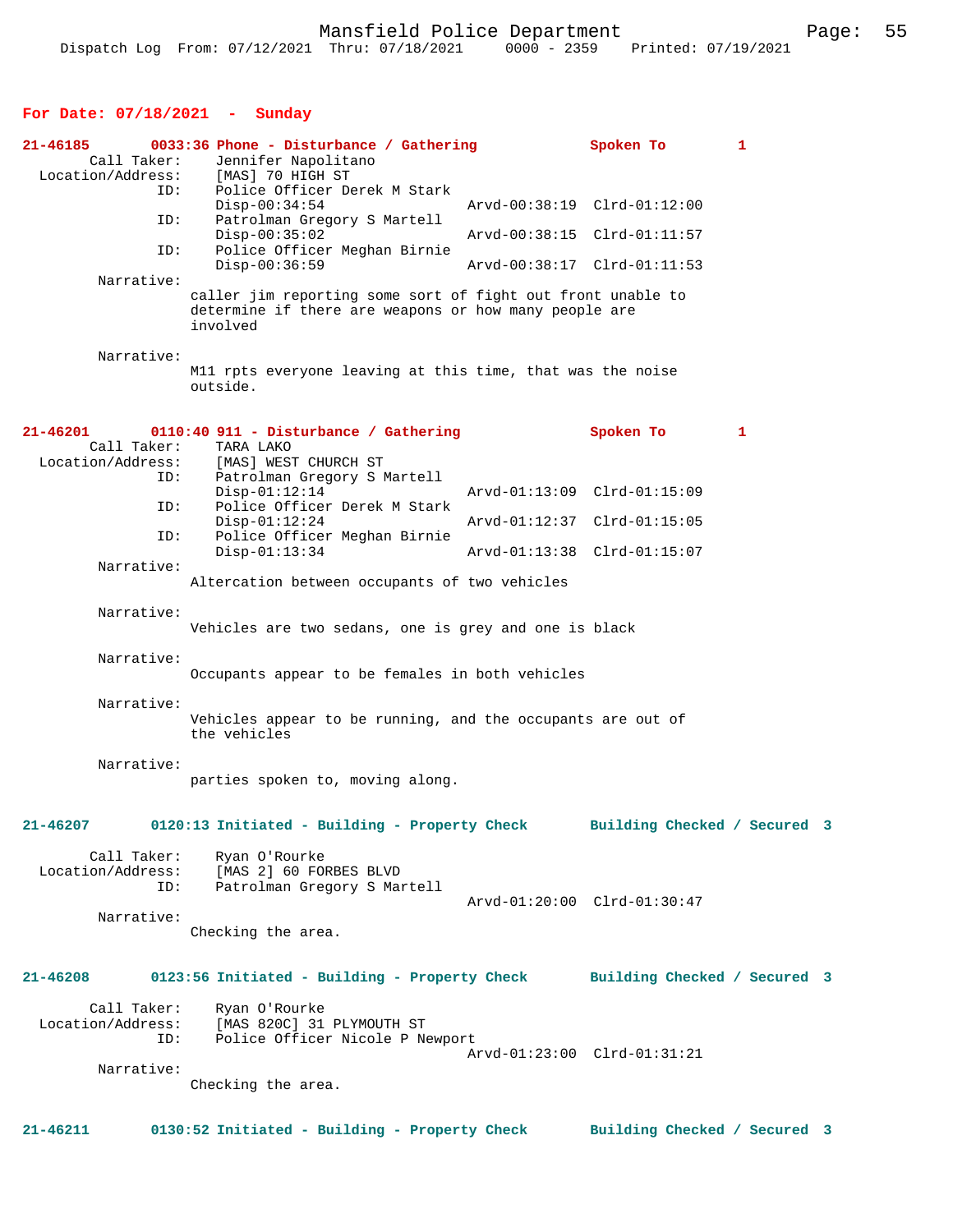**For Date: 07/18/2021 - Sunday**

**21-46185 0033:36 Phone - Disturbance / Gathering Spoken To 1**

Call Taker: Jennifer Napolitano
Location/Address: [MAS] 70 HIGH ST
ID: Police Officer Derek M Stark
Disp-00:34:54 Arvd-00:38:19 Clrd-01:12:00
ID: Patrolman Gregory S Martell
Disp-00:35:02 Arvd-00:38:15 Clrd-01:11:57
ID: Police Officer Meghan Birnie
Disp-00:36:59 Arvd-00:38:17 Clrd-01:11:53

Narrative:
caller jim reporting some sort of fight out front unable to determine if there are weapons or how many people are involved

Narrative:
M11 rpts everyone leaving at this time, that was the noise outside.

**21-46201 0110:40 911 - Disturbance / Gathering Spoken To 1**

Call Taker: TARA LAKO
Location/Address: [MAS] WEST CHURCH ST
ID: Patrolman Gregory S Martell
Disp-01:12:14 Arvd-01:13:09 Clrd-01:15:09
ID: Police Officer Derek M Stark
Disp-01:12:24 Arvd-01:12:37 Clrd-01:15:05
ID: Police Officer Meghan Birnie
Disp-01:13:34 Arvd-01:13:38 Clrd-01:15:07

Narrative:
Altercation between occupants of two vehicles

Narrative:
Vehicles are two sedans, one is grey and one is black

Narrative:
Occupants appear to be females in both vehicles

Narrative:
Vehicles appear to be running, and the occupants are out of the vehicles

Narrative:
parties spoken to, moving along.

**21-46207 0120:13 Initiated - Building - Property Check Building Checked / Secured 3**

Call Taker: Ryan O'Rourke
Location/Address: [MAS 2] 60 FORBES BLVD
ID: Patrolman Gregory S Martell
Arvd-01:20:00 Clrd-01:30:47

Narrative:
Checking the area.

**21-46208 0123:56 Initiated - Building - Property Check Building Checked / Secured 3**

Call Taker: Ryan O'Rourke
Location/Address: [MAS 820C] 31 PLYMOUTH ST
ID: Police Officer Nicole P Newport
Arvd-01:23:00 Clrd-01:31:21

Narrative:
Checking the area.

**21-46211 0130:52 Initiated - Building - Property Check Building Checked / Secured 3**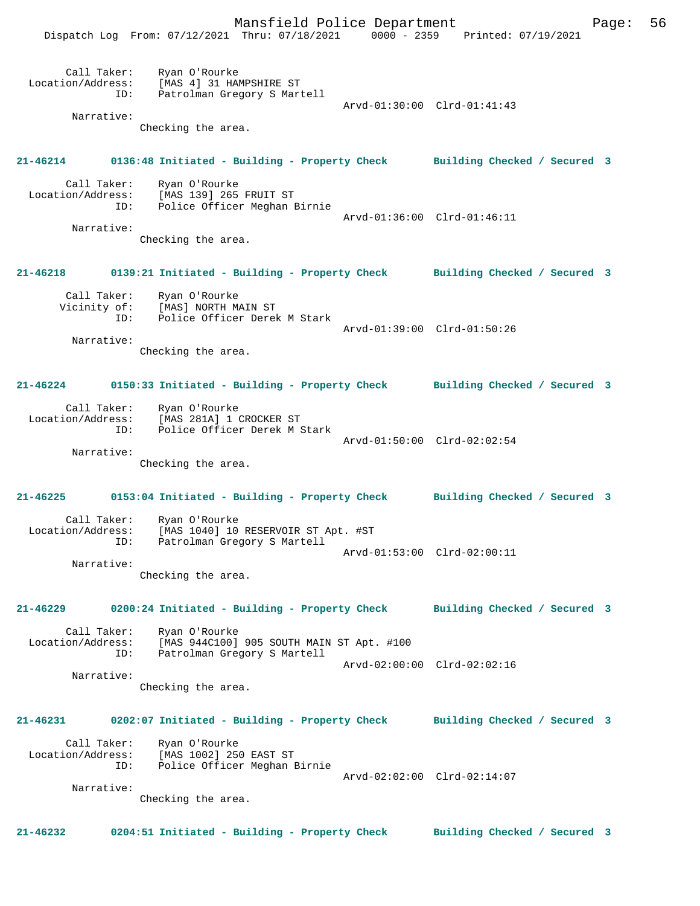Call Taker: Ryan O'Rourke
Location/Address: [MAS 4] 31 HAMPSHIRE ST
ID: Patrolman Gregory S Martell
Arvd-01:30:00 Clrd-01:41:43
Narrative:
Checking the area.

**21-46214 0136:48 Initiated - Building - Property Check Building Checked / Secured 3**

Call Taker: Ryan O'Rourke
Location/Address: [MAS 139] 265 FRUIT ST
ID: Police Officer Meghan Birnie
Arvd-01:36:00 Clrd-01:46:11
Narrative:
Checking the area.

**21-46218 0139:21 Initiated - Building - Property Check Building Checked / Secured 3**

Call Taker: Ryan O'Rourke
Vicinity of: [MAS] NORTH MAIN ST
ID: Police Officer Derek M Stark
Arvd-01:39:00 Clrd-01:50:26
Narrative:
Checking the area.

**21-46224 0150:33 Initiated - Building - Property Check Building Checked / Secured 3**

Call Taker: Ryan O'Rourke
Location/Address: [MAS 281A] 1 CROCKER ST
ID: Police Officer Derek M Stark
Arvd-01:50:00 Clrd-02:02:54
Narrative:
Checking the area.

**21-46225 0153:04 Initiated - Building - Property Check Building Checked / Secured 3**

Call Taker: Ryan O'Rourke
Location/Address: [MAS 1040] 10 RESERVOIR ST Apt. #ST
ID: Patrolman Gregory S Martell
Arvd-01:53:00 Clrd-02:00:11
Narrative:
Checking the area.

**21-46229 0200:24 Initiated - Building - Property Check Building Checked / Secured 3**

Call Taker: Ryan O'Rourke
Location/Address: [MAS 944C100] 905 SOUTH MAIN ST Apt. #100
ID: Patrolman Gregory S Martell
Arvd-02:00:00 Clrd-02:02:16
Narrative:
Checking the area.

**21-46231 0202:07 Initiated - Building - Property Check Building Checked / Secured 3**

Call Taker: Ryan O'Rourke
Location/Address: [MAS 1002] 250 EAST ST
ID: Police Officer Meghan Birnie
Arvd-02:02:00 Clrd-02:14:07
Narrative:
Checking the area.

**21-46232 0204:51 Initiated - Building - Property Check Building Checked / Secured 3**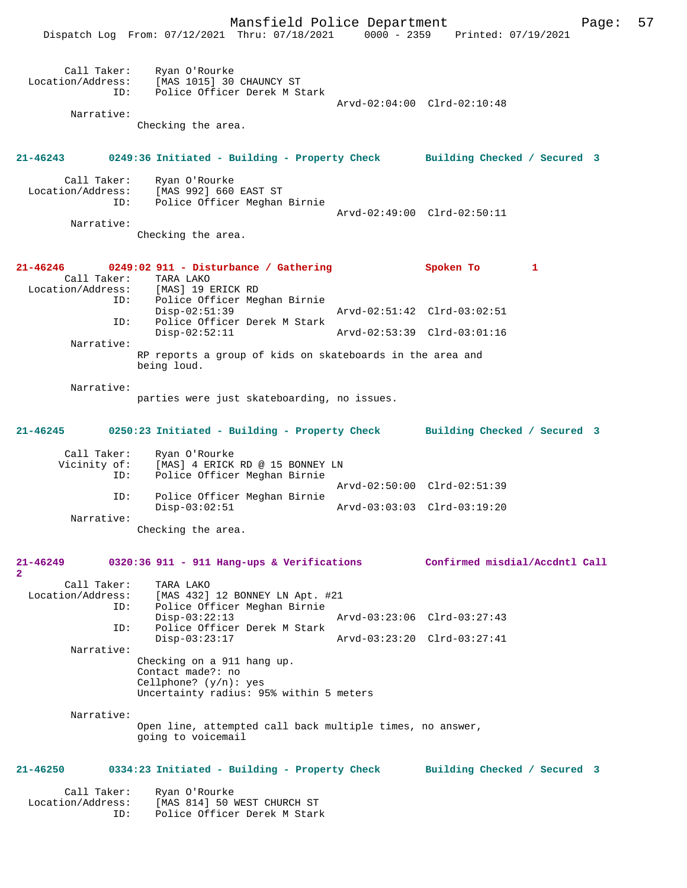Call Taker: Ryan O'Rourke
Location/Address: [MAS 1015] 30 CHAUNCY ST
ID: Police Officer Derek M Stark
Arvd-02:04:00 Clrd-02:10:48
Narrative:
Checking the area.

**21-46243 0249:36 Initiated - Building - Property Check Building Checked / Secured 3**

Call Taker: Ryan O'Rourke
Location/Address: [MAS 992] 660 EAST ST
ID: Police Officer Meghan Birnie
Arvd-02:49:00 Clrd-02:50:11
Narrative:
Checking the area.

**21-46246 0249:02 911 - Disturbance / Gathering Spoken To 1**

Call Taker: TARA LAKO
Location/Address: [MAS] 19 ERICK RD
ID: Police Officer Meghan Birnie
Disp-02:51:39 Arvd-02:51:42 Clrd-03:02:51
ID: Police Officer Derek M Stark
Disp-02:52:11 Arvd-02:53:39 Clrd-03:01:16
Narrative:
RP reports a group of kids on skateboards in the area and being loud.

Narrative:
parties were just skateboarding, no issues.

**21-46245 0250:23 Initiated - Building - Property Check Building Checked / Secured 3**

Call Taker: Ryan O'Rourke
Vicinity of: [MAS] 4 ERICK RD @ 15 BONNEY LN
ID: Police Officer Meghan Birnie
Arvd-02:50:00 Clrd-02:51:39
ID: Police Officer Meghan Birnie
Disp-03:02:51 Arvd-03:03:03 Clrd-03:19:20
Narrative:
Checking the area.

**21-46249 0320:36 911 - 911 Hang-ups & Verifications Confirmed misdial/Accdntl Call 2**

Call Taker: TARA LAKO
Location/Address: [MAS 432] 12 BONNEY LN Apt. #21
ID: Police Officer Meghan Birnie
Disp-03:22:13 Arvd-03:23:06 Clrd-03:27:43
ID: Police Officer Derek M Stark
Disp-03:23:17 Arvd-03:23:20 Clrd-03:27:41
Narrative:
Checking on a 911 hang up.
Contact made?: no
Cellphone? (y/n): yes
Uncertainty radius: 95% within 5 meters

Narrative:
Open line, attempted call back multiple times, no answer, going to voicemail

**21-46250 0334:23 Initiated - Building - Property Check Building Checked / Secured 3**

Call Taker: Ryan O'Rourke
Location/Address: [MAS 814] 50 WEST CHURCH ST
ID: Police Officer Derek M Stark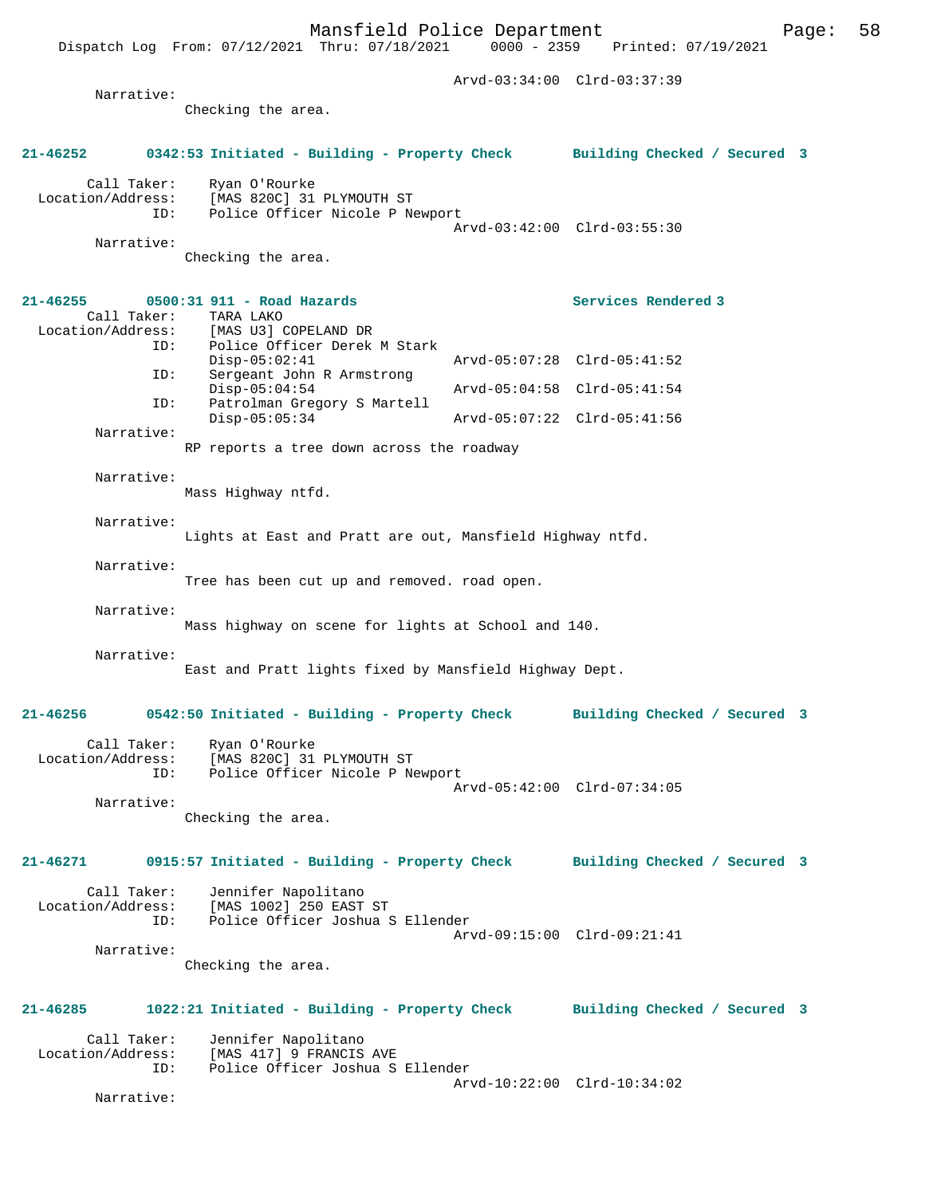Arvd-03:34:00 Clrd-03:37:39

Narrative:
Checking the area.

**21-46252 0342:53 Initiated - Building - Property Check Building Checked / Secured 3**

Call Taker: Ryan O'Rourke
Location/Address: [MAS 820C] 31 PLYMOUTH ST
ID: Police Officer Nicole P Newport
Arvd-03:42:00 Clrd-03:55:30

Narrative:
Checking the area.

**21-46255 0500:31 911 - Road Hazards Services Rendered 3**

Call Taker: TARA LAKO
Location/Address: [MAS U3] COPELAND DR
ID: Police Officer Derek M Stark
Disp-05:02:41 Arvd-05:07:28 Clrd-05:41:52
ID: Sergeant John R Armstrong
Disp-05:04:54 Arvd-05:04:58 Clrd-05:41:54
ID: Patrolman Gregory S Martell
Disp-05:05:34 Arvd-05:07:22 Clrd-05:41:56

Narrative:
RP reports a tree down across the roadway

Narrative:
Mass Highway ntfd.

Narrative:
Lights at East and Pratt are out, Mansfield Highway ntfd.

Narrative:
Tree has been cut up and removed. road open.

Narrative:
Mass highway on scene for lights at School and 140.

Narrative:
East and Pratt lights fixed by Mansfield Highway Dept.

**21-46256 0542:50 Initiated - Building - Property Check Building Checked / Secured 3**

Call Taker: Ryan O'Rourke
Location/Address: [MAS 820C] 31 PLYMOUTH ST
ID: Police Officer Nicole P Newport
Arvd-05:42:00 Clrd-07:34:05

Narrative:
Checking the area.

**21-46271 0915:57 Initiated - Building - Property Check Building Checked / Secured 3**

Call Taker: Jennifer Napolitano
Location/Address: [MAS 1002] 250 EAST ST
ID: Police Officer Joshua S Ellender
Arvd-09:15:00 Clrd-09:21:41

Narrative:
Checking the area.

**21-46285 1022:21 Initiated - Building - Property Check Building Checked / Secured 3**

Call Taker: Jennifer Napolitano
Location/Address: [MAS 417] 9 FRANCIS AVE
ID: Police Officer Joshua S Ellender
Arvd-10:22:00 Clrd-10:34:02

Narrative: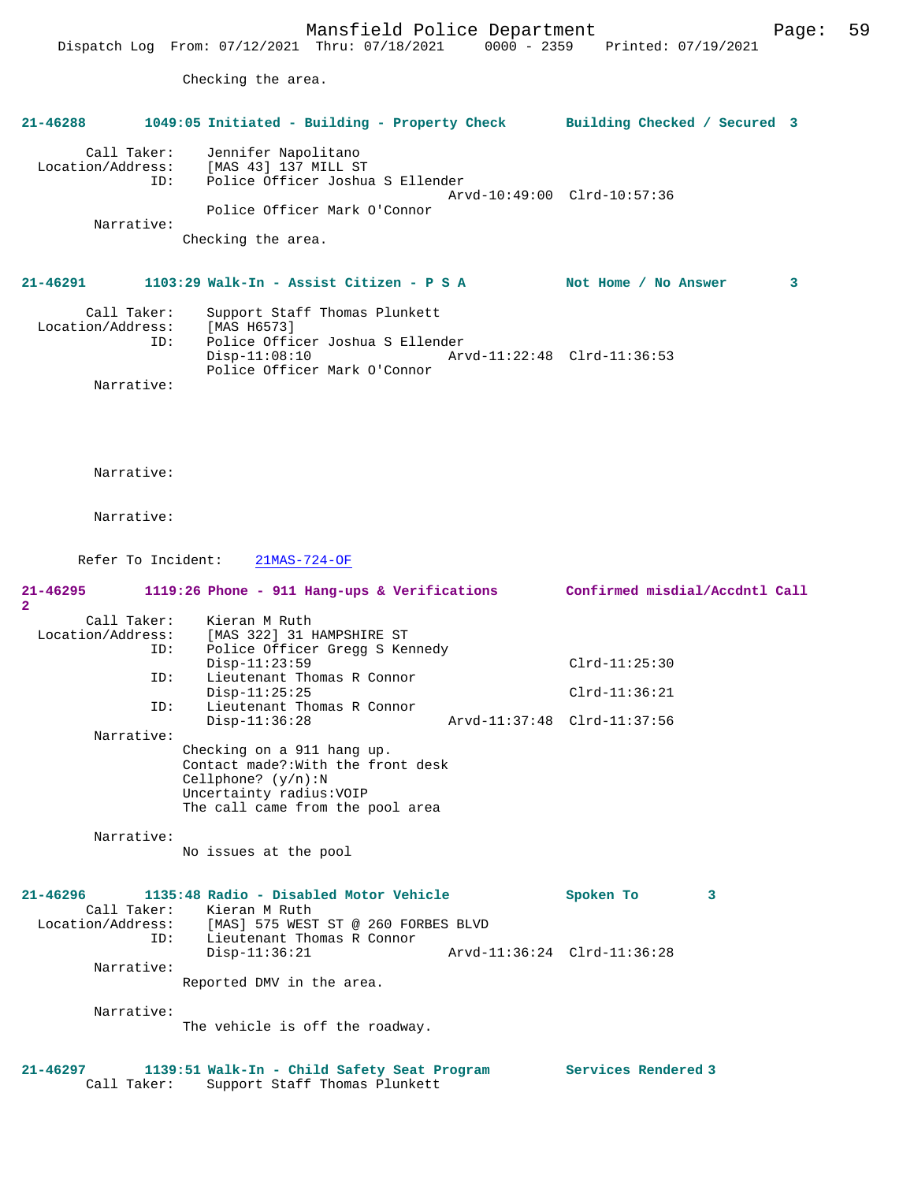Checking the area.

**21-46288 1049:05 Initiated - Building - Property Check Building Checked / Secured 3**

```
        Call Taker:    Jennifer Napolitano
  Location/Address:    [MAS 43] 137 MILL ST
                ID:    Police Officer Joshua S Ellender
                                                Arvd-10:49:00  Clrd-10:57:36
                       Police Officer Mark O'Connor
         Narrative:
                       Checking the area.
```

**21-46291 1103:29 Walk-In - Assist Citizen - P S A Not Home / No Answer 3**

```
        Call Taker:    Support Staff Thomas Plunkett
  Location/Address:    [MAS H6573]
                ID:    Police Officer Joshua S Ellender
                       Disp-11:08:10            Arvd-11:22:48  Clrd-11:36:53
                       Police Officer Mark O'Connor
         Narrative:

         Narrative:

         Narrative:

      Refer To Incident:    21MAS-724-OF
```

**21-46295 1119:26 Phone - 911 Hang-ups & Verifications Confirmed misdial/Accdntl Call 2**

```
        Call Taker:    Kieran M Ruth
  Location/Address:    [MAS 322] 31 HAMPSHIRE ST
                ID:    Police Officer Gregg S Kennedy
                       Disp-11:23:59                           Clrd-11:25:30
                ID:    Lieutenant Thomas R Connor
                       Disp-11:25:25                           Clrd-11:36:21
                ID:    Lieutenant Thomas R Connor
                       Disp-11:36:28            Arvd-11:37:48  Clrd-11:37:56
         Narrative:
                       Checking on a 911 hang up.
                       Contact made?:With the front desk
                       Cellphone? (y/n):N
                       Uncertainty radius:VOIP
                       The call came from the pool area

         Narrative:
                       No issues at the pool
```

**21-46296 1135:48 Radio - Disabled Motor Vehicle Spoken To 3**

```
        Call Taker:    Kieran M Ruth
  Location/Address:    [MAS] 575 WEST ST @ 260 FORBES BLVD
                ID:    Lieutenant Thomas R Connor
                       Disp-11:36:21            Arvd-11:36:24  Clrd-11:36:28
         Narrative:
                       Reported DMV in the area.

         Narrative:
                       The vehicle is off the roadway.
```

**21-46297 1139:51 Walk-In - Child Safety Seat Program Services Rendered 3**

```
        Call Taker:    Support Staff Thomas Plunkett
```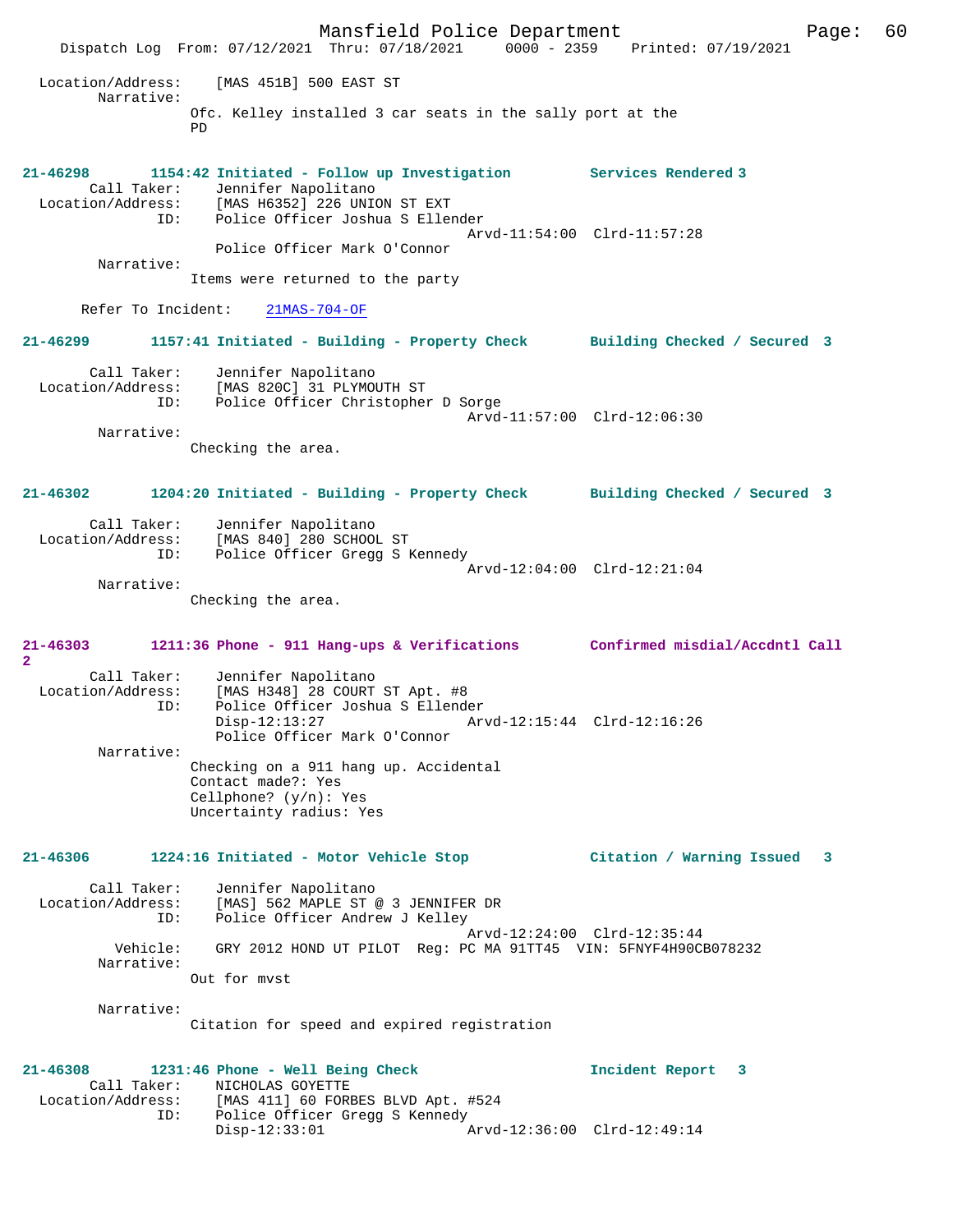Location/Address: [MAS 451B] 500 EAST ST
Narrative:
Ofc. Kelley installed 3 car seats in the sally port at the PD

**21-46298 1154:42 Initiated - Follow up Investigation Services Rendered 3**
Call Taker: Jennifer Napolitano
Location/Address: [MAS H6352] 226 UNION ST EXT
ID: Police Officer Joshua S Ellender
Arvd-11:54:00 Clrd-11:57:28
Police Officer Mark O'Connor
Narrative:
Items were returned to the party

Refer To Incident: 21MAS-704-OF

**21-46299 1157:41 Initiated - Building - Property Check Building Checked / Secured 3**
Call Taker: Jennifer Napolitano
Location/Address: [MAS 820C] 31 PLYMOUTH ST
ID: Police Officer Christopher D Sorge
Arvd-11:57:00 Clrd-12:06:30
Narrative:
Checking the area.

**21-46302 1204:20 Initiated - Building - Property Check Building Checked / Secured 3**
Call Taker: Jennifer Napolitano
Location/Address: [MAS 840] 280 SCHOOL ST
ID: Police Officer Gregg S Kennedy
Arvd-12:04:00 Clrd-12:21:04
Narrative:
Checking the area.

**21-46303 1211:36 Phone - 911 Hang-ups & Verifications Confirmed misdial/Accdntl Call 2**
Call Taker: Jennifer Napolitano
Location/Address: [MAS H348] 28 COURT ST Apt. #8
ID: Police Officer Joshua S Ellender
Disp-12:13:27 Arvd-12:15:44 Clrd-12:16:26
Police Officer Mark O'Connor
Narrative:
Checking on a 911 hang up. Accidental
Contact made?: Yes
Cellphone? (y/n): Yes
Uncertainty radius: Yes

**21-46306 1224:16 Initiated - Motor Vehicle Stop Citation / Warning Issued 3**
Call Taker: Jennifer Napolitano
Location/Address: [MAS] 562 MAPLE ST @ 3 JENNIFER DR
ID: Police Officer Andrew J Kelley
Arvd-12:24:00 Clrd-12:35:44
Vehicle: GRY 2012 HOND UT PILOT Reg: PC MA 91TT45 VIN: 5FNYF4H90CB078232
Narrative:
Out for mvst

Narrative:
Citation for speed and expired registration

**21-46308 1231:46 Phone - Well Being Check Incident Report 3**
Call Taker: NICHOLAS GOYETTE
Location/Address: [MAS 411] 60 FORBES BLVD Apt. #524
ID: Police Officer Gregg S Kennedy
Disp-12:33:01 Arvd-12:36:00 Clrd-12:49:14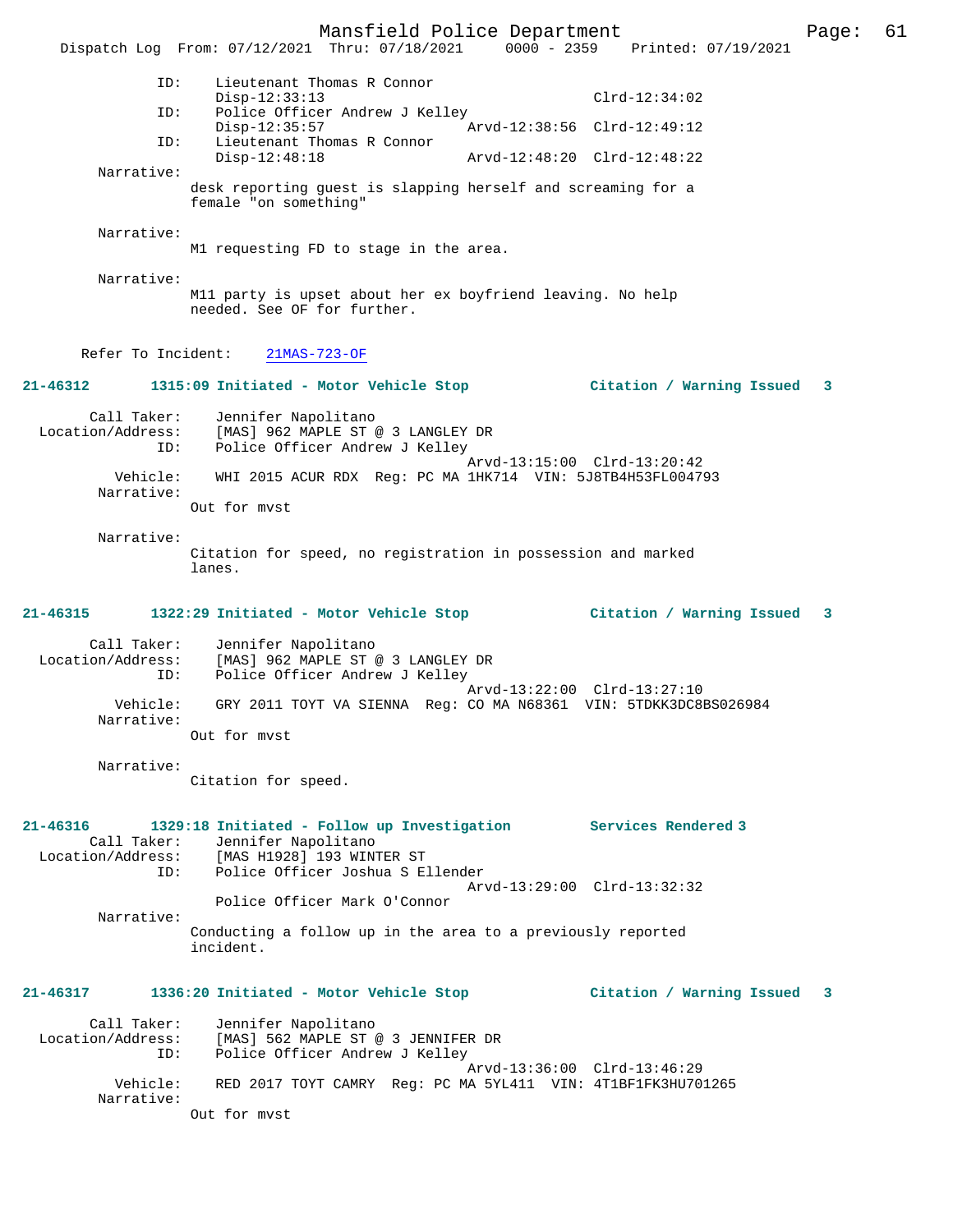ID: Lieutenant Thomas R Connor
Disp-12:33:13 Clrd-12:34:02
ID: Police Officer Andrew J Kelley
Disp-12:35:57 Arvd-12:38:56 Clrd-12:49:12
ID: Lieutenant Thomas R Connor
Disp-12:48:18 Arvd-12:48:20 Clrd-12:48:22

Narrative:
desk reporting guest is slapping herself and screaming for a female "on something"

Narrative:
M1 requesting FD to stage in the area.

Narrative:
M11 party is upset about her ex boyfriend leaving. No help needed. See OF for further.

Refer To Incident: 21MAS-723-OF

**21-46312 1315:09 Initiated - Motor Vehicle Stop — Citation / Warning Issued 3**

Call Taker: Jennifer Napolitano
Location/Address: [MAS] 962 MAPLE ST @ 3 LANGLEY DR
ID: Police Officer Andrew J Kelley
Arvd-13:15:00 Clrd-13:20:42
Vehicle: WHI 2015 ACUR RDX Reg: PC MA 1HK714 VIN: 5J8TB4H53FL004793

Narrative:
Out for mvst

Narrative:
Citation for speed, no registration in possession and marked lanes.

**21-46315 1322:29 Initiated - Motor Vehicle Stop — Citation / Warning Issued 3**

Call Taker: Jennifer Napolitano
Location/Address: [MAS] 962 MAPLE ST @ 3 LANGLEY DR
ID: Police Officer Andrew J Kelley
Arvd-13:22:00 Clrd-13:27:10
Vehicle: GRY 2011 TOYT VA SIENNA Reg: CO MA N68361 VIN: 5TDKK3DC8BS026984

Narrative:
Out for mvst

Narrative:
Citation for speed.

**21-46316 1329:18 Initiated - Follow up Investigation — Services Rendered 3**

Call Taker: Jennifer Napolitano
Location/Address: [MAS H1928] 193 WINTER ST
ID: Police Officer Joshua S Ellender
Arvd-13:29:00 Clrd-13:32:32
Police Officer Mark O'Connor

Narrative:
Conducting a follow up in the area to a previously reported incident.

**21-46317 1336:20 Initiated - Motor Vehicle Stop — Citation / Warning Issued 3**

Call Taker: Jennifer Napolitano
Location/Address: [MAS] 562 MAPLE ST @ 3 JENNIFER DR
ID: Police Officer Andrew J Kelley
Arvd-13:36:00 Clrd-13:46:29
Vehicle: RED 2017 TOYT CAMRY Reg: PC MA 5YL411 VIN: 4T1BF1FK3HU701265

Narrative:
Out for mvst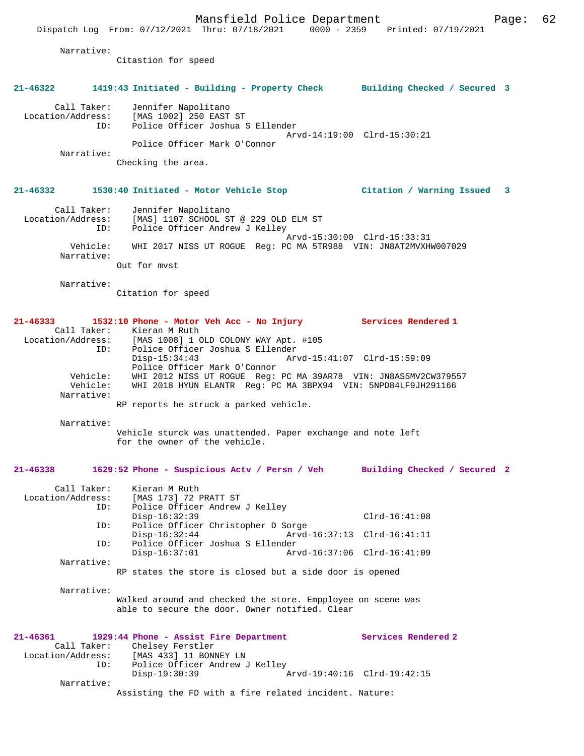Narrative:
Citastion for speed

**21-46322 1419:43 Initiated - Building - Property Check Building Checked / Secured 3**

Call Taker: Jennifer Napolitano
Location/Address: [MAS 1002] 250 EAST ST
ID: Police Officer Joshua S Ellender
Arvd-14:19:00 Clrd-15:30:21
Police Officer Mark O'Connor
Narrative:
Checking the area.

**21-46332 1530:40 Initiated - Motor Vehicle Stop Citation / Warning Issued 3**

Call Taker: Jennifer Napolitano
Location/Address: [MAS] 1107 SCHOOL ST @ 229 OLD ELM ST
ID: Police Officer Andrew J Kelley
Arvd-15:30:00 Clrd-15:33:31
Vehicle: WHI 2017 NISS UT ROGUE Reg: PC MA 5TR988 VIN: JN8AT2MVXHW007029
Narrative:
Out for mvst

Narrative:
Citation for speed

**21-46333 1532:10 Phone - Motor Veh Acc - No Injury Services Rendered 1**

Call Taker: Kieran M Ruth
Location/Address: [MAS 1008] 1 OLD COLONY WAY Apt. #105
ID: Police Officer Joshua S Ellender
Disp-15:34:43 Arvd-15:41:07 Clrd-15:59:09
Police Officer Mark O'Connor
Vehicle: WHI 2012 NISS UT ROGUE Reg: PC MA 39AR78 VIN: JN8AS5MV2CW379557
Vehicle: WHI 2018 HYUN ELANTR Reg: PC MA 3BPX94 VIN: 5NPD84LF9JH291166
Narrative:
RP reports he struck a parked vehicle.

Narrative:
Vehicle sturck was unattended. Paper exchange and note left for the owner of the vehicle.

**21-46338 1629:52 Phone - Suspicious Actv / Persn / Veh Building Checked / Secured 2**

Call Taker: Kieran M Ruth
Location/Address: [MAS 173] 72 PRATT ST
ID: Police Officer Andrew J Kelley
Disp-16:32:39 Clrd-16:41:08
ID: Police Officer Christopher D Sorge
Disp-16:32:44 Arvd-16:37:13 Clrd-16:41:11
ID: Police Officer Joshua S Ellender
Disp-16:37:01 Arvd-16:37:06 Clrd-16:41:09
Narrative:
RP states the store is closed but a side door is opened

Narrative:
Walked around and checked the store. Empployee on scene was able to secure the door. Owner notified. Clear

**21-46361 1929:44 Phone - Assist Fire Department Services Rendered 2**

Call Taker: Chelsey Ferstler
Location/Address: [MAS 433] 11 BONNEY LN
ID: Police Officer Andrew J Kelley
Disp-19:30:39 Arvd-19:40:16 Clrd-19:42:15
Narrative:
Assisting the FD with a fire related incident. Nature: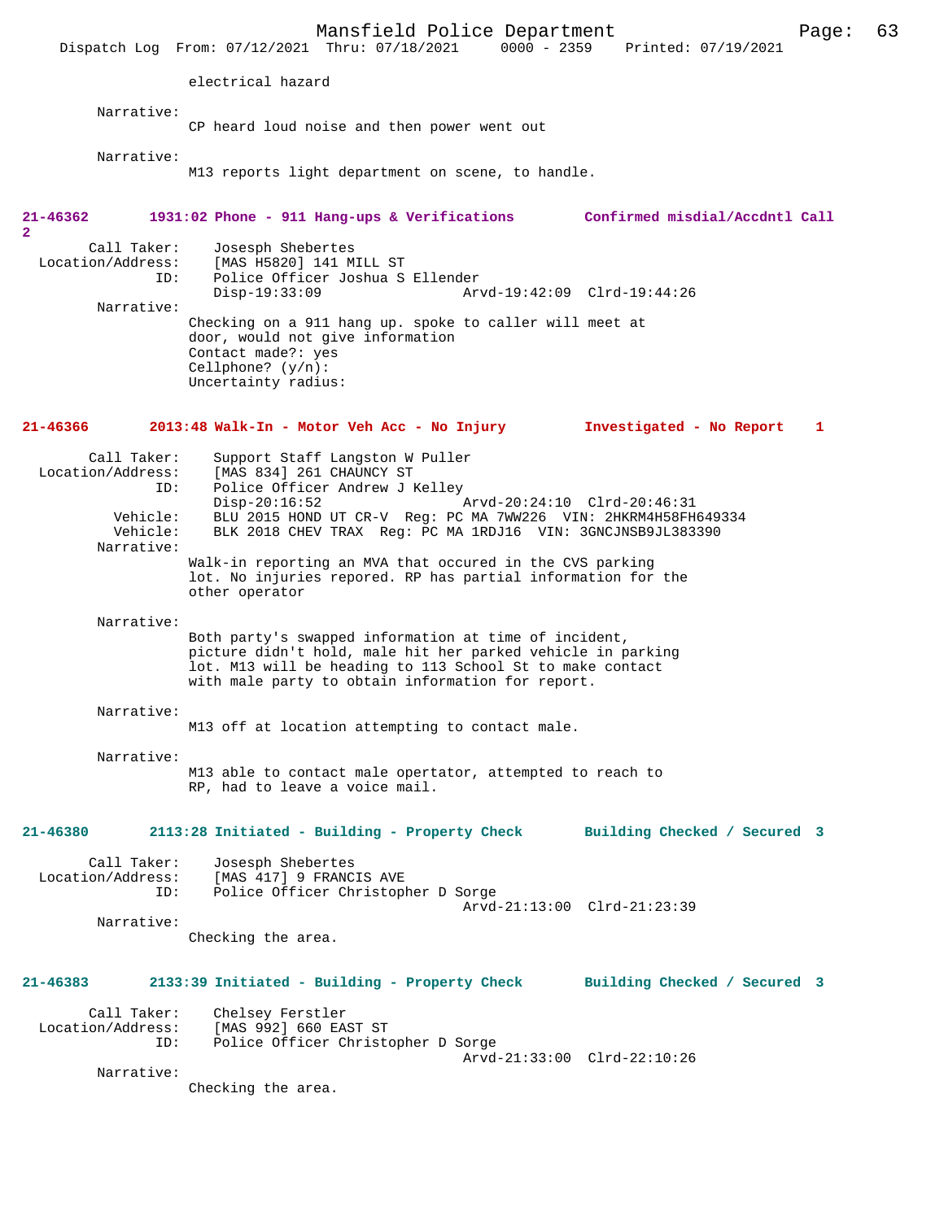electrical hazard

Narrative:
CP heard loud noise and then power went out

Narrative:
M13 reports light department on scene, to handle.

**21-46362 1931:02 Phone - 911 Hang-ups & Verifications Confirmed misdial/Accdntl Call 2**

Call Taker: Josesph Shebertes
Location/Address: [MAS H5820] 141 MILL ST
ID: Police Officer Joshua S Ellender
Disp-19:33:09 Arvd-19:42:09 Clrd-19:44:26

Narrative:
Checking on a 911 hang up. spoke to caller will meet at door, would not give information
Contact made?: yes
Cellphone? (y/n):
Uncertainty radius:

**21-46366 2013:48 Walk-In - Motor Veh Acc - No Injury Investigated - No Report 1**

Call Taker: Support Staff Langston W Puller
Location/Address: [MAS 834] 261 CHAUNCY ST
ID: Police Officer Andrew J Kelley
Disp-20:16:52 Arvd-20:24:10 Clrd-20:46:31
Vehicle: BLU 2015 HOND UT CR-V Reg: PC MA 7WW226 VIN: 2HKRM4H58FH649334
Vehicle: BLK 2018 CHEV TRAX Reg: PC MA 1RDJ16 VIN: 3GNCJNSB9JL383390

Narrative:
Walk-in reporting an MVA that occured in the CVS parking lot. No injuries repored. RP has partial information for the other operator

Narrative:
Both party's swapped information at time of incident, picture didn't hold, male hit her parked vehicle in parking lot. M13 will be heading to 113 School St to make contact with male party to obtain information for report.

Narrative:
M13 off at location attempting to contact male.

Narrative:
M13 able to contact male opertator, attempted to reach to RP, had to leave a voice mail.

**21-46380 2113:28 Initiated - Building - Property Check Building Checked / Secured 3**

Call Taker: Josesph Shebertes
Location/Address: [MAS 417] 9 FRANCIS AVE
ID: Police Officer Christopher D Sorge
Arvd-21:13:00 Clrd-21:23:39

Narrative:
Checking the area.

**21-46383 2133:39 Initiated - Building - Property Check Building Checked / Secured 3**

Call Taker: Chelsey Ferstler
Location/Address: [MAS 992] 660 EAST ST
ID: Police Officer Christopher D Sorge
Arvd-21:33:00 Clrd-22:10:26

Narrative:
Checking the area.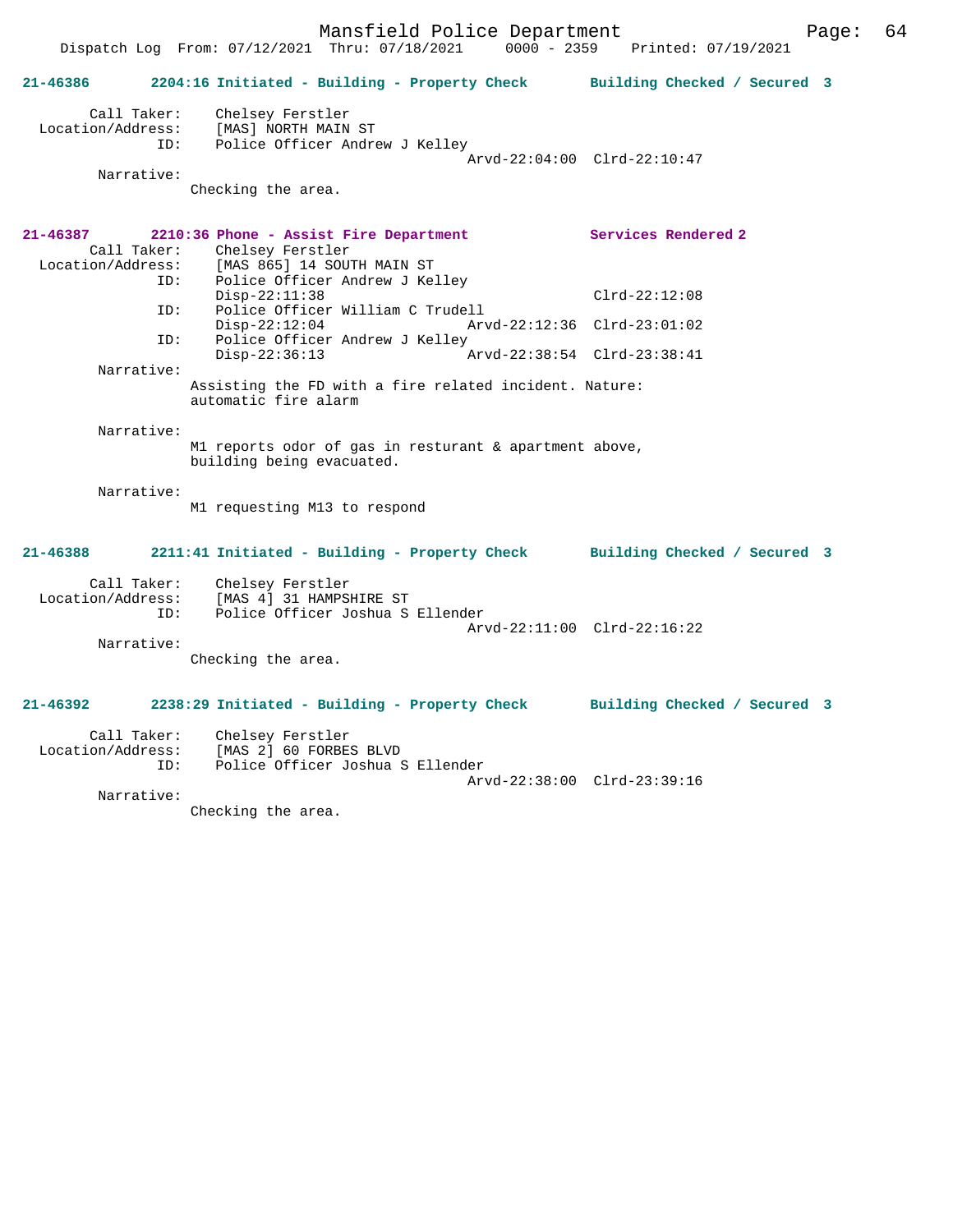**21-46386 2204:16 Initiated - Building - Property Check Building Checked / Secured 3**

```
        Call Taker:    Chelsey Ferstler
  Location/Address:    [MAS] NORTH MAIN ST
                ID:    Police Officer Andrew J Kelley
                                            Arvd-22:04:00  Clrd-22:10:47
         Narrative:
                     Checking the area.
```

**21-46387 2210:36 Phone - Assist Fire Department Services Rendered 2**

```
        Call Taker:    Chelsey Ferstler
  Location/Address:    [MAS 865] 14 SOUTH MAIN ST
                ID:    Police Officer Andrew J Kelley
                       Disp-22:11:38                       Clrd-22:12:08
                ID:    Police Officer William C Trudell
                       Disp-22:12:04        Arvd-22:12:36  Clrd-23:01:02
                ID:    Police Officer Andrew J Kelley
                       Disp-22:36:13        Arvd-22:38:54  Clrd-23:38:41
         Narrative:
                     Assisting the FD with a fire related incident. Nature:
                     automatic fire alarm

         Narrative:
                     M1 reports odor of gas in resturant & apartment above,
                     building being evacuated.

         Narrative:
                     M1 requesting M13 to respond
```

**21-46388 2211:41 Initiated - Building - Property Check Building Checked / Secured 3**

```
        Call Taker:    Chelsey Ferstler
  Location/Address:    [MAS 4] 31 HAMPSHIRE ST
                ID:    Police Officer Joshua S Ellender
                                            Arvd-22:11:00  Clrd-22:16:22
         Narrative:
                     Checking the area.
```

**21-46392 2238:29 Initiated - Building - Property Check Building Checked / Secured 3**

```
        Call Taker:    Chelsey Ferstler
  Location/Address:    [MAS 2] 60 FORBES BLVD
                ID:    Police Officer Joshua S Ellender
                                            Arvd-22:38:00  Clrd-23:39:16
         Narrative:
                     Checking the area.
```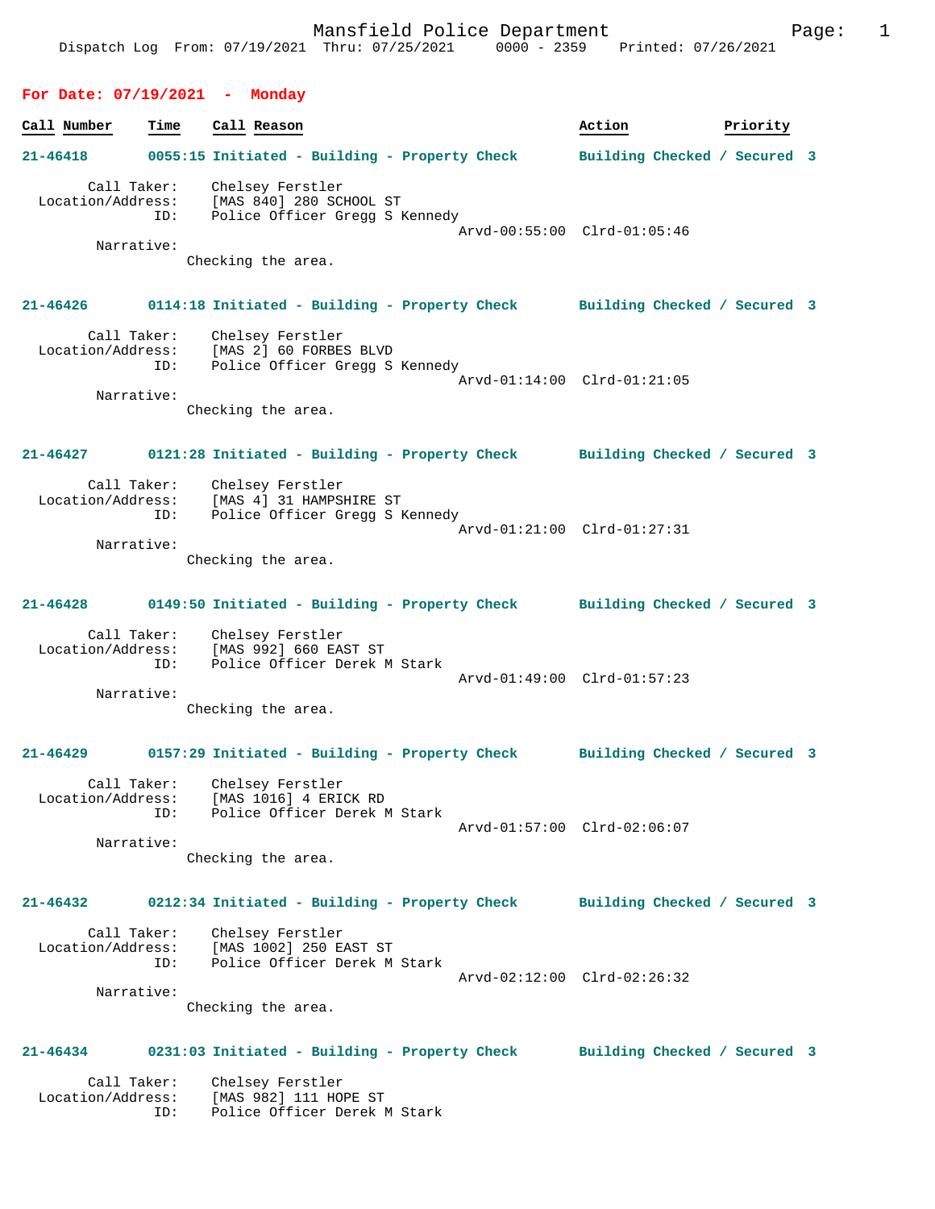Mansfield Police Department
Dispatch Log From: 07/19/2021 Thru: 07/25/2021 0000 - 2359 Printed: 07/26/2021

## For Date: 07/19/2021 - Monday

| Call Number | Time | Call Reason | Action | Priority |
|---|---|---|---|---|

**21-46418 0055:15 Initiated - Building - Property Check Building Checked / Secured 3**

Call Taker: Chelsey Ferstler
Location/Address: [MAS 840] 280 SCHOOL ST
ID: Police Officer Gregg S Kennedy
Arvd-00:55:00 Clrd-01:05:46
Narrative:
Checking the area.

**21-46426 0114:18 Initiated - Building - Property Check Building Checked / Secured 3**

Call Taker: Chelsey Ferstler
Location/Address: [MAS 2] 60 FORBES BLVD
ID: Police Officer Gregg S Kennedy
Arvd-01:14:00 Clrd-01:21:05
Narrative:
Checking the area.

**21-46427 0121:28 Initiated - Building - Property Check Building Checked / Secured 3**

Call Taker: Chelsey Ferstler
Location/Address: [MAS 4] 31 HAMPSHIRE ST
ID: Police Officer Gregg S Kennedy
Arvd-01:21:00 Clrd-01:27:31
Narrative:
Checking the area.

**21-46428 0149:50 Initiated - Building - Property Check Building Checked / Secured 3**

Call Taker: Chelsey Ferstler
Location/Address: [MAS 992] 660 EAST ST
ID: Police Officer Derek M Stark
Arvd-01:49:00 Clrd-01:57:23
Narrative:
Checking the area.

**21-46429 0157:29 Initiated - Building - Property Check Building Checked / Secured 3**

Call Taker: Chelsey Ferstler
Location/Address: [MAS 1016] 4 ERICK RD
ID: Police Officer Derek M Stark
Arvd-01:57:00 Clrd-02:06:07
Narrative:
Checking the area.

**21-46432 0212:34 Initiated - Building - Property Check Building Checked / Secured 3**

Call Taker: Chelsey Ferstler
Location/Address: [MAS 1002] 250 EAST ST
ID: Police Officer Derek M Stark
Arvd-02:12:00 Clrd-02:26:32
Narrative:
Checking the area.

**21-46434 0231:03 Initiated - Building - Property Check Building Checked / Secured 3**

Call Taker: Chelsey Ferstler
Location/Address: [MAS 982] 111 HOPE ST
ID: Police Officer Derek M Stark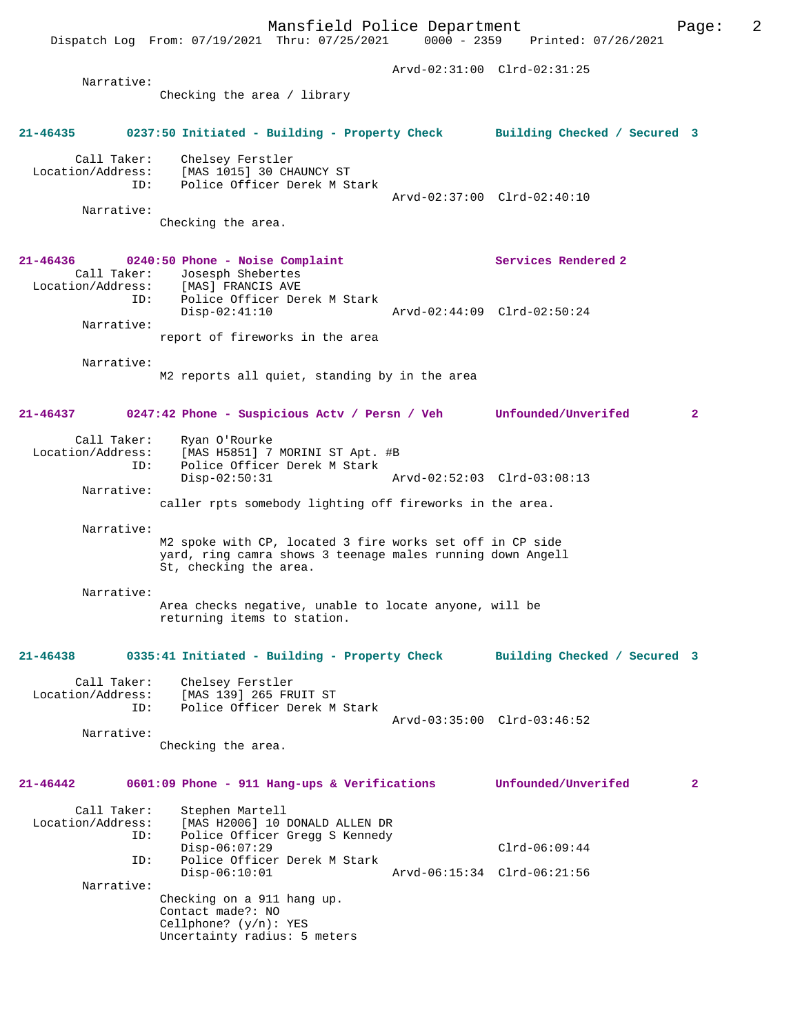Arvd-02:31:00  Clrd-02:31:25

Narrative:
Checking the area / library

**21-46435    0237:50 Initiated - Building - Property Check    Building Checked / Secured 3**

Call Taker: Chelsey Ferstler
Location/Address: [MAS 1015] 30 CHAUNCY ST
ID: Police Officer Derek M Stark
Arvd-02:37:00  Clrd-02:40:10

Narrative:
Checking the area.

**21-46436    0240:50 Phone - Noise Complaint    Services Rendered 2**

Call Taker: Josesph Shebertes
Location/Address: [MAS] FRANCIS AVE
ID: Police Officer Derek M Stark
Disp-02:41:10  Arvd-02:44:09  Clrd-02:50:24

Narrative:
report of fireworks in the area

Narrative:
M2 reports all quiet, standing by in the area

**21-46437    0247:42 Phone - Suspicious Actv / Persn / Veh    Unfounded/Unverifed 2**

Call Taker: Ryan O'Rourke
Location/Address: [MAS H5851] 7 MORINI ST Apt. #B
ID: Police Officer Derek M Stark
Disp-02:50:31  Arvd-02:52:03  Clrd-03:08:13

Narrative:
caller rpts somebody lighting off fireworks in the area.

Narrative:
M2 spoke with CP, located 3 fire works set off in CP side yard, ring camra shows 3 teenage males running down Angell St, checking the area.

Narrative:
Area checks negative, unable to locate anyone, will be returning items to station.

**21-46438    0335:41 Initiated - Building - Property Check    Building Checked / Secured 3**

Call Taker: Chelsey Ferstler
Location/Address: [MAS 139] 265 FRUIT ST
ID: Police Officer Derek M Stark
Arvd-03:35:00  Clrd-03:46:52

Narrative:
Checking the area.

**21-46442    0601:09 Phone - 911 Hang-ups & Verifications    Unfounded/Unverifed 2**

Call Taker: Stephen Martell
Location/Address: [MAS H2006] 10 DONALD ALLEN DR
ID: Police Officer Gregg S Kennedy
Disp-06:07:29  Clrd-06:09:44
ID: Police Officer Derek M Stark
Disp-06:10:01  Arvd-06:15:34  Clrd-06:21:56

Narrative:
Checking on a 911 hang up.
Contact made?: NO
Cellphone? (y/n): YES
Uncertainty radius: 5 meters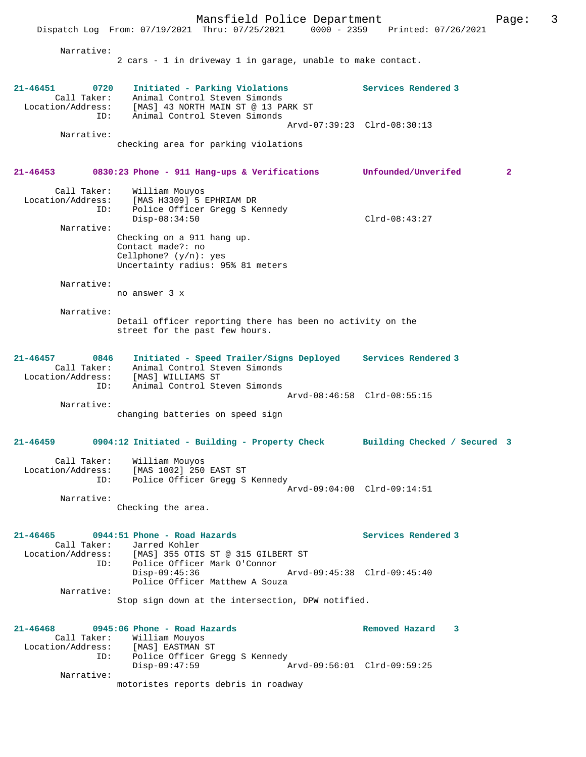Narrative:
2 cars - 1 in driveway 1 in garage, unable to make contact.

**21-46451 0720 Initiated - Parking Violations — Services Rendered 3**
Call Taker: Animal Control Steven Simonds
Location/Address: [MAS] 43 NORTH MAIN ST @ 13 PARK ST
ID: Animal Control Steven Simonds
Arvd-07:39:23 Clrd-08:30:13
Narrative:
checking area for parking violations

**21-46453 0830:23 Phone - 911 Hang-ups & Verifications — Unfounded/Unverifed 2**
Call Taker: William Mouyos
Location/Address: [MAS H3309] 5 EPHRIAM DR
ID: Police Officer Gregg S Kennedy
Disp-08:34:50 Clrd-08:43:27
Narrative:
Checking on a 911 hang up.
Contact made?: no
Cellphone? (y/n): yes
Uncertainty radius: 95% 81 meters

Narrative:
no answer 3 x

Narrative:
Detail officer reporting there has been no activity on the street for the past few hours.

**21-46457 0846 Initiated - Speed Trailer/Signs Deployed — Services Rendered 3**
Call Taker: Animal Control Steven Simonds
Location/Address: [MAS] WILLIAMS ST
ID: Animal Control Steven Simonds
Arvd-08:46:58 Clrd-08:55:15
Narrative:
changing batteries on speed sign

**21-46459 0904:12 Initiated - Building - Property Check — Building Checked / Secured 3**
Call Taker: William Mouyos
Location/Address: [MAS 1002] 250 EAST ST
ID: Police Officer Gregg S Kennedy
Arvd-09:04:00 Clrd-09:14:51
Narrative:
Checking the area.

**21-46465 0944:51 Phone - Road Hazards — Services Rendered 3**
Call Taker: Jarred Kohler
Location/Address: [MAS] 355 OTIS ST @ 315 GILBERT ST
ID: Police Officer Mark O'Connor
Disp-09:45:36 Arvd-09:45:38 Clrd-09:45:40
Police Officer Matthew A Souza
Narrative:
Stop sign down at the intersection, DPW notified.

**21-46468 0945:06 Phone - Road Hazards — Removed Hazard 3**
Call Taker: William Mouyos
Location/Address: [MAS] EASTMAN ST
ID: Police Officer Gregg S Kennedy
Disp-09:47:59 Arvd-09:56:01 Clrd-09:59:25
Narrative:
motoristes reports debris in roadway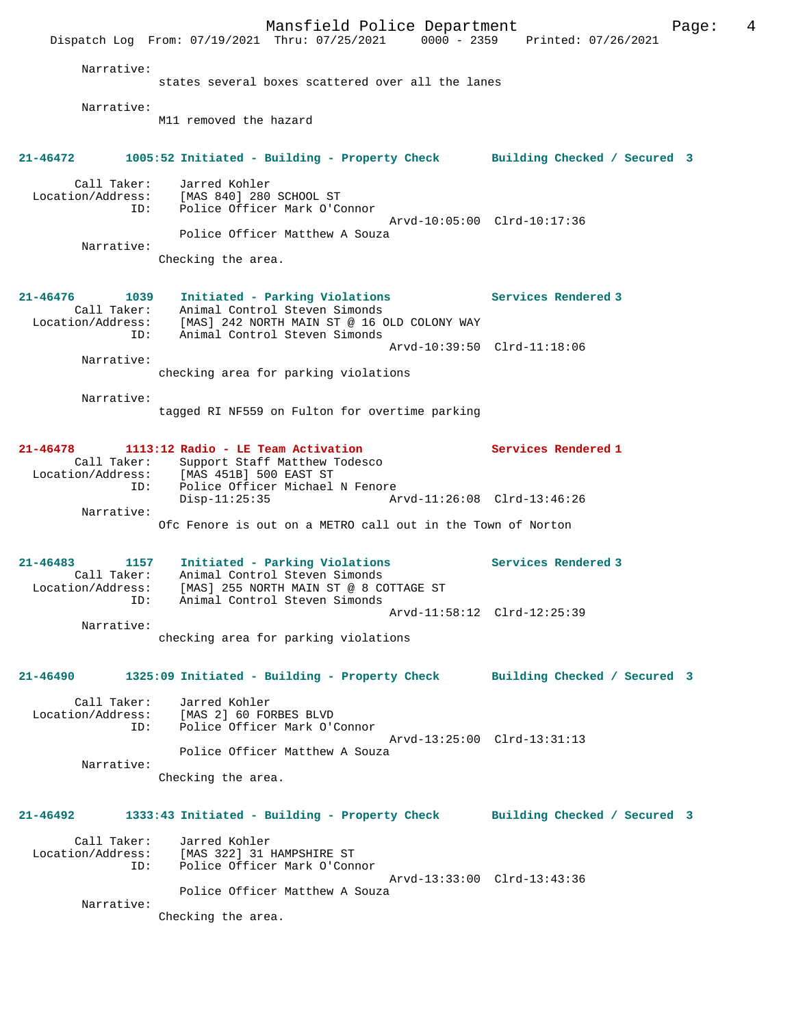Narrative:
states several boxes scattered over all the lanes

Narrative:
M11 removed the hazard

**21-46472 1005:52 Initiated - Building - Property Check — Building Checked / Secured 3**

Call Taker: Jarred Kohler
Location/Address: [MAS 840] 280 SCHOOL ST
ID: Police Officer Mark O'Connor
Arvd-10:05:00 Clrd-10:17:36
Police Officer Matthew A Souza
Narrative:
Checking the area.

**21-46476 1039 Initiated - Parking Violations — Services Rendered 3**

Call Taker: Animal Control Steven Simonds
Location/Address: [MAS] 242 NORTH MAIN ST @ 16 OLD COLONY WAY
ID: Animal Control Steven Simonds
Arvd-10:39:50 Clrd-11:18:06
Narrative:
checking area for parking violations

Narrative:
tagged RI NF559 on Fulton for overtime parking

**21-46478 1113:12 Radio - LE Team Activation — Services Rendered 1**

Call Taker: Support Staff Matthew Todesco
Location/Address: [MAS 451B] 500 EAST ST
ID: Police Officer Michael N Fenore
Disp-11:25:35 Arvd-11:26:08 Clrd-13:46:26
Narrative:
Ofc Fenore is out on a METRO call out in the Town of Norton

**21-46483 1157 Initiated - Parking Violations — Services Rendered 3**

Call Taker: Animal Control Steven Simonds
Location/Address: [MAS] 255 NORTH MAIN ST @ 8 COTTAGE ST
ID: Animal Control Steven Simonds
Arvd-11:58:12 Clrd-12:25:39
Narrative:
checking area for parking violations

**21-46490 1325:09 Initiated - Building - Property Check — Building Checked / Secured 3**

Call Taker: Jarred Kohler
Location/Address: [MAS 2] 60 FORBES BLVD
ID: Police Officer Mark O'Connor
Arvd-13:25:00 Clrd-13:31:13
Police Officer Matthew A Souza
Narrative:
Checking the area.

**21-46492 1333:43 Initiated - Building - Property Check — Building Checked / Secured 3**

Call Taker: Jarred Kohler
Location/Address: [MAS 322] 31 HAMPSHIRE ST
ID: Police Officer Mark O'Connor
Arvd-13:33:00 Clrd-13:43:36
Police Officer Matthew A Souza
Narrative:
Checking the area.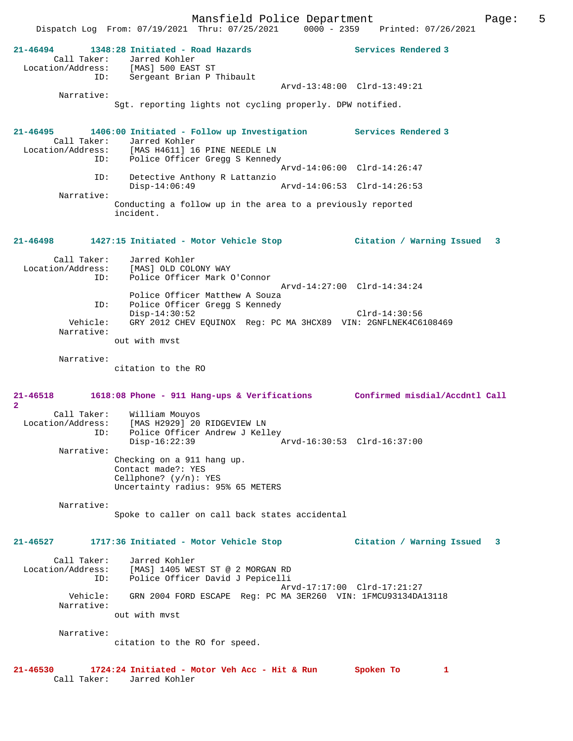**21-46494 1348:28 Initiated - Road Hazards** — Services Rendered 3

Call Taker: Jarred Kohler
Location/Address: [MAS] 500 EAST ST
ID: Sergeant Brian P Thibault
Arvd-13:48:00 Clrd-13:49:21

Narrative:
Sgt. reporting lights not cycling properly. DPW notified.

**21-46495 1406:00 Initiated - Follow up Investigation** — Services Rendered 3

Call Taker: Jarred Kohler
Location/Address: [MAS H4611] 16 PINE NEEDLE LN
ID: Police Officer Gregg S Kennedy
Arvd-14:06:00 Clrd-14:26:47
ID: Detective Anthony R Lattanzio
Disp-14:06:49 Arvd-14:06:53 Clrd-14:26:53

Narrative:
Conducting a follow up in the area to a previously reported incident.

**21-46498 1427:15 Initiated - Motor Vehicle Stop** — Citation / Warning Issued 3

Call Taker: Jarred Kohler
Location/Address: [MAS] OLD COLONY WAY
ID: Police Officer Mark O'Connor
Arvd-14:27:00 Clrd-14:34:24
Police Officer Matthew A Souza
ID: Police Officer Gregg S Kennedy
Disp-14:30:52 Clrd-14:30:56
Vehicle: GRY 2012 CHEV EQUINOX Reg: PC MA 3HCX89 VIN: 2GNFLNEK4C6108469

Narrative:
out with mvst

Narrative:
citation to the RO

**21-46518 1618:08 Phone - 911 Hang-ups & Verifications** — Confirmed misdial/Accdntl Call 2

Call Taker: William Mouyos
Location/Address: [MAS H2929] 20 RIDGEVIEW LN
ID: Police Officer Andrew J Kelley
Disp-16:22:39 Arvd-16:30:53 Clrd-16:37:00

Narrative:
Checking on a 911 hang up.
Contact made?: YES
Cellphone? (y/n): YES
Uncertainty radius: 95% 65 METERS

Narrative:
Spoke to caller on call back states accidental

**21-46527 1717:36 Initiated - Motor Vehicle Stop** — Citation / Warning Issued 3

Call Taker: Jarred Kohler
Location/Address: [MAS] 1405 WEST ST @ 2 MORGAN RD
ID: Police Officer David J Pepicelli
Arvd-17:17:00 Clrd-17:21:27
Vehicle: GRN 2004 FORD ESCAPE Reg: PC MA 3ER260 VIN: 1FMCU93134DA13118

Narrative:
out with mvst

Narrative:
citation to the RO for speed.

**21-46530 1724:24 Initiated - Motor Veh Acc - Hit & Run** — Spoken To 1

Call Taker: Jarred Kohler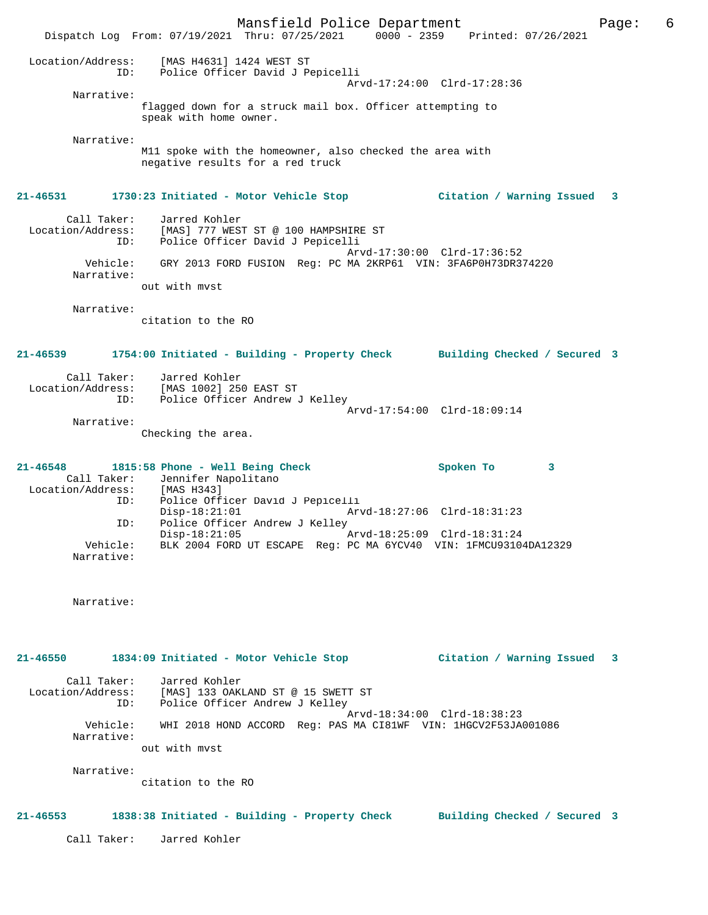```
Location/Address:    [MAS H4631] 1424 WEST ST
              ID:    Police Officer David J Pepicelli
                                          Arvd-17:24:00  Clrd-17:28:36
       Narrative:
              flagged down for a struck mail box. Officer attempting to
              speak with home owner.

       Narrative:
              M11 spoke with the homeowner, also checked the area with
              negative results for a red truck


21-46531       1730:23 Initiated - Motor Vehicle Stop             Citation / Warning Issued   3

      Call Taker:    Jarred Kohler
 Location/Address:    [MAS] 777 WEST ST @ 100 HAMPSHIRE ST
              ID:    Police Officer David J Pepicelli
                                          Arvd-17:30:00  Clrd-17:36:52
         Vehicle:    GRY 2013 FORD FUSION  Reg: PC MA 2KRP61  VIN: 3FA6P0H73DR374220
       Narrative:
              out with mvst

       Narrative:
              citation to the RO


21-46539       1754:00 Initiated - Building - Property Check       Building Checked / Secured  3

      Call Taker:    Jarred Kohler
 Location/Address:    [MAS 1002] 250 EAST ST
              ID:    Police Officer Andrew J Kelley
                                          Arvd-17:54:00  Clrd-18:09:14
       Narrative:
              Checking the area.


21-46548       1815:58 Phone - Well Being Check                   Spoken To          3
      Call Taker:    Jennifer Napolitano
 Location/Address:    [MAS H343]
              ID:    Police Officer David J Pepicelli
                     Disp-18:21:01                Arvd-18:27:06  Clrd-18:31:23
              ID:    Police Officer Andrew J Kelley
                     Disp-18:21:05                Arvd-18:25:09  Clrd-18:31:24
         Vehicle:    BLK 2004 FORD UT ESCAPE  Reg: PC MA 6YCV40  VIN: 1FMCU93104DA12329
       Narrative:


       Narrative:


21-46550       1834:09 Initiated - Motor Vehicle Stop             Citation / Warning Issued   3

      Call Taker:    Jarred Kohler
 Location/Address:    [MAS] 133 OAKLAND ST @ 15 SWETT ST
              ID:    Police Officer Andrew J Kelley
                                          Arvd-18:34:00  Clrd-18:38:23
         Vehicle:    WHI 2018 HOND ACCORD  Reg: PAS MA CI81WF  VIN: 1HGCV2F53JA001086
       Narrative:
              out with mvst

       Narrative:
              citation to the RO


21-46553       1838:38 Initiated - Building - Property Check       Building Checked / Secured  3

      Call Taker:    Jarred Kohler
```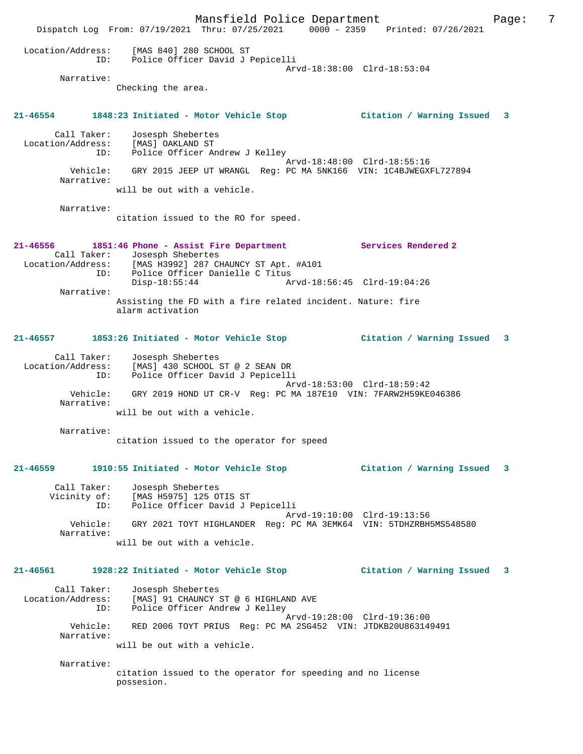Location/Address: [MAS 840] 280 SCHOOL ST
ID: Police Officer David J Pepicelli
Arvd-18:38:00 Clrd-18:53:04

Narrative:
Checking the area.

**21-46554 1848:23 Initiated - Motor Vehicle Stop Citation / Warning Issued 3**

Call Taker: Josesph Shebertes
Location/Address: [MAS] OAKLAND ST
ID: Police Officer Andrew J Kelley
Arvd-18:48:00 Clrd-18:55:16
Vehicle: GRY 2015 JEEP UT WRANGL Reg: PC MA 5NK166 VIN: 1C4BJWEGXFL727894

Narrative:
will be out with a vehicle.

Narrative:
citation issued to the RO for speed.

**21-46556 1851:46 Phone - Assist Fire Department Services Rendered 2**

Call Taker: Josesph Shebertes
Location/Address: [MAS H3992] 287 CHAUNCY ST Apt. #A101
ID: Police Officer Danielle C Titus
Disp-18:55:44 Arvd-18:56:45 Clrd-19:04:26

Narrative:
Assisting the FD with a fire related incident. Nature: fire alarm activation

**21-46557 1853:26 Initiated - Motor Vehicle Stop Citation / Warning Issued 3**

Call Taker: Josesph Shebertes
Location/Address: [MAS] 430 SCHOOL ST @ 2 SEAN DR
ID: Police Officer David J Pepicelli
Arvd-18:53:00 Clrd-18:59:42
Vehicle: GRY 2019 HOND UT CR-V Reg: PC MA 187E10 VIN: 7FARW2H59KE046386

Narrative:
will be out with a vehicle.

Narrative:
citation issued to the operator for speed

**21-46559 1910:55 Initiated - Motor Vehicle Stop Citation / Warning Issued 3**

Call Taker: Josesph Shebertes
Vicinity of: [MAS H5975] 125 OTIS ST
ID: Police Officer David J Pepicelli
Arvd-19:10:00 Clrd-19:13:56
Vehicle: GRY 2021 TOYT HIGHLANDER Reg: PC MA 3EMK64 VIN: 5TDHZRBH5MS548580

Narrative:
will be out with a vehicle.

**21-46561 1928:22 Initiated - Motor Vehicle Stop Citation / Warning Issued 3**

Call Taker: Josesph Shebertes
Location/Address: [MAS] 91 CHAUNCY ST @ 6 HIGHLAND AVE
ID: Police Officer Andrew J Kelley
Arvd-19:28:00 Clrd-19:36:00
Vehicle: RED 2006 TOYT PRIUS Reg: PC MA 2SG452 VIN: JTDKB20U863149491

Narrative:
will be out with a vehicle.

Narrative:
citation issued to the operator for speeding and no license possesion.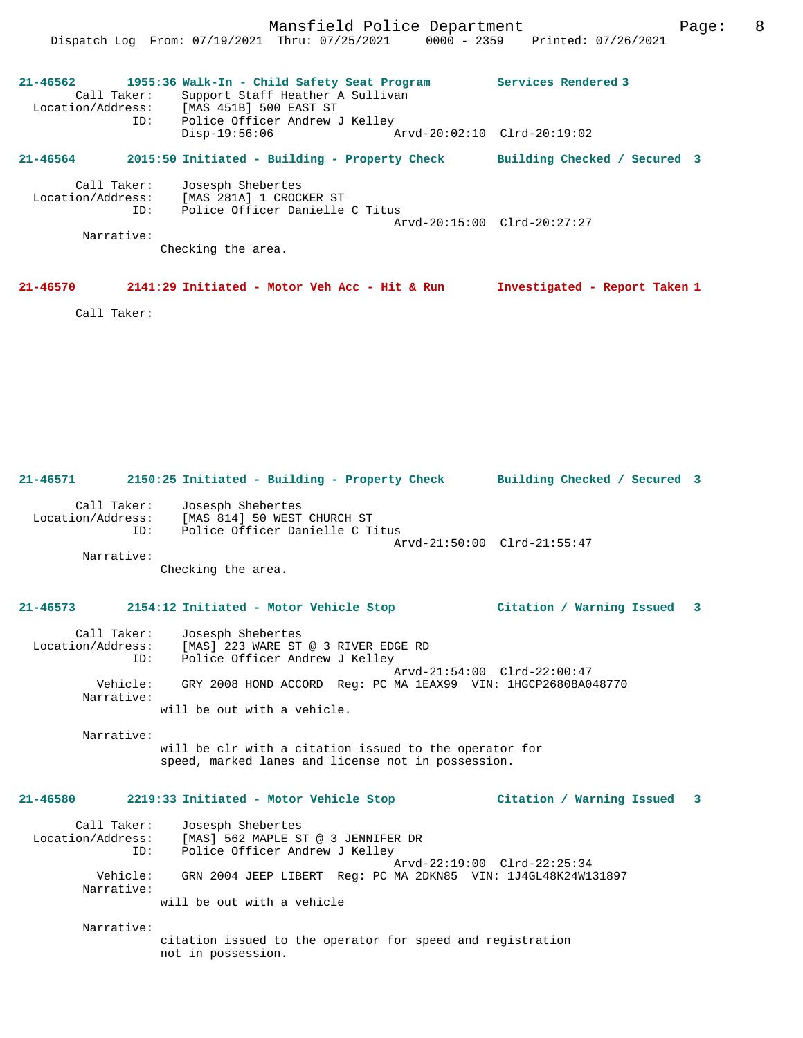**21-46562** 1955:36 Walk-In - Child Safety Seat Program — Services Rendered 3

Call Taker: Support Staff Heather A Sullivan
Location/Address: [MAS 451B] 500 EAST ST
ID: Police Officer Andrew J Kelley
Disp-19:56:06 Arvd-20:02:10 Clrd-20:19:02

**21-46564** 2015:50 Initiated - Building - Property Check — Building Checked / Secured 3

Call Taker: Josesph Shebertes
Location/Address: [MAS 281A] 1 CROCKER ST
ID: Police Officer Danielle C Titus
Arvd-20:15:00 Clrd-20:27:27
Narrative:
Checking the area.

**21-46570** 2141:29 Initiated - Motor Veh Acc - Hit & Run — Investigated - Report Taken 1

Call Taker:

**21-46571** 2150:25 Initiated - Building - Property Check — Building Checked / Secured 3

Call Taker: Josesph Shebertes
Location/Address: [MAS 814] 50 WEST CHURCH ST
ID: Police Officer Danielle C Titus
Arvd-21:50:00 Clrd-21:55:47
Narrative:
Checking the area.

**21-46573** 2154:12 Initiated - Motor Vehicle Stop — Citation / Warning Issued 3

Call Taker: Josesph Shebertes
Location/Address: [MAS] 223 WARE ST @ 3 RIVER EDGE RD
ID: Police Officer Andrew J Kelley
Arvd-21:54:00 Clrd-22:00:47
Vehicle: GRY 2008 HOND ACCORD Reg: PC MA 1EAX99 VIN: 1HGCP26808A048770
Narrative:
will be out with a vehicle.

Narrative:
will be clr with a citation issued to the operator for speed, marked lanes and license not in possession.

**21-46580** 2219:33 Initiated - Motor Vehicle Stop — Citation / Warning Issued 3

Call Taker: Josesph Shebertes
Location/Address: [MAS] 562 MAPLE ST @ 3 JENNIFER DR
ID: Police Officer Andrew J Kelley
Arvd-22:19:00 Clrd-22:25:34
Vehicle: GRN 2004 JEEP LIBERT Reg: PC MA 2DKN85 VIN: 1J4GL48K24W131897
Narrative:
will be out with a vehicle

Narrative:
citation issued to the operator for speed and registration not in possession.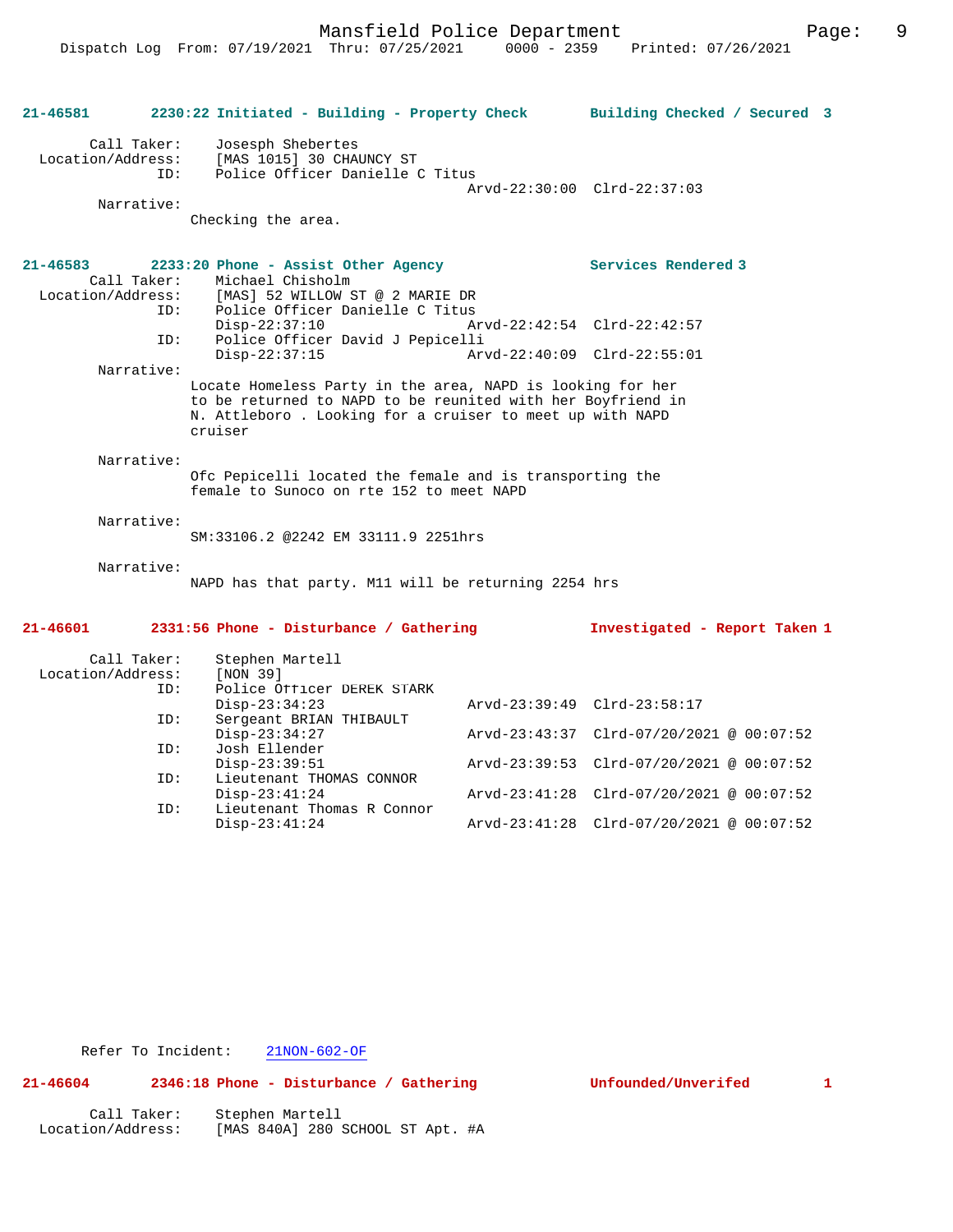**21-46581 2230:22 Initiated - Building - Property Check Building Checked / Secured 3**

Call Taker: Josesph Shebertes
Location/Address: [MAS 1015] 30 CHAUNCY ST
ID: Police Officer Danielle C Titus
Arvd-22:30:00 Clrd-22:37:03

Narrative:
Checking the area.

**21-46583 2233:20 Phone - Assist Other Agency Services Rendered 3**

Call Taker: Michael Chisholm
Location/Address: [MAS] 52 WILLOW ST @ 2 MARIE DR
ID: Police Officer Danielle C Titus
Disp-22:37:10 Arvd-22:42:54 Clrd-22:42:57
ID: Police Officer David J Pepicelli
Disp-22:37:15 Arvd-22:40:09 Clrd-22:55:01

Narrative:
Locate Homeless Party in the area, NAPD is looking for her to be returned to NAPD to be reunited with her Boyfriend in N. Attleboro . Looking for a cruiser to meet up with NAPD cruiser

Narrative:
Ofc Pepicelli located the female and is transporting the female to Sunoco on rte 152 to meet NAPD

Narrative:
SM:33106.2 @2242 EM 33111.9 2251hrs

Narrative:
NAPD has that party. M11 will be returning 2254 hrs

**21-46601 2331:56 Phone - Disturbance / Gathering Investigated - Report Taken 1**

Call Taker: Stephen Martell
Location/Address: [NON 39]
ID: Police Officer DEREK STARK
Disp-23:34:23 Arvd-23:39:49 Clrd-23:58:17
ID: Sergeant BRIAN THIBAULT
Disp-23:34:27 Arvd-23:43:37 Clrd-07/20/2021 @ 00:07:52
ID: Josh Ellender
Disp-23:39:51 Arvd-23:39:53 Clrd-07/20/2021 @ 00:07:52
ID: Lieutenant THOMAS CONNOR
Disp-23:41:24 Arvd-23:41:28 Clrd-07/20/2021 @ 00:07:52
ID: Lieutenant Thomas R Connor
Disp-23:41:24 Arvd-23:41:28 Clrd-07/20/2021 @ 00:07:52

Refer To Incident: 21NON-602-OF

**21-46604 2346:18 Phone - Disturbance / Gathering Unfounded/Unverifed 1**

Call Taker: Stephen Martell
Location/Address: [MAS 840A] 280 SCHOOL ST Apt. #A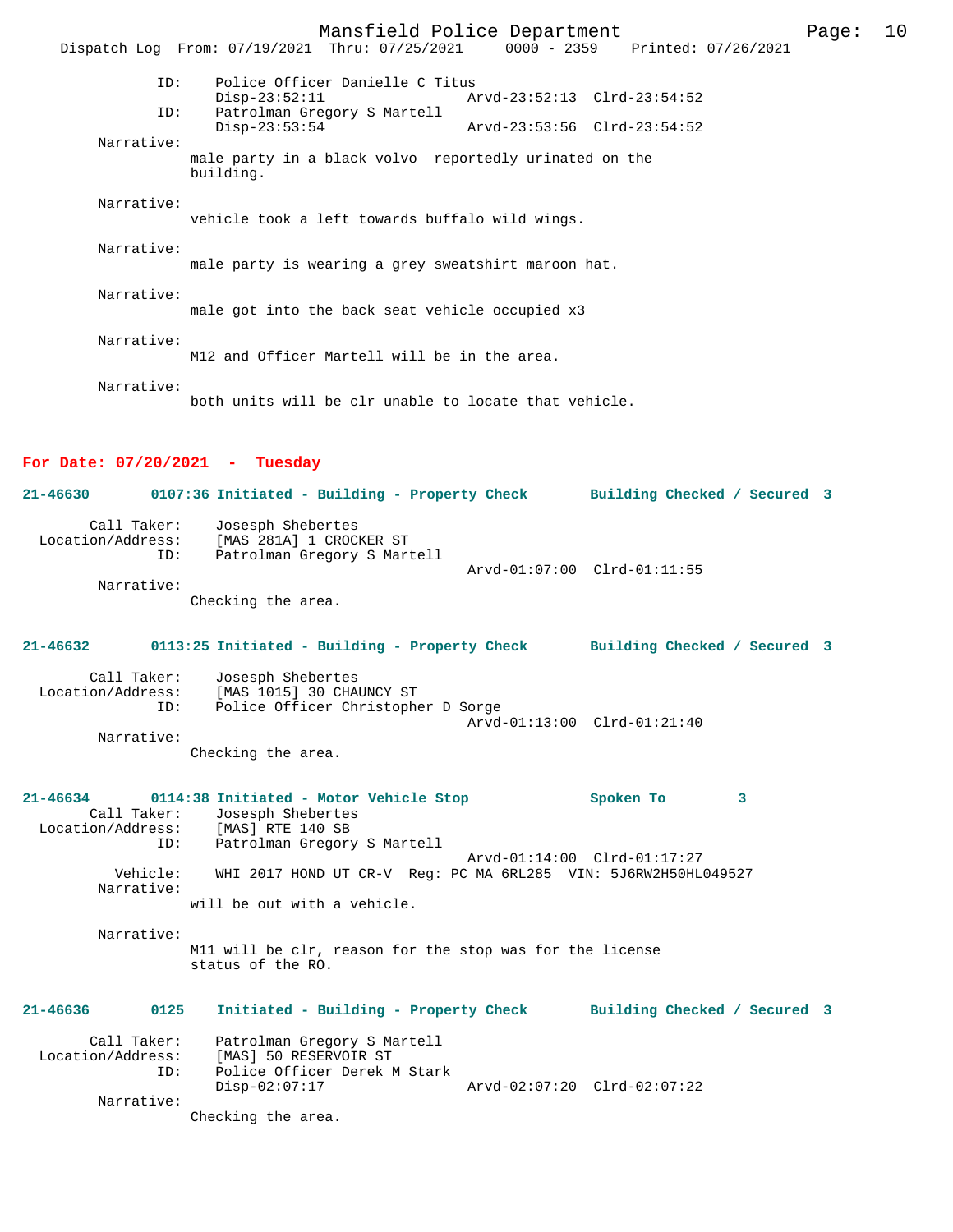```
            ID:    Police Officer Danielle C Titus
                   Disp-23:52:11                Arvd-23:52:13  Clrd-23:54:52
            ID:    Patrolman Gregory S Martell
                   Disp-23:53:54                Arvd-23:53:56  Clrd-23:54:52
     Narrative:
                 male party in a black volvo  reportedly urinated on the
                 building.

     Narrative:
                 vehicle took a left towards buffalo wild wings.

     Narrative:
                 male party is wearing a grey sweatshirt maroon hat.

     Narrative:
                 male got into the back seat vehicle occupied x3

     Narrative:
                 M12 and Officer Martell will be in the area.

     Narrative:
                 both units will be clr unable to locate that vehicle.
```

**For Date: 07/20/2021 - Tuesday**

```
21-46630       0107:36 Initiated - Building - Property Check       Building Checked / Secured  3

       Call Taker:    Josesph Shebertes
  Location/Address:   [MAS 281A] 1 CROCKER ST
               ID:    Patrolman Gregory S Martell
                                                Arvd-01:07:00  Clrd-01:11:55
        Narrative:
                 Checking the area.


21-46632       0113:25 Initiated - Building - Property Check       Building Checked / Secured  3

       Call Taker:    Josesph Shebertes
  Location/Address:   [MAS 1015] 30 CHAUNCY ST
               ID:    Police Officer Christopher D Sorge
                                                Arvd-01:13:00  Clrd-01:21:40
        Narrative:
                 Checking the area.


21-46634       0114:38 Initiated - Motor Vehicle Stop              Spoken To         3
       Call Taker:    Josesph Shebertes
  Location/Address:   [MAS] RTE 140 SB
               ID:    Patrolman Gregory S Martell
                                                Arvd-01:14:00  Clrd-01:17:27
          Vehicle:    WHI 2017 HOND UT CR-V  Reg: PC MA 6RL285  VIN: 5J6RW2H50HL049527
        Narrative:
                 will be out with a vehicle.

        Narrative:
                 M11 will be clr, reason for the stop was for the license
                 status of the RO.


21-46636       0125    Initiated - Building - Property Check       Building Checked / Secured  3

       Call Taker:    Patrolman Gregory S Martell
  Location/Address:   [MAS] 50 RESERVOIR ST
               ID:    Police Officer Derek M Stark
                      Disp-02:07:17             Arvd-02:07:20  Clrd-02:07:22
        Narrative:
                 Checking the area.
```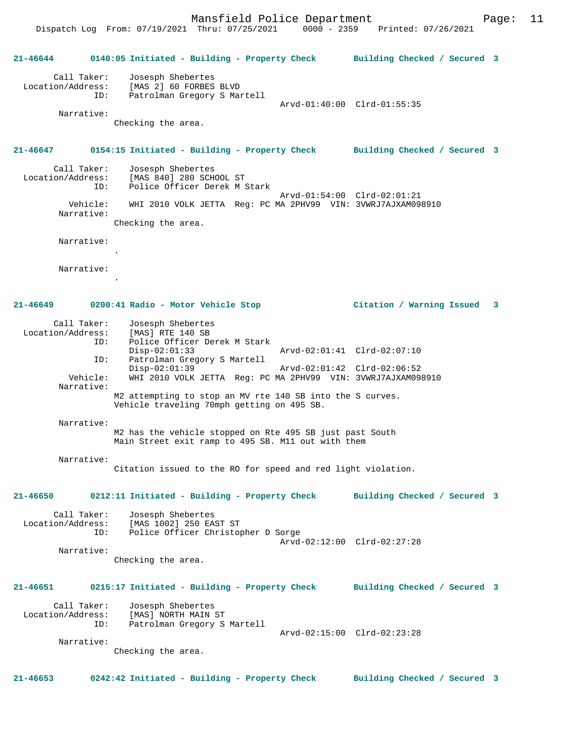**21-46644 0140:05 Initiated - Building - Property Check Building Checked / Secured 3**

Call Taker: Josesph Shebertes
Location/Address: [MAS 2] 60 FORBES BLVD
ID: Patrolman Gregory S Martell
Arvd-01:40:00 Clrd-01:55:35
Narrative:
Checking the area.

**21-46647 0154:15 Initiated - Building - Property Check Building Checked / Secured 3**

Call Taker: Josesph Shebertes
Location/Address: [MAS 840] 280 SCHOOL ST
ID: Police Officer Derek M Stark
Arvd-01:54:00 Clrd-02:01:21
Vehicle: WHI 2010 VOLK JETTA Reg: PC MA 2PHV99 VIN: 3VWRJ7AJXAM098910
Narrative:
Checking the area.

Narrative:
.

Narrative:
.

**21-46649 0200:41 Radio - Motor Vehicle Stop Citation / Warning Issued 3**

Call Taker: Josesph Shebertes
Location/Address: [MAS] RTE 140 SB
ID: Police Officer Derek M Stark
Disp-02:01:33 Arvd-02:01:41 Clrd-02:07:10
ID: Patrolman Gregory S Martell
Disp-02:01:39 Arvd-02:01:42 Clrd-02:06:52
Vehicle: WHI 2010 VOLK JETTA Reg: PC MA 2PHV99 VIN: 3VWRJ7AJXAM098910
Narrative:
M2 attempting to stop an MV rte 140 SB into the S curves. Vehicle traveling 70mph getting on 495 SB.

Narrative:
M2 has the vehicle stopped on Rte 495 SB just past South Main Street exit ramp to 495 SB. M11 out with them

Narrative:
Citation issued to the RO for speed and red light violation.

**21-46650 0212:11 Initiated - Building - Property Check Building Checked / Secured 3**

Call Taker: Josesph Shebertes
Location/Address: [MAS 1002] 250 EAST ST
ID: Police Officer Christopher D Sorge
Arvd-02:12:00 Clrd-02:27:28
Narrative:
Checking the area.

**21-46651 0215:17 Initiated - Building - Property Check Building Checked / Secured 3**

Call Taker: Josesph Shebertes
Location/Address: [MAS] NORTH MAIN ST
ID: Patrolman Gregory S Martell
Arvd-02:15:00 Clrd-02:23:28
Narrative:
Checking the area.

**21-46653 0242:42 Initiated - Building - Property Check Building Checked / Secured 3**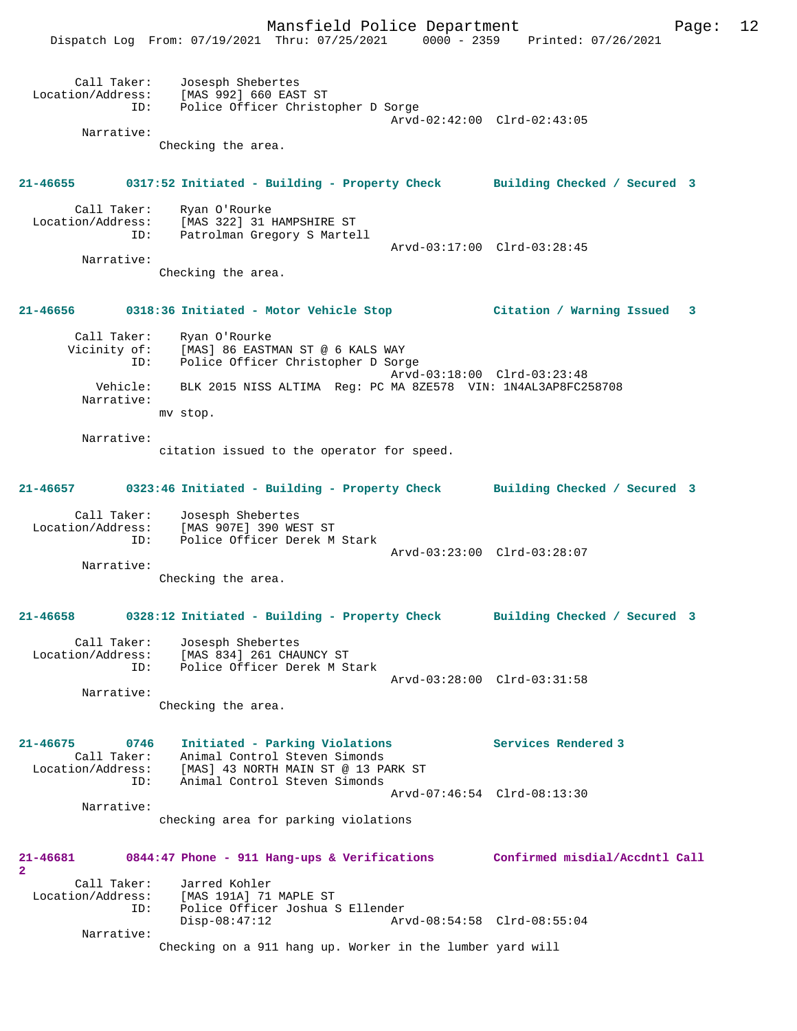Call Taker: Josesph Shebertes
Location/Address: [MAS 992] 660 EAST ST
ID: Police Officer Christopher D Sorge
Arvd-02:42:00 Clrd-02:43:05
Narrative:
Checking the area.

**21-46655 0317:52 Initiated - Building - Property Check Building Checked / Secured 3**

Call Taker: Ryan O'Rourke
Location/Address: [MAS 322] 31 HAMPSHIRE ST
ID: Patrolman Gregory S Martell
Arvd-03:17:00 Clrd-03:28:45
Narrative:
Checking the area.

**21-46656 0318:36 Initiated - Motor Vehicle Stop Citation / Warning Issued 3**

Call Taker: Ryan O'Rourke
Vicinity of: [MAS] 86 EASTMAN ST @ 6 KALS WAY
ID: Police Officer Christopher D Sorge
Arvd-03:18:00 Clrd-03:23:48
Vehicle: BLK 2015 NISS ALTIMA Reg: PC MA 8ZE578 VIN: 1N4AL3AP8FC258708
Narrative:
mv stop.

Narrative:
citation issued to the operator for speed.

**21-46657 0323:46 Initiated - Building - Property Check Building Checked / Secured 3**

Call Taker: Josesph Shebertes
Location/Address: [MAS 907E] 390 WEST ST
ID: Police Officer Derek M Stark
Arvd-03:23:00 Clrd-03:28:07
Narrative:
Checking the area.

**21-46658 0328:12 Initiated - Building - Property Check Building Checked / Secured 3**

Call Taker: Josesph Shebertes
Location/Address: [MAS 834] 261 CHAUNCY ST
ID: Police Officer Derek M Stark
Arvd-03:28:00 Clrd-03:31:58
Narrative:
Checking the area.

**21-46675 0746 Initiated - Parking Violations Services Rendered 3**

Call Taker: Animal Control Steven Simonds
Location/Address: [MAS] 43 NORTH MAIN ST @ 13 PARK ST
ID: Animal Control Steven Simonds
Arvd-07:46:54 Clrd-08:13:30
Narrative:
checking area for parking violations

**21-46681 0844:47 Phone - 911 Hang-ups & Verifications Confirmed misdial/Accdntl Call 2**

Call Taker: Jarred Kohler
Location/Address: [MAS 191A] 71 MAPLE ST
ID: Police Officer Joshua S Ellender
Disp-08:47:12 Arvd-08:54:58 Clrd-08:55:04
Narrative:
Checking on a 911 hang up. Worker in the lumber yard will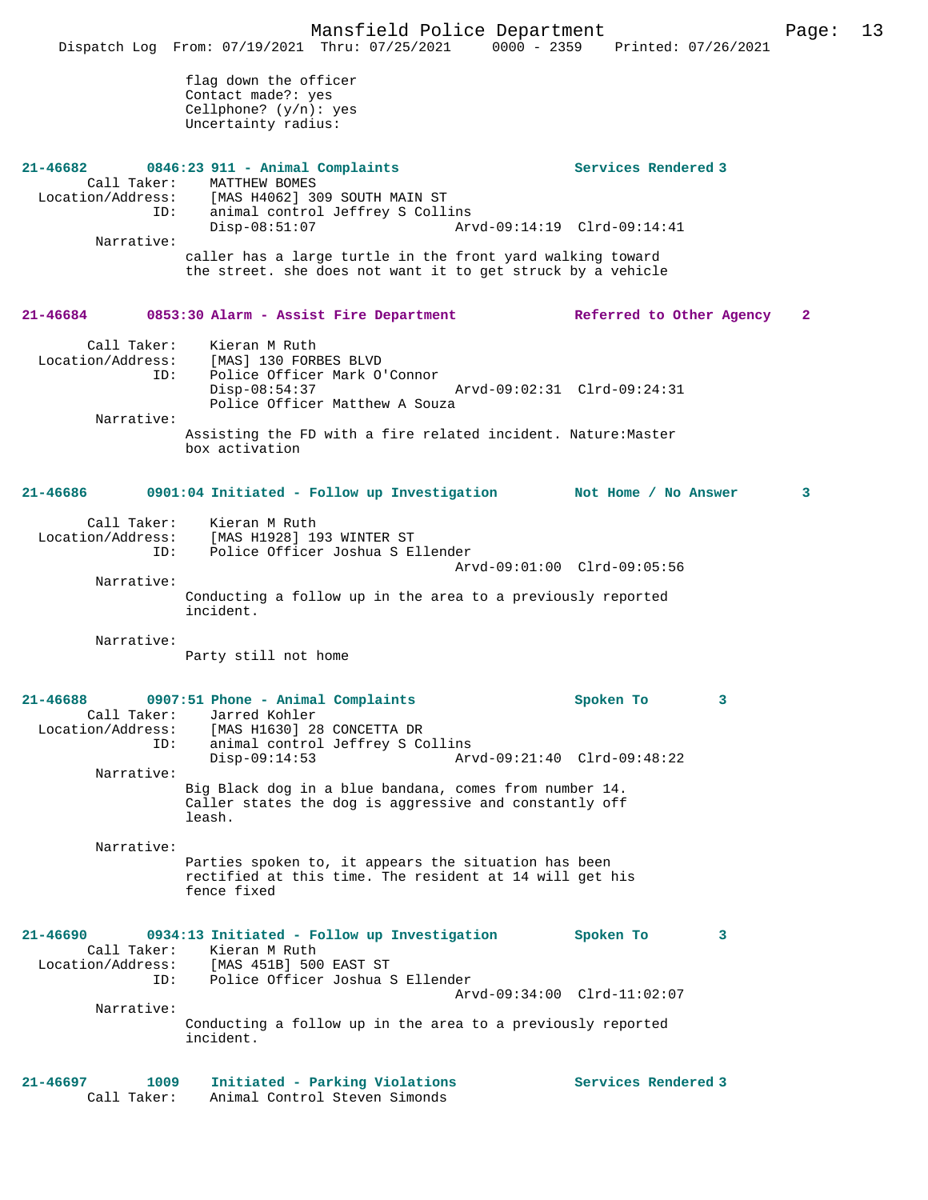flag down the officer
Contact made?: yes
Cellphone? (y/n): yes
Uncertainty radius:

**21-46682 0846:23 911 - Animal Complaints Services Rendered 3**

Call Taker: MATTHEW BOMES
Location/Address: [MAS H4062] 309 SOUTH MAIN ST
ID: animal control Jeffrey S Collins
Disp-08:51:07 Arvd-09:14:19 Clrd-09:14:41
Narrative:
caller has a large turtle in the front yard walking toward the street. she does not want it to get struck by a vehicle

**21-46684 0853:30 Alarm - Assist Fire Department Referred to Other Agency 2**

Call Taker: Kieran M Ruth
Location/Address: [MAS] 130 FORBES BLVD
ID: Police Officer Mark O'Connor
Disp-08:54:37 Arvd-09:02:31 Clrd-09:24:31
Police Officer Matthew A Souza
Narrative:
Assisting the FD with a fire related incident. Nature:Master box activation

**21-46686 0901:04 Initiated - Follow up Investigation Not Home / No Answer 3**

Call Taker: Kieran M Ruth
Location/Address: [MAS H1928] 193 WINTER ST
ID: Police Officer Joshua S Ellender
Arvd-09:01:00 Clrd-09:05:56
Narrative:
Conducting a follow up in the area to a previously reported incident.

Narrative:
Party still not home

**21-46688 0907:51 Phone - Animal Complaints Spoken To 3**

Call Taker: Jarred Kohler
Location/Address: [MAS H1630] 28 CONCETTA DR
ID: animal control Jeffrey S Collins
Disp-09:14:53 Arvd-09:21:40 Clrd-09:48:22
Narrative:
Big Black dog in a blue bandana, comes from number 14. Caller states the dog is aggressive and constantly off leash.

Narrative:
Parties spoken to, it appears the situation has been rectified at this time. The resident at 14 will get his fence fixed

**21-46690 0934:13 Initiated - Follow up Investigation Spoken To 3**

Call Taker: Kieran M Ruth
Location/Address: [MAS 451B] 500 EAST ST
ID: Police Officer Joshua S Ellender
Arvd-09:34:00 Clrd-11:02:07
Narrative:
Conducting a follow up in the area to a previously reported incident.

**21-46697 1009 Initiated - Parking Violations Services Rendered 3**

Call Taker: Animal Control Steven Simonds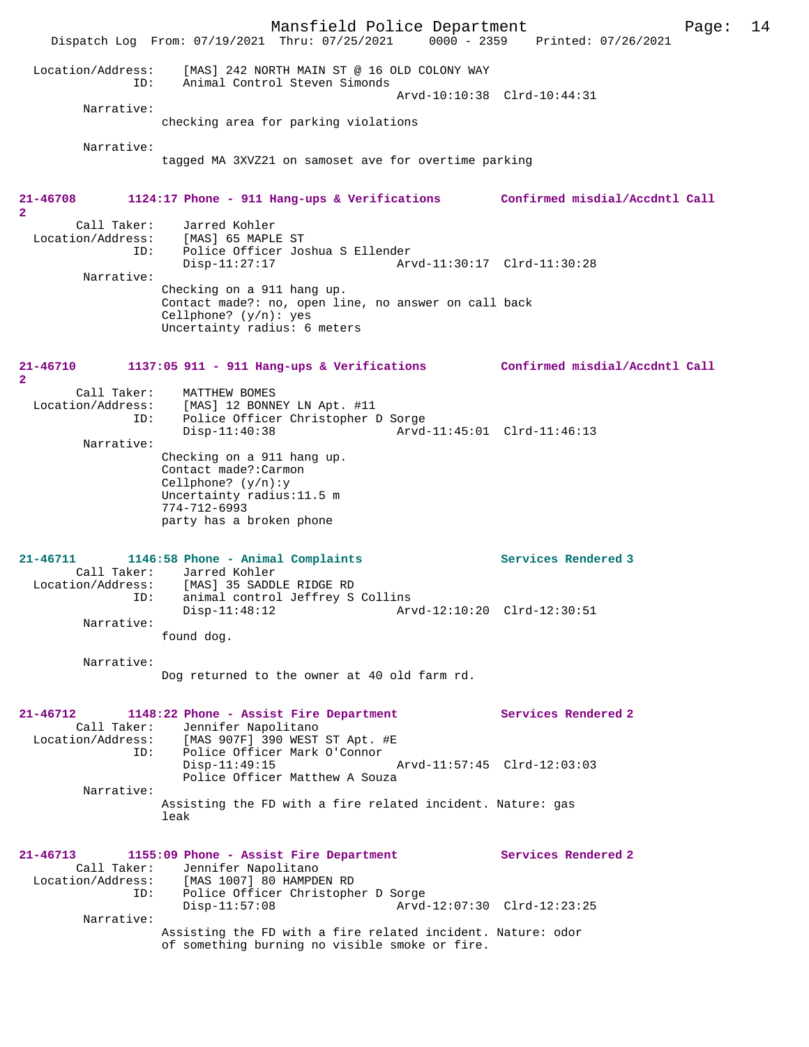```
Location/Address:     [MAS] 242 NORTH MAIN ST @ 16 OLD COLONY WAY
               ID:    Animal Control Steven Simonds
                                                 Arvd-10:10:38  Clrd-10:44:31
        Narrative:
                  checking area for parking violations

        Narrative:
                  tagged MA 3XVZ21 on samoset ave for overtime parking


21-46708       1124:17 Phone - 911 Hang-ups & Verifications        Confirmed misdial/Accdntl Call
2
       Call Taker:    Jarred Kohler
 Location/Address:    [MAS] 65 MAPLE ST
               ID:    Police Officer Joshua S Ellender
                      Disp-11:27:17              Arvd-11:30:17  Clrd-11:30:28
        Narrative:
                  Checking on a 911 hang up.
                  Contact made?: no, open line, no answer on call back
                  Cellphone? (y/n): yes
                  Uncertainty radius: 6 meters


21-46710       1137:05 911 - 911 Hang-ups & Verifications          Confirmed misdial/Accdntl Call
2
       Call Taker:    MATTHEW BOMES
 Location/Address:    [MAS] 12 BONNEY LN Apt. #11
               ID:    Police Officer Christopher D Sorge
                      Disp-11:40:38              Arvd-11:45:01  Clrd-11:46:13
        Narrative:
                  Checking on a 911 hang up.
                  Contact made?:Carmon
                  Cellphone? (y/n):y
                  Uncertainty radius:11.5 m
                  774-712-6993
                  party has a broken phone


21-46711       1146:58 Phone - Animal Complaints                   Services Rendered 3
       Call Taker:    Jarred Kohler
 Location/Address:    [MAS] 35 SADDLE RIDGE RD
               ID:    animal control Jeffrey S Collins
                      Disp-11:48:12              Arvd-12:10:20  Clrd-12:30:51
        Narrative:
                  found dog.

        Narrative:
                  Dog returned to the owner at 40 old farm rd.


21-46712       1148:22 Phone - Assist Fire Department              Services Rendered 2
       Call Taker:    Jennifer Napolitano
 Location/Address:    [MAS 907F] 390 WEST ST Apt. #E
               ID:    Police Officer Mark O'Connor
                      Disp-11:49:15              Arvd-11:57:45  Clrd-12:03:03
                      Police Officer Matthew A Souza
        Narrative:
                  Assisting the FD with a fire related incident. Nature: gas
                  leak


21-46713       1155:09 Phone - Assist Fire Department              Services Rendered 2
       Call Taker:    Jennifer Napolitano
 Location/Address:    [MAS 1007] 80 HAMPDEN RD
               ID:    Police Officer Christopher D Sorge
                      Disp-11:57:08              Arvd-12:07:30  Clrd-12:23:25
        Narrative:
                  Assisting the FD with a fire related incident. Nature: odor
                  of something burning no visible smoke or fire.
```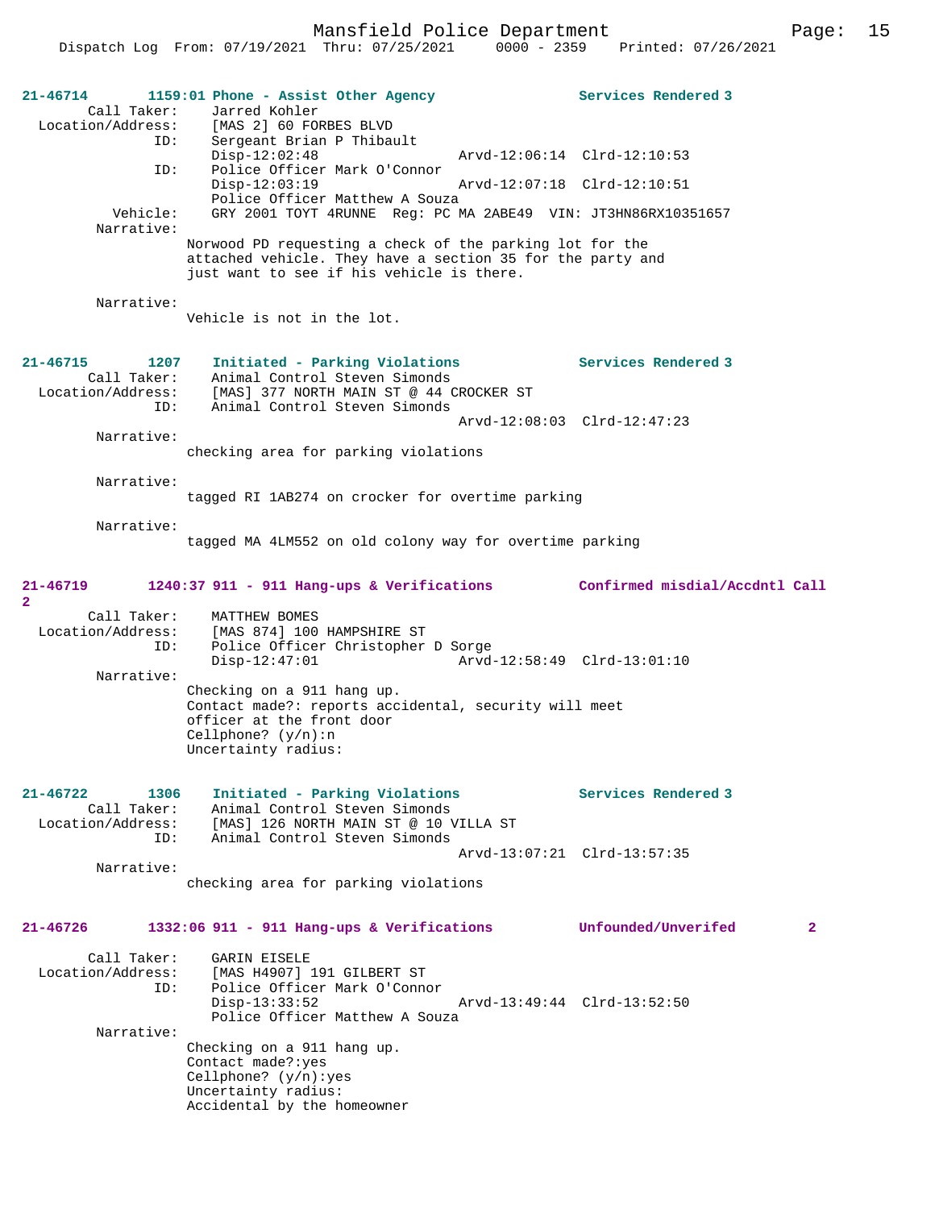**21-46714 1159:01 Phone - Assist Other Agency — Services Rendered 3**

Call Taker: Jarred Kohler
Location/Address: [MAS 2] 60 FORBES BLVD
ID: Sergeant Brian P Thibault
Disp-12:02:48 Arvd-12:06:14 Clrd-12:10:53
ID: Police Officer Mark O'Connor
Disp-12:03:19 Arvd-12:07:18 Clrd-12:10:51
Police Officer Matthew A Souza
Vehicle: GRY 2001 TOYT 4RUNNE Reg: PC MA 2ABE49 VIN: JT3HN86RX10351657
Narrative:
Norwood PD requesting a check of the parking lot for the attached vehicle. They have a section 35 for the party and just want to see if his vehicle is there.

Narrative:
Vehicle is not in the lot.

**21-46715 1207 Initiated - Parking Violations — Services Rendered 3**

Call Taker: Animal Control Steven Simonds
Location/Address: [MAS] 377 NORTH MAIN ST @ 44 CROCKER ST
ID: Animal Control Steven Simonds
Arvd-12:08:03 Clrd-12:47:23
Narrative:
checking area for parking violations

Narrative:
tagged RI 1AB274 on crocker for overtime parking

Narrative:
tagged MA 4LM552 on old colony way for overtime parking

**21-46719 1240:37 911 - 911 Hang-ups & Verifications — Confirmed misdial/Accdntl Call 2**

Call Taker: MATTHEW BOMES
Location/Address: [MAS 874] 100 HAMPSHIRE ST
ID: Police Officer Christopher D Sorge
Disp-12:47:01 Arvd-12:58:49 Clrd-13:01:10
Narrative:
Checking on a 911 hang up.
Contact made?: reports accidental, security will meet officer at the front door
Cellphone? (y/n):n
Uncertainty radius:

**21-46722 1306 Initiated - Parking Violations — Services Rendered 3**

Call Taker: Animal Control Steven Simonds
Location/Address: [MAS] 126 NORTH MAIN ST @ 10 VILLA ST
ID: Animal Control Steven Simonds
Arvd-13:07:21 Clrd-13:57:35
Narrative:
checking area for parking violations

**21-46726 1332:06 911 - 911 Hang-ups & Verifications — Unfounded/Unverifed 2**

Call Taker: GARIN EISELE
Location/Address: [MAS H4907] 191 GILBERT ST
ID: Police Officer Mark O'Connor
Disp-13:33:52 Arvd-13:49:44 Clrd-13:52:50
Police Officer Matthew A Souza
Narrative:
Checking on a 911 hang up.
Contact made?:yes
Cellphone? (y/n):yes
Uncertainty radius:
Accidental by the homeowner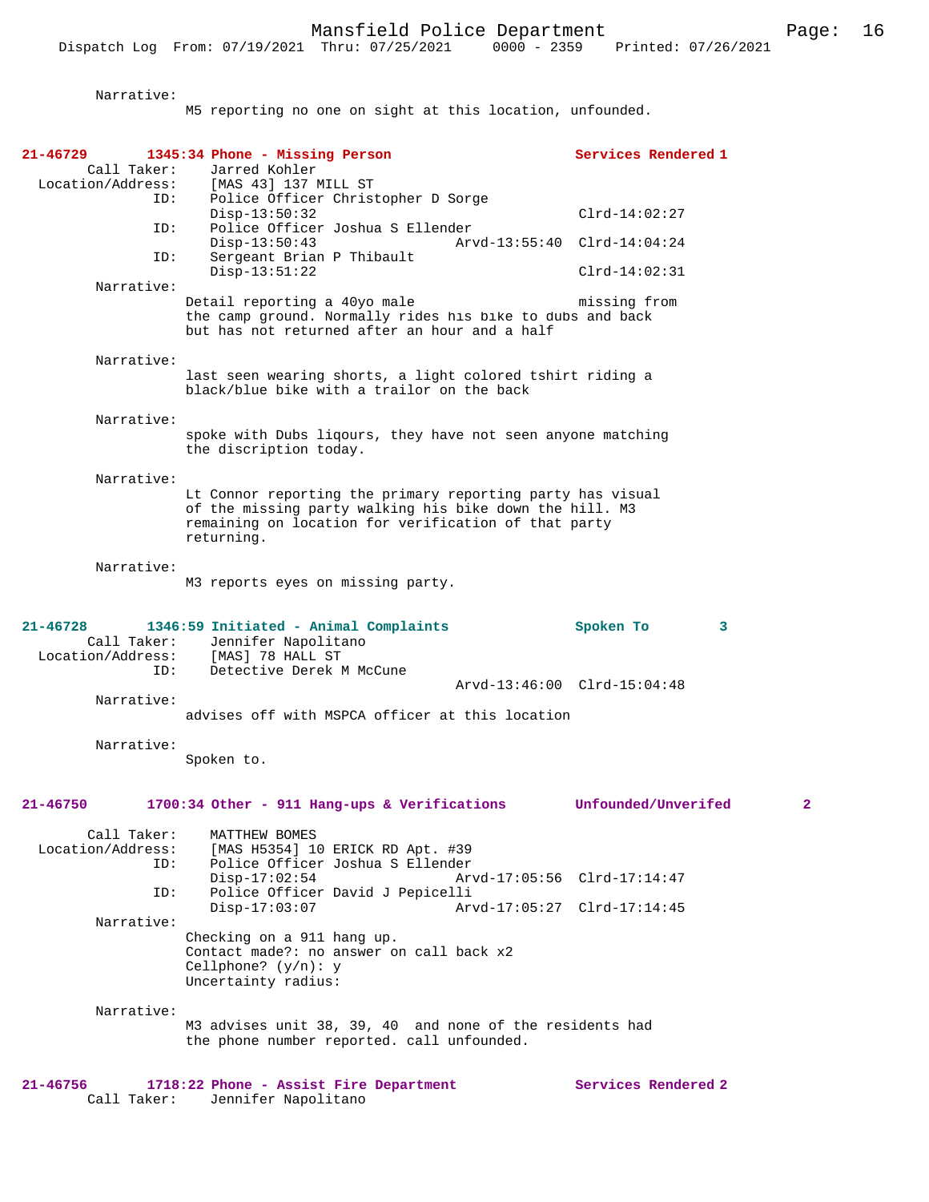Narrative:
M5 reporting no one on sight at this location, unfounded.

**21-46729 1345:34 Phone - Missing Person — Services Rendered 1**

Call Taker: Jarred Kohler
Location/Address: [MAS 43] 137 MILL ST
ID: Police Officer Christopher D Sorge
Disp-13:50:32 Clrd-14:02:27
ID: Police Officer Joshua S Ellender
Disp-13:50:43 Arvd-13:55:40 Clrd-14:04:24
ID: Sergeant Brian P Thibault
Disp-13:51:22 Clrd-14:02:31

Narrative:
Detail reporting a 40yo male missing from the camp ground. Normally rides his bike to dubs and back but has not returned after an hour and a half

Narrative:
last seen wearing shorts, a light colored tshirt riding a black/blue bike with a trailor on the back

Narrative:
spoke with Dubs liqours, they have not seen anyone matching the discription today.

Narrative:
Lt Connor reporting the primary reporting party has visual of the missing party walking his bike down the hill. M3 remaining on location for verification of that party returning.

Narrative:
M3 reports eyes on missing party.

**21-46728 1346:59 Initiated - Animal Complaints — Spoken To 3**

Call Taker: Jennifer Napolitano
Location/Address: [MAS] 78 HALL ST
ID: Detective Derek M McCune
Arvd-13:46:00 Clrd-15:04:48

Narrative:
advises off with MSPCA officer at this location

Narrative:
Spoken to.

**21-46750 1700:34 Other - 911 Hang-ups & Verifications — Unfounded/Unverifed 2**

Call Taker: MATTHEW BOMES
Location/Address: [MAS H5354] 10 ERICK RD Apt. #39
ID: Police Officer Joshua S Ellender
Disp-17:02:54 Arvd-17:05:56 Clrd-17:14:47
ID: Police Officer David J Pepicelli
Disp-17:03:07 Arvd-17:05:27 Clrd-17:14:45

Narrative:
Checking on a 911 hang up.
Contact made?: no answer on call back x2
Cellphone? (y/n): y
Uncertainty radius:

Narrative:
M3 advises unit 38, 39, 40 and none of the residents had the phone number reported. call unfounded.

**21-46756 1718:22 Phone - Assist Fire Department — Services Rendered 2**

Call Taker: Jennifer Napolitano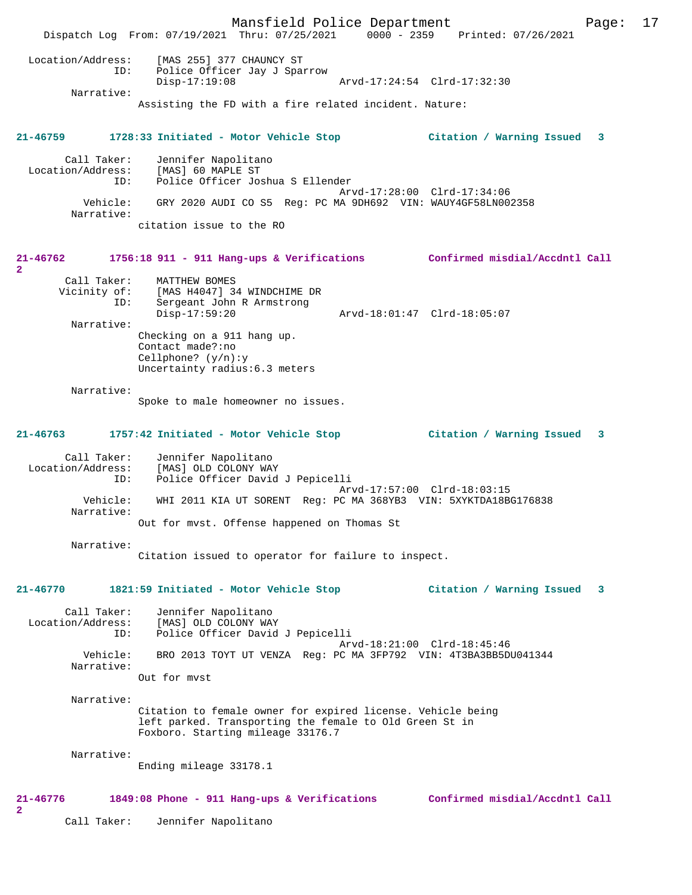Location/Address: [MAS 255] 377 CHAUNCY ST
ID: Police Officer Jay J Sparrow
Disp-17:19:08 Arvd-17:24:54 Clrd-17:32:30
Narrative:
Assisting the FD with a fire related incident. Nature:

**21-46759 1728:33 Initiated - Motor Vehicle Stop Citation / Warning Issued 3**

Call Taker: Jennifer Napolitano
Location/Address: [MAS] 60 MAPLE ST
ID: Police Officer Joshua S Ellender
Arvd-17:28:00 Clrd-17:34:06
Vehicle: GRY 2020 AUDI CO S5 Reg: PC MA 9DH692 VIN: WAUY4GF58LN002358
Narrative:
citation issue to the RO

**21-46762 1756:18 911 - 911 Hang-ups & Verifications Confirmed misdial/Accdntl Call 2**

Call Taker: MATTHEW BOMES
Vicinity of: [MAS H4047] 34 WINDCHIME DR
ID: Sergeant John R Armstrong
Disp-17:59:20 Arvd-18:01:47 Clrd-18:05:07
Narrative:
Checking on a 911 hang up.
Contact made?:no
Cellphone? (y/n):y
Uncertainty radius:6.3 meters

Narrative:
Spoke to male homeowner no issues.

**21-46763 1757:42 Initiated - Motor Vehicle Stop Citation / Warning Issued 3**

Call Taker: Jennifer Napolitano
Location/Address: [MAS] OLD COLONY WAY
ID: Police Officer David J Pepicelli
Arvd-17:57:00 Clrd-18:03:15
Vehicle: WHI 2011 KIA UT SORENT Reg: PC MA 368YB3 VIN: 5XYKTDA18BG176838
Narrative:
Out for mvst. Offense happened on Thomas St

Narrative:
Citation issued to operator for failure to inspect.

**21-46770 1821:59 Initiated - Motor Vehicle Stop Citation / Warning Issued 3**

Call Taker: Jennifer Napolitano
Location/Address: [MAS] OLD COLONY WAY
ID: Police Officer David J Pepicelli
Arvd-18:21:00 Clrd-18:45:46
Vehicle: BRO 2013 TOYT UT VENZA Reg: PC MA 3FP792 VIN: 4T3BA3BB5DU041344
Narrative:
Out for mvst

Narrative:
Citation to female owner for expired license. Vehicle being left parked. Transporting the female to Old Green St in Foxboro. Starting mileage 33176.7

Narrative:
Ending mileage 33178.1

**21-46776 1849:08 Phone - 911 Hang-ups & Verifications Confirmed misdial/Accdntl Call 2**

Call Taker: Jennifer Napolitano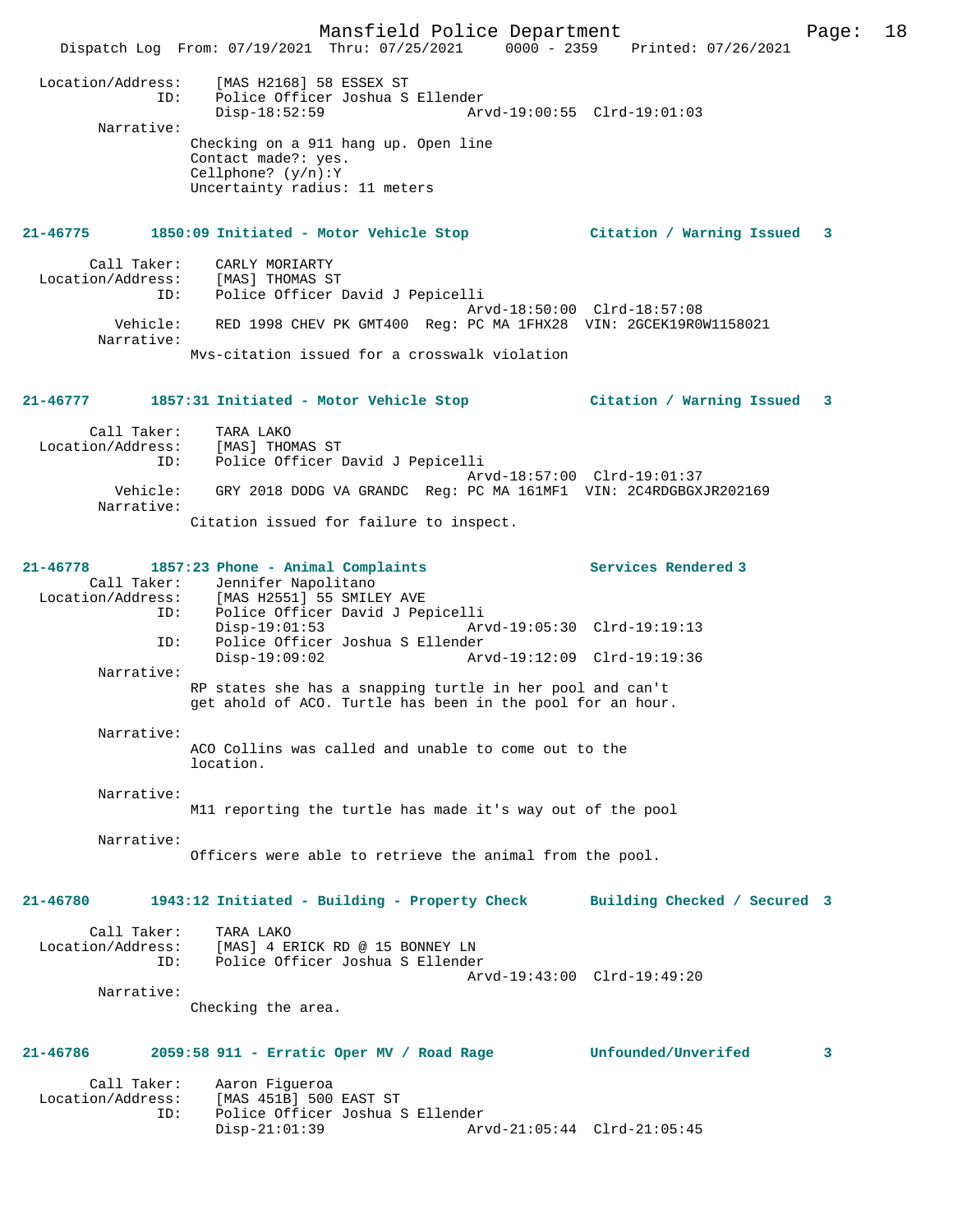Location/Address: [MAS H2168] 58 ESSEX ST
ID: Police Officer Joshua S Ellender
Disp-18:52:59 Arvd-19:00:55 Clrd-19:01:03

Narrative:
Checking on a 911 hang up. Open line
Contact made?: yes.
Cellphone? (y/n):Y
Uncertainty radius: 11 meters

**21-46775 1850:09 Initiated - Motor Vehicle Stop — Citation / Warning Issued 3**

Call Taker: CARLY MORIARTY
Location/Address: [MAS] THOMAS ST
ID: Police Officer David J Pepicelli
Arvd-18:50:00 Clrd-18:57:08
Vehicle: RED 1998 CHEV PK GMT400 Reg: PC MA 1FHX28 VIN: 2GCEK19R0W1158021

Narrative:
Mvs-citation issued for a crosswalk violation

**21-46777 1857:31 Initiated - Motor Vehicle Stop — Citation / Warning Issued 3**

Call Taker: TARA LAKO
Location/Address: [MAS] THOMAS ST
ID: Police Officer David J Pepicelli
Arvd-18:57:00 Clrd-19:01:37
Vehicle: GRY 2018 DODG VA GRANDC Reg: PC MA 161MF1 VIN: 2C4RDGBGXJR202169

Narrative:
Citation issued for failure to inspect.

**21-46778 1857:23 Phone - Animal Complaints — Services Rendered 3**

Call Taker: Jennifer Napolitano
Location/Address: [MAS H2551] 55 SMILEY AVE
ID: Police Officer David J Pepicelli
Disp-19:01:53 Arvd-19:05:30 Clrd-19:19:13
ID: Police Officer Joshua S Ellender
Disp-19:09:02 Arvd-19:12:09 Clrd-19:19:36

Narrative:
RP states she has a snapping turtle in her pool and can't get ahold of ACO. Turtle has been in the pool for an hour.

Narrative:
ACO Collins was called and unable to come out to the location.

Narrative:
M11 reporting the turtle has made it's way out of the pool

Narrative:
Officers were able to retrieve the animal from the pool.

**21-46780 1943:12 Initiated - Building - Property Check — Building Checked / Secured 3**

Call Taker: TARA LAKO
Location/Address: [MAS] 4 ERICK RD @ 15 BONNEY LN
ID: Police Officer Joshua S Ellender
Arvd-19:43:00 Clrd-19:49:20

Narrative:
Checking the area.

**21-46786 2059:58 911 - Erratic Oper MV / Road Rage — Unfounded/Unverifed 3**

Call Taker: Aaron Figueroa
Location/Address: [MAS 451B] 500 EAST ST
ID: Police Officer Joshua S Ellender
Disp-21:01:39 Arvd-21:05:44 Clrd-21:05:45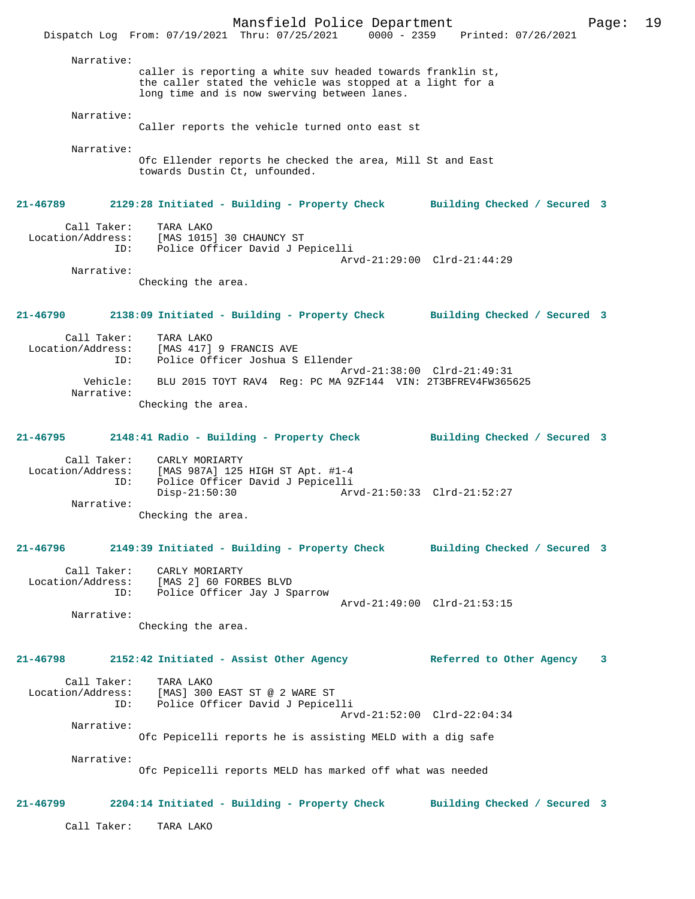Narrative:
caller is reporting a white suv headed towards franklin st, the caller stated the vehicle was stopped at a light for a long time and is now swerving between lanes.

Narrative:
Caller reports the vehicle turned onto east st

Narrative:
Ofc Ellender reports he checked the area, Mill St and East towards Dustin Ct, unfounded.

**21-46789 2129:28 Initiated - Building - Property Check Building Checked / Secured 3**

Call Taker: TARA LAKO
Location/Address: [MAS 1015] 30 CHAUNCY ST
ID: Police Officer David J Pepicelli
Arvd-21:29:00 Clrd-21:44:29
Narrative:
Checking the area.

**21-46790 2138:09 Initiated - Building - Property Check Building Checked / Secured 3**

Call Taker: TARA LAKO
Location/Address: [MAS 417] 9 FRANCIS AVE
ID: Police Officer Joshua S Ellender
Arvd-21:38:00 Clrd-21:49:31
Vehicle: BLU 2015 TOYT RAV4 Reg: PC MA 9ZF144 VIN: 2T3BFREV4FW365625
Narrative:
Checking the area.

**21-46795 2148:41 Radio - Building - Property Check Building Checked / Secured 3**

Call Taker: CARLY MORIARTY
Location/Address: [MAS 987A] 125 HIGH ST Apt. #1-4
ID: Police Officer David J Pepicelli
Disp-21:50:30 Arvd-21:50:33 Clrd-21:52:27
Narrative:
Checking the area.

**21-46796 2149:39 Initiated - Building - Property Check Building Checked / Secured 3**

Call Taker: CARLY MORIARTY
Location/Address: [MAS 2] 60 FORBES BLVD
ID: Police Officer Jay J Sparrow
Arvd-21:49:00 Clrd-21:53:15
Narrative:
Checking the area.

**21-46798 2152:42 Initiated - Assist Other Agency Referred to Other Agency 3**

Call Taker: TARA LAKO
Location/Address: [MAS] 300 EAST ST @ 2 WARE ST
ID: Police Officer David J Pepicelli
Arvd-21:52:00 Clrd-22:04:34
Narrative:
Ofc Pepicelli reports he is assisting MELD with a dig safe

Narrative:
Ofc Pepicelli reports MELD has marked off what was needed

**21-46799 2204:14 Initiated - Building - Property Check Building Checked / Secured 3**

Call Taker: TARA LAKO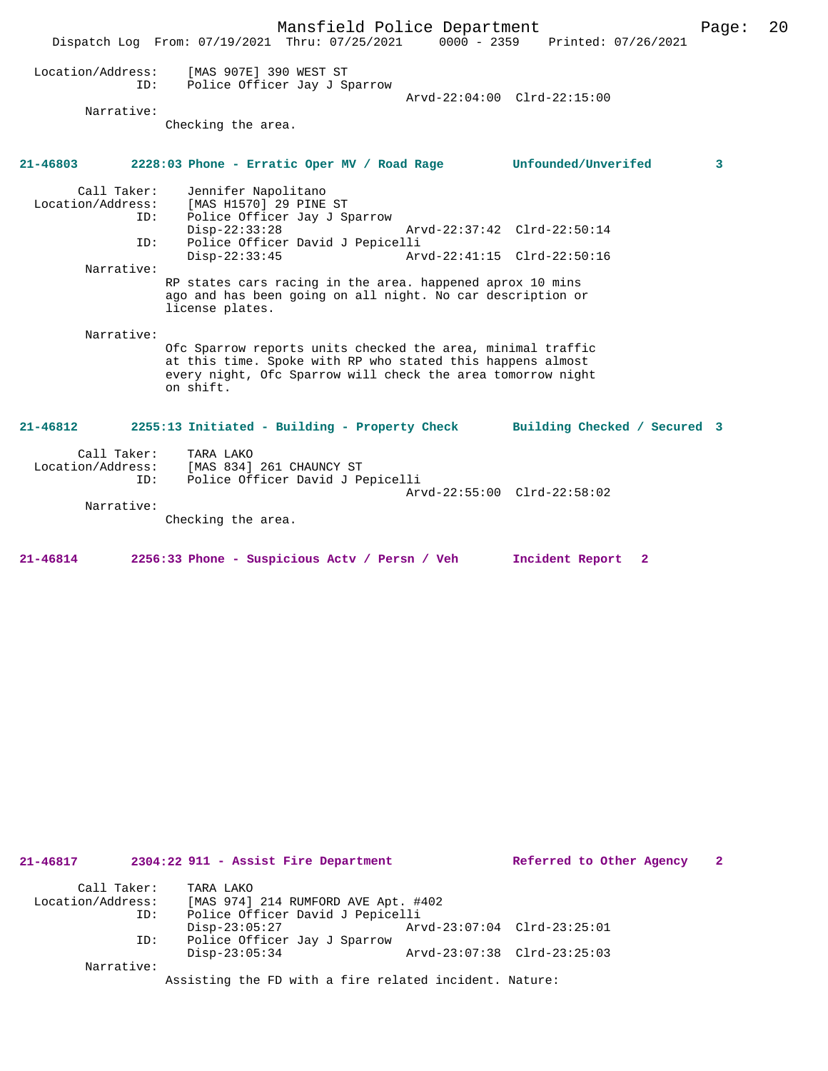Location/Address: [MAS 907E] 390 WEST ST
ID: Police Officer Jay J Sparrow
Arvd-22:04:00 Clrd-22:15:00

Narrative:
Checking the area.

**21-46803 2228:03 Phone - Erratic Oper MV / Road Rage Unfounded/Unverifed 3**

Call Taker: Jennifer Napolitano
Location/Address: [MAS H1570] 29 PINE ST
ID: Police Officer Jay J Sparrow
Disp-22:33:28 Arvd-22:37:42 Clrd-22:50:14
ID: Police Officer David J Pepicelli
Disp-22:33:45 Arvd-22:41:15 Clrd-22:50:16

Narrative:
RP states cars racing in the area. happened aprox 10 mins ago and has been going on all night. No car description or license plates.

Narrative:
Ofc Sparrow reports units checked the area, minimal traffic at this time. Spoke with RP who stated this happens almost every night, Ofc Sparrow will check the area tomorrow night on shift.

**21-46812 2255:13 Initiated - Building - Property Check Building Checked / Secured 3**

Call Taker: TARA LAKO
Location/Address: [MAS 834] 261 CHAUNCY ST
ID: Police Officer David J Pepicelli
Arvd-22:55:00 Clrd-22:58:02

Narrative:
Checking the area.

**21-46814 2256:33 Phone - Suspicious Actv / Persn / Veh Incident Report 2**

**21-46817 2304:22 911 - Assist Fire Department Referred to Other Agency 2**

Call Taker: TARA LAKO
Location/Address: [MAS 974] 214 RUMFORD AVE Apt. #402
ID: Police Officer David J Pepicelli
Disp-23:05:27 Arvd-23:07:04 Clrd-23:25:01
ID: Police Officer Jay J Sparrow
Disp-23:05:34 Arvd-23:07:38 Clrd-23:25:03

Narrative:
Assisting the FD with a fire related incident. Nature: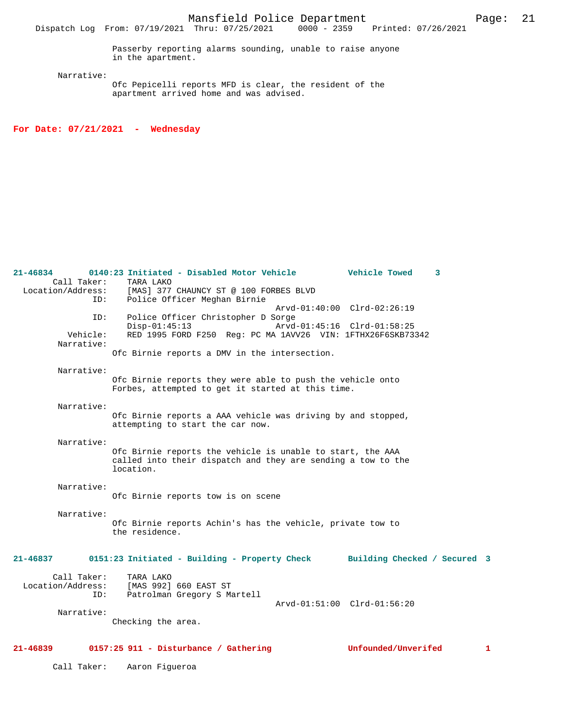Passerby reporting alarms sounding, unable to raise anyone in the apartment.

Narrative:
Ofc Pepicelli reports MFD is clear, the resident of the apartment arrived home and was advised.

**For Date: 07/21/2021 - Wednesday**

**21-46834 0140:23 Initiated - Disabled Motor Vehicle — Vehicle Towed 3**

Call Taker: TARA LAKO
Location/Address: [MAS] 377 CHAUNCY ST @ 100 FORBES BLVD
ID: Police Officer Meghan Birnie
Arvd-01:40:00 Clrd-02:26:19
ID: Police Officer Christopher D Sorge
Disp-01:45:13 Arvd-01:45:16 Clrd-01:58:25
Vehicle: RED 1995 FORD F250 Reg: PC MA 1AVV26 VIN: 1FTHX26F6SKB73342

Narrative:
Ofc Birnie reports a DMV in the intersection.

Narrative:
Ofc Birnie reports they were able to push the vehicle onto Forbes, attempted to get it started at this time.

Narrative:
Ofc Birnie reports a AAA vehicle was driving by and stopped, attempting to start the car now.

Narrative:
Ofc Birnie reports the vehicle is unable to start, the AAA called into their dispatch and they are sending a tow to the location.

Narrative:
Ofc Birnie reports tow is on scene

Narrative:
Ofc Birnie reports Achin's has the vehicle, private tow to the residence.

**21-46837 0151:23 Initiated - Building - Property Check — Building Checked / Secured 3**

Call Taker: TARA LAKO
Location/Address: [MAS 992] 660 EAST ST
ID: Patrolman Gregory S Martell
Arvd-01:51:00 Clrd-01:56:20

Narrative:
Checking the area.

**21-46839 0157:25 911 - Disturbance / Gathering — Unfounded/Unverifed 1**

Call Taker: Aaron Figueroa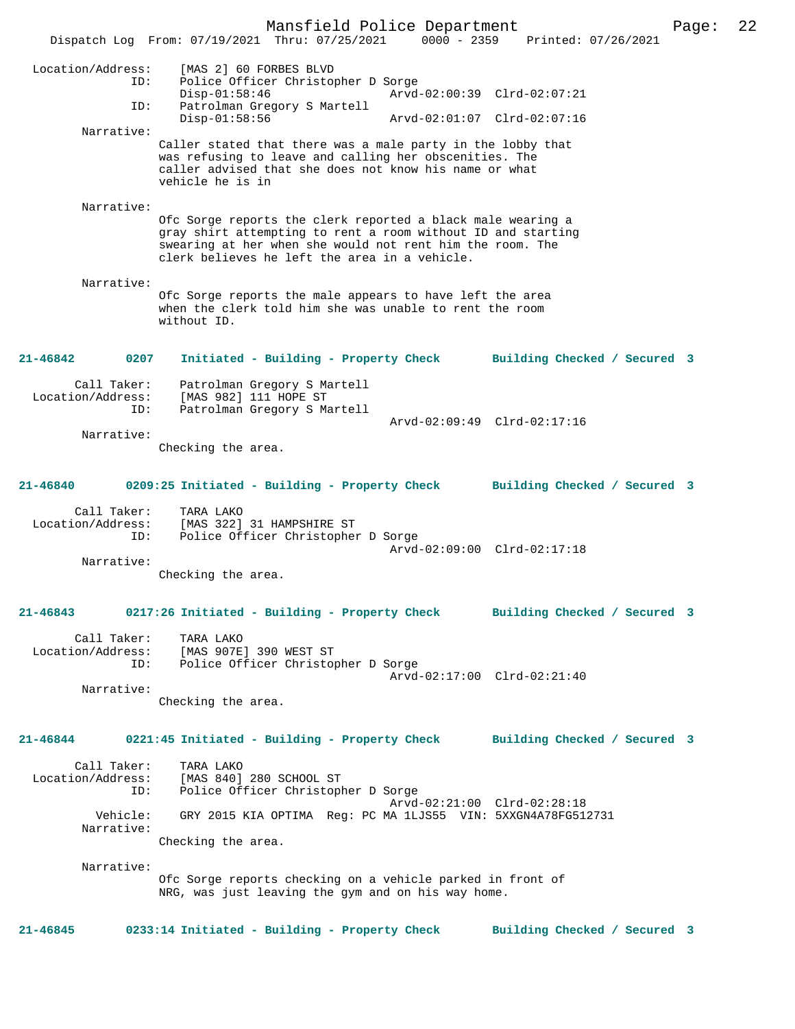Location/Address: [MAS 2] 60 FORBES BLVD
ID: Police Officer Christopher D Sorge
Disp-01:58:46 Arvd-02:00:39 Clrd-02:07:21
ID: Patrolman Gregory S Martell
Disp-01:58:56 Arvd-02:01:07 Clrd-02:07:16

Narrative:
Caller stated that there was a male party in the lobby that was refusing to leave and calling her obscenities. The caller advised that she does not know his name or what vehicle he is in

Narrative:
Ofc Sorge reports the clerk reported a black male wearing a gray shirt attempting to rent a room without ID and starting swearing at her when she would not rent him the room. The clerk believes he left the area in a vehicle.

Narrative:
Ofc Sorge reports the male appears to have left the area when the clerk told him she was unable to rent the room without ID.

**21-46842 0207 Initiated - Building - Property Check Building Checked / Secured 3**

Call Taker: Patrolman Gregory S Martell
Location/Address: [MAS 982] 111 HOPE ST
ID: Patrolman Gregory S Martell
Arvd-02:09:49 Clrd-02:17:16

Narrative:
Checking the area.

**21-46840 0209:25 Initiated - Building - Property Check Building Checked / Secured 3**

Call Taker: TARA LAKO
Location/Address: [MAS 322] 31 HAMPSHIRE ST
ID: Police Officer Christopher D Sorge
Arvd-02:09:00 Clrd-02:17:18

Narrative:
Checking the area.

**21-46843 0217:26 Initiated - Building - Property Check Building Checked / Secured 3**

Call Taker: TARA LAKO
Location/Address: [MAS 907E] 390 WEST ST
ID: Police Officer Christopher D Sorge
Arvd-02:17:00 Clrd-02:21:40

Narrative:
Checking the area.

**21-46844 0221:45 Initiated - Building - Property Check Building Checked / Secured 3**

Call Taker: TARA LAKO
Location/Address: [MAS 840] 280 SCHOOL ST
ID: Police Officer Christopher D Sorge
Arvd-02:21:00 Clrd-02:28:18
Vehicle: GRY 2015 KIA OPTIMA Reg: PC MA 1LJS55 VIN: 5XXGN4A78FG512731

Narrative:
Checking the area.

Narrative:
Ofc Sorge reports checking on a vehicle parked in front of NRG, was just leaving the gym and on his way home.

**21-46845 0233:14 Initiated - Building - Property Check Building Checked / Secured 3**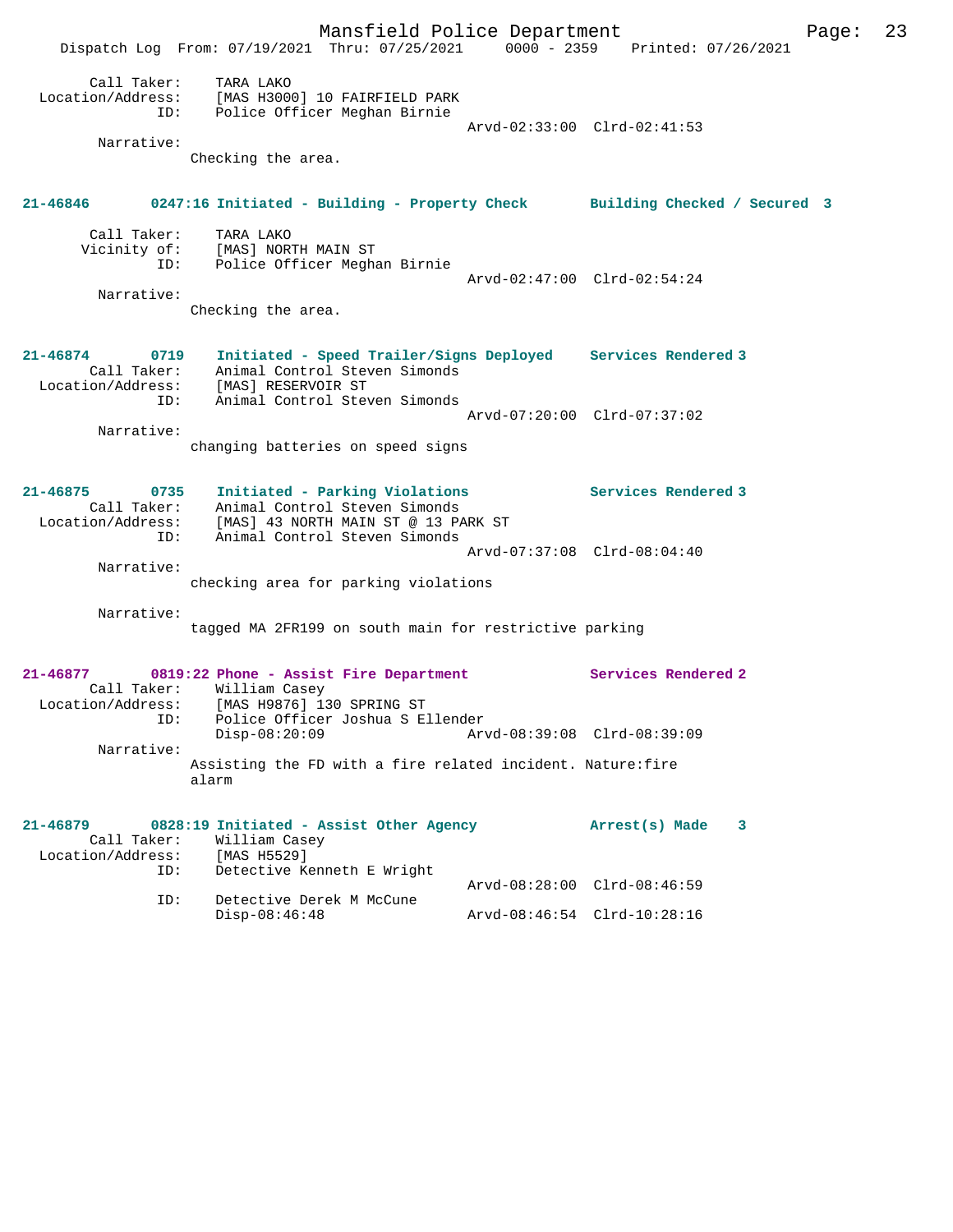Call Taker: TARA LAKO
Location/Address: [MAS H3000] 10 FAIRFIELD PARK
ID: Police Officer Meghan Birnie
Arvd-02:33:00 Clrd-02:41:53
Narrative:
Checking the area.

**21-46846 0247:16 Initiated - Building - Property Check Building Checked / Secured 3**

Call Taker: TARA LAKO
Vicinity of: [MAS] NORTH MAIN ST
ID: Police Officer Meghan Birnie
Arvd-02:47:00 Clrd-02:54:24
Narrative:
Checking the area.

**21-46874 0719 Initiated - Speed Trailer/Signs Deployed Services Rendered 3**

Call Taker: Animal Control Steven Simonds
Location/Address: [MAS] RESERVOIR ST
ID: Animal Control Steven Simonds
Arvd-07:20:00 Clrd-07:37:02
Narrative:
changing batteries on speed signs

**21-46875 0735 Initiated - Parking Violations Services Rendered 3**

Call Taker: Animal Control Steven Simonds
Location/Address: [MAS] 43 NORTH MAIN ST @ 13 PARK ST
ID: Animal Control Steven Simonds
Arvd-07:37:08 Clrd-08:04:40
Narrative:
checking area for parking violations

Narrative:
tagged MA 2FR199 on south main for restrictive parking

**21-46877 0819:22 Phone - Assist Fire Department Services Rendered 2**

Call Taker: William Casey
Location/Address: [MAS H9876] 130 SPRING ST
ID: Police Officer Joshua S Ellender
Disp-08:20:09 Arvd-08:39:08 Clrd-08:39:09
Narrative:
Assisting the FD with a fire related incident. Nature:fire alarm

**21-46879 0828:19 Initiated - Assist Other Agency Arrest(s) Made 3**

Call Taker: William Casey
Location/Address: [MAS H5529]
ID: Detective Kenneth E Wright
Arvd-08:28:00 Clrd-08:46:59
ID: Detective Derek M McCune
Disp-08:46:48 Arvd-08:46:54 Clrd-10:28:16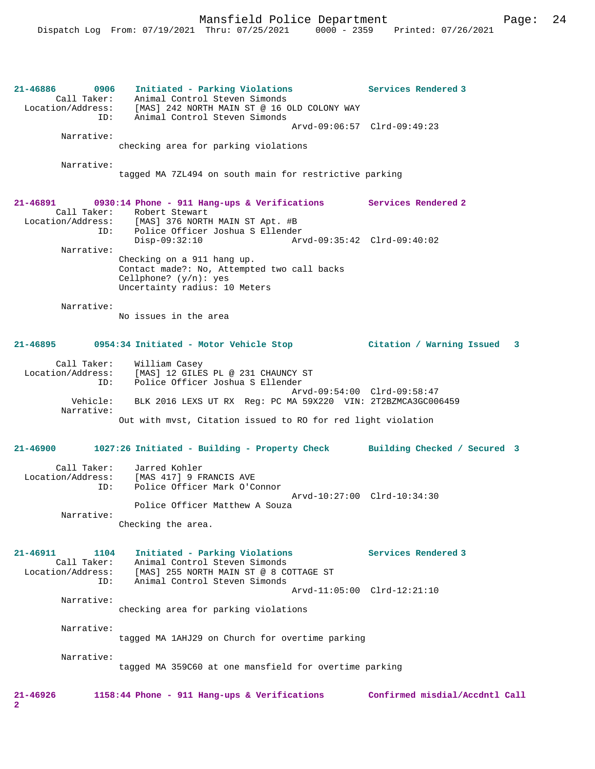**21-46886** 0906 **Initiated - Parking Violations** Services Rendered 3
Call Taker: Animal Control Steven Simonds
Location/Address: [MAS] 242 NORTH MAIN ST @ 16 OLD COLONY WAY
ID: Animal Control Steven Simonds
Arvd-09:06:57 Clrd-09:49:23
Narrative:
checking area for parking violations

Narrative:
tagged MA 7ZL494 on south main for restrictive parking

**21-46891** 0930:14 **Phone - 911 Hang-ups & Verifications** Services Rendered 2
Call Taker: Robert Stewart
Location/Address: [MAS] 376 NORTH MAIN ST Apt. #B
ID: Police Officer Joshua S Ellender
Disp-09:32:10 Arvd-09:35:42 Clrd-09:40:02
Narrative:
Checking on a 911 hang up.
Contact made?: No, Attempted two call backs
Cellphone? (y/n): yes
Uncertainty radius: 10 Meters

Narrative:
No issues in the area

**21-46895** 0954:34 **Initiated - Motor Vehicle Stop** Citation / Warning Issued 3
Call Taker: William Casey
Location/Address: [MAS] 12 GILES PL @ 231 CHAUNCY ST
ID: Police Officer Joshua S Ellender
Arvd-09:54:00 Clrd-09:58:47
Vehicle: BLK 2016 LEXS UT RX Reg: PC MA 59X220 VIN: 2T2BZMCA3GC006459
Narrative:
Out with mvst, Citation issued to RO for red light violation

**21-46900** 1027:26 **Initiated - Building - Property Check** Building Checked / Secured 3
Call Taker: Jarred Kohler
Location/Address: [MAS 417] 9 FRANCIS AVE
ID: Police Officer Mark O'Connor
Arvd-10:27:00 Clrd-10:34:30
Police Officer Matthew A Souza
Narrative:
Checking the area.

**21-46911** 1104 **Initiated - Parking Violations** Services Rendered 3
Call Taker: Animal Control Steven Simonds
Location/Address: [MAS] 255 NORTH MAIN ST @ 8 COTTAGE ST
ID: Animal Control Steven Simonds
Arvd-11:05:00 Clrd-12:21:10
Narrative:
checking area for parking violations

Narrative:
tagged MA 1AHJ29 on Church for overtime parking

Narrative:
tagged MA 359C60 at one mansfield for overtime parking

**21-46926** 1158:44 **Phone - 911 Hang-ups & Verifications** Confirmed misdial/Accdntl Call 2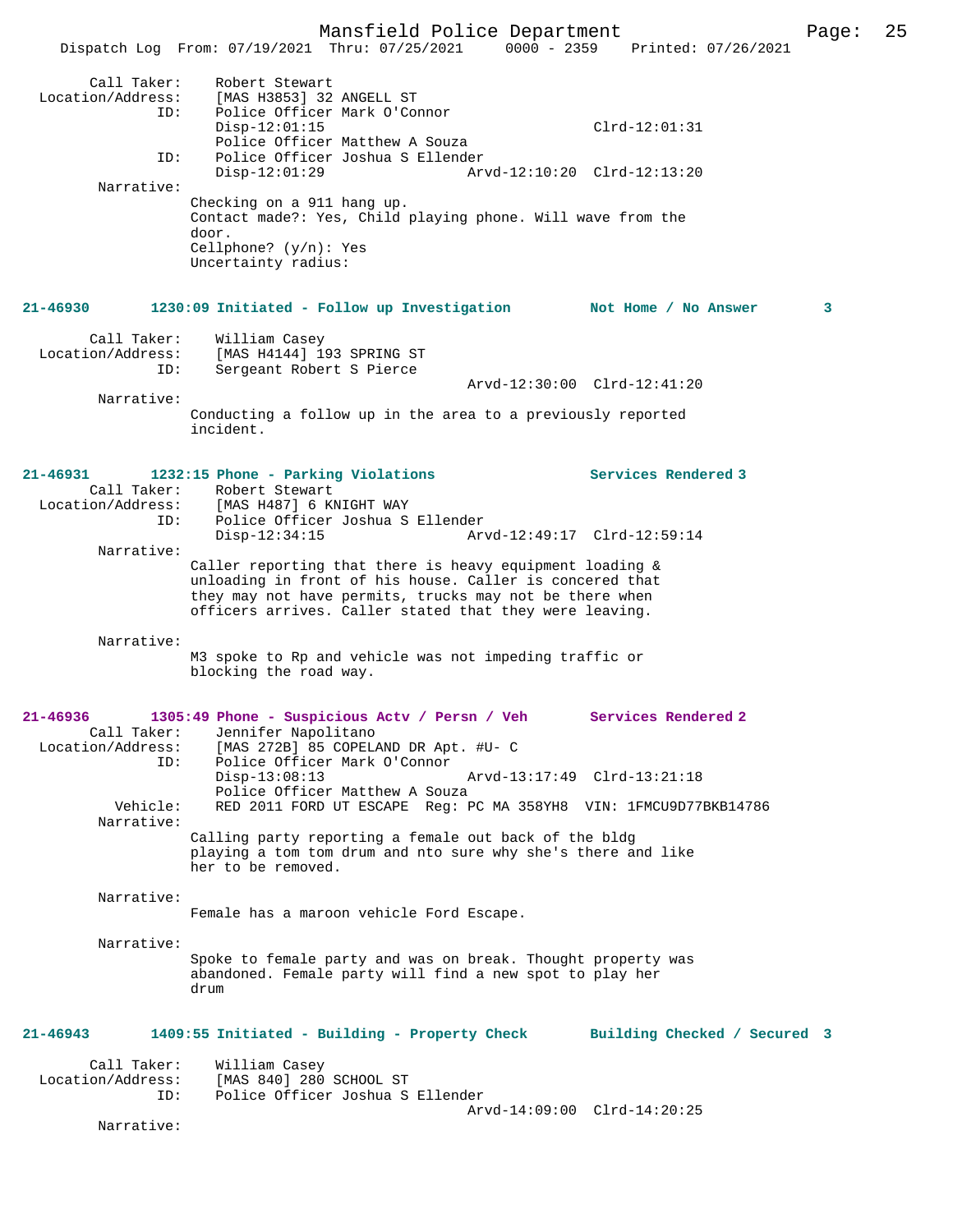Call Taker: Robert Stewart
Location/Address: [MAS H3853] 32 ANGELL ST
ID: Police Officer Mark O'Connor
Disp-12:01:15 Clrd-12:01:31
Police Officer Matthew A Souza
ID: Police Officer Joshua S Ellender
Disp-12:01:29 Arvd-12:10:20 Clrd-12:13:20
Narrative:
Checking on a 911 hang up.
Contact made?: Yes, Child playing phone. Will wave from the door.
Cellphone? (y/n): Yes
Uncertainty radius:

**21-46930** 1230:09 Initiated - Follow up Investigation — Not Home / No Answer 3

Call Taker: William Casey
Location/Address: [MAS H4144] 193 SPRING ST
ID: Sergeant Robert S Pierce
Arvd-12:30:00 Clrd-12:41:20
Narrative:
Conducting a follow up in the area to a previously reported incident.

**21-46931** 1232:15 Phone - Parking Violations — Services Rendered 3

Call Taker: Robert Stewart
Location/Address: [MAS H487] 6 KNIGHT WAY
ID: Police Officer Joshua S Ellender
Disp-12:34:15 Arvd-12:49:17 Clrd-12:59:14
Narrative:
Caller reporting that there is heavy equipment loading & unloading in front of his house. Caller is concerned that they may not have permits, trucks may not be there when officers arrives. Caller stated that they were leaving.

Narrative:
M3 spoke to Rp and vehicle was not impeding traffic or blocking the road way.

**21-46936** 1305:49 Phone - Suspicious Actv / Persn / Veh — Services Rendered 2

Call Taker: Jennifer Napolitano
Location/Address: [MAS 272B] 85 COPELAND DR Apt. #U- C
ID: Police Officer Mark O'Connor
Disp-13:08:13 Arvd-13:17:49 Clrd-13:21:18
Police Officer Matthew A Souza
Vehicle: RED 2011 FORD UT ESCAPE Reg: PC MA 358YH8 VIN: 1FMCU9D77BKB14786
Narrative:
Calling party reporting a female out back of the bldg playing a tom tom drum and nto sure why she's there and like her to be removed.

Narrative:
Female has a maroon vehicle Ford Escape.

Narrative:
Spoke to female party and was on break. Thought property was abandoned. Female party will find a new spot to play her drum

**21-46943** 1409:55 Initiated - Building - Property Check — Building Checked / Secured 3

Call Taker: William Casey
Location/Address: [MAS 840] 280 SCHOOL ST
ID: Police Officer Joshua S Ellender
Arvd-14:09:00 Clrd-14:20:25
Narrative: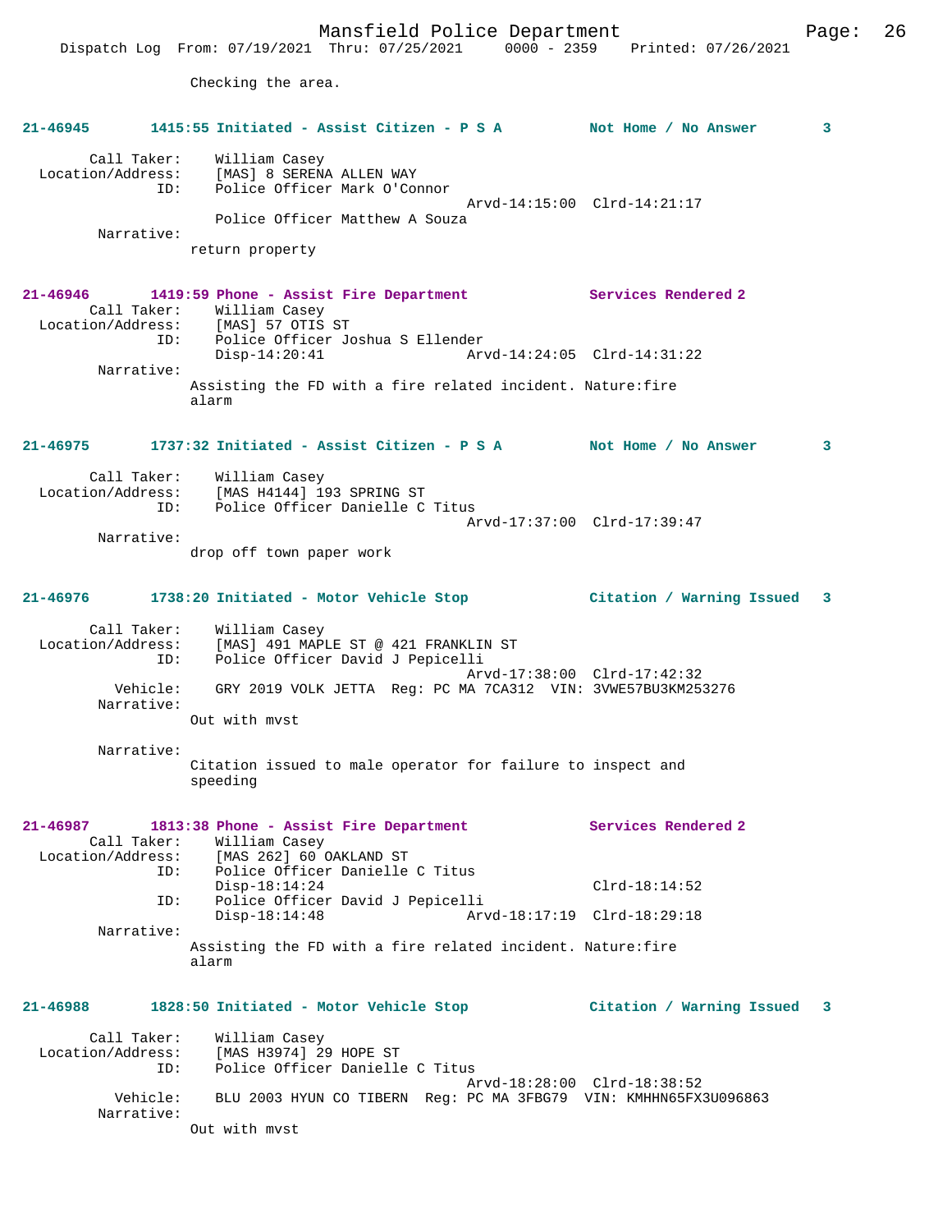Checking the area.

**21-46945 1415:55 Initiated - Assist Citizen - P S A — Not Home / No Answer 3**

Call Taker: William Casey
Location/Address: [MAS] 8 SERENA ALLEN WAY
ID: Police Officer Mark O'Connor
Arvd-14:15:00 Clrd-14:21:17
Police Officer Matthew A Souza
Narrative:
return property

**21-46946 1419:59 Phone - Assist Fire Department — Services Rendered 2**

Call Taker: William Casey
Location/Address: [MAS] 57 OTIS ST
ID: Police Officer Joshua S Ellender
Disp-14:20:41 Arvd-14:24:05 Clrd-14:31:22
Narrative:
Assisting the FD with a fire related incident. Nature:fire alarm

**21-46975 1737:32 Initiated - Assist Citizen - P S A — Not Home / No Answer 3**

Call Taker: William Casey
Location/Address: [MAS H4144] 193 SPRING ST
ID: Police Officer Danielle C Titus
Arvd-17:37:00 Clrd-17:39:47
Narrative:
drop off town paper work

**21-46976 1738:20 Initiated - Motor Vehicle Stop — Citation / Warning Issued 3**

Call Taker: William Casey
Location/Address: [MAS] 491 MAPLE ST @ 421 FRANKLIN ST
ID: Police Officer David J Pepicelli
Arvd-17:38:00 Clrd-17:42:32
Vehicle: GRY 2019 VOLK JETTA Reg: PC MA 7CA312 VIN: 3VWE57BU3KM253276
Narrative:
Out with mvst

Narrative:
Citation issued to male operator for failure to inspect and speeding

**21-46987 1813:38 Phone - Assist Fire Department — Services Rendered 2**

Call Taker: William Casey
Location/Address: [MAS 262] 60 OAKLAND ST
ID: Police Officer Danielle C Titus
Disp-18:14:24 Clrd-18:14:52
ID: Police Officer David J Pepicelli
Disp-18:14:48 Arvd-18:17:19 Clrd-18:29:18
Narrative:
Assisting the FD with a fire related incident. Nature:fire alarm

**21-46988 1828:50 Initiated - Motor Vehicle Stop — Citation / Warning Issued 3**

Call Taker: William Casey
Location/Address: [MAS H3974] 29 HOPE ST
ID: Police Officer Danielle C Titus
Arvd-18:28:00 Clrd-18:38:52
Vehicle: BLU 2003 HYUN CO TIBERN Reg: PC MA 3FBG79 VIN: KMHHN65FX3U096863
Narrative:
Out with mvst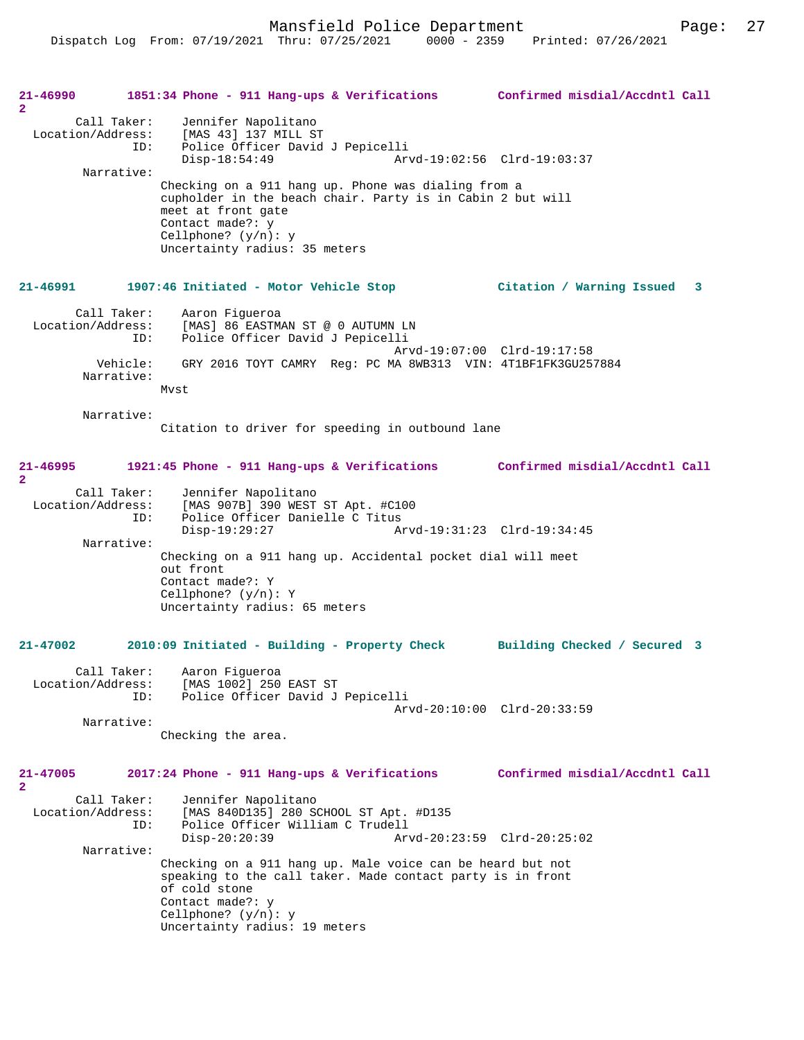**21-46990 1851:34 Phone - 911 Hang-ups & Verifications Confirmed misdial/Accdntl Call 2**

Call Taker: Jennifer Napolitano
Location/Address: [MAS 43] 137 MILL ST
ID: Police Officer David J Pepicelli
Disp-18:54:49 Arvd-19:02:56 Clrd-19:03:37
Narrative:
Checking on a 911 hang up. Phone was dialing from a cupholder in the beach chair. Party is in Cabin 2 but will meet at front gate
Contact made?: y
Cellphone? (y/n): y
Uncertainty radius: 35 meters

**21-46991 1907:46 Initiated - Motor Vehicle Stop Citation / Warning Issued 3**

Call Taker: Aaron Figueroa
Location/Address: [MAS] 86 EASTMAN ST @ 0 AUTUMN LN
ID: Police Officer David J Pepicelli
Arvd-19:07:00 Clrd-19:17:58
Vehicle: GRY 2016 TOYT CAMRY Reg: PC MA 8WB313 VIN: 4T1BF1FK3GU257884
Narrative:
Mvst

Narrative:
Citation to driver for speeding in outbound lane

**21-46995 1921:45 Phone - 911 Hang-ups & Verifications Confirmed misdial/Accdntl Call 2**

Call Taker: Jennifer Napolitano
Location/Address: [MAS 907B] 390 WEST ST Apt. #C100
ID: Police Officer Danielle C Titus
Disp-19:29:27 Arvd-19:31:23 Clrd-19:34:45
Narrative:
Checking on a 911 hang up. Accidental pocket dial will meet out front
Contact made?: Y
Cellphone? (y/n): Y
Uncertainty radius: 65 meters

**21-47002 2010:09 Initiated - Building - Property Check Building Checked / Secured 3**

Call Taker: Aaron Figueroa
Location/Address: [MAS 1002] 250 EAST ST
ID: Police Officer David J Pepicelli
Arvd-20:10:00 Clrd-20:33:59
Narrative:
Checking the area.

**21-47005 2017:24 Phone - 911 Hang-ups & Verifications Confirmed misdial/Accdntl Call 2**

Call Taker: Jennifer Napolitano
Location/Address: [MAS 840D135] 280 SCHOOL ST Apt. #D135
ID: Police Officer William C Trudell
Disp-20:20:39 Arvd-20:23:59 Clrd-20:25:02
Narrative:
Checking on a 911 hang up. Male voice can be heard but not speaking to the call taker. Made contact party is in front of cold stone
Contact made?: y
Cellphone? (y/n): y
Uncertainty radius: 19 meters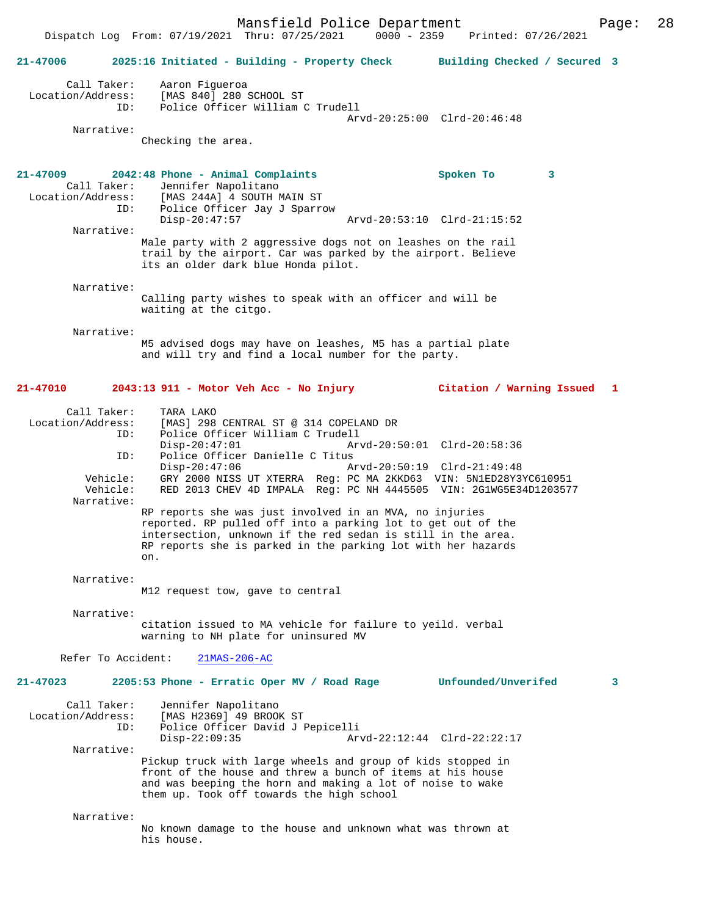**21-47006 2025:16 Initiated - Building - Property Check — Building Checked / Secured 3**

Call Taker: Aaron Figueroa
Location/Address: [MAS 840] 280 SCHOOL ST
ID: Police Officer William C Trudell
Arvd-20:25:00 Clrd-20:46:48

Narrative:
Checking the area.

**21-47009 2042:48 Phone - Animal Complaints — Spoken To 3**

Call Taker: Jennifer Napolitano
Location/Address: [MAS 244A] 4 SOUTH MAIN ST
ID: Police Officer Jay J Sparrow
Disp-20:47:57 Arvd-20:53:10 Clrd-21:15:52

Narrative:
Male party with 2 aggressive dogs not on leashes on the rail trail by the airport. Car was parked by the airport. Believe its an older dark blue Honda pilot.

Narrative:
Calling party wishes to speak with an officer and will be waiting at the citgo.

Narrative:
M5 advised dogs may have on leashes, M5 has a partial plate and will try and find a local number for the party.

**21-47010 2043:13 911 - Motor Veh Acc - No Injury — Citation / Warning Issued 1**

Call Taker: TARA LAKO
Location/Address: [MAS] 298 CENTRAL ST @ 314 COPELAND DR
ID: Police Officer William C Trudell
Disp-20:47:01 Arvd-20:50:01 Clrd-20:58:36
ID: Police Officer Danielle C Titus
Disp-20:47:06 Arvd-20:50:19 Clrd-21:49:48
Vehicle: GRY 2000 NISS UT XTERRA Reg: PC MA 2KKD63 VIN: 5N1ED28Y3YC610951
Vehicle: RED 2013 CHEV 4D IMPALA Reg: PC NH 4445505 VIN: 2G1WG5E34D1203577

Narrative:
RP reports she was just involved in an MVA, no injuries reported. RP pulled off into a parking lot to get out of the intersection, unknown if the red sedan is still in the area. RP reports she is parked in the parking lot with her hazards on.

Narrative:
M12 request tow, gave to central

Narrative:
citation issued to MA vehicle for failure to yeild. verbal warning to NH plate for uninsured MV

Refer To Accident: 21MAS-206-AC

**21-47023 2205:53 Phone - Erratic Oper MV / Road Rage — Unfounded/Unverifed 3**

Call Taker: Jennifer Napolitano
Location/Address: [MAS H2369] 49 BROOK ST
ID: Police Officer David J Pepicelli
Disp-22:09:35 Arvd-22:12:44 Clrd-22:22:17

Narrative:
Pickup truck with large wheels and group of kids stopped in front of the house and threw a bunch of items at his house and was beeping the horn and making a lot of noise to wake them up. Took off towards the high school

Narrative:
No known damage to the house and unknown what was thrown at his house.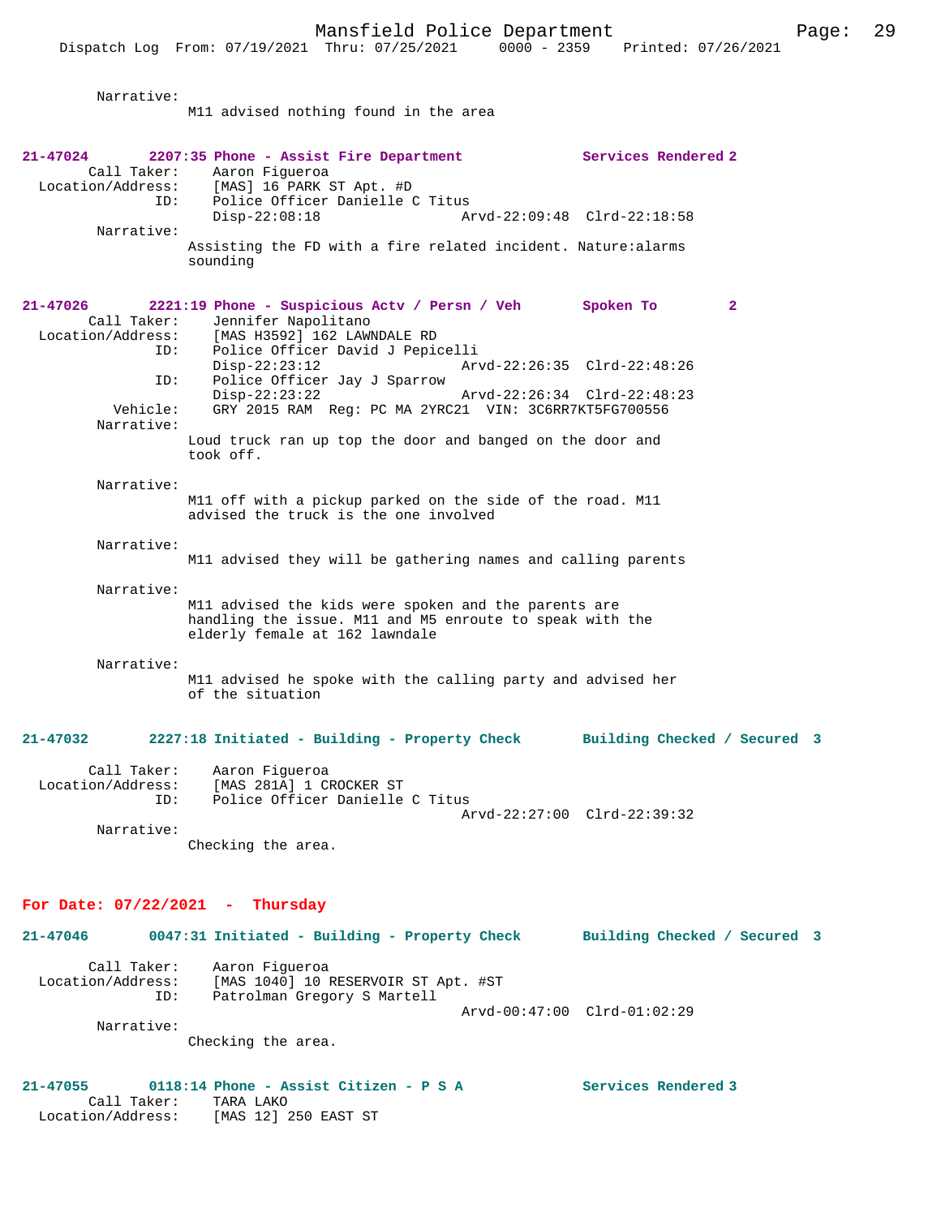Narrative:
M11 advised nothing found in the area

**21-47024 2207:35 Phone - Assist Fire Department Services Rendered 2**

Call Taker: Aaron Figueroa
Location/Address: [MAS] 16 PARK ST Apt. #D
ID: Police Officer Danielle C Titus
Disp-22:08:18 Arvd-22:09:48 Clrd-22:18:58

Narrative:
Assisting the FD with a fire related incident. Nature:alarms sounding

**21-47026 2221:19 Phone - Suspicious Actv / Persn / Veh Spoken To 2**

Call Taker: Jennifer Napolitano
Location/Address: [MAS H3592] 162 LAWNDALE RD
ID: Police Officer David J Pepicelli
Disp-22:23:12 Arvd-22:26:35 Clrd-22:48:26
ID: Police Officer Jay J Sparrow
Disp-22:23:22 Arvd-22:26:34 Clrd-22:48:23
Vehicle: GRY 2015 RAM Reg: PC MA 2YRC21 VIN: 3C6RR7KT5FG700556

Narrative:
Loud truck ran up top the door and banged on the door and took off.

Narrative:
M11 off with a pickup parked on the side of the road. M11 advised the truck is the one involved

Narrative:
M11 advised they will be gathering names and calling parents

Narrative:
M11 advised the kids were spoken and the parents are handling the issue. M11 and M5 enroute to speak with the elderly female at 162 lawndale

Narrative:
M11 advised he spoke with the calling party and advised her of the situation

**21-47032 2227:18 Initiated - Building - Property Check Building Checked / Secured 3**

Call Taker: Aaron Figueroa
Location/Address: [MAS 281A] 1 CROCKER ST
ID: Police Officer Danielle C Titus
Arvd-22:27:00 Clrd-22:39:32

Narrative:
Checking the area.

## For Date: 07/22/2021 - Thursday

**21-47046 0047:31 Initiated - Building - Property Check Building Checked / Secured 3**

Call Taker: Aaron Figueroa
Location/Address: [MAS 1040] 10 RESERVOIR ST Apt. #ST
ID: Patrolman Gregory S Martell
Arvd-00:47:00 Clrd-01:02:29

Narrative:
Checking the area.

**21-47055 0118:14 Phone - Assist Citizen - P S A Services Rendered 3**

Call Taker: TARA LAKO
Location/Address: [MAS 12] 250 EAST ST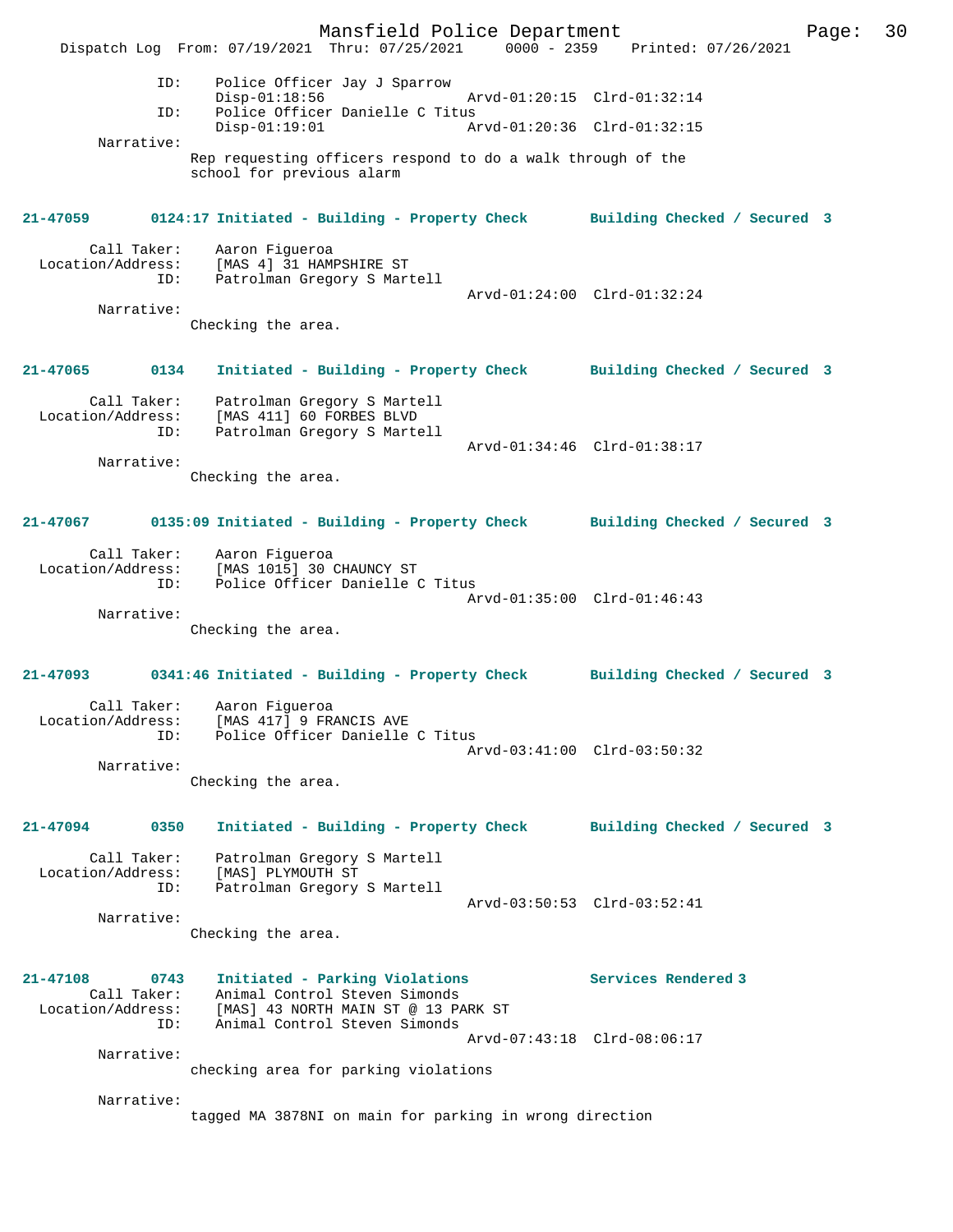```
                ID:     Police Officer Jay J Sparrow
                        Disp-01:18:56                 Arvd-01:20:15  Clrd-01:32:14
                ID:     Police Officer Danielle C Titus
                        Disp-01:19:01                 Arvd-01:20:36  Clrd-01:32:15
         Narrative:
                      Rep requesting officers respond to do a walk through of the
                      school for previous alarm
```

**21-47059        0124:17 Initiated - Building - Property Check        Building Checked / Secured 3**

```
        Call Taker:     Aaron Figueroa
  Location/Address:     [MAS 4] 31 HAMPSHIRE ST
                ID:     Patrolman Gregory S Martell
                                                      Arvd-01:24:00  Clrd-01:32:24
         Narrative:
                      Checking the area.
```

**21-47065        0134    Initiated - Building - Property Check        Building Checked / Secured 3**

```
        Call Taker:     Patrolman Gregory S Martell
  Location/Address:     [MAS 411] 60 FORBES BLVD
                ID:     Patrolman Gregory S Martell
                                                      Arvd-01:34:46  Clrd-01:38:17
         Narrative:
                      Checking the area.
```

**21-47067        0135:09 Initiated - Building - Property Check        Building Checked / Secured 3**

```
        Call Taker:     Aaron Figueroa
  Location/Address:     [MAS 1015] 30 CHAUNCY ST
                ID:     Police Officer Danielle C Titus
                                                      Arvd-01:35:00  Clrd-01:46:43
         Narrative:
                      Checking the area.
```

**21-47093        0341:46 Initiated - Building - Property Check        Building Checked / Secured 3**

```
        Call Taker:     Aaron Figueroa
  Location/Address:     [MAS 417] 9 FRANCIS AVE
                ID:     Police Officer Danielle C Titus
                                                      Arvd-03:41:00  Clrd-03:50:32
         Narrative:
                      Checking the area.
```

**21-47094        0350    Initiated - Building - Property Check        Building Checked / Secured 3**

```
        Call Taker:     Patrolman Gregory S Martell
  Location/Address:     [MAS] PLYMOUTH ST
                ID:     Patrolman Gregory S Martell
                                                      Arvd-03:50:53  Clrd-03:52:41
         Narrative:
                      Checking the area.
```

**21-47108        0743    Initiated - Parking Violations              Services Rendered 3**

```
        Call Taker:     Animal Control Steven Simonds
  Location/Address:     [MAS] 43 NORTH MAIN ST @ 13 PARK ST
                ID:     Animal Control Steven Simonds
                                                      Arvd-07:43:18  Clrd-08:06:17
         Narrative:
                      checking area for parking violations

         Narrative:
                      tagged MA 3878NI on main for parking in wrong direction
```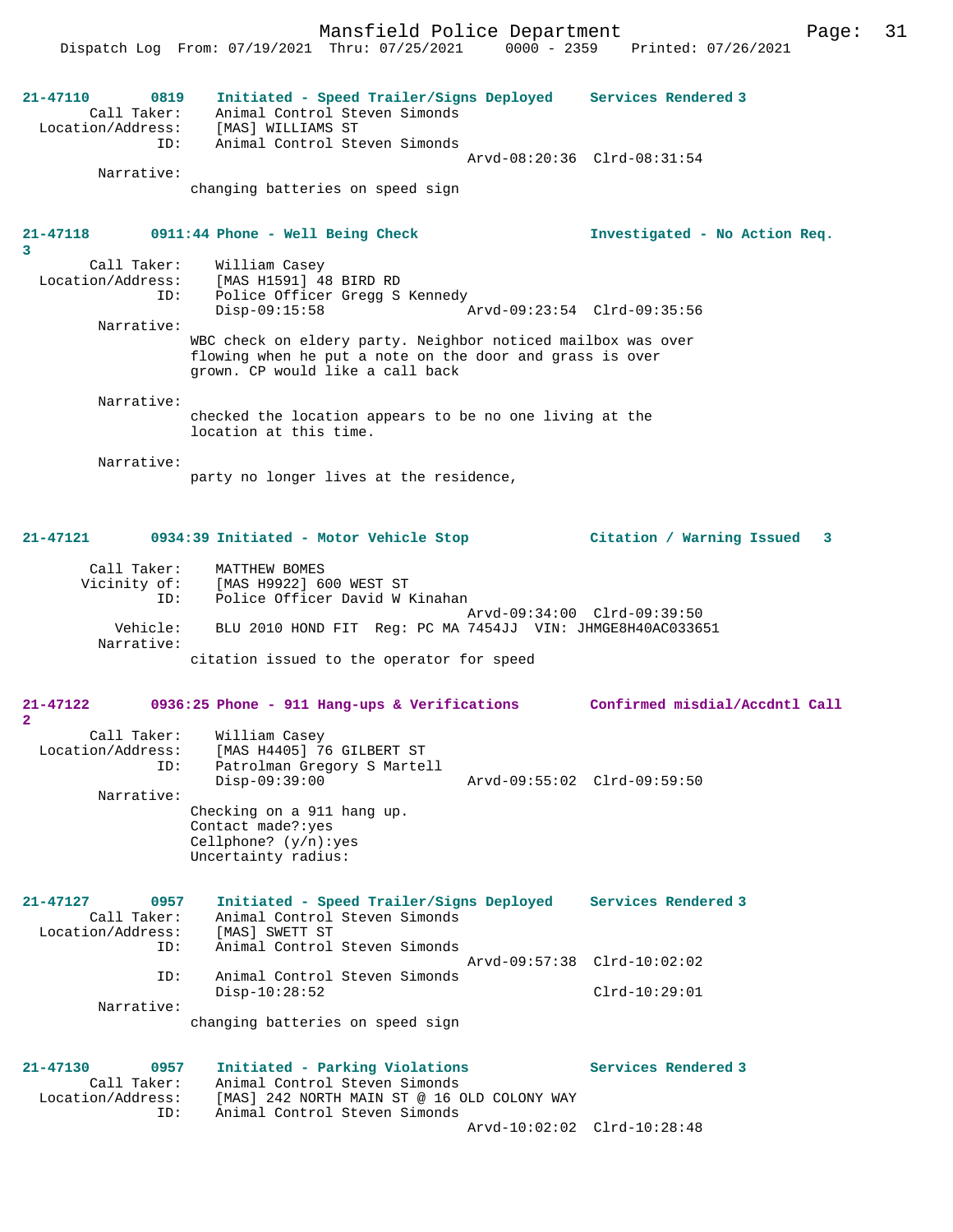**21-47110 0819 Initiated - Speed Trailer/Signs Deployed Services Rendered 3**

Call Taker: Animal Control Steven Simonds
Location/Address: [MAS] WILLIAMS ST
ID: Animal Control Steven Simonds
Arvd-08:20:36 Clrd-08:31:54
Narrative:
changing batteries on speed sign

**21-47118 0911:44 Phone - Well Being Check Investigated - No Action Req. 3**

Call Taker: William Casey
Location/Address: [MAS H1591] 48 BIRD RD
ID: Police Officer Gregg S Kennedy
Disp-09:15:58 Arvd-09:23:54 Clrd-09:35:56
Narrative:
WBC check on eldery party. Neighbor noticed mailbox was over flowing when he put a note on the door and grass is over grown. CP would like a call back

Narrative:
checked the location appears to be no one living at the location at this time.

Narrative:
party no longer lives at the residence,

**21-47121 0934:39 Initiated - Motor Vehicle Stop Citation / Warning Issued 3**

Call Taker: MATTHEW BOMES
Vicinity of: [MAS H9922] 600 WEST ST
ID: Police Officer David W Kinahan
Arvd-09:34:00 Clrd-09:39:50
Vehicle: BLU 2010 HOND FIT Reg: PC MA 7454JJ VIN: JHMGE8H40AC033651
Narrative:
citation issued to the operator for speed

**21-47122 0936:25 Phone - 911 Hang-ups & Verifications Confirmed misdial/Accdntl Call 2**

Call Taker: William Casey
Location/Address: [MAS H4405] 76 GILBERT ST
ID: Patrolman Gregory S Martell
Disp-09:39:00 Arvd-09:55:02 Clrd-09:59:50
Narrative:
Checking on a 911 hang up.
Contact made?:yes
Cellphone? (y/n):yes
Uncertainty radius:

**21-47127 0957 Initiated - Speed Trailer/Signs Deployed Services Rendered 3**

Call Taker: Animal Control Steven Simonds
Location/Address: [MAS] SWETT ST
ID: Animal Control Steven Simonds
Arvd-09:57:38 Clrd-10:02:02
ID: Animal Control Steven Simonds
Disp-10:28:52 Clrd-10:29:01
Narrative:
changing batteries on speed sign

**21-47130 0957 Initiated - Parking Violations Services Rendered 3**

Call Taker: Animal Control Steven Simonds
Location/Address: [MAS] 242 NORTH MAIN ST @ 16 OLD COLONY WAY
ID: Animal Control Steven Simonds
Arvd-10:02:02 Clrd-10:28:48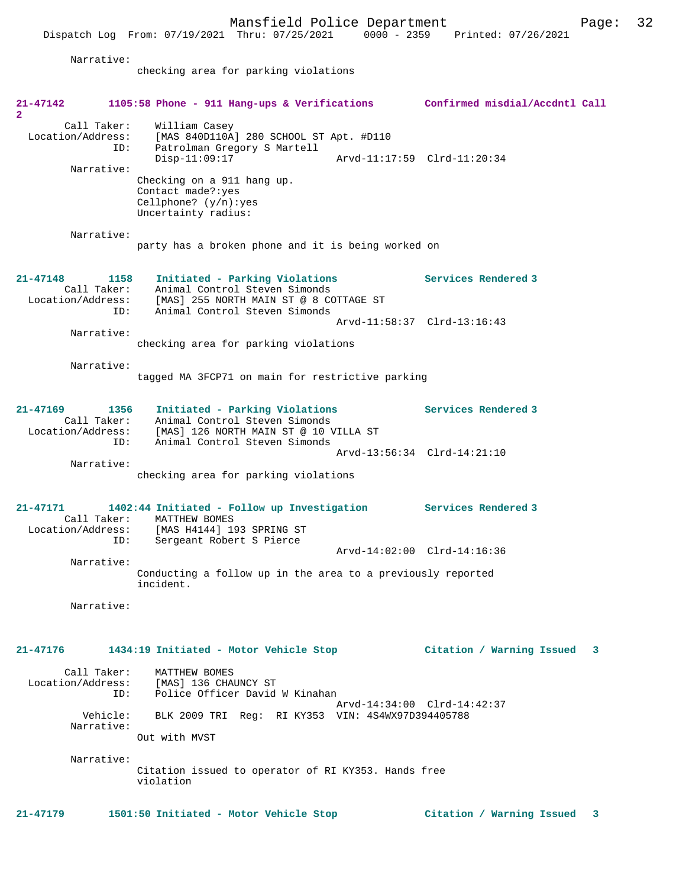Narrative:
checking area for parking violations

**21-47142 1105:58 Phone - 911 Hang-ups & Verifications Confirmed misdial/Accdntl Call 2**

Call Taker: William Casey
Location/Address: [MAS 840D110A] 280 SCHOOL ST Apt. #D110
ID: Patrolman Gregory S Martell
Disp-11:09:17 Arvd-11:17:59 Clrd-11:20:34

Narrative:
Checking on a 911 hang up.
Contact made?:yes
Cellphone? (y/n):yes
Uncertainty radius:

Narrative:
party has a broken phone and it is being worked on

**21-47148 1158 Initiated - Parking Violations Services Rendered 3**

Call Taker: Animal Control Steven Simonds
Location/Address: [MAS] 255 NORTH MAIN ST @ 8 COTTAGE ST
ID: Animal Control Steven Simonds
Arvd-11:58:37 Clrd-13:16:43

Narrative:
checking area for parking violations

Narrative:
tagged MA 3FCP71 on main for restrictive parking

**21-47169 1356 Initiated - Parking Violations Services Rendered 3**

Call Taker: Animal Control Steven Simonds
Location/Address: [MAS] 126 NORTH MAIN ST @ 10 VILLA ST
ID: Animal Control Steven Simonds
Arvd-13:56:34 Clrd-14:21:10

Narrative:
checking area for parking violations

**21-47171 1402:44 Initiated - Follow up Investigation Services Rendered 3**

Call Taker: MATTHEW BOMES
Location/Address: [MAS H4144] 193 SPRING ST
ID: Sergeant Robert S Pierce
Arvd-14:02:00 Clrd-14:16:36

Narrative:
Conducting a follow up in the area to a previously reported incident.

Narrative:

**21-47176 1434:19 Initiated - Motor Vehicle Stop Citation / Warning Issued 3**

Call Taker: MATTHEW BOMES
Location/Address: [MAS] 136 CHAUNCY ST
ID: Police Officer David W Kinahan
Arvd-14:34:00 Clrd-14:42:37
Vehicle: BLK 2009 TRI Reg: RI KY353 VIN: 4S4WX97D394405788

Narrative:
Out with MVST

Narrative:
Citation issued to operator of RI KY353. Hands free violation

**21-47179 1501:50 Initiated - Motor Vehicle Stop Citation / Warning Issued 3**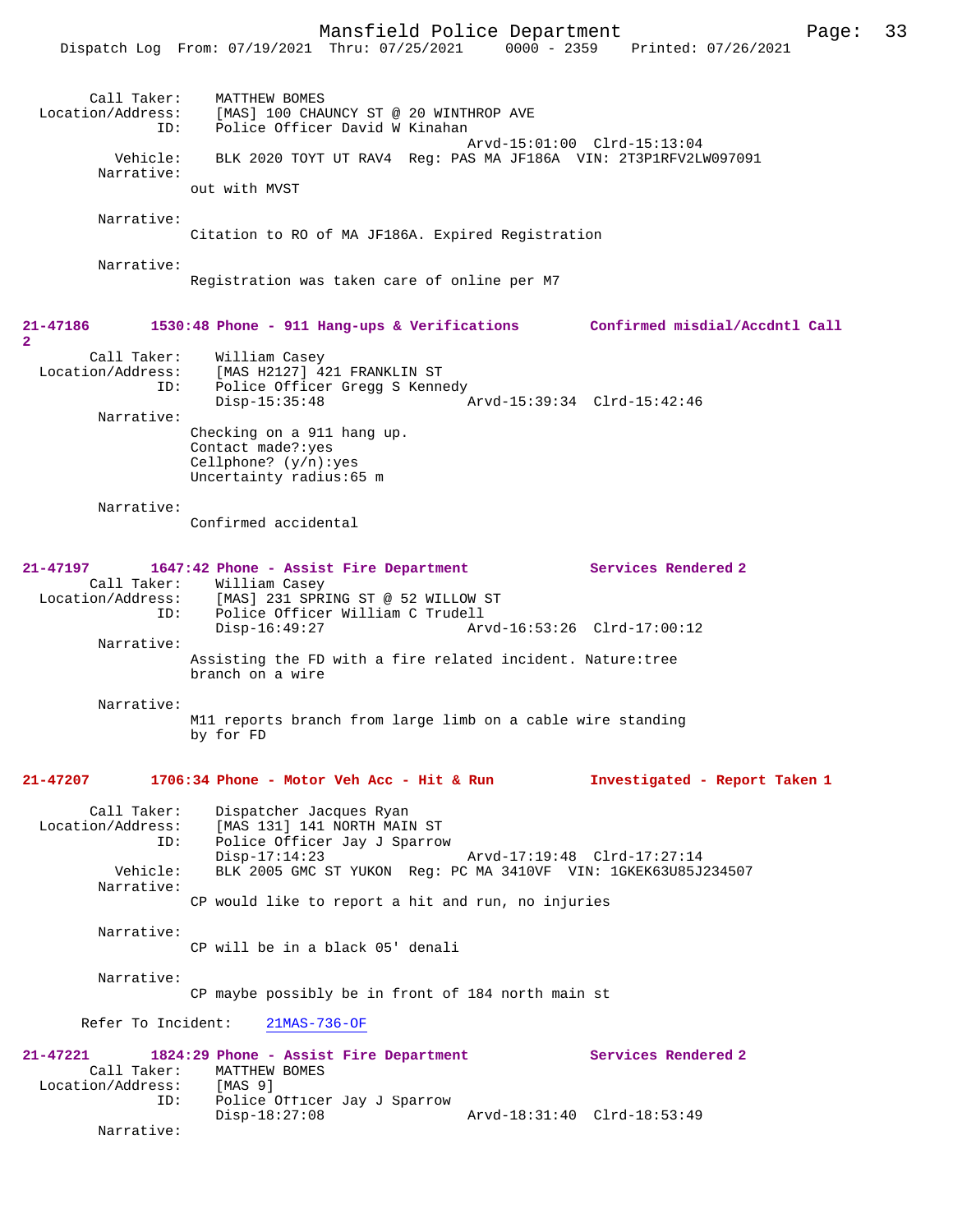```
        Call Taker:    MATTHEW BOMES
  Location/Address:    [MAS] 100 CHAUNCY ST @ 20 WINTHROP AVE
                ID:    Police Officer David W Kinahan
                                             Arvd-15:01:00  Clrd-15:13:04
           Vehicle:    BLK 2020 TOYT UT RAV4  Reg: PAS MA JF186A  VIN: 2T3P1RFV2LW097091
         Narrative:
                   out with MVST

         Narrative:
                   Citation to RO of MA JF186A. Expired Registration

         Narrative:
                   Registration was taken care of online per M7
```

**21-47186** 1530:48 Phone - 911 Hang-ups & Verifications — Confirmed misdial/Accdntl Call 2

```
        Call Taker:    William Casey
  Location/Address:    [MAS H2127] 421 FRANKLIN ST
                ID:    Police Officer Gregg S Kennedy
                       Disp-15:35:48              Arvd-15:39:34  Clrd-15:42:46
         Narrative:
                   Checking on a 911 hang up.
                   Contact made?:yes
                   Cellphone? (y/n):yes
                   Uncertainty radius:65 m

         Narrative:
                   Confirmed accidental
```

**21-47197** 1647:42 Phone - Assist Fire Department — Services Rendered 2

```
        Call Taker:    William Casey
  Location/Address:    [MAS] 231 SPRING ST @ 52 WILLOW ST
                ID:    Police Officer William C Trudell
                       Disp-16:49:27              Arvd-16:53:26  Clrd-17:00:12
         Narrative:
                   Assisting the FD with a fire related incident. Nature:tree
                   branch on a wire

         Narrative:
                   M11 reports branch from large limb on a cable wire standing
                   by for FD
```

**21-47207** 1706:34 Phone - Motor Veh Acc - Hit & Run — Investigated - Report Taken 1

```
        Call Taker:    Dispatcher Jacques Ryan
  Location/Address:    [MAS 131] 141 NORTH MAIN ST
                ID:    Police Officer Jay J Sparrow
                       Disp-17:14:23              Arvd-17:19:48  Clrd-17:27:14
           Vehicle:    BLK 2005 GMC ST YUKON  Reg: PC MA 3410VF  VIN: 1GKEK63U85J234507
         Narrative:
                   CP would like to report a hit and run, no injuries

         Narrative:
                   CP will be in a black 05' denali

         Narrative:
                   CP maybe possibly be in front of 184 north main st

      Refer To Incident:    21MAS-736-OF
```

**21-47221** 1824:29 Phone - Assist Fire Department — Services Rendered 2

```
        Call Taker:    MATTHEW BOMES
  Location/Address:    [MAS 9]
                ID:    Police Officer Jay J Sparrow
                       Disp-18:27:08              Arvd-18:31:40  Clrd-18:53:49
         Narrative:
```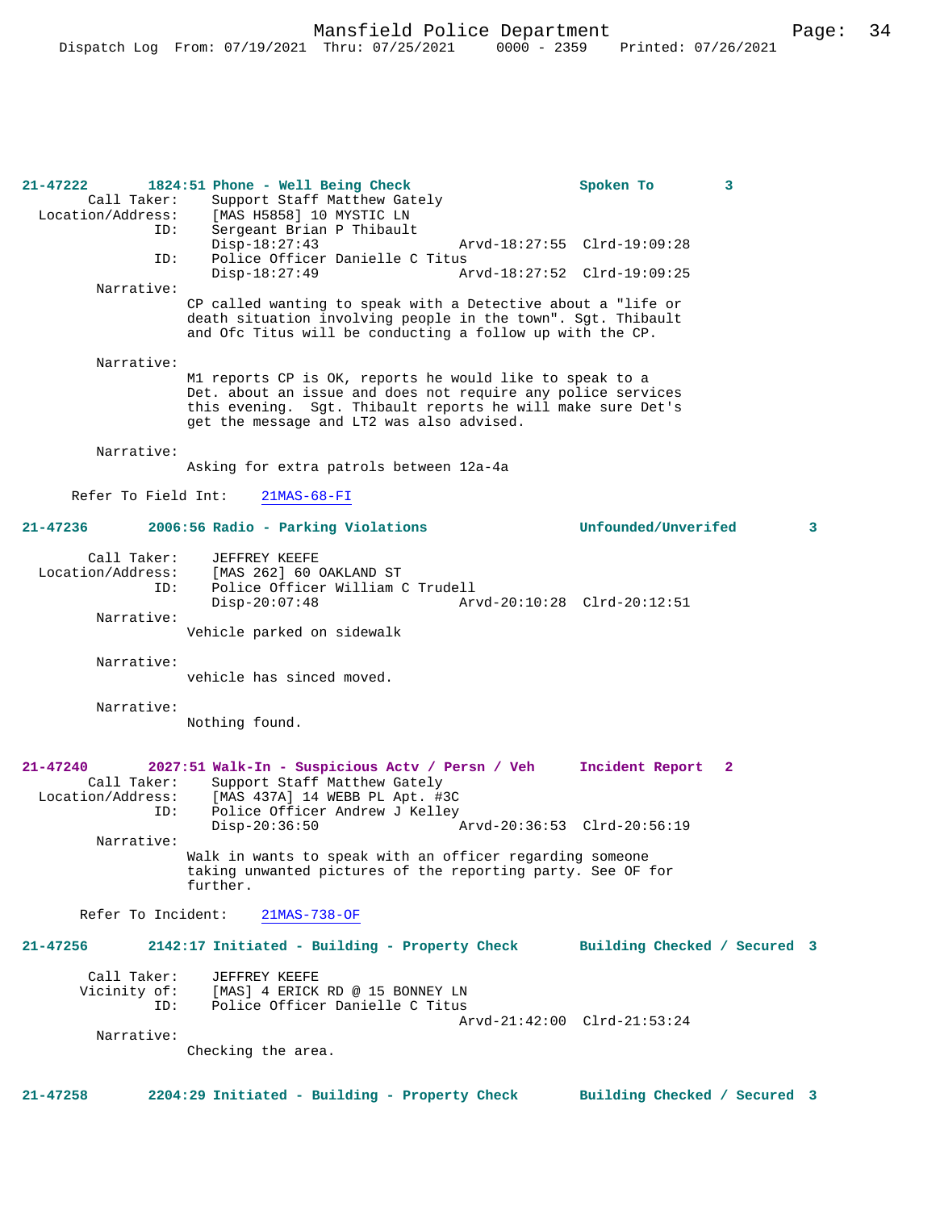**21-47222 1824:51 Phone - Well Being Check — Spoken To — 3**

Call Taker: Support Staff Matthew Gately
Location/Address: [MAS H5858] 10 MYSTIC LN
ID: Sergeant Brian P Thibault
Disp-18:27:43 Arvd-18:27:55 Clrd-19:09:28
ID: Police Officer Danielle C Titus
Disp-18:27:49 Arvd-18:27:52 Clrd-19:09:25

Narrative:
CP called wanting to speak with a Detective about a "life or death situation involving people in the town". Sgt. Thibault and Ofc Titus will be conducting a follow up with the CP.

Narrative:
M1 reports CP is OK, reports he would like to speak to a Det. about an issue and does not require any police services this evening. Sgt. Thibault reports he will make sure Det's get the message and LT2 was also advised.

Narrative:
Asking for extra patrols between 12a-4a

Refer To Field Int: 21MAS-68-FI

**21-47236 2006:56 Radio - Parking Violations — Unfounded/Unverifed — 3**

Call Taker: JEFFREY KEEFE
Location/Address: [MAS 262] 60 OAKLAND ST
ID: Police Officer William C Trudell
Disp-20:07:48 Arvd-20:10:28 Clrd-20:12:51

Narrative:
Vehicle parked on sidewalk

Narrative:
vehicle has sinced moved.

Narrative:
Nothing found.

**21-47240 2027:51 Walk-In - Suspicious Actv / Persn / Veh — Incident Report — 2**

Call Taker: Support Staff Matthew Gately
Location/Address: [MAS 437A] 14 WEBB PL Apt. #3C
ID: Police Officer Andrew J Kelley
Disp-20:36:50 Arvd-20:36:53 Clrd-20:56:19

Narrative:
Walk in wants to speak with an officer regarding someone taking unwanted pictures of the reporting party. See OF for further.

Refer To Incident: 21MAS-738-OF

**21-47256 2142:17 Initiated - Building - Property Check — Building Checked / Secured — 3**

Call Taker: JEFFREY KEEFE
Vicinity of: [MAS] 4 ERICK RD @ 15 BONNEY LN
ID: Police Officer Danielle C Titus
Arvd-21:42:00 Clrd-21:53:24

Narrative:
Checking the area.

**21-47258 2204:29 Initiated - Building - Property Check — Building Checked / Secured — 3**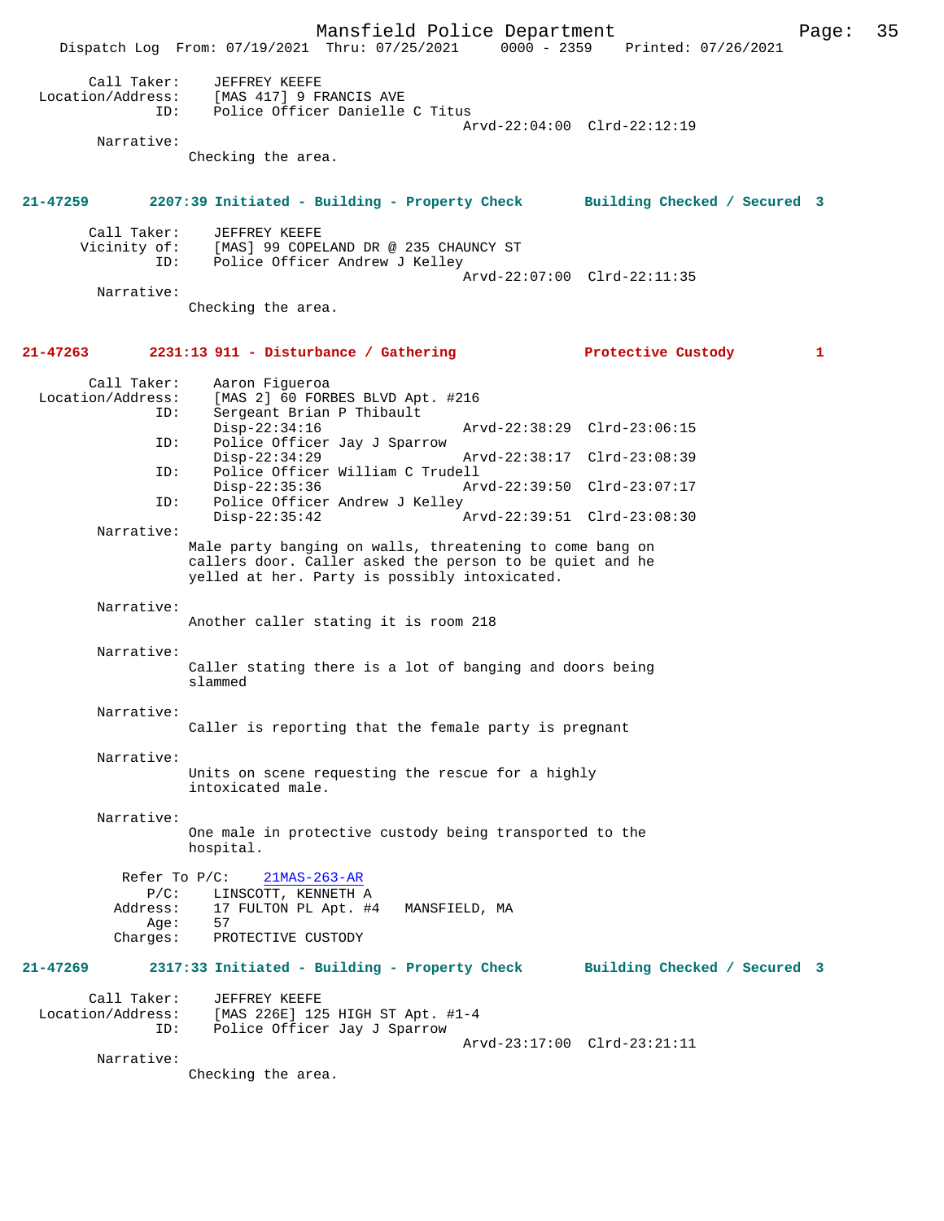Call Taker: JEFFREY KEEFE
Location/Address: [MAS 417] 9 FRANCIS AVE
ID: Police Officer Danielle C Titus
Arvd-22:04:00 Clrd-22:12:19

Narrative:
Checking the area.

**21-47259 2207:39 Initiated - Building - Property Check Building Checked / Secured 3**

Call Taker: JEFFREY KEEFE
Vicinity of: [MAS] 99 COPELAND DR @ 235 CHAUNCY ST
ID: Police Officer Andrew J Kelley
Arvd-22:07:00 Clrd-22:11:35

Narrative:
Checking the area.

**21-47263 2231:13 911 - Disturbance / Gathering Protective Custody 1**

Call Taker: Aaron Figueroa
Location/Address: [MAS 2] 60 FORBES BLVD Apt. #216
ID: Sergeant Brian P Thibault
Disp-22:34:16 Arvd-22:38:29 Clrd-23:06:15
ID: Police Officer Jay J Sparrow
Disp-22:34:29 Arvd-22:38:17 Clrd-23:08:39
ID: Police Officer William C Trudell
Disp-22:35:36 Arvd-22:39:50 Clrd-23:07:17
ID: Police Officer Andrew J Kelley
Disp-22:35:42 Arvd-22:39:51 Clrd-23:08:30

Narrative:
Male party banging on walls, threatening to come bang on callers door. Caller asked the person to be quiet and he yelled at her. Party is possibly intoxicated.

Narrative:
Another caller stating it is room 218

Narrative:
Caller stating there is a lot of banging and doors being slammed

Narrative:
Caller is reporting that the female party is pregnant

Narrative:
Units on scene requesting the rescue for a highly intoxicated male.

Narrative:
One male in protective custody being transported to the hospital.

Refer To P/C: 21MAS-263-AR
P/C: LINSCOTT, KENNETH A
Address: 17 FULTON PL Apt. #4 MANSFIELD, MA
Age: 57
Charges: PROTECTIVE CUSTODY

**21-47269 2317:33 Initiated - Building - Property Check Building Checked / Secured 3**

Call Taker: JEFFREY KEEFE
Location/Address: [MAS 226E] 125 HIGH ST Apt. #1-4
ID: Police Officer Jay J Sparrow
Arvd-23:17:00 Clrd-23:21:11

Narrative:
Checking the area.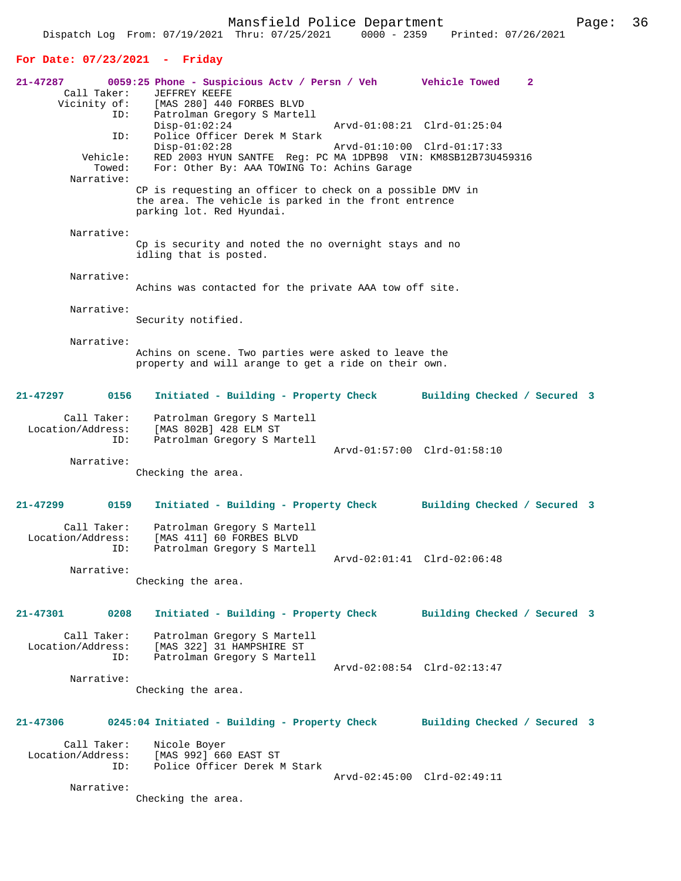**For Date: 07/23/2021 - Friday**

```
21-47287       0059:25 Phone - Suspicious Actv / Persn / Veh       Vehicle Towed     2
        Call Taker:    JEFFREY KEEFE
       Vicinity of:    [MAS 280] 440 FORBES BLVD
                ID:    Patrolman Gregory S Martell
                       Disp-01:02:24                 Arvd-01:08:21  Clrd-01:25:04
                ID:    Police Officer Derek M Stark
                       Disp-01:02:28                 Arvd-01:10:00  Clrd-01:17:33
           Vehicle:    RED 2003 HYUN SANTFE  Reg: PC MA 1DPB98  VIN: KM8SB12B73U459316
            Towed:     For: Other By: AAA TOWING To: Achins Garage
         Narrative:
                    CP is requesting an officer to check on a possible DMV in
                    the area. The vehicle is parked in the front entrence
                    parking lot. Red Hyundai.

         Narrative:
                    Cp is security and noted the no overnight stays and no
                    idling that is posted.

         Narrative:
                    Achins was contacted for the private AAA tow off site.

         Narrative:
                    Security notified.

         Narrative:
                    Achins on scene. Two parties were asked to leave the
                    property and will arange to get a ride on their own.


21-47297       0156    Initiated - Building - Property Check       Building Checked / Secured  3

        Call Taker:    Patrolman Gregory S Martell
  Location/Address:    [MAS 802B] 428 ELM ST
                ID:    Patrolman Gregory S Martell
                                                     Arvd-01:57:00  Clrd-01:58:10
         Narrative:
                    Checking the area.


21-47299       0159    Initiated - Building - Property Check       Building Checked / Secured  3

        Call Taker:    Patrolman Gregory S Martell
  Location/Address:    [MAS 411] 60 FORBES BLVD
                ID:    Patrolman Gregory S Martell
                                                     Arvd-02:01:41  Clrd-02:06:48
         Narrative:
                    Checking the area.


21-47301       0208    Initiated - Building - Property Check       Building Checked / Secured  3

        Call Taker:    Patrolman Gregory S Martell
  Location/Address:    [MAS 322] 31 HAMPSHIRE ST
                ID:    Patrolman Gregory S Martell
                                                     Arvd-02:08:54  Clrd-02:13:47
         Narrative:
                    Checking the area.


21-47306       0245:04 Initiated - Building - Property Check       Building Checked / Secured  3

        Call Taker:    Nicole Boyer
  Location/Address:    [MAS 992] 660 EAST ST
                ID:    Police Officer Derek M Stark
                                                     Arvd-02:45:00  Clrd-02:49:11
         Narrative:
                    Checking the area.
```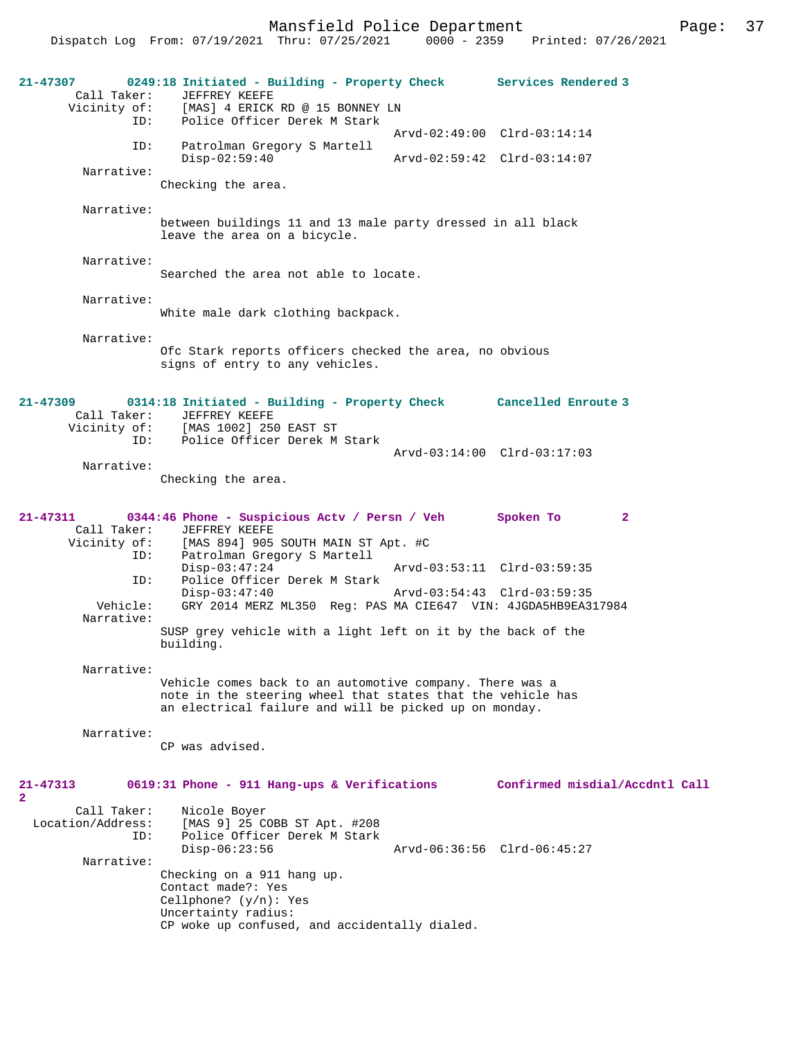**21-47307** 0249:18 Initiated - Building - Property Check Services Rendered 3

Call Taker: JEFFREY KEEFE
Vicinity of: [MAS] 4 ERICK RD @ 15 BONNEY LN
ID: Police Officer Derek M Stark
Arvd-02:49:00 Clrd-03:14:14
ID: Patrolman Gregory S Martell
Disp-02:59:40 Arvd-02:59:42 Clrd-03:14:07

Narrative:
Checking the area.

Narrative:
between buildings 11 and 13 male party dressed in all black leave the area on a bicycle.

Narrative:
Searched the area not able to locate.

Narrative:
White male dark clothing backpack.

Narrative:
Ofc Stark reports officers checked the area, no obvious signs of entry to any vehicles.

**21-47309** 0314:18 Initiated - Building - Property Check Cancelled Enroute 3

Call Taker: JEFFREY KEEFE
Vicinity of: [MAS 1002] 250 EAST ST
ID: Police Officer Derek M Stark
Arvd-03:14:00 Clrd-03:17:03

Narrative:
Checking the area.

**21-47311** 0344:46 Phone - Suspicious Actv / Persn / Veh Spoken To 2

Call Taker: JEFFREY KEEFE
Vicinity of: [MAS 894] 905 SOUTH MAIN ST Apt. #C
ID: Patrolman Gregory S Martell
Disp-03:47:24 Arvd-03:53:11 Clrd-03:59:35
ID: Police Officer Derek M Stark
Disp-03:47:40 Arvd-03:54:43 Clrd-03:59:35
Vehicle: GRY 2014 MERZ ML350 Reg: PAS MA CIE647 VIN: 4JGDA5HB9EA317984

Narrative:
SUSP grey vehicle with a light left on it by the back of the building.

Narrative:
Vehicle comes back to an automotive company. There was a note in the steering wheel that states that the vehicle has an electrical failure and will be picked up on monday.

Narrative:
CP was advised.

**21-47313** 0619:31 Phone - 911 Hang-ups & Verifications Confirmed misdial/Accdntl Call 2

Call Taker: Nicole Boyer
Location/Address: [MAS 9] 25 COBB ST Apt. #208
ID: Police Officer Derek M Stark
Disp-06:23:56 Arvd-06:36:56 Clrd-06:45:27

Narrative:
Checking on a 911 hang up.
Contact made?: Yes
Cellphone? (y/n): Yes
Uncertainty radius:
CP woke up confused, and accidentally dialed.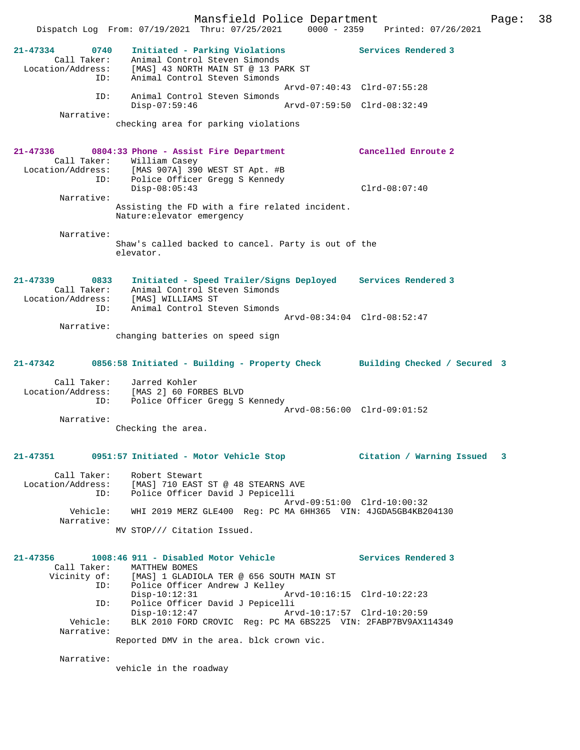**21-47334 0740 Initiated - Parking Violations — Services Rendered 3**

Call Taker: Animal Control Steven Simonds
Location/Address: [MAS] 43 NORTH MAIN ST @ 13 PARK ST
ID: Animal Control Steven Simonds
Arvd-07:40:43 Clrd-07:55:28
ID: Animal Control Steven Simonds
Disp-07:59:46 Arvd-07:59:50 Clrd-08:32:49
Narrative:
checking area for parking violations

**21-47336 0804:33 Phone - Assist Fire Department — Cancelled Enroute 2**

Call Taker: William Casey
Location/Address: [MAS 907A] 390 WEST ST Apt. #B
ID: Police Officer Gregg S Kennedy
Disp-08:05:43 Clrd-08:07:40
Narrative:
Assisting the FD with a fire related incident.
Nature:elevator emergency

Narrative:
Shaw's called backed to cancel. Party is out of the elevator.

**21-47339 0833 Initiated - Speed Trailer/Signs Deployed — Services Rendered 3**

Call Taker: Animal Control Steven Simonds
Location/Address: [MAS] WILLIAMS ST
ID: Animal Control Steven Simonds
Arvd-08:34:04 Clrd-08:52:47
Narrative:
changing batteries on speed sign

**21-47342 0856:58 Initiated - Building - Property Check — Building Checked / Secured 3**

Call Taker: Jarred Kohler
Location/Address: [MAS 2] 60 FORBES BLVD
ID: Police Officer Gregg S Kennedy
Arvd-08:56:00 Clrd-09:01:52
Narrative:
Checking the area.

**21-47351 0951:57 Initiated - Motor Vehicle Stop — Citation / Warning Issued 3**

Call Taker: Robert Stewart
Location/Address: [MAS] 710 EAST ST @ 48 STEARNS AVE
ID: Police Officer David J Pepicelli
Arvd-09:51:00 Clrd-10:00:32
Vehicle: WHI 2019 MERZ GLE400 Reg: PC MA 6HH365 VIN: 4JGDA5GB4KB204130
Narrative:
MV STOP/// Citation Issued.

**21-47356 1008:46 911 - Disabled Motor Vehicle — Services Rendered 3**

Call Taker: MATTHEW BOMES
Vicinity of: [MAS] 1 GLADIOLA TER @ 656 SOUTH MAIN ST
ID: Police Officer Andrew J Kelley
Disp-10:12:31 Arvd-10:16:15 Clrd-10:22:23
ID: Police Officer David J Pepicelli
Disp-10:12:47 Arvd-10:17:57 Clrd-10:20:59
Vehicle: BLK 2010 FORD CROVIC Reg: PC MA 6BS225 VIN: 2FABP7BV9AX114349
Narrative:
Reported DMV in the area. blck crown vic.

Narrative:
vehicle in the roadway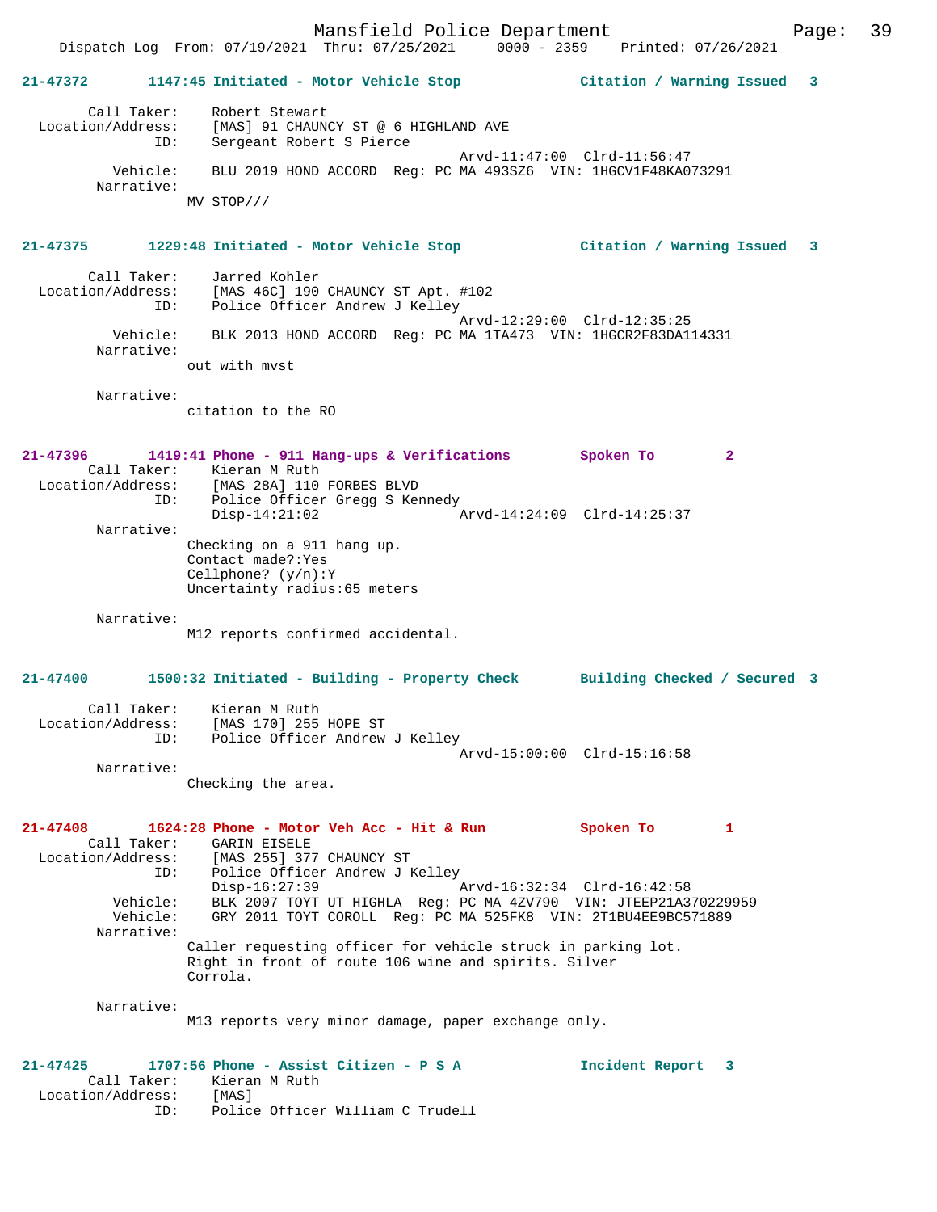**21-47372 1147:45 Initiated - Motor Vehicle Stop — Citation / Warning Issued 3**

Call Taker: Robert Stewart
Location/Address: [MAS] 91 CHAUNCY ST @ 6 HIGHLAND AVE
ID: Sergeant Robert S Pierce
Arvd-11:47:00 Clrd-11:56:47
Vehicle: BLU 2019 HOND ACCORD Reg: PC MA 493SZ6 VIN: 1HGCV1F48KA073291
Narrative:
MV STOP///

**21-47375 1229:48 Initiated - Motor Vehicle Stop — Citation / Warning Issued 3**

Call Taker: Jarred Kohler
Location/Address: [MAS 46C] 190 CHAUNCY ST Apt. #102
ID: Police Officer Andrew J Kelley
Arvd-12:29:00 Clrd-12:35:25
Vehicle: BLK 2013 HOND ACCORD Reg: PC MA 1TA473 VIN: 1HGCR2F83DA114331
Narrative:
out with mvst

Narrative:
citation to the RO

**21-47396 1419:41 Phone - 911 Hang-ups & Verifications — Spoken To 2**

Call Taker: Kieran M Ruth
Location/Address: [MAS 28A] 110 FORBES BLVD
ID: Police Officer Gregg S Kennedy
Disp-14:21:02 Arvd-14:24:09 Clrd-14:25:37
Narrative:
Checking on a 911 hang up.
Contact made?:Yes
Cellphone? (y/n):Y
Uncertainty radius:65 meters

Narrative:
M12 reports confirmed accidental.

**21-47400 1500:32 Initiated - Building - Property Check — Building Checked / Secured 3**

Call Taker: Kieran M Ruth
Location/Address: [MAS 170] 255 HOPE ST
ID: Police Officer Andrew J Kelley
Arvd-15:00:00 Clrd-15:16:58
Narrative:
Checking the area.

**21-47408 1624:28 Phone - Motor Veh Acc - Hit & Run — Spoken To 1**

Call Taker: GARIN EISELE
Location/Address: [MAS 255] 377 CHAUNCY ST
ID: Police Officer Andrew J Kelley
Disp-16:27:39 Arvd-16:32:34 Clrd-16:42:58
Vehicle: BLK 2007 TOYT UT HIGHLA Reg: PC MA 4ZV790 VIN: JTEEP21A370229959
Vehicle: GRY 2011 TOYT COROLL Reg: PC MA 525FK8 VIN: 2T1BU4EE9BC571889
Narrative:
Caller requesting officer for vehicle struck in parking lot.
Right in front of route 106 wine and spirits. Silver
Corrola.

Narrative:
M13 reports very minor damage, paper exchange only.

**21-47425 1707:56 Phone - Assist Citizen - P S A — Incident Report 3**

Call Taker: Kieran M Ruth
Location/Address: [MAS]
ID: Police Officer William C Trudell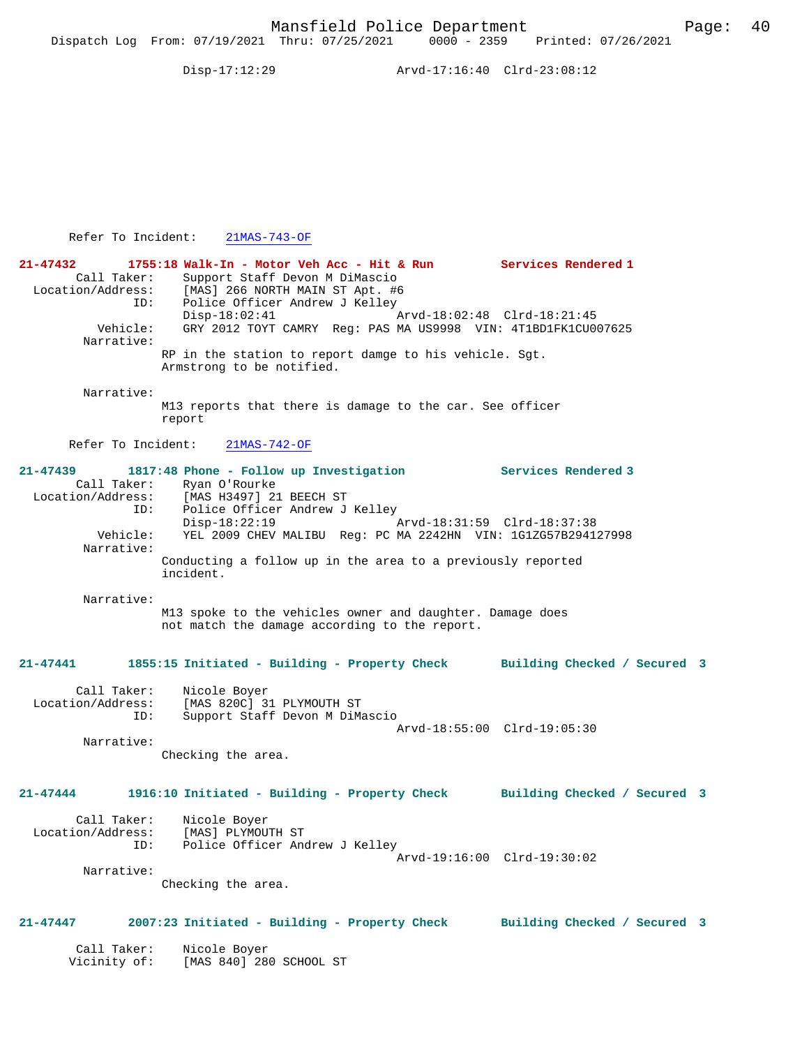Disp-17:12:29 Arvd-17:16:40 Clrd-23:08:12

Refer To Incident: 21MAS-743-OF

**21-47432 1755:18 Walk-In - Motor Veh Acc - Hit & Run Services Rendered 1**

Call Taker: Support Staff Devon M DiMascio
Location/Address: [MAS] 266 NORTH MAIN ST Apt. #6
ID: Police Officer Andrew J Kelley
Disp-18:02:41 Arvd-18:02:48 Clrd-18:21:45
Vehicle: GRY 2012 TOYT CAMRY Reg: PAS MA US9998 VIN: 4T1BD1FK1CU007625
Narrative:
RP in the station to report damge to his vehicle. Sgt. Armstrong to be notified.

Narrative:
M13 reports that there is damage to the car. See officer report

Refer To Incident: 21MAS-742-OF

**21-47439 1817:48 Phone - Follow up Investigation Services Rendered 3**

Call Taker: Ryan O'Rourke
Location/Address: [MAS H3497] 21 BEECH ST
ID: Police Officer Andrew J Kelley
Disp-18:22:19 Arvd-18:31:59 Clrd-18:37:38
Vehicle: YEL 2009 CHEV MALIBU Reg: PC MA 2242HN VIN: 1G1ZG57B294127998
Narrative:
Conducting a follow up in the area to a previously reported incident.

Narrative:
M13 spoke to the vehicles owner and daughter. Damage does not match the damage according to the report.

**21-47441 1855:15 Initiated - Building - Property Check Building Checked / Secured 3**

Call Taker: Nicole Boyer
Location/Address: [MAS 820C] 31 PLYMOUTH ST
ID: Support Staff Devon M DiMascio
Arvd-18:55:00 Clrd-19:05:30
Narrative:
Checking the area.

**21-47444 1916:10 Initiated - Building - Property Check Building Checked / Secured 3**

Call Taker: Nicole Boyer
Location/Address: [MAS] PLYMOUTH ST
ID: Police Officer Andrew J Kelley
Arvd-19:16:00 Clrd-19:30:02
Narrative:
Checking the area.

**21-47447 2007:23 Initiated - Building - Property Check Building Checked / Secured 3**

Call Taker: Nicole Boyer
Vicinity of: [MAS 840] 280 SCHOOL ST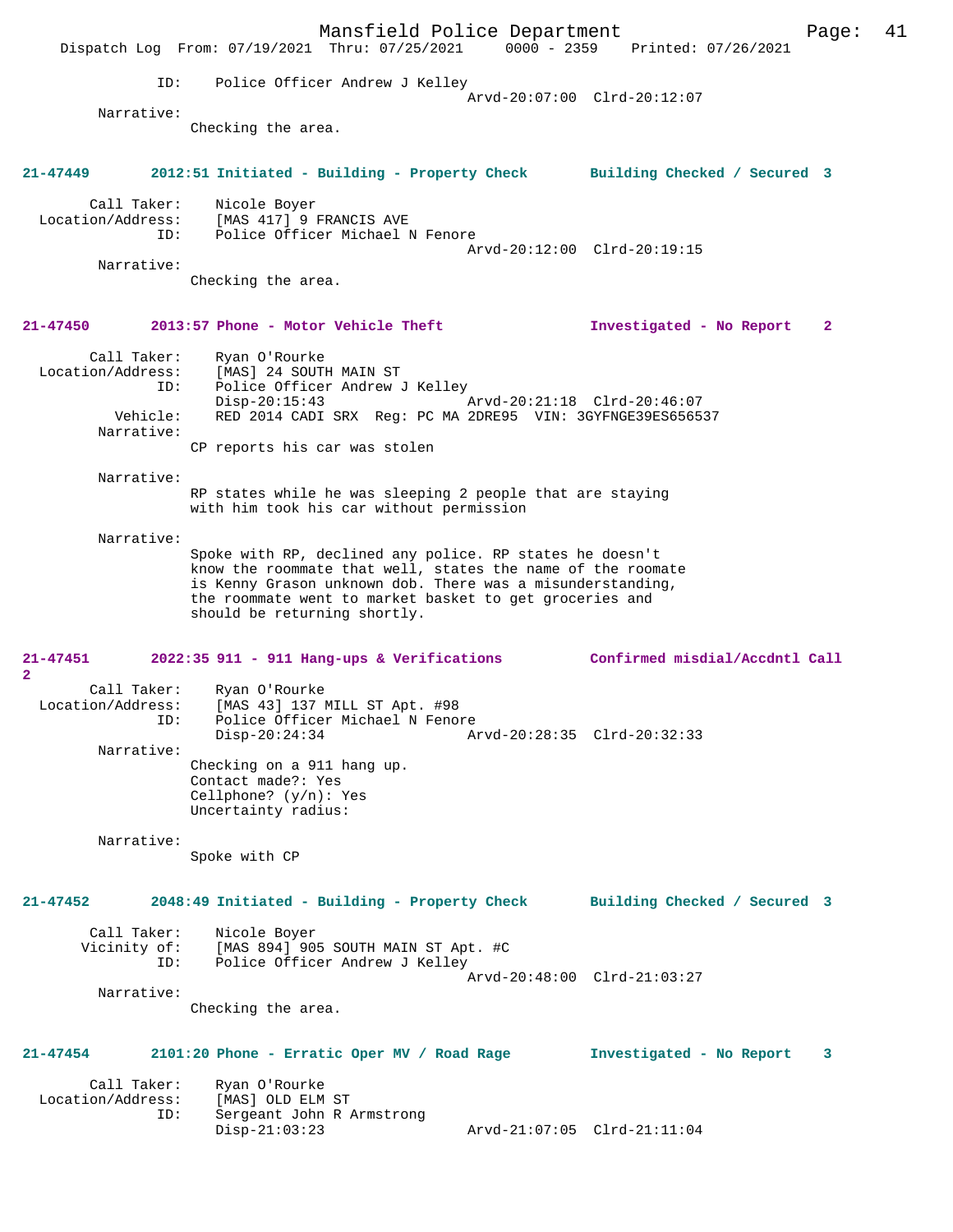ID: Police Officer Andrew J Kelley
Arvd-20:07:00 Clrd-20:12:07

Narrative:
Checking the area.

**21-47449 2012:51 Initiated - Building - Property Check Building Checked / Secured 3**

Call Taker: Nicole Boyer
Location/Address: [MAS 417] 9 FRANCIS AVE
ID: Police Officer Michael N Fenore
Arvd-20:12:00 Clrd-20:19:15

Narrative:
Checking the area.

**21-47450 2013:57 Phone - Motor Vehicle Theft Investigated - No Report 2**

Call Taker: Ryan O'Rourke
Location/Address: [MAS] 24 SOUTH MAIN ST
ID: Police Officer Andrew J Kelley
Disp-20:15:43 Arvd-20:21:18 Clrd-20:46:07
Vehicle: RED 2014 CADI SRX Reg: PC MA 2DRE95 VIN: 3GYFNGE39ES656537

Narrative:
CP reports his car was stolen

Narrative:
RP states while he was sleeping 2 people that are staying with him took his car without permission

Narrative:
Spoke with RP, declined any police. RP states he doesn't know the roommate that well, states the name of the roomate is Kenny Grason unknown dob. There was a misunderstanding, the roommate went to market basket to get groceries and should be returning shortly.

**21-47451 2022:35 911 - 911 Hang-ups & Verifications Confirmed misdial/Accdntl Call 2**

Call Taker: Ryan O'Rourke
Location/Address: [MAS 43] 137 MILL ST Apt. #98
ID: Police Officer Michael N Fenore
Disp-20:24:34 Arvd-20:28:35 Clrd-20:32:33

Narrative:
Checking on a 911 hang up.
Contact made?: Yes
Cellphone? (y/n): Yes
Uncertainty radius:

Narrative:
Spoke with CP

**21-47452 2048:49 Initiated - Building - Property Check Building Checked / Secured 3**

Call Taker: Nicole Boyer
Vicinity of: [MAS 894] 905 SOUTH MAIN ST Apt. #C
ID: Police Officer Andrew J Kelley
Arvd-20:48:00 Clrd-21:03:27

Narrative:
Checking the area.

**21-47454 2101:20 Phone - Erratic Oper MV / Road Rage Investigated - No Report 3**

Call Taker: Ryan O'Rourke
Location/Address: [MAS] OLD ELM ST
ID: Sergeant John R Armstrong
Disp-21:03:23 Arvd-21:07:05 Clrd-21:11:04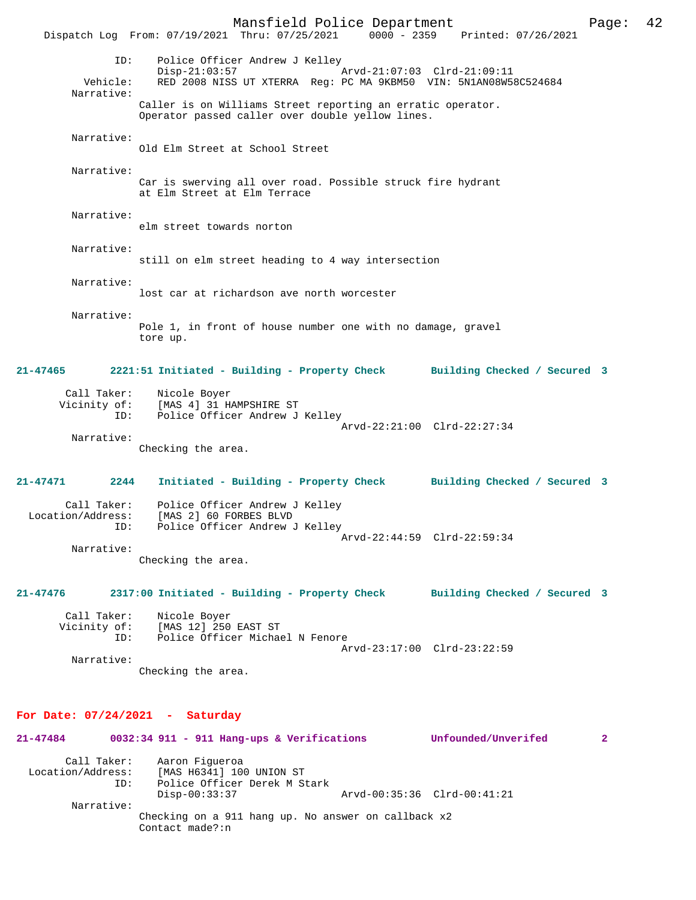```
             ID:    Police Officer Andrew J Kelley
                    Disp-21:03:57              Arvd-21:07:03  Clrd-21:09:11
        Vehicle:    RED 2008 NISS UT XTERRA  Reg: PC MA 9KBM50  VIN: 5N1AN08W58C524684
      Narrative:
                    Caller is on Williams Street reporting an erratic operator.
                    Operator passed caller over double yellow lines.

      Narrative:
                    Old Elm Street at School Street

      Narrative:
                    Car is swerving all over road. Possible struck fire hydrant
                    at Elm Street at Elm Terrace

      Narrative:
                    elm street towards norton

      Narrative:
                    still on elm street heading to 4 way intersection

      Narrative:
                    lost car at richardson ave north worcester

      Narrative:
                    Pole 1, in front of house number one with no damage, gravel
                    tore up.
```

```
21-47465      2221:51 Initiated - Building - Property Check      Building Checked / Secured  3

      Call Taker:    Nicole Boyer
    Vicinity of:    [MAS 4] 31 HAMPSHIRE ST
             ID:    Police Officer Andrew J Kelley
                                               Arvd-22:21:00  Clrd-22:27:34
      Narrative:
                    Checking the area.
```

```
21-47471      2244    Initiated - Building - Property Check      Building Checked / Secured  3

      Call Taker:    Police Officer Andrew J Kelley
Location/Address:    [MAS 2] 60 FORBES BLVD
             ID:    Police Officer Andrew J Kelley
                                               Arvd-22:44:59  Clrd-22:59:34
      Narrative:
                    Checking the area.
```

```
21-47476      2317:00 Initiated - Building - Property Check      Building Checked / Secured  3

      Call Taker:    Nicole Boyer
    Vicinity of:    [MAS 12] 250 EAST ST
             ID:    Police Officer Michael N Fenore
                                               Arvd-23:17:00  Clrd-23:22:59
      Narrative:
                    Checking the area.
```

## For Date: 07/24/2021 - Saturday

```
21-47484      0032:34 911 - 911 Hang-ups & Verifications         Unfounded/Unverifed         2

      Call Taker:    Aaron Figueroa
Location/Address:    [MAS H6341] 100 UNION ST
             ID:    Police Officer Derek M Stark
                    Disp-00:33:37              Arvd-00:35:36  Clrd-00:41:21
      Narrative:
                    Checking on a 911 hang up. No answer on callback x2
                    Contact made?:n
```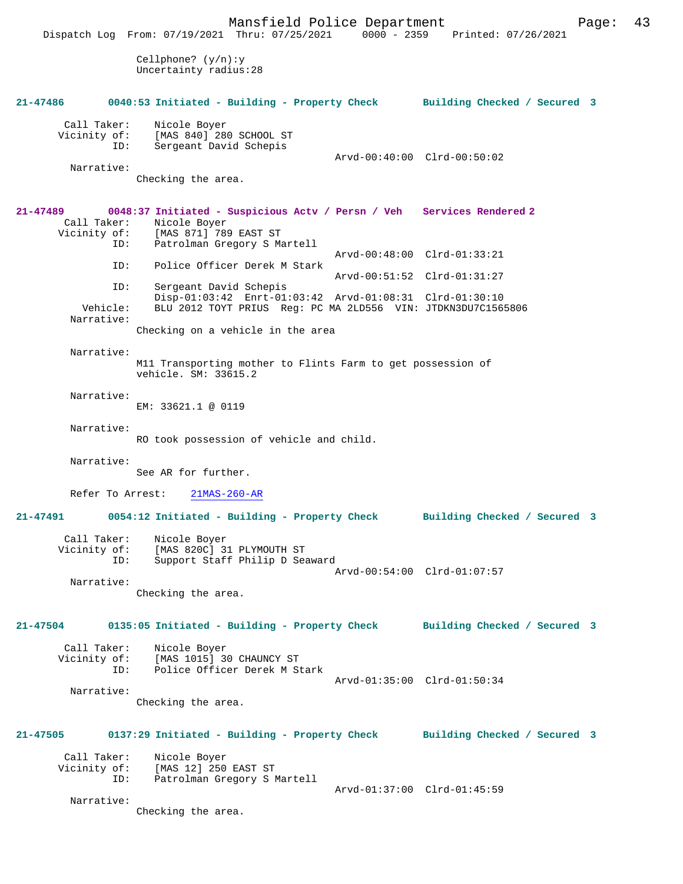Cellphone? (y/n):y
Uncertainty radius:28

**21-47486 0040:53 Initiated - Building - Property Check Building Checked / Secured 3**

Call Taker: Nicole Boyer
Vicinity of: [MAS 840] 280 SCHOOL ST
ID: Sergeant David Schepis
Arvd-00:40:00 Clrd-00:50:02
Narrative:
Checking the area.

**21-47489 0048:37 Initiated - Suspicious Actv / Persn / Veh Services Rendered 2**

Call Taker: Nicole Boyer
Vicinity of: [MAS 871] 789 EAST ST
ID: Patrolman Gregory S Martell
Arvd-00:48:00 Clrd-01:33:21
ID: Police Officer Derek M Stark
Arvd-00:51:52 Clrd-01:31:27
ID: Sergeant David Schepis
Disp-01:03:42 Enrt-01:03:42 Arvd-01:08:31 Clrd-01:30:10
Vehicle: BLU 2012 TOYT PRIUS Reg: PC MA 2LD556 VIN: JTDKN3DU7C1565806
Narrative:
Checking on a vehicle in the area

Narrative:
M11 Transporting mother to Flints Farm to get possession of vehicle. SM: 33615.2

Narrative:
EM: 33621.1 @ 0119

Narrative:
RO took possession of vehicle and child.

Narrative:
See AR for further.

Refer To Arrest: 21MAS-260-AR

**21-47491 0054:12 Initiated - Building - Property Check Building Checked / Secured 3**

Call Taker: Nicole Boyer
Vicinity of: [MAS 820C] 31 PLYMOUTH ST
ID: Support Staff Philip D Seaward
Arvd-00:54:00 Clrd-01:07:57
Narrative:
Checking the area.

**21-47504 0135:05 Initiated - Building - Property Check Building Checked / Secured 3**

Call Taker: Nicole Boyer
Vicinity of: [MAS 1015] 30 CHAUNCY ST
ID: Police Officer Derek M Stark
Arvd-01:35:00 Clrd-01:50:34
Narrative:
Checking the area.

**21-47505 0137:29 Initiated - Building - Property Check Building Checked / Secured 3**

Call Taker: Nicole Boyer
Vicinity of: [MAS 12] 250 EAST ST
ID: Patrolman Gregory S Martell
Arvd-01:37:00 Clrd-01:45:59
Narrative:
Checking the area.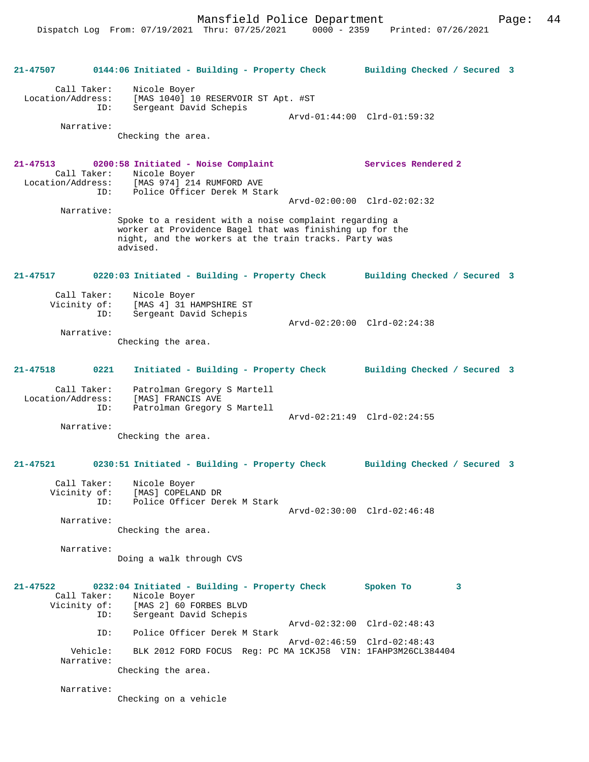**21-47507 0144:06 Initiated - Building - Property Check Building Checked / Secured 3**

Call Taker: Nicole Boyer
Location/Address: [MAS 1040] 10 RESERVOIR ST Apt. #ST
ID: Sergeant David Schepis
Arvd-01:44:00 Clrd-01:59:32
Narrative:
Checking the area.

**21-47513 0200:58 Initiated - Noise Complaint Services Rendered 2**

Call Taker: Nicole Boyer
Location/Address: [MAS 974] 214 RUMFORD AVE
ID: Police Officer Derek M Stark
Arvd-02:00:00 Clrd-02:02:32
Narrative:
Spoke to a resident with a noise complaint regarding a worker at Providence Bagel that was finishing up for the night, and the workers at the train tracks. Party was advised.

**21-47517 0220:03 Initiated - Building - Property Check Building Checked / Secured 3**

Call Taker: Nicole Boyer
Vicinity of: [MAS 4] 31 HAMPSHIRE ST
ID: Sergeant David Schepis
Arvd-02:20:00 Clrd-02:24:38
Narrative:
Checking the area.

**21-47518 0221 Initiated - Building - Property Check Building Checked / Secured 3**

Call Taker: Patrolman Gregory S Martell
Location/Address: [MAS] FRANCIS AVE
ID: Patrolman Gregory S Martell
Arvd-02:21:49 Clrd-02:24:55
Narrative:
Checking the area.

**21-47521 0230:51 Initiated - Building - Property Check Building Checked / Secured 3**

Call Taker: Nicole Boyer
Vicinity of: [MAS] COPELAND DR
ID: Police Officer Derek M Stark
Arvd-02:30:00 Clrd-02:46:48
Narrative:
Checking the area.

Narrative:
Doing a walk through CVS

**21-47522 0232:04 Initiated - Building - Property Check Spoken To 3**

Call Taker: Nicole Boyer
Vicinity of: [MAS 2] 60 FORBES BLVD
ID: Sergeant David Schepis
Arvd-02:32:00 Clrd-02:48:43
ID: Police Officer Derek M Stark
Arvd-02:46:59 Clrd-02:48:43
Vehicle: BLK 2012 FORD FOCUS Reg: PC MA 1CKJ58 VIN: 1FAHP3M26CL384404
Narrative:
Checking the area.

Narrative:
Checking on a vehicle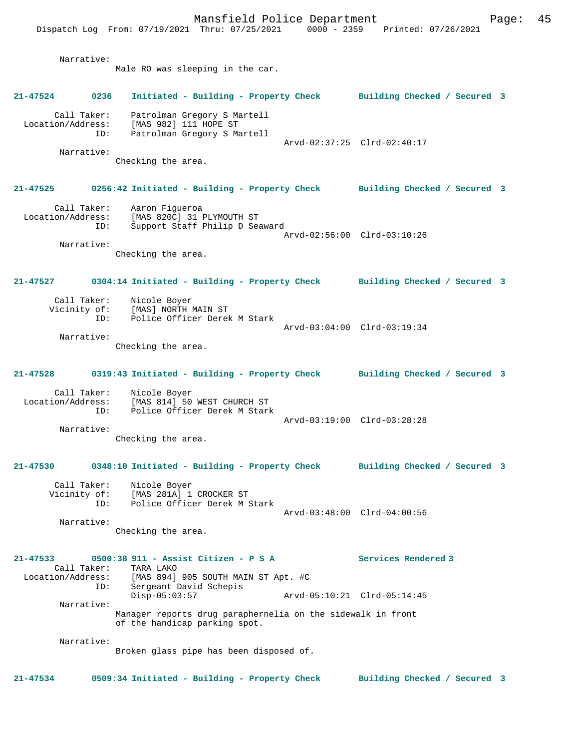Narrative:
Male RO was sleeping in the car.

**21-47524 0236 Initiated - Building - Property Check Building Checked / Secured 3**

Call Taker: Patrolman Gregory S Martell
Location/Address: [MAS 982] 111 HOPE ST
ID: Patrolman Gregory S Martell
Arvd-02:37:25 Clrd-02:40:17

Narrative:
Checking the area.

**21-47525 0256:42 Initiated - Building - Property Check Building Checked / Secured 3**

Call Taker: Aaron Figueroa
Location/Address: [MAS 820C] 31 PLYMOUTH ST
ID: Support Staff Philip D Seaward
Arvd-02:56:00 Clrd-03:10:26

Narrative:
Checking the area.

**21-47527 0304:14 Initiated - Building - Property Check Building Checked / Secured 3**

Call Taker: Nicole Boyer
Vicinity of: [MAS] NORTH MAIN ST
ID: Police Officer Derek M Stark
Arvd-03:04:00 Clrd-03:19:34

Narrative:
Checking the area.

**21-47528 0319:43 Initiated - Building - Property Check Building Checked / Secured 3**

Call Taker: Nicole Boyer
Location/Address: [MAS 814] 50 WEST CHURCH ST
ID: Police Officer Derek M Stark
Arvd-03:19:00 Clrd-03:28:28

Narrative:
Checking the area.

**21-47530 0348:10 Initiated - Building - Property Check Building Checked / Secured 3**

Call Taker: Nicole Boyer
Vicinity of: [MAS 281A] 1 CROCKER ST
ID: Police Officer Derek M Stark
Arvd-03:48:00 Clrd-04:00:56

Narrative:
Checking the area.

**21-47533 0500:38 911 - Assist Citizen - P S A Services Rendered 3**

Call Taker: TARA LAKO
Location/Address: [MAS 894] 905 SOUTH MAIN ST Apt. #C
ID: Sergeant David Schepis
Disp-05:03:57 Arvd-05:10:21 Clrd-05:14:45

Narrative:
Manager reports drug paraphernelia on the sidewalk in front of the handicap parking spot.

Narrative:
Broken glass pipe has been disposed of.

**21-47534 0509:34 Initiated - Building - Property Check Building Checked / Secured 3**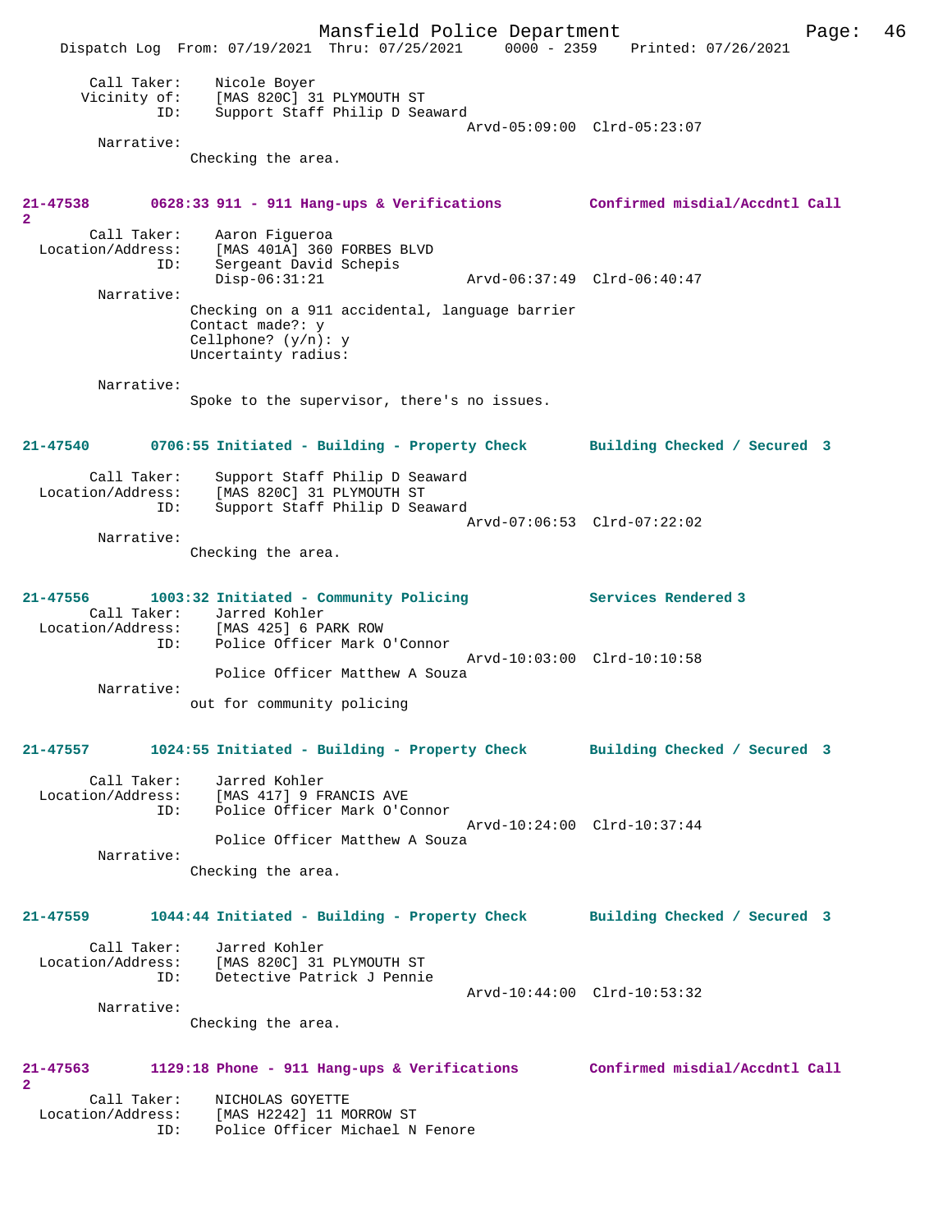Call Taker: Nicole Boyer
Vicinity of: [MAS 820C] 31 PLYMOUTH ST
ID: Support Staff Philip D Seaward
Arvd-05:09:00 Clrd-05:23:07

Narrative:
Checking the area.

**21-47538 0628:33 911 - 911 Hang-ups & Verifications Confirmed misdial/Accdntl Call 2**

Call Taker: Aaron Figueroa
Location/Address: [MAS 401A] 360 FORBES BLVD
ID: Sergeant David Schepis
Disp-06:31:21 Arvd-06:37:49 Clrd-06:40:47

Narrative:
Checking on a 911 accidental, language barrier
Contact made?: y
Cellphone? (y/n): y
Uncertainty radius:

Narrative:
Spoke to the supervisor, there's no issues.

**21-47540 0706:55 Initiated - Building - Property Check Building Checked / Secured 3**

Call Taker: Support Staff Philip D Seaward
Location/Address: [MAS 820C] 31 PLYMOUTH ST
ID: Support Staff Philip D Seaward
Arvd-07:06:53 Clrd-07:22:02

Narrative:
Checking the area.

**21-47556 1003:32 Initiated - Community Policing Services Rendered 3**

Call Taker: Jarred Kohler
Location/Address: [MAS 425] 6 PARK ROW
ID: Police Officer Mark O'Connor
Arvd-10:03:00 Clrd-10:10:58
Police Officer Matthew A Souza

Narrative:
out for community policing

**21-47557 1024:55 Initiated - Building - Property Check Building Checked / Secured 3**

Call Taker: Jarred Kohler
Location/Address: [MAS 417] 9 FRANCIS AVE
ID: Police Officer Mark O'Connor
Arvd-10:24:00 Clrd-10:37:44
Police Officer Matthew A Souza

Narrative:
Checking the area.

**21-47559 1044:44 Initiated - Building - Property Check Building Checked / Secured 3**

Call Taker: Jarred Kohler
Location/Address: [MAS 820C] 31 PLYMOUTH ST
ID: Detective Patrick J Pennie
Arvd-10:44:00 Clrd-10:53:32

Narrative:
Checking the area.

**21-47563 1129:18 Phone - 911 Hang-ups & Verifications Confirmed misdial/Accdntl Call 2**

Call Taker: NICHOLAS GOYETTE
Location/Address: [MAS H2242] 11 MORROW ST
ID: Police Officer Michael N Fenore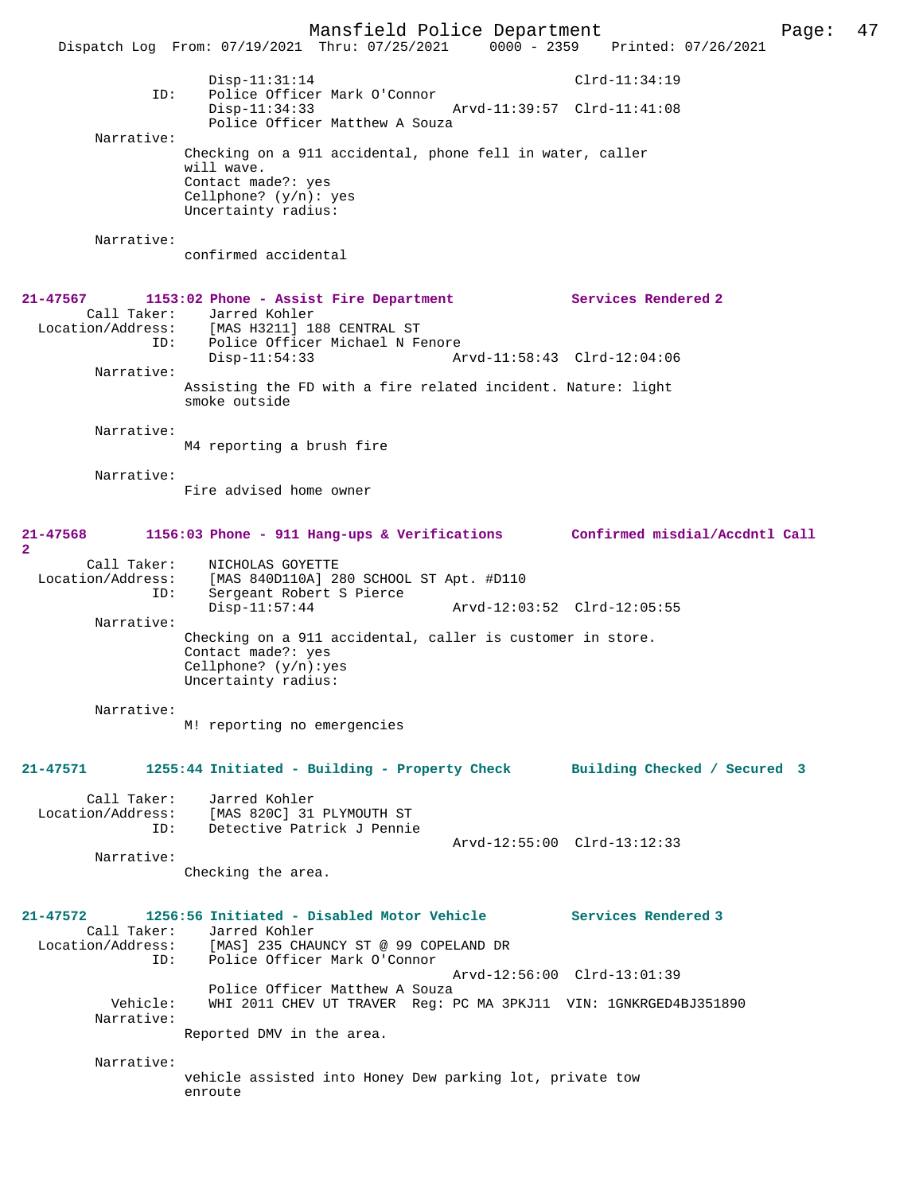Disp-11:31:14 Clrd-11:34:19
ID: Police Officer Mark O'Connor
Disp-11:34:33 Arvd-11:39:57 Clrd-11:41:08
Police Officer Matthew A Souza

Narrative:
Checking on a 911 accidental, phone fell in water, caller will wave.
Contact made?: yes
Cellphone? (y/n): yes
Uncertainty radius:

Narrative:
confirmed accidental

**21-47567 1153:02 Phone - Assist Fire Department — Services Rendered 2**

Call Taker: Jarred Kohler
Location/Address: [MAS H3211] 188 CENTRAL ST
ID: Police Officer Michael N Fenore
Disp-11:54:33 Arvd-11:58:43 Clrd-12:04:06

Narrative:
Assisting the FD with a fire related incident. Nature: light smoke outside

Narrative:
M4 reporting a brush fire

Narrative:
Fire advised home owner

**21-47568 1156:03 Phone - 911 Hang-ups & Verifications — Confirmed misdial/Accdntl Call 2**

Call Taker: NICHOLAS GOYETTE
Location/Address: [MAS 840D110A] 280 SCHOOL ST Apt. #D110
ID: Sergeant Robert S Pierce
Disp-11:57:44 Arvd-12:03:52 Clrd-12:05:55

Narrative:
Checking on a 911 accidental, caller is customer in store.
Contact made?: yes
Cellphone? (y/n):yes
Uncertainty radius:

Narrative:
M! reporting no emergencies

**21-47571 1255:44 Initiated - Building - Property Check — Building Checked / Secured 3**

Call Taker: Jarred Kohler
Location/Address: [MAS 820C] 31 PLYMOUTH ST
ID: Detective Patrick J Pennie
Arvd-12:55:00 Clrd-13:12:33

Narrative:
Checking the area.

**21-47572 1256:56 Initiated - Disabled Motor Vehicle — Services Rendered 3**

Call Taker: Jarred Kohler
Location/Address: [MAS] 235 CHAUNCY ST @ 99 COPELAND DR
ID: Police Officer Mark O'Connor
Arvd-12:56:00 Clrd-13:01:39
Police Officer Matthew A Souza
Vehicle: WHI 2011 CHEV UT TRAVER Reg: PC MA 3PKJ11 VIN: 1GNKRGED4BJ351890

Narrative:
Reported DMV in the area.

Narrative:
vehicle assisted into Honey Dew parking lot, private tow enroute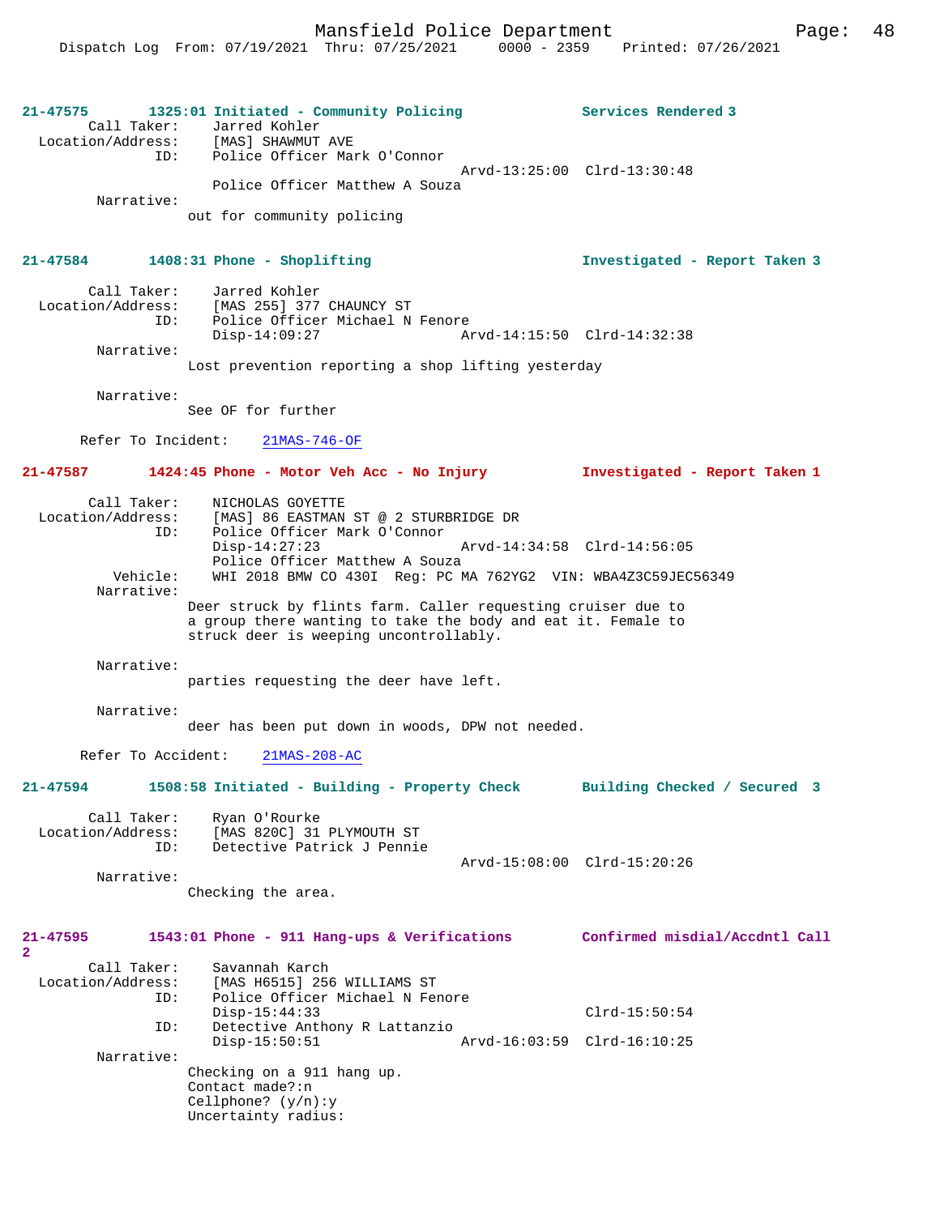**21-47575 1325:01 Initiated - Community Policing — Services Rendered 3**

Call Taker: Jarred Kohler
Location/Address: [MAS] SHAWMUT AVE
ID: Police Officer Mark O'Connor
Arvd-13:25:00 Clrd-13:30:48
Police Officer Matthew A Souza
Narrative:
out for community policing

**21-47584 1408:31 Phone - Shoplifting — Investigated - Report Taken 3**

Call Taker: Jarred Kohler
Location/Address: [MAS 255] 377 CHAUNCY ST
ID: Police Officer Michael N Fenore
Disp-14:09:27 Arvd-14:15:50 Clrd-14:32:38
Narrative:
Lost prevention reporting a shop lifting yesterday

Narrative:
See OF for further

Refer To Incident: 21MAS-746-OF

**21-47587 1424:45 Phone - Motor Veh Acc - No Injury — Investigated - Report Taken 1**

Call Taker: NICHOLAS GOYETTE
Location/Address: [MAS] 86 EASTMAN ST @ 2 STURBRIDGE DR
ID: Police Officer Mark O'Connor
Disp-14:27:23 Arvd-14:34:58 Clrd-14:56:05
Police Officer Matthew A Souza
Vehicle: WHI 2018 BMW CO 430I Reg: PC MA 762YG2 VIN: WBA4Z3C59JEC56349
Narrative:
Deer struck by flints farm. Caller requesting cruiser due to a group there wanting to take the body and eat it. Female to struck deer is weeping uncontrollably.

Narrative:
parties requesting the deer have left.

Narrative:
deer has been put down in woods, DPW not needed.

Refer To Accident: 21MAS-208-AC

**21-47594 1508:58 Initiated - Building - Property Check — Building Checked / Secured 3**

Call Taker: Ryan O'Rourke
Location/Address: [MAS 820C] 31 PLYMOUTH ST
ID: Detective Patrick J Pennie
Arvd-15:08:00 Clrd-15:20:26
Narrative:
Checking the area.

**21-47595 1543:01 Phone - 911 Hang-ups & Verifications — Confirmed misdial/Accdntl Call 2**

Call Taker: Savannah Karch
Location/Address: [MAS H6515] 256 WILLIAMS ST
ID: Police Officer Michael N Fenore
Disp-15:44:33 Clrd-15:50:54
ID: Detective Anthony R Lattanzio
Disp-15:50:51 Arvd-16:03:59 Clrd-16:10:25
Narrative:
Checking on a 911 hang up.
Contact made?:n
Cellphone? (y/n):y
Uncertainty radius: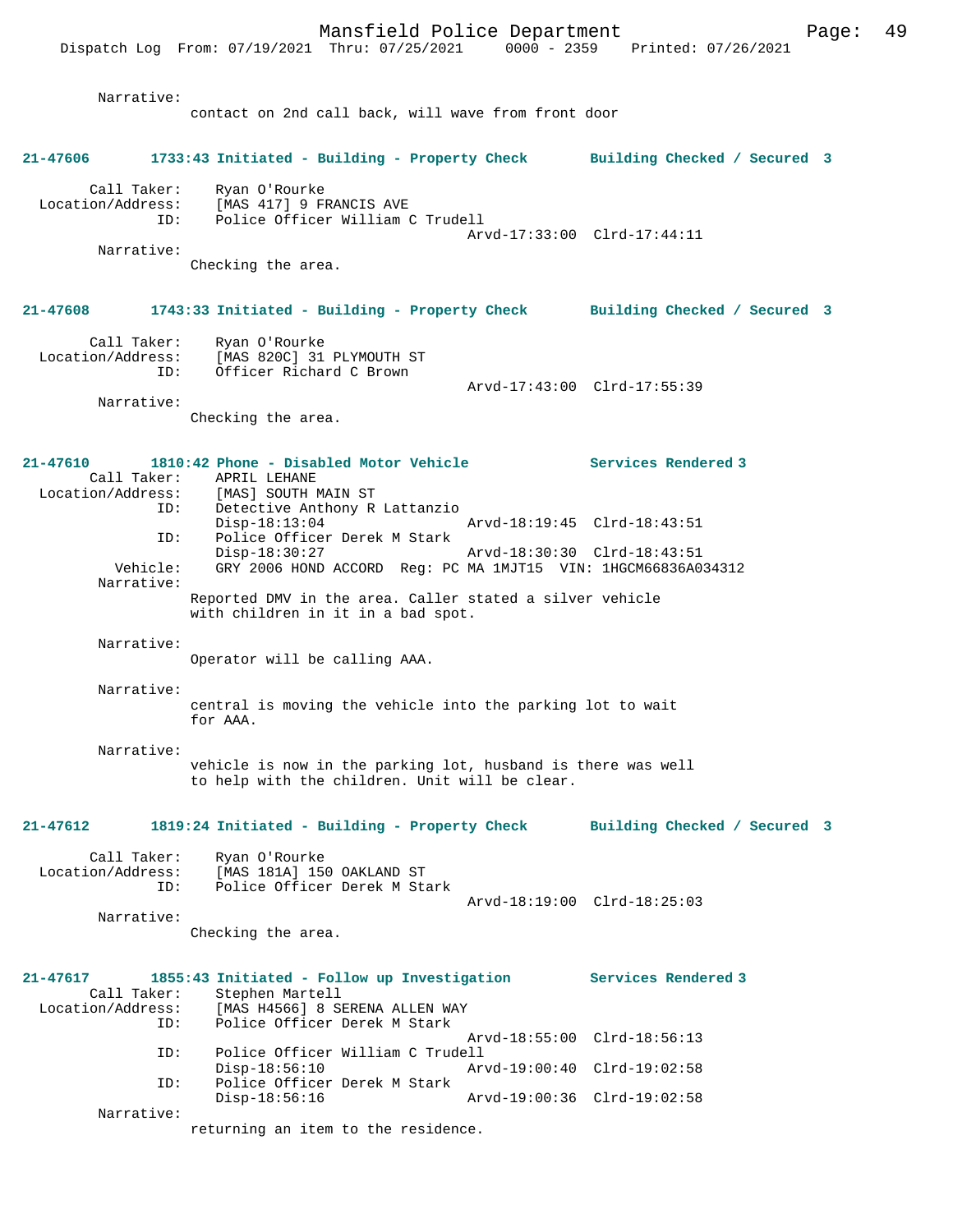Narrative:
contact on 2nd call back, will wave from front door

**21-47606 1733:43 Initiated - Building - Property Check Building Checked / Secured 3**

Call Taker: Ryan O'Rourke
Location/Address: [MAS 417] 9 FRANCIS AVE
ID: Police Officer William C Trudell
Arvd-17:33:00 Clrd-17:44:11
Narrative:
Checking the area.

**21-47608 1743:33 Initiated - Building - Property Check Building Checked / Secured 3**

Call Taker: Ryan O'Rourke
Location/Address: [MAS 820C] 31 PLYMOUTH ST
ID: Officer Richard C Brown
Arvd-17:43:00 Clrd-17:55:39
Narrative:
Checking the area.

**21-47610 1810:42 Phone - Disabled Motor Vehicle Services Rendered 3**

Call Taker: APRIL LEHANE
Location/Address: [MAS] SOUTH MAIN ST
ID: Detective Anthony R Lattanzio
Disp-18:13:04 Arvd-18:19:45 Clrd-18:43:51
ID: Police Officer Derek M Stark
Disp-18:30:27 Arvd-18:30:30 Clrd-18:43:51
Vehicle: GRY 2006 HOND ACCORD Reg: PC MA 1MJT15 VIN: 1HGCM66836A034312
Narrative:
Reported DMV in the area. Caller stated a silver vehicle with children in it in a bad spot.

Narrative:
Operator will be calling AAA.

Narrative:
central is moving the vehicle into the parking lot to wait for AAA.

Narrative:
vehicle is now in the parking lot, husband is there was well to help with the children. Unit will be clear.

**21-47612 1819:24 Initiated - Building - Property Check Building Checked / Secured 3**

Call Taker: Ryan O'Rourke
Location/Address: [MAS 181A] 150 OAKLAND ST
ID: Police Officer Derek M Stark
Arvd-18:19:00 Clrd-18:25:03
Narrative:
Checking the area.

**21-47617 1855:43 Initiated - Follow up Investigation Services Rendered 3**

Call Taker: Stephen Martell
Location/Address: [MAS H4566] 8 SERENA ALLEN WAY
ID: Police Officer Derek M Stark
Arvd-18:55:00 Clrd-18:56:13
ID: Police Officer William C Trudell
Disp-18:56:10 Arvd-19:00:40 Clrd-19:02:58
ID: Police Officer Derek M Stark
Disp-18:56:16 Arvd-19:00:36 Clrd-19:02:58
Narrative:
returning an item to the residence.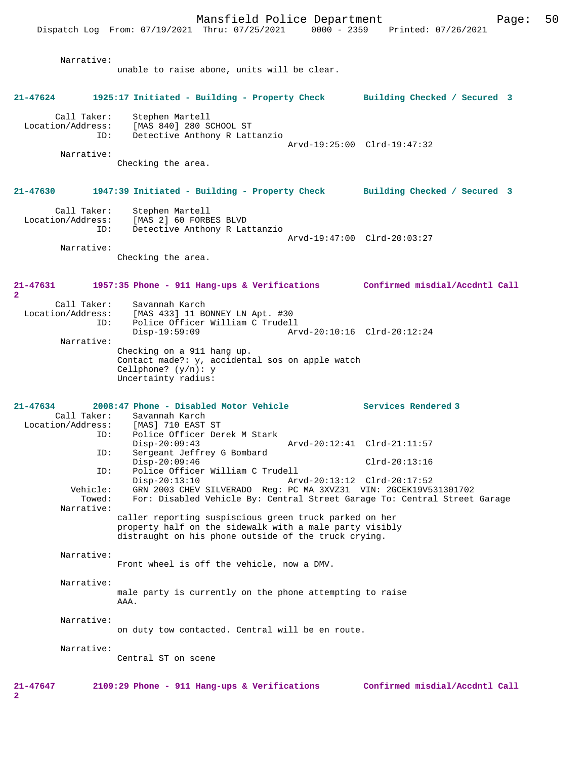Narrative:
unable to raise abone, units will be clear.

**21-47624 1925:17 Initiated - Building - Property Check Building Checked / Secured 3**

Call Taker: Stephen Martell
Location/Address: [MAS 840] 280 SCHOOL ST
ID: Detective Anthony R Lattanzio
Arvd-19:25:00 Clrd-19:47:32
Narrative:
Checking the area.

**21-47630 1947:39 Initiated - Building - Property Check Building Checked / Secured 3**

Call Taker: Stephen Martell
Location/Address: [MAS 2] 60 FORBES BLVD
ID: Detective Anthony R Lattanzio
Arvd-19:47:00 Clrd-20:03:27
Narrative:
Checking the area.

**21-47631 1957:35 Phone - 911 Hang-ups & Verifications Confirmed misdial/Accdntl Call 2**

Call Taker: Savannah Karch
Location/Address: [MAS 433] 11 BONNEY LN Apt. #30
ID: Police Officer William C Trudell
Disp-19:59:09 Arvd-20:10:16 Clrd-20:12:24
Narrative:
Checking on a 911 hang up.
Contact made?: y, accidental sos on apple watch
Cellphone? (y/n): y
Uncertainty radius:

**21-47634 2008:47 Phone - Disabled Motor Vehicle Services Rendered 3**

Call Taker: Savannah Karch
Location/Address: [MAS] 710 EAST ST
ID: Police Officer Derek M Stark
Disp-20:09:43 Arvd-20:12:41 Clrd-21:11:57
ID: Sergeant Jeffrey G Bombard
Disp-20:09:46 Clrd-20:13:16
ID: Police Officer William C Trudell
Disp-20:13:10 Arvd-20:13:12 Clrd-20:17:52
Vehicle: GRN 2003 CHEV SILVERADO Reg: PC MA 3XVZ31 VIN: 2GCEK19V531301702
Towed: For: Disabled Vehicle By: Central Street Garage To: Central Street Garage
Narrative:
caller reporting suspiscious green truck parked on her property half on the sidewalk with a male party visibly distraught on his phone outside of the truck crying.

Narrative:
Front wheel is off the vehicle, now a DMV.

Narrative:
male party is currently on the phone attempting to raise AAA.

Narrative:
on duty tow contacted. Central will be en route.

Narrative:
Central ST on scene

**21-47647 2109:29 Phone - 911 Hang-ups & Verifications Confirmed misdial/Accdntl Call 2**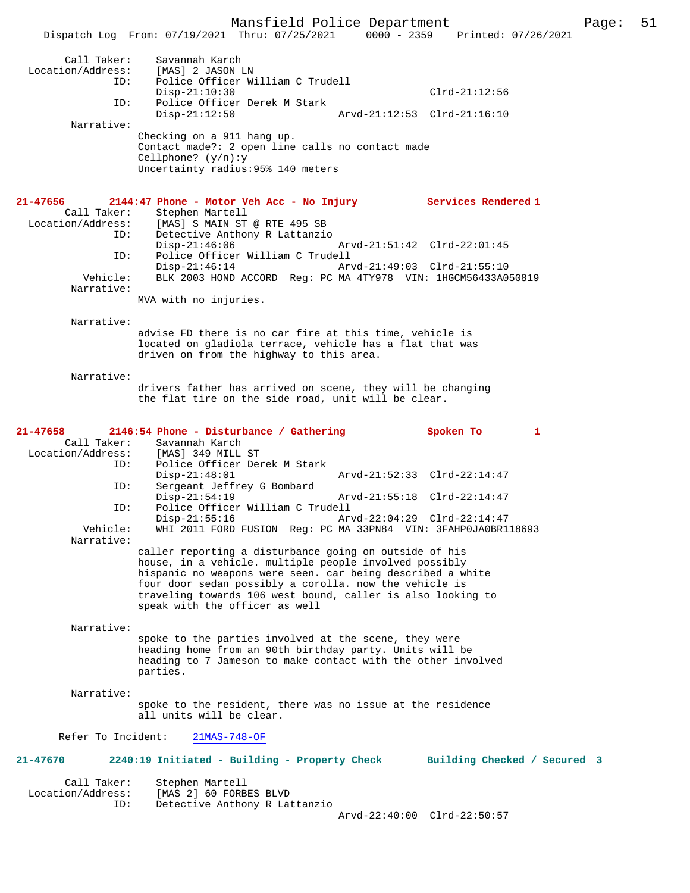```
        Call Taker:     Savannah Karch
  Location/Address:     [MAS] 2 JASON LN
                ID:     Police Officer William C Trudell
                        Disp-21:10:30                             Clrd-21:12:56
                ID:     Police Officer Derek M Stark
                        Disp-21:12:50                Arvd-21:12:53  Clrd-21:16:10
         Narrative:
                    Checking on a 911 hang up.
                    Contact made?: 2 open line calls no contact made
                    Cellphone? (y/n):y
                    Uncertainty radius:95% 140 meters
```

**21-47656        2144:47 Phone - Motor Veh Acc - No Injury           Services Rendered 1**

```
        Call Taker:     Stephen Martell
  Location/Address:     [MAS] S MAIN ST @ RTE 495 SB
                ID:     Detective Anthony R Lattanzio
                        Disp-21:46:06                Arvd-21:51:42  Clrd-22:01:45
                ID:     Police Officer William C Trudell
                        Disp-21:46:14                Arvd-21:49:03  Clrd-21:55:10
           Vehicle:     BLK 2003 HOND ACCORD  Reg: PC MA 4TY978  VIN: 1HGCM56433A050819
         Narrative:
                    MVA with no injuries.

         Narrative:
                    advise FD there is no car fire at this time, vehicle is
                    located on gladiola terrace, vehicle has a flat that was
                    driven on from the highway to this area.

         Narrative:
                    drivers father has arrived on scene, they will be changing
                    the flat tire on the side road, unit will be clear.
```

**21-47658        2146:54 Phone - Disturbance / Gathering             Spoken To        1**

```
        Call Taker:     Savannah Karch
  Location/Address:     [MAS] 349 MILL ST
                ID:     Police Officer Derek M Stark
                        Disp-21:48:01                Arvd-21:52:33  Clrd-22:14:47
                ID:     Sergeant Jeffrey G Bombard
                        Disp-21:54:19                Arvd-21:55:18  Clrd-22:14:47
                ID:     Police Officer William C Trudell
                        Disp-21:55:16                Arvd-22:04:29  Clrd-22:14:47
           Vehicle:     WHI 2011 FORD FUSION  Reg: PC MA 33PN84  VIN: 3FAHP0JA0BR118693
         Narrative:
                    caller reporting a disturbance going on outside of his
                    house, in a vehicle. multiple people involved possibly
                    hispanic no weapons were seen. car being described a white
                    four door sedan possibly a corolla. now the vehicle is
                    traveling towards 106 west bound, caller is also looking to
                    speak with the officer as well

         Narrative:
                    spoke to the parties involved at the scene, they were
                    heading home from an 90th birthday party. Units will be
                    heading to 7 Jameson to make contact with the other involved
                    parties.

         Narrative:
                    spoke to the resident, there was no issue at the residence
                    all units will be clear.

      Refer To Incident:    21MAS-748-OF
```

**21-47670        2240:19 Initiated - Building - Property Check       Building Checked / Secured  3**

```
        Call Taker:     Stephen Martell
  Location/Address:     [MAS 2] 60 FORBES BLVD
                ID:     Detective Anthony R Lattanzio
                                                     Arvd-22:40:00  Clrd-22:50:57
```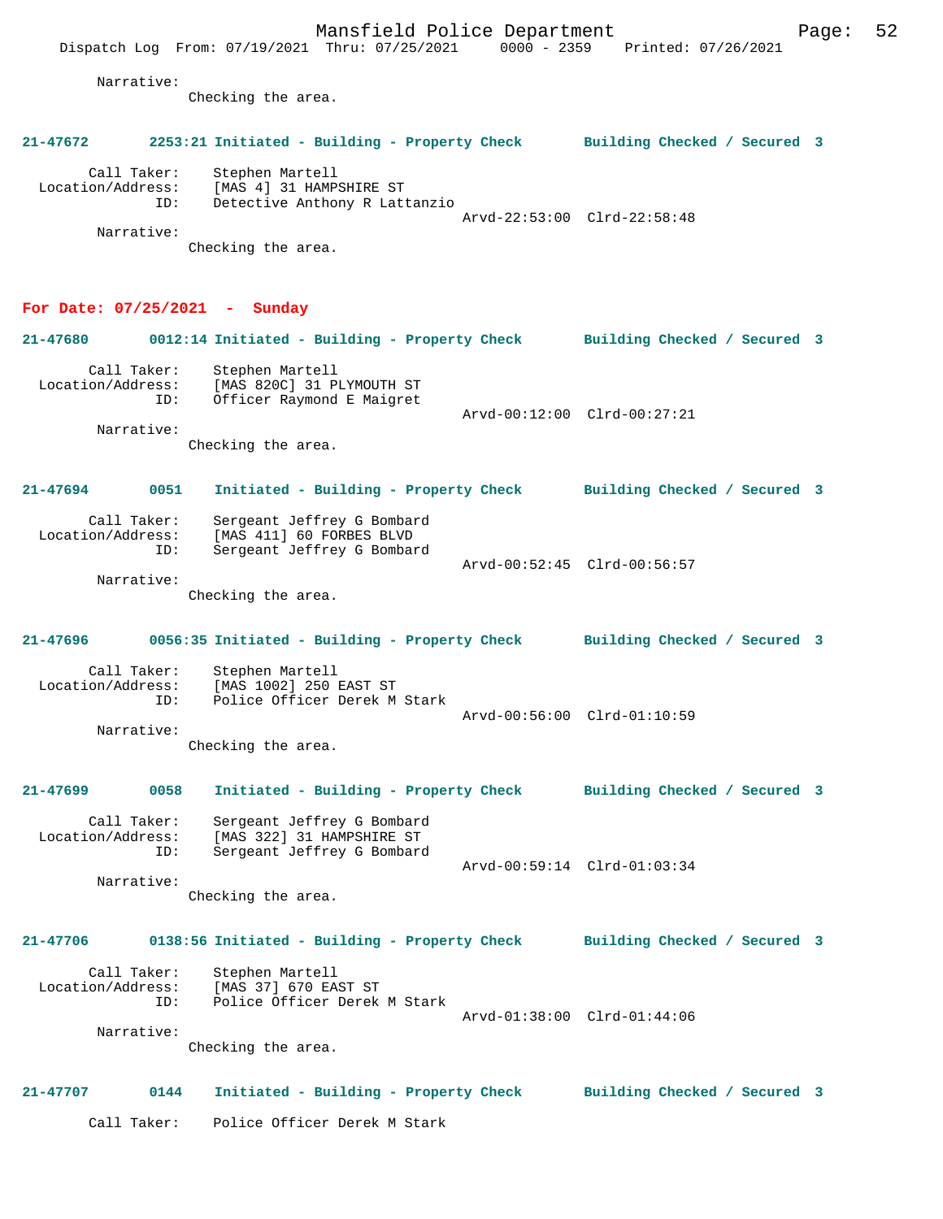Narrative:
Checking the area.

**21-47672 2253:21 Initiated - Building - Property Check Building Checked / Secured 3**

Call Taker: Stephen Martell
Location/Address: [MAS 4] 31 HAMPSHIRE ST
ID: Detective Anthony R Lattanzio
Arvd-22:53:00 Clrd-22:58:48
Narrative:
Checking the area.

## For Date: 07/25/2021 - Sunday

**21-47680 0012:14 Initiated - Building - Property Check Building Checked / Secured 3**

Call Taker: Stephen Martell
Location/Address: [MAS 820C] 31 PLYMOUTH ST
ID: Officer Raymond E Maigret
Arvd-00:12:00 Clrd-00:27:21
Narrative:
Checking the area.

**21-47694 0051 Initiated - Building - Property Check Building Checked / Secured 3**

Call Taker: Sergeant Jeffrey G Bombard
Location/Address: [MAS 411] 60 FORBES BLVD
ID: Sergeant Jeffrey G Bombard
Arvd-00:52:45 Clrd-00:56:57
Narrative:
Checking the area.

**21-47696 0056:35 Initiated - Building - Property Check Building Checked / Secured 3**

Call Taker: Stephen Martell
Location/Address: [MAS 1002] 250 EAST ST
ID: Police Officer Derek M Stark
Arvd-00:56:00 Clrd-01:10:59
Narrative:
Checking the area.

**21-47699 0058 Initiated - Building - Property Check Building Checked / Secured 3**

Call Taker: Sergeant Jeffrey G Bombard
Location/Address: [MAS 322] 31 HAMPSHIRE ST
ID: Sergeant Jeffrey G Bombard
Arvd-00:59:14 Clrd-01:03:34
Narrative:
Checking the area.

**21-47706 0138:56 Initiated - Building - Property Check Building Checked / Secured 3**

Call Taker: Stephen Martell
Location/Address: [MAS 37] 670 EAST ST
ID: Police Officer Derek M Stark
Arvd-01:38:00 Clrd-01:44:06
Narrative:
Checking the area.

**21-47707 0144 Initiated - Building - Property Check Building Checked / Secured 3**

Call Taker: Police Officer Derek M Stark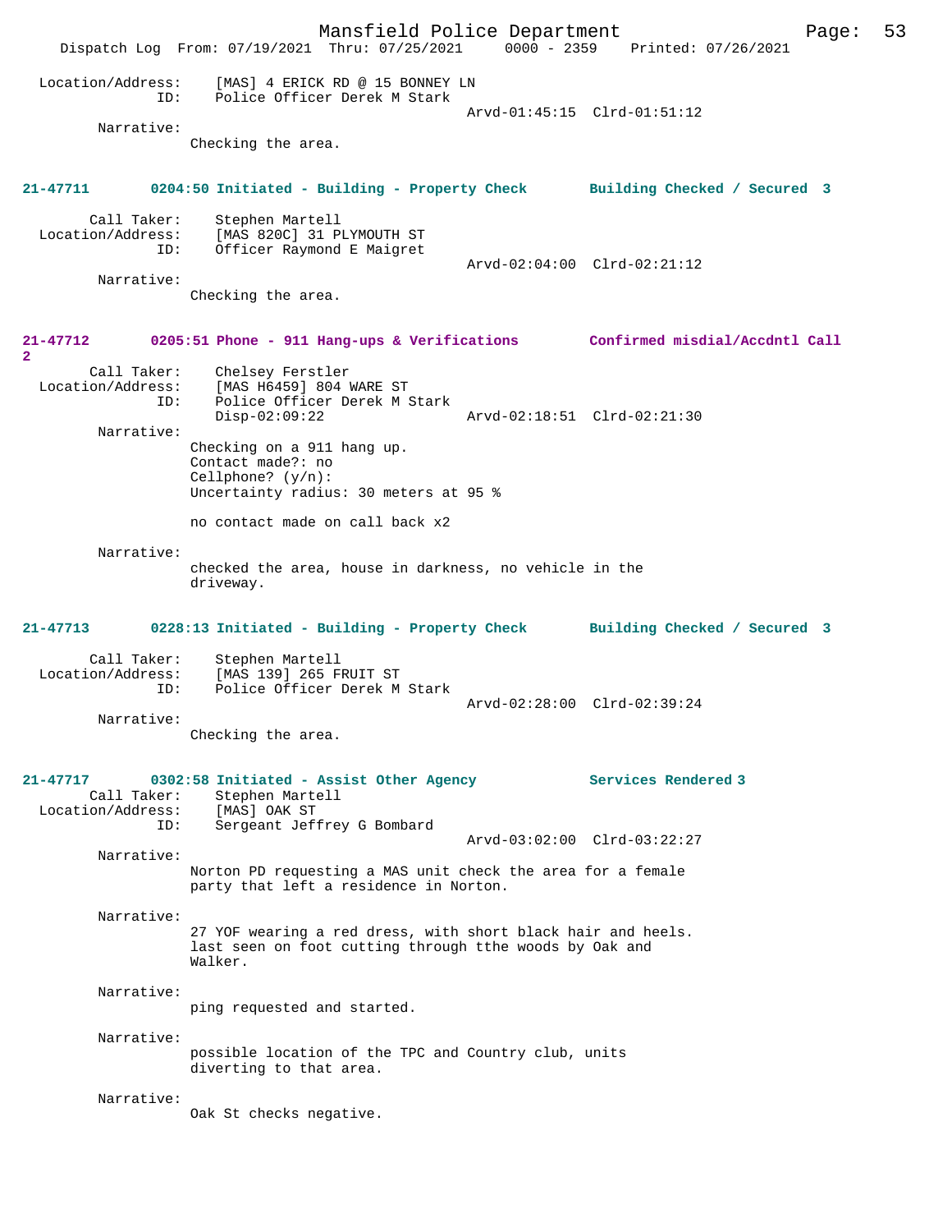Location/Address: [MAS] 4 ERICK RD @ 15 BONNEY LN
ID: Police Officer Derek M Stark
Arvd-01:45:15 Clrd-01:51:12
Narrative:
Checking the area.

**21-47711 0204:50 Initiated - Building - Property Check Building Checked / Secured 3**

Call Taker: Stephen Martell
Location/Address: [MAS 820C] 31 PLYMOUTH ST
ID: Officer Raymond E Maigret
Arvd-02:04:00 Clrd-02:21:12
Narrative:
Checking the area.

**21-47712 0205:51 Phone - 911 Hang-ups & Verifications Confirmed misdial/Accdntl Call 2**

Call Taker: Chelsey Ferstler
Location/Address: [MAS H6459] 804 WARE ST
ID: Police Officer Derek M Stark
Disp-02:09:22 Arvd-02:18:51 Clrd-02:21:30
Narrative:
Checking on a 911 hang up.
Contact made?: no
Cellphone? (y/n):
Uncertainty radius: 30 meters at 95 %

no contact made on call back x2

Narrative:
checked the area, house in darkness, no vehicle in the driveway.

**21-47713 0228:13 Initiated - Building - Property Check Building Checked / Secured 3**

Call Taker: Stephen Martell
Location/Address: [MAS 139] 265 FRUIT ST
ID: Police Officer Derek M Stark
Arvd-02:28:00 Clrd-02:39:24
Narrative:
Checking the area.

**21-47717 0302:58 Initiated - Assist Other Agency Services Rendered 3**

Call Taker: Stephen Martell
Location/Address: [MAS] OAK ST
ID: Sergeant Jeffrey G Bombard
Arvd-03:02:00 Clrd-03:22:27
Narrative:
Norton PD requesting a MAS unit check the area for a female party that left a residence in Norton.

Narrative:
27 YOF wearing a red dress, with short black hair and heels. last seen on foot cutting through tthe woods by Oak and Walker.

Narrative:
ping requested and started.

Narrative:
possible location of the TPC and Country club, units diverting to that area.

Narrative:
Oak St checks negative.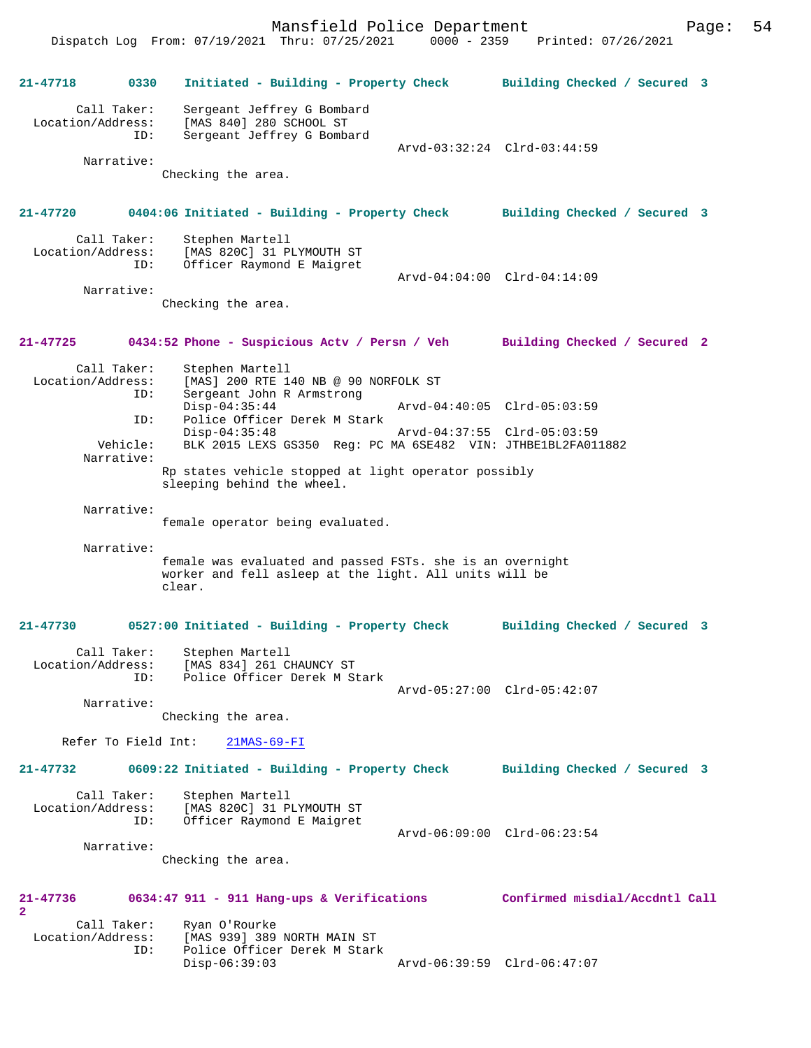**21-47718 0330 Initiated - Building - Property Check Building Checked / Secured 3**

```
        Call Taker:    Sergeant Jeffrey G Bombard
  Location/Address:    [MAS 840] 280 SCHOOL ST
                ID:    Sergeant Jeffrey G Bombard
                                                Arvd-03:32:24  Clrd-03:44:59
         Narrative:
                     Checking the area.
```

**21-47720 0404:06 Initiated - Building - Property Check Building Checked / Secured 3**

```
        Call Taker:    Stephen Martell
  Location/Address:    [MAS 820C] 31 PLYMOUTH ST
                ID:    Officer Raymond E Maigret
                                                Arvd-04:04:00  Clrd-04:14:09
         Narrative:
                     Checking the area.
```

**21-47725 0434:52 Phone - Suspicious Actv / Persn / Veh Building Checked / Secured 2**

```
        Call Taker:    Stephen Martell
  Location/Address:    [MAS] 200 RTE 140 NB @ 90 NORFOLK ST
                ID:    Sergeant John R Armstrong
                       Disp-04:35:44            Arvd-04:40:05  Clrd-05:03:59
                ID:    Police Officer Derek M Stark
                       Disp-04:35:48            Arvd-04:37:55  Clrd-05:03:59
           Vehicle:    BLK 2015 LEXS GS350  Reg: PC MA 6SE482  VIN: JTHBE1BL2FA011882
         Narrative:
                     Rp states vehicle stopped at light operator possibly
                     sleeping behind the wheel.

         Narrative:
                     female operator being evaluated.

         Narrative:
                     female was evaluated and passed FSTs. she is an overnight
                     worker and fell asleep at the light. All units will be
                     clear.
```

**21-47730 0527:00 Initiated - Building - Property Check Building Checked / Secured 3**

```
        Call Taker:    Stephen Martell
  Location/Address:    [MAS 834] 261 CHAUNCY ST
                ID:    Police Officer Derek M Stark
                                                Arvd-05:27:00  Clrd-05:42:07
         Narrative:
                     Checking the area.

      Refer To Field Int:    21MAS-69-FI
```

**21-47732 0609:22 Initiated - Building - Property Check Building Checked / Secured 3**

```
        Call Taker:    Stephen Martell
  Location/Address:    [MAS 820C] 31 PLYMOUTH ST
                ID:    Officer Raymond E Maigret
                                                Arvd-06:09:00  Clrd-06:23:54
         Narrative:
                     Checking the area.
```

**21-47736 0634:47 911 - 911 Hang-ups & Verifications Confirmed misdial/Accdntl Call 2**

```
        Call Taker:    Ryan O'Rourke
  Location/Address:    [MAS 939] 389 NORTH MAIN ST
                ID:    Police Officer Derek M Stark
                       Disp-06:39:03            Arvd-06:39:59  Clrd-06:47:07
```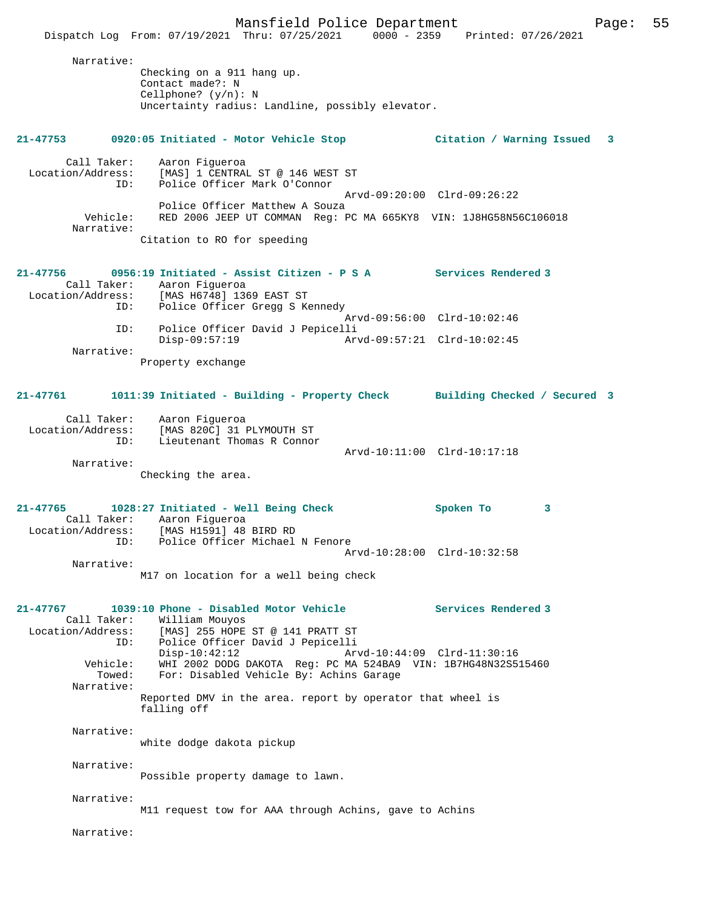Narrative:
Checking on a 911 hang up.
Contact made?: N
Cellphone? (y/n): N
Uncertainty radius: Landline, possibly elevator.

**21-47753 0920:05 Initiated - Motor Vehicle Stop — Citation / Warning Issued 3**

Call Taker: Aaron Figueroa
Location/Address: [MAS] 1 CENTRAL ST @ 146 WEST ST
ID: Police Officer Mark O'Connor
Arvd-09:20:00 Clrd-09:26:22
Police Officer Matthew A Souza
Vehicle: RED 2006 JEEP UT COMMAN Reg: PC MA 665KY8 VIN: 1J8HG58N56C106018
Narrative:
Citation to RO for speeding

**21-47756 0956:19 Initiated - Assist Citizen - P S A — Services Rendered 3**

Call Taker: Aaron Figueroa
Location/Address: [MAS H6748] 1369 EAST ST
ID: Police Officer Gregg S Kennedy
Arvd-09:56:00 Clrd-10:02:46
ID: Police Officer David J Pepicelli
Disp-09:57:19 Arvd-09:57:21 Clrd-10:02:45
Narrative:
Property exchange

**21-47761 1011:39 Initiated - Building - Property Check — Building Checked / Secured 3**

Call Taker: Aaron Figueroa
Location/Address: [MAS 820C] 31 PLYMOUTH ST
ID: Lieutenant Thomas R Connor
Arvd-10:11:00 Clrd-10:17:18
Narrative:
Checking the area.

**21-47765 1028:27 Initiated - Well Being Check — Spoken To 3**

Call Taker: Aaron Figueroa
Location/Address: [MAS H1591] 48 BIRD RD
ID: Police Officer Michael N Fenore
Arvd-10:28:00 Clrd-10:32:58
Narrative:
M17 on location for a well being check

**21-47767 1039:10 Phone - Disabled Motor Vehicle — Services Rendered 3**

Call Taker: William Mouyos
Location/Address: [MAS] 255 HOPE ST @ 141 PRATT ST
ID: Police Officer David J Pepicelli
Disp-10:42:12 Arvd-10:44:09 Clrd-11:30:16
Vehicle: WHI 2002 DODG DAKOTA Reg: PC MA 524BA9 VIN: 1B7HG48N32S515460
Towed: For: Disabled Vehicle By: Achins Garage
Narrative:
Reported DMV in the area. report by operator that wheel is falling off

Narrative:
white dodge dakota pickup

Narrative:
Possible property damage to lawn.

Narrative:
M11 request tow for AAA through Achins, gave to Achins

Narrative: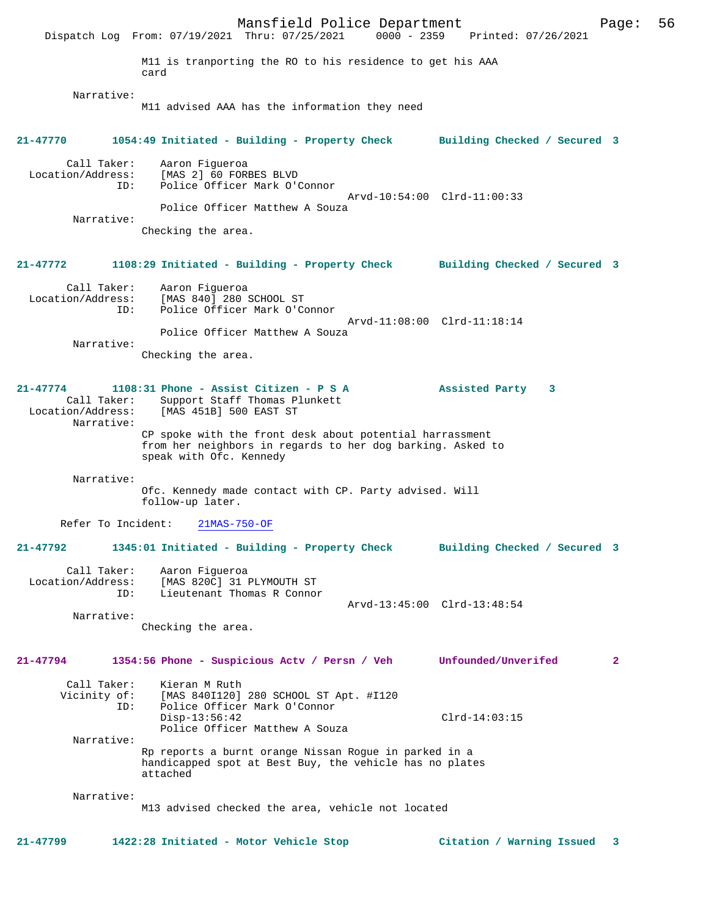M11 is tranporting the RO to his residence to get his AAA card

Narrative:
M11 advised AAA has the information they need

**21-47770 1054:49 Initiated - Building - Property Check Building Checked / Secured 3**

Call Taker: Aaron Figueroa
Location/Address: [MAS 2] 60 FORBES BLVD
ID: Police Officer Mark O'Connor
Arvd-10:54:00 Clrd-11:00:33
Police Officer Matthew A Souza
Narrative:
Checking the area.

**21-47772 1108:29 Initiated - Building - Property Check Building Checked / Secured 3**

Call Taker: Aaron Figueroa
Location/Address: [MAS 840] 280 SCHOOL ST
ID: Police Officer Mark O'Connor
Arvd-11:08:00 Clrd-11:18:14
Police Officer Matthew A Souza
Narrative:
Checking the area.

**21-47774 1108:31 Phone - Assist Citizen - P S A Assisted Party 3**

Call Taker: Support Staff Thomas Plunkett
Location/Address: [MAS 451B] 500 EAST ST
Narrative:
CP spoke with the front desk about potential harrassment from her neighbors in regards to her dog barking. Asked to speak with Ofc. Kennedy

Narrative:
Ofc. Kennedy made contact with CP. Party advised. Will follow-up later.

Refer To Incident: 21MAS-750-OF

**21-47792 1345:01 Initiated - Building - Property Check Building Checked / Secured 3**

Call Taker: Aaron Figueroa
Location/Address: [MAS 820C] 31 PLYMOUTH ST
ID: Lieutenant Thomas R Connor
Arvd-13:45:00 Clrd-13:48:54
Narrative:
Checking the area.

**21-47794 1354:56 Phone - Suspicious Actv / Persn / Veh Unfounded/Unverifed 2**

Call Taker: Kieran M Ruth
Vicinity of: [MAS 840I120] 280 SCHOOL ST Apt. #I120
ID: Police Officer Mark O'Connor
Disp-13:56:42 Clrd-14:03:15
Police Officer Matthew A Souza
Narrative:
Rp reports a burnt orange Nissan Rogue in parked in a handicapped spot at Best Buy, the vehicle has no plates attached

Narrative:
M13 advised checked the area, vehicle not located

**21-47799 1422:28 Initiated - Motor Vehicle Stop Citation / Warning Issued 3**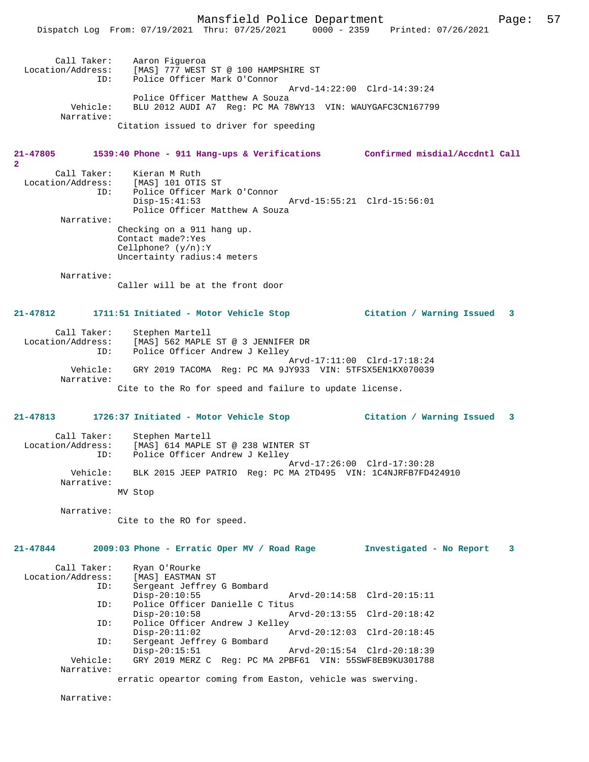Call Taker: Aaron Figueroa
Location/Address: [MAS] 777 WEST ST @ 100 HAMPSHIRE ST
ID: Police Officer Mark O'Connor
Arvd-14:22:00 Clrd-14:39:24
Police Officer Matthew A Souza
Vehicle: BLU 2012 AUDI A7 Reg: PC MA 78WY13 VIN: WAUYGAFC3CN167799
Narrative:
Citation issued to driver for speeding

**21-47805 1539:40 Phone - 911 Hang-ups & Verifications Confirmed misdial/Accdntl Call 2**

Call Taker: Kieran M Ruth
Location/Address: [MAS] 101 OTIS ST
ID: Police Officer Mark O'Connor
Disp-15:41:53 Arvd-15:55:21 Clrd-15:56:01
Police Officer Matthew A Souza
Narrative:
Checking on a 911 hang up.
Contact made?:Yes
Cellphone? (y/n):Y
Uncertainty radius:4 meters

Narrative:
Caller will be at the front door

**21-47812 1711:51 Initiated - Motor Vehicle Stop Citation / Warning Issued 3**

Call Taker: Stephen Martell
Location/Address: [MAS] 562 MAPLE ST @ 3 JENNIFER DR
ID: Police Officer Andrew J Kelley
Arvd-17:11:00 Clrd-17:18:24
Vehicle: GRY 2019 TACOMA Reg: PC MA 9JY933 VIN: 5TFSX5EN1KX070039
Narrative:
Cite to the Ro for speed and failure to update license.

**21-47813 1726:37 Initiated - Motor Vehicle Stop Citation / Warning Issued 3**

Call Taker: Stephen Martell
Location/Address: [MAS] 614 MAPLE ST @ 238 WINTER ST
ID: Police Officer Andrew J Kelley
Arvd-17:26:00 Clrd-17:30:28
Vehicle: BLK 2015 JEEP PATRIO Reg: PC MA 2TD495 VIN: 1C4NJRFB7FD424910
Narrative:
MV Stop

Narrative:
Cite to the RO for speed.

**21-47844 2009:03 Phone - Erratic Oper MV / Road Rage Investigated - No Report 3**

Call Taker: Ryan O'Rourke
Location/Address: [MAS] EASTMAN ST
ID: Sergeant Jeffrey G Bombard
Disp-20:10:55 Arvd-20:14:58 Clrd-20:15:11
ID: Police Officer Danielle C Titus
Disp-20:10:58 Arvd-20:13:55 Clrd-20:18:42
ID: Police Officer Andrew J Kelley
Disp-20:11:02 Arvd-20:12:03 Clrd-20:18:45
ID: Sergeant Jeffrey G Bombard
Disp-20:15:51 Arvd-20:15:54 Clrd-20:18:39
Vehicle: GRY 2019 MERZ C Reg: PC MA 2PBF61 VIN: 55SWF8EB9KU301788
Narrative:
erratic opeartor coming from Easton, vehicle was swerving.

Narrative: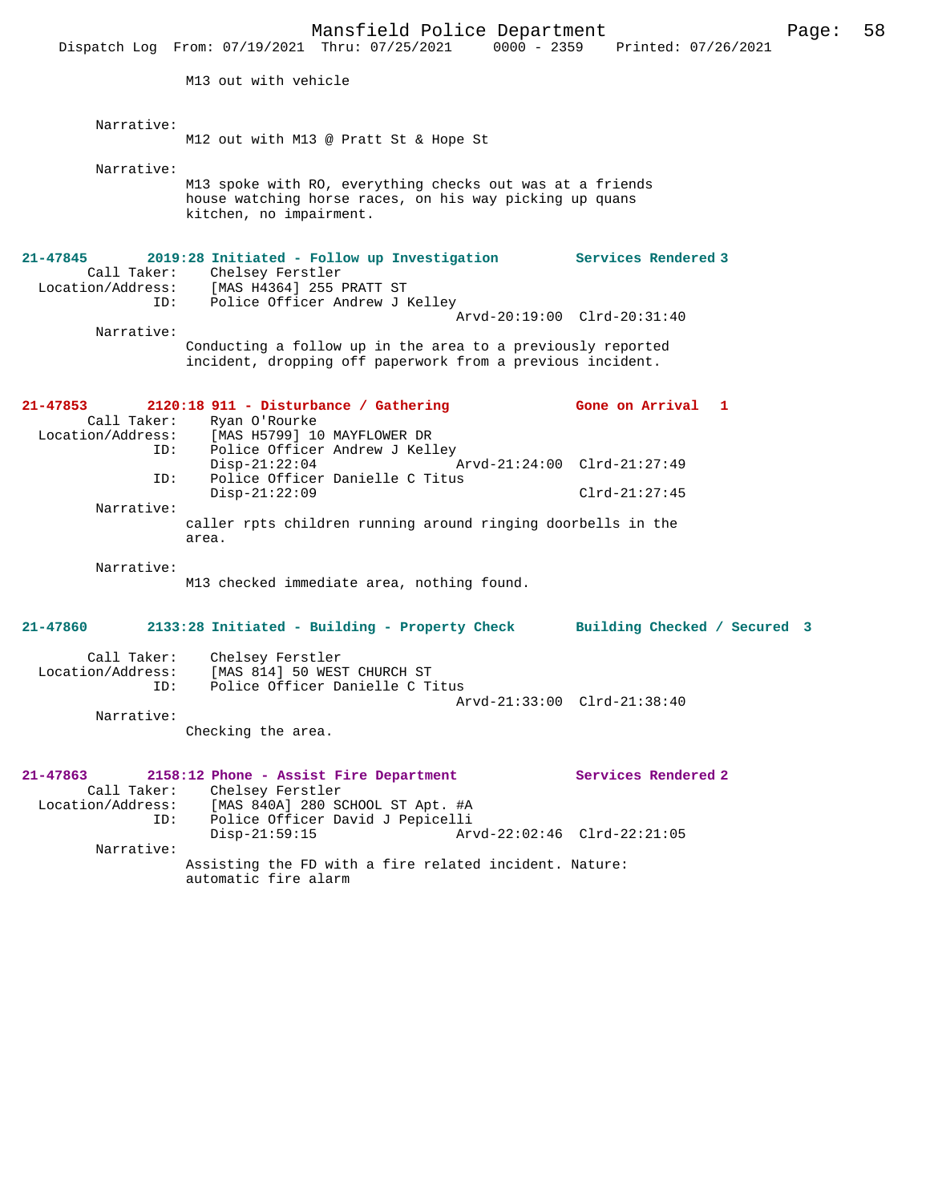M13 out with vehicle

Narrative:
M12 out with M13 @ Pratt St & Hope St

Narrative:
M13 spoke with RO, everything checks out was at a friends house watching horse races, on his way picking up quans kitchen, no impairment.

**21-47845 2019:28 Initiated - Follow up Investigation — Services Rendered 3**

Call Taker: Chelsey Ferstler
Location/Address: [MAS H4364] 255 PRATT ST
ID: Police Officer Andrew J Kelley
Arvd-20:19:00 Clrd-20:31:40

Narrative:
Conducting a follow up in the area to a previously reported incident, dropping off paperwork from a previous incident.

**21-47853 2120:18 911 - Disturbance / Gathering — Gone on Arrival 1**

Call Taker: Ryan O'Rourke
Location/Address: [MAS H5799] 10 MAYFLOWER DR
ID: Police Officer Andrew J Kelley
Disp-21:22:04 Arvd-21:24:00 Clrd-21:27:49
ID: Police Officer Danielle C Titus
Disp-21:22:09 Clrd-21:27:45

Narrative:
caller rpts children running around ringing doorbells in the area.

Narrative:
M13 checked immediate area, nothing found.

**21-47860 2133:28 Initiated - Building - Property Check — Building Checked / Secured 3**

Call Taker: Chelsey Ferstler
Location/Address: [MAS 814] 50 WEST CHURCH ST
ID: Police Officer Danielle C Titus
Arvd-21:33:00 Clrd-21:38:40

Narrative:
Checking the area.

**21-47863 2158:12 Phone - Assist Fire Department — Services Rendered 2**

Call Taker: Chelsey Ferstler
Location/Address: [MAS 840A] 280 SCHOOL ST Apt. #A
ID: Police Officer David J Pepicelli
Disp-21:59:15 Arvd-22:02:46 Clrd-22:21:05

Narrative:
Assisting the FD with a fire related incident. Nature: automatic fire alarm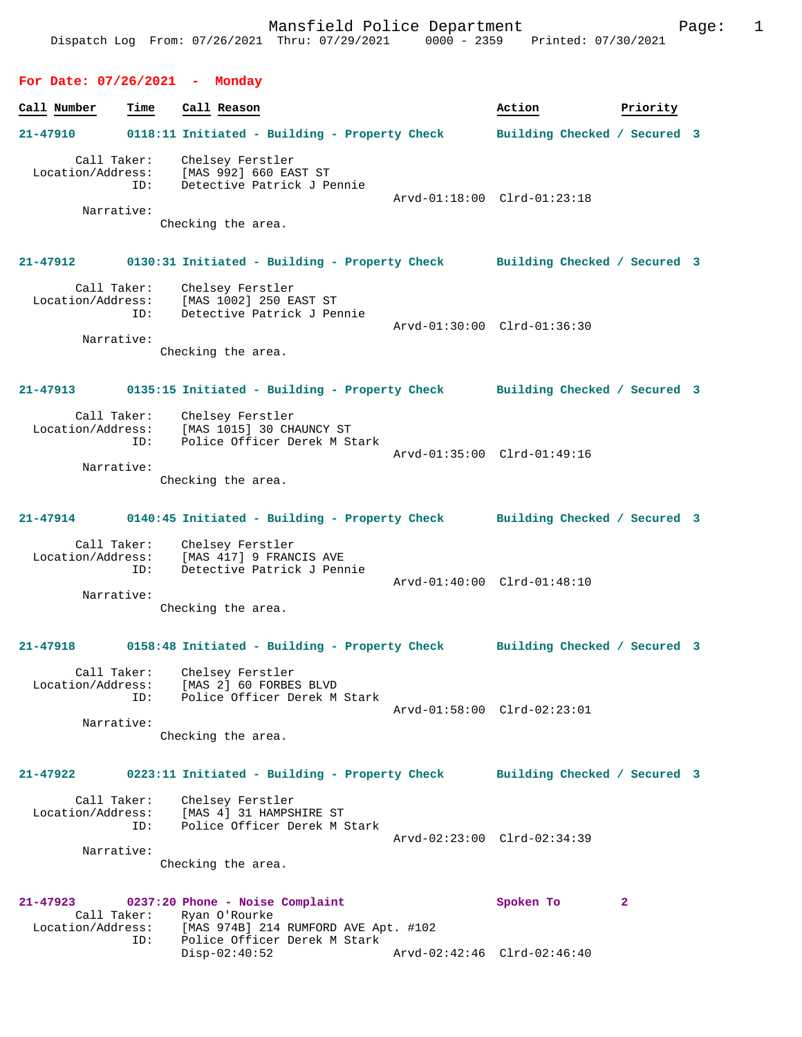Mansfield Police Department

Dispatch Log From: 07/26/2021 Thru: 07/29/2021 0000 - 2359 Printed: 07/30/2021

## For Date: 07/26/2021 - Monday

| Call Number | Time | Call Reason | Action | Priority |
|---|---|---|---|---|

**21-47910** 0118:11 Initiated - Building - Property Check — Building Checked / Secured — 3

Call Taker: Chelsey Ferstler
Location/Address: [MAS 992] 660 EAST ST
ID: Detective Patrick J Pennie
Arvd-01:18:00 Clrd-01:23:18
Narrative:
Checking the area.

**21-47912** 0130:31 Initiated - Building - Property Check — Building Checked / Secured — 3

Call Taker: Chelsey Ferstler
Location/Address: [MAS 1002] 250 EAST ST
ID: Detective Patrick J Pennie
Arvd-01:30:00 Clrd-01:36:30
Narrative:
Checking the area.

**21-47913** 0135:15 Initiated - Building - Property Check — Building Checked / Secured — 3

Call Taker: Chelsey Ferstler
Location/Address: [MAS 1015] 30 CHAUNCY ST
ID: Police Officer Derek M Stark
Arvd-01:35:00 Clrd-01:49:16
Narrative:
Checking the area.

**21-47914** 0140:45 Initiated - Building - Property Check — Building Checked / Secured — 3

Call Taker: Chelsey Ferstler
Location/Address: [MAS 417] 9 FRANCIS AVE
ID: Detective Patrick J Pennie
Arvd-01:40:00 Clrd-01:48:10
Narrative:
Checking the area.

**21-47918** 0158:48 Initiated - Building - Property Check — Building Checked / Secured — 3

Call Taker: Chelsey Ferstler
Location/Address: [MAS 2] 60 FORBES BLVD
ID: Police Officer Derek M Stark
Arvd-01:58:00 Clrd-02:23:01
Narrative:
Checking the area.

**21-47922** 0223:11 Initiated - Building - Property Check — Building Checked / Secured — 3

Call Taker: Chelsey Ferstler
Location/Address: [MAS 4] 31 HAMPSHIRE ST
ID: Police Officer Derek M Stark
Arvd-02:23:00 Clrd-02:34:39
Narrative:
Checking the area.

**21-47923** 0237:20 Phone - Noise Complaint — Spoken To — 2

Call Taker: Ryan O'Rourke
Location/Address: [MAS 974B] 214 RUMFORD AVE Apt. #102
ID: Police Officer Derek M Stark
Disp-02:40:52 Arvd-02:42:46 Clrd-02:46:40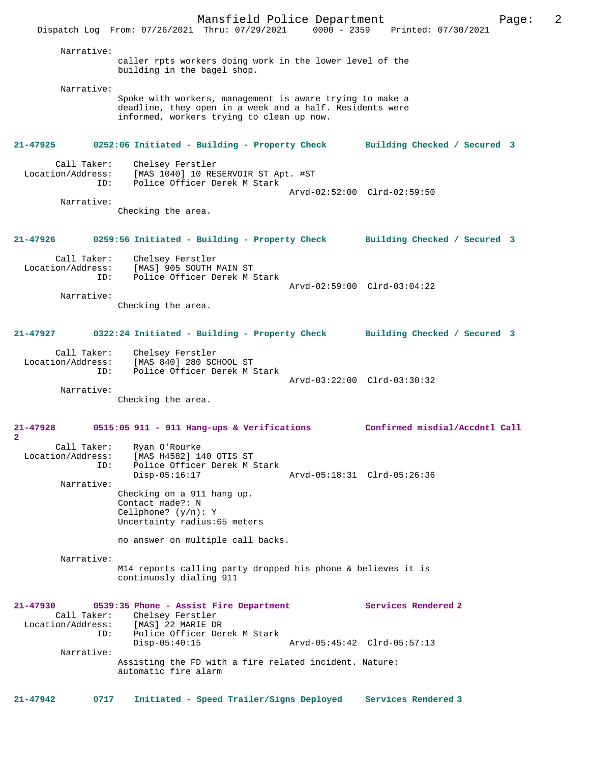Narrative:
caller rpts workers doing work in the lower level of the building in the bagel shop.

Narrative:
Spoke with workers, management is aware trying to make a deadline, they open in a week and a half. Residents were informed, workers trying to clean up now.

**21-47925 0252:06 Initiated - Building - Property Check Building Checked / Secured 3**

Call Taker: Chelsey Ferstler
Location/Address: [MAS 1040] 10 RESERVOIR ST Apt. #ST
ID: Police Officer Derek M Stark
Arvd-02:52:00 Clrd-02:59:50

Narrative:
Checking the area.

**21-47926 0259:56 Initiated - Building - Property Check Building Checked / Secured 3**

Call Taker: Chelsey Ferstler
Location/Address: [MAS] 905 SOUTH MAIN ST
ID: Police Officer Derek M Stark
Arvd-02:59:00 Clrd-03:04:22

Narrative:
Checking the area.

**21-47927 0322:24 Initiated - Building - Property Check Building Checked / Secured 3**

Call Taker: Chelsey Ferstler
Location/Address: [MAS 840] 280 SCHOOL ST
ID: Police Officer Derek M Stark
Arvd-03:22:00 Clrd-03:30:32

Narrative:
Checking the area.

**21-47928 0515:05 911 - 911 Hang-ups & Verifications Confirmed misdial/Accdntl Call 2**

Call Taker: Ryan O'Rourke
Location/Address: [MAS H4582] 140 OTIS ST
ID: Police Officer Derek M Stark
Disp-05:16:17 Arvd-05:18:31 Clrd-05:26:36

Narrative:
Checking on a 911 hang up.
Contact made?: N
Cellphone? (y/n): Y
Uncertainty radius:65 meters

no answer on multiple call backs.

Narrative:
M14 reports calling party dropped his phone & believes it is continuosly dialing 911

**21-47930 0539:35 Phone - Assist Fire Department Services Rendered 2**

Call Taker: Chelsey Ferstler
Location/Address: [MAS] 22 MARIE DR
ID: Police Officer Derek M Stark
Disp-05:40:15 Arvd-05:45:42 Clrd-05:57:13

Narrative:
Assisting the FD with a fire related incident. Nature: automatic fire alarm

**21-47942 0717 Initiated - Speed Trailer/Signs Deployed Services Rendered 3**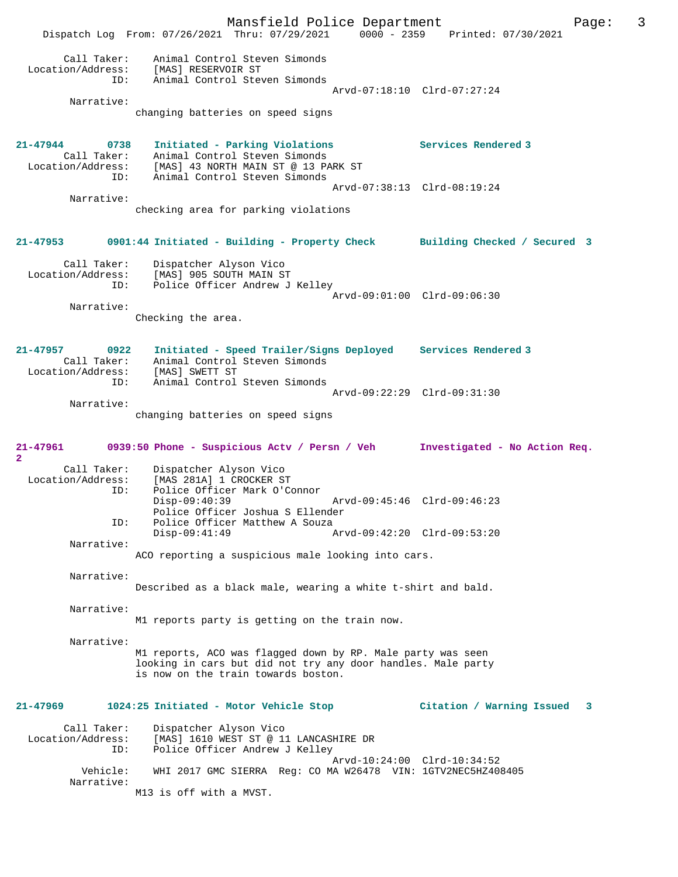Call Taker: Animal Control Steven Simonds
Location/Address: [MAS] RESERVOIR ST
ID: Animal Control Steven Simonds
Arvd-07:18:10 Clrd-07:27:24
Narrative:
changing batteries on speed signs

**21-47944 0738 Initiated - Parking Violations Services Rendered 3**
Call Taker: Animal Control Steven Simonds
Location/Address: [MAS] 43 NORTH MAIN ST @ 13 PARK ST
ID: Animal Control Steven Simonds
Arvd-07:38:13 Clrd-08:19:24
Narrative:
checking area for parking violations

**21-47953 0901:44 Initiated - Building - Property Check Building Checked / Secured 3**
Call Taker: Dispatcher Alyson Vico
Location/Address: [MAS] 905 SOUTH MAIN ST
ID: Police Officer Andrew J Kelley
Arvd-09:01:00 Clrd-09:06:30
Narrative:
Checking the area.

**21-47957 0922 Initiated - Speed Trailer/Signs Deployed Services Rendered 3**
Call Taker: Animal Control Steven Simonds
Location/Address: [MAS] SWETT ST
ID: Animal Control Steven Simonds
Arvd-09:22:29 Clrd-09:31:30
Narrative:
changing batteries on speed signs

**21-47961 0939:50 Phone - Suspicious Actv / Persn / Veh Investigated - No Action Req. 2**
Call Taker: Dispatcher Alyson Vico
Location/Address: [MAS 281A] 1 CROCKER ST
ID: Police Officer Mark O'Connor
Disp-09:40:39 Arvd-09:45:46 Clrd-09:46:23
Police Officer Joshua S Ellender
ID: Police Officer Matthew A Souza
Disp-09:41:49 Arvd-09:42:20 Clrd-09:53:20
Narrative:
ACO reporting a suspicious male looking into cars.

Narrative:
Described as a black male, wearing a white t-shirt and bald.

Narrative:
M1 reports party is getting on the train now.

Narrative:
M1 reports, ACO was flagged down by RP. Male party was seen looking in cars but did not try any door handles. Male party is now on the train towards boston.

**21-47969 1024:25 Initiated - Motor Vehicle Stop Citation / Warning Issued 3**
Call Taker: Dispatcher Alyson Vico
Location/Address: [MAS] 1610 WEST ST @ 11 LANCASHIRE DR
ID: Police Officer Andrew J Kelley
Arvd-10:24:00 Clrd-10:34:52
Vehicle: WHI 2017 GMC SIERRA Reg: CO MA W26478 VIN: 1GTV2NEC5HZ408405
Narrative:
M13 is off with a MVST.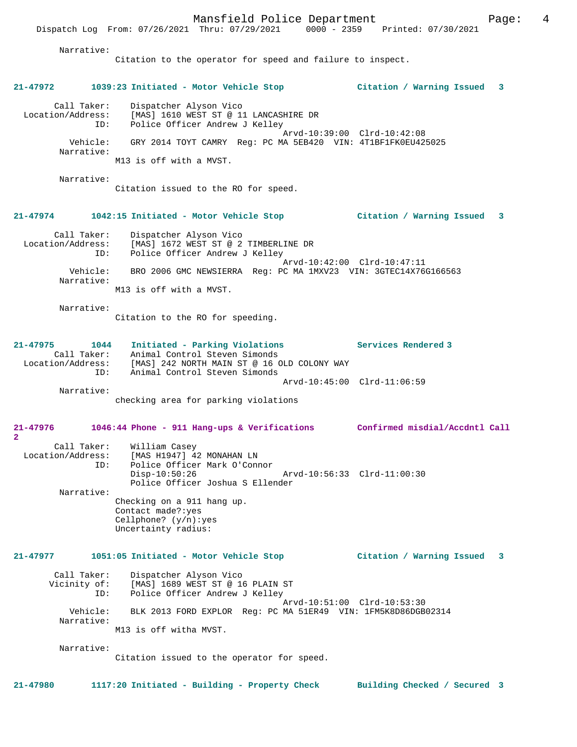Narrative:
Citation to the operator for speed and failure to inspect.

**21-47972 1039:23 Initiated - Motor Vehicle Stop — Citation / Warning Issued 3**

Call Taker: Dispatcher Alyson Vico
Location/Address: [MAS] 1610 WEST ST @ 11 LANCASHIRE DR
ID: Police Officer Andrew J Kelley
Arvd-10:39:00 Clrd-10:42:08
Vehicle: GRY 2014 TOYT CAMRY Reg: PC MA 5EB420 VIN: 4T1BF1FK0EU425025
Narrative:
M13 is off with a MVST.

Narrative:
Citation issued to the RO for speed.

**21-47974 1042:15 Initiated - Motor Vehicle Stop — Citation / Warning Issued 3**

Call Taker: Dispatcher Alyson Vico
Location/Address: [MAS] 1672 WEST ST @ 2 TIMBERLINE DR
ID: Police Officer Andrew J Kelley
Arvd-10:42:00 Clrd-10:47:11
Vehicle: BRO 2006 GMC NEWSIERRA Reg: PC MA 1MXV23 VIN: 3GTEC14X76G166563
Narrative:
M13 is off with a MVST.

Narrative:
Citation to the RO for speeding.

**21-47975 1044 Initiated - Parking Violations — Services Rendered 3**

Call Taker: Animal Control Steven Simonds
Location/Address: [MAS] 242 NORTH MAIN ST @ 16 OLD COLONY WAY
ID: Animal Control Steven Simonds
Arvd-10:45:00 Clrd-11:06:59
Narrative:
checking area for parking violations

**21-47976 1046:44 Phone - 911 Hang-ups & Verifications — Confirmed misdial/Accdntl Call 2**

Call Taker: William Casey
Location/Address: [MAS H1947] 42 MONAHAN LN
ID: Police Officer Mark O'Connor
Disp-10:50:26 Arvd-10:56:33 Clrd-11:00:30
Police Officer Joshua S Ellender
Narrative:
Checking on a 911 hang up.
Contact made?:yes
Cellphone? (y/n):yes
Uncertainty radius:

**21-47977 1051:05 Initiated - Motor Vehicle Stop — Citation / Warning Issued 3**

Call Taker: Dispatcher Alyson Vico
Vicinity of: [MAS] 1689 WEST ST @ 16 PLAIN ST
ID: Police Officer Andrew J Kelley
Arvd-10:51:00 Clrd-10:53:30
Vehicle: BLK 2013 FORD EXPLOR Reg: PC MA 51ER49 VIN: 1FM5K8D86DGB02314
Narrative:
M13 is off witha MVST.

Narrative:
Citation issued to the operator for speed.

**21-47980 1117:20 Initiated - Building - Property Check — Building Checked / Secured 3**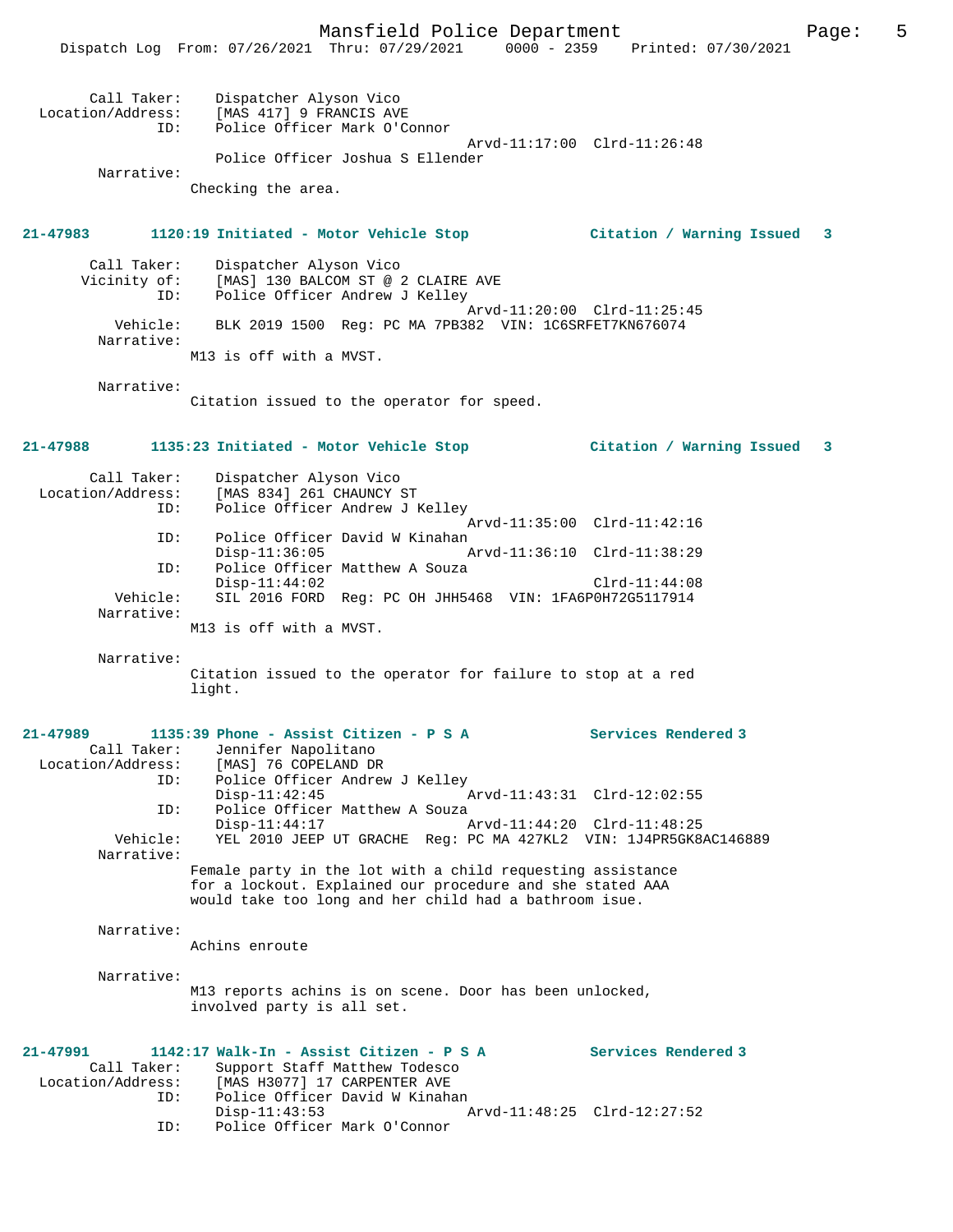Call Taker: Dispatcher Alyson Vico
Location/Address: [MAS 417] 9 FRANCIS AVE
ID: Police Officer Mark O'Connor
Arvd-11:17:00 Clrd-11:26:48
Police Officer Joshua S Ellender
Narrative:
Checking the area.

**21-47983 1120:19 Initiated - Motor Vehicle Stop Citation / Warning Issued 3**

Call Taker: Dispatcher Alyson Vico
Vicinity of: [MAS] 130 BALCOM ST @ 2 CLAIRE AVE
ID: Police Officer Andrew J Kelley
Arvd-11:20:00 Clrd-11:25:45
Vehicle: BLK 2019 1500 Reg: PC MA 7PB382 VIN: 1C6SRFET7KN676074
Narrative:
M13 is off with a MVST.

Narrative:
Citation issued to the operator for speed.

**21-47988 1135:23 Initiated - Motor Vehicle Stop Citation / Warning Issued 3**

Call Taker: Dispatcher Alyson Vico
Location/Address: [MAS 834] 261 CHAUNCY ST
ID: Police Officer Andrew J Kelley
Arvd-11:35:00 Clrd-11:42:16
ID: Police Officer David W Kinahan
Disp-11:36:05 Arvd-11:36:10 Clrd-11:38:29
ID: Police Officer Matthew A Souza
Disp-11:44:02 Clrd-11:44:08
Vehicle: SIL 2016 FORD Reg: PC OH JHH5468 VIN: 1FA6P0H72G5117914
Narrative:
M13 is off with a MVST.

Narrative:
Citation issued to the operator for failure to stop at a red light.

**21-47989 1135:39 Phone - Assist Citizen - P S A Services Rendered 3**

Call Taker: Jennifer Napolitano
Location/Address: [MAS] 76 COPELAND DR
ID: Police Officer Andrew J Kelley
Disp-11:42:45 Arvd-11:43:31 Clrd-12:02:55
ID: Police Officer Matthew A Souza
Disp-11:44:17 Arvd-11:44:20 Clrd-11:48:25
Vehicle: YEL 2010 JEEP UT GRACHE Reg: PC MA 427KL2 VIN: 1J4PR5GK8AC146889
Narrative:
Female party in the lot with a child requesting assistance for a lockout. Explained our procedure and she stated AAA would take too long and her child had a bathroom isue.

Narrative:
Achins enroute

Narrative:
M13 reports achins is on scene. Door has been unlocked, involved party is all set.

**21-47991 1142:17 Walk-In - Assist Citizen - P S A Services Rendered 3**

Call Taker: Support Staff Matthew Todesco
Location/Address: [MAS H3077] 17 CARPENTER AVE
ID: Police Officer David W Kinahan
Disp-11:43:53 Arvd-11:48:25 Clrd-12:27:52
ID: Police Officer Mark O'Connor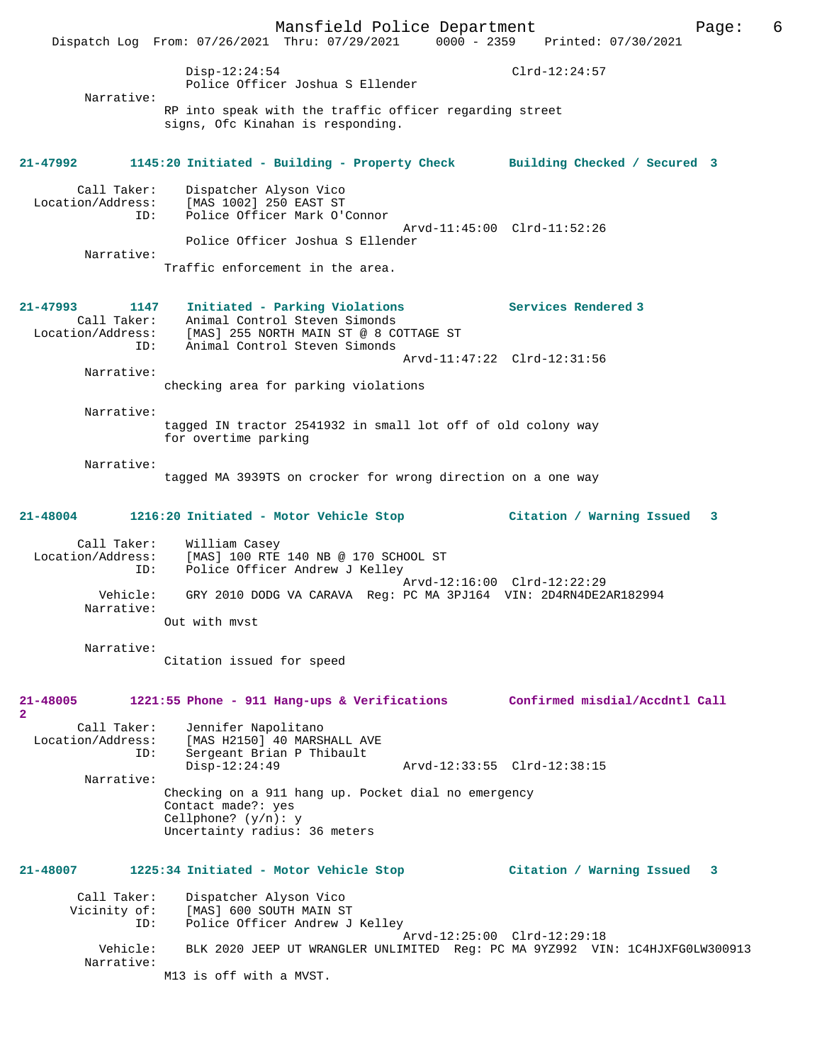Disp-12:24:54 Clrd-12:24:57
Police Officer Joshua S Ellender

Narrative:
RP into speak with the traffic officer regarding street signs, Ofc Kinahan is responding.

**21-47992 1145:20 Initiated - Building - Property Check Building Checked / Secured 3**

Call Taker: Dispatcher Alyson Vico
Location/Address: [MAS 1002] 250 EAST ST
ID: Police Officer Mark O'Connor
Arvd-11:45:00 Clrd-11:52:26
Police Officer Joshua S Ellender

Narrative:
Traffic enforcement in the area.

**21-47993 1147 Initiated - Parking Violations Services Rendered 3**

Call Taker: Animal Control Steven Simonds
Location/Address: [MAS] 255 NORTH MAIN ST @ 8 COTTAGE ST
ID: Animal Control Steven Simonds
Arvd-11:47:22 Clrd-12:31:56

Narrative:
checking area for parking violations

Narrative:
tagged IN tractor 2541932 in small lot off of old colony way for overtime parking

Narrative:
tagged MA 3939TS on crocker for wrong direction on a one way

**21-48004 1216:20 Initiated - Motor Vehicle Stop Citation / Warning Issued 3**

Call Taker: William Casey
Location/Address: [MAS] 100 RTE 140 NB @ 170 SCHOOL ST
ID: Police Officer Andrew J Kelley
Arvd-12:16:00 Clrd-12:22:29
Vehicle: GRY 2010 DODG VA CARAVA Reg: PC MA 3PJ164 VIN: 2D4RN4DE2AR182994

Narrative:
Out with mvst

Narrative:
Citation issued for speed

**21-48005 1221:55 Phone - 911 Hang-ups & Verifications Confirmed misdial/Accdntl Call 2**

Call Taker: Jennifer Napolitano
Location/Address: [MAS H2150] 40 MARSHALL AVE
ID: Sergeant Brian P Thibault
Disp-12:24:49 Arvd-12:33:55 Clrd-12:38:15

Narrative:
Checking on a 911 hang up. Pocket dial no emergency
Contact made?: yes
Cellphone? (y/n): y
Uncertainty radius: 36 meters

**21-48007 1225:34 Initiated - Motor Vehicle Stop Citation / Warning Issued 3**

Call Taker: Dispatcher Alyson Vico
Vicinity of: [MAS] 600 SOUTH MAIN ST
ID: Police Officer Andrew J Kelley
Arvd-12:25:00 Clrd-12:29:18
Vehicle: BLK 2020 JEEP UT WRANGLER UNLIMITED Reg: PC MA 9YZ992 VIN: 1C4HJXFG0LW300913

Narrative:
M13 is off with a MVST.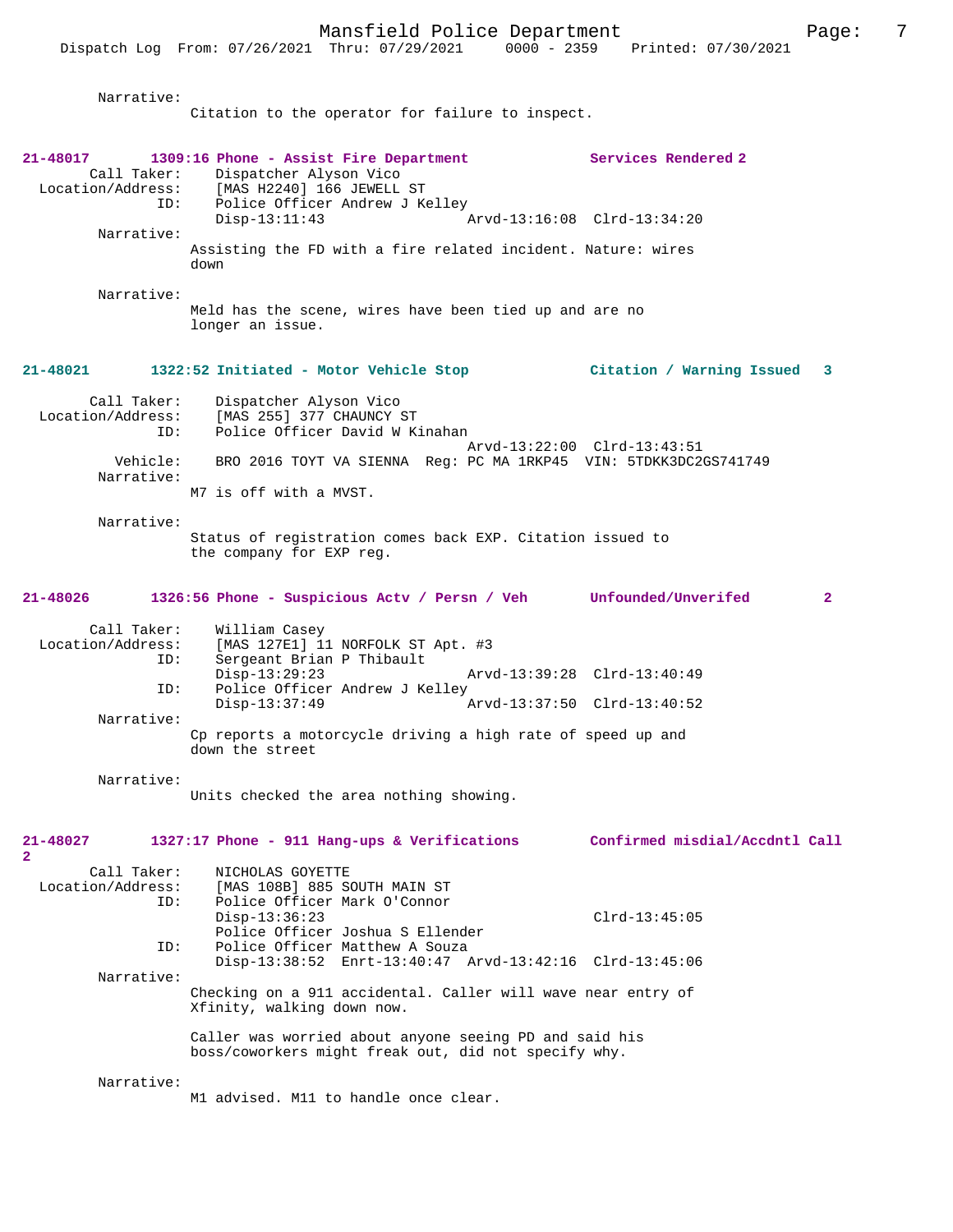Narrative:
Citation to the operator for failure to inspect.

**21-48017 1309:16 Phone - Assist Fire Department Services Rendered 2**

Call Taker: Dispatcher Alyson Vico
Location/Address: [MAS H2240] 166 JEWELL ST
ID: Police Officer Andrew J Kelley
Disp-13:11:43 Arvd-13:16:08 Clrd-13:34:20

Narrative:
Assisting the FD with a fire related incident. Nature: wires down

Narrative:
Meld has the scene, wires have been tied up and are no longer an issue.

**21-48021 1322:52 Initiated - Motor Vehicle Stop Citation / Warning Issued 3**

Call Taker: Dispatcher Alyson Vico
Location/Address: [MAS 255] 377 CHAUNCY ST
ID: Police Officer David W Kinahan
Arvd-13:22:00 Clrd-13:43:51
Vehicle: BRO 2016 TOYT VA SIENNA Reg: PC MA 1RKP45 VIN: 5TDKK3DC2GS741749

Narrative:
M7 is off with a MVST.

Narrative:
Status of registration comes back EXP. Citation issued to the company for EXP reg.

**21-48026 1326:56 Phone - Suspicious Actv / Persn / Veh Unfounded/Unverifed 2**

Call Taker: William Casey
Location/Address: [MAS 127E1] 11 NORFOLK ST Apt. #3
ID: Sergeant Brian P Thibault
Disp-13:29:23 Arvd-13:39:28 Clrd-13:40:49
ID: Police Officer Andrew J Kelley
Disp-13:37:49 Arvd-13:37:50 Clrd-13:40:52

Narrative:
Cp reports a motorcycle driving a high rate of speed up and down the street

Narrative:
Units checked the area nothing showing.

**21-48027 1327:17 Phone - 911 Hang-ups & Verifications Confirmed misdial/Accdntl Call 2**

Call Taker: NICHOLAS GOYETTE
Location/Address: [MAS 108B] 885 SOUTH MAIN ST
ID: Police Officer Mark O'Connor
Disp-13:36:23 Clrd-13:45:05
Police Officer Joshua S Ellender
ID: Police Officer Matthew A Souza
Disp-13:38:52 Enrt-13:40:47 Arvd-13:42:16 Clrd-13:45:06

Narrative:
Checking on a 911 accidental. Caller will wave near entry of Xfinity, walking down now.

Caller was worried about anyone seeing PD and said his boss/coworkers might freak out, did not specify why.

Narrative:
M1 advised. M11 to handle once clear.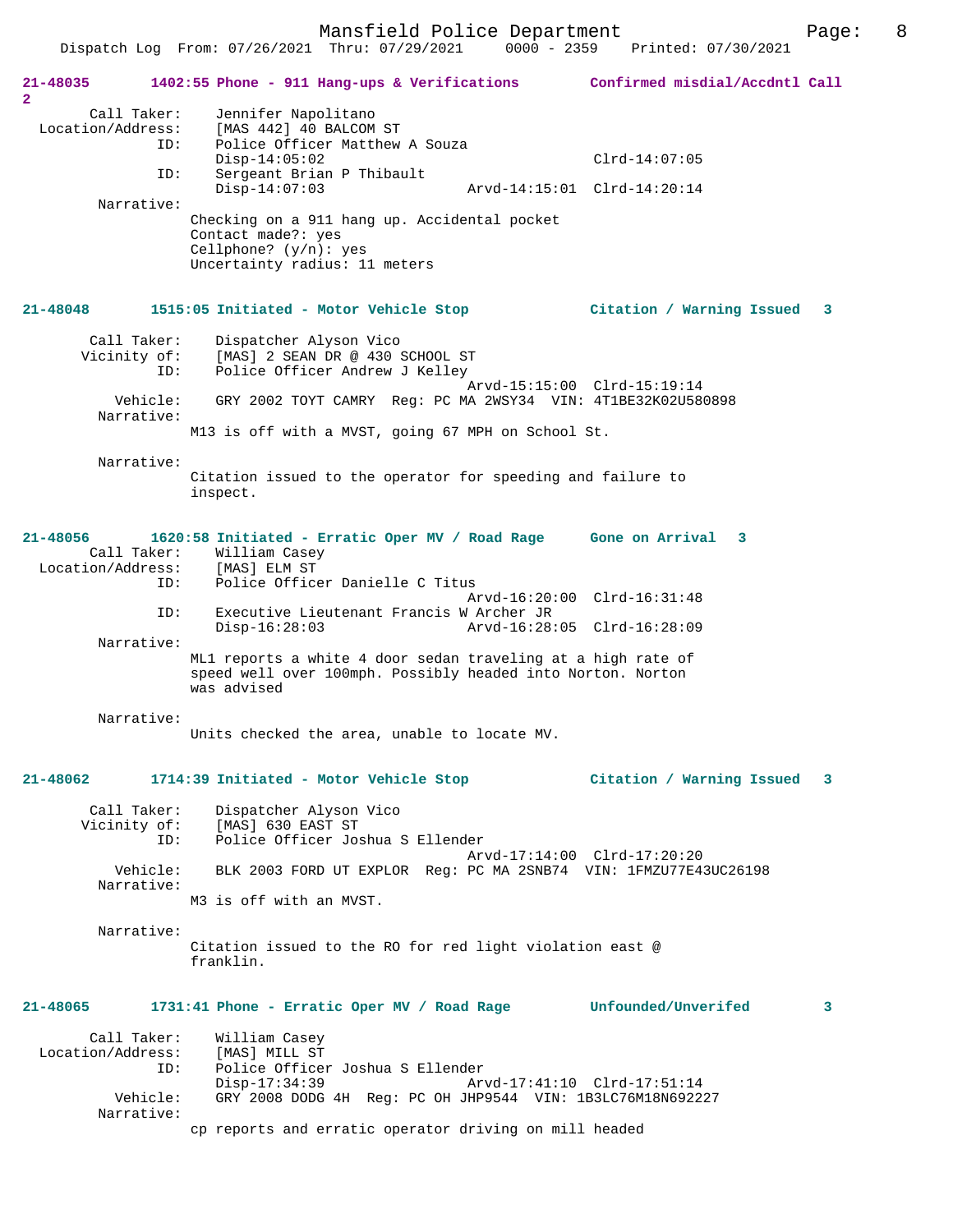21-48035 1402:55 Phone - 911 Hang-ups & Verifications Confirmed misdial/Accdntl Call 2

```
        Call Taker:    Jennifer Napolitano
  Location/Address:    [MAS 442] 40 BALCOM ST
                ID:    Police Officer Matthew A Souza
                       Disp-14:05:02                          Clrd-14:07:05
                ID:    Sergeant Brian P Thibault
                       Disp-14:07:03               Arvd-14:15:01  Clrd-14:20:14
         Narrative:
                     Checking on a 911 hang up. Accidental pocket
                     Contact made?: yes
                     Cellphone? (y/n): yes
                     Uncertainty radius: 11 meters
```

21-48048 1515:05 Initiated - Motor Vehicle Stop Citation / Warning Issued 3

```
        Call Taker:    Dispatcher Alyson Vico
       Vicinity of:    [MAS] 2 SEAN DR @ 430 SCHOOL ST
                ID:    Police Officer Andrew J Kelley
                                                   Arvd-15:15:00  Clrd-15:19:14
           Vehicle:    GRY 2002 TOYT CAMRY  Reg: PC MA 2WSY34  VIN: 4T1BE32K02U580898
         Narrative:
                     M13 is off with a MVST, going 67 MPH on School St.

         Narrative:
                     Citation issued to the operator for speeding and failure to
                     inspect.
```

21-48056 1620:58 Initiated - Erratic Oper MV / Road Rage Gone on Arrival 3

```
        Call Taker:    William Casey
  Location/Address:    [MAS] ELM ST
                ID:    Police Officer Danielle C Titus
                                                   Arvd-16:20:00  Clrd-16:31:48
                ID:    Executive Lieutenant Francis W Archer JR
                       Disp-16:28:03               Arvd-16:28:05  Clrd-16:28:09
         Narrative:
                     ML1 reports a white 4 door sedan traveling at a high rate of
                     speed well over 100mph. Possibly headed into Norton. Norton
                     was advised

         Narrative:
                     Units checked the area, unable to locate MV.
```

21-48062 1714:39 Initiated - Motor Vehicle Stop Citation / Warning Issued 3

```
        Call Taker:    Dispatcher Alyson Vico
       Vicinity of:    [MAS] 630 EAST ST
                ID:    Police Officer Joshua S Ellender
                                                   Arvd-17:14:00  Clrd-17:20:20
           Vehicle:    BLK 2003 FORD UT EXPLOR  Reg: PC MA 2SNB74  VIN: 1FMZU77E43UC26198
         Narrative:
                     M3 is off with an MVST.

         Narrative:
                     Citation issued to the RO for red light violation east @
                     franklin.
```

21-48065 1731:41 Phone - Erratic Oper MV / Road Rage Unfounded/Unverifed 3

```
        Call Taker:    William Casey
  Location/Address:    [MAS] MILL ST
                ID:    Police Officer Joshua S Ellender
                       Disp-17:34:39               Arvd-17:41:10  Clrd-17:51:14
           Vehicle:    GRY 2008 DODG 4H  Reg: PC OH JHP9544  VIN: 1B3LC76M18N692227
         Narrative:
                     cp reports and erratic operator driving on mill headed
```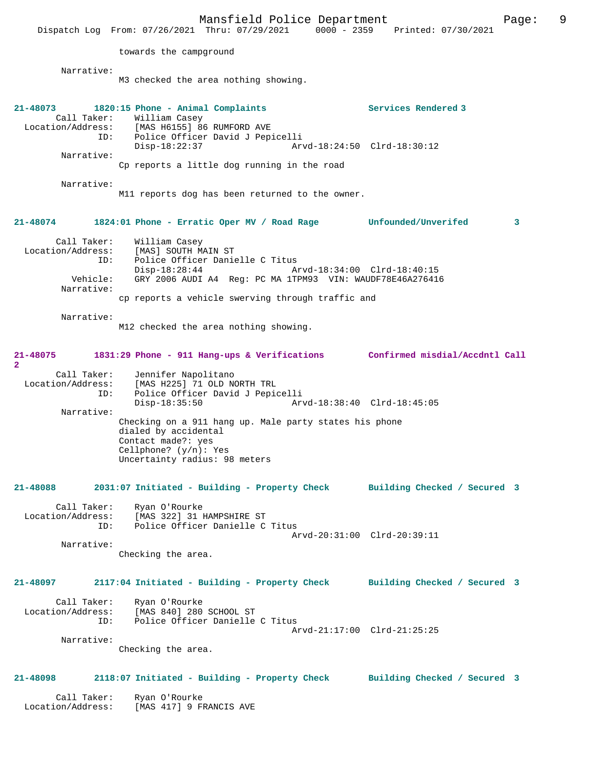towards the campground

Narrative:
M3 checked the area nothing showing.

**21-48073 1820:15 Phone - Animal Complaints Services Rendered 3**

Call Taker: William Casey
Location/Address: [MAS H6155] 86 RUMFORD AVE
ID: Police Officer David J Pepicelli
Disp-18:22:37 Arvd-18:24:50 Clrd-18:30:12
Narrative:
Cp reports a little dog running in the road

Narrative:
M11 reports dog has been returned to the owner.

**21-48074 1824:01 Phone - Erratic Oper MV / Road Rage Unfounded/Unverifed 3**

Call Taker: William Casey
Location/Address: [MAS] SOUTH MAIN ST
ID: Police Officer Danielle C Titus
Disp-18:28:44 Arvd-18:34:00 Clrd-18:40:15
Vehicle: GRY 2006 AUDI A4 Reg: PC MA 1TPM93 VIN: WAUDF78E46A276416
Narrative:
cp reports a vehicle swerving through traffic and

Narrative:
M12 checked the area nothing showing.

**21-48075 1831:29 Phone - 911 Hang-ups & Verifications Confirmed misdial/Accdntl Call 2**

Call Taker: Jennifer Napolitano
Location/Address: [MAS H225] 71 OLD NORTH TRL
ID: Police Officer David J Pepicelli
Disp-18:35:50 Arvd-18:38:40 Clrd-18:45:05
Narrative:
Checking on a 911 hang up. Male party states his phone dialed by accidental
Contact made?: yes
Cellphone? (y/n): Yes
Uncertainty radius: 98 meters

**21-48088 2031:07 Initiated - Building - Property Check Building Checked / Secured 3**

Call Taker: Ryan O'Rourke
Location/Address: [MAS 322] 31 HAMPSHIRE ST
ID: Police Officer Danielle C Titus
Arvd-20:31:00 Clrd-20:39:11
Narrative:
Checking the area.

**21-48097 2117:04 Initiated - Building - Property Check Building Checked / Secured 3**

Call Taker: Ryan O'Rourke
Location/Address: [MAS 840] 280 SCHOOL ST
ID: Police Officer Danielle C Titus
Arvd-21:17:00 Clrd-21:25:25
Narrative:
Checking the area.

**21-48098 2118:07 Initiated - Building - Property Check Building Checked / Secured 3**

Call Taker: Ryan O'Rourke
Location/Address: [MAS 417] 9 FRANCIS AVE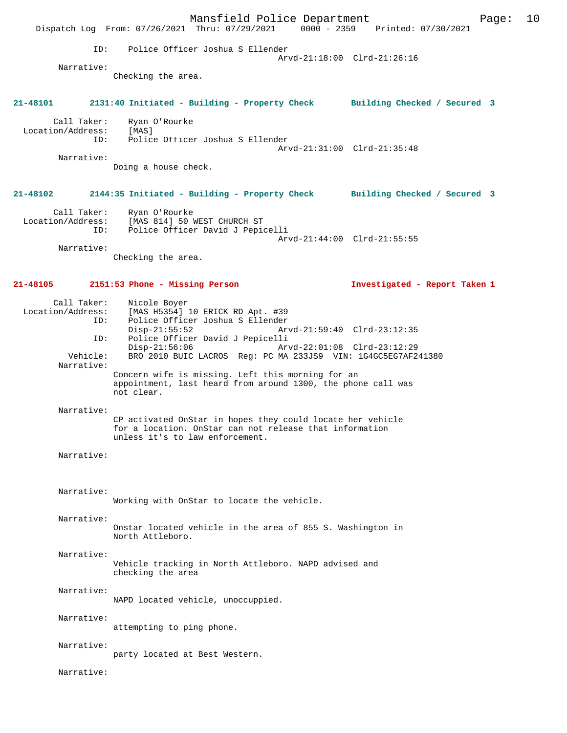ID: Police Officer Joshua S Ellender
Arvd-21:18:00 Clrd-21:26:16

Narrative:
Checking the area.

**21-48101 2131:40 Initiated - Building - Property Check Building Checked / Secured 3**

Call Taker: Ryan O'Rourke
Location/Address: [MAS]
ID: Police Officer Joshua S Ellender
Arvd-21:31:00 Clrd-21:35:48

Narrative:
Doing a house check.

**21-48102 2144:35 Initiated - Building - Property Check Building Checked / Secured 3**

Call Taker: Ryan O'Rourke
Location/Address: [MAS 814] 50 WEST CHURCH ST
ID: Police Officer David J Pepicelli
Arvd-21:44:00 Clrd-21:55:55

Narrative:
Checking the area.

**21-48105 2151:53 Phone - Missing Person Investigated - Report Taken 1**

Call Taker: Nicole Boyer
Location/Address: [MAS H5354] 10 ERICK RD Apt. #39
ID: Police Officer Joshua S Ellender
Disp-21:55:52 Arvd-21:59:40 Clrd-23:12:35
ID: Police Officer David J Pepicelli
Disp-21:56:06 Arvd-22:01:08 Clrd-23:12:29
Vehicle: BRO 2010 BUIC LACROS Reg: PC MA 233JS9 VIN: 1G4GC5EG7AF241380

Narrative:
Concern wife is missing. Left this morning for an appointment, last heard from around 1300, the phone call was not clear.

Narrative:
CP activated OnStar in hopes they could locate her vehicle for a location. OnStar can not release that information unless it's to law enforcement.

Narrative:

Narrative:
Working with OnStar to locate the vehicle.

Narrative:
Onstar located vehicle in the area of 855 S. Washington in North Attleboro.

Narrative:
Vehicle tracking in North Attleboro. NAPD advised and checking the area

Narrative:
NAPD located vehicle, unoccuppied.

Narrative:
attempting to ping phone.

Narrative:
party located at Best Western.

Narrative: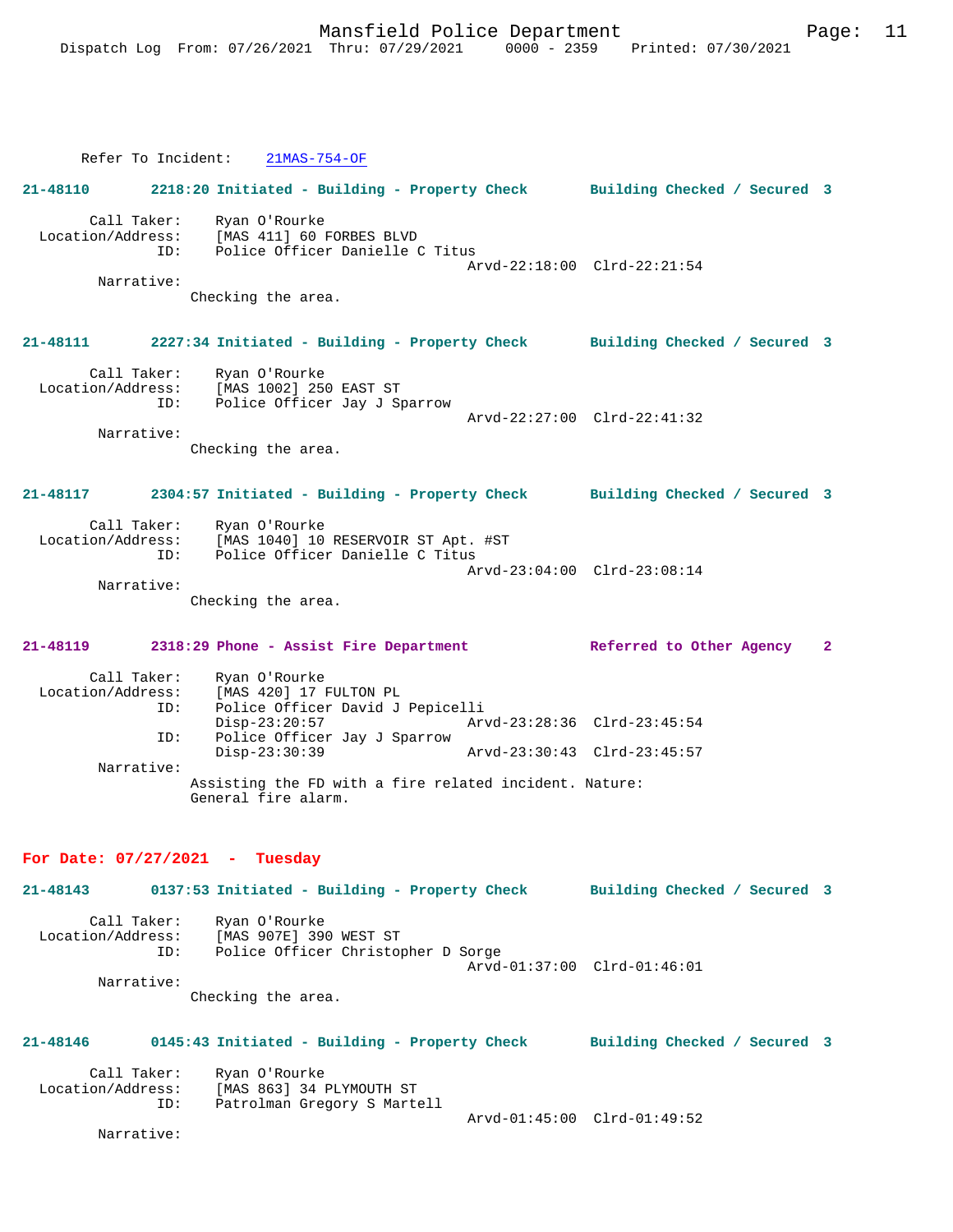Refer To Incident: 21MAS-754-OF

**21-48110 2218:20 Initiated - Building - Property Check Building Checked / Secured 3**

Call Taker: Ryan O'Rourke
Location/Address: [MAS 411] 60 FORBES BLVD
ID: Police Officer Danielle C Titus
Arvd-22:18:00 Clrd-22:21:54
Narrative:
Checking the area.

**21-48111 2227:34 Initiated - Building - Property Check Building Checked / Secured 3**

Call Taker: Ryan O'Rourke
Location/Address: [MAS 1002] 250 EAST ST
ID: Police Officer Jay J Sparrow
Arvd-22:27:00 Clrd-22:41:32
Narrative:
Checking the area.

**21-48117 2304:57 Initiated - Building - Property Check Building Checked / Secured 3**

Call Taker: Ryan O'Rourke
Location/Address: [MAS 1040] 10 RESERVOIR ST Apt. #ST
ID: Police Officer Danielle C Titus
Arvd-23:04:00 Clrd-23:08:14
Narrative:
Checking the area.

**21-48119 2318:29 Phone - Assist Fire Department Referred to Other Agency 2**

Call Taker: Ryan O'Rourke
Location/Address: [MAS 420] 17 FULTON PL
ID: Police Officer David J Pepicelli
Disp-23:20:57 Arvd-23:28:36 Clrd-23:45:54
ID: Police Officer Jay J Sparrow
Disp-23:30:39 Arvd-23:30:43 Clrd-23:45:57
Narrative:
Assisting the FD with a fire related incident. Nature:
General fire alarm.

## For Date: 07/27/2021 - Tuesday

**21-48143 0137:53 Initiated - Building - Property Check Building Checked / Secured 3**

Call Taker: Ryan O'Rourke
Location/Address: [MAS 907E] 390 WEST ST
ID: Police Officer Christopher D Sorge
Arvd-01:37:00 Clrd-01:46:01
Narrative:
Checking the area.

**21-48146 0145:43 Initiated - Building - Property Check Building Checked / Secured 3**

Call Taker: Ryan O'Rourke
Location/Address: [MAS 863] 34 PLYMOUTH ST
ID: Patrolman Gregory S Martell
Arvd-01:45:00 Clrd-01:49:52
Narrative: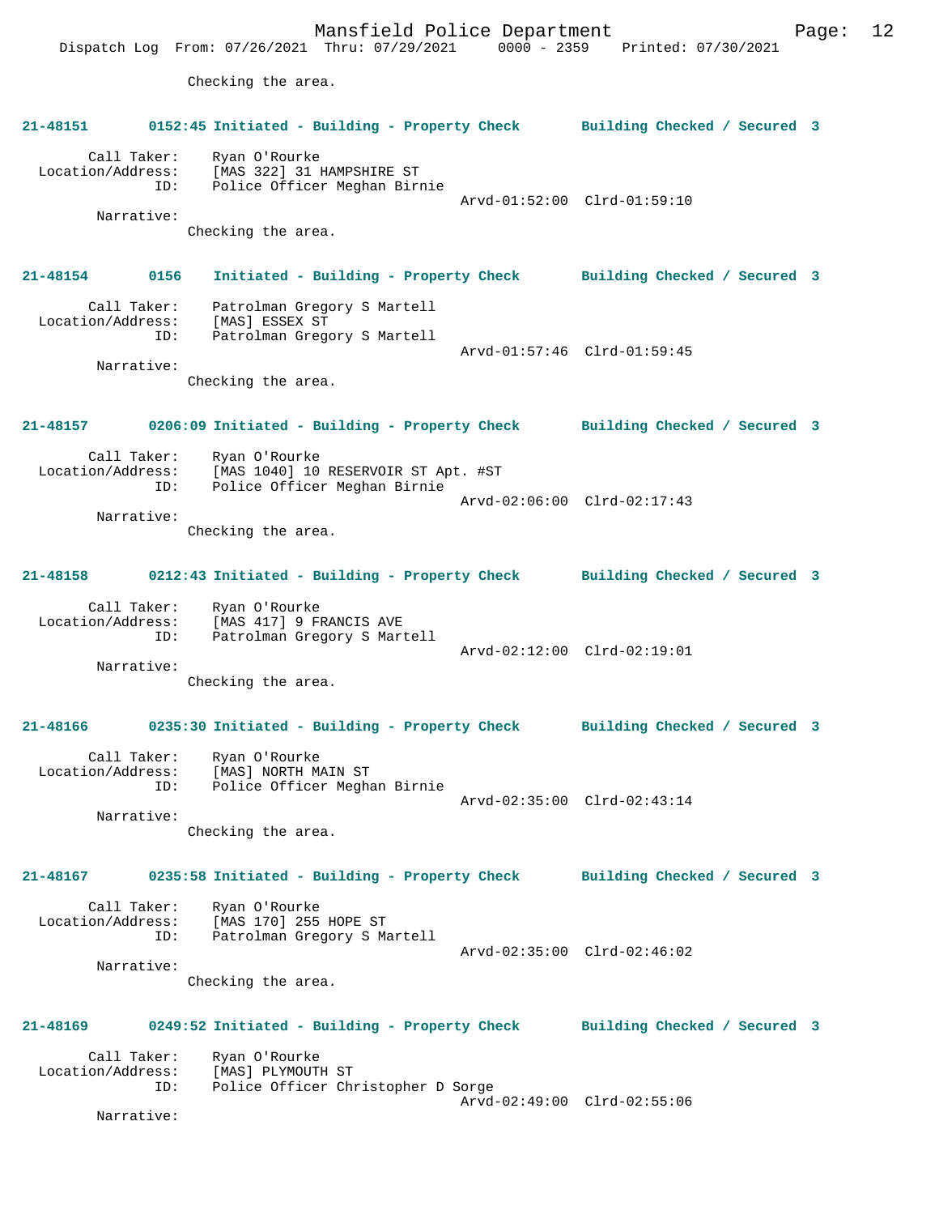Checking the area.

**21-48151 0152:45 Initiated - Building - Property Check Building Checked / Secured 3**

Call Taker: Ryan O'Rourke
Location/Address: [MAS 322] 31 HAMPSHIRE ST
ID: Police Officer Meghan Birnie
Arvd-01:52:00 Clrd-01:59:10
Narrative:
Checking the area.

**21-48154 0156 Initiated - Building - Property Check Building Checked / Secured 3**

Call Taker: Patrolman Gregory S Martell
Location/Address: [MAS] ESSEX ST
ID: Patrolman Gregory S Martell
Arvd-01:57:46 Clrd-01:59:45
Narrative:
Checking the area.

**21-48157 0206:09 Initiated - Building - Property Check Building Checked / Secured 3**

Call Taker: Ryan O'Rourke
Location/Address: [MAS 1040] 10 RESERVOIR ST Apt. #ST
ID: Police Officer Meghan Birnie
Arvd-02:06:00 Clrd-02:17:43
Narrative:
Checking the area.

**21-48158 0212:43 Initiated - Building - Property Check Building Checked / Secured 3**

Call Taker: Ryan O'Rourke
Location/Address: [MAS 417] 9 FRANCIS AVE
ID: Patrolman Gregory S Martell
Arvd-02:12:00 Clrd-02:19:01
Narrative:
Checking the area.

**21-48166 0235:30 Initiated - Building - Property Check Building Checked / Secured 3**

Call Taker: Ryan O'Rourke
Location/Address: [MAS] NORTH MAIN ST
ID: Police Officer Meghan Birnie
Arvd-02:35:00 Clrd-02:43:14
Narrative:
Checking the area.

**21-48167 0235:58 Initiated - Building - Property Check Building Checked / Secured 3**

Call Taker: Ryan O'Rourke
Location/Address: [MAS 170] 255 HOPE ST
ID: Patrolman Gregory S Martell
Arvd-02:35:00 Clrd-02:46:02
Narrative:
Checking the area.

**21-48169 0249:52 Initiated - Building - Property Check Building Checked / Secured 3**

Call Taker: Ryan O'Rourke
Location/Address: [MAS] PLYMOUTH ST
ID: Police Officer Christopher D Sorge
Arvd-02:49:00 Clrd-02:55:06
Narrative: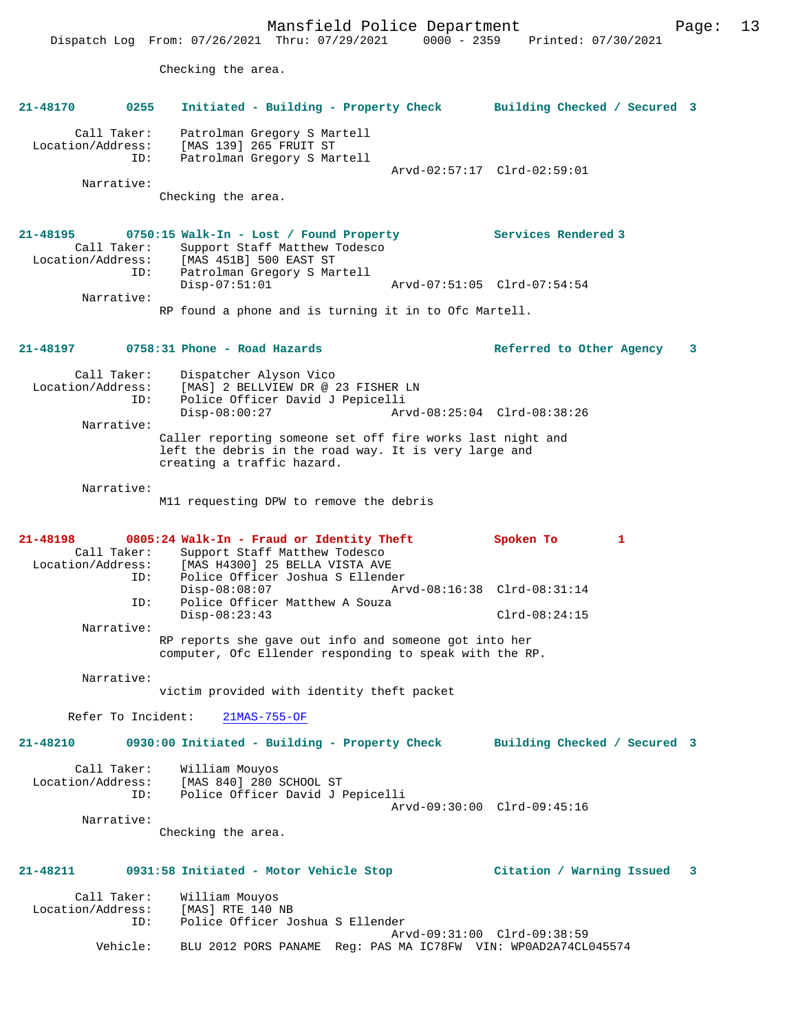Checking the area.

**21-48170 0255 Initiated - Building - Property Check Building Checked / Secured 3**

Call Taker: Patrolman Gregory S Martell
Location/Address: [MAS 139] 265 FRUIT ST
ID: Patrolman Gregory S Martell
Arvd-02:57:17 Clrd-02:59:01
Narrative:
Checking the area.

**21-48195 0750:15 Walk-In - Lost / Found Property Services Rendered 3**
Call Taker: Support Staff Matthew Todesco
Location/Address: [MAS 451B] 500 EAST ST
ID: Patrolman Gregory S Martell
Disp-07:51:01 Arvd-07:51:05 Clrd-07:54:54
Narrative:
RP found a phone and is turning it in to Ofc Martell.

**21-48197 0758:31 Phone - Road Hazards Referred to Other Agency 3**

Call Taker: Dispatcher Alyson Vico
Location/Address: [MAS] 2 BELLVIEW DR @ 23 FISHER LN
ID: Police Officer David J Pepicelli
Disp-08:00:27 Arvd-08:25:04 Clrd-08:38:26
Narrative:
Caller reporting someone set off fire works last night and left the debris in the road way. It is very large and creating a traffic hazard.

Narrative:
M11 requesting DPW to remove the debris

**21-48198 0805:24 Walk-In - Fraud or Identity Theft Spoken To 1**
Call Taker: Support Staff Matthew Todesco
Location/Address: [MAS H4300] 25 BELLA VISTA AVE
ID: Police Officer Joshua S Ellender
Disp-08:08:07 Arvd-08:16:38 Clrd-08:31:14
ID: Police Officer Matthew A Souza
Disp-08:23:43 Clrd-08:24:15
Narrative:
RP reports she gave out info and someone got into her computer, Ofc Ellender responding to speak with the RP.

Narrative:
victim provided with identity theft packet

Refer To Incident: 21MAS-755-OF

**21-48210 0930:00 Initiated - Building - Property Check Building Checked / Secured 3**

Call Taker: William Mouyos
Location/Address: [MAS 840] 280 SCHOOL ST
ID: Police Officer David J Pepicelli
Arvd-09:30:00 Clrd-09:45:16
Narrative:
Checking the area.

**21-48211 0931:58 Initiated - Motor Vehicle Stop Citation / Warning Issued 3**

Call Taker: William Mouyos
Location/Address: [MAS] RTE 140 NB
ID: Police Officer Joshua S Ellender
Arvd-09:31:00 Clrd-09:38:59
Vehicle: BLU 2012 PORS PANAME Reg: PAS MA IC78FW VIN: WP0AD2A74CL045574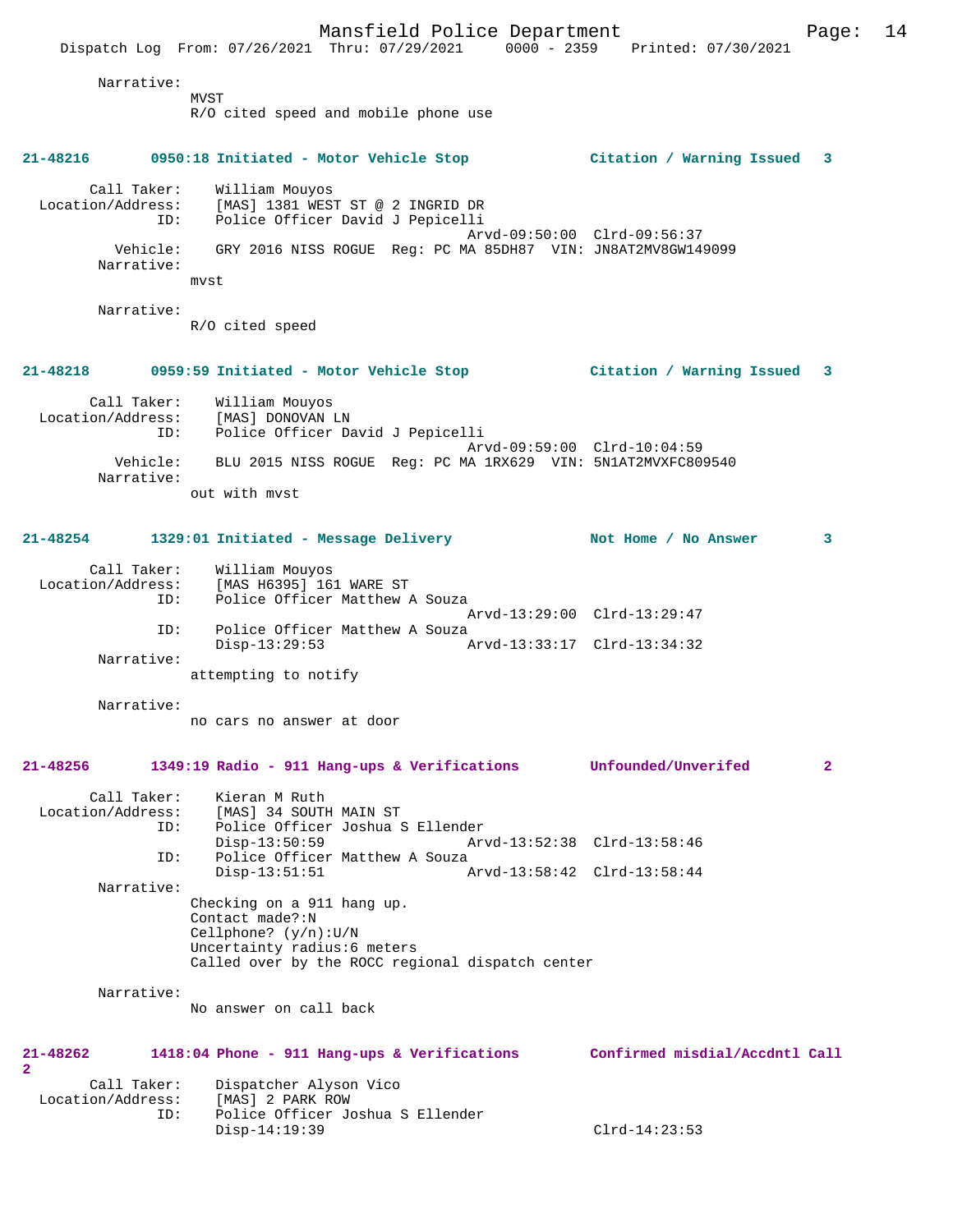Narrative:
MVST
R/O cited speed and mobile phone use

**21-48216 0950:18 Initiated - Motor Vehicle Stop Citation / Warning Issued 3**

Call Taker: William Mouyos
Location/Address: [MAS] 1381 WEST ST @ 2 INGRID DR
ID: Police Officer David J Pepicelli
Arvd-09:50:00 Clrd-09:56:37
Vehicle: GRY 2016 NISS ROGUE Reg: PC MA 85DH87 VIN: JN8AT2MV8GW149099
Narrative:
mvst

Narrative:
R/O cited speed

**21-48218 0959:59 Initiated - Motor Vehicle Stop Citation / Warning Issued 3**

Call Taker: William Mouyos
Location/Address: [MAS] DONOVAN LN
ID: Police Officer David J Pepicelli
Arvd-09:59:00 Clrd-10:04:59
Vehicle: BLU 2015 NISS ROGUE Reg: PC MA 1RX629 VIN: 5N1AT2MVXFC809540
Narrative:
out with mvst

**21-48254 1329:01 Initiated - Message Delivery Not Home / No Answer 3**

Call Taker: William Mouyos
Location/Address: [MAS H6395] 161 WARE ST
ID: Police Officer Matthew A Souza
Arvd-13:29:00 Clrd-13:29:47
ID: Police Officer Matthew A Souza
Disp-13:29:53 Arvd-13:33:17 Clrd-13:34:32
Narrative:
attempting to notify

Narrative:
no cars no answer at door

**21-48256 1349:19 Radio - 911 Hang-ups & Verifications Unfounded/Unverifed 2**

Call Taker: Kieran M Ruth
Location/Address: [MAS] 34 SOUTH MAIN ST
ID: Police Officer Joshua S Ellender
Disp-13:50:59 Arvd-13:52:38 Clrd-13:58:46
ID: Police Officer Matthew A Souza
Disp-13:51:51 Arvd-13:58:42 Clrd-13:58:44
Narrative:
Checking on a 911 hang up.
Contact made?:N
Cellphone? (y/n):U/N
Uncertainty radius:6 meters
Called over by the ROCC regional dispatch center

Narrative:
No answer on call back

**21-48262 1418:04 Phone - 911 Hang-ups & Verifications Confirmed misdial/Accdntl Call 2**

Call Taker: Dispatcher Alyson Vico
Location/Address: [MAS] 2 PARK ROW
ID: Police Officer Joshua S Ellender
Disp-14:19:39 Clrd-14:23:53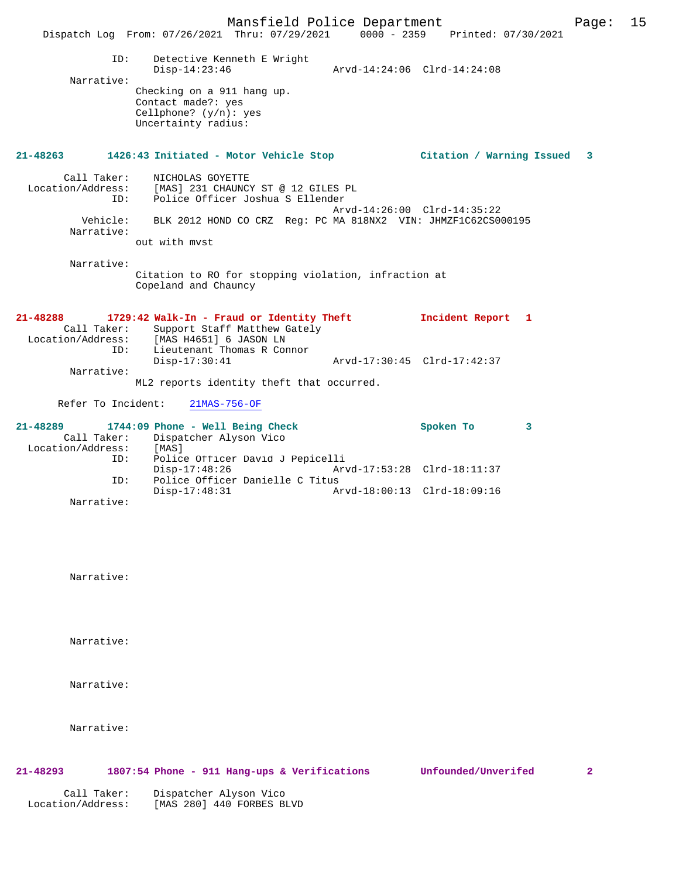```
            ID:     Detective Kenneth E Wright
                    Disp-14:23:46                Arvd-14:24:06  Clrd-14:24:08
        Narrative:
                  Checking on a 911 hang up.
                  Contact made?: yes
                  Cellphone? (y/n): yes
                  Uncertainty radius:
```

**21-48263 1426:43 Initiated - Motor Vehicle Stop — Citation / Warning Issued 3**

```
       Call Taker:  NICHOLAS GOYETTE
 Location/Address:  [MAS] 231 CHAUNCY ST @ 12 GILES PL
               ID:  Police Officer Joshua S Ellender
                                                 Arvd-14:26:00  Clrd-14:35:22
          Vehicle:  BLK 2012 HOND CO CRZ  Reg: PC MA 818NX2  VIN: JHMZF1C62CS000195
        Narrative:
                  out with mvst

        Narrative:
                  Citation to RO for stopping violation, infraction at
                  Copeland and Chauncy
```

**21-48288 1729:42 Walk-In - Fraud or Identity Theft — Incident Report 1**

```
       Call Taker:  Support Staff Matthew Gately
 Location/Address:  [MAS H4651] 6 JASON LN
               ID:  Lieutenant Thomas R Connor
                    Disp-17:30:41                Arvd-17:30:45  Clrd-17:42:37
        Narrative:
                  ML2 reports identity theft that occurred.

      Refer To Incident:    21MAS-756-OF
```

**21-48289 1744:09 Phone - Well Being Check — Spoken To 3**

```
       Call Taker:  Dispatcher Alyson Vico
 Location/Address:  [MAS]
               ID:  Police Officer David J Pepicelli
                    Disp-17:48:26                Arvd-17:53:28  Clrd-18:11:37
               ID:  Police Officer Danielle C Titus
                    Disp-17:48:31                Arvd-18:00:13  Clrd-18:09:16
        Narrative:

        Narrative:

        Narrative:

        Narrative:

        Narrative:
```

**21-48293 1807:54 Phone - 911 Hang-ups & Verifications — Unfounded/Unverifed 2**

```
       Call Taker:  Dispatcher Alyson Vico
 Location/Address:  [MAS 280] 440 FORBES BLVD
```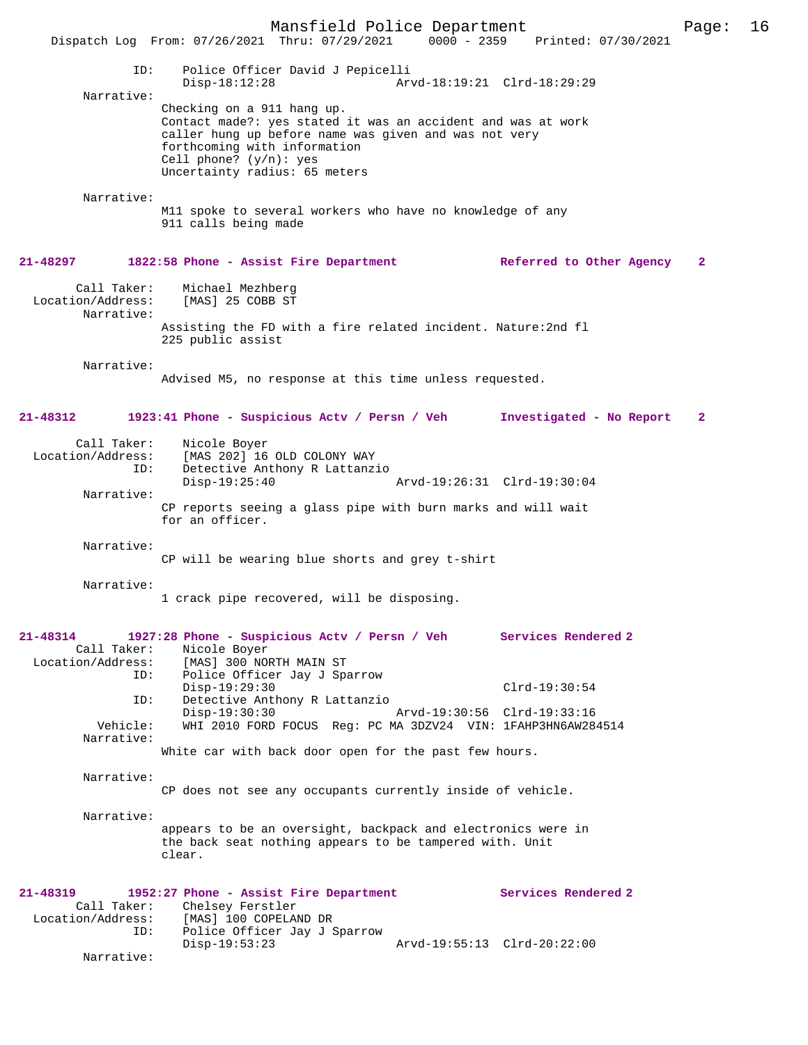ID: Police Officer David J Pepicelli
Disp-18:12:28 Arvd-18:19:21 Clrd-18:29:29

Narrative:
Checking on a 911 hang up.
Contact made?: yes stated it was an accident and was at work
caller hung up before name was given and was not very
forthcoming with information
Cell phone? (y/n): yes
Uncertainty radius: 65 meters

Narrative:
M11 spoke to several workers who have no knowledge of any
911 calls being made

**21-48297 1822:58 Phone - Assist Fire Department Referred to Other Agency 2**

Call Taker: Michael Mezhberg
Location/Address: [MAS] 25 COBB ST

Narrative:
Assisting the FD with a fire related incident. Nature:2nd fl
225 public assist

Narrative:
Advised M5, no response at this time unless requested.

**21-48312 1923:41 Phone - Suspicious Actv / Persn / Veh Investigated - No Report 2**

Call Taker: Nicole Boyer
Location/Address: [MAS 202] 16 OLD COLONY WAY
ID: Detective Anthony R Lattanzio
Disp-19:25:40 Arvd-19:26:31 Clrd-19:30:04

Narrative:
CP reports seeing a glass pipe with burn marks and will wait
for an officer.

Narrative:
CP will be wearing blue shorts and grey t-shirt

Narrative:
1 crack pipe recovered, will be disposing.

**21-48314 1927:28 Phone - Suspicious Actv / Persn / Veh Services Rendered 2**

Call Taker: Nicole Boyer
Location/Address: [MAS] 300 NORTH MAIN ST
ID: Police Officer Jay J Sparrow
Disp-19:29:30 Clrd-19:30:54
ID: Detective Anthony R Lattanzio
Disp-19:30:30 Arvd-19:30:56 Clrd-19:33:16
Vehicle: WHI 2010 FORD FOCUS Reg: PC MA 3DZV24 VIN: 1FAHP3HN6AW284514

Narrative:
White car with back door open for the past few hours.

Narrative:
CP does not see any occupants currently inside of vehicle.

Narrative:
appears to be an oversight, backpack and electronics were in
the back seat nothing appears to be tampered with. Unit
clear.

**21-48319 1952:27 Phone - Assist Fire Department Services Rendered 2**

Call Taker: Chelsey Ferstler
Location/Address: [MAS] 100 COPELAND DR
ID: Police Officer Jay J Sparrow
Disp-19:53:23 Arvd-19:55:13 Clrd-20:22:00

Narrative: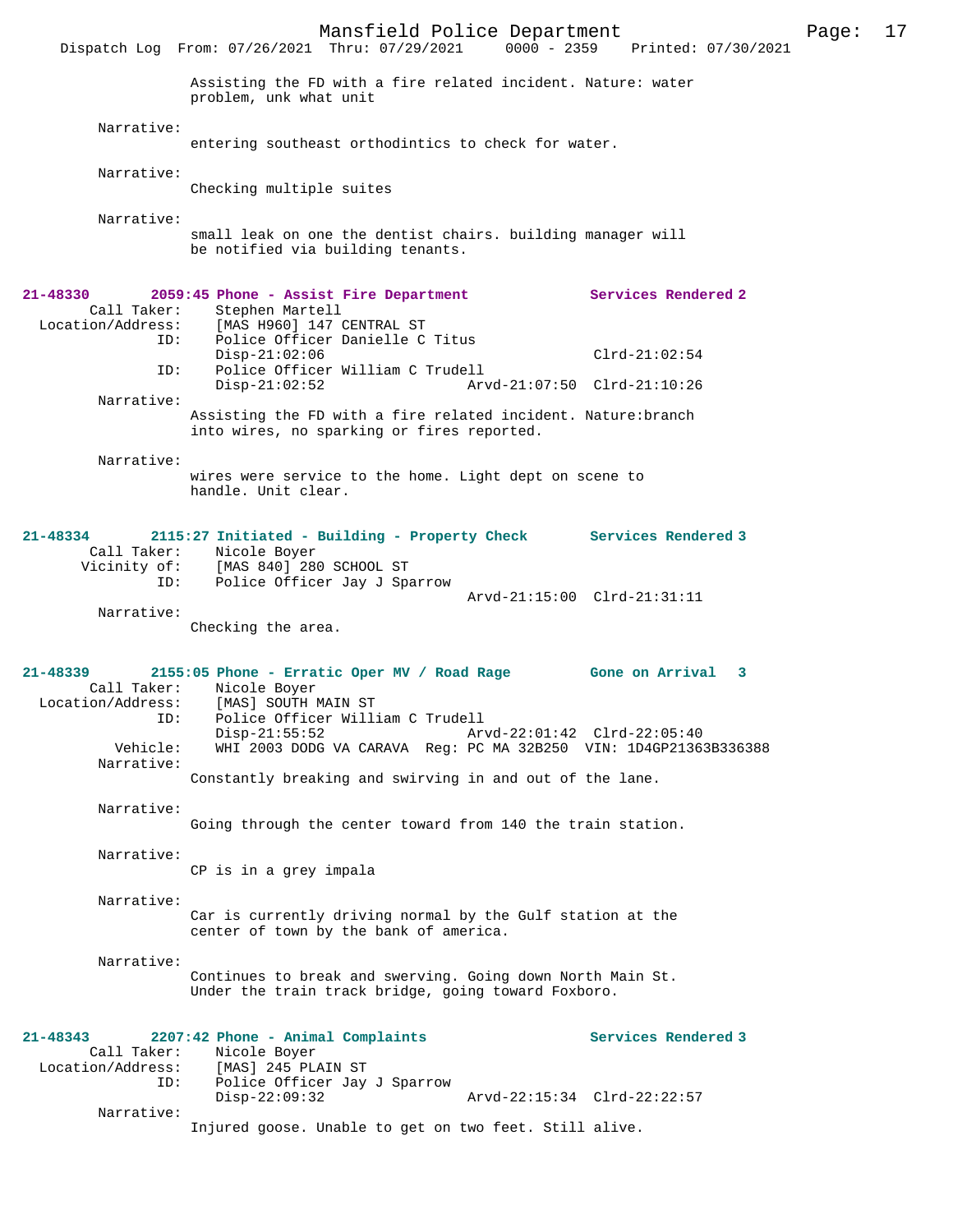Assisting the FD with a fire related incident. Nature: water problem, unk what unit

Narrative:
entering southeast orthodintics to check for water.

Narrative:
Checking multiple suites

Narrative:
small leak on one the dentist chairs. building manager will be notified via building tenants.

**21-48330 2059:45 Phone - Assist Fire Department — Services Rendered 2**

Call Taker: Stephen Martell
Location/Address: [MAS H960] 147 CENTRAL ST
ID: Police Officer Danielle C Titus
Disp-21:02:06 Clrd-21:02:54
ID: Police Officer William C Trudell
Disp-21:02:52 Arvd-21:07:50 Clrd-21:10:26

Narrative:
Assisting the FD with a fire related incident. Nature:branch into wires, no sparking or fires reported.

Narrative:
wires were service to the home. Light dept on scene to handle. Unit clear.

**21-48334 2115:27 Initiated - Building - Property Check — Services Rendered 3**

Call Taker: Nicole Boyer
Vicinity of: [MAS 840] 280 SCHOOL ST
ID: Police Officer Jay J Sparrow
Arvd-21:15:00 Clrd-21:31:11

Narrative:
Checking the area.

**21-48339 2155:05 Phone - Erratic Oper MV / Road Rage — Gone on Arrival 3**

Call Taker: Nicole Boyer
Location/Address: [MAS] SOUTH MAIN ST
ID: Police Officer William C Trudell
Disp-21:55:52 Arvd-22:01:42 Clrd-22:05:40
Vehicle: WHI 2003 DODG VA CARAVA Reg: PC MA 32B250 VIN: 1D4GP21363B336388

Narrative:
Constantly breaking and swirving in and out of the lane.

Narrative:
Going through the center toward from 140 the train station.

Narrative:
CP is in a grey impala

Narrative:
Car is currently driving normal by the Gulf station at the center of town by the bank of america.

Narrative:
Continues to break and swerving. Going down North Main St. Under the train track bridge, going toward Foxboro.

**21-48343 2207:42 Phone - Animal Complaints — Services Rendered 3**

Call Taker: Nicole Boyer
Location/Address: [MAS] 245 PLAIN ST
ID: Police Officer Jay J Sparrow
Disp-22:09:32 Arvd-22:15:34 Clrd-22:22:57

Narrative:
Injured goose. Unable to get on two feet. Still alive.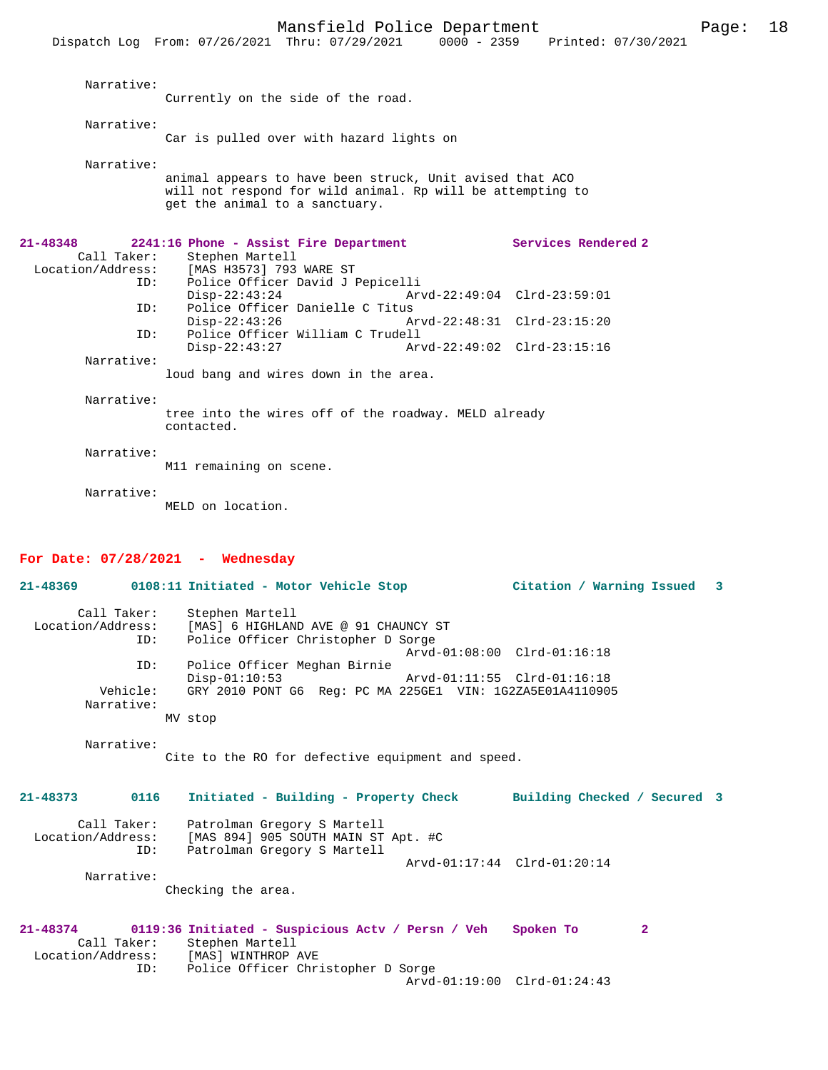Narrative:
Currently on the side of the road.

Narrative:
Car is pulled over with hazard lights on

Narrative:
animal appears to have been struck, Unit advised that ACO will not respond for wild animal. Rp will be attempting to get the animal to a sanctuary.

**21-48348 2241:16 Phone - Assist Fire Department — Services Rendered 2**

Call Taker: Stephen Martell
Location/Address: [MAS H3573] 793 WARE ST
ID: Police Officer David J Pepicelli
Disp-22:43:24 Arvd-22:49:04 Clrd-23:59:01
ID: Police Officer Danielle C Titus
Disp-22:43:26 Arvd-22:48:31 Clrd-23:15:20
ID: Police Officer William C Trudell
Disp-22:43:27 Arvd-22:49:02 Clrd-23:15:16

Narrative:
loud bang and wires down in the area.

Narrative:
tree into the wires off of the roadway. MELD already contacted.

Narrative:
M11 remaining on scene.

Narrative:
MELD on location.

## For Date: 07/28/2021 - Wednesday

**21-48369 0108:11 Initiated - Motor Vehicle Stop — Citation / Warning Issued 3**

Call Taker: Stephen Martell
Location/Address: [MAS] 6 HIGHLAND AVE @ 91 CHAUNCY ST
ID: Police Officer Christopher D Sorge
Arvd-01:08:00 Clrd-01:16:18
ID: Police Officer Meghan Birnie
Disp-01:10:53 Arvd-01:11:55 Clrd-01:16:18
Vehicle: GRY 2010 PONT G6 Reg: PC MA 225GE1 VIN: 1G2ZA5E01A4110905

Narrative:
MV stop

Narrative:
Cite to the RO for defective equipment and speed.

**21-48373 0116 Initiated - Building - Property Check — Building Checked / Secured 3**

Call Taker: Patrolman Gregory S Martell
Location/Address: [MAS 894] 905 SOUTH MAIN ST Apt. #C
ID: Patrolman Gregory S Martell
Arvd-01:17:44 Clrd-01:20:14

Narrative:
Checking the area.

**21-48374 0119:36 Initiated - Suspicious Actv / Persn / Veh — Spoken To 2**

Call Taker: Stephen Martell
Location/Address: [MAS] WINTHROP AVE
ID: Police Officer Christopher D Sorge
Arvd-01:19:00 Clrd-01:24:43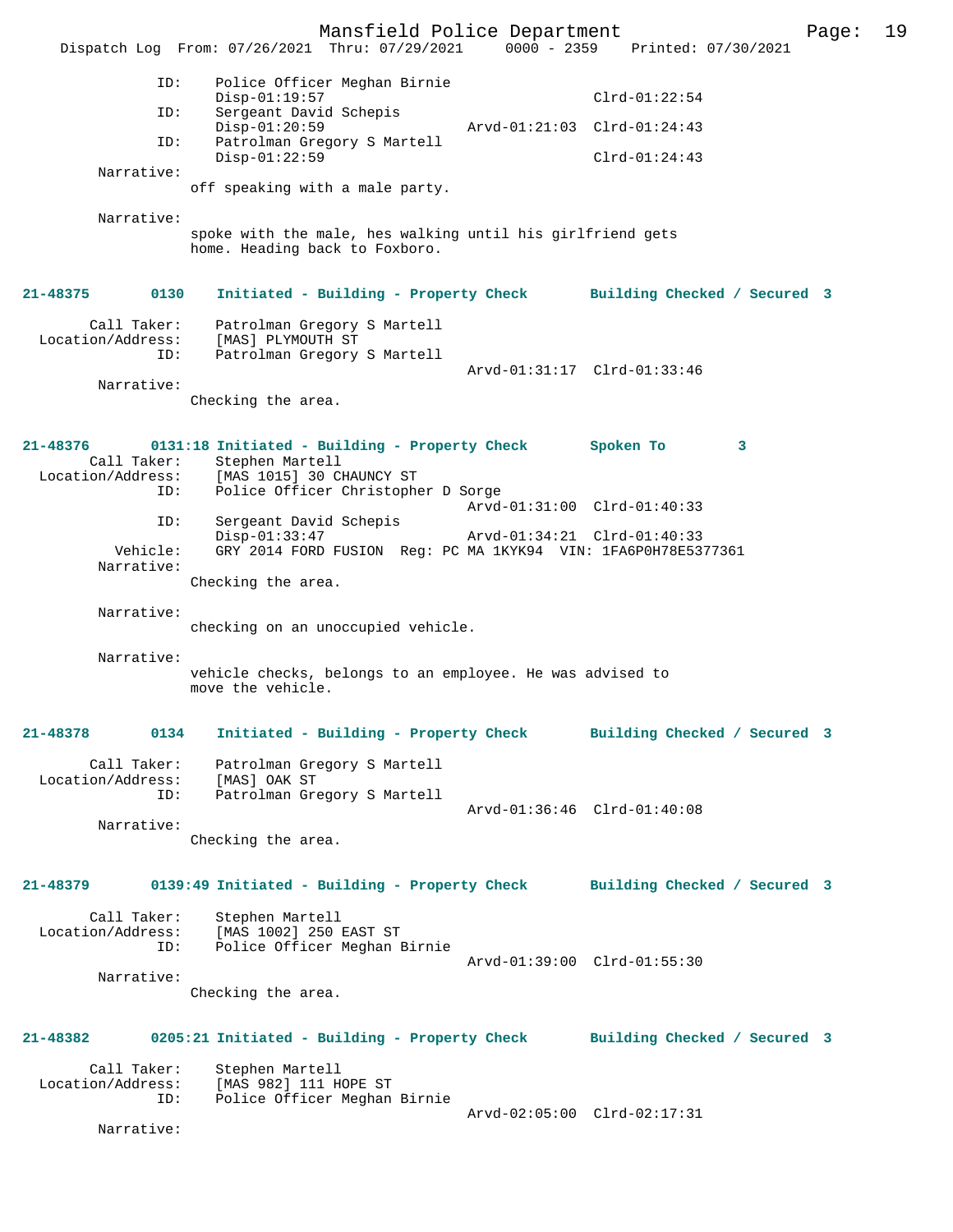```
            ID:     Police Officer Meghan Birnie
                    Disp-01:19:57                              Clrd-01:22:54
            ID:     Sergeant David Schepis
                    Disp-01:20:59              Arvd-01:21:03  Clrd-01:24:43
            ID:     Patrolman Gregory S Martell
                    Disp-01:22:59                              Clrd-01:24:43
     Narrative:
                  off speaking with a male party.

     Narrative:
                  spoke with the male, hes walking until his girlfriend gets
                  home. Heading back to Foxboro.


21-48375       0130    Initiated - Building - Property Check       Building Checked / Secured  3

      Call Taker:     Patrolman Gregory S Martell
 Location/Address:    [MAS] PLYMOUTH ST
              ID:     Patrolman Gregory S Martell
                                               Arvd-01:31:17  Clrd-01:33:46
     Narrative:
                  Checking the area.


21-48376       0131:18 Initiated - Building - Property Check       Spoken To          3
      Call Taker:     Stephen Martell
 Location/Address:    [MAS 1015] 30 CHAUNCY ST
              ID:     Police Officer Christopher D Sorge
                                               Arvd-01:31:00  Clrd-01:40:33
              ID:     Sergeant David Schepis
                    Disp-01:33:47              Arvd-01:34:21  Clrd-01:40:33
         Vehicle:     GRY 2014 FORD FUSION  Reg: PC MA 1KYK94  VIN: 1FA6P0H78E5377361
     Narrative:
                  Checking the area.

     Narrative:
                  checking on an unoccupied vehicle.

     Narrative:
                  vehicle checks, belongs to an employee. He was advised to
                  move the vehicle.


21-48378       0134    Initiated - Building - Property Check       Building Checked / Secured  3

      Call Taker:     Patrolman Gregory S Martell
 Location/Address:    [MAS] OAK ST
              ID:     Patrolman Gregory S Martell
                                               Arvd-01:36:46  Clrd-01:40:08
     Narrative:
                  Checking the area.


21-48379       0139:49 Initiated - Building - Property Check       Building Checked / Secured  3

      Call Taker:     Stephen Martell
 Location/Address:    [MAS 1002] 250 EAST ST
              ID:     Police Officer Meghan Birnie
                                               Arvd-01:39:00  Clrd-01:55:30
     Narrative:
                  Checking the area.


21-48382       0205:21 Initiated - Building - Property Check       Building Checked / Secured  3

      Call Taker:     Stephen Martell
 Location/Address:    [MAS 982] 111 HOPE ST
              ID:     Police Officer Meghan Birnie
                                               Arvd-02:05:00  Clrd-02:17:31
     Narrative:
```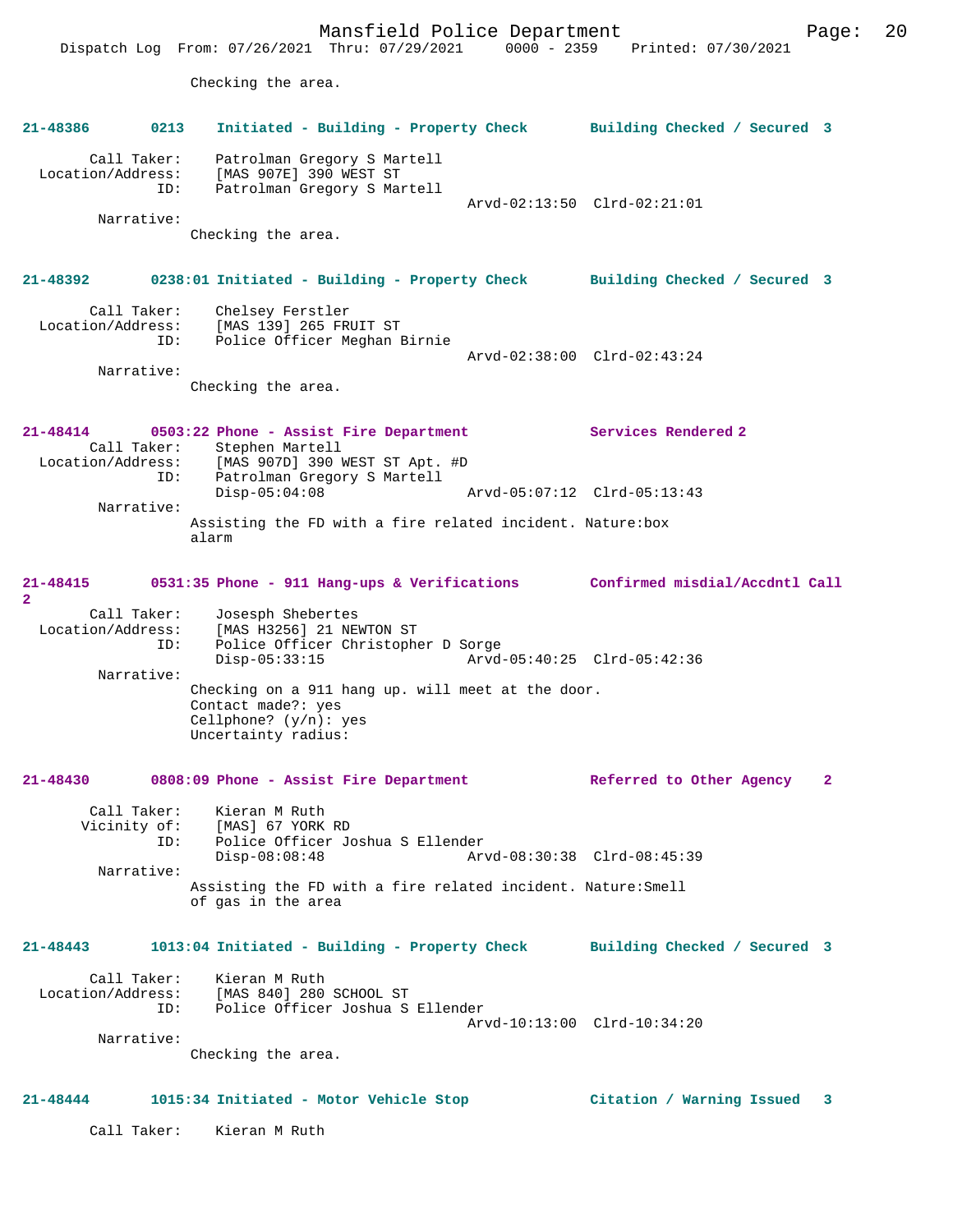Checking the area.

**21-48386 0213 Initiated - Building - Property Check Building Checked / Secured 3**

Call Taker: Patrolman Gregory S Martell
Location/Address: [MAS 907E] 390 WEST ST
ID: Patrolman Gregory S Martell
Arvd-02:13:50 Clrd-02:21:01
Narrative:
Checking the area.

**21-48392 0238:01 Initiated - Building - Property Check Building Checked / Secured 3**

Call Taker: Chelsey Ferstler
Location/Address: [MAS 139] 265 FRUIT ST
ID: Police Officer Meghan Birnie
Arvd-02:38:00 Clrd-02:43:24
Narrative:
Checking the area.

**21-48414 0503:22 Phone - Assist Fire Department Services Rendered 2**

Call Taker: Stephen Martell
Location/Address: [MAS 907D] 390 WEST ST Apt. #D
ID: Patrolman Gregory S Martell
Disp-05:04:08 Arvd-05:07:12 Clrd-05:13:43
Narrative:
Assisting the FD with a fire related incident. Nature:box alarm

**21-48415 0531:35 Phone - 911 Hang-ups & Verifications Confirmed misdial/Accdntl Call 2**

Call Taker: Josesph Shebertes
Location/Address: [MAS H3256] 21 NEWTON ST
ID: Police Officer Christopher D Sorge
Disp-05:33:15 Arvd-05:40:25 Clrd-05:42:36
Narrative:
Checking on a 911 hang up. will meet at the door.
Contact made?: yes
Cellphone? (y/n): yes
Uncertainty radius:

**21-48430 0808:09 Phone - Assist Fire Department Referred to Other Agency 2**

Call Taker: Kieran M Ruth
Vicinity of: [MAS] 67 YORK RD
ID: Police Officer Joshua S Ellender
Disp-08:08:48 Arvd-08:30:38 Clrd-08:45:39
Narrative:
Assisting the FD with a fire related incident. Nature:Smell of gas in the area

**21-48443 1013:04 Initiated - Building - Property Check Building Checked / Secured 3**

Call Taker: Kieran M Ruth
Location/Address: [MAS 840] 280 SCHOOL ST
ID: Police Officer Joshua S Ellender
Arvd-10:13:00 Clrd-10:34:20
Narrative:
Checking the area.

**21-48444 1015:34 Initiated - Motor Vehicle Stop Citation / Warning Issued 3**

Call Taker: Kieran M Ruth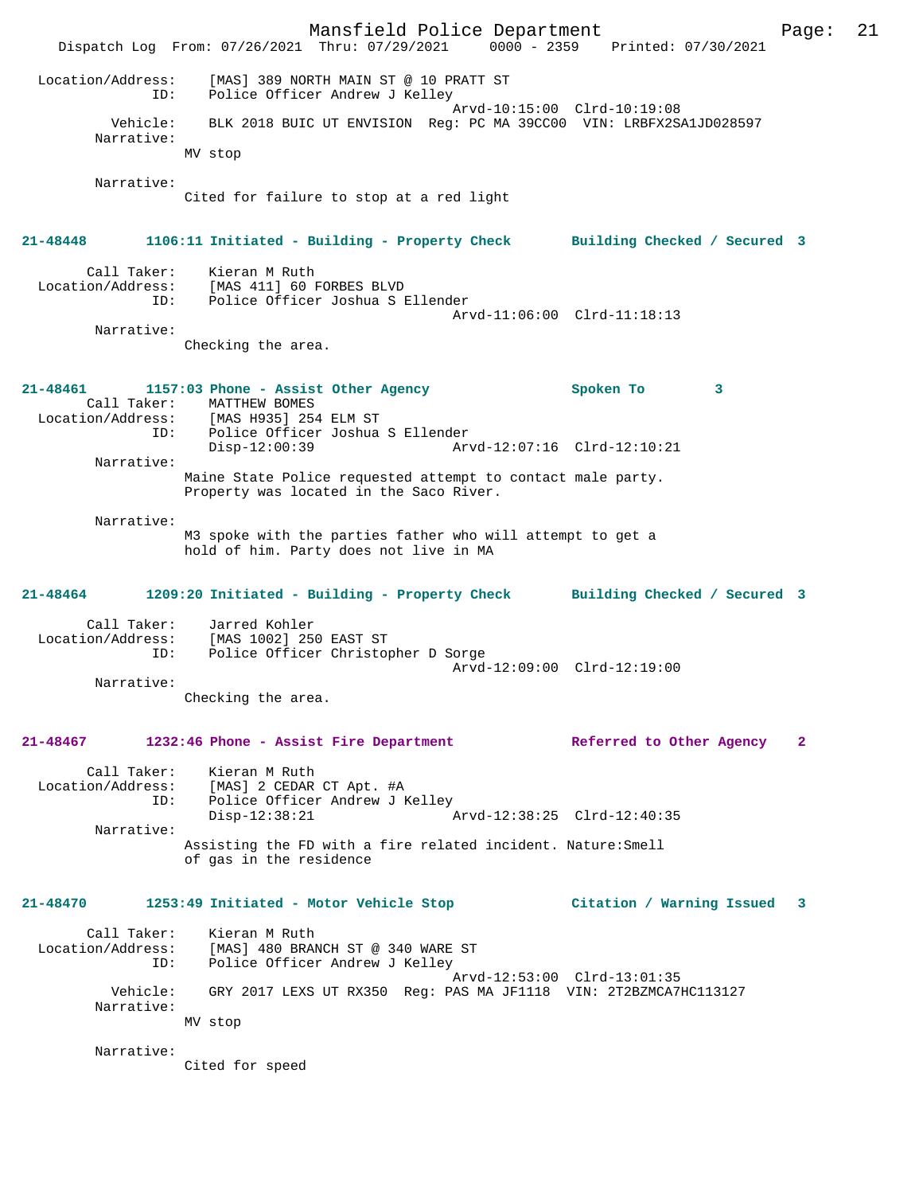Location/Address: [MAS] 389 NORTH MAIN ST @ 10 PRATT ST
ID: Police Officer Andrew J Kelley
Arvd-10:15:00 Clrd-10:19:08
Vehicle: BLK 2018 BUIC UT ENVISION Reg: PC MA 39CC00 VIN: LRBFX2SA1JD028597
Narrative:
MV stop

Narrative:
Cited for failure to stop at a red light

**21-48448 1106:11 Initiated - Building - Property Check Building Checked / Secured 3**

Call Taker: Kieran M Ruth
Location/Address: [MAS 411] 60 FORBES BLVD
ID: Police Officer Joshua S Ellender
Arvd-11:06:00 Clrd-11:18:13
Narrative:
Checking the area.

**21-48461 1157:03 Phone - Assist Other Agency Spoken To 3**

Call Taker: MATTHEW BOMES
Location/Address: [MAS H935] 254 ELM ST
ID: Police Officer Joshua S Ellender
Disp-12:00:39 Arvd-12:07:16 Clrd-12:10:21
Narrative:
Maine State Police requested attempt to contact male party. Property was located in the Saco River.

Narrative:
M3 spoke with the parties father who will attempt to get a hold of him. Party does not live in MA

**21-48464 1209:20 Initiated - Building - Property Check Building Checked / Secured 3**

Call Taker: Jarred Kohler
Location/Address: [MAS 1002] 250 EAST ST
ID: Police Officer Christopher D Sorge
Arvd-12:09:00 Clrd-12:19:00
Narrative:
Checking the area.

**21-48467 1232:46 Phone - Assist Fire Department Referred to Other Agency 2**

Call Taker: Kieran M Ruth
Location/Address: [MAS] 2 CEDAR CT Apt. #A
ID: Police Officer Andrew J Kelley
Disp-12:38:21 Arvd-12:38:25 Clrd-12:40:35
Narrative:
Assisting the FD with a fire related incident. Nature:Smell of gas in the residence

**21-48470 1253:49 Initiated - Motor Vehicle Stop Citation / Warning Issued 3**

Call Taker: Kieran M Ruth
Location/Address: [MAS] 480 BRANCH ST @ 340 WARE ST
ID: Police Officer Andrew J Kelley
Arvd-12:53:00 Clrd-13:01:35
Vehicle: GRY 2017 LEXS UT RX350 Reg: PAS MA JF1118 VIN: 2T2BZMCA7HC113127
Narrative:
MV stop

Narrative:
Cited for speed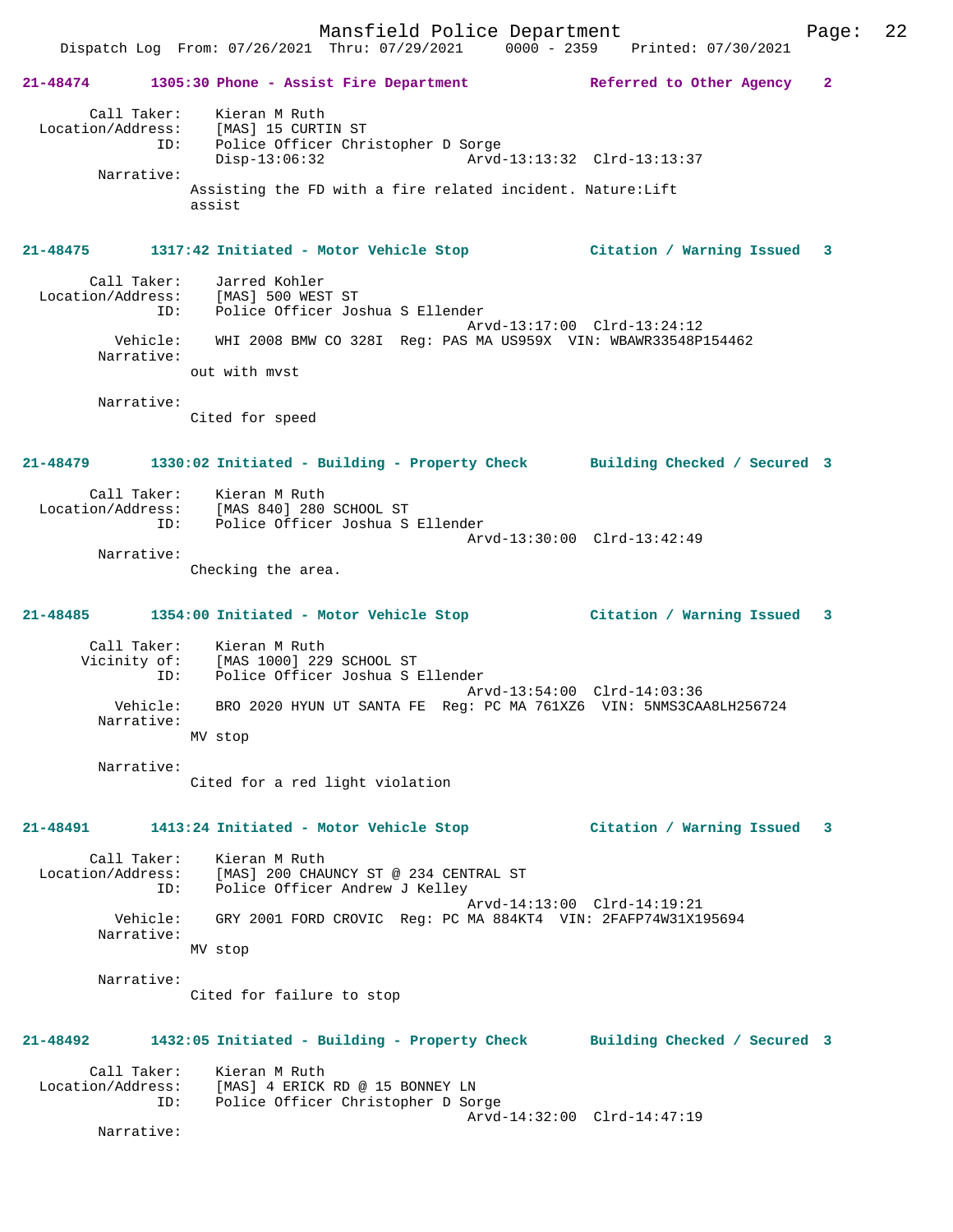**21-48474 1305:30 Phone - Assist Fire Department — Referred to Other Agency 2**

```
        Call Taker:    Kieran M Ruth
  Location/Address:    [MAS] 15 CURTIN ST
                ID:    Police Officer Christopher D Sorge
                       Disp-13:06:32                 Arvd-13:13:32  Clrd-13:13:37
         Narrative:
                      Assisting the FD with a fire related incident. Nature:Lift
                      assist
```

**21-48475 1317:42 Initiated - Motor Vehicle Stop — Citation / Warning Issued 3**

```
        Call Taker:    Jarred Kohler
  Location/Address:    [MAS] 500 WEST ST
                ID:    Police Officer Joshua S Ellender
                                                     Arvd-13:17:00  Clrd-13:24:12
           Vehicle:    WHI 2008 BMW CO 328I  Reg: PAS MA US959X  VIN: WBAWR33548P154462
         Narrative:
                      out with mvst

         Narrative:
                      Cited for speed
```

**21-48479 1330:02 Initiated - Building - Property Check — Building Checked / Secured 3**

```
        Call Taker:    Kieran M Ruth
  Location/Address:    [MAS 840] 280 SCHOOL ST
                ID:    Police Officer Joshua S Ellender
                                                     Arvd-13:30:00  Clrd-13:42:49
         Narrative:
                      Checking the area.
```

**21-48485 1354:00 Initiated - Motor Vehicle Stop — Citation / Warning Issued 3**

```
        Call Taker:    Kieran M Ruth
       Vicinity of:    [MAS 1000] 229 SCHOOL ST
                ID:    Police Officer Joshua S Ellender
                                                     Arvd-13:54:00  Clrd-14:03:36
           Vehicle:    BRO 2020 HYUN UT SANTA FE  Reg: PC MA 761XZ6  VIN: 5NMS3CAA8LH256724
         Narrative:
                      MV stop

         Narrative:
                      Cited for a red light violation
```

**21-48491 1413:24 Initiated - Motor Vehicle Stop — Citation / Warning Issued 3**

```
        Call Taker:    Kieran M Ruth
  Location/Address:    [MAS] 200 CHAUNCY ST @ 234 CENTRAL ST
                ID:    Police Officer Andrew J Kelley
                                                     Arvd-14:13:00  Clrd-14:19:21
           Vehicle:    GRY 2001 FORD CROVIC  Reg: PC MA 884KT4  VIN: 2FAFP74W31X195694
         Narrative:
                      MV stop

         Narrative:
                      Cited for failure to stop
```

**21-48492 1432:05 Initiated - Building - Property Check — Building Checked / Secured 3**

```
        Call Taker:    Kieran M Ruth
  Location/Address:    [MAS] 4 ERICK RD @ 15 BONNEY LN
                ID:    Police Officer Christopher D Sorge
                                                     Arvd-14:32:00  Clrd-14:47:19
         Narrative:
```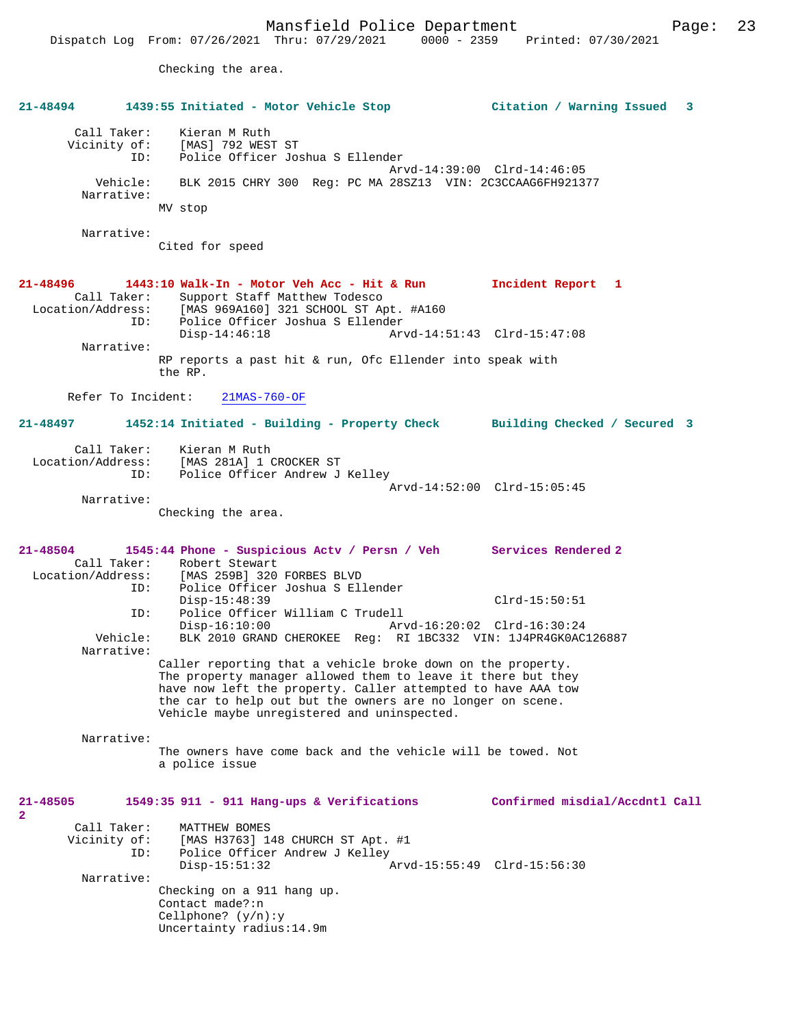Checking the area.

**21-48494 1439:55 Initiated - Motor Vehicle Stop Citation / Warning Issued 3**

Call Taker: Kieran M Ruth
Vicinity of: [MAS] 792 WEST ST
ID: Police Officer Joshua S Ellender
Arvd-14:39:00 Clrd-14:46:05
Vehicle: BLK 2015 CHRY 300 Reg: PC MA 28SZ13 VIN: 2C3CCAAG6FH921377
Narrative:
MV stop

Narrative:
Cited for speed

**21-48496 1443:10 Walk-In - Motor Veh Acc - Hit & Run Incident Report 1**
Call Taker: Support Staff Matthew Todesco
Location/Address: [MAS 969A160] 321 SCHOOL ST Apt. #A160
ID: Police Officer Joshua S Ellender
Disp-14:46:18 Arvd-14:51:43 Clrd-15:47:08
Narrative:
RP reports a past hit & run, Ofc Ellender into speak with the RP.

Refer To Incident: 21MAS-760-OF

**21-48497 1452:14 Initiated - Building - Property Check Building Checked / Secured 3**

Call Taker: Kieran M Ruth
Location/Address: [MAS 281A] 1 CROCKER ST
ID: Police Officer Andrew J Kelley
Arvd-14:52:00 Clrd-15:05:45
Narrative:
Checking the area.

**21-48504 1545:44 Phone - Suspicious Actv / Persn / Veh Services Rendered 2**
Call Taker: Robert Stewart
Location/Address: [MAS 259B] 320 FORBES BLVD
ID: Police Officer Joshua S Ellender
Disp-15:48:39 Clrd-15:50:51
ID: Police Officer William C Trudell
Disp-16:10:00 Arvd-16:20:02 Clrd-16:30:24
Vehicle: BLK 2010 GRAND CHEROKEE Reg: RI 1BC332 VIN: 1J4PR4GK0AC126887
Narrative:
Caller reporting that a vehicle broke down on the property. The property manager allowed them to leave it there but they have now left the property. Caller attempted to have AAA tow the car to help out but the owners are no longer on scene. Vehicle maybe unregistered and uninspected.

Narrative:
The owners have come back and the vehicle will be towed. Not a police issue

**21-48505 1549:35 911 - 911 Hang-ups & Verifications Confirmed misdial/Accdntl Call 2**

Call Taker: MATTHEW BOMES
Vicinity of: [MAS H3763] 148 CHURCH ST Apt. #1
ID: Police Officer Andrew J Kelley
Disp-15:51:32 Arvd-15:55:49 Clrd-15:56:30
Narrative:
Checking on a 911 hang up.
Contact made?:n
Cellphone? (y/n):y
Uncertainty radius:14.9m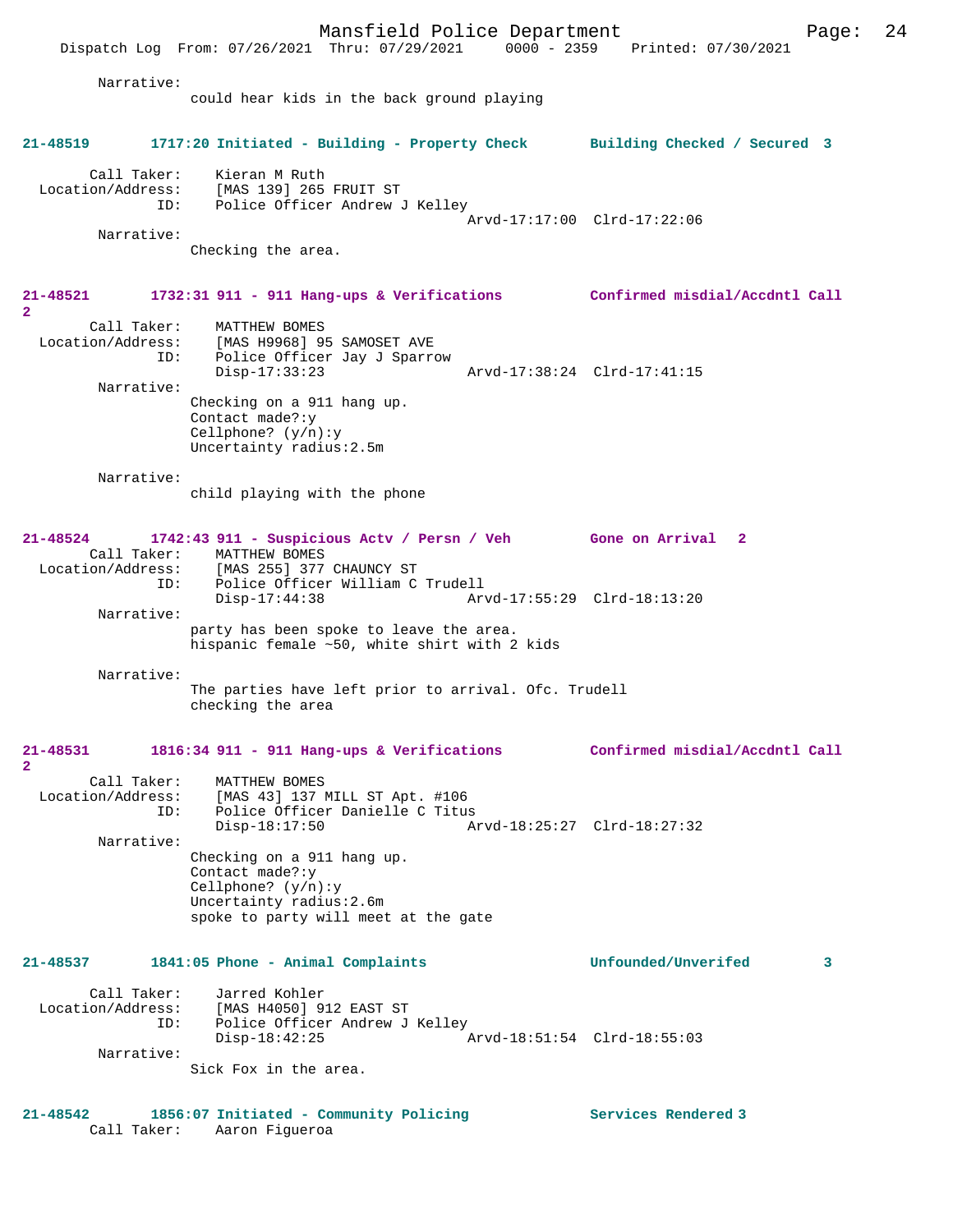Narrative:
could hear kids in the back ground playing

**21-48519 1717:20 Initiated - Building - Property Check Building Checked / Secured 3**

Call Taker: Kieran M Ruth
Location/Address: [MAS 139] 265 FRUIT ST
ID: Police Officer Andrew J Kelley
Arvd-17:17:00 Clrd-17:22:06

Narrative:
Checking the area.

**21-48521 1732:31 911 - 911 Hang-ups & Verifications Confirmed misdial/Accdntl Call 2**

Call Taker: MATTHEW BOMES
Location/Address: [MAS H9968] 95 SAMOSET AVE
ID: Police Officer Jay J Sparrow
Disp-17:33:23 Arvd-17:38:24 Clrd-17:41:15

Narrative:
Checking on a 911 hang up.
Contact made?:y
Cellphone? (y/n):y
Uncertainty radius:2.5m

Narrative:
child playing with the phone

**21-48524 1742:43 911 - Suspicious Actv / Persn / Veh Gone on Arrival 2**

Call Taker: MATTHEW BOMES
Location/Address: [MAS 255] 377 CHAUNCY ST
ID: Police Officer William C Trudell
Disp-17:44:38 Arvd-17:55:29 Clrd-18:13:20

Narrative:
party has been spoke to leave the area.
hispanic female ~50, white shirt with 2 kids

Narrative:
The parties have left prior to arrival. Ofc. Trudell checking the area

**21-48531 1816:34 911 - 911 Hang-ups & Verifications Confirmed misdial/Accdntl Call 2**

Call Taker: MATTHEW BOMES
Location/Address: [MAS 43] 137 MILL ST Apt. #106
ID: Police Officer Danielle C Titus
Disp-18:17:50 Arvd-18:25:27 Clrd-18:27:32

Narrative:
Checking on a 911 hang up.
Contact made?:y
Cellphone? (y/n):y
Uncertainty radius:2.6m
spoke to party will meet at the gate

**21-48537 1841:05 Phone - Animal Complaints Unfounded/Unverifed 3**

Call Taker: Jarred Kohler
Location/Address: [MAS H4050] 912 EAST ST
ID: Police Officer Andrew J Kelley
Disp-18:42:25 Arvd-18:51:54 Clrd-18:55:03

Narrative:
Sick Fox in the area.

**21-48542 1856:07 Initiated - Community Policing Services Rendered 3**

Call Taker: Aaron Figueroa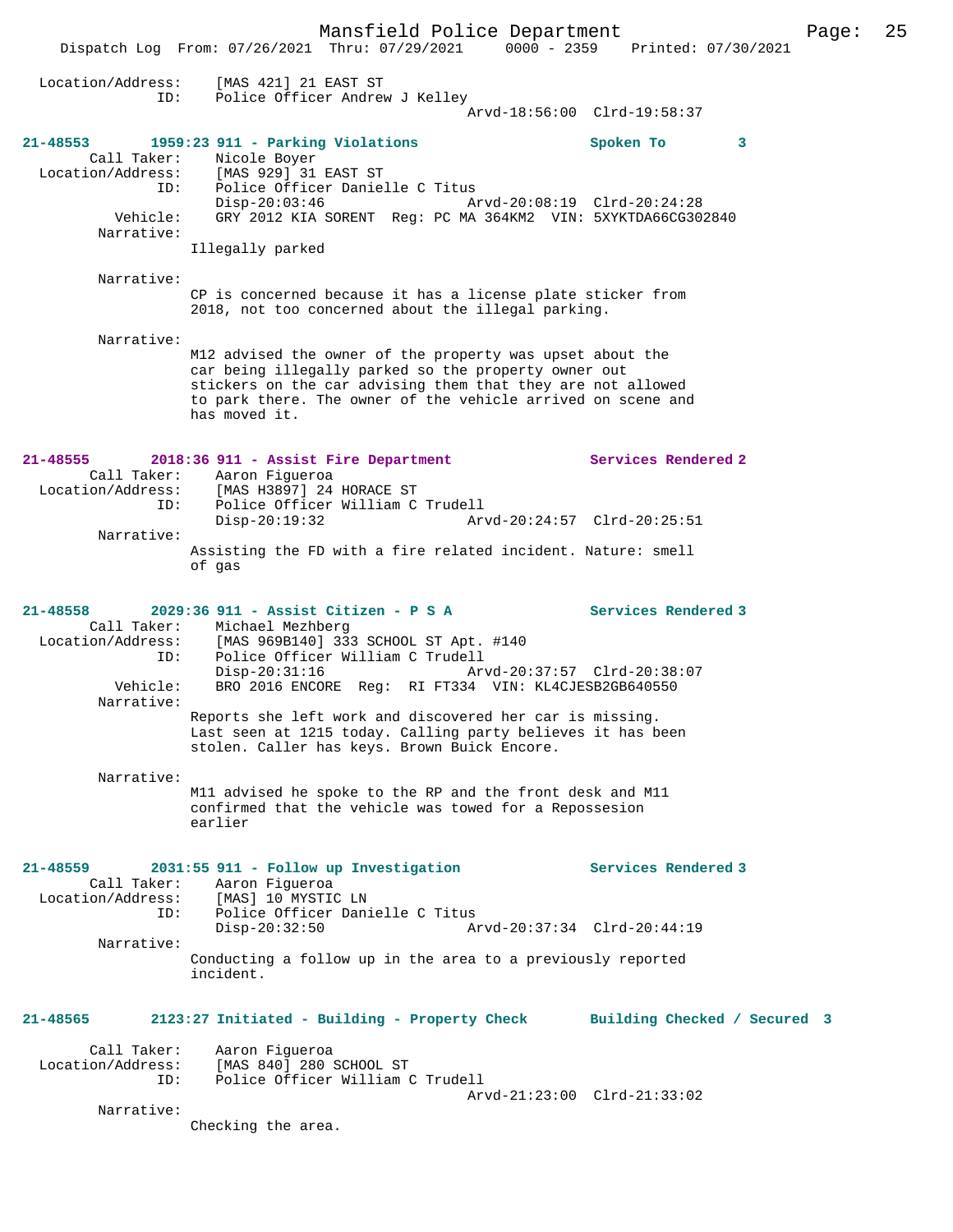Location/Address: [MAS 421] 21 EAST ST
ID: Police Officer Andrew J Kelley
Arvd-18:56:00 Clrd-19:58:37

**21-48553 1959:23 911 - Parking Violations Spoken To 3**

Call Taker: Nicole Boyer
Location/Address: [MAS 929] 31 EAST ST
ID: Police Officer Danielle C Titus
Disp-20:03:46 Arvd-20:08:19 Clrd-20:24:28
Vehicle: GRY 2012 KIA SORENT Reg: PC MA 364KM2 VIN: 5XYKTDA66CG302840
Narrative:
Illegally parked

Narrative:
CP is concerned because it has a license plate sticker from 2018, not too concerned about the illegal parking.

Narrative:
M12 advised the owner of the property was upset about the car being illegally parked so the property owner out stickers on the car advising them that they are not allowed to park there. The owner of the vehicle arrived on scene and has moved it.

**21-48555 2018:36 911 - Assist Fire Department Services Rendered 2**

Call Taker: Aaron Figueroa
Location/Address: [MAS H3897] 24 HORACE ST
ID: Police Officer William C Trudell
Disp-20:19:32 Arvd-20:24:57 Clrd-20:25:51
Narrative:
Assisting the FD with a fire related incident. Nature: smell of gas

**21-48558 2029:36 911 - Assist Citizen - P S A Services Rendered 3**

Call Taker: Michael Mezhberg
Location/Address: [MAS 969B140] 333 SCHOOL ST Apt. #140
ID: Police Officer William C Trudell
Disp-20:31:16 Arvd-20:37:57 Clrd-20:38:07
Vehicle: BRO 2016 ENCORE Reg: RI FT334 VIN: KL4CJESB2GB640550
Narrative:
Reports she left work and discovered her car is missing. Last seen at 1215 today. Calling party believes it has been stolen. Caller has keys. Brown Buick Encore.

Narrative:
M11 advised he spoke to the RP and the front desk and M11 confirmed that the vehicle was towed for a Repossesion earlier

**21-48559 2031:55 911 - Follow up Investigation Services Rendered 3**

Call Taker: Aaron Figueroa
Location/Address: [MAS] 10 MYSTIC LN
ID: Police Officer Danielle C Titus
Disp-20:32:50 Arvd-20:37:34 Clrd-20:44:19
Narrative:
Conducting a follow up in the area to a previously reported incident.

**21-48565 2123:27 Initiated - Building - Property Check Building Checked / Secured 3**

Call Taker: Aaron Figueroa
Location/Address: [MAS 840] 280 SCHOOL ST
ID: Police Officer William C Trudell
Arvd-21:23:00 Clrd-21:33:02
Narrative:
Checking the area.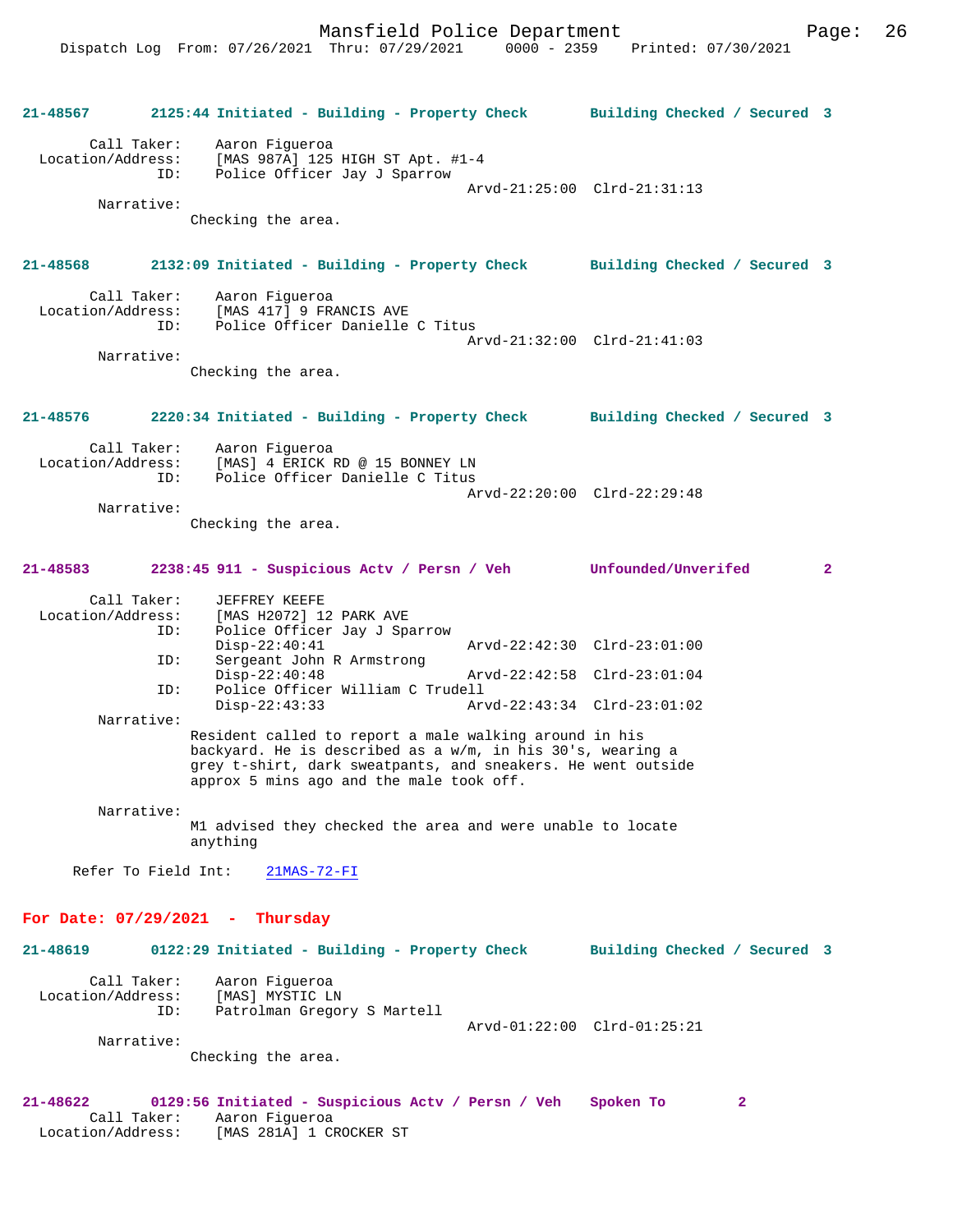**21-48567 2125:44 Initiated - Building - Property Check Building Checked / Secured 3**

Call Taker: Aaron Figueroa
Location/Address: [MAS 987A] 125 HIGH ST Apt. #1-4
ID: Police Officer Jay J Sparrow
Arvd-21:25:00 Clrd-21:31:13
Narrative:
Checking the area.

**21-48568 2132:09 Initiated - Building - Property Check Building Checked / Secured 3**

Call Taker: Aaron Figueroa
Location/Address: [MAS 417] 9 FRANCIS AVE
ID: Police Officer Danielle C Titus
Arvd-21:32:00 Clrd-21:41:03
Narrative:
Checking the area.

**21-48576 2220:34 Initiated - Building - Property Check Building Checked / Secured 3**

Call Taker: Aaron Figueroa
Location/Address: [MAS] 4 ERICK RD @ 15 BONNEY LN
ID: Police Officer Danielle C Titus
Arvd-22:20:00 Clrd-22:29:48
Narrative:
Checking the area.

**21-48583 2238:45 911 - Suspicious Actv / Persn / Veh Unfounded/Unverifed 2**

Call Taker: JEFFREY KEEFE
Location/Address: [MAS H2072] 12 PARK AVE
ID: Police Officer Jay J Sparrow
Disp-22:40:41 Arvd-22:42:30 Clrd-23:01:00
ID: Sergeant John R Armstrong
Disp-22:40:48 Arvd-22:42:58 Clrd-23:01:04
ID: Police Officer William C Trudell
Disp-22:43:33 Arvd-22:43:34 Clrd-23:01:02
Narrative:
Resident called to report a male walking around in his backyard. He is described as a w/m, in his 30's, wearing a grey t-shirt, dark sweatpants, and sneakers. He went outside approx 5 mins ago and the male took off.

Narrative:
M1 advised they checked the area and were unable to locate anything

Refer To Field Int: 21MAS-72-FI

## For Date: 07/29/2021 - Thursday

**21-48619 0122:29 Initiated - Building - Property Check Building Checked / Secured 3**

Call Taker: Aaron Figueroa
Location/Address: [MAS] MYSTIC LN
ID: Patrolman Gregory S Martell
Arvd-01:22:00 Clrd-01:25:21
Narrative:
Checking the area.

**21-48622 0129:56 Initiated - Suspicious Actv / Persn / Veh Spoken To 2**
Call Taker: Aaron Figueroa
Location/Address: [MAS 281A] 1 CROCKER ST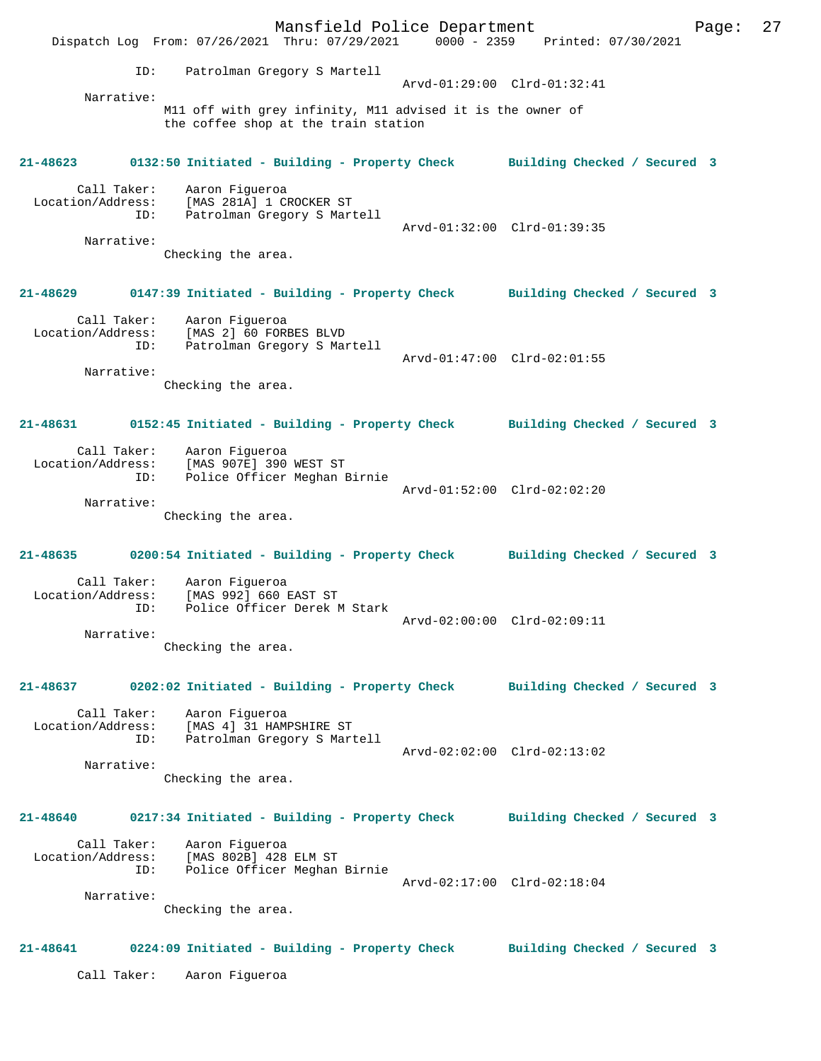ID: Patrolman Gregory S Martell
Arvd-01:29:00 Clrd-01:32:41

Narrative:
M11 off with grey infinity, M11 advised it is the owner of the coffee shop at the train station

**21-48623 0132:50 Initiated - Building - Property Check Building Checked / Secured 3**

Call Taker: Aaron Figueroa
Location/Address: [MAS 281A] 1 CROCKER ST
ID: Patrolman Gregory S Martell
Arvd-01:32:00 Clrd-01:39:35

Narrative:
Checking the area.

**21-48629 0147:39 Initiated - Building - Property Check Building Checked / Secured 3**

Call Taker: Aaron Figueroa
Location/Address: [MAS 2] 60 FORBES BLVD
ID: Patrolman Gregory S Martell
Arvd-01:47:00 Clrd-02:01:55

Narrative:
Checking the area.

**21-48631 0152:45 Initiated - Building - Property Check Building Checked / Secured 3**

Call Taker: Aaron Figueroa
Location/Address: [MAS 907E] 390 WEST ST
ID: Police Officer Meghan Birnie
Arvd-01:52:00 Clrd-02:02:20

Narrative:
Checking the area.

**21-48635 0200:54 Initiated - Building - Property Check Building Checked / Secured 3**

Call Taker: Aaron Figueroa
Location/Address: [MAS 992] 660 EAST ST
ID: Police Officer Derek M Stark
Arvd-02:00:00 Clrd-02:09:11

Narrative:
Checking the area.

**21-48637 0202:02 Initiated - Building - Property Check Building Checked / Secured 3**

Call Taker: Aaron Figueroa
Location/Address: [MAS 4] 31 HAMPSHIRE ST
ID: Patrolman Gregory S Martell
Arvd-02:02:00 Clrd-02:13:02

Narrative:
Checking the area.

**21-48640 0217:34 Initiated - Building - Property Check Building Checked / Secured 3**

Call Taker: Aaron Figueroa
Location/Address: [MAS 802B] 428 ELM ST
ID: Police Officer Meghan Birnie
Arvd-02:17:00 Clrd-02:18:04

Narrative:
Checking the area.

**21-48641 0224:09 Initiated - Building - Property Check Building Checked / Secured 3**

Call Taker: Aaron Figueroa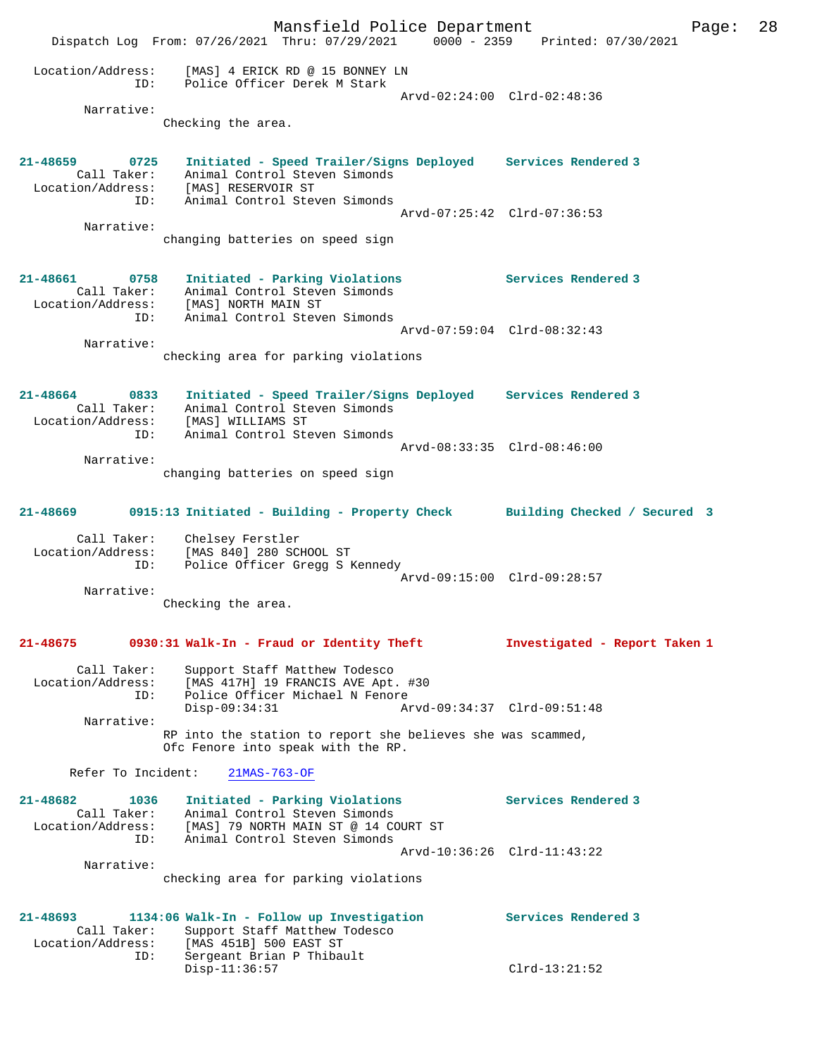```
Location/Address:     [MAS] 4 ERICK RD @ 15 BONNEY LN
              ID:     Police Officer Derek M Stark
                                             Arvd-02:24:00  Clrd-02:48:36
        Narrative:
                    Checking the area.


21-48659       0725    Initiated - Speed Trailer/Signs Deployed    Services Rendered 3
        Call Taker:    Animal Control Steven Simonds
  Location/Address:    [MAS] RESERVOIR ST
              ID:      Animal Control Steven Simonds
                                             Arvd-07:25:42  Clrd-07:36:53
        Narrative:
                    changing batteries on speed sign


21-48661       0758    Initiated - Parking Violations              Services Rendered 3
        Call Taker:    Animal Control Steven Simonds
  Location/Address:    [MAS] NORTH MAIN ST
              ID:      Animal Control Steven Simonds
                                             Arvd-07:59:04  Clrd-08:32:43
        Narrative:
                    checking area for parking violations


21-48664       0833    Initiated - Speed Trailer/Signs Deployed    Services Rendered 3
        Call Taker:    Animal Control Steven Simonds
  Location/Address:    [MAS] WILLIAMS ST
              ID:      Animal Control Steven Simonds
                                             Arvd-08:33:35  Clrd-08:46:00
        Narrative:
                    changing batteries on speed sign


21-48669       0915:13 Initiated - Building - Property Check       Building Checked / Secured  3

        Call Taker:    Chelsey Ferstler
  Location/Address:    [MAS 840] 280 SCHOOL ST
              ID:      Police Officer Gregg S Kennedy
                                             Arvd-09:15:00  Clrd-09:28:57
        Narrative:
                    Checking the area.


21-48675       0930:31 Walk-In - Fraud or Identity Theft           Investigated - Report Taken 1

        Call Taker:    Support Staff Matthew Todesco
  Location/Address:    [MAS 417H] 19 FRANCIS AVE Apt. #30
              ID:      Police Officer Michael N Fenore
                       Disp-09:34:31         Arvd-09:34:37  Clrd-09:51:48
        Narrative:
                    RP into the station to report she believes she was scammed,
                    Ofc Fenore into speak with the RP.

      Refer To Incident:    21MAS-763-OF

21-48682       1036    Initiated - Parking Violations              Services Rendered 3
        Call Taker:    Animal Control Steven Simonds
  Location/Address:    [MAS] 79 NORTH MAIN ST @ 14 COURT ST
              ID:      Animal Control Steven Simonds
                                             Arvd-10:36:26  Clrd-11:43:22
        Narrative:
                    checking area for parking violations


21-48693       1134:06 Walk-In - Follow up Investigation           Services Rendered 3
        Call Taker:    Support Staff Matthew Todesco
  Location/Address:    [MAS 451B] 500 EAST ST
              ID:      Sergeant Brian P Thibault
                       Disp-11:36:57                        Clrd-13:21:52
```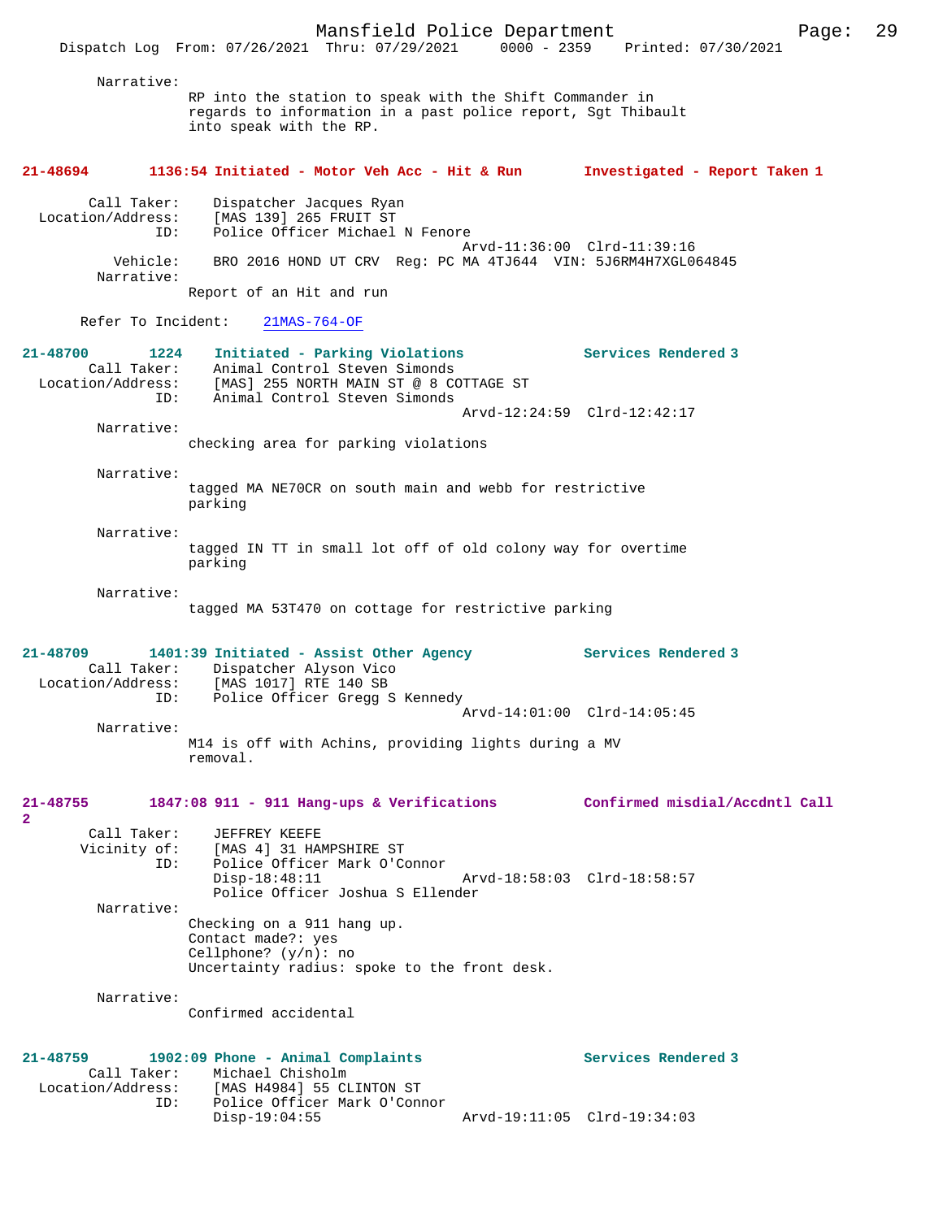Narrative:
RP into the station to speak with the Shift Commander in regards to information in a past police report, Sgt Thibault into speak with the RP.

**21-48694 1136:54 Initiated - Motor Veh Acc - Hit & Run Investigated - Report Taken 1**

Call Taker: Dispatcher Jacques Ryan
Location/Address: [MAS 139] 265 FRUIT ST
ID: Police Officer Michael N Fenore
Arvd-11:36:00 Clrd-11:39:16
Vehicle: BRO 2016 HOND UT CRV Reg: PC MA 4TJ644 VIN: 5J6RM4H7XGL064845
Narrative:
Report of an Hit and run

Refer To Incident: 21MAS-764-OF

**21-48700 1224 Initiated - Parking Violations Services Rendered 3**

Call Taker: Animal Control Steven Simonds
Location/Address: [MAS] 255 NORTH MAIN ST @ 8 COTTAGE ST
ID: Animal Control Steven Simonds
Arvd-12:24:59 Clrd-12:42:17
Narrative:
checking area for parking violations

Narrative:
tagged MA NE70CR on south main and webb for restrictive parking

Narrative:
tagged IN TT in small lot off of old colony way for overtime parking

Narrative:
tagged MA 53T470 on cottage for restrictive parking

**21-48709 1401:39 Initiated - Assist Other Agency Services Rendered 3**

Call Taker: Dispatcher Alyson Vico
Location/Address: [MAS 1017] RTE 140 SB
ID: Police Officer Gregg S Kennedy
Arvd-14:01:00 Clrd-14:05:45
Narrative:
M14 is off with Achins, providing lights during a MV removal.

**21-48755 1847:08 911 - 911 Hang-ups & Verifications Confirmed misdial/Accdntl Call 2**

Call Taker: JEFFREY KEEFE
Vicinity of: [MAS 4] 31 HAMPSHIRE ST
ID: Police Officer Mark O'Connor
Disp-18:48:11 Arvd-18:58:03 Clrd-18:58:57
Police Officer Joshua S Ellender
Narrative:
Checking on a 911 hang up.
Contact made?: yes
Cellphone? (y/n): no
Uncertainty radius: spoke to the front desk.

Narrative:
Confirmed accidental

**21-48759 1902:09 Phone - Animal Complaints Services Rendered 3**

Call Taker: Michael Chisholm
Location/Address: [MAS H4984] 55 CLINTON ST
ID: Police Officer Mark O'Connor
Disp-19:04:55 Arvd-19:11:05 Clrd-19:34:03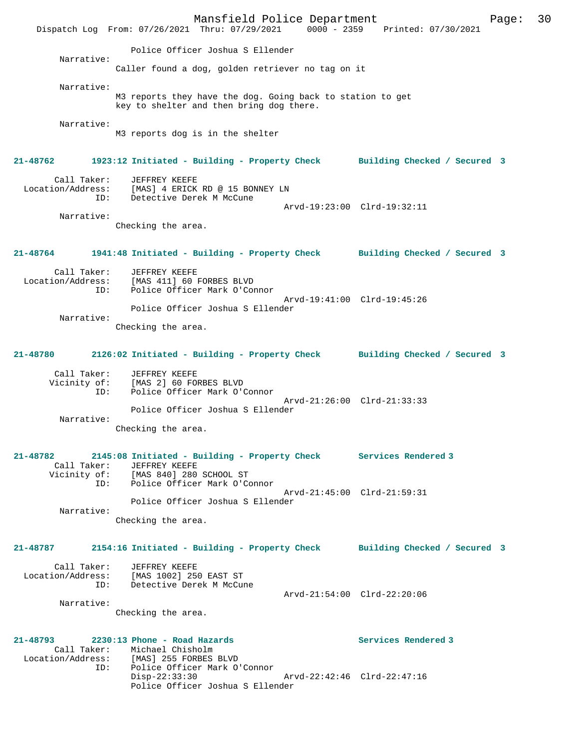Police Officer Joshua S Ellender

Narrative:
Caller found a dog, golden retriever no tag on it

Narrative:
M3 reports they have the dog. Going back to station to get key to shelter and then bring dog there.

Narrative:
M3 reports dog is in the shelter

**21-48762 1923:12 Initiated - Building - Property Check Building Checked / Secured 3**

Call Taker: JEFFREY KEEFE
Location/Address: [MAS] 4 ERICK RD @ 15 BONNEY LN
ID: Detective Derek M McCune
Arvd-19:23:00 Clrd-19:32:11

Narrative:
Checking the area.

**21-48764 1941:48 Initiated - Building - Property Check Building Checked / Secured 3**

Call Taker: JEFFREY KEEFE
Location/Address: [MAS 411] 60 FORBES BLVD
ID: Police Officer Mark O'Connor
Arvd-19:41:00 Clrd-19:45:26
Police Officer Joshua S Ellender

Narrative:
Checking the area.

**21-48780 2126:02 Initiated - Building - Property Check Building Checked / Secured 3**

Call Taker: JEFFREY KEEFE
Vicinity of: [MAS 2] 60 FORBES BLVD
ID: Police Officer Mark O'Connor
Arvd-21:26:00 Clrd-21:33:33
Police Officer Joshua S Ellender

Narrative:
Checking the area.

**21-48782 2145:08 Initiated - Building - Property Check Services Rendered 3**

Call Taker: JEFFREY KEEFE
Vicinity of: [MAS 840] 280 SCHOOL ST
ID: Police Officer Mark O'Connor
Arvd-21:45:00 Clrd-21:59:31
Police Officer Joshua S Ellender

Narrative:
Checking the area.

**21-48787 2154:16 Initiated - Building - Property Check Building Checked / Secured 3**

Call Taker: JEFFREY KEEFE
Location/Address: [MAS 1002] 250 EAST ST
ID: Detective Derek M McCune
Arvd-21:54:00 Clrd-22:20:06

Narrative:
Checking the area.

**21-48793 2230:13 Phone - Road Hazards Services Rendered 3**

Call Taker: Michael Chisholm
Location/Address: [MAS] 255 FORBES BLVD
ID: Police Officer Mark O'Connor
Disp-22:33:30 Arvd-22:42:46 Clrd-22:47:16
Police Officer Joshua S Ellender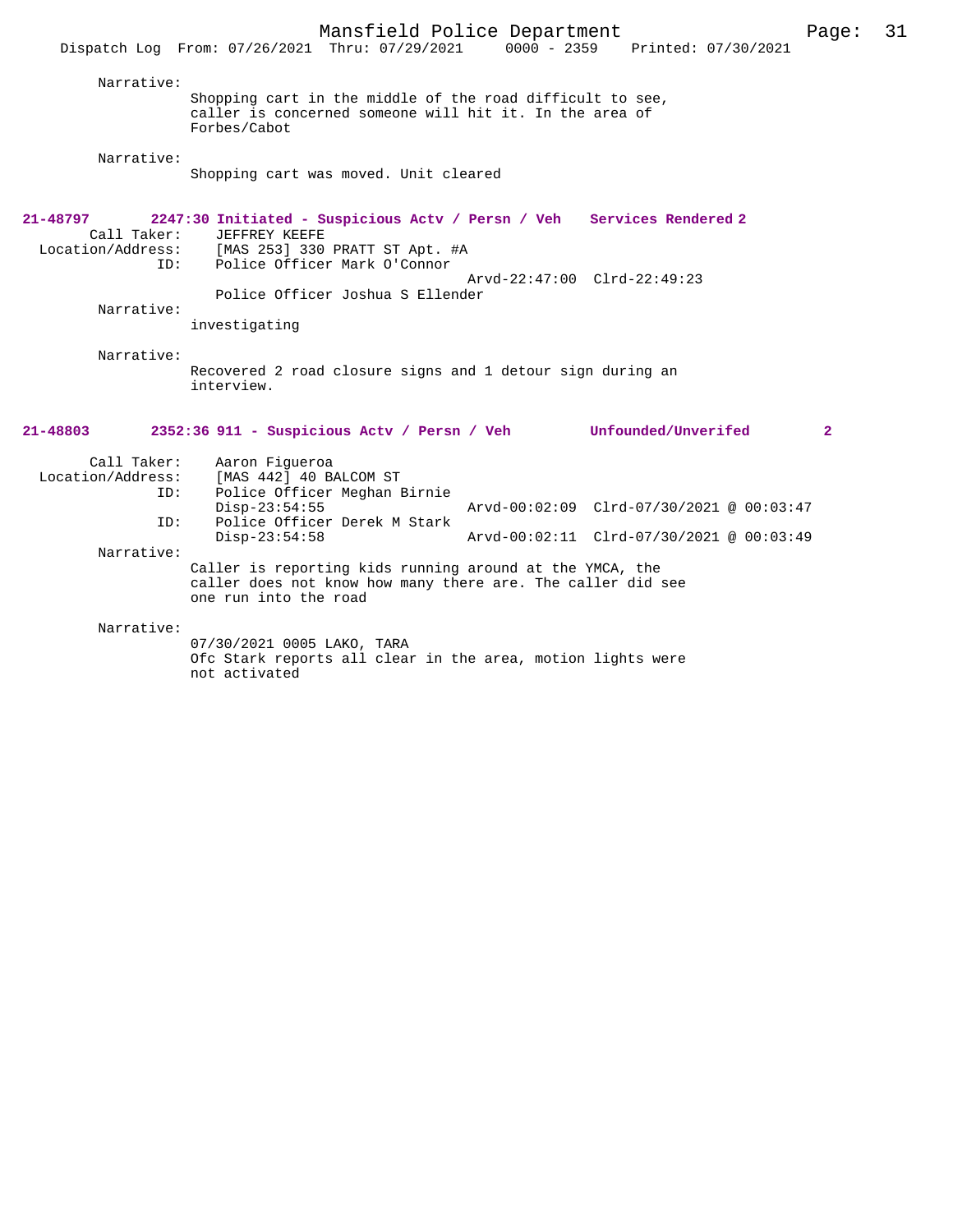Narrative:

Shopping cart in the middle of the road difficult to see, caller is concerned someone will hit it. In the area of Forbes/Cabot

Narrative:

Shopping cart was moved. Unit cleared

**21-48797 2247:30 Initiated - Suspicious Actv / Persn / Veh Services Rendered 2**

Call Taker: JEFFREY KEEFE
Location/Address: [MAS 253] 330 PRATT ST Apt. #A
ID: Police Officer Mark O'Connor
Arvd-22:47:00 Clrd-22:49:23
Police Officer Joshua S Ellender

Narrative:

investigating

Narrative:

Recovered 2 road closure signs and 1 detour sign during an interview.

**21-48803 2352:36 911 - Suspicious Actv / Persn / Veh Unfounded/Unverifed 2**

Call Taker: Aaron Figueroa
Location/Address: [MAS 442] 40 BALCOM ST
ID: Police Officer Meghan Birnie
Disp-23:54:55 Arvd-00:02:09 Clrd-07/30/2021 @ 00:03:47
ID: Police Officer Derek M Stark
Disp-23:54:58 Arvd-00:02:11 Clrd-07/30/2021 @ 00:03:49

Narrative:

Caller is reporting kids running around at the YMCA, the caller does not know how many there are. The caller did see one run into the road

Narrative:

07/30/2021 0005 LAKO, TARA
Ofc Stark reports all clear in the area, motion lights were not activated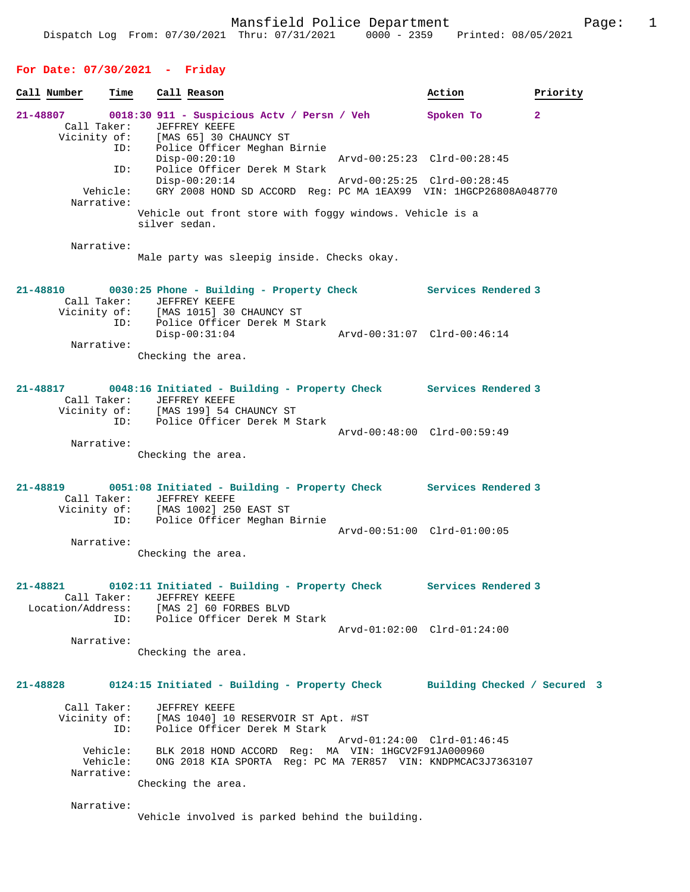Mansfield Police Department
Dispatch Log From: 07/30/2021 Thru: 07/31/2021 0000 - 2359 Printed: 08/05/2021

## For Date: 07/30/2021 - Friday

| Call Number | Time | Call Reason | Action | Priority |
|---|---|---|---|---|

**21-48807** 0018:30 911 - Suspicious Actv / Persn / Veh — Spoken To — 2

Call Taker: JEFFREY KEEFE
Vicinity of: [MAS 65] 30 CHAUNCY ST
ID: Police Officer Meghan Birnie
Disp-00:20:10 Arvd-00:25:23 Clrd-00:28:45
ID: Police Officer Derek M Stark
Disp-00:20:14 Arvd-00:25:25 Clrd-00:28:45
Vehicle: GRY 2008 HOND SD ACCORD Reg: PC MA 1EAX99 VIN: 1HGCP26808A048770
Narrative:
Vehicle out front store with foggy windows. Vehicle is a silver sedan.

Narrative:
Male party was sleepig inside. Checks okay.

**21-48810** 0030:25 Phone - Building - Property Check — Services Rendered — 3

Call Taker: JEFFREY KEEFE
Vicinity of: [MAS 1015] 30 CHAUNCY ST
ID: Police Officer Derek M Stark
Disp-00:31:04 Arvd-00:31:07 Clrd-00:46:14
Narrative:
Checking the area.

**21-48817** 0048:16 Initiated - Building - Property Check — Services Rendered — 3

Call Taker: JEFFREY KEEFE
Vicinity of: [MAS 199] 54 CHAUNCY ST
ID: Police Officer Derek M Stark
Arvd-00:48:00 Clrd-00:59:49
Narrative:
Checking the area.

**21-48819** 0051:08 Initiated - Building - Property Check — Services Rendered — 3

Call Taker: JEFFREY KEEFE
Vicinity of: [MAS 1002] 250 EAST ST
ID: Police Officer Meghan Birnie
Arvd-00:51:00 Clrd-01:00:05
Narrative:
Checking the area.

**21-48821** 0102:11 Initiated - Building - Property Check — Services Rendered — 3

Call Taker: JEFFREY KEEFE
Location/Address: [MAS 2] 60 FORBES BLVD
ID: Police Officer Derek M Stark
Arvd-01:02:00 Clrd-01:24:00
Narrative:
Checking the area.

**21-48828** 0124:15 Initiated - Building - Property Check — Building Checked / Secured — 3

Call Taker: JEFFREY KEEFE
Vicinity of: [MAS 1040] 10 RESERVOIR ST Apt. #ST
ID: Police Officer Derek M Stark
Arvd-01:24:00 Clrd-01:46:45
Vehicle: BLK 2018 HOND ACCORD Reg: MA VIN: 1HGCV2F91JA000960
Vehicle: ONG 2018 KIA SPORTA Reg: PC MA 7ER857 VIN: KNDPMCAC3J7363107
Narrative:
Checking the area.

Narrative:
Vehicle involved is parked behind the building.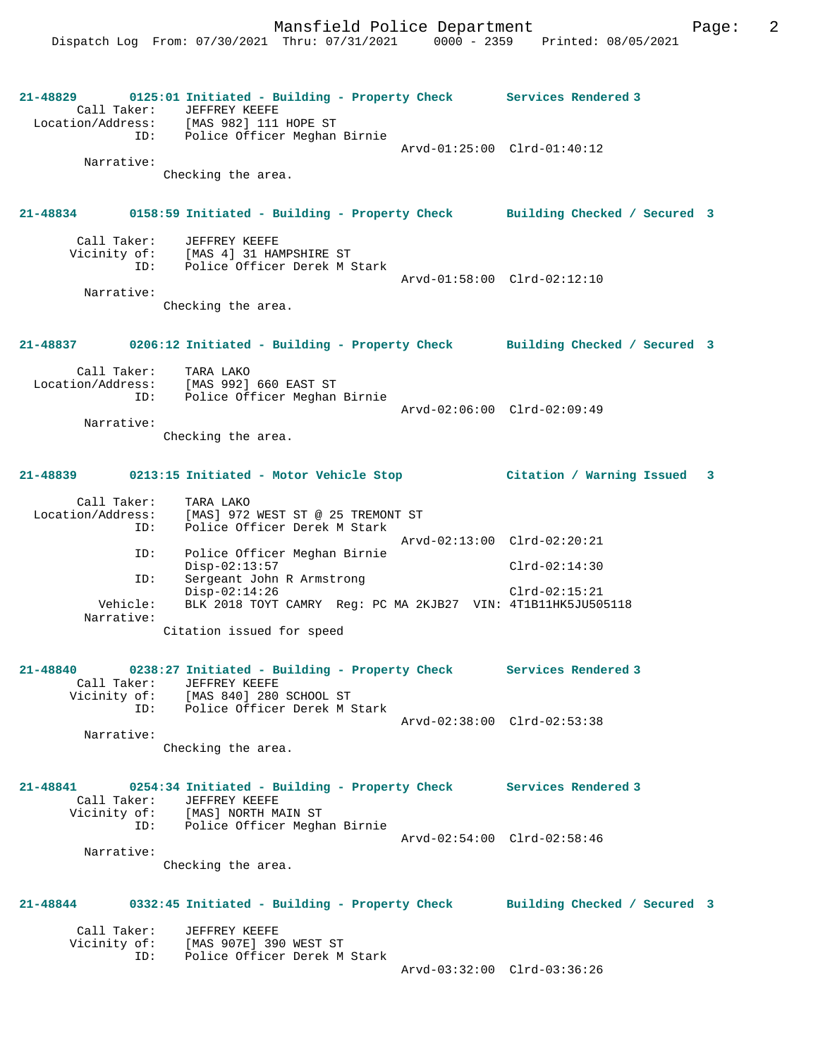21-48829 0125:01 Initiated - Building - Property Check Services Rendered 3
Call Taker: JEFFREY KEEFE
Location/Address: [MAS 982] 111 HOPE ST
ID: Police Officer Meghan Birnie
Arvd-01:25:00 Clrd-01:40:12
Narrative:
Checking the area.

21-48834 0158:59 Initiated - Building - Property Check Building Checked / Secured 3
Call Taker: JEFFREY KEEFE
Vicinity of: [MAS 4] 31 HAMPSHIRE ST
ID: Police Officer Derek M Stark
Arvd-01:58:00 Clrd-02:12:10
Narrative:
Checking the area.

21-48837 0206:12 Initiated - Building - Property Check Building Checked / Secured 3
Call Taker: TARA LAKO
Location/Address: [MAS 992] 660 EAST ST
ID: Police Officer Meghan Birnie
Arvd-02:06:00 Clrd-02:09:49
Narrative:
Checking the area.

21-48839 0213:15 Initiated - Motor Vehicle Stop Citation / Warning Issued 3
Call Taker: TARA LAKO
Location/Address: [MAS] 972 WEST ST @ 25 TREMONT ST
ID: Police Officer Derek M Stark
Arvd-02:13:00 Clrd-02:20:21
ID: Police Officer Meghan Birnie
Disp-02:13:57 Clrd-02:14:30
ID: Sergeant John R Armstrong
Disp-02:14:26 Clrd-02:15:21
Vehicle: BLK 2018 TOYT CAMRY Reg: PC MA 2KJB27 VIN: 4T1B11HK5JU505118
Narrative:
Citation issued for speed

21-48840 0238:27 Initiated - Building - Property Check Services Rendered 3
Call Taker: JEFFREY KEEFE
Vicinity of: [MAS 840] 280 SCHOOL ST
ID: Police Officer Derek M Stark
Arvd-02:38:00 Clrd-02:53:38
Narrative:
Checking the area.

21-48841 0254:34 Initiated - Building - Property Check Services Rendered 3
Call Taker: JEFFREY KEEFE
Vicinity of: [MAS] NORTH MAIN ST
ID: Police Officer Meghan Birnie
Arvd-02:54:00 Clrd-02:58:46
Narrative:
Checking the area.

21-48844 0332:45 Initiated - Building - Property Check Building Checked / Secured 3
Call Taker: JEFFREY KEEFE
Vicinity of: [MAS 907E] 390 WEST ST
ID: Police Officer Derek M Stark
Arvd-03:32:00 Clrd-03:36:26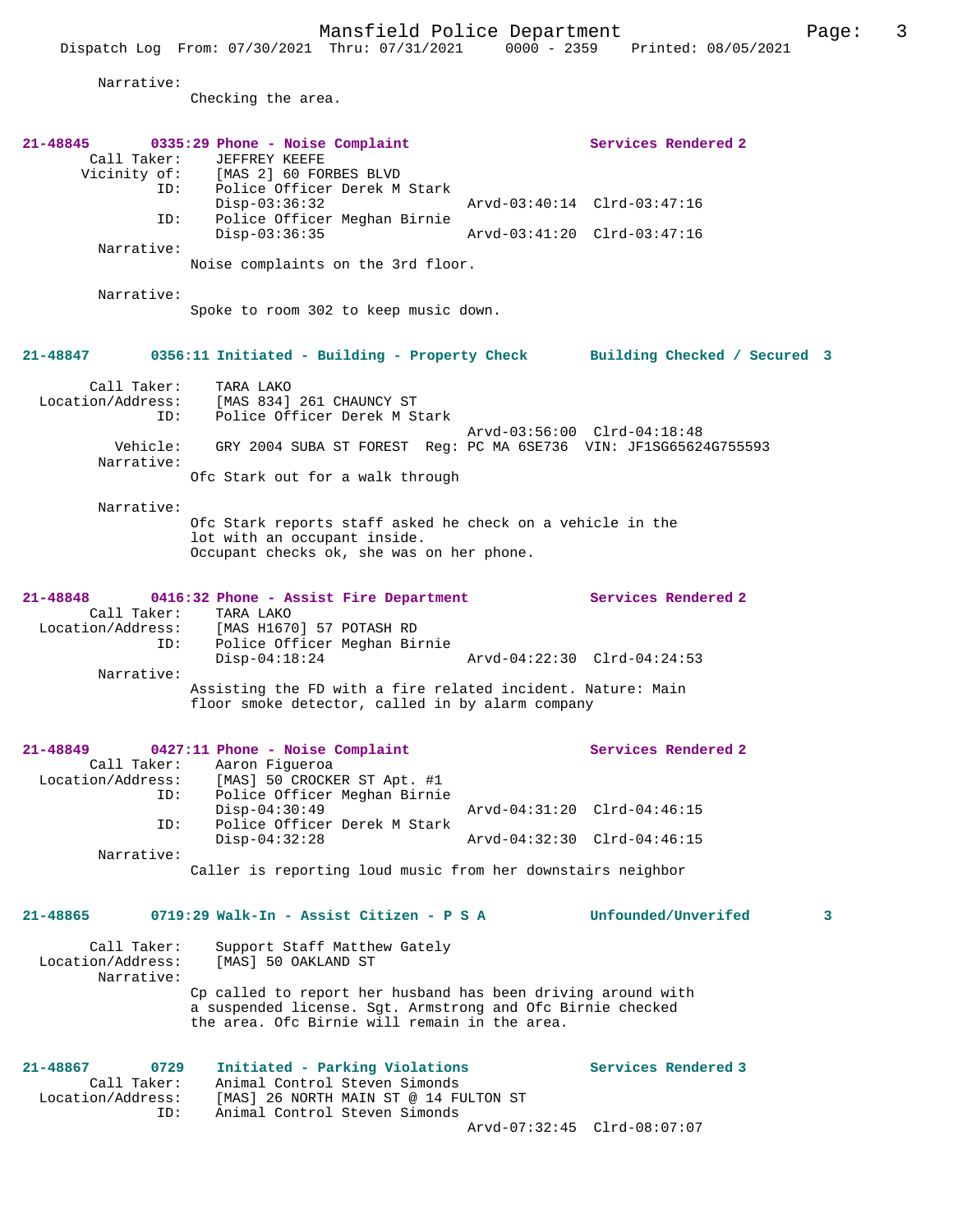Narrative:
Checking the area.

**21-48845 0335:29 Phone - Noise Complaint — Services Rendered 2**

Call Taker: JEFFREY KEEFE
Vicinity of: [MAS 2] 60 FORBES BLVD
ID: Police Officer Derek M Stark
Disp-03:36:32 Arvd-03:40:14 Clrd-03:47:16
ID: Police Officer Meghan Birnie
Disp-03:36:35 Arvd-03:41:20 Clrd-03:47:16
Narrative:
Noise complaints on the 3rd floor.

Narrative:
Spoke to room 302 to keep music down.

**21-48847 0356:11 Initiated - Building - Property Check — Building Checked / Secured 3**

Call Taker: TARA LAKO
Location/Address: [MAS 834] 261 CHAUNCY ST
ID: Police Officer Derek M Stark
Arvd-03:56:00 Clrd-04:18:48
Vehicle: GRY 2004 SUBA ST FOREST Reg: PC MA 6SE736 VIN: JF1SG65624G755593
Narrative:
Ofc Stark out for a walk through

Narrative:
Ofc Stark reports staff asked he check on a vehicle in the lot with an occupant inside.
Occupant checks ok, she was on her phone.

**21-48848 0416:32 Phone - Assist Fire Department — Services Rendered 2**

Call Taker: TARA LAKO
Location/Address: [MAS H1670] 57 POTASH RD
ID: Police Officer Meghan Birnie
Disp-04:18:24 Arvd-04:22:30 Clrd-04:24:53
Narrative:
Assisting the FD with a fire related incident. Nature: Main floor smoke detector, called in by alarm company

**21-48849 0427:11 Phone - Noise Complaint — Services Rendered 2**

Call Taker: Aaron Figueroa
Location/Address: [MAS] 50 CROCKER ST Apt. #1
ID: Police Officer Meghan Birnie
Disp-04:30:49 Arvd-04:31:20 Clrd-04:46:15
ID: Police Officer Derek M Stark
Disp-04:32:28 Arvd-04:32:30 Clrd-04:46:15
Narrative:
Caller is reporting loud music from her downstairs neighbor

**21-48865 0719:29 Walk-In - Assist Citizen - P S A — Unfounded/Unverifed 3**

Call Taker: Support Staff Matthew Gately
Location/Address: [MAS] 50 OAKLAND ST
Narrative:
Cp called to report her husband has been driving around with a suspended license. Sgt. Armstrong and Ofc Birnie checked the area. Ofc Birnie will remain in the area.

**21-48867 0729 Initiated - Parking Violations — Services Rendered 3**

Call Taker: Animal Control Steven Simonds
Location/Address: [MAS] 26 NORTH MAIN ST @ 14 FULTON ST
ID: Animal Control Steven Simonds
Arvd-07:32:45 Clrd-08:07:07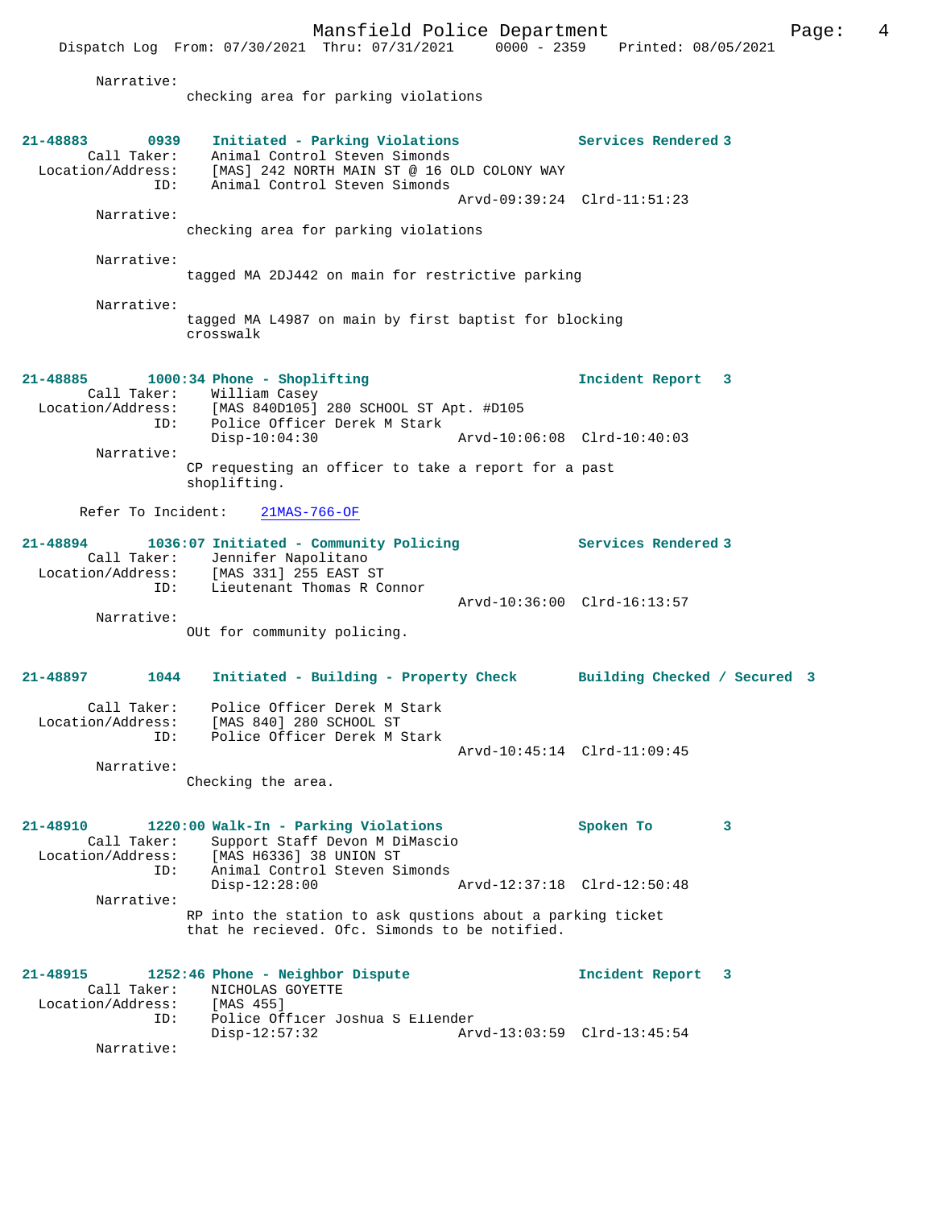Narrative:
checking area for parking violations

**21-48883 0939 Initiated - Parking Violations** Services Rendered 3
Call Taker: Animal Control Steven Simonds
Location/Address: [MAS] 242 NORTH MAIN ST @ 16 OLD COLONY WAY
ID: Animal Control Steven Simonds
Arvd-09:39:24 Clrd-11:51:23

Narrative:
checking area for parking violations

Narrative:
tagged MA 2DJ442 on main for restrictive parking

Narrative:
tagged MA L4987 on main by first baptist for blocking crosswalk

**21-48885 1000:34 Phone - Shoplifting** Incident Report 3
Call Taker: William Casey
Location/Address: [MAS 840D105] 280 SCHOOL ST Apt. #D105
ID: Police Officer Derek M Stark
Disp-10:04:30 Arvd-10:06:08 Clrd-10:40:03

Narrative:
CP requesting an officer to take a report for a past shoplifting.

Refer To Incident: 21MAS-766-OF

**21-48894 1036:07 Initiated - Community Policing** Services Rendered 3
Call Taker: Jennifer Napolitano
Location/Address: [MAS 331] 255 EAST ST
ID: Lieutenant Thomas R Connor
Arvd-10:36:00 Clrd-16:13:57

Narrative:
OUt for community policing.

**21-48897 1044 Initiated - Building - Property Check** Building Checked / Secured 3
Call Taker: Police Officer Derek M Stark
Location/Address: [MAS 840] 280 SCHOOL ST
ID: Police Officer Derek M Stark
Arvd-10:45:14 Clrd-11:09:45

Narrative:
Checking the area.

**21-48910 1220:00 Walk-In - Parking Violations** Spoken To 3
Call Taker: Support Staff Devon M DiMascio
Location/Address: [MAS H6336] 38 UNION ST
ID: Animal Control Steven Simonds
Disp-12:28:00 Arvd-12:37:18 Clrd-12:50:48

Narrative:
RP into the station to ask qustions about a parking ticket that he recieved. Ofc. Simonds to be notified.

**21-48915 1252:46 Phone - Neighbor Dispute** Incident Report 3
Call Taker: NICHOLAS GOYETTE
Location/Address: [MAS 455]
ID: Police Officer Joshua S Ellender
Disp-12:57:32 Arvd-13:03:59 Clrd-13:45:54

Narrative: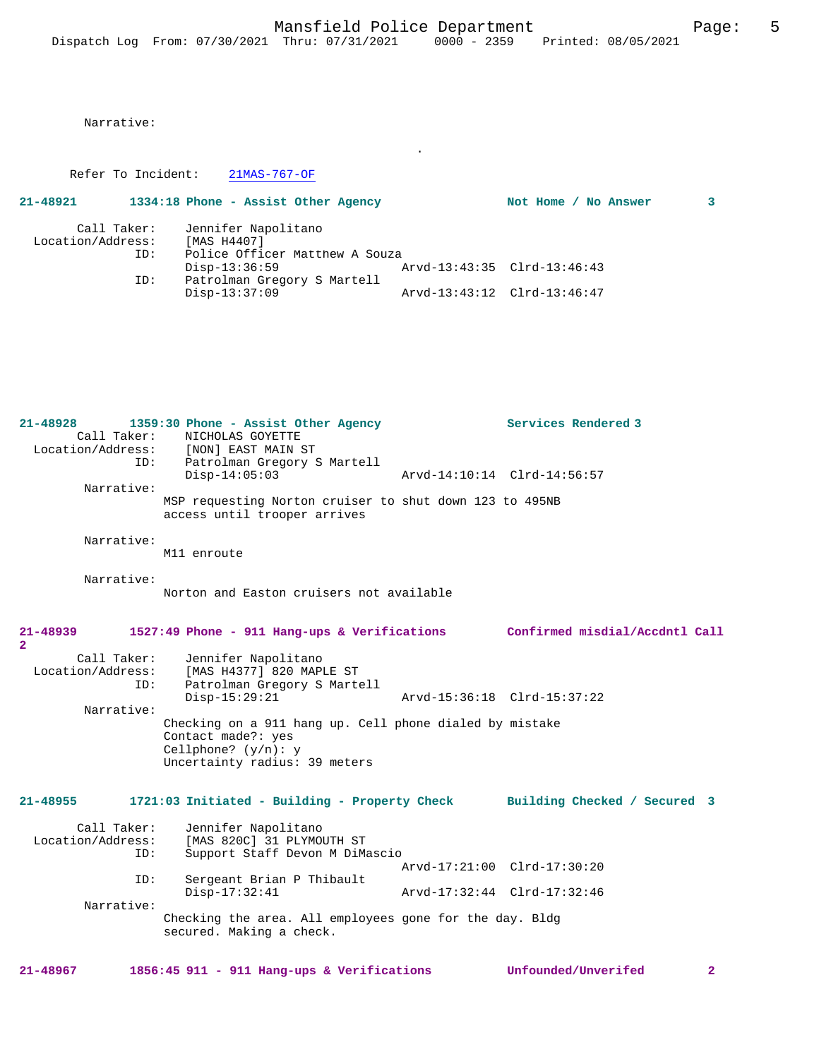Narrative:

.

Refer To Incident: 21MAS-767-OF

**21-48921 1334:18 Phone - Assist Other Agency Not Home / No Answer 3**

Call Taker: Jennifer Napolitano
Location/Address: [MAS H4407]
ID: Police Officer Matthew A Souza
Disp-13:36:59 Arvd-13:43:35 Clrd-13:46:43
ID: Patrolman Gregory S Martell
Disp-13:37:09 Arvd-13:43:12 Clrd-13:46:47

**21-48928 1359:30 Phone - Assist Other Agency Services Rendered 3**

Call Taker: NICHOLAS GOYETTE
Location/Address: [NON] EAST MAIN ST
ID: Patrolman Gregory S Martell
Disp-14:05:03 Arvd-14:10:14 Clrd-14:56:57

Narrative:
MSP requesting Norton cruiser to shut down 123 to 495NB access until trooper arrives

Narrative:
M11 enroute

Narrative:
Norton and Easton cruisers not available

**21-48939 1527:49 Phone - 911 Hang-ups & Verifications Confirmed misdial/Accdntl Call 2**

Call Taker: Jennifer Napolitano
Location/Address: [MAS H4377] 820 MAPLE ST
ID: Patrolman Gregory S Martell
Disp-15:29:21 Arvd-15:36:18 Clrd-15:37:22

Narrative:
Checking on a 911 hang up. Cell phone dialed by mistake
Contact made?: yes
Cellphone? (y/n): y
Uncertainty radius: 39 meters

**21-48955 1721:03 Initiated - Building - Property Check Building Checked / Secured 3**

Call Taker: Jennifer Napolitano
Location/Address: [MAS 820C] 31 PLYMOUTH ST
ID: Support Staff Devon M DiMascio
Arvd-17:21:00 Clrd-17:30:20
ID: Sergeant Brian P Thibault
Disp-17:32:41 Arvd-17:32:44 Clrd-17:32:46

Narrative:
Checking the area. All employees gone for the day. Bldg secured. Making a check.

**21-48967 1856:45 911 - 911 Hang-ups & Verifications Unfounded/Unverifed 2**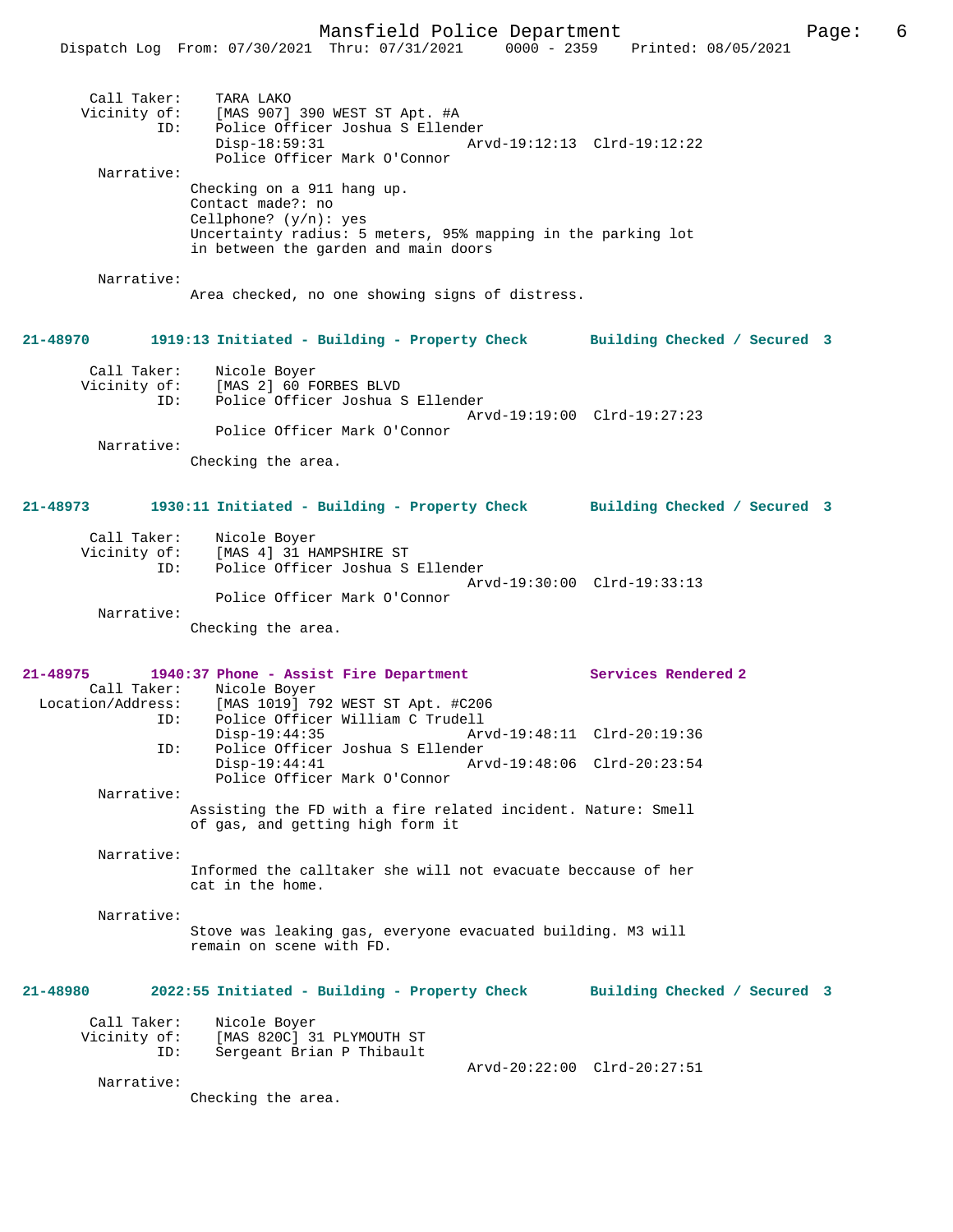```
Call Taker:    TARA LAKO
  Vicinity of:    [MAS 907] 390 WEST ST Apt. #A
           ID:    Police Officer Joshua S Ellender
                  Disp-18:59:31                Arvd-19:12:13  Clrd-19:12:22
                  Police Officer Mark O'Connor
    Narrative:
                  Checking on a 911 hang up.
                  Contact made?: no
                  Cellphone? (y/n): yes
                  Uncertainty radius: 5 meters, 95% mapping in the parking lot
                  in between the garden and main doors

    Narrative:
                  Area checked, no one showing signs of distress.
```

**21-48970 1919:13 Initiated - Building - Property Check Building Checked / Secured 3**

```
Call Taker:    Nicole Boyer
  Vicinity of:    [MAS 2] 60 FORBES BLVD
           ID:    Police Officer Joshua S Ellender
                                               Arvd-19:19:00  Clrd-19:27:23
                  Police Officer Mark O'Connor
    Narrative:
                  Checking the area.
```

**21-48973 1930:11 Initiated - Building - Property Check Building Checked / Secured 3**

```
Call Taker:    Nicole Boyer
  Vicinity of:    [MAS 4] 31 HAMPSHIRE ST
           ID:    Police Officer Joshua S Ellender
                                               Arvd-19:30:00  Clrd-19:33:13
                  Police Officer Mark O'Connor
    Narrative:
                  Checking the area.
```

**21-48975 1940:37 Phone - Assist Fire Department Services Rendered 2**

```
Call Taker:    Nicole Boyer
Location/Address:    [MAS 1019] 792 WEST ST Apt. #C206
           ID:    Police Officer William C Trudell
                  Disp-19:44:35                Arvd-19:48:11  Clrd-20:19:36
           ID:    Police Officer Joshua S Ellender
                  Disp-19:44:41                Arvd-19:48:06  Clrd-20:23:54
                  Police Officer Mark O'Connor
    Narrative:
                  Assisting the FD with a fire related incident. Nature: Smell
                  of gas, and getting high form it

    Narrative:
                  Informed the calltaker she will not evacuate beccause of her
                  cat in the home.

    Narrative:
                  Stove was leaking gas, everyone evacuated building. M3 will
                  remain on scene with FD.
```

**21-48980 2022:55 Initiated - Building - Property Check Building Checked / Secured 3**

```
Call Taker:    Nicole Boyer
  Vicinity of:    [MAS 820C] 31 PLYMOUTH ST
           ID:    Sergeant Brian P Thibault
                                               Arvd-20:22:00  Clrd-20:27:51
    Narrative:
                  Checking the area.
```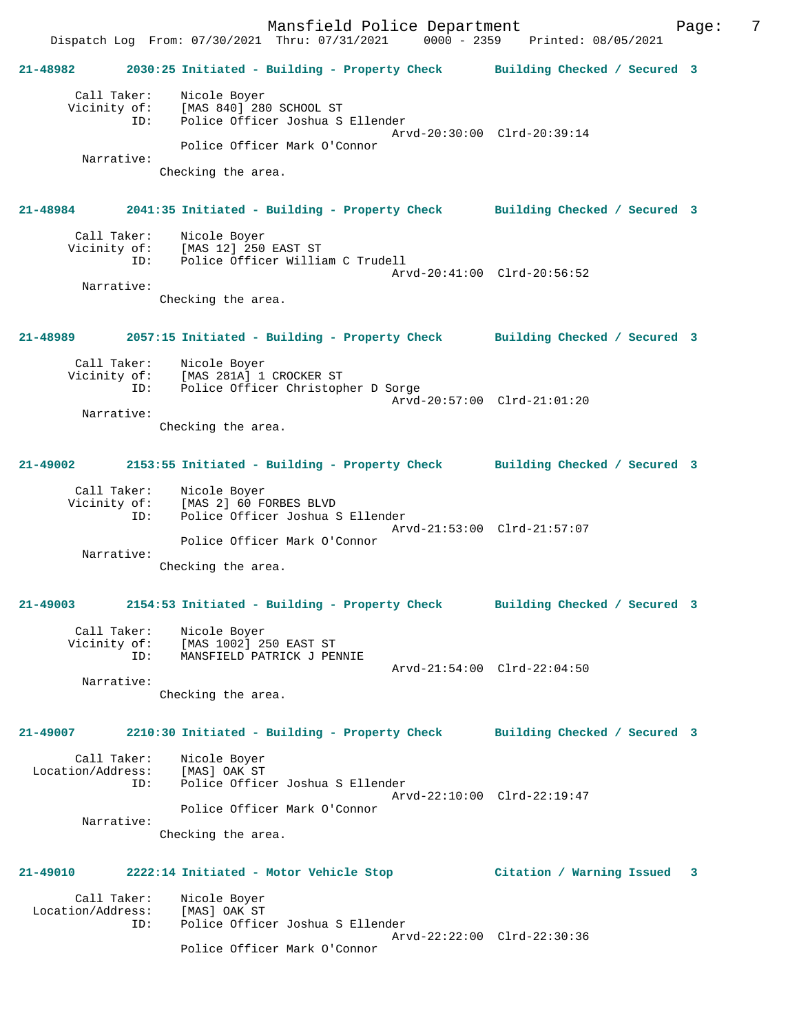**21-48982 2030:25 Initiated - Building - Property Check Building Checked / Secured 3**

```
        Call Taker:    Nicole Boyer
       Vicinity of:    [MAS 840] 280 SCHOOL ST
                ID:    Police Officer Joshua S Ellender
                                             Arvd-20:30:00  Clrd-20:39:14
                       Police Officer Mark O'Connor
         Narrative:
                    Checking the area.
```

**21-48984 2041:35 Initiated - Building - Property Check Building Checked / Secured 3**

```
        Call Taker:    Nicole Boyer
       Vicinity of:    [MAS 12] 250 EAST ST
                ID:    Police Officer William C Trudell
                                             Arvd-20:41:00  Clrd-20:56:52
         Narrative:
                    Checking the area.
```

**21-48989 2057:15 Initiated - Building - Property Check Building Checked / Secured 3**

```
        Call Taker:    Nicole Boyer
       Vicinity of:    [MAS 281A] 1 CROCKER ST
                ID:    Police Officer Christopher D Sorge
                                             Arvd-20:57:00  Clrd-21:01:20
         Narrative:
                    Checking the area.
```

**21-49002 2153:55 Initiated - Building - Property Check Building Checked / Secured 3**

```
        Call Taker:    Nicole Boyer
       Vicinity of:    [MAS 2] 60 FORBES BLVD
                ID:    Police Officer Joshua S Ellender
                                             Arvd-21:53:00  Clrd-21:57:07
                       Police Officer Mark O'Connor
         Narrative:
                    Checking the area.
```

**21-49003 2154:53 Initiated - Building - Property Check Building Checked / Secured 3**

```
        Call Taker:    Nicole Boyer
       Vicinity of:    [MAS 1002] 250 EAST ST
                ID:    MANSFIELD PATRICK J PENNIE
                                             Arvd-21:54:00  Clrd-22:04:50
         Narrative:
                    Checking the area.
```

**21-49007 2210:30 Initiated - Building - Property Check Building Checked / Secured 3**

```
        Call Taker:    Nicole Boyer
  Location/Address:    [MAS] OAK ST
                ID:    Police Officer Joshua S Ellender
                                             Arvd-22:10:00  Clrd-22:19:47
                       Police Officer Mark O'Connor
         Narrative:
                    Checking the area.
```

**21-49010 2222:14 Initiated - Motor Vehicle Stop Citation / Warning Issued 3**

```
        Call Taker:    Nicole Boyer
  Location/Address:    [MAS] OAK ST
                ID:    Police Officer Joshua S Ellender
                                             Arvd-22:22:00  Clrd-22:30:36
                       Police Officer Mark O'Connor
```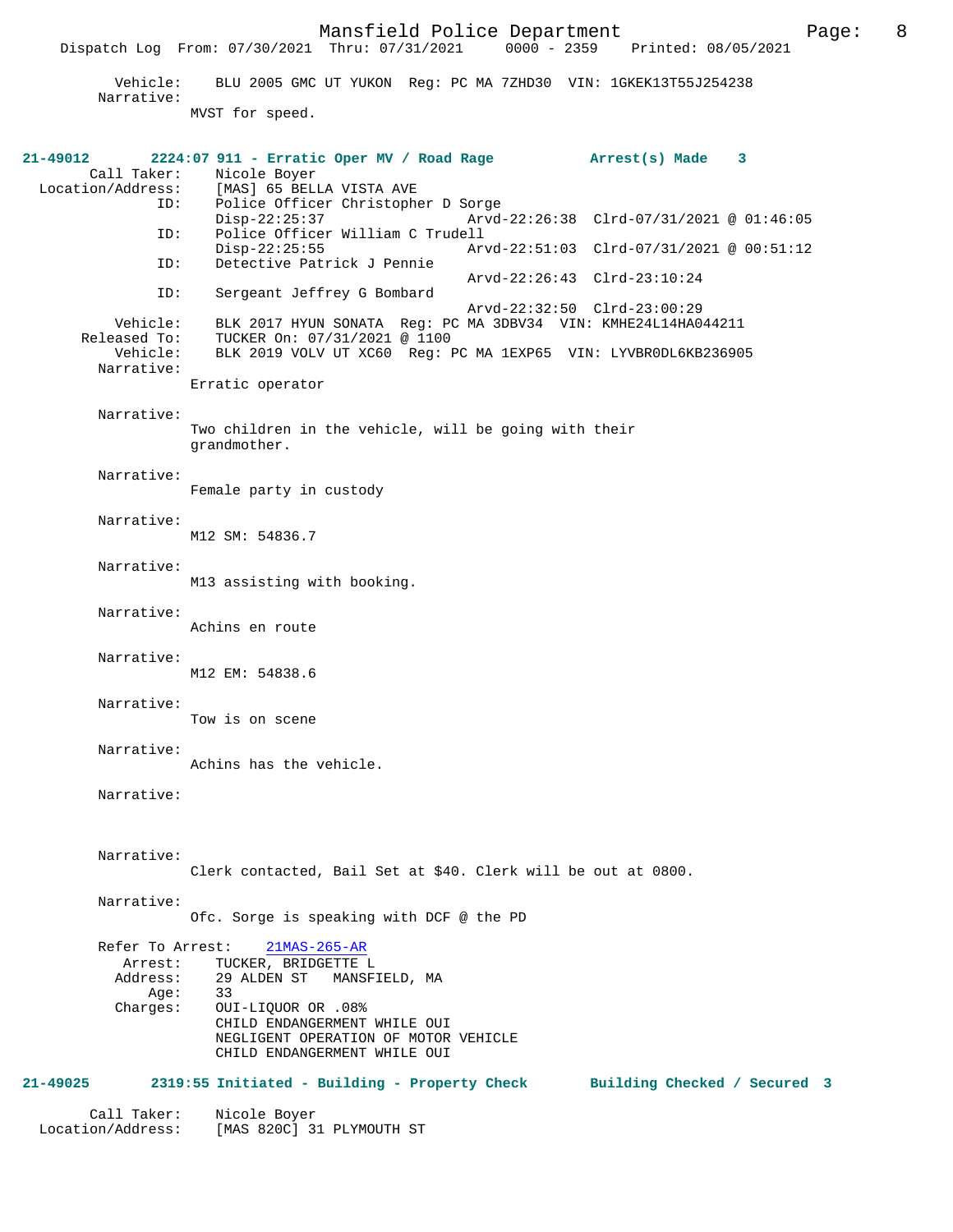Vehicle: BLU 2005 GMC UT YUKON Reg: PC MA 7ZHD30 VIN: 1GKEK13T55J254238
Narrative:
MVST for speed.

**21-49012 2224:07 911 - Erratic Oper MV / Road Rage Arrest(s) Made 3**

Call Taker: Nicole Boyer
Location/Address: [MAS] 65 BELLA VISTA AVE
ID: Police Officer Christopher D Sorge
Disp-22:25:37 Arvd-22:26:38 Clrd-07/31/2021 @ 01:46:05
ID: Police Officer William C Trudell
Disp-22:25:55 Arvd-22:51:03 Clrd-07/31/2021 @ 00:51:12
ID: Detective Patrick J Pennie
Arvd-22:26:43 Clrd-23:10:24
ID: Sergeant Jeffrey G Bombard
Arvd-22:32:50 Clrd-23:00:29
Vehicle: BLK 2017 HYUN SONATA Reg: PC MA 3DBV34 VIN: KMHE24L14HA044211
Released To: TUCKER On: 07/31/2021 @ 1100
Vehicle: BLK 2019 VOLV UT XC60 Reg: PC MA 1EXP65 VIN: LYVBR0DL6KB236905
Narrative:
Erratic operator

Narrative:
Two children in the vehicle, will be going with their grandmother.

Narrative:
Female party in custody

Narrative:
M12 SM: 54836.7

Narrative:
M13 assisting with booking.

Narrative:
Achins en route

Narrative:
M12 EM: 54838.6

Narrative:
Tow is on scene

Narrative:
Achins has the vehicle.

Narrative:

Narrative:
Clerk contacted, Bail Set at $40. Clerk will be out at 0800.

Narrative:
Ofc. Sorge is speaking with DCF @ the PD

Refer To Arrest: 21MAS-265-AR
Arrest: TUCKER, BRIDGETTE L
Address: 29 ALDEN ST MANSFIELD, MA
Age: 33
Charges: OUI-LIQUOR OR .08%
CHILD ENDANGERMENT WHILE OUI
NEGLIGENT OPERATION OF MOTOR VEHICLE
CHILD ENDANGERMENT WHILE OUI

**21-49025 2319:55 Initiated - Building - Property Check Building Checked / Secured 3**

Call Taker: Nicole Boyer
Location/Address: [MAS 820C] 31 PLYMOUTH ST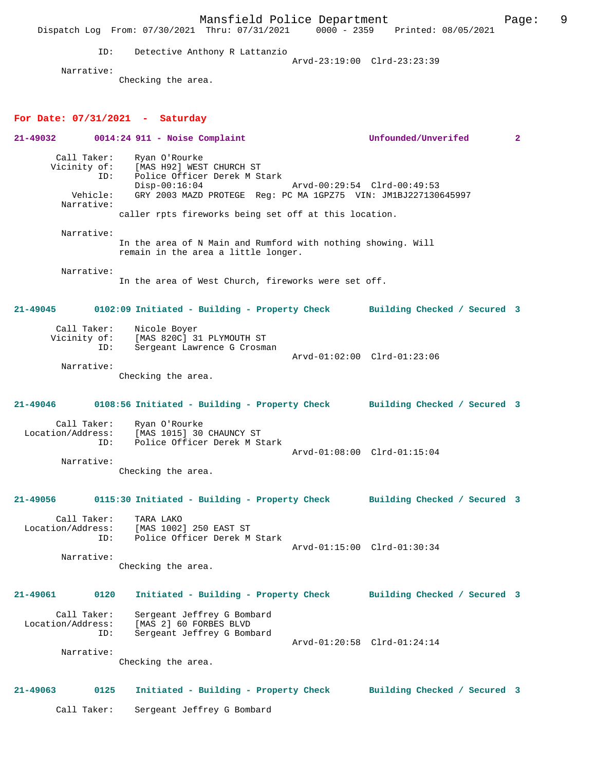ID: Detective Anthony R Lattanzio
Arvd-23:19:00 Clrd-23:23:39

Narrative:
Checking the area.

## For Date: 07/31/2021 - Saturday

**21-49032 0014:24 911 - Noise Complaint — Unfounded/Unverifed 2**

Call Taker: Ryan O'Rourke
Vicinity of: [MAS H92] WEST CHURCH ST
ID: Police Officer Derek M Stark
Disp-00:16:04 Arvd-00:29:54 Clrd-00:49:53
Vehicle: GRY 2003 MAZD PROTEGE Reg: PC MA 1GPZ75 VIN: JM1BJ227130645997

Narrative:
caller rpts fireworks being set off at this location.

Narrative:
In the area of N Main and Rumford with nothing showing. Will remain in the area a little longer.

Narrative:
In the area of West Church, fireworks were set off.

**21-49045 0102:09 Initiated - Building - Property Check — Building Checked / Secured 3**

Call Taker: Nicole Boyer
Vicinity of: [MAS 820C] 31 PLYMOUTH ST
ID: Sergeant Lawrence G Crosman
Arvd-01:02:00 Clrd-01:23:06

Narrative:
Checking the area.

**21-49046 0108:56 Initiated - Building - Property Check — Building Checked / Secured 3**

Call Taker: Ryan O'Rourke
Location/Address: [MAS 1015] 30 CHAUNCY ST
ID: Police Officer Derek M Stark
Arvd-01:08:00 Clrd-01:15:04

Narrative:
Checking the area.

**21-49056 0115:30 Initiated - Building - Property Check — Building Checked / Secured 3**

Call Taker: TARA LAKO
Location/Address: [MAS 1002] 250 EAST ST
ID: Police Officer Derek M Stark
Arvd-01:15:00 Clrd-01:30:34

Narrative:
Checking the area.

**21-49061 0120 Initiated - Building - Property Check — Building Checked / Secured 3**

Call Taker: Sergeant Jeffrey G Bombard
Location/Address: [MAS 2] 60 FORBES BLVD
ID: Sergeant Jeffrey G Bombard
Arvd-01:20:58 Clrd-01:24:14

Narrative:
Checking the area.

**21-49063 0125 Initiated - Building - Property Check — Building Checked / Secured 3**

Call Taker: Sergeant Jeffrey G Bombard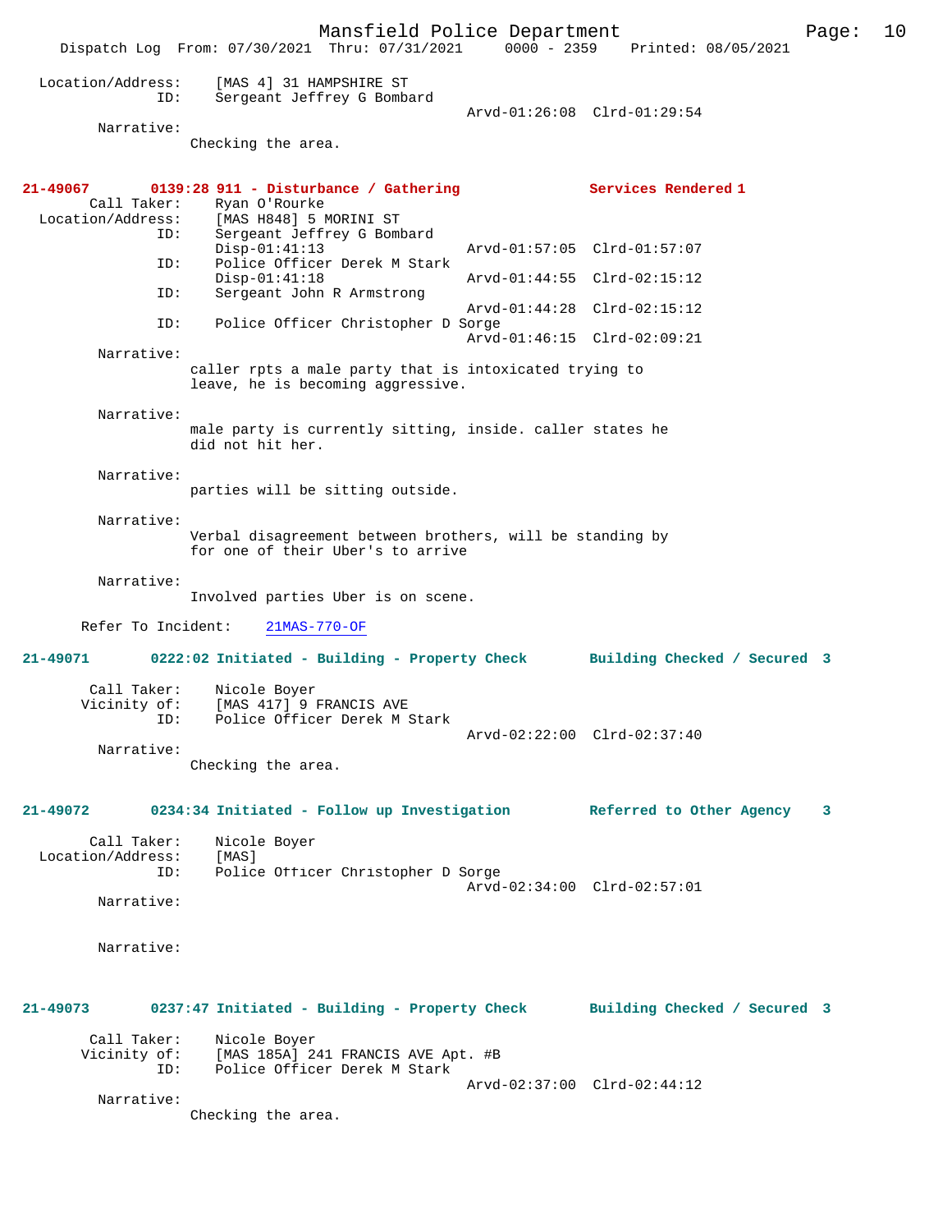Location/Address: [MAS 4] 31 HAMPSHIRE ST
ID: Sergeant Jeffrey G Bombard
Arvd-01:26:08 Clrd-01:29:54

Narrative:
Checking the area.

**21-49067 0139:28 911 - Disturbance / Gathering Services Rendered 1**

Call Taker: Ryan O'Rourke
Location/Address: [MAS H848] 5 MORINI ST
ID: Sergeant Jeffrey G Bombard
Disp-01:41:13 Arvd-01:57:05 Clrd-01:57:07
ID: Police Officer Derek M Stark
Disp-01:41:18 Arvd-01:44:55 Clrd-02:15:12
ID: Sergeant John R Armstrong
Arvd-01:44:28 Clrd-02:15:12
ID: Police Officer Christopher D Sorge
Arvd-01:46:15 Clrd-02:09:21

Narrative:
caller rpts a male party that is intoxicated trying to leave, he is becoming aggressive.

Narrative:
male party is currently sitting, inside. caller states he did not hit her.

Narrative:
parties will be sitting outside.

Narrative:
Verbal disagreement between brothers, will be standing by for one of their Uber's to arrive

Narrative:
Involved parties Uber is on scene.

Refer To Incident: 21MAS-770-OF

**21-49071 0222:02 Initiated - Building - Property Check Building Checked / Secured 3**

Call Taker: Nicole Boyer
Vicinity of: [MAS 417] 9 FRANCIS AVE
ID: Police Officer Derek M Stark
Arvd-02:22:00 Clrd-02:37:40

Narrative:
Checking the area.

**21-49072 0234:34 Initiated - Follow up Investigation Referred to Other Agency 3**

Call Taker: Nicole Boyer
Location/Address: [MAS]
ID: Police Officer Christopher D Sorge
Arvd-02:34:00 Clrd-02:57:01

Narrative:

Narrative:

**21-49073 0237:47 Initiated - Building - Property Check Building Checked / Secured 3**

Call Taker: Nicole Boyer
Vicinity of: [MAS 185A] 241 FRANCIS AVE Apt. #B
ID: Police Officer Derek M Stark
Arvd-02:37:00 Clrd-02:44:12

Narrative:
Checking the area.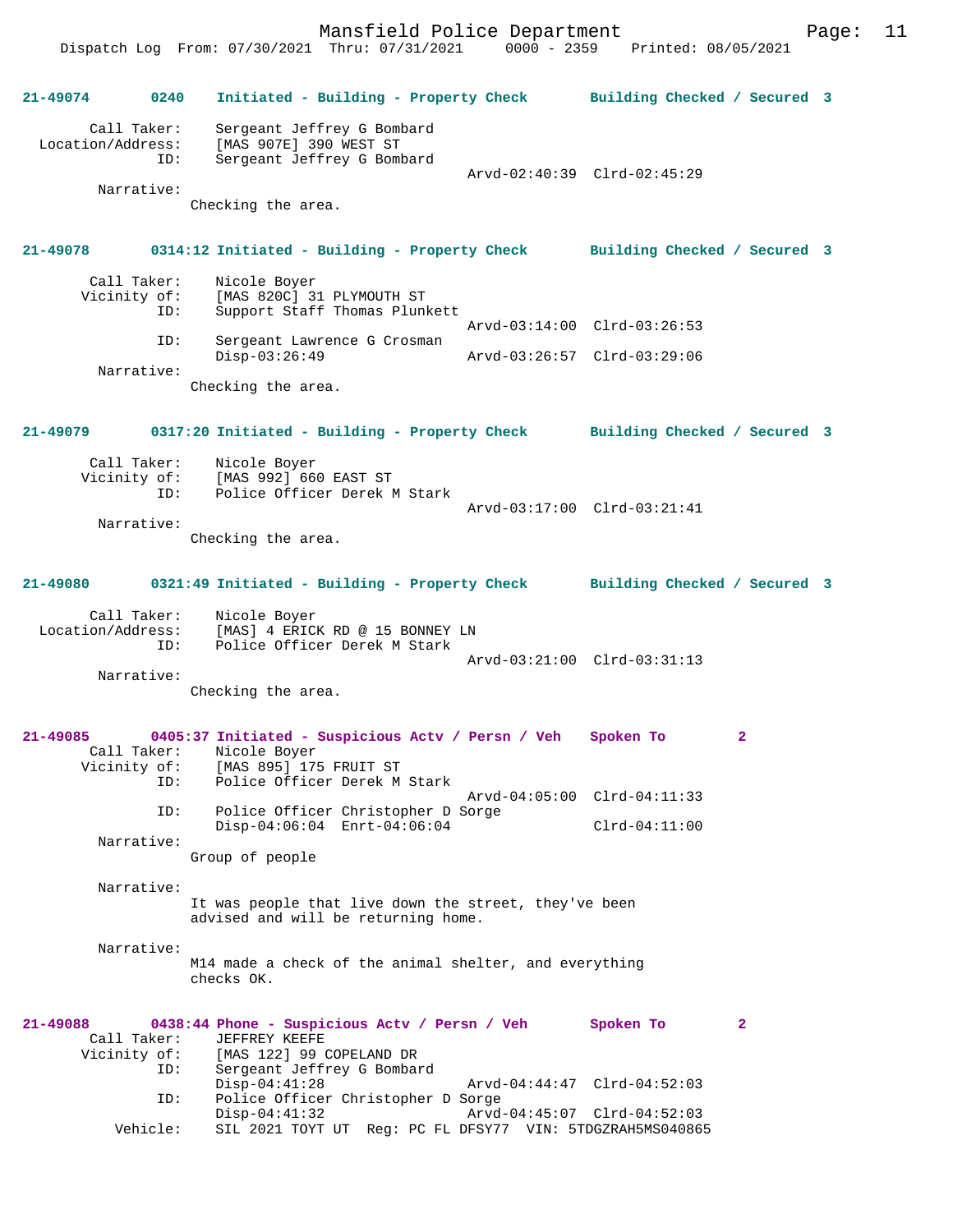**21-49074** 0240 Initiated - Building - Property Check Building Checked / Secured 3

Call Taker: Sergeant Jeffrey G Bombard
Location/Address: [MAS 907E] 390 WEST ST
ID: Sergeant Jeffrey G Bombard
Arvd-02:40:39 Clrd-02:45:29
Narrative:
Checking the area.

**21-49078** 0314:12 Initiated - Building - Property Check Building Checked / Secured 3

Call Taker: Nicole Boyer
Vicinity of: [MAS 820C] 31 PLYMOUTH ST
ID: Support Staff Thomas Plunkett
Arvd-03:14:00 Clrd-03:26:53
ID: Sergeant Lawrence G Crosman
Disp-03:26:49 Arvd-03:26:57 Clrd-03:29:06
Narrative:
Checking the area.

**21-49079** 0317:20 Initiated - Building - Property Check Building Checked / Secured 3

Call Taker: Nicole Boyer
Vicinity of: [MAS 992] 660 EAST ST
ID: Police Officer Derek M Stark
Arvd-03:17:00 Clrd-03:21:41
Narrative:
Checking the area.

**21-49080** 0321:49 Initiated - Building - Property Check Building Checked / Secured 3

Call Taker: Nicole Boyer
Location/Address: [MAS] 4 ERICK RD @ 15 BONNEY LN
ID: Police Officer Derek M Stark
Arvd-03:21:00 Clrd-03:31:13
Narrative:
Checking the area.

**21-49085** 0405:37 Initiated - Suspicious Actv / Persn / Veh Spoken To 2
Call Taker: Nicole Boyer
Vicinity of: [MAS 895] 175 FRUIT ST
ID: Police Officer Derek M Stark
Arvd-04:05:00 Clrd-04:11:33
ID: Police Officer Christopher D Sorge
Disp-04:06:04 Enrt-04:06:04 Clrd-04:11:00
Narrative:
Group of people

Narrative:
It was people that live down the street, they've been advised and will be returning home.

Narrative:
M14 made a check of the animal shelter, and everything checks OK.

**21-49088** 0438:44 Phone - Suspicious Actv / Persn / Veh Spoken To 2
Call Taker: JEFFREY KEEFE
Vicinity of: [MAS 122] 99 COPELAND DR
ID: Sergeant Jeffrey G Bombard
Disp-04:41:28 Arvd-04:44:47 Clrd-04:52:03
ID: Police Officer Christopher D Sorge
Disp-04:41:32 Arvd-04:45:07 Clrd-04:52:03
Vehicle: SIL 2021 TOYT UT Reg: PC FL DFSY77 VIN: 5TDGZRAH5MS040865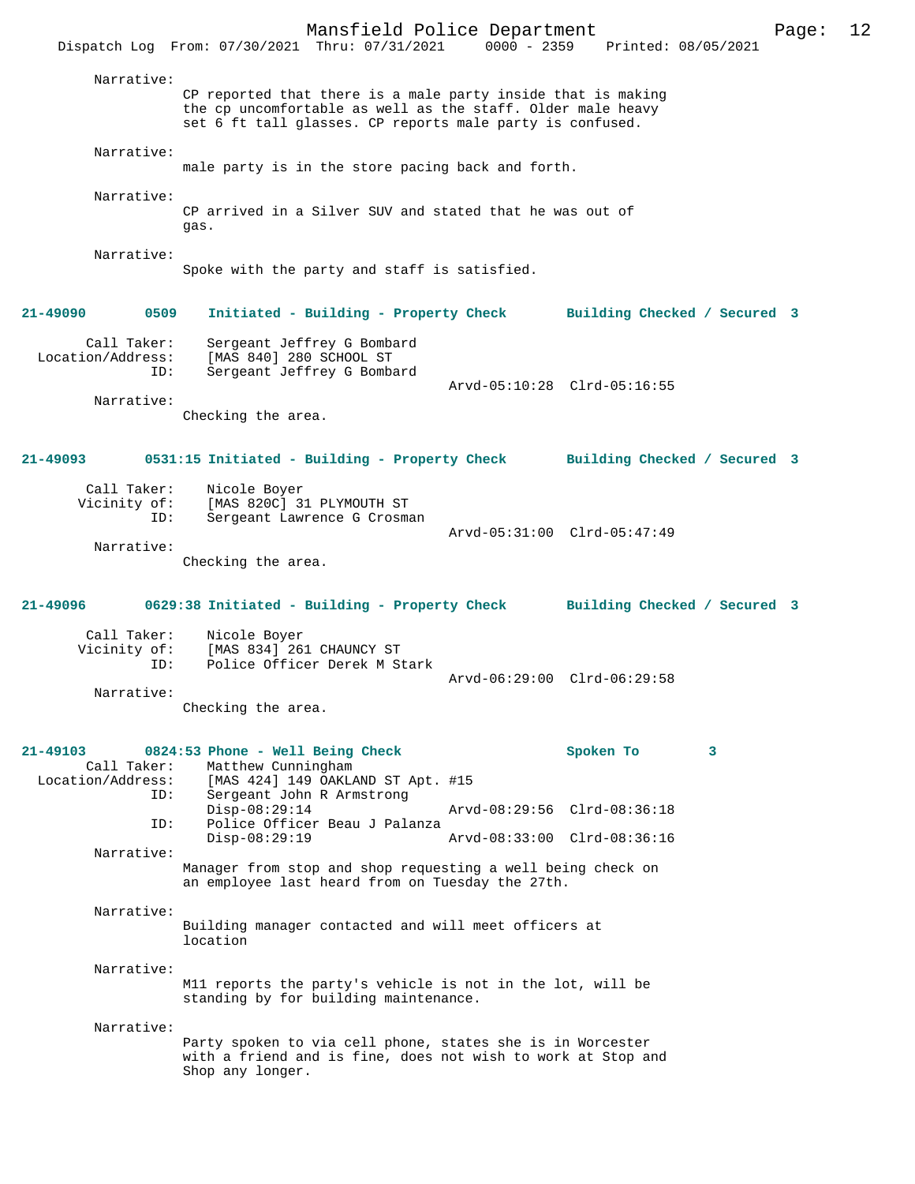Narrative:
CP reported that there is a male party inside that is making the cp uncomfortable as well as the staff. Older male heavy set 6 ft tall glasses. CP reports male party is confused.

Narrative:
male party is in the store pacing back and forth.

Narrative:
CP arrived in a Silver SUV and stated that he was out of gas.

Narrative:
Spoke with the party and staff is satisfied.

**21-49090 0509 Initiated - Building - Property Check Building Checked / Secured 3**

Call Taker: Sergeant Jeffrey G Bombard
Location/Address: [MAS 840] 280 SCHOOL ST
ID: Sergeant Jeffrey G Bombard
Arvd-05:10:28 Clrd-05:16:55

Narrative:
Checking the area.

**21-49093 0531:15 Initiated - Building - Property Check Building Checked / Secured 3**

Call Taker: Nicole Boyer
Vicinity of: [MAS 820C] 31 PLYMOUTH ST
ID: Sergeant Lawrence G Crosman
Arvd-05:31:00 Clrd-05:47:49

Narrative:
Checking the area.

**21-49096 0629:38 Initiated - Building - Property Check Building Checked / Secured 3**

Call Taker: Nicole Boyer
Vicinity of: [MAS 834] 261 CHAUNCY ST
ID: Police Officer Derek M Stark
Arvd-06:29:00 Clrd-06:29:58

Narrative:
Checking the area.

**21-49103 0824:53 Phone - Well Being Check Spoken To 3**

Call Taker: Matthew Cunningham
Location/Address: [MAS 424] 149 OAKLAND ST Apt. #15
ID: Sergeant John R Armstrong
Disp-08:29:14 Arvd-08:29:56 Clrd-08:36:18
ID: Police Officer Beau J Palanza
Disp-08:29:19 Arvd-08:33:00 Clrd-08:36:16

Narrative:
Manager from stop and shop requesting a well being check on an employee last heard from on Tuesday the 27th.

Narrative:
Building manager contacted and will meet officers at location

Narrative:
M11 reports the party's vehicle is not in the lot, will be standing by for building maintenance.

Narrative:
Party spoken to via cell phone, states she is in Worcester with a friend and is fine, does not wish to work at Stop and Shop any longer.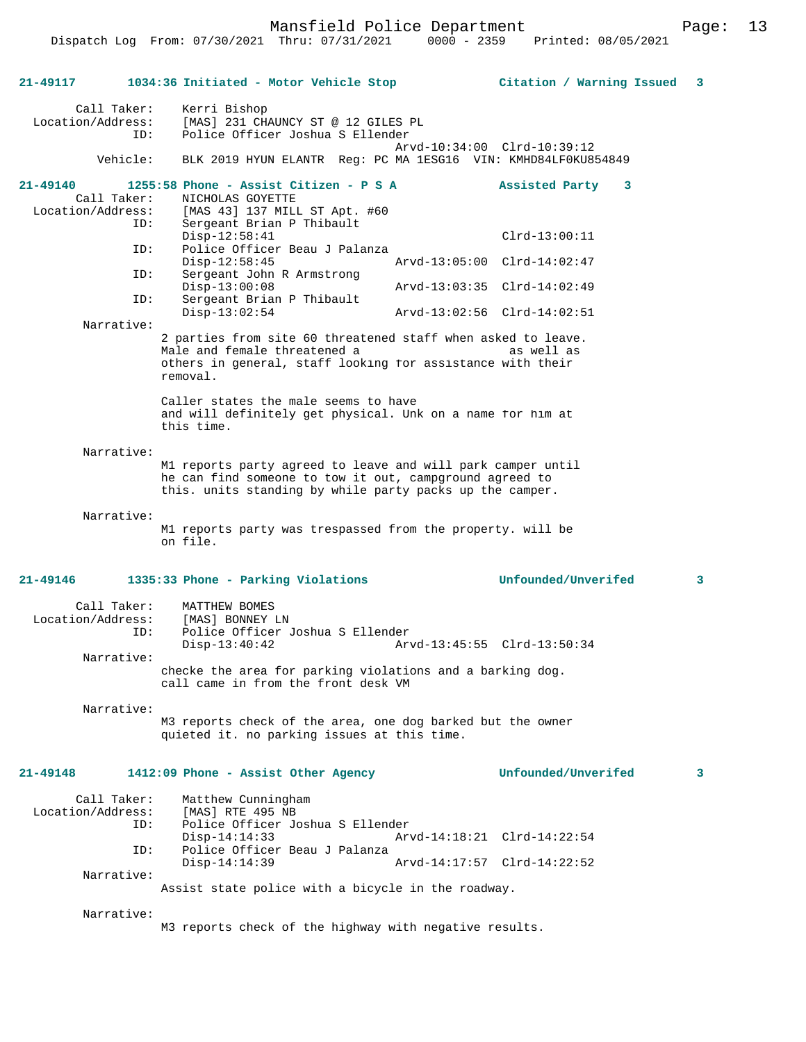**21-49117 1034:36 Initiated - Motor Vehicle Stop — Citation / Warning Issued 3**

```
        Call Taker:    Kerri Bishop
  Location/Address:    [MAS] 231 CHAUNCY ST @ 12 GILES PL
                ID:    Police Officer Joshua S Ellender
                                                 Arvd-10:34:00  Clrd-10:39:12
           Vehicle:    BLK 2019 HYUN ELANTR  Reg: PC MA 1ESG16  VIN: KMHD84LF0KU854849
```

**21-49140 1255:58 Phone - Assist Citizen - P S A — Assisted Party 3**

```
        Call Taker:    NICHOLAS GOYETTE
  Location/Address:    [MAS 43] 137 MILL ST Apt. #60
                ID:    Sergeant Brian P Thibault
                       Disp-12:58:41                            Clrd-13:00:11
                ID:    Police Officer Beau J Palanza
                       Disp-12:58:45             Arvd-13:05:00  Clrd-14:02:47
                ID:    Sergeant John R Armstrong
                       Disp-13:00:08             Arvd-13:03:35  Clrd-14:02:49
                ID:    Sergeant Brian P Thibault
                       Disp-13:02:54             Arvd-13:02:56  Clrd-14:02:51
         Narrative:
                      2 parties from site 60 threatened staff when asked to leave.
                      Male and female threatened a                    as well as
                      others in general, staff looking for assistance with their
                      removal.

                      Caller states the male seems to have
                      and will definitely get physical. Unk on a name for him at
                      this time.

         Narrative:
                      M1 reports party agreed to leave and will park camper until
                      he can find someone to tow it out, campground agreed to
                      this. units standing by while party packs up the camper.

         Narrative:
                      M1 reports party was trespassed from the property. will be
                      on file.
```

**21-49146 1335:33 Phone - Parking Violations — Unfounded/Unverifed 3**

```
        Call Taker:    MATTHEW BOMES
  Location/Address:    [MAS] BONNEY LN
                ID:    Police Officer Joshua S Ellender
                       Disp-13:40:42             Arvd-13:45:55  Clrd-13:50:34
         Narrative:
                      checke the area for parking violations and a barking dog.
                      call came in from the front desk VM

         Narrative:
                      M3 reports check of the area, one dog barked but the owner
                      quieted it. no parking issues at this time.
```

**21-49148 1412:09 Phone - Assist Other Agency — Unfounded/Unverifed 3**

```
        Call Taker:    Matthew Cunningham
  Location/Address:    [MAS] RTE 495 NB
                ID:    Police Officer Joshua S Ellender
                       Disp-14:14:33             Arvd-14:18:21  Clrd-14:22:54
                ID:    Police Officer Beau J Palanza
                       Disp-14:14:39             Arvd-14:17:57  Clrd-14:22:52
         Narrative:
                      Assist state police with a bicycle in the roadway.

         Narrative:
                      M3 reports check of the highway with negative results.
```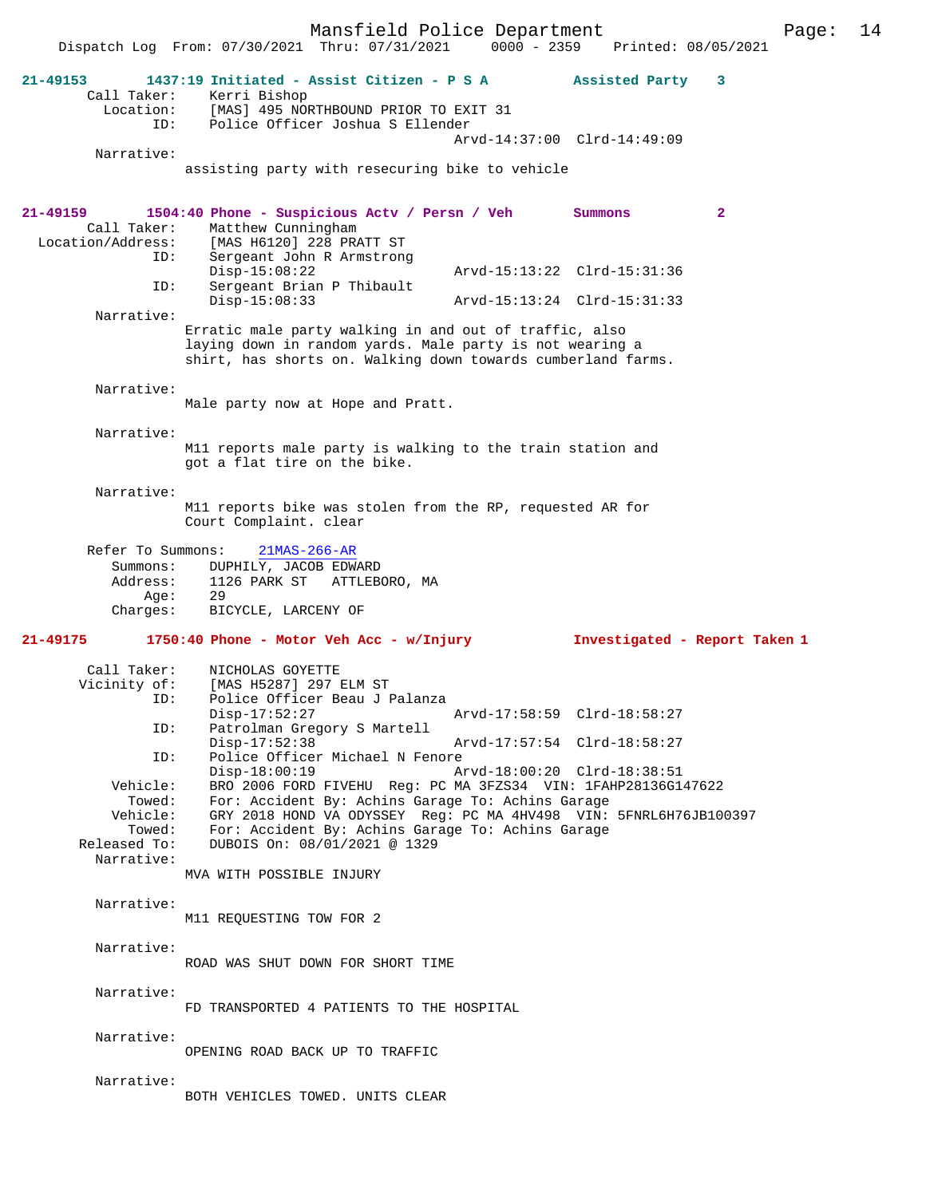**21-49153 1437:19 Initiated - Assist Citizen - P S A — Assisted Party 3**

```
        Call Taker:    Kerri Bishop
          Location:    [MAS] 495 NORTHBOUND PRIOR TO EXIT 31
               ID:     Police Officer Joshua S Ellender
                                                Arvd-14:37:00  Clrd-14:49:09
         Narrative:
               assisting party with resecuring bike to vehicle
```

**21-49159 1504:40 Phone - Suspicious Actv / Persn / Veh — Summons 2**

```
        Call Taker:    Matthew Cunningham
  Location/Address:    [MAS H6120] 228 PRATT ST
               ID:     Sergeant John R Armstrong
                       Disp-15:08:22            Arvd-15:13:22  Clrd-15:31:36
               ID:     Sergeant Brian P Thibault
                       Disp-15:08:33            Arvd-15:13:24  Clrd-15:31:33
         Narrative:
               Erratic male party walking in and out of traffic, also
               laying down in random yards. Male party is not wearing a
               shirt, has shorts on. Walking down towards cumberland farms.

         Narrative:
               Male party now at Hope and Pratt.

         Narrative:
               M11 reports male party is walking to the train station and
               got a flat tire on the bike.

         Narrative:
               M11 reports bike was stolen from the RP, requested AR for
               Court Complaint. clear

        Refer To Summons:   21MAS-266-AR
           Summons:    DUPHILY, JACOB EDWARD
           Address:    1126 PARK ST   ATTLEBORO, MA
               Age:    29
           Charges:    BICYCLE, LARCENY OF
```

**21-49175 1750:40 Phone - Motor Veh Acc - w/Injury — Investigated - Report Taken 1**

```
        Call Taker:    NICHOLAS GOYETTE
       Vicinity of:    [MAS H5287] 297 ELM ST
               ID:     Police Officer Beau J Palanza
                       Disp-17:52:27            Arvd-17:58:59  Clrd-18:58:27
               ID:     Patrolman Gregory S Martell
                       Disp-17:52:38            Arvd-17:57:54  Clrd-18:58:27
               ID:     Police Officer Michael N Fenore
                       Disp-18:00:19            Arvd-18:00:20  Clrd-18:38:51
           Vehicle:    BRO 2006 FORD FIVEHU  Reg: PC MA 3FZS34  VIN: 1FAHP28136G147622
             Towed:    For: Accident By: Achins Garage To: Achins Garage
           Vehicle:    GRY 2018 HOND VA ODYSSEY  Reg: PC MA 4HV498  VIN: 5FNRL6H76JB100397
             Towed:    For: Accident By: Achins Garage To: Achins Garage
       Released To:    DUBOIS On: 08/01/2021 @ 1329
         Narrative:
               MVA WITH POSSIBLE INJURY

         Narrative:
               M11 REQUESTING TOW FOR 2

         Narrative:
               ROAD WAS SHUT DOWN FOR SHORT TIME

         Narrative:
               FD TRANSPORTED 4 PATIENTS TO THE HOSPITAL

         Narrative:
               OPENING ROAD BACK UP TO TRAFFIC

         Narrative:
               BOTH VEHICLES TOWED. UNITS CLEAR
```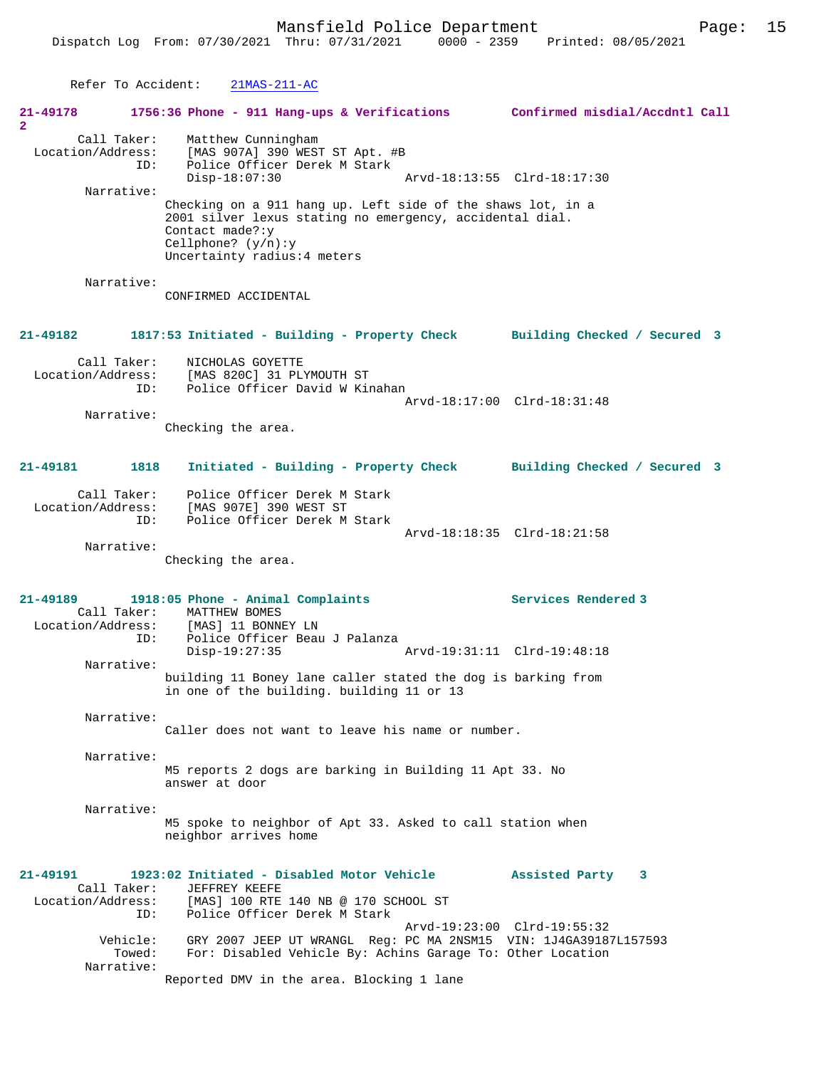Refer To Accident: 21MAS-211-AC

**21-49178 1756:36 Phone - 911 Hang-ups & Verifications Confirmed misdial/Accdntl Call 2**

```
        Call Taker:    Matthew Cunningham
  Location/Address:    [MAS 907A] 390 WEST ST Apt. #B
                ID:    Police Officer Derek M Stark
                       Disp-18:07:30                 Arvd-18:13:55  Clrd-18:17:30
         Narrative:
                     Checking on a 911 hang up. Left side of the shaws lot, in a
                     2001 silver lexus stating no emergency, accidental dial.
                     Contact made?:y
                     Cellphone? (y/n):y
                     Uncertainty radius:4 meters

         Narrative:
                     CONFIRMED ACCIDENTAL
```

**21-49182 1817:53 Initiated - Building - Property Check Building Checked / Secured 3**

```
        Call Taker:    NICHOLAS GOYETTE
  Location/Address:    [MAS 820C] 31 PLYMOUTH ST
                ID:    Police Officer David W Kinahan
                                                     Arvd-18:17:00  Clrd-18:31:48
         Narrative:
                     Checking the area.
```

**21-49181 1818 Initiated - Building - Property Check Building Checked / Secured 3**

```
        Call Taker:    Police Officer Derek M Stark
  Location/Address:    [MAS 907E] 390 WEST ST
                ID:    Police Officer Derek M Stark
                                                     Arvd-18:18:35  Clrd-18:21:58
         Narrative:
                     Checking the area.
```

**21-49189 1918:05 Phone - Animal Complaints Services Rendered 3**

```
        Call Taker:    MATTHEW BOMES
  Location/Address:    [MAS] 11 BONNEY LN
                ID:    Police Officer Beau J Palanza
                       Disp-19:27:35                 Arvd-19:31:11  Clrd-19:48:18
         Narrative:
                     building 11 Boney lane caller stated the dog is barking from
                     in one of the building. building 11 or 13

         Narrative:
                     Caller does not want to leave his name or number.

         Narrative:
                     M5 reports 2 dogs are barking in Building 11 Apt 33. No
                     answer at door

         Narrative:
                     M5 spoke to neighbor of Apt 33. Asked to call station when
                     neighbor arrives home
```

**21-49191 1923:02 Initiated - Disabled Motor Vehicle Assisted Party 3**

```
        Call Taker:    JEFFREY KEEFE
  Location/Address:    [MAS] 100 RTE 140 NB @ 170 SCHOOL ST
                ID:    Police Officer Derek M Stark
                                                     Arvd-19:23:00  Clrd-19:55:32
           Vehicle:    GRY 2007 JEEP UT WRANGL  Reg: PC MA 2NSM15  VIN: 1J4GA39187L157593
             Towed:    For: Disabled Vehicle By: Achins Garage To: Other Location
         Narrative:
                     Reported DMV in the area. Blocking 1 lane
```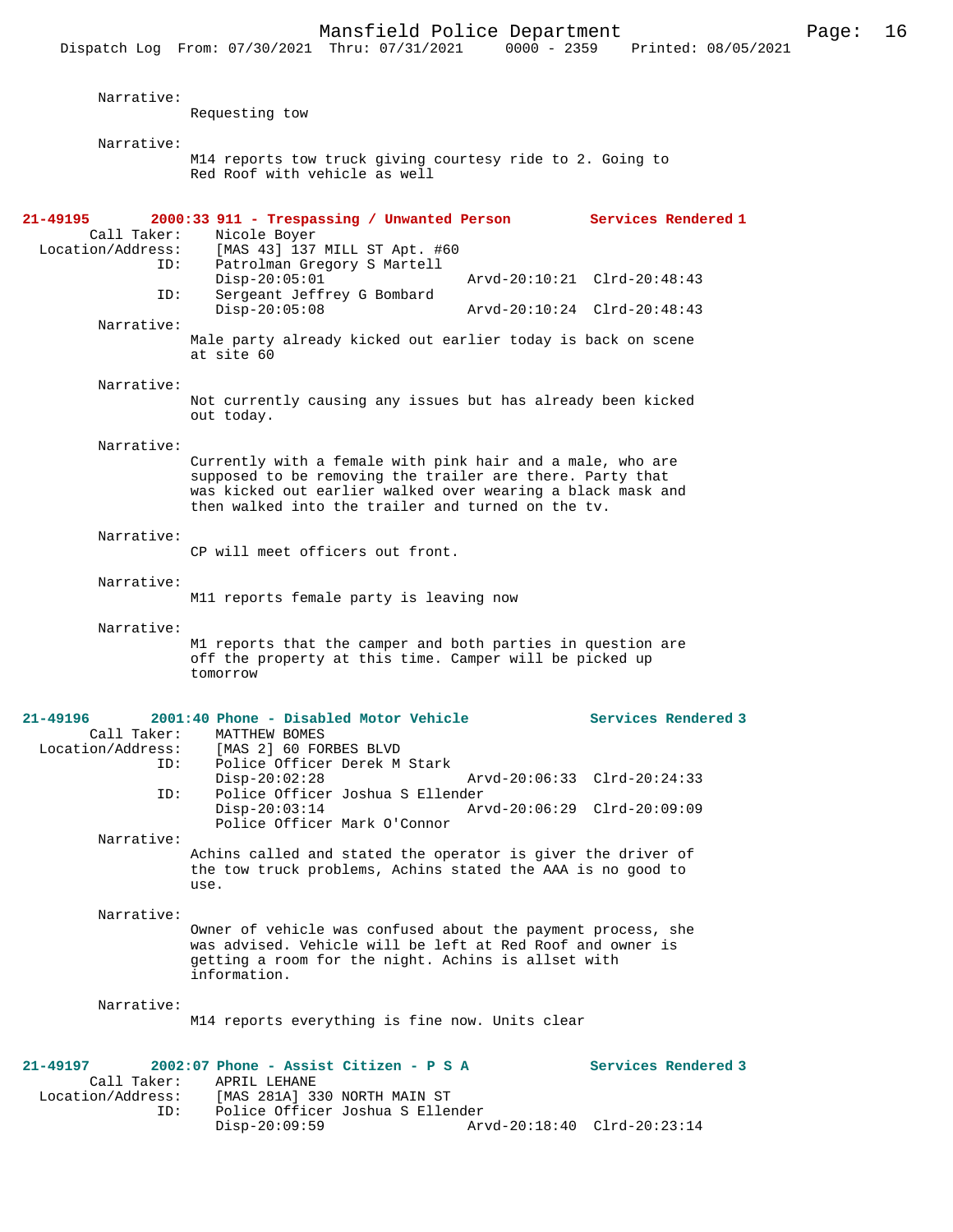Narrative:
Requesting tow

Narrative:
M14 reports tow truck giving courtesy ride to 2. Going to Red Roof with vehicle as well

**21-49195 2000:33 911 - Trespassing / Unwanted Person Services Rendered 1**

Call Taker: Nicole Boyer
Location/Address: [MAS 43] 137 MILL ST Apt. #60
ID: Patrolman Gregory S Martell
Disp-20:05:01 Arvd-20:10:21 Clrd-20:48:43
ID: Sergeant Jeffrey G Bombard
Disp-20:05:08 Arvd-20:10:24 Clrd-20:48:43

Narrative:
Male party already kicked out earlier today is back on scene at site 60

Narrative:
Not currently causing any issues but has already been kicked out today.

Narrative:
Currently with a female with pink hair and a male, who are supposed to be removing the trailer are there. Party that was kicked out earlier walked over wearing a black mask and then walked into the trailer and turned on the tv.

Narrative:
CP will meet officers out front.

Narrative:
M11 reports female party is leaving now

Narrative:
M1 reports that the camper and both parties in question are off the property at this time. Camper will be picked up tomorrow

**21-49196 2001:40 Phone - Disabled Motor Vehicle Services Rendered 3**

Call Taker: MATTHEW BOMES
Location/Address: [MAS 2] 60 FORBES BLVD
ID: Police Officer Derek M Stark
Disp-20:02:28 Arvd-20:06:33 Clrd-20:24:33
ID: Police Officer Joshua S Ellender
Disp-20:03:14 Arvd-20:06:29 Clrd-20:09:09
Police Officer Mark O'Connor

Narrative:
Achins called and stated the operator is giver the driver of the tow truck problems, Achins stated the AAA is no good to use.

Narrative:
Owner of vehicle was confused about the payment process, she was advised. Vehicle will be left at Red Roof and owner is getting a room for the night. Achins is allset with information.

Narrative:
M14 reports everything is fine now. Units clear

**21-49197 2002:07 Phone - Assist Citizen - P S A Services Rendered 3**

Call Taker: APRIL LEHANE
Location/Address: [MAS 281A] 330 NORTH MAIN ST
ID: Police Officer Joshua S Ellender
Disp-20:09:59 Arvd-20:18:40 Clrd-20:23:14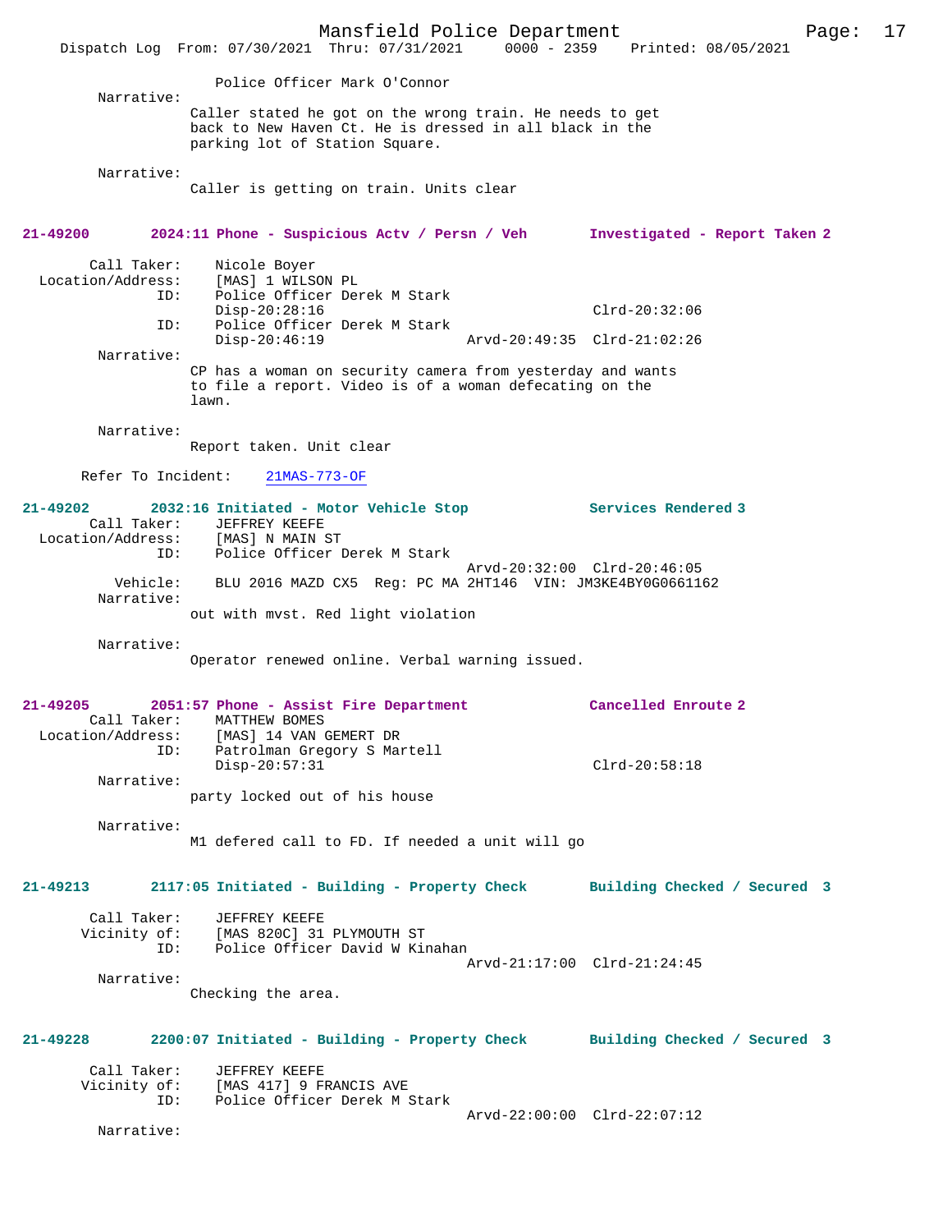Police Officer Mark O'Connor

Narrative:

Caller stated he got on the wrong train. He needs to get back to New Haven Ct. He is dressed in all black in the parking lot of Station Square.

Narrative:

Caller is getting on train. Units clear

**21-49200 2024:11 Phone - Suspicious Actv / Persn / Veh Investigated - Report Taken 2**

Call Taker: Nicole Boyer
Location/Address: [MAS] 1 WILSON PL
ID: Police Officer Derek M Stark
Disp-20:28:16 Clrd-20:32:06
ID: Police Officer Derek M Stark
Disp-20:46:19 Arvd-20:49:35 Clrd-21:02:26

Narrative:

CP has a woman on security camera from yesterday and wants to file a report. Video is of a woman defecating on the lawn.

Narrative:

Report taken. Unit clear

Refer To Incident: 21MAS-773-OF

**21-49202 2032:16 Initiated - Motor Vehicle Stop Services Rendered 3**

Call Taker: JEFFREY KEEFE
Location/Address: [MAS] N MAIN ST
ID: Police Officer Derek M Stark
Arvd-20:32:00 Clrd-20:46:05
Vehicle: BLU 2016 MAZD CX5 Reg: PC MA 2HT146 VIN: JM3KE4BY0G0661162

Narrative:

out with mvst. Red light violation

Narrative:

Operator renewed online. Verbal warning issued.

**21-49205 2051:57 Phone - Assist Fire Department Cancelled Enroute 2**

Call Taker: MATTHEW BOMES
Location/Address: [MAS] 14 VAN GEMERT DR
ID: Patrolman Gregory S Martell
Disp-20:57:31 Clrd-20:58:18

Narrative:

party locked out of his house

Narrative:

M1 defered call to FD. If needed a unit will go

**21-49213 2117:05 Initiated - Building - Property Check Building Checked / Secured 3**

Call Taker: JEFFREY KEEFE
Vicinity of: [MAS 820C] 31 PLYMOUTH ST
ID: Police Officer David W Kinahan
Arvd-21:17:00 Clrd-21:24:45

Narrative:

Checking the area.

**21-49228 2200:07 Initiated - Building - Property Check Building Checked / Secured 3**

Call Taker: JEFFREY KEEFE
Vicinity of: [MAS 417] 9 FRANCIS AVE
ID: Police Officer Derek M Stark
Arvd-22:00:00 Clrd-22:07:12

Narrative: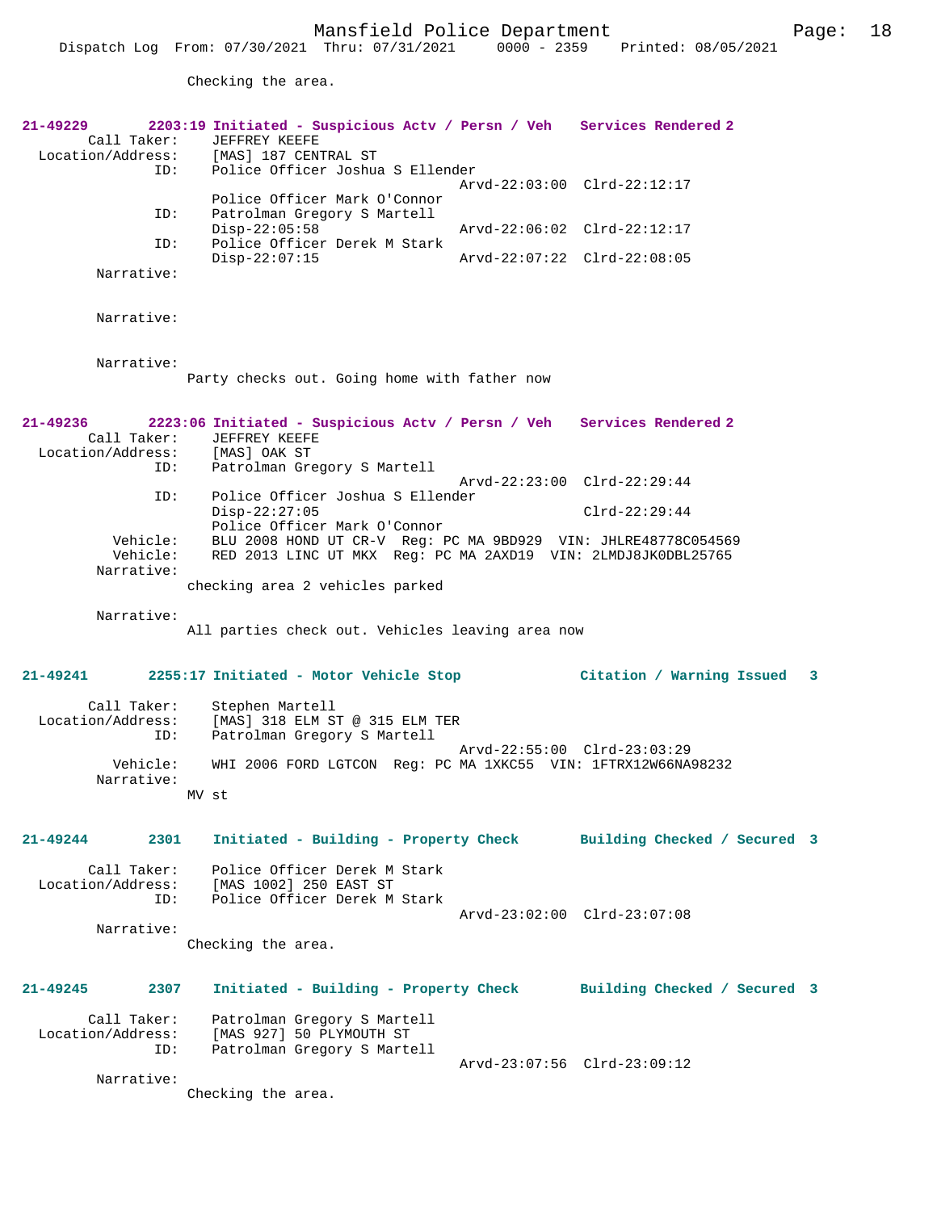Checking the area.

**21-49229** 2203:19 Initiated - Suspicious Actv / Persn / Veh Services Rendered 2

```
        Call Taker:     JEFFREY KEEFE
  Location/Address:     [MAS] 187 CENTRAL ST
                ID:     Police Officer Joshua S Ellender
                                                Arvd-22:03:00  Clrd-22:12:17
                        Police Officer Mark O'Connor
                ID:     Patrolman Gregory S Martell
                        Disp-22:05:58           Arvd-22:06:02  Clrd-22:12:17
                ID:     Police Officer Derek M Stark
                        Disp-22:07:15           Arvd-22:07:22  Clrd-22:08:05
         Narrative:

         Narrative:

         Narrative:
               Party checks out. Going home with father now
```

**21-49236** 2223:06 Initiated - Suspicious Actv / Persn / Veh Services Rendered 2

```
        Call Taker:     JEFFREY KEEFE
  Location/Address:     [MAS] OAK ST
                ID:     Patrolman Gregory S Martell
                                                Arvd-22:23:00  Clrd-22:29:44
                ID:     Police Officer Joshua S Ellender
                        Disp-22:27:05                          Clrd-22:29:44
                        Police Officer Mark O'Connor
           Vehicle:     BLU 2008 HOND UT CR-V  Reg: PC MA 9BD929  VIN: JHLRE48778C054569
           Vehicle:     RED 2013 LINC UT MKX  Reg: PC MA 2AXD19  VIN: 2LMDJ8JK0DBL25765
         Narrative:
               checking area 2 vehicles parked

         Narrative:
               All parties check out. Vehicles leaving area now
```

**21-49241** 2255:17 Initiated - Motor Vehicle Stop Citation / Warning Issued 3

```
        Call Taker:     Stephen Martell
  Location/Address:     [MAS] 318 ELM ST @ 315 ELM TER
                ID:     Patrolman Gregory S Martell
                                                Arvd-22:55:00  Clrd-23:03:29
           Vehicle:     WHI 2006 FORD LGTCON  Reg: PC MA 1XKC55  VIN: 1FTRX12W66NA98232
         Narrative:
               MV st
```

**21-49244** 2301 Initiated - Building - Property Check Building Checked / Secured 3

```
        Call Taker:     Police Officer Derek M Stark
  Location/Address:     [MAS 1002] 250 EAST ST
                ID:     Police Officer Derek M Stark
                                                Arvd-23:02:00  Clrd-23:07:08
         Narrative:
               Checking the area.
```

**21-49245** 2307 Initiated - Building - Property Check Building Checked / Secured 3

```
        Call Taker:     Patrolman Gregory S Martell
  Location/Address:     [MAS 927] 50 PLYMOUTH ST
                ID:     Patrolman Gregory S Martell
                                                Arvd-23:07:56  Clrd-23:09:12
         Narrative:
               Checking the area.
```